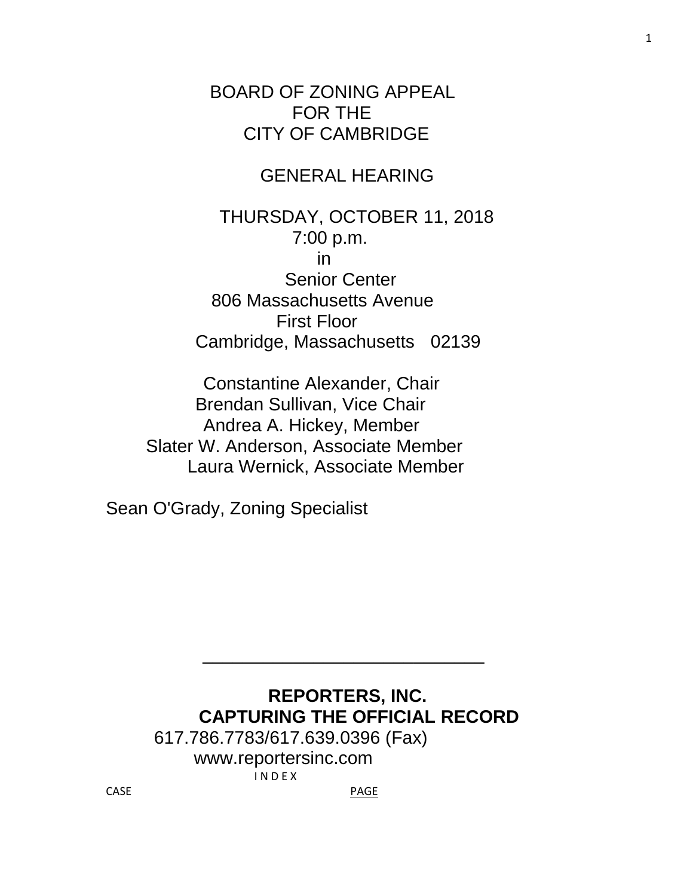# BOARD OF ZONING APPEAL
# FOR THE
# CITY OF CAMBRIDGE

## GENERAL HEARING

THURSDAY, OCTOBER 11, 2018
7:00 p.m.
in
Senior Center
806 Massachusetts Avenue
First Floor
Cambridge, Massachusetts 02139

Constantine Alexander, Chair
Brendan Sullivan, Vice Chair
Andrea A. Hickey, Member
Slater W. Anderson, Associate Member
Laura Wernick, Associate Member

Sean O'Grady, Zoning Specialist

---

**REPORTERS, INC.**
**CAPTURING THE OFFICIAL RECORD**
617.786.7783/617.639.0396 (Fax)
www.reportersinc.com

I N D E X

| CASE | PAGE |
| --- | --- |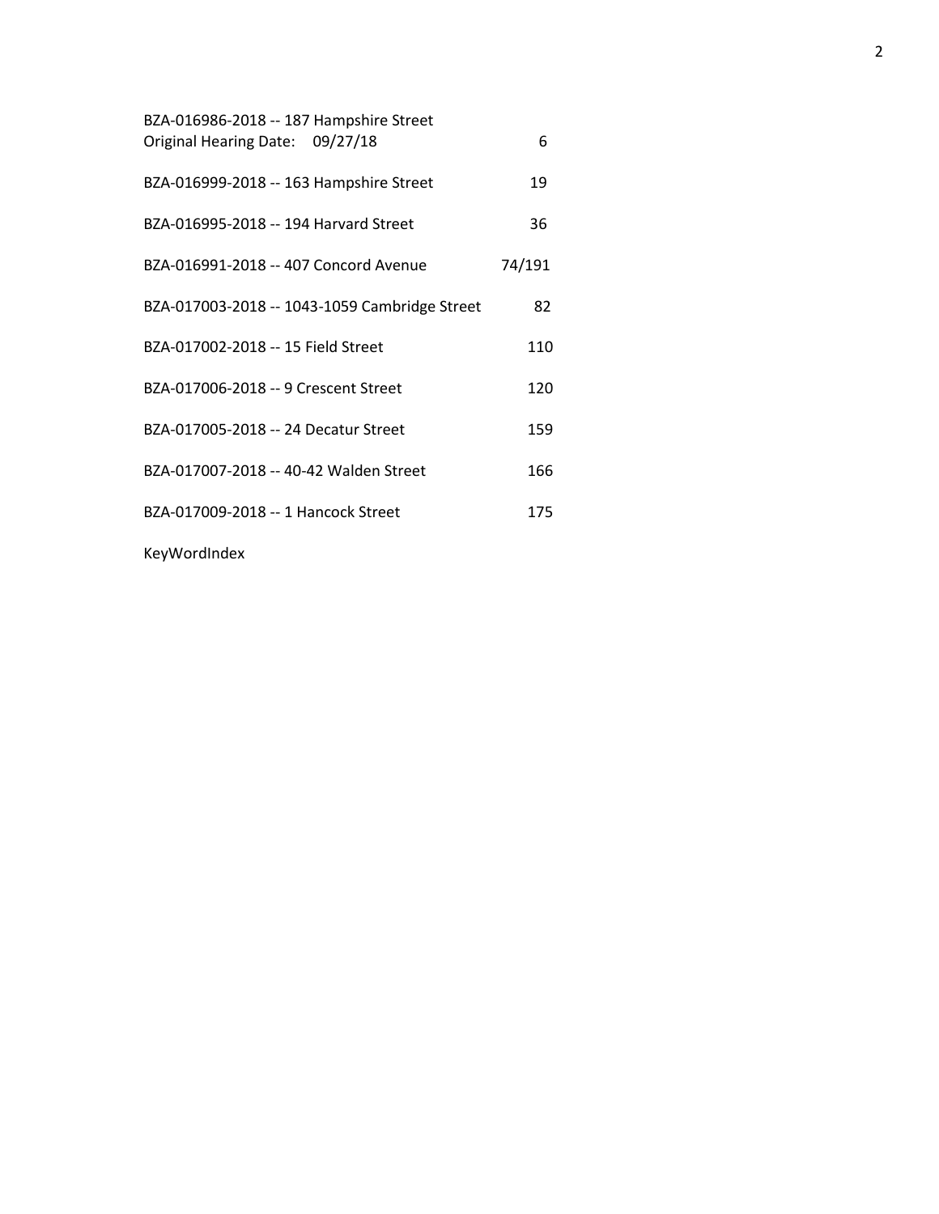| | |
|---|---|
| BZA-016986-2018 -- 187 Hampshire Street<br>Original Hearing Date: 09/27/18 | 6 |
| BZA-016999-2018 -- 163 Hampshire Street | 19 |
| BZA-016995-2018 -- 194 Harvard Street | 36 |
| BZA-016991-2018 -- 407 Concord Avenue | 74/191 |
| BZA-017003-2018 -- 1043-1059 Cambridge Street | 82 |
| BZA-017002-2018 -- 15 Field Street | 110 |
| BZA-017006-2018 -- 9 Crescent Street | 120 |
| BZA-017005-2018 -- 24 Decatur Street | 159 |
| BZA-017007-2018 -- 40-42 Walden Street | 166 |
| BZA-017009-2018 -- 1 Hancock Street | 175 |

KeyWordIndex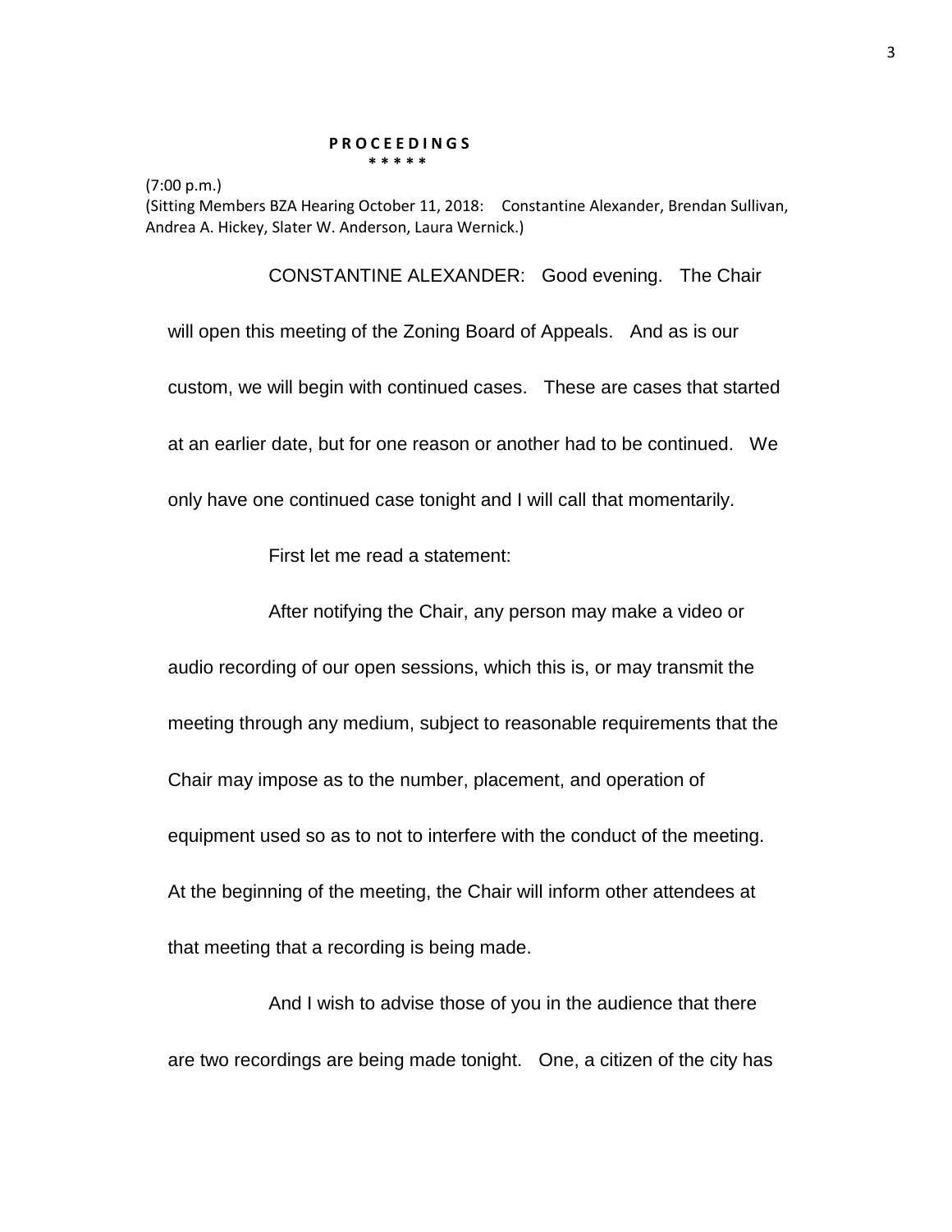**P R O C E E D I N G S**

**\* \* \* \* \***

(7:00 p.m.)

(Sitting Members BZA Hearing October 11, 2018: Constantine Alexander, Brendan Sullivan, Andrea A. Hickey, Slater W. Anderson, Laura Wernick.)

CONSTANTINE ALEXANDER: Good evening. The Chair will open this meeting of the Zoning Board of Appeals. And as is our custom, we will begin with continued cases. These are cases that started at an earlier date, but for one reason or another had to be continued. We only have one continued case tonight and I will call that momentarily.

First let me read a statement:

After notifying the Chair, any person may make a video or audio recording of our open sessions, which this is, or may transmit the meeting through any medium, subject to reasonable requirements that the Chair may impose as to the number, placement, and operation of equipment used so as to not to interfere with the conduct of the meeting. At the beginning of the meeting, the Chair will inform other attendees at that meeting that a recording is being made.

And I wish to advise those of you in the audience that there are two recordings are being made tonight. One, a citizen of the city has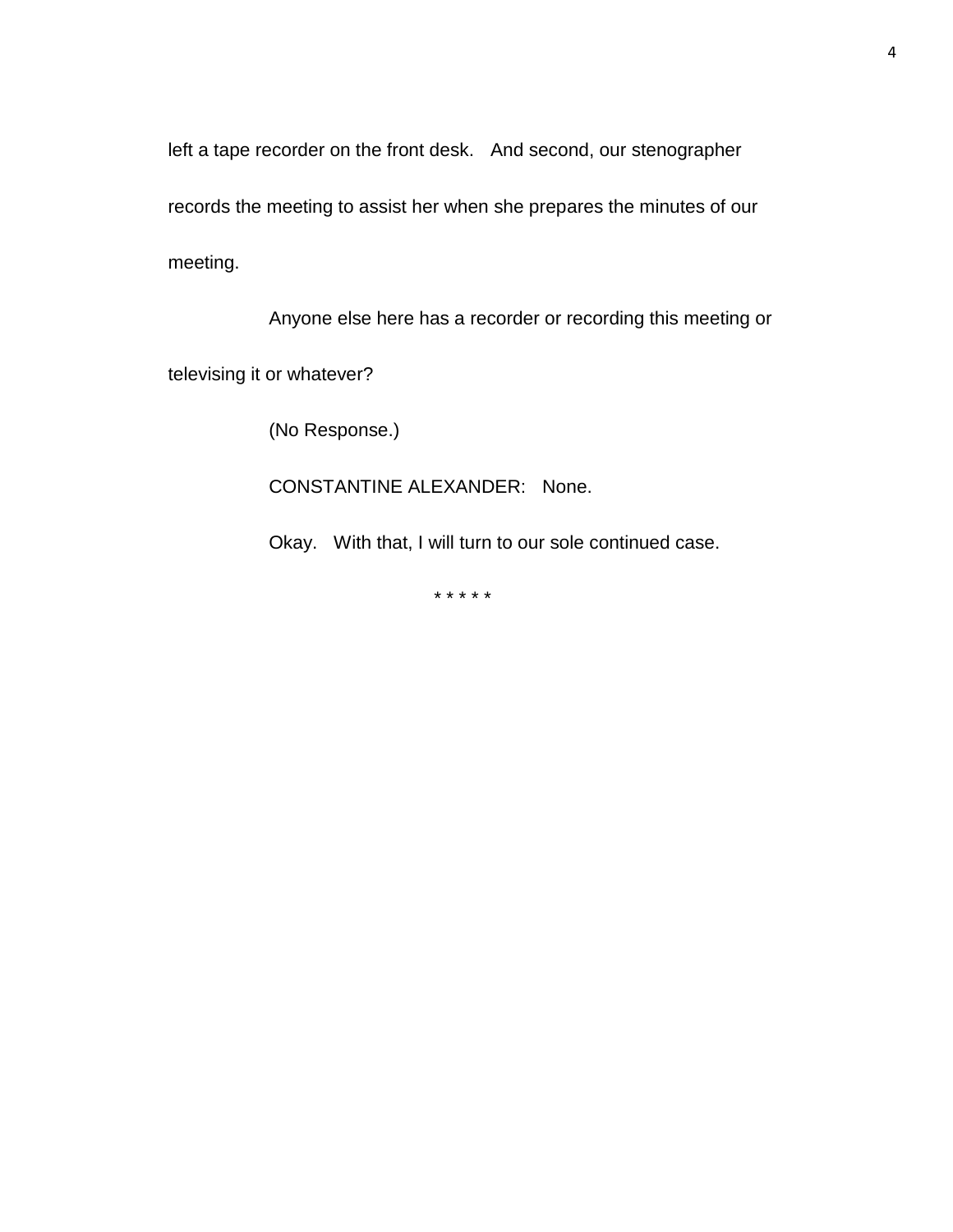left a tape recorder on the front desk. And second, our stenographer records the meeting to assist her when she prepares the minutes of our meeting.

Anyone else here has a recorder or recording this meeting or televising it or whatever?

(No Response.)

CONSTANTINE ALEXANDER: None.

Okay. With that, I will turn to our sole continued case.

* * * * *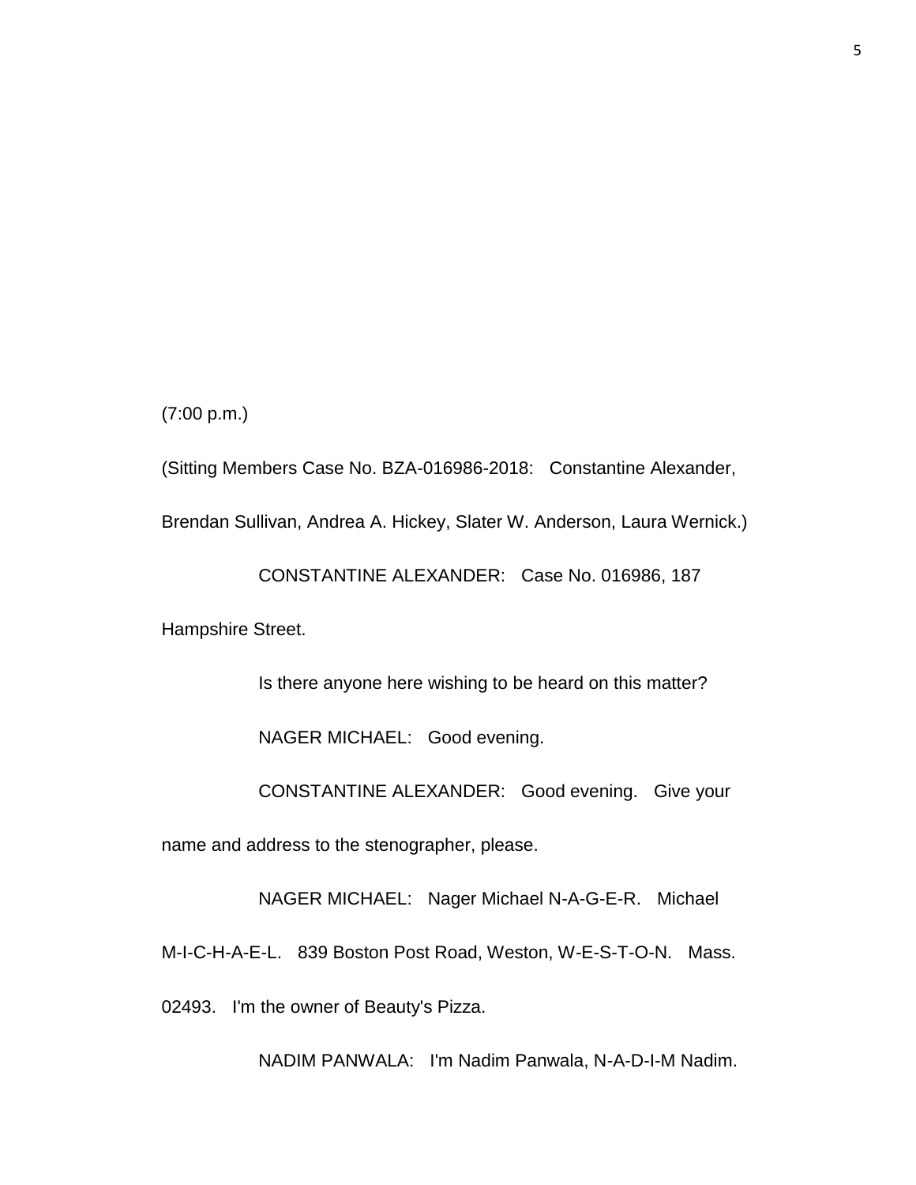(7:00 p.m.)

(Sitting Members Case No. BZA-016986-2018: Constantine Alexander, Brendan Sullivan, Andrea A. Hickey, Slater W. Anderson, Laura Wernick.)

CONSTANTINE ALEXANDER: Case No. 016986, 187 Hampshire Street.

Is there anyone here wishing to be heard on this matter?

NAGER MICHAEL: Good evening.

CONSTANTINE ALEXANDER: Good evening. Give your name and address to the stenographer, please.

NAGER MICHAEL: Nager Michael N-A-G-E-R. Michael M-I-C-H-A-E-L. 839 Boston Post Road, Weston, W-E-S-T-O-N. Mass. 02493. I'm the owner of Beauty's Pizza.

NADIM PANWALA: I'm Nadim Panwala, N-A-D-I-M Nadim.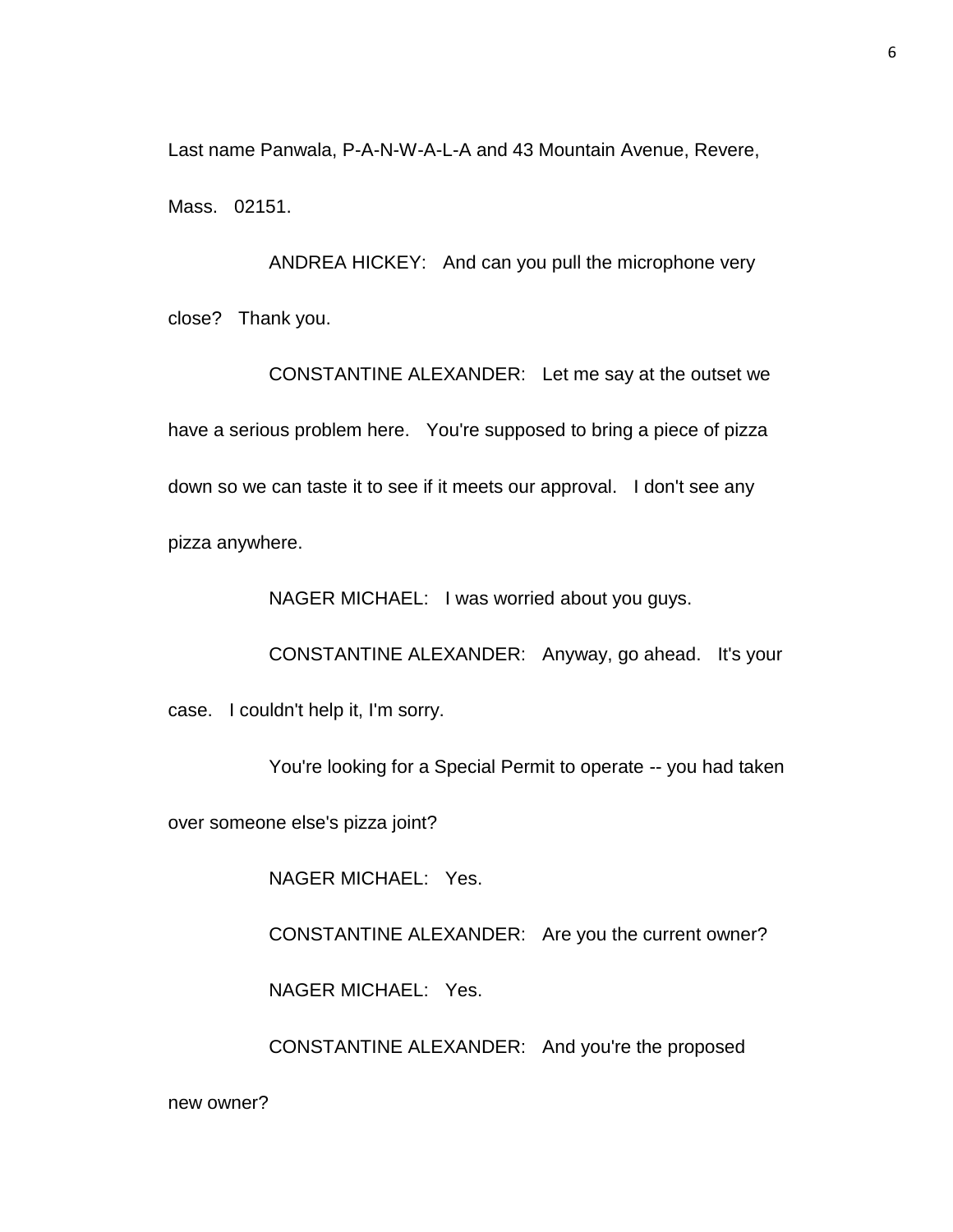Last name Panwala, P-A-N-W-A-L-A and 43 Mountain Avenue, Revere, Mass. 02151.

ANDREA HICKEY: And can you pull the microphone very close? Thank you.

CONSTANTINE ALEXANDER: Let me say at the outset we have a serious problem here. You're supposed to bring a piece of pizza down so we can taste it to see if it meets our approval. I don't see any pizza anywhere.

NAGER MICHAEL: I was worried about you guys.

CONSTANTINE ALEXANDER: Anyway, go ahead. It's your case. I couldn't help it, I'm sorry.

You're looking for a Special Permit to operate -- you had taken over someone else's pizza joint?

NAGER MICHAEL: Yes.

CONSTANTINE ALEXANDER: Are you the current owner?

NAGER MICHAEL: Yes.

CONSTANTINE ALEXANDER: And you're the proposed new owner?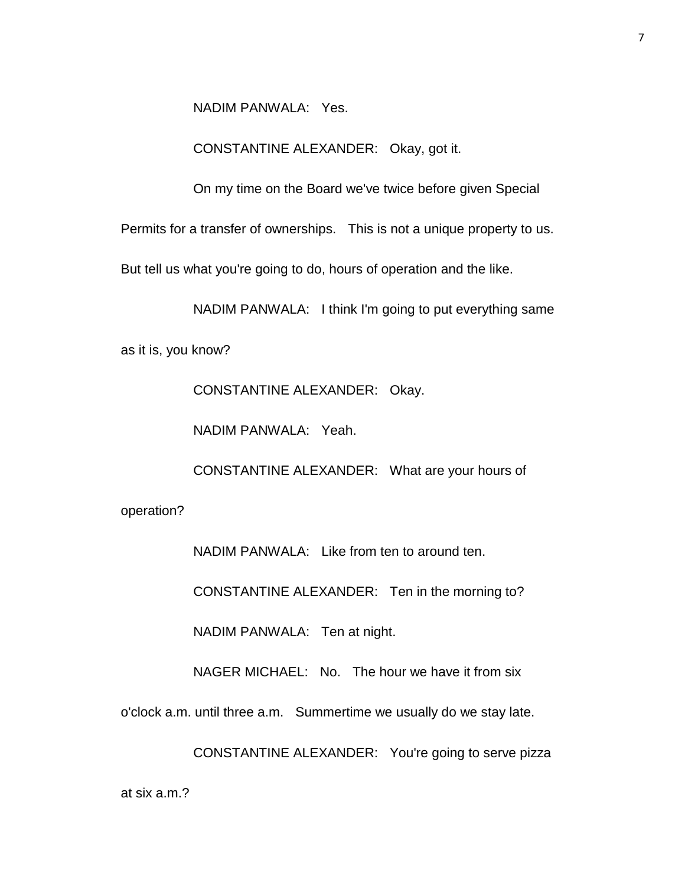NADIM PANWALA: Yes.

CONSTANTINE ALEXANDER: Okay, got it.

On my time on the Board we've twice before given Special Permits for a transfer of ownerships. This is not a unique property to us. But tell us what you're going to do, hours of operation and the like.

NADIM PANWALA: I think I'm going to put everything same as it is, you know?

CONSTANTINE ALEXANDER: Okay.

NADIM PANWALA: Yeah.

CONSTANTINE ALEXANDER: What are your hours of operation?

NADIM PANWALA: Like from ten to around ten.

CONSTANTINE ALEXANDER: Ten in the morning to?

NADIM PANWALA: Ten at night.

NAGER MICHAEL: No. The hour we have it from six o'clock a.m. until three a.m. Summertime we usually do we stay late.

CONSTANTINE ALEXANDER: You're going to serve pizza at six a.m.?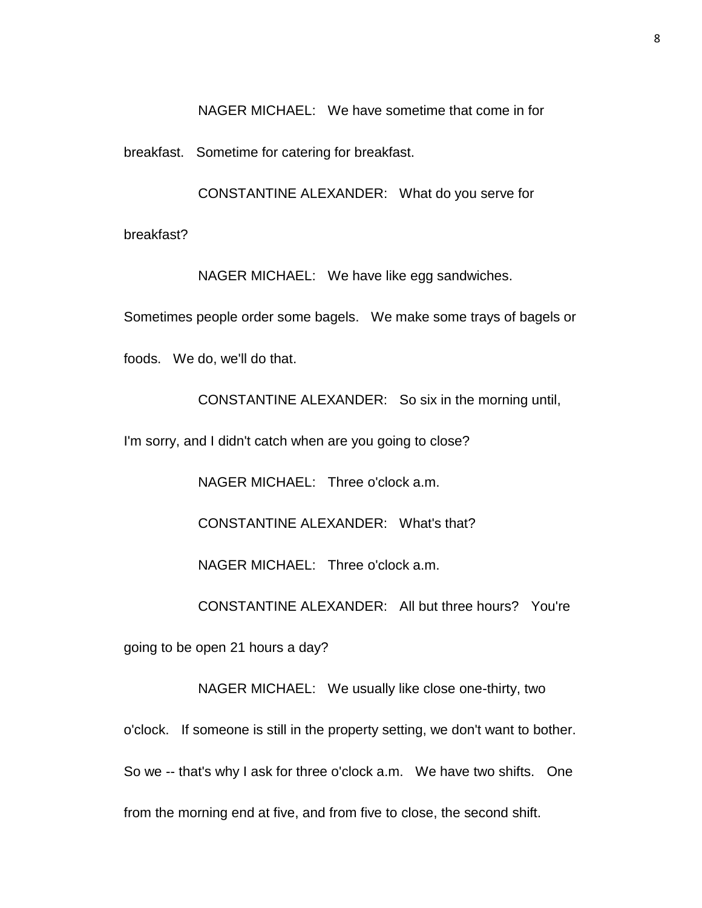NAGER MICHAEL: We have sometime that come in for breakfast. Sometime for catering for breakfast.

CONSTANTINE ALEXANDER: What do you serve for breakfast?

NAGER MICHAEL: We have like egg sandwiches. Sometimes people order some bagels. We make some trays of bagels or foods. We do, we'll do that.

CONSTANTINE ALEXANDER: So six in the morning until, I'm sorry, and I didn't catch when are you going to close?

NAGER MICHAEL: Three o'clock a.m.

CONSTANTINE ALEXANDER: What's that?

NAGER MICHAEL: Three o'clock a.m.

CONSTANTINE ALEXANDER: All but three hours? You're going to be open 21 hours a day?

NAGER MICHAEL: We usually like close one-thirty, two o'clock. If someone is still in the property setting, we don't want to bother. So we -- that's why I ask for three o'clock a.m. We have two shifts. One from the morning end at five, and from five to close, the second shift.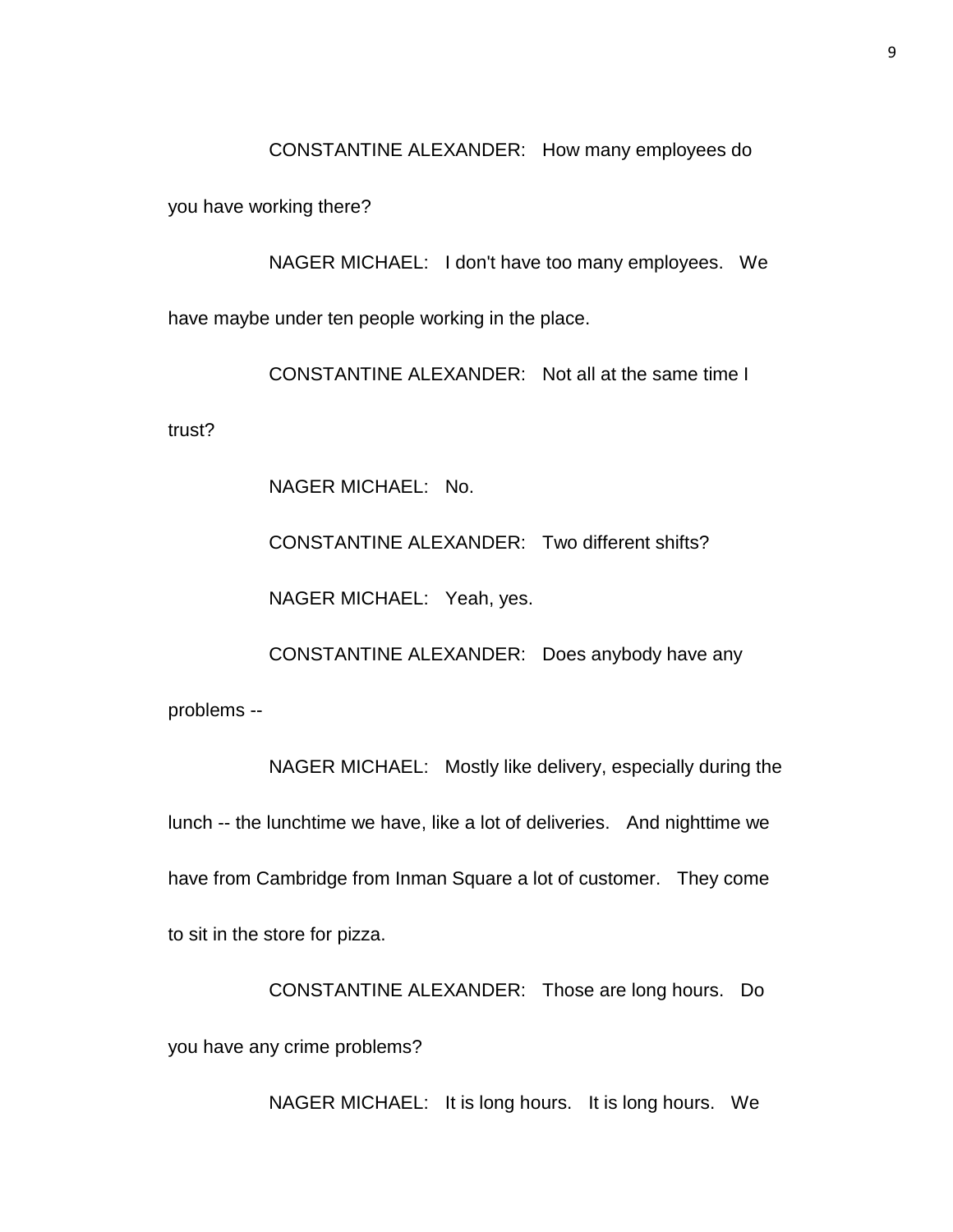CONSTANTINE ALEXANDER: How many employees do you have working there?

NAGER MICHAEL: I don't have too many employees. We have maybe under ten people working in the place.

CONSTANTINE ALEXANDER: Not all at the same time I trust?

NAGER MICHAEL: No.

CONSTANTINE ALEXANDER: Two different shifts?

NAGER MICHAEL: Yeah, yes.

CONSTANTINE ALEXANDER: Does anybody have any problems --

NAGER MICHAEL: Mostly like delivery, especially during the lunch -- the lunchtime we have, like a lot of deliveries. And nighttime we have from Cambridge from Inman Square a lot of customer. They come to sit in the store for pizza.

CONSTANTINE ALEXANDER: Those are long hours. Do you have any crime problems?

NAGER MICHAEL: It is long hours. It is long hours. We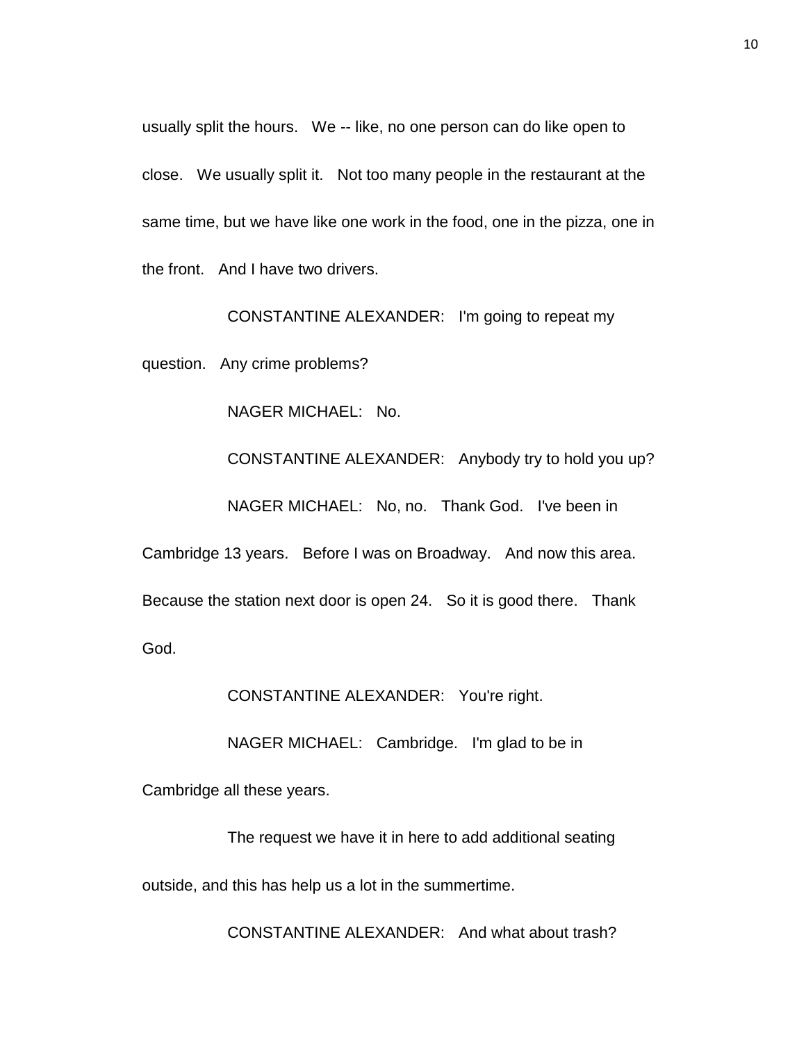usually split the hours. We -- like, no one person can do like open to close. We usually split it. Not too many people in the restaurant at the same time, but we have like one work in the food, one in the pizza, one in the front. And I have two drivers.

CONSTANTINE ALEXANDER: I'm going to repeat my question. Any crime problems?

NAGER MICHAEL: No.

CONSTANTINE ALEXANDER: Anybody try to hold you up?

NAGER MICHAEL: No, no. Thank God. I've been in Cambridge 13 years. Before I was on Broadway. And now this area. Because the station next door is open 24. So it is good there. Thank God.

CONSTANTINE ALEXANDER: You're right.

NAGER MICHAEL: Cambridge. I'm glad to be in Cambridge all these years.

The request we have it in here to add additional seating outside, and this has help us a lot in the summertime.

CONSTANTINE ALEXANDER: And what about trash?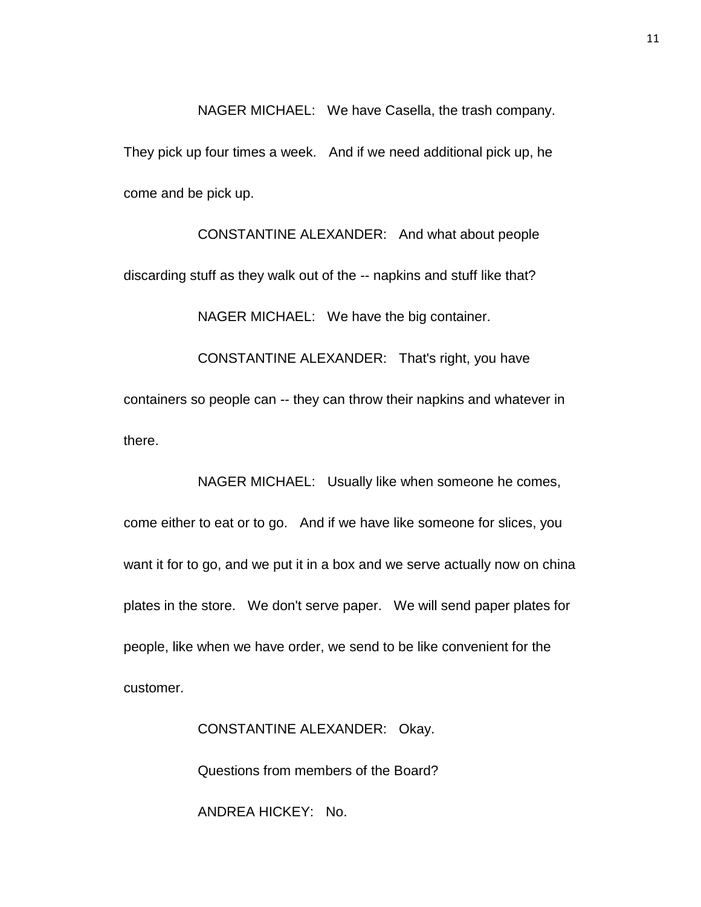NAGER MICHAEL: We have Casella, the trash company. They pick up four times a week. And if we need additional pick up, he come and be pick up.

CONSTANTINE ALEXANDER: And what about people discarding stuff as they walk out of the -- napkins and stuff like that?

NAGER MICHAEL: We have the big container.

CONSTANTINE ALEXANDER: That's right, you have containers so people can -- they can throw their napkins and whatever in there.

NAGER MICHAEL: Usually like when someone he comes, come either to eat or to go. And if we have like someone for slices, you want it for to go, and we put it in a box and we serve actually now on china plates in the store. We don't serve paper. We will send paper plates for people, like when we have order, we send to be like convenient for the customer.

CONSTANTINE ALEXANDER: Okay.

Questions from members of the Board?

ANDREA HICKEY: No.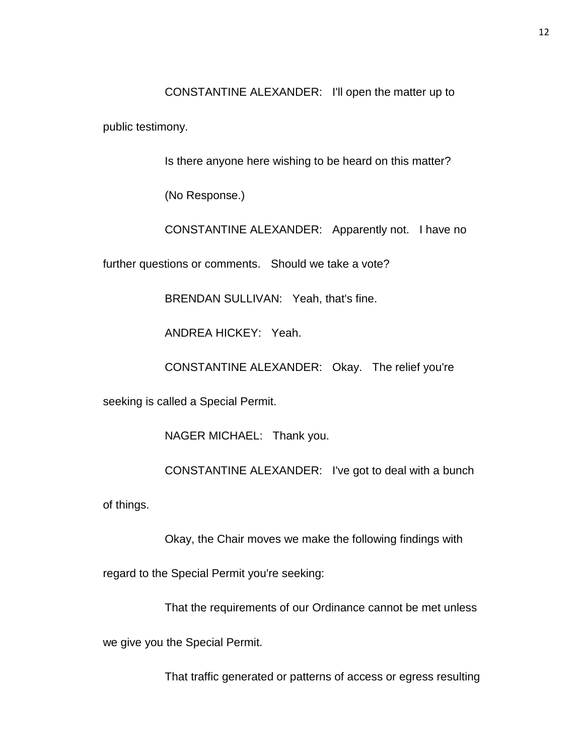CONSTANTINE ALEXANDER: I'll open the matter up to public testimony.

Is there anyone here wishing to be heard on this matter?

(No Response.)

CONSTANTINE ALEXANDER: Apparently not. I have no further questions or comments. Should we take a vote?

BRENDAN SULLIVAN: Yeah, that's fine.

ANDREA HICKEY: Yeah.

CONSTANTINE ALEXANDER: Okay. The relief you're seeking is called a Special Permit.

NAGER MICHAEL: Thank you.

CONSTANTINE ALEXANDER: I've got to deal with a bunch of things.

Okay, the Chair moves we make the following findings with regard to the Special Permit you're seeking:

That the requirements of our Ordinance cannot be met unless we give you the Special Permit.

That traffic generated or patterns of access or egress resulting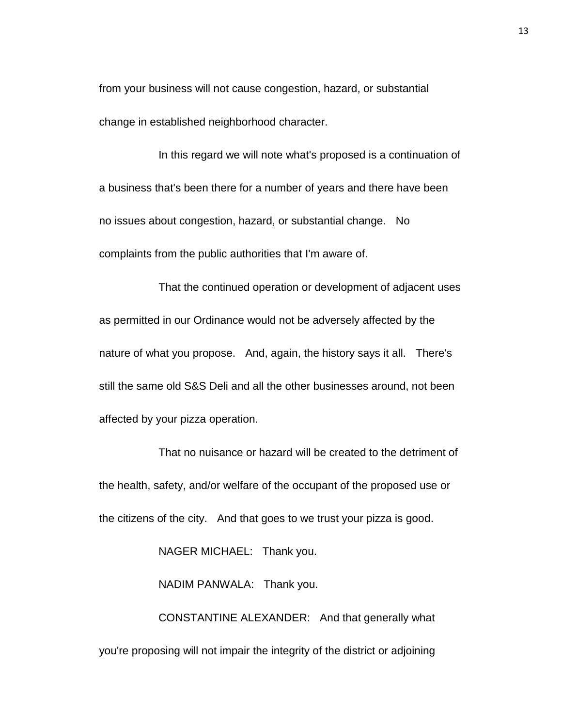from your business will not cause congestion, hazard, or substantial change in established neighborhood character.

In this regard we will note what's proposed is a continuation of a business that's been there for a number of years and there have been no issues about congestion, hazard, or substantial change. No complaints from the public authorities that I'm aware of.

That the continued operation or development of adjacent uses as permitted in our Ordinance would not be adversely affected by the nature of what you propose. And, again, the history says it all. There's still the same old S&S Deli and all the other businesses around, not been affected by your pizza operation.

That no nuisance or hazard will be created to the detriment of the health, safety, and/or welfare of the occupant of the proposed use or the citizens of the city. And that goes to we trust your pizza is good.

NAGER MICHAEL: Thank you.

NADIM PANWALA: Thank you.

CONSTANTINE ALEXANDER: And that generally what you're proposing will not impair the integrity of the district or adjoining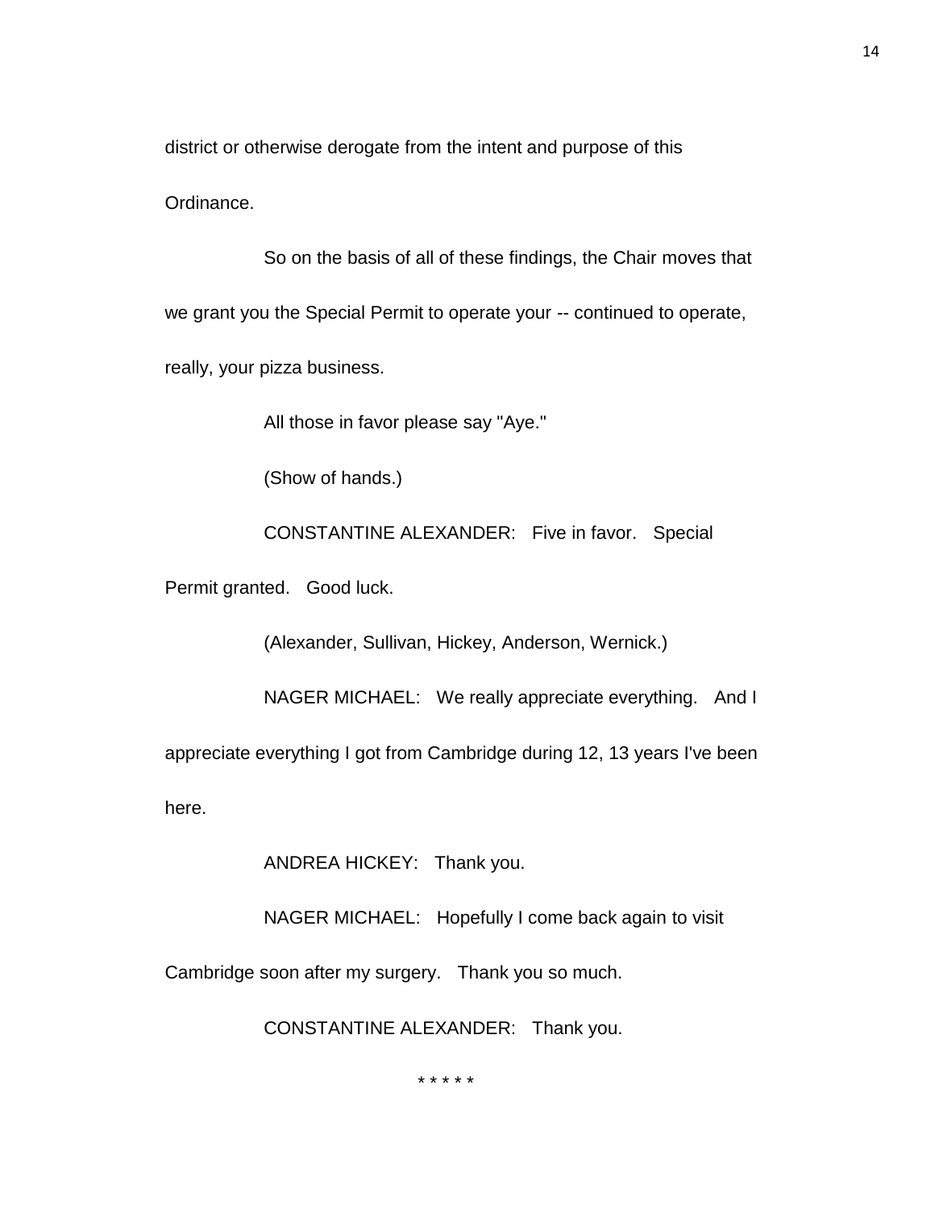district or otherwise derogate from the intent and purpose of this Ordinance.

So on the basis of all of these findings, the Chair moves that we grant you the Special Permit to operate your -- continued to operate, really, your pizza business.

All those in favor please say "Aye."

(Show of hands.)

CONSTANTINE ALEXANDER: Five in favor. Special Permit granted. Good luck.

(Alexander, Sullivan, Hickey, Anderson, Wernick.)

NAGER MICHAEL: We really appreciate everything. And I appreciate everything I got from Cambridge during 12, 13 years I've been here.

ANDREA HICKEY: Thank you.

NAGER MICHAEL: Hopefully I come back again to visit Cambridge soon after my surgery. Thank you so much.

CONSTANTINE ALEXANDER: Thank you.

* * * * *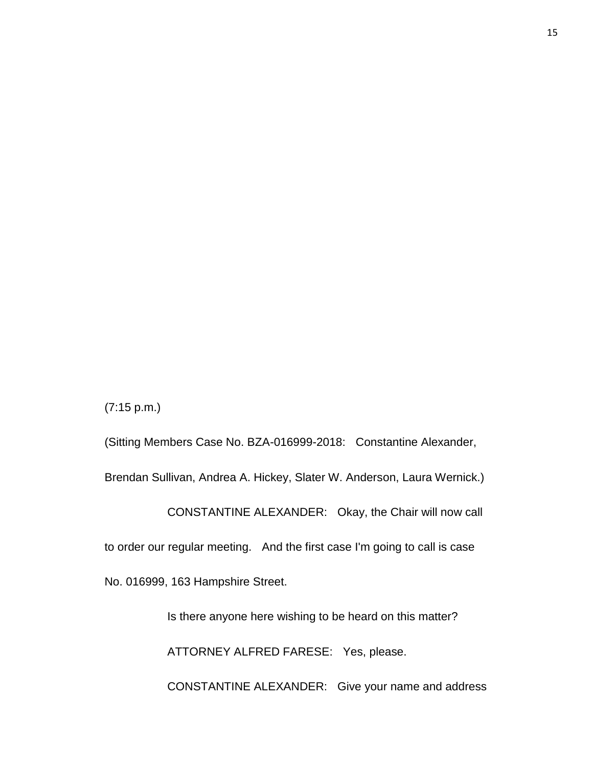(7:15 p.m.)

(Sitting Members Case No. BZA-016999-2018: Constantine Alexander, Brendan Sullivan, Andrea A. Hickey, Slater W. Anderson, Laura Wernick.)

CONSTANTINE ALEXANDER: Okay, the Chair will now call to order our regular meeting. And the first case I'm going to call is case No. 016999, 163 Hampshire Street.

Is there anyone here wishing to be heard on this matter?

ATTORNEY ALFRED FARESE: Yes, please.

CONSTANTINE ALEXANDER: Give your name and address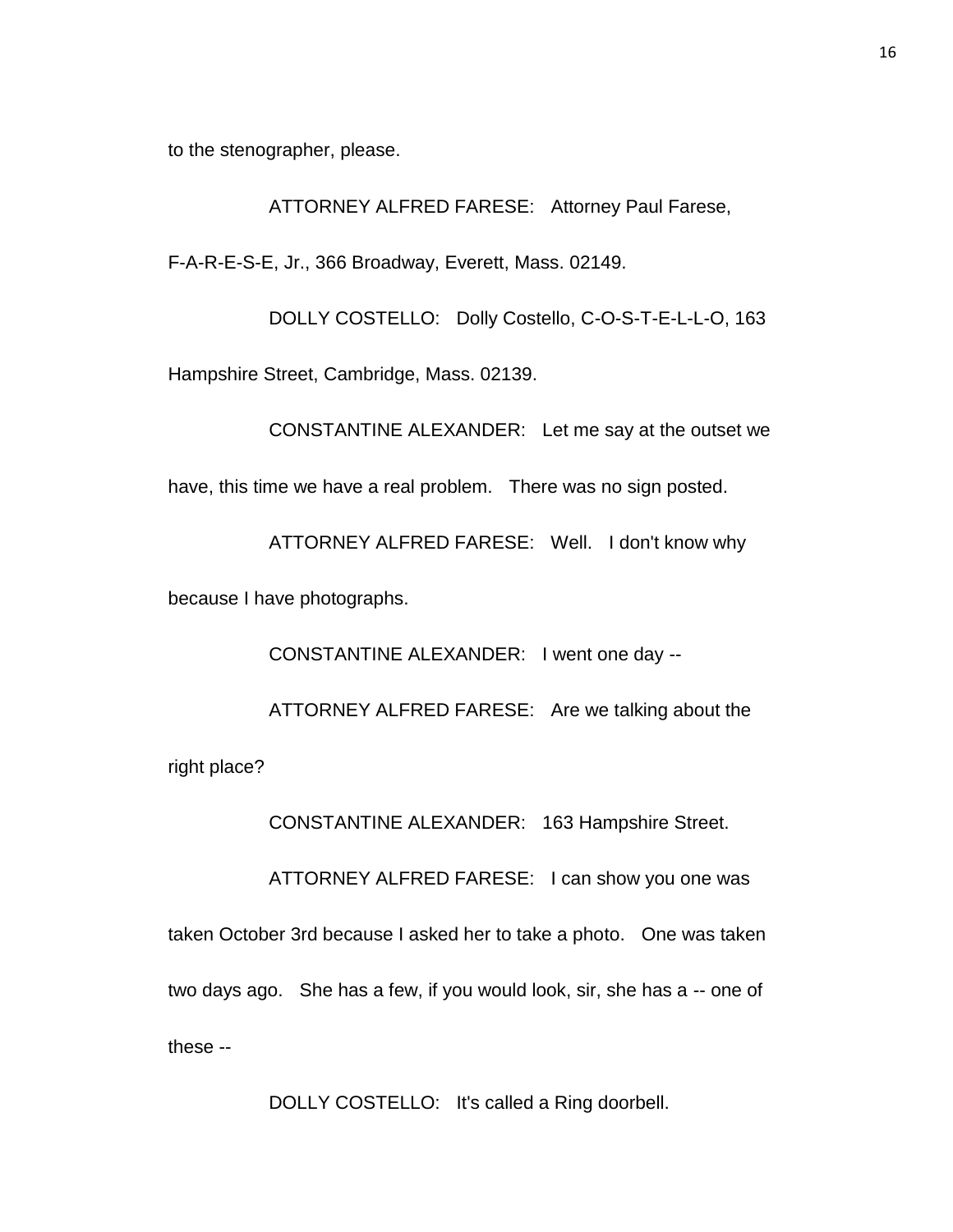to the stenographer, please.

ATTORNEY ALFRED FARESE: Attorney Paul Farese, F-A-R-E-S-E, Jr., 366 Broadway, Everett, Mass. 02149.

DOLLY COSTELLO: Dolly Costello, C-O-S-T-E-L-L-O, 163 Hampshire Street, Cambridge, Mass. 02139.

CONSTANTINE ALEXANDER: Let me say at the outset we have, this time we have a real problem. There was no sign posted.

ATTORNEY ALFRED FARESE: Well. I don't know why because I have photographs.

CONSTANTINE ALEXANDER: I went one day --

ATTORNEY ALFRED FARESE: Are we talking about the right place?

CONSTANTINE ALEXANDER: 163 Hampshire Street.

ATTORNEY ALFRED FARESE: I can show you one was taken October 3rd because I asked her to take a photo. One was taken two days ago. She has a few, if you would look, sir, she has a -- one of these --

DOLLY COSTELLO: It's called a Ring doorbell.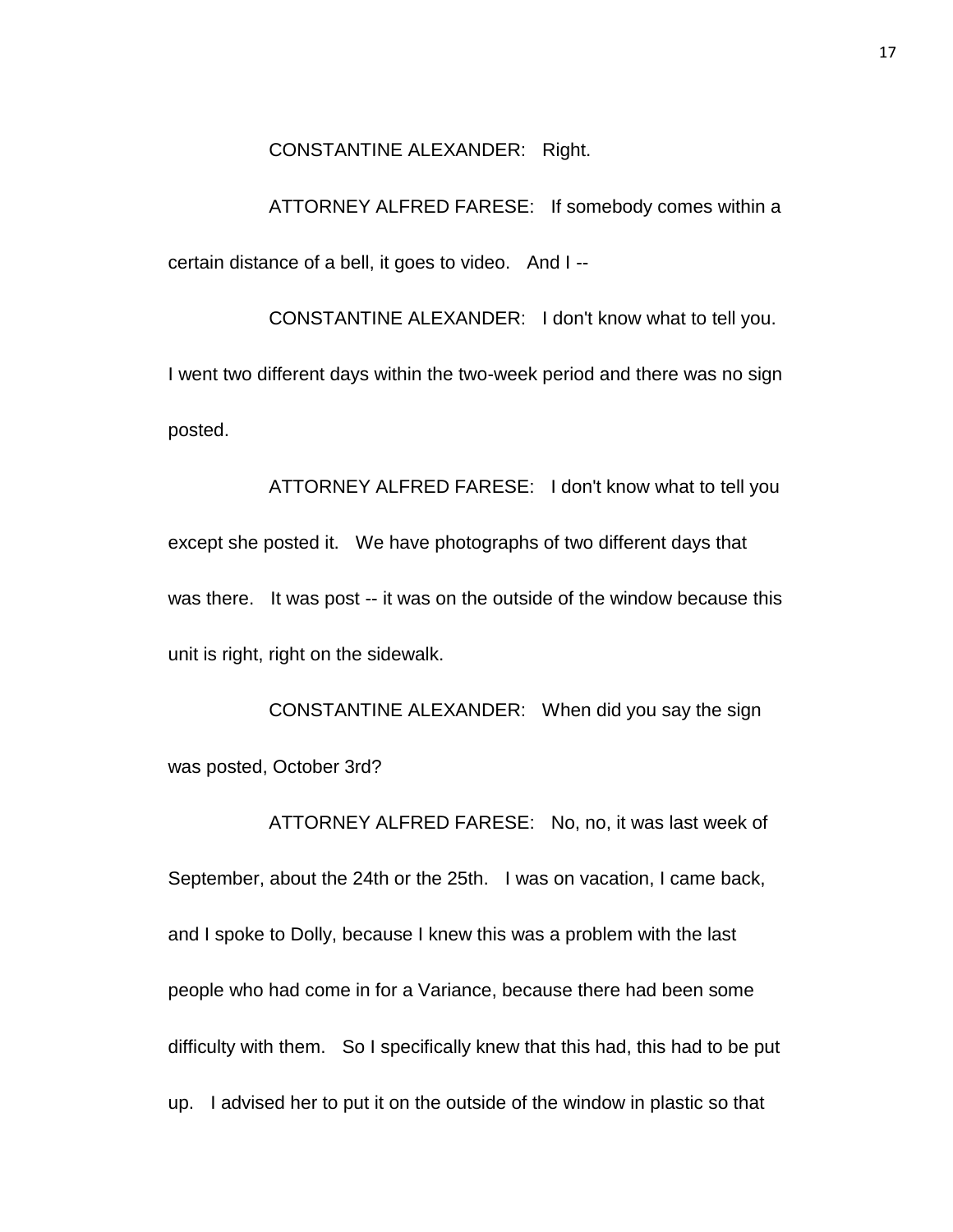CONSTANTINE ALEXANDER: Right.

ATTORNEY ALFRED FARESE: If somebody comes within a certain distance of a bell, it goes to video. And I --

CONSTANTINE ALEXANDER: I don't know what to tell you. I went two different days within the two-week period and there was no sign posted.

ATTORNEY ALFRED FARESE: I don't know what to tell you except she posted it. We have photographs of two different days that was there. It was post -- it was on the outside of the window because this unit is right, right on the sidewalk.

CONSTANTINE ALEXANDER: When did you say the sign was posted, October 3rd?

ATTORNEY ALFRED FARESE: No, no, it was last week of September, about the 24th or the 25th. I was on vacation, I came back, and I spoke to Dolly, because I knew this was a problem with the last people who had come in for a Variance, because there had been some difficulty with them. So I specifically knew that this had, this had to be put up. I advised her to put it on the outside of the window in plastic so that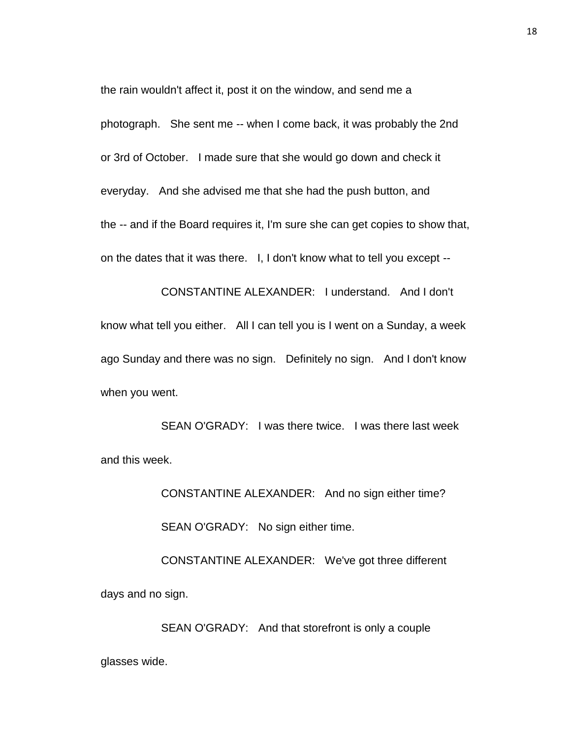the rain wouldn't affect it, post it on the window, and send me a photograph. She sent me -- when I come back, it was probably the 2nd or 3rd of October. I made sure that she would go down and check it everyday. And she advised me that she had the push button, and the -- and if the Board requires it, I'm sure she can get copies to show that, on the dates that it was there. I, I don't know what to tell you except --

CONSTANTINE ALEXANDER: I understand. And I don't know what tell you either. All I can tell you is I went on a Sunday, a week ago Sunday and there was no sign. Definitely no sign. And I don't know when you went.

SEAN O'GRADY: I was there twice. I was there last week and this week.

CONSTANTINE ALEXANDER: And no sign either time?

SEAN O'GRADY: No sign either time.

CONSTANTINE ALEXANDER: We've got three different days and no sign.

SEAN O'GRADY: And that storefront is only a couple glasses wide.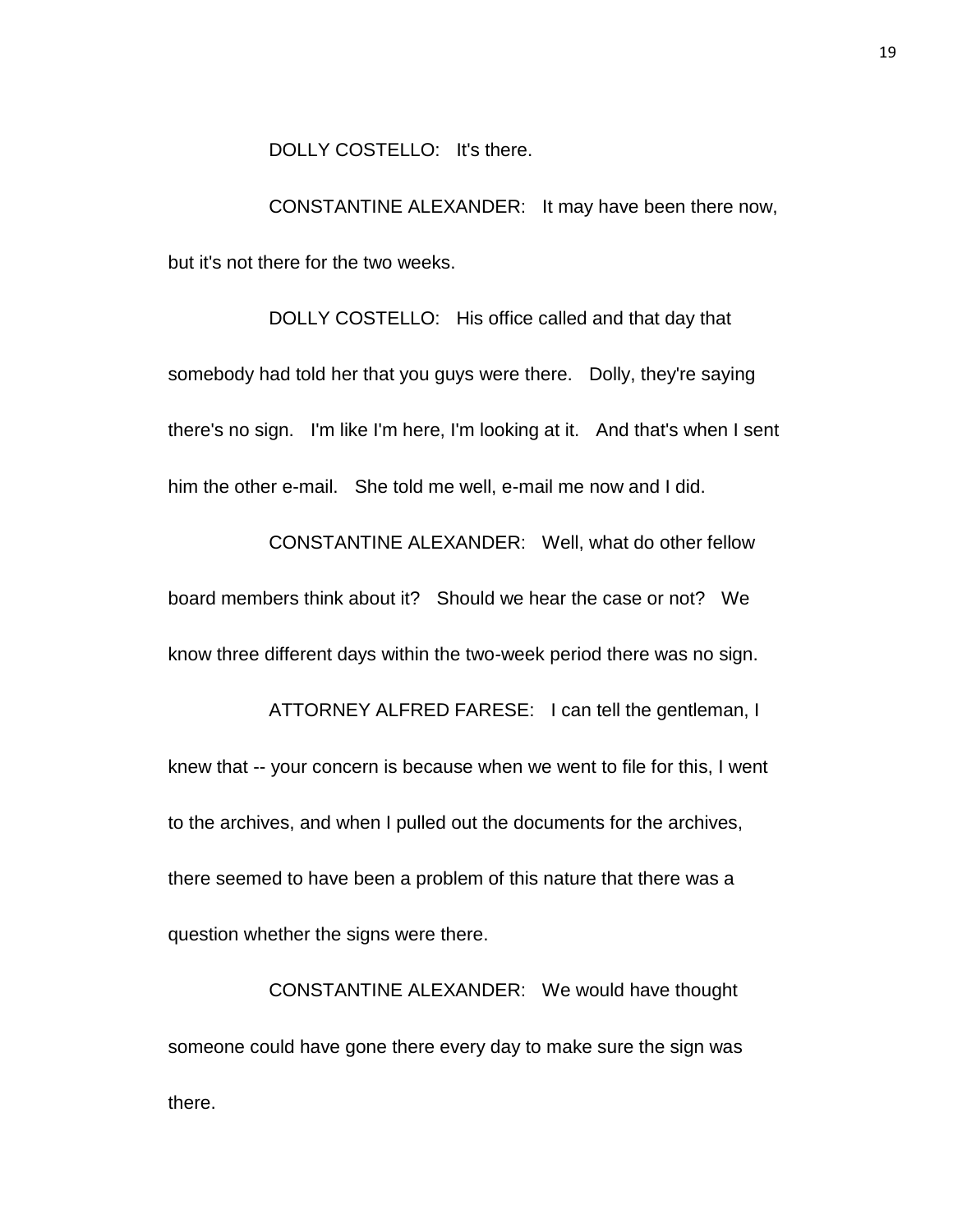DOLLY COSTELLO: It's there.

CONSTANTINE ALEXANDER: It may have been there now, but it's not there for the two weeks.

DOLLY COSTELLO: His office called and that day that somebody had told her that you guys were there. Dolly, they're saying there's no sign. I'm like I'm here, I'm looking at it. And that's when I sent him the other e-mail. She told me well, e-mail me now and I did.

CONSTANTINE ALEXANDER: Well, what do other fellow board members think about it? Should we hear the case or not? We know three different days within the two-week period there was no sign.

ATTORNEY ALFRED FARESE: I can tell the gentleman, I knew that -- your concern is because when we went to file for this, I went to the archives, and when I pulled out the documents for the archives, there seemed to have been a problem of this nature that there was a question whether the signs were there.

CONSTANTINE ALEXANDER: We would have thought someone could have gone there every day to make sure the sign was there.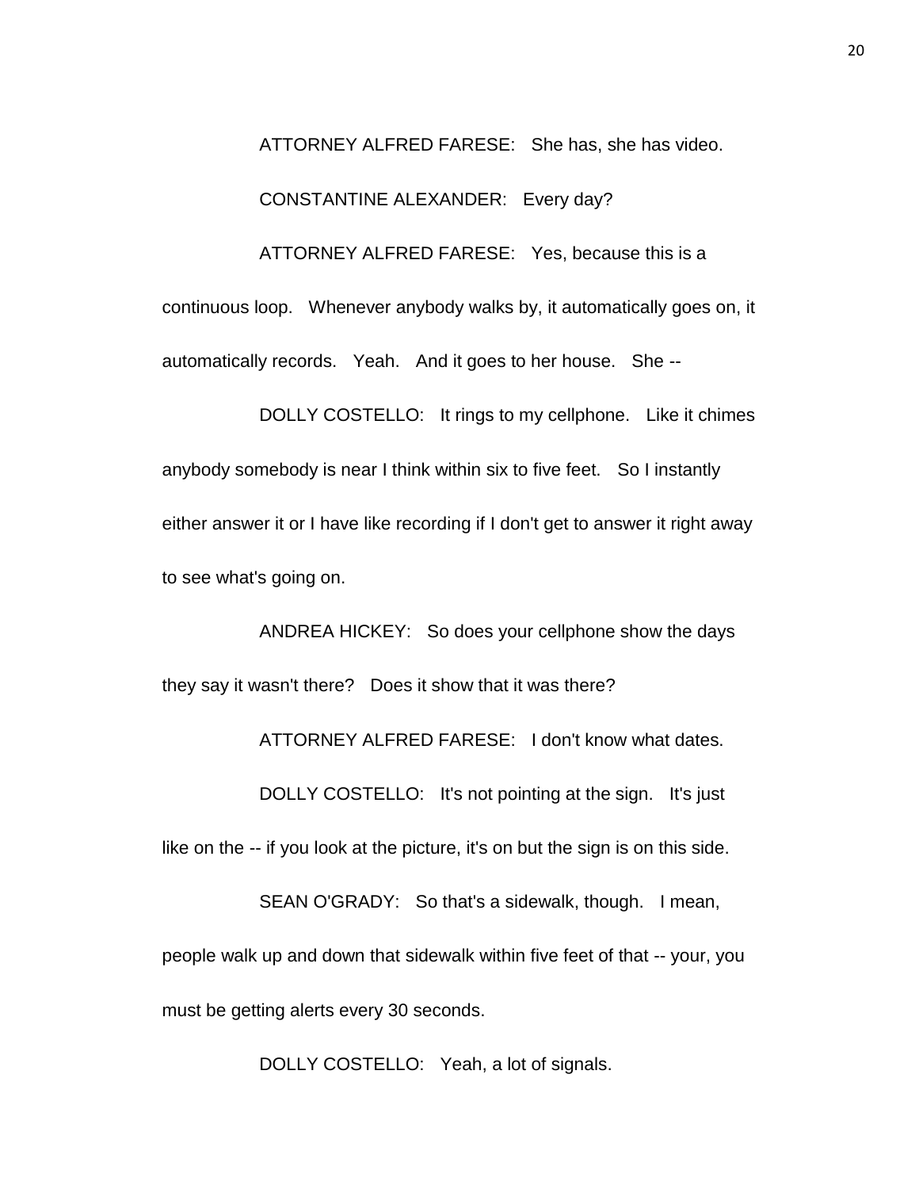ATTORNEY ALFRED FARESE: She has, she has video.

CONSTANTINE ALEXANDER: Every day?

ATTORNEY ALFRED FARESE: Yes, because this is a continuous loop. Whenever anybody walks by, it automatically goes on, it automatically records. Yeah. And it goes to her house. She --

DOLLY COSTELLO: It rings to my cellphone. Like it chimes anybody somebody is near I think within six to five feet. So I instantly either answer it or I have like recording if I don't get to answer it right away to see what's going on.

ANDREA HICKEY: So does your cellphone show the days they say it wasn't there? Does it show that it was there?

ATTORNEY ALFRED FARESE: I don't know what dates.

DOLLY COSTELLO: It's not pointing at the sign. It's just like on the -- if you look at the picture, it's on but the sign is on this side.

SEAN O'GRADY: So that's a sidewalk, though. I mean, people walk up and down that sidewalk within five feet of that -- your, you must be getting alerts every 30 seconds.

DOLLY COSTELLO: Yeah, a lot of signals.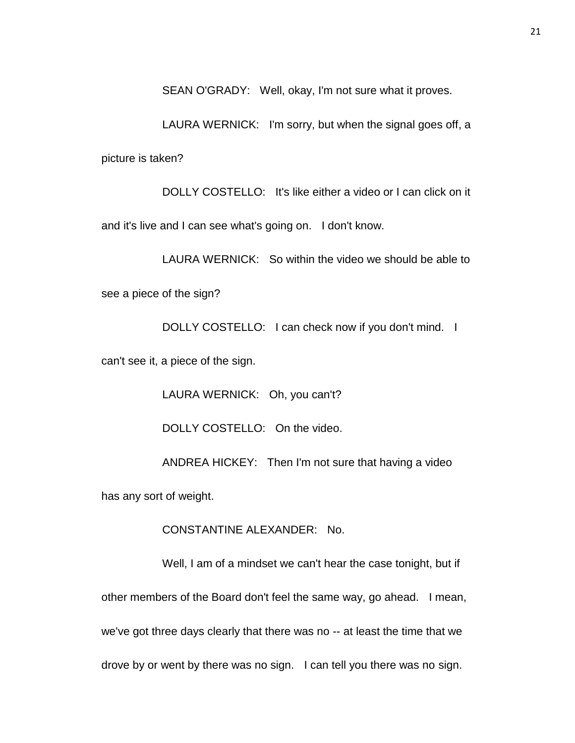SEAN O'GRADY: Well, okay, I'm not sure what it proves.

LAURA WERNICK: I'm sorry, but when the signal goes off, a picture is taken?

DOLLY COSTELLO: It's like either a video or I can click on it and it's live and I can see what's going on. I don't know.

LAURA WERNICK: So within the video we should be able to see a piece of the sign?

DOLLY COSTELLO: I can check now if you don't mind. I can't see it, a piece of the sign.

LAURA WERNICK: Oh, you can't?

DOLLY COSTELLO: On the video.

ANDREA HICKEY: Then I'm not sure that having a video has any sort of weight.

CONSTANTINE ALEXANDER: No.

Well, I am of a mindset we can't hear the case tonight, but if other members of the Board don't feel the same way, go ahead. I mean, we've got three days clearly that there was no -- at least the time that we drove by or went by there was no sign. I can tell you there was no sign.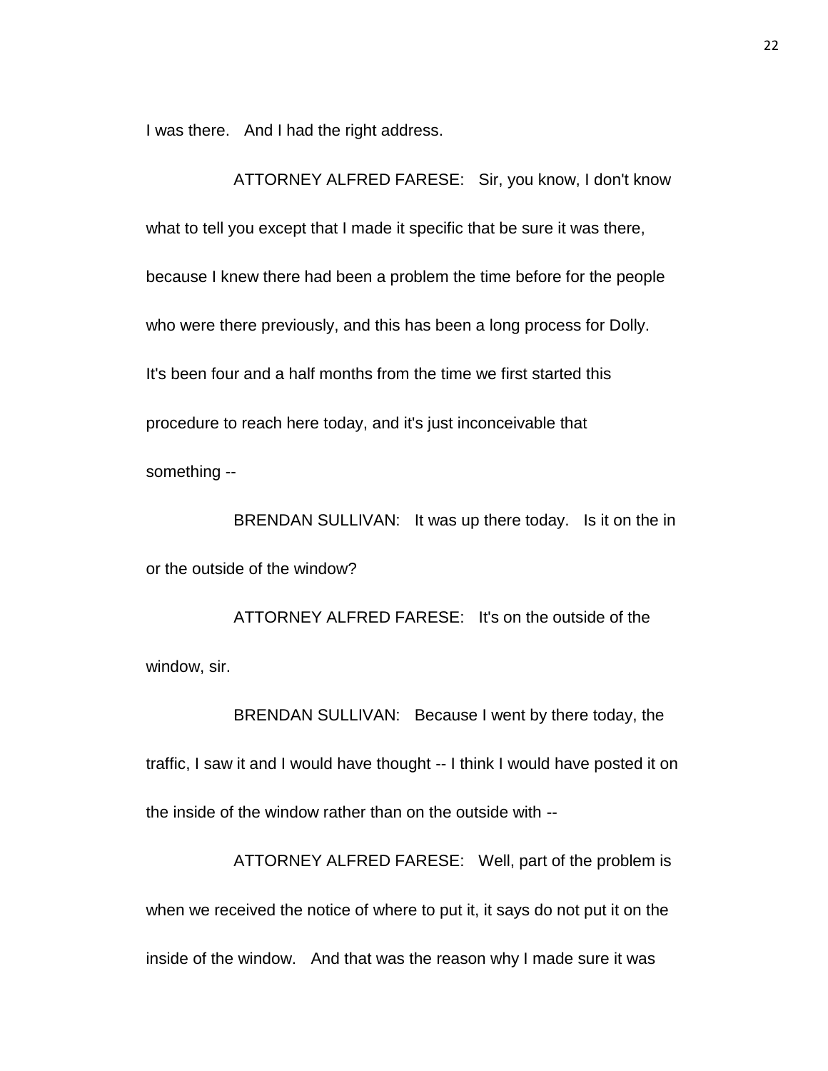I was there. And I had the right address.

ATTORNEY ALFRED FARESE: Sir, you know, I don't know what to tell you except that I made it specific that be sure it was there, because I knew there had been a problem the time before for the people who were there previously, and this has been a long process for Dolly. It's been four and a half months from the time we first started this procedure to reach here today, and it's just inconceivable that something --

BRENDAN SULLIVAN: It was up there today. Is it on the in or the outside of the window?

ATTORNEY ALFRED FARESE: It's on the outside of the window, sir.

BRENDAN SULLIVAN: Because I went by there today, the traffic, I saw it and I would have thought -- I think I would have posted it on the inside of the window rather than on the outside with --

ATTORNEY ALFRED FARESE: Well, part of the problem is when we received the notice of where to put it, it says do not put it on the inside of the window. And that was the reason why I made sure it was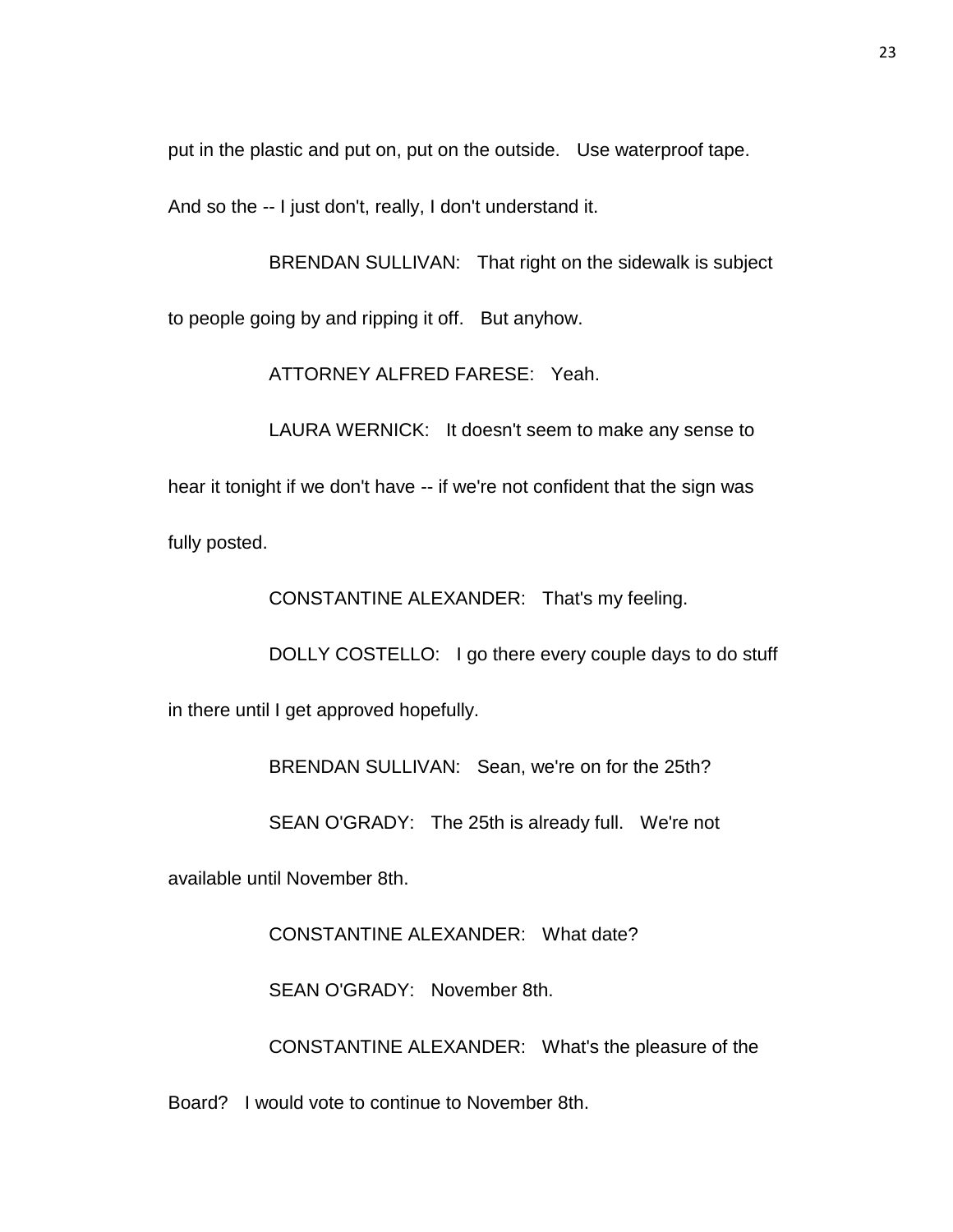put in the plastic and put on, put on the outside. Use waterproof tape. And so the -- I just don't, really, I don't understand it.

BRENDAN SULLIVAN: That right on the sidewalk is subject to people going by and ripping it off. But anyhow.

ATTORNEY ALFRED FARESE: Yeah.

LAURA WERNICK: It doesn't seem to make any sense to hear it tonight if we don't have -- if we're not confident that the sign was fully posted.

CONSTANTINE ALEXANDER: That's my feeling.

DOLLY COSTELLO: I go there every couple days to do stuff in there until I get approved hopefully.

BRENDAN SULLIVAN: Sean, we're on for the 25th?

SEAN O'GRADY: The 25th is already full. We're not available until November 8th.

CONSTANTINE ALEXANDER: What date?

SEAN O'GRADY: November 8th.

CONSTANTINE ALEXANDER: What's the pleasure of the Board? I would vote to continue to November 8th.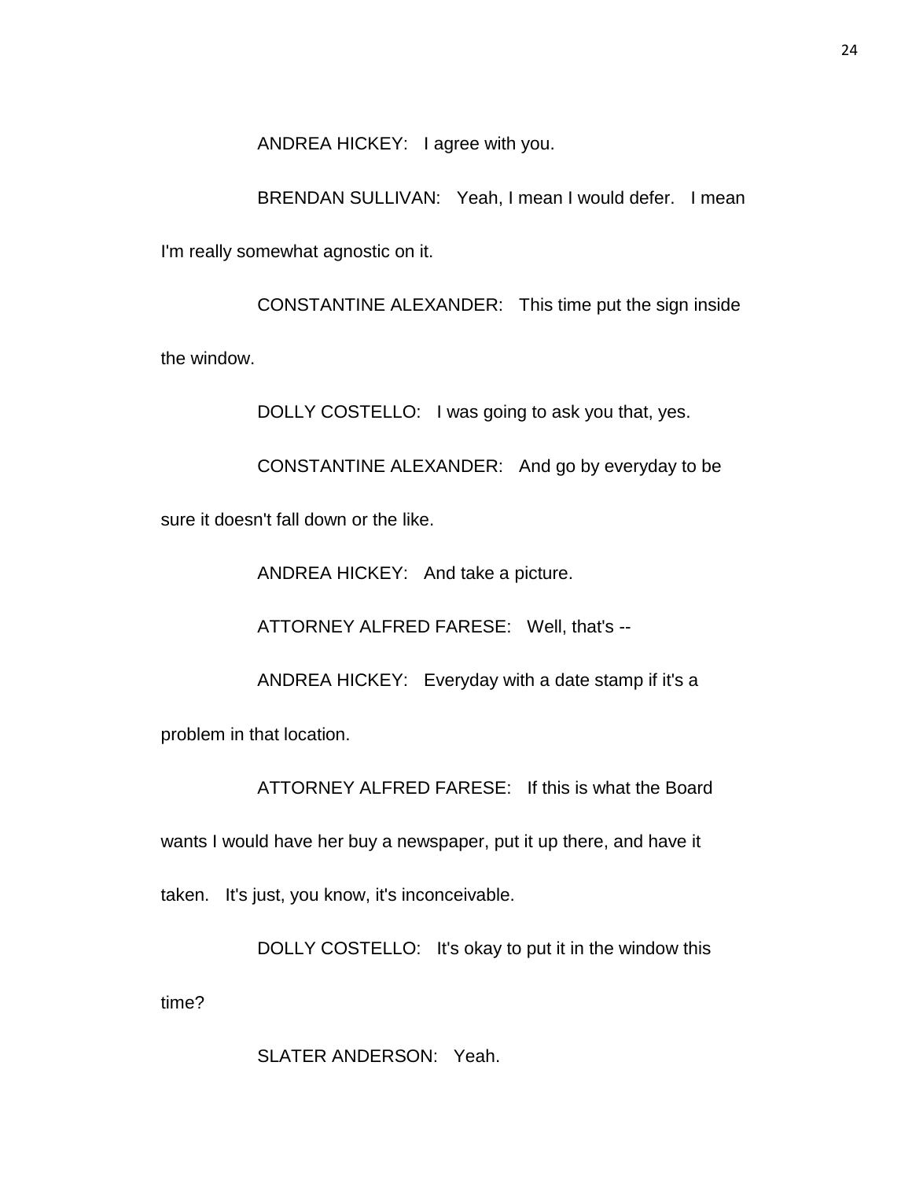ANDREA HICKEY: I agree with you.

BRENDAN SULLIVAN: Yeah, I mean I would defer. I mean I'm really somewhat agnostic on it.

CONSTANTINE ALEXANDER: This time put the sign inside the window.

DOLLY COSTELLO: I was going to ask you that, yes.

CONSTANTINE ALEXANDER: And go by everyday to be sure it doesn't fall down or the like.

ANDREA HICKEY: And take a picture.

ATTORNEY ALFRED FARESE: Well, that's --

ANDREA HICKEY: Everyday with a date stamp if it's a problem in that location.

ATTORNEY ALFRED FARESE: If this is what the Board wants I would have her buy a newspaper, put it up there, and have it taken. It's just, you know, it's inconceivable.

DOLLY COSTELLO: It's okay to put it in the window this time?

SLATER ANDERSON: Yeah.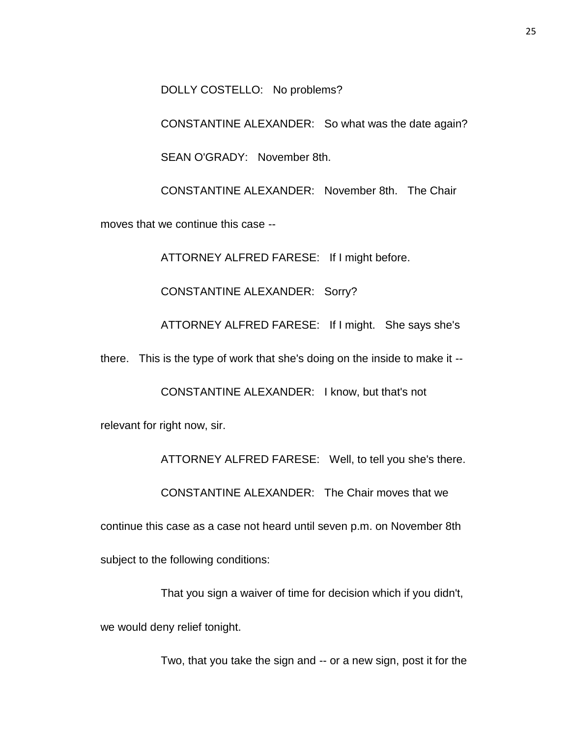DOLLY COSTELLO: No problems?

CONSTANTINE ALEXANDER: So what was the date again?

SEAN O'GRADY: November 8th.

CONSTANTINE ALEXANDER: November 8th. The Chair moves that we continue this case --

ATTORNEY ALFRED FARESE: If I might before.

CONSTANTINE ALEXANDER: Sorry?

ATTORNEY ALFRED FARESE: If I might. She says she's there. This is the type of work that she's doing on the inside to make it --

CONSTANTINE ALEXANDER: I know, but that's not relevant for right now, sir.

ATTORNEY ALFRED FARESE: Well, to tell you she's there.

CONSTANTINE ALEXANDER: The Chair moves that we continue this case as a case not heard until seven p.m. on November 8th subject to the following conditions:

That you sign a waiver of time for decision which if you didn't, we would deny relief tonight.

Two, that you take the sign and -- or a new sign, post it for the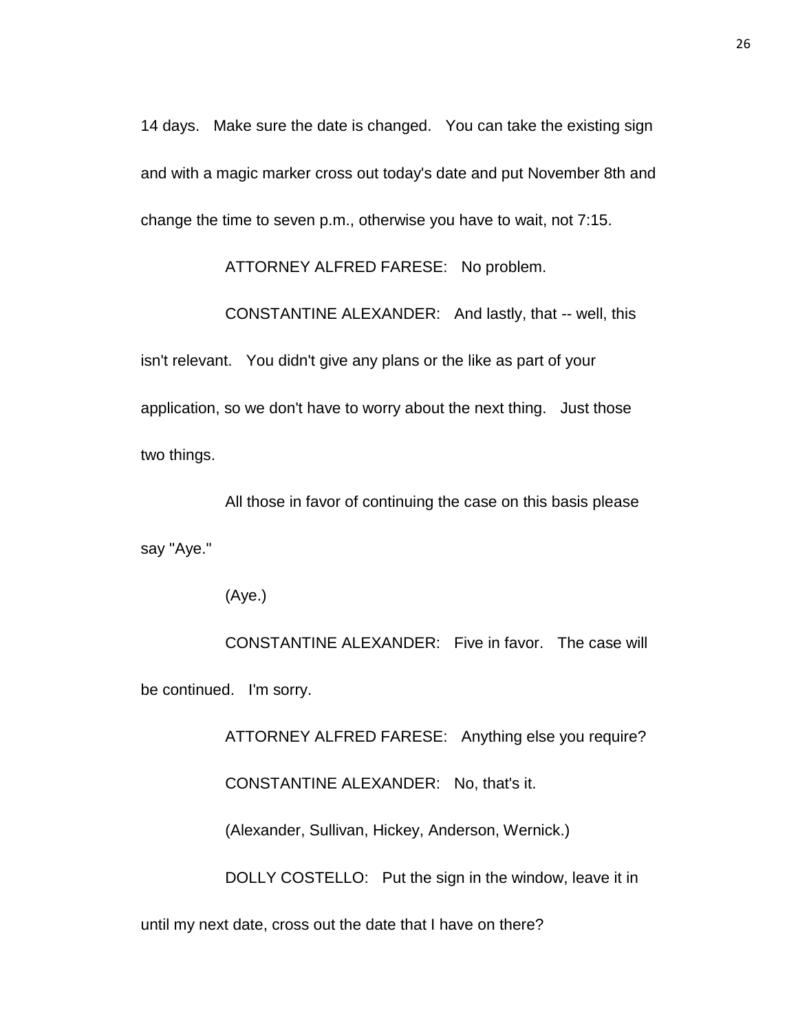14 days. Make sure the date is changed. You can take the existing sign and with a magic marker cross out today's date and put November 8th and change the time to seven p.m., otherwise you have to wait, not 7:15.

ATTORNEY ALFRED FARESE: No problem.

CONSTANTINE ALEXANDER: And lastly, that -- well, this isn't relevant. You didn't give any plans or the like as part of your application, so we don't have to worry about the next thing. Just those two things.

All those in favor of continuing the case on this basis please say "Aye."

(Aye.)

CONSTANTINE ALEXANDER: Five in favor. The case will be continued. I'm sorry.

ATTORNEY ALFRED FARESE: Anything else you require?

CONSTANTINE ALEXANDER: No, that's it.

(Alexander, Sullivan, Hickey, Anderson, Wernick.)

DOLLY COSTELLO: Put the sign in the window, leave it in until my next date, cross out the date that I have on there?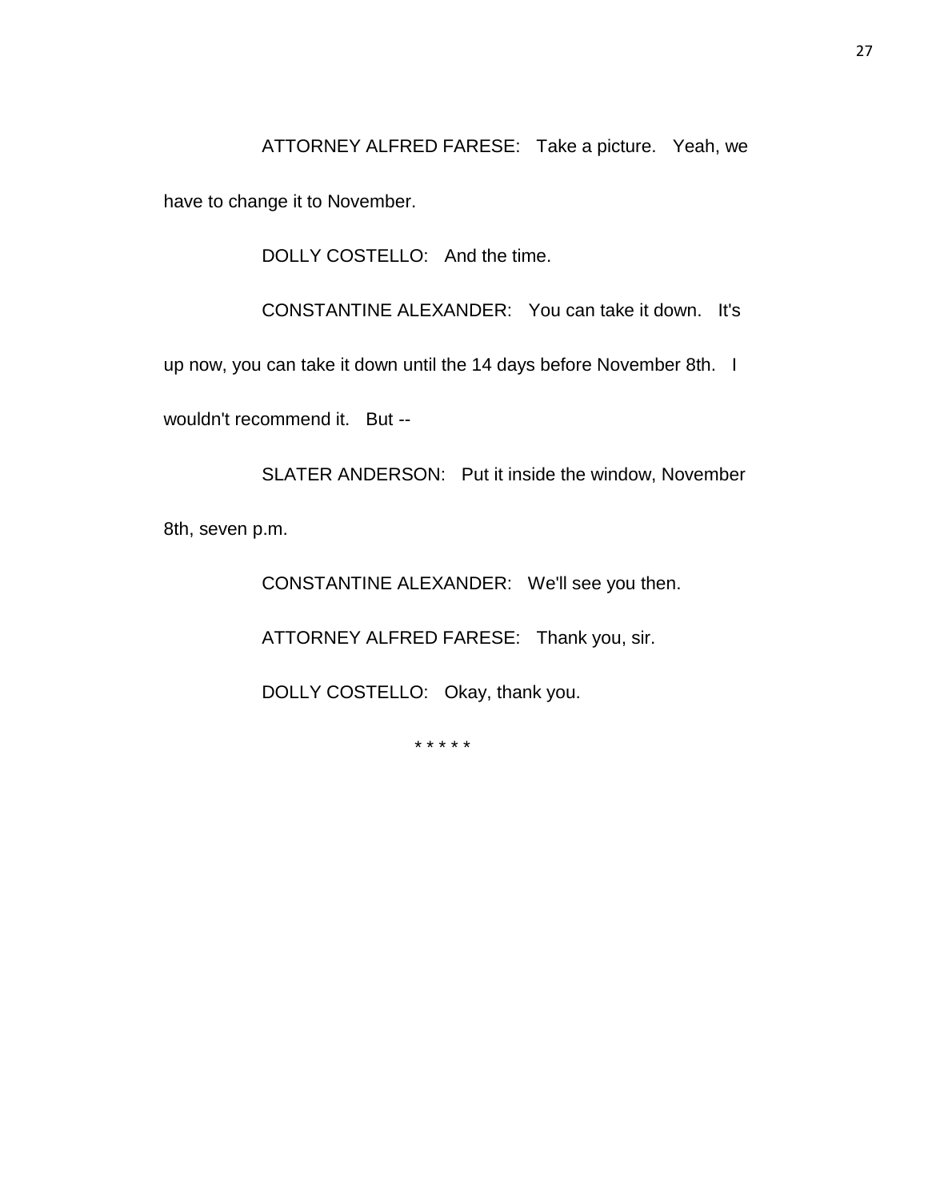ATTORNEY ALFRED FARESE: Take a picture. Yeah, we have to change it to November.

DOLLY COSTELLO: And the time.

CONSTANTINE ALEXANDER: You can take it down. It's up now, you can take it down until the 14 days before November 8th. I wouldn't recommend it. But --

SLATER ANDERSON: Put it inside the window, November 8th, seven p.m.

CONSTANTINE ALEXANDER: We'll see you then.

ATTORNEY ALFRED FARESE: Thank you, sir.

DOLLY COSTELLO: Okay, thank you.

* * * * *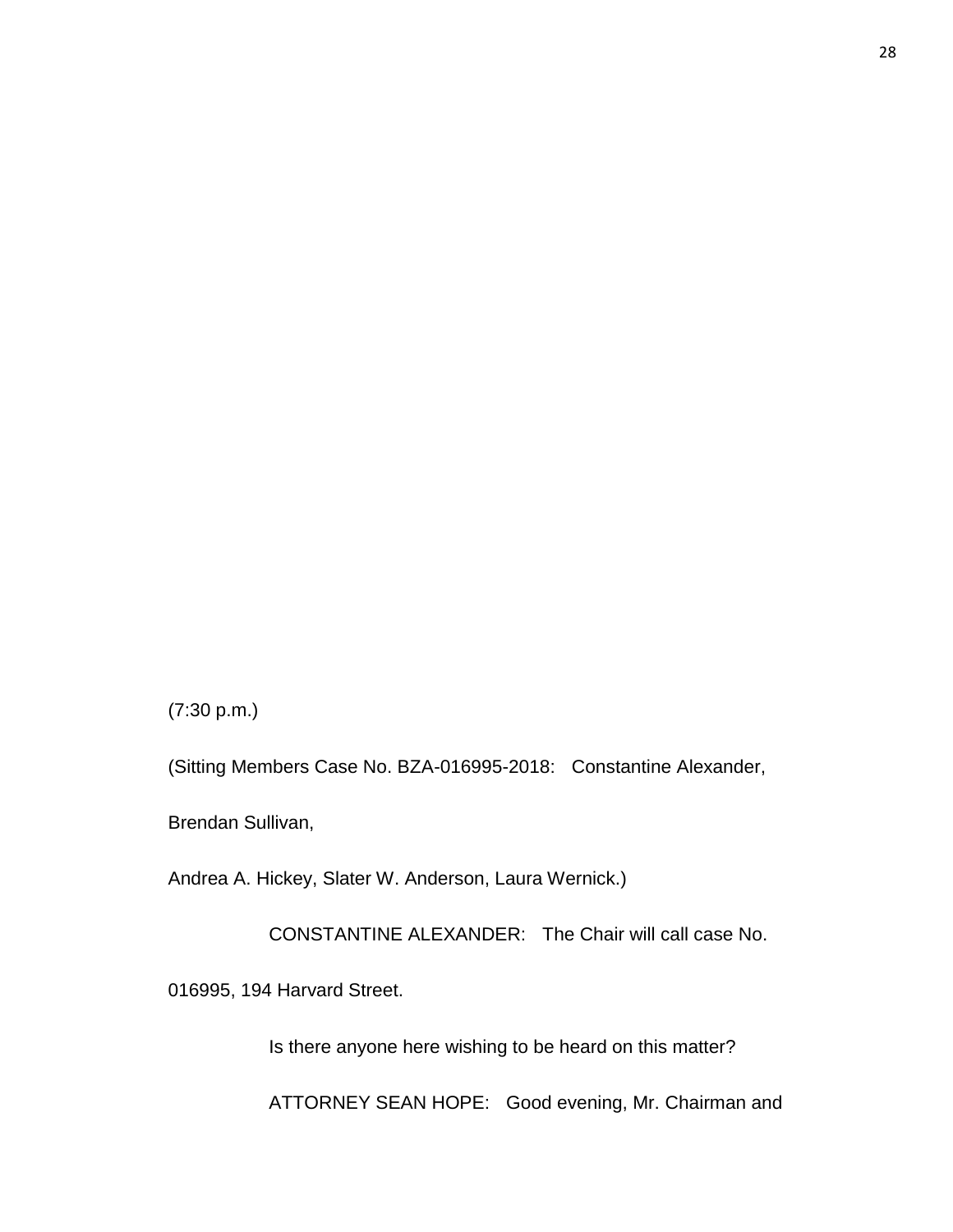(7:30 p.m.)

(Sitting Members Case No. BZA-016995-2018: Constantine Alexander,

Brendan Sullivan,

Andrea A. Hickey, Slater W. Anderson, Laura Wernick.)

CONSTANTINE ALEXANDER: The Chair will call case No.

016995, 194 Harvard Street.

Is there anyone here wishing to be heard on this matter?

ATTORNEY SEAN HOPE: Good evening, Mr. Chairman and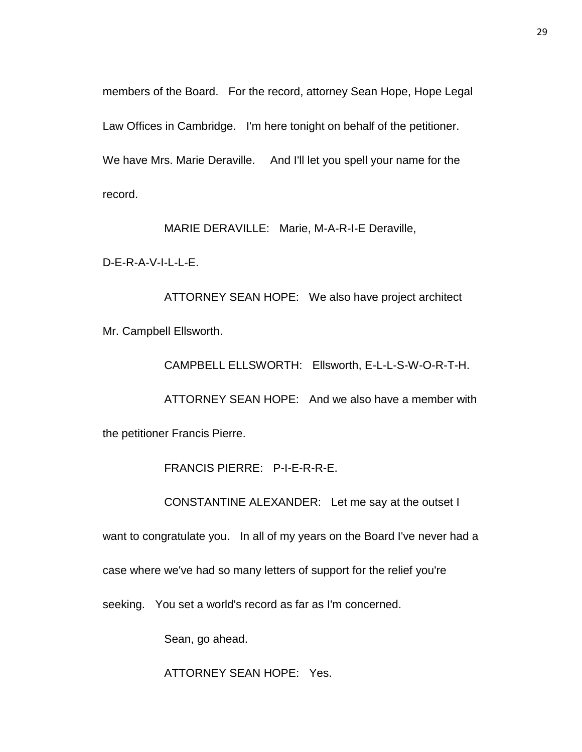members of the Board. For the record, attorney Sean Hope, Hope Legal Law Offices in Cambridge. I'm here tonight on behalf of the petitioner. We have Mrs. Marie Deraville. And I'll let you spell your name for the record.

MARIE DERAVILLE: Marie, M-A-R-I-E Deraville, D-E-R-A-V-I-L-L-E.

ATTORNEY SEAN HOPE: We also have project architect Mr. Campbell Ellsworth.

CAMPBELL ELLSWORTH: Ellsworth, E-L-L-S-W-O-R-T-H.

ATTORNEY SEAN HOPE: And we also have a member with the petitioner Francis Pierre.

FRANCIS PIERRE: P-I-E-R-R-E.

CONSTANTINE ALEXANDER: Let me say at the outset I want to congratulate you. In all of my years on the Board I've never had a case where we've had so many letters of support for the relief you're seeking. You set a world's record as far as I'm concerned.

Sean, go ahead.

ATTORNEY SEAN HOPE: Yes.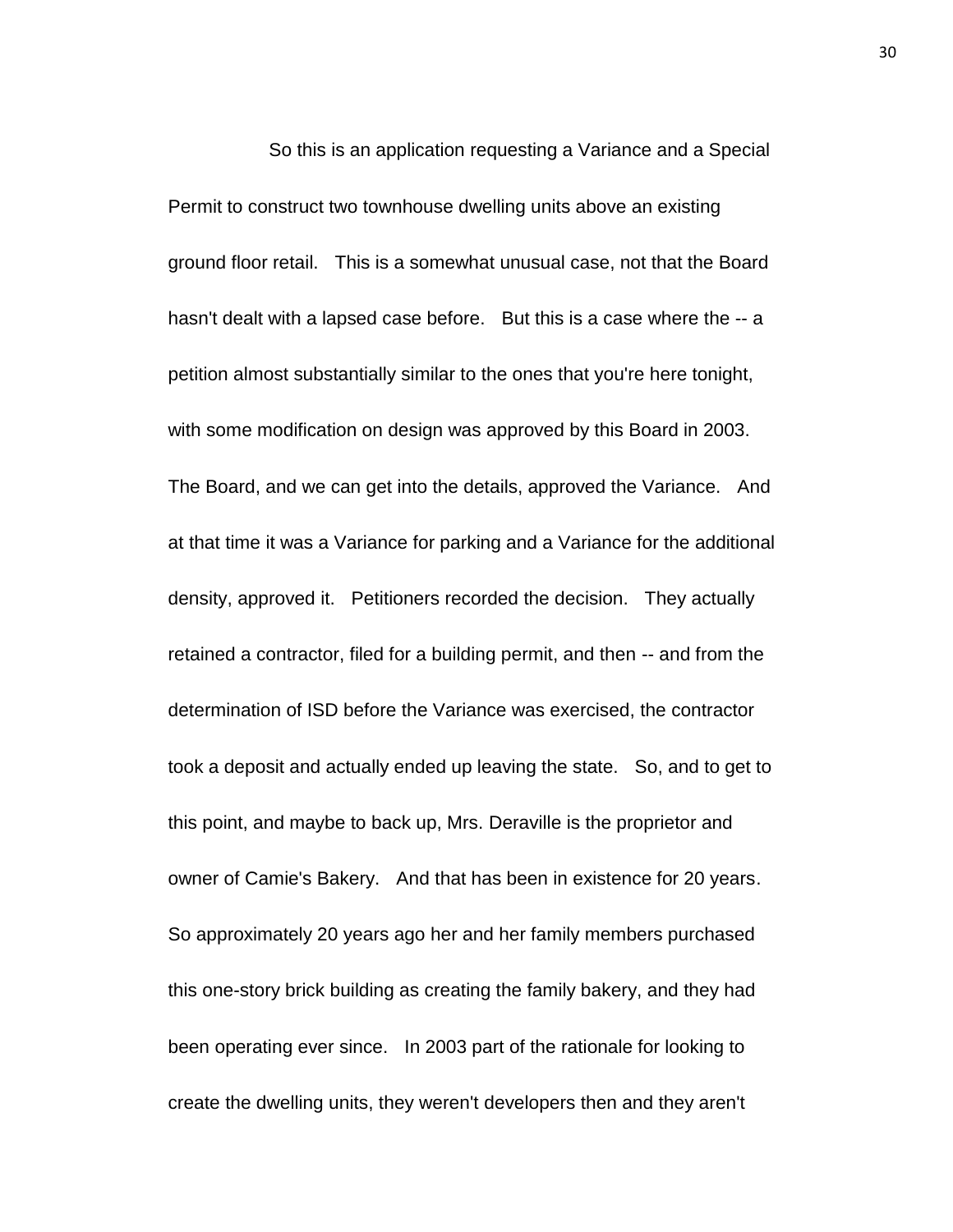So this is an application requesting a Variance and a Special Permit to construct two townhouse dwelling units above an existing ground floor retail. This is a somewhat unusual case, not that the Board hasn't dealt with a lapsed case before. But this is a case where the -- a petition almost substantially similar to the ones that you're here tonight, with some modification on design was approved by this Board in 2003. The Board, and we can get into the details, approved the Variance. And at that time it was a Variance for parking and a Variance for the additional density, approved it. Petitioners recorded the decision. They actually retained a contractor, filed for a building permit, and then -- and from the determination of ISD before the Variance was exercised, the contractor took a deposit and actually ended up leaving the state. So, and to get to this point, and maybe to back up, Mrs. Deraville is the proprietor and owner of Camie's Bakery. And that has been in existence for 20 years. So approximately 20 years ago her and her family members purchased this one-story brick building as creating the family bakery, and they had been operating ever since. In 2003 part of the rationale for looking to create the dwelling units, they weren't developers then and they aren't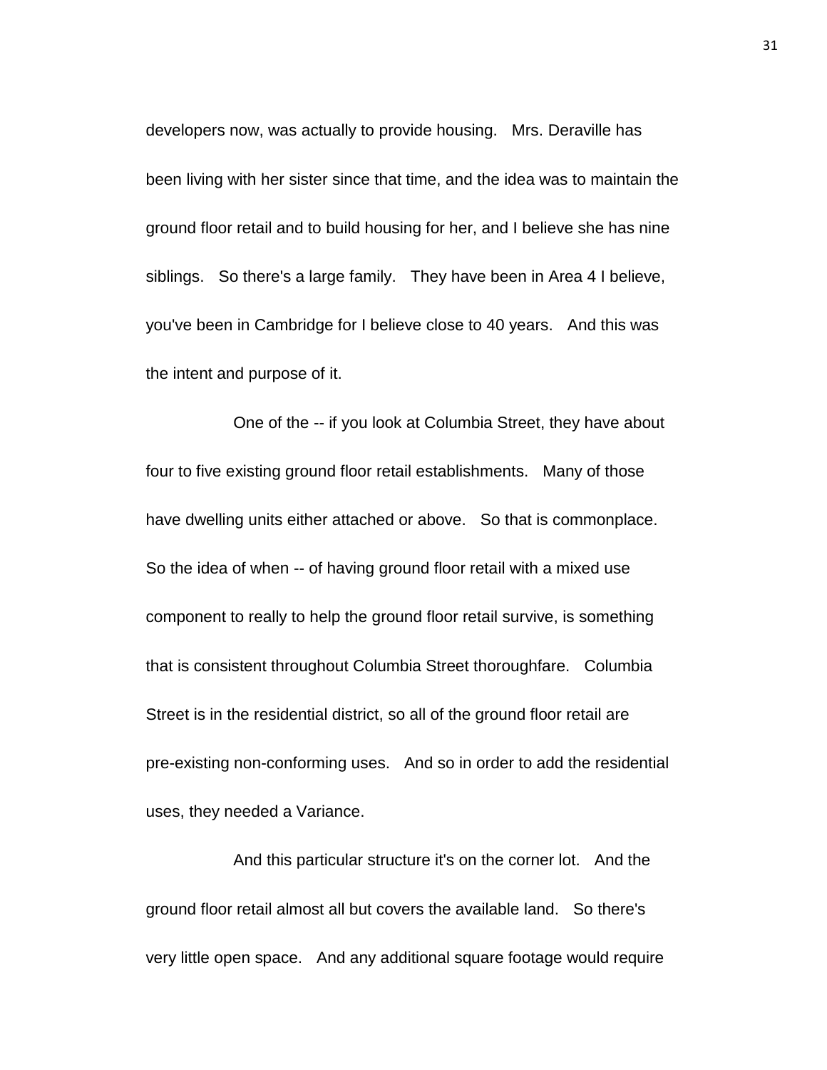developers now, was actually to provide housing. Mrs. Deraville has been living with her sister since that time, and the idea was to maintain the ground floor retail and to build housing for her, and I believe she has nine siblings. So there's a large family. They have been in Area 4 I believe, you've been in Cambridge for I believe close to 40 years. And this was the intent and purpose of it.

One of the -- if you look at Columbia Street, they have about four to five existing ground floor retail establishments. Many of those have dwelling units either attached or above. So that is commonplace. So the idea of when -- of having ground floor retail with a mixed use component to really to help the ground floor retail survive, is something that is consistent throughout Columbia Street thoroughfare. Columbia Street is in the residential district, so all of the ground floor retail are pre-existing non-conforming uses. And so in order to add the residential uses, they needed a Variance.

And this particular structure it's on the corner lot. And the ground floor retail almost all but covers the available land. So there's very little open space. And any additional square footage would require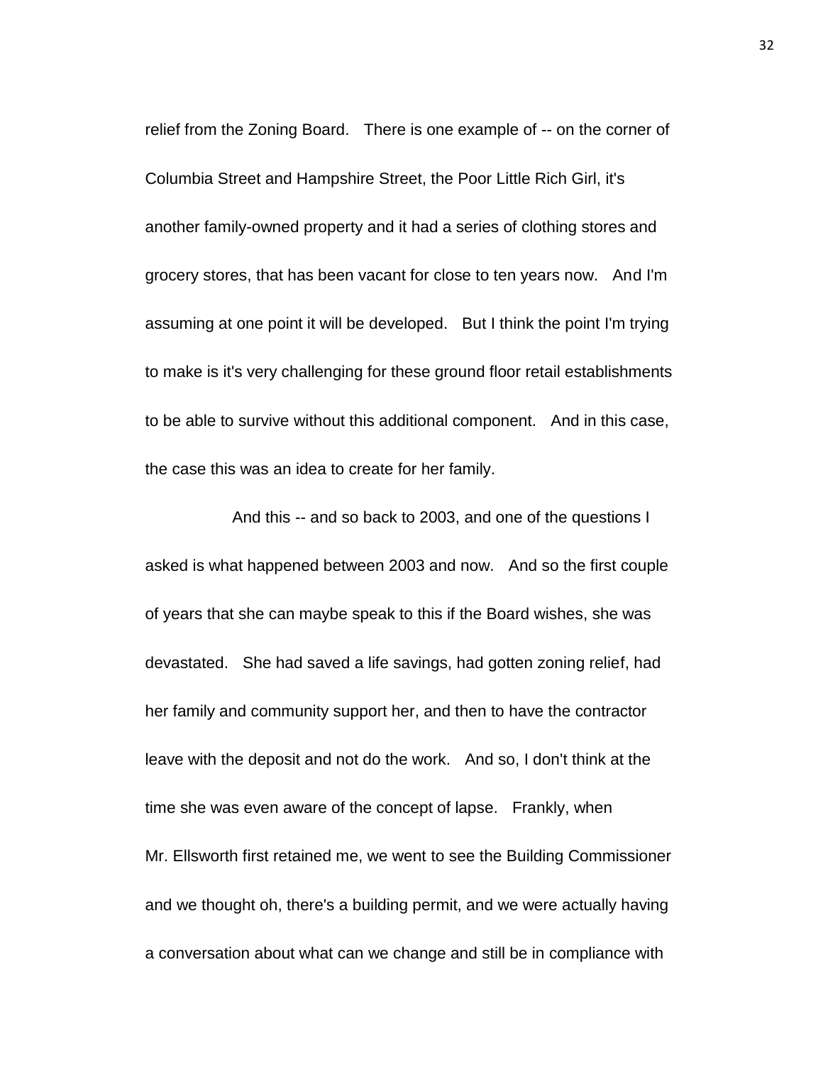relief from the Zoning Board. There is one example of -- on the corner of Columbia Street and Hampshire Street, the Poor Little Rich Girl, it's another family-owned property and it had a series of clothing stores and grocery stores, that has been vacant for close to ten years now. And I'm assuming at one point it will be developed. But I think the point I'm trying to make is it's very challenging for these ground floor retail establishments to be able to survive without this additional component. And in this case, the case this was an idea to create for her family.

And this -- and so back to 2003, and one of the questions I asked is what happened between 2003 and now. And so the first couple of years that she can maybe speak to this if the Board wishes, she was devastated. She had saved a life savings, had gotten zoning relief, had her family and community support her, and then to have the contractor leave with the deposit and not do the work. And so, I don't think at the time she was even aware of the concept of lapse. Frankly, when Mr. Ellsworth first retained me, we went to see the Building Commissioner and we thought oh, there's a building permit, and we were actually having a conversation about what can we change and still be in compliance with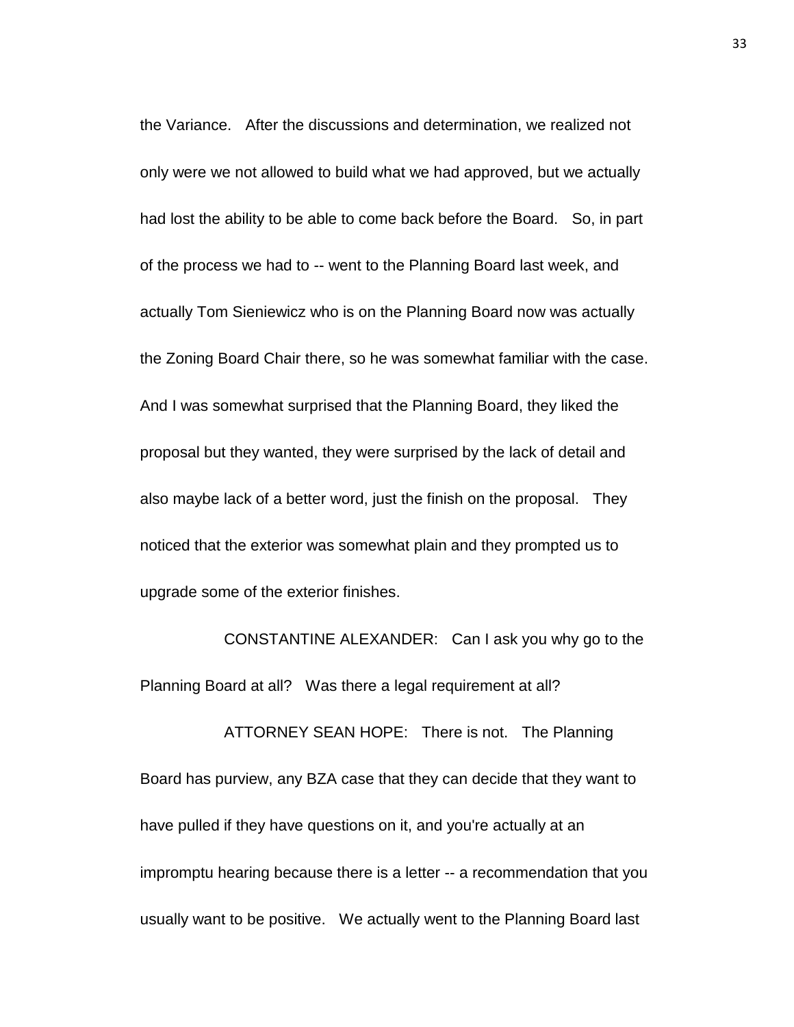the Variance. After the discussions and determination, we realized not only were we not allowed to build what we had approved, but we actually had lost the ability to be able to come back before the Board. So, in part of the process we had to -- went to the Planning Board last week, and actually Tom Sieniewicz who is on the Planning Board now was actually the Zoning Board Chair there, so he was somewhat familiar with the case. And I was somewhat surprised that the Planning Board, they liked the proposal but they wanted, they were surprised by the lack of detail and also maybe lack of a better word, just the finish on the proposal. They noticed that the exterior was somewhat plain and they prompted us to upgrade some of the exterior finishes.

CONSTANTINE ALEXANDER: Can I ask you why go to the Planning Board at all? Was there a legal requirement at all?

ATTORNEY SEAN HOPE: There is not. The Planning Board has purview, any BZA case that they can decide that they want to have pulled if they have questions on it, and you're actually at an impromptu hearing because there is a letter -- a recommendation that you usually want to be positive. We actually went to the Planning Board last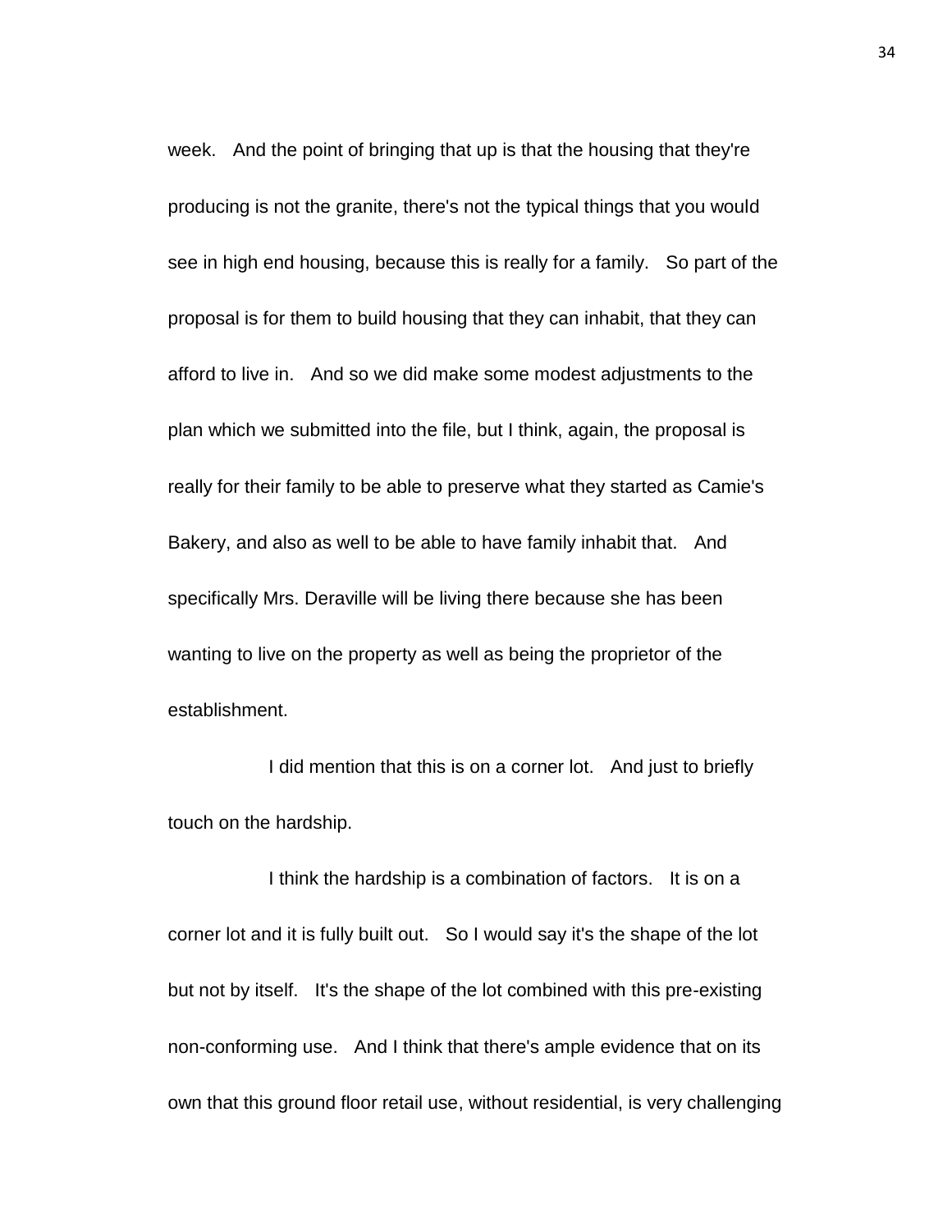week. And the point of bringing that up is that the housing that they're producing is not the granite, there's not the typical things that you would see in high end housing, because this is really for a family. So part of the proposal is for them to build housing that they can inhabit, that they can afford to live in. And so we did make some modest adjustments to the plan which we submitted into the file, but I think, again, the proposal is really for their family to be able to preserve what they started as Camie's Bakery, and also as well to be able to have family inhabit that. And specifically Mrs. Deraville will be living there because she has been wanting to live on the property as well as being the proprietor of the establishment.

I did mention that this is on a corner lot. And just to briefly touch on the hardship.

I think the hardship is a combination of factors. It is on a corner lot and it is fully built out. So I would say it's the shape of the lot but not by itself. It's the shape of the lot combined with this pre-existing non-conforming use. And I think that there's ample evidence that on its own that this ground floor retail use, without residential, is very challenging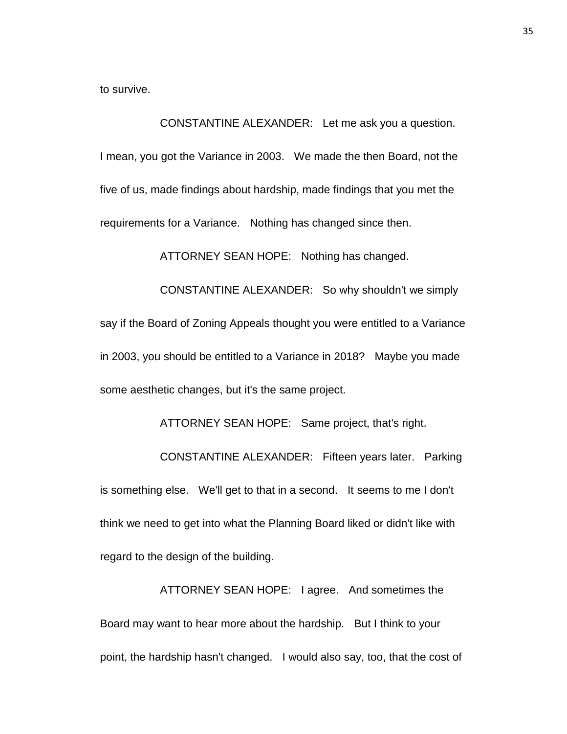to survive.

CONSTANTINE ALEXANDER: Let me ask you a question. I mean, you got the Variance in 2003. We made the then Board, not the five of us, made findings about hardship, made findings that you met the requirements for a Variance. Nothing has changed since then.

ATTORNEY SEAN HOPE: Nothing has changed.

CONSTANTINE ALEXANDER: So why shouldn't we simply say if the Board of Zoning Appeals thought you were entitled to a Variance in 2003, you should be entitled to a Variance in 2018? Maybe you made some aesthetic changes, but it's the same project.

ATTORNEY SEAN HOPE: Same project, that's right.

CONSTANTINE ALEXANDER: Fifteen years later. Parking is something else. We'll get to that in a second. It seems to me I don't think we need to get into what the Planning Board liked or didn't like with regard to the design of the building.

ATTORNEY SEAN HOPE: I agree. And sometimes the Board may want to hear more about the hardship. But I think to your point, the hardship hasn't changed. I would also say, too, that the cost of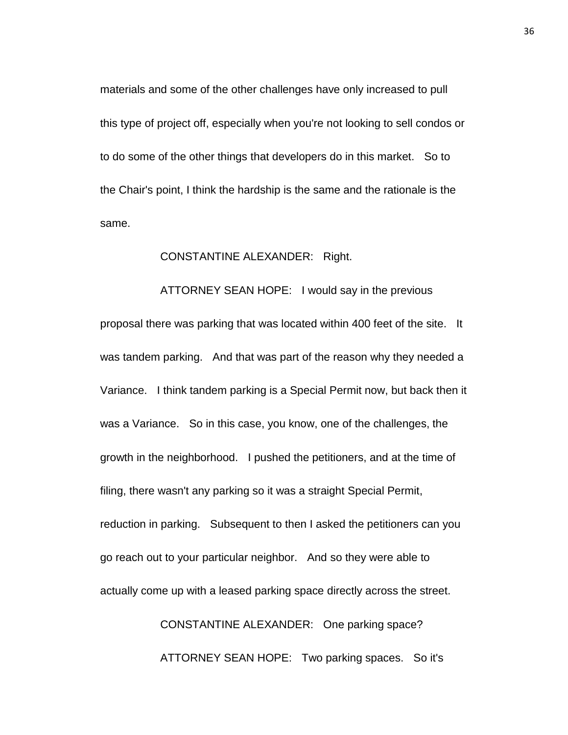materials and some of the other challenges have only increased to pull this type of project off, especially when you're not looking to sell condos or to do some of the other things that developers do in this market. So to the Chair's point, I think the hardship is the same and the rationale is the same.

CONSTANTINE ALEXANDER: Right.

ATTORNEY SEAN HOPE: I would say in the previous proposal there was parking that was located within 400 feet of the site. It was tandem parking. And that was part of the reason why they needed a Variance. I think tandem parking is a Special Permit now, but back then it was a Variance. So in this case, you know, one of the challenges, the growth in the neighborhood. I pushed the petitioners, and at the time of filing, there wasn't any parking so it was a straight Special Permit, reduction in parking. Subsequent to then I asked the petitioners can you go reach out to your particular neighbor. And so they were able to actually come up with a leased parking space directly across the street.

CONSTANTINE ALEXANDER: One parking space?

ATTORNEY SEAN HOPE: Two parking spaces. So it's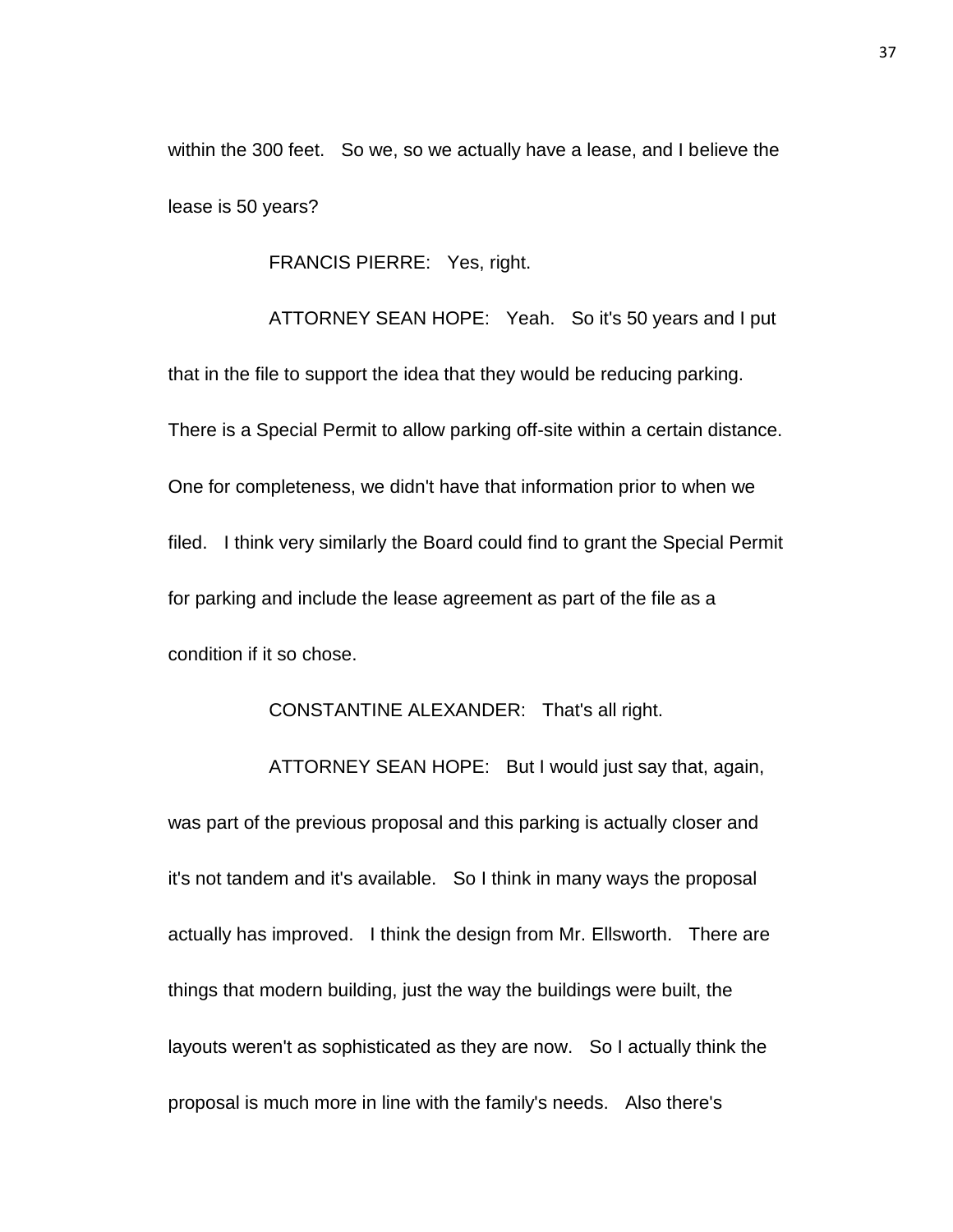within the 300 feet. So we, so we actually have a lease, and I believe the lease is 50 years?

FRANCIS PIERRE: Yes, right.

ATTORNEY SEAN HOPE: Yeah. So it's 50 years and I put that in the file to support the idea that they would be reducing parking. There is a Special Permit to allow parking off-site within a certain distance. One for completeness, we didn't have that information prior to when we filed. I think very similarly the Board could find to grant the Special Permit for parking and include the lease agreement as part of the file as a condition if it so chose.

CONSTANTINE ALEXANDER: That's all right.

ATTORNEY SEAN HOPE: But I would just say that, again, was part of the previous proposal and this parking is actually closer and it's not tandem and it's available. So I think in many ways the proposal actually has improved. I think the design from Mr. Ellsworth. There are things that modern building, just the way the buildings were built, the layouts weren't as sophisticated as they are now. So I actually think the proposal is much more in line with the family's needs. Also there's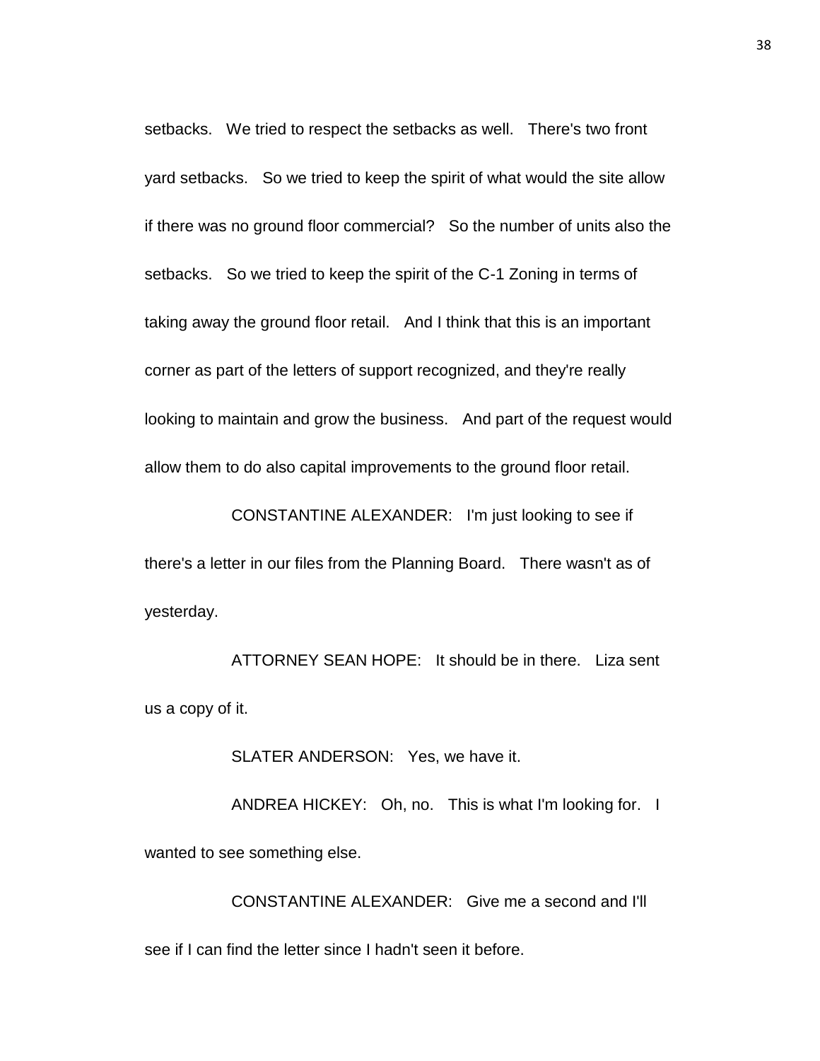setbacks. We tried to respect the setbacks as well. There's two front yard setbacks. So we tried to keep the spirit of what would the site allow if there was no ground floor commercial? So the number of units also the setbacks. So we tried to keep the spirit of the C-1 Zoning in terms of taking away the ground floor retail. And I think that this is an important corner as part of the letters of support recognized, and they're really looking to maintain and grow the business. And part of the request would allow them to do also capital improvements to the ground floor retail.

CONSTANTINE ALEXANDER: I'm just looking to see if there's a letter in our files from the Planning Board. There wasn't as of yesterday.

ATTORNEY SEAN HOPE: It should be in there. Liza sent us a copy of it.

SLATER ANDERSON: Yes, we have it.

ANDREA HICKEY: Oh, no. This is what I'm looking for. I wanted to see something else.

CONSTANTINE ALEXANDER: Give me a second and I'll see if I can find the letter since I hadn't seen it before.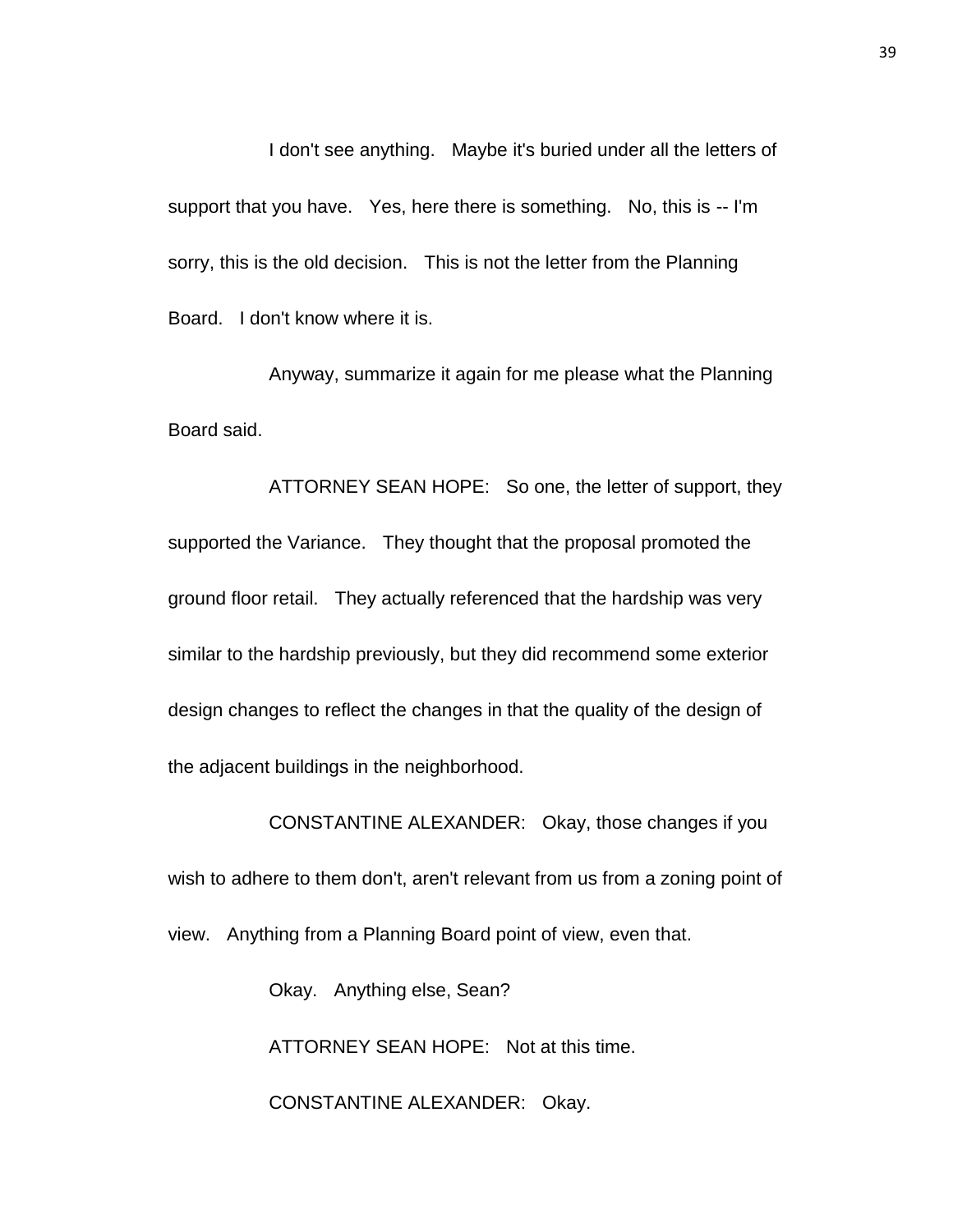I don't see anything. Maybe it's buried under all the letters of support that you have. Yes, here there is something. No, this is -- I'm sorry, this is the old decision. This is not the letter from the Planning Board. I don't know where it is.

Anyway, summarize it again for me please what the Planning Board said.

ATTORNEY SEAN HOPE: So one, the letter of support, they supported the Variance. They thought that the proposal promoted the ground floor retail. They actually referenced that the hardship was very similar to the hardship previously, but they did recommend some exterior design changes to reflect the changes in that the quality of the design of the adjacent buildings in the neighborhood.

CONSTANTINE ALEXANDER: Okay, those changes if you wish to adhere to them don't, aren't relevant from us from a zoning point of view. Anything from a Planning Board point of view, even that.

Okay. Anything else, Sean?

ATTORNEY SEAN HOPE: Not at this time.

CONSTANTINE ALEXANDER: Okay.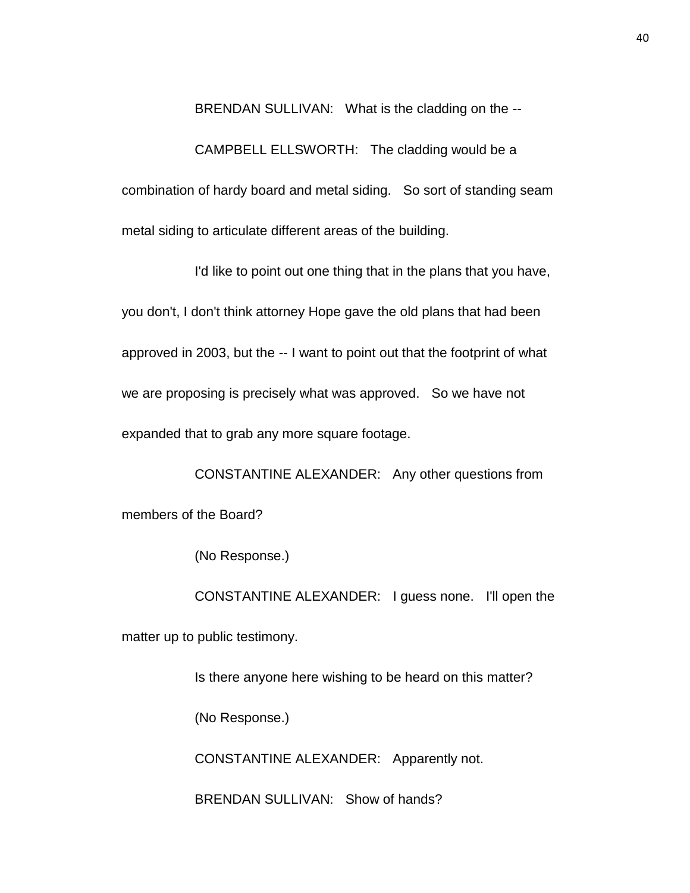BRENDAN SULLIVAN: What is the cladding on the --

CAMPBELL ELLSWORTH: The cladding would be a combination of hardy board and metal siding. So sort of standing seam metal siding to articulate different areas of the building.

I'd like to point out one thing that in the plans that you have, you don't, I don't think attorney Hope gave the old plans that had been approved in 2003, but the -- I want to point out that the footprint of what we are proposing is precisely what was approved. So we have not expanded that to grab any more square footage.

CONSTANTINE ALEXANDER: Any other questions from members of the Board?

(No Response.)

CONSTANTINE ALEXANDER: I guess none. I'll open the matter up to public testimony.

Is there anyone here wishing to be heard on this matter?

(No Response.)

CONSTANTINE ALEXANDER: Apparently not.

BRENDAN SULLIVAN: Show of hands?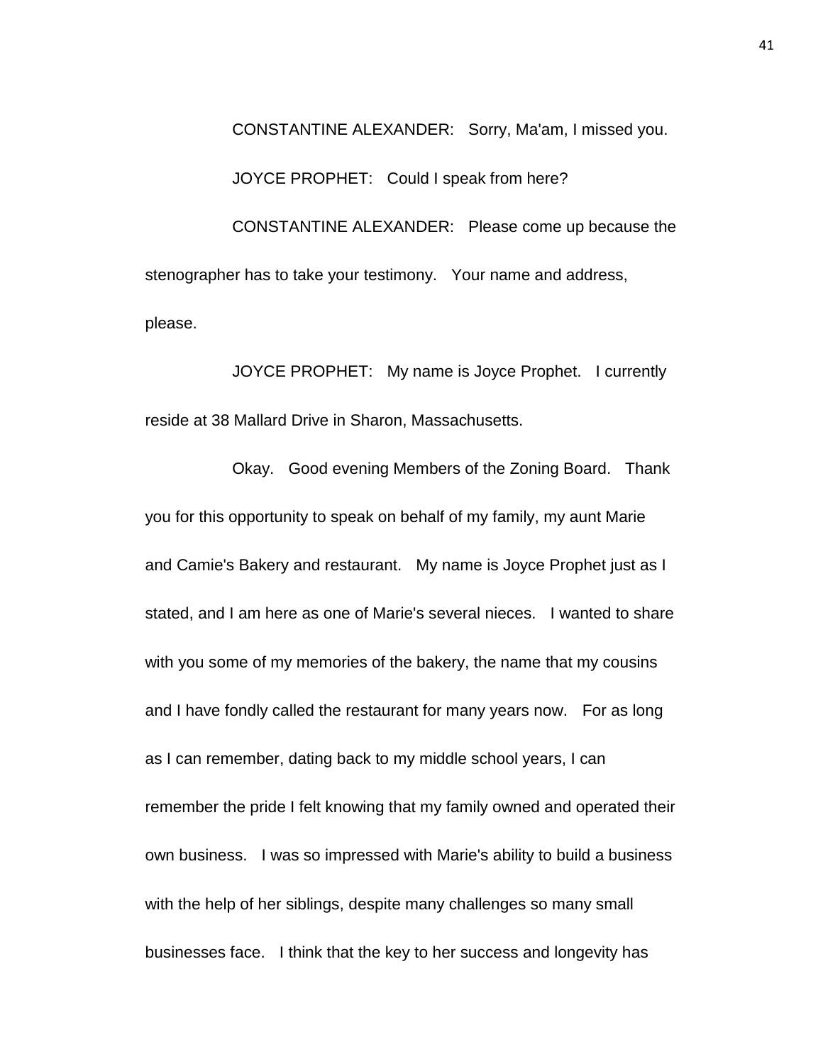CONSTANTINE ALEXANDER: Sorry, Ma'am, I missed you.

JOYCE PROPHET: Could I speak from here?

CONSTANTINE ALEXANDER: Please come up because the stenographer has to take your testimony. Your name and address, please.

JOYCE PROPHET: My name is Joyce Prophet. I currently reside at 38 Mallard Drive in Sharon, Massachusetts.

Okay. Good evening Members of the Zoning Board. Thank you for this opportunity to speak on behalf of my family, my aunt Marie and Camie's Bakery and restaurant. My name is Joyce Prophet just as I stated, and I am here as one of Marie's several nieces. I wanted to share with you some of my memories of the bakery, the name that my cousins and I have fondly called the restaurant for many years now. For as long as I can remember, dating back to my middle school years, I can remember the pride I felt knowing that my family owned and operated their own business. I was so impressed with Marie's ability to build a business with the help of her siblings, despite many challenges so many small businesses face. I think that the key to her success and longevity has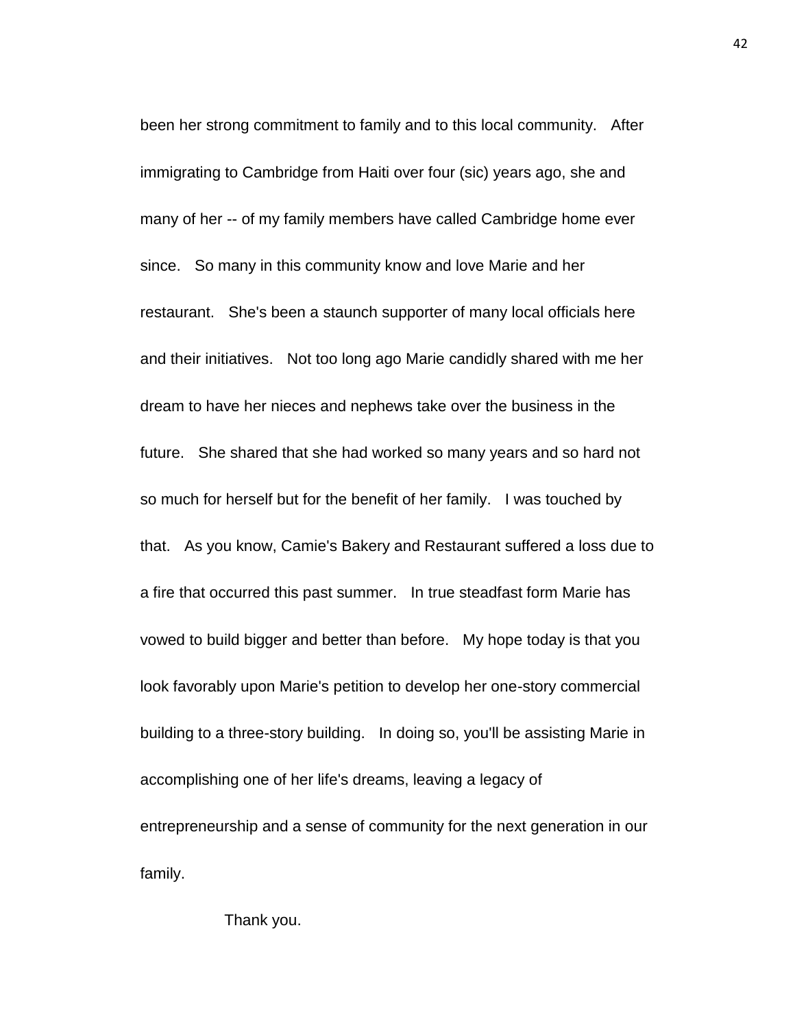been her strong commitment to family and to this local community. After immigrating to Cambridge from Haiti over four (sic) years ago, she and many of her -- of my family members have called Cambridge home ever since. So many in this community know and love Marie and her restaurant. She's been a staunch supporter of many local officials here and their initiatives. Not too long ago Marie candidly shared with me her dream to have her nieces and nephews take over the business in the future. She shared that she had worked so many years and so hard not so much for herself but for the benefit of her family. I was touched by that. As you know, Camie's Bakery and Restaurant suffered a loss due to a fire that occurred this past summer. In true steadfast form Marie has vowed to build bigger and better than before. My hope today is that you look favorably upon Marie's petition to develop her one-story commercial building to a three-story building. In doing so, you'll be assisting Marie in accomplishing one of her life's dreams, leaving a legacy of entrepreneurship and a sense of community for the next generation in our family.

Thank you.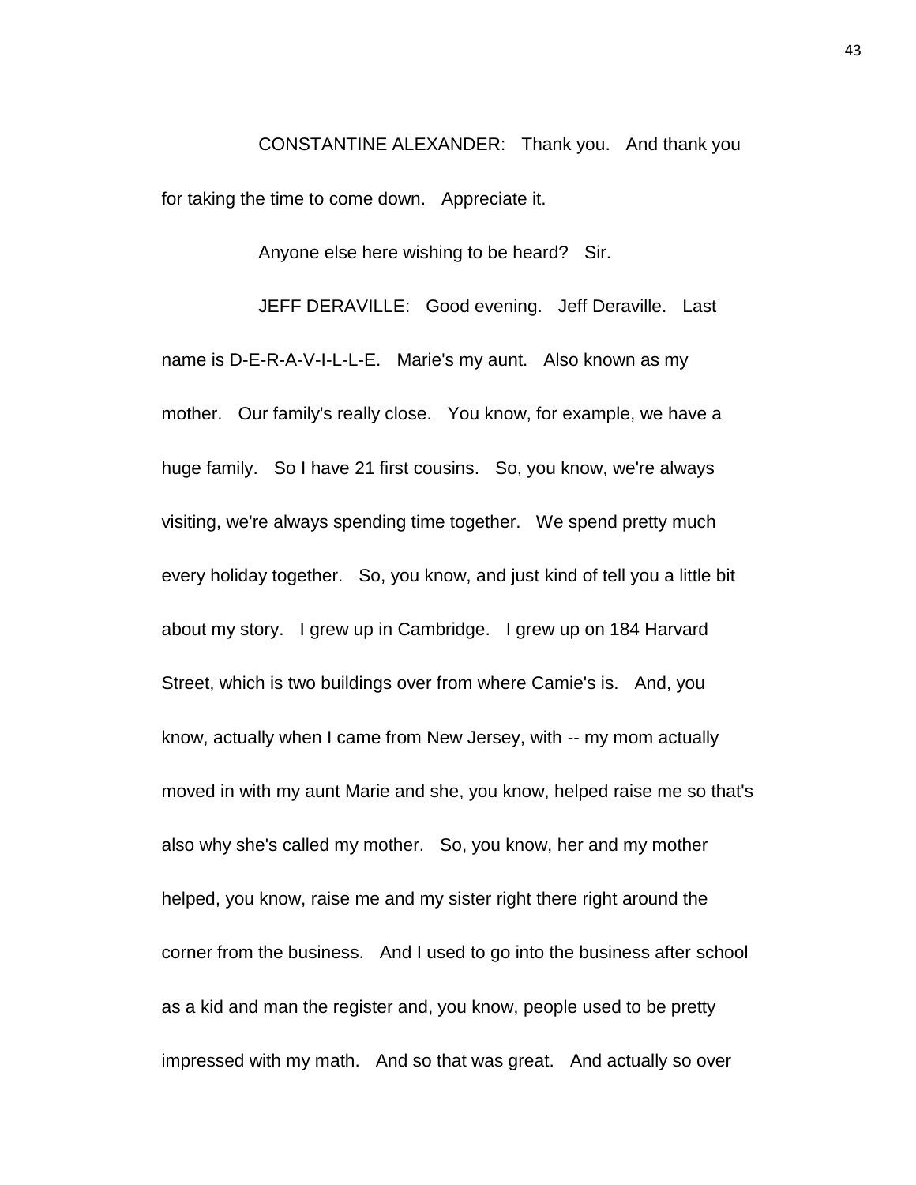CONSTANTINE ALEXANDER: Thank you. And thank you for taking the time to come down. Appreciate it.

Anyone else here wishing to be heard? Sir.

JEFF DERAVILLE: Good evening. Jeff Deraville. Last name is D-E-R-A-V-I-L-L-E. Marie's my aunt. Also known as my mother. Our family's really close. You know, for example, we have a huge family. So I have 21 first cousins. So, you know, we're always visiting, we're always spending time together. We spend pretty much every holiday together. So, you know, and just kind of tell you a little bit about my story. I grew up in Cambridge. I grew up on 184 Harvard Street, which is two buildings over from where Camie's is. And, you know, actually when I came from New Jersey, with -- my mom actually moved in with my aunt Marie and she, you know, helped raise me so that's also why she's called my mother. So, you know, her and my mother helped, you know, raise me and my sister right there right around the corner from the business. And I used to go into the business after school as a kid and man the register and, you know, people used to be pretty impressed with my math. And so that was great. And actually so over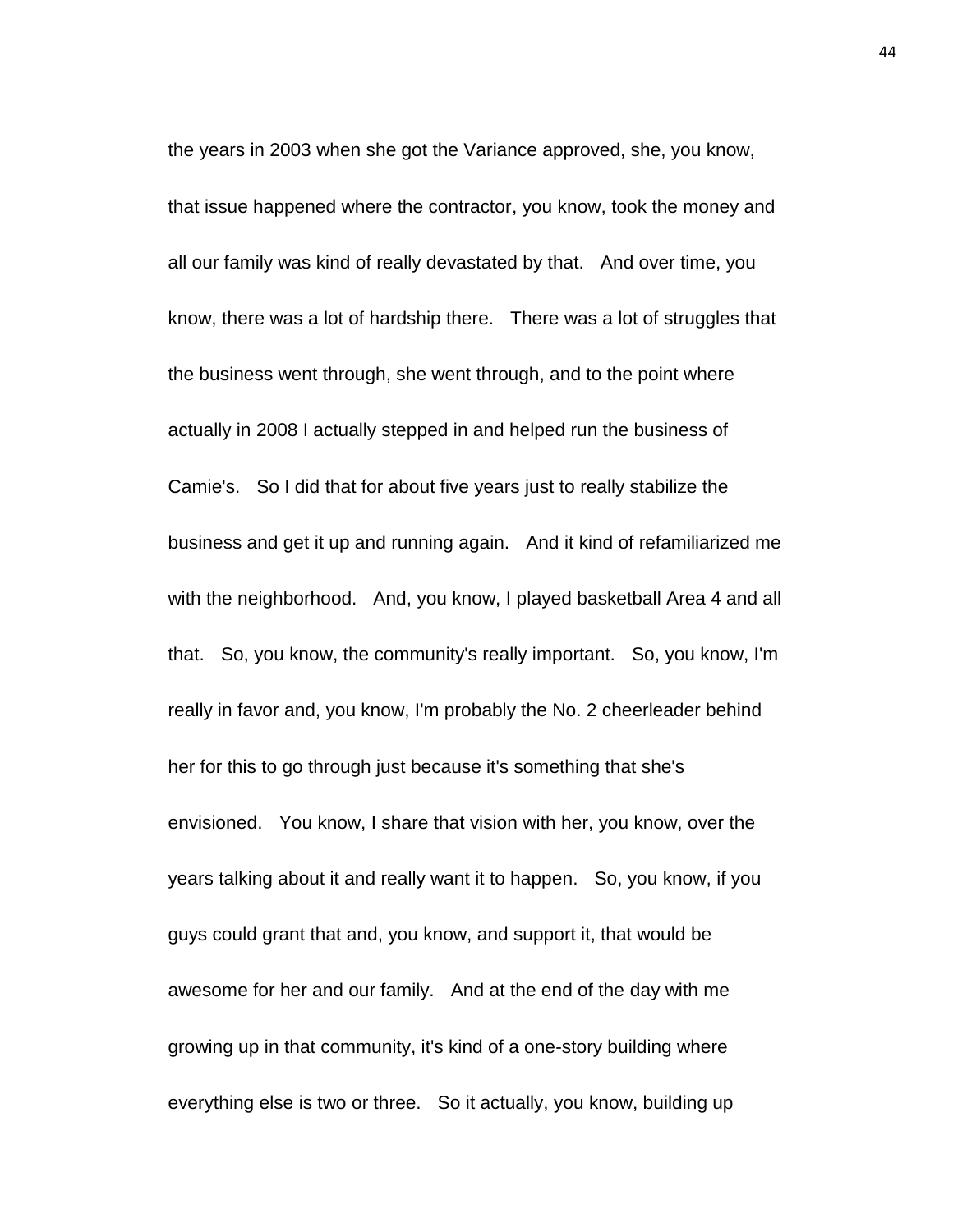the years in 2003 when she got the Variance approved, she, you know, that issue happened where the contractor, you know, took the money and all our family was kind of really devastated by that. And over time, you know, there was a lot of hardship there. There was a lot of struggles that the business went through, she went through, and to the point where actually in 2008 I actually stepped in and helped run the business of Camie's. So I did that for about five years just to really stabilize the business and get it up and running again. And it kind of refamiliarized me with the neighborhood. And, you know, I played basketball Area 4 and all that. So, you know, the community's really important. So, you know, I'm really in favor and, you know, I'm probably the No. 2 cheerleader behind her for this to go through just because it's something that she's envisioned. You know, I share that vision with her, you know, over the years talking about it and really want it to happen. So, you know, if you guys could grant that and, you know, and support it, that would be awesome for her and our family. And at the end of the day with me growing up in that community, it's kind of a one-story building where everything else is two or three. So it actually, you know, building up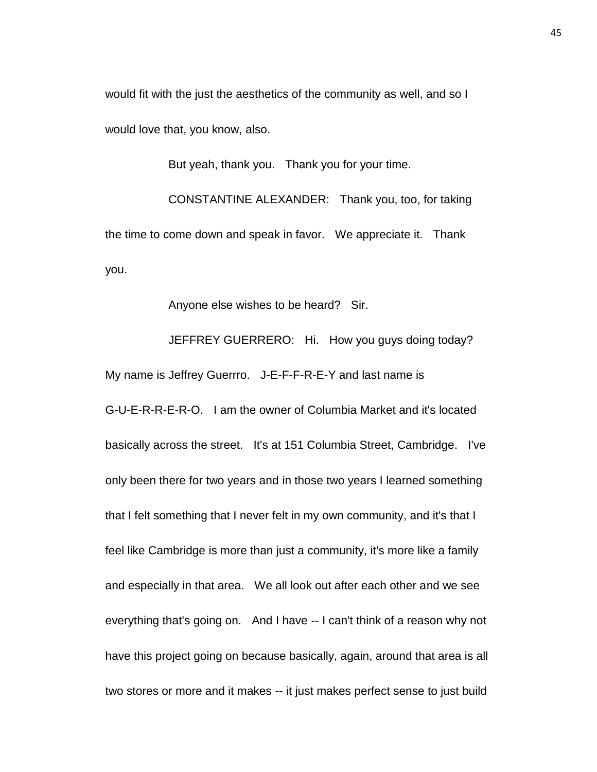would fit with the just the aesthetics of the community as well, and so I would love that, you know, also.

But yeah, thank you. Thank you for your time.

CONSTANTINE ALEXANDER: Thank you, too, for taking the time to come down and speak in favor. We appreciate it. Thank you.

Anyone else wishes to be heard? Sir.

JEFFREY GUERRERO: Hi. How you guys doing today? My name is Jeffrey Guerrro. J-E-F-F-R-E-Y and last name is G-U-E-R-R-E-R-O. I am the owner of Columbia Market and it's located basically across the street. It's at 151 Columbia Street, Cambridge. I've only been there for two years and in those two years I learned something that I felt something that I never felt in my own community, and it's that I feel like Cambridge is more than just a community, it's more like a family and especially in that area. We all look out after each other and we see everything that's going on. And I have -- I can't think of a reason why not have this project going on because basically, again, around that area is all two stores or more and it makes -- it just makes perfect sense to just build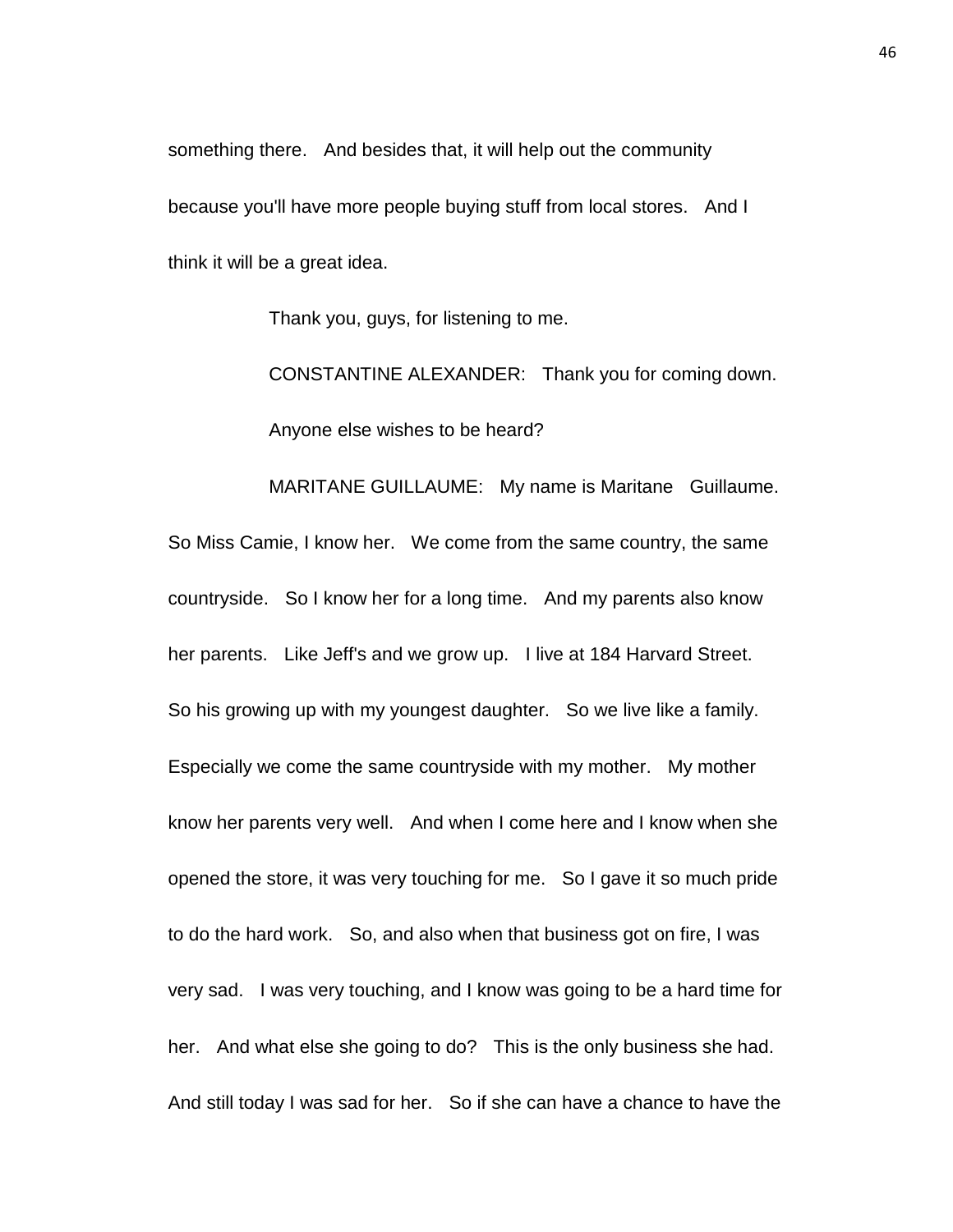something there. And besides that, it will help out the community because you'll have more people buying stuff from local stores. And I think it will be a great idea.

Thank you, guys, for listening to me.

CONSTANTINE ALEXANDER: Thank you for coming down.

Anyone else wishes to be heard?

MARITANE GUILLAUME: My name is Maritane Guillaume. So Miss Camie, I know her. We come from the same country, the same countryside. So I know her for a long time. And my parents also know her parents. Like Jeff's and we grow up. I live at 184 Harvard Street. So his growing up with my youngest daughter. So we live like a family. Especially we come the same countryside with my mother. My mother know her parents very well. And when I come here and I know when she opened the store, it was very touching for me. So I gave it so much pride to do the hard work. So, and also when that business got on fire, I was very sad. I was very touching, and I know was going to be a hard time for her. And what else she going to do? This is the only business she had. And still today I was sad for her. So if she can have a chance to have the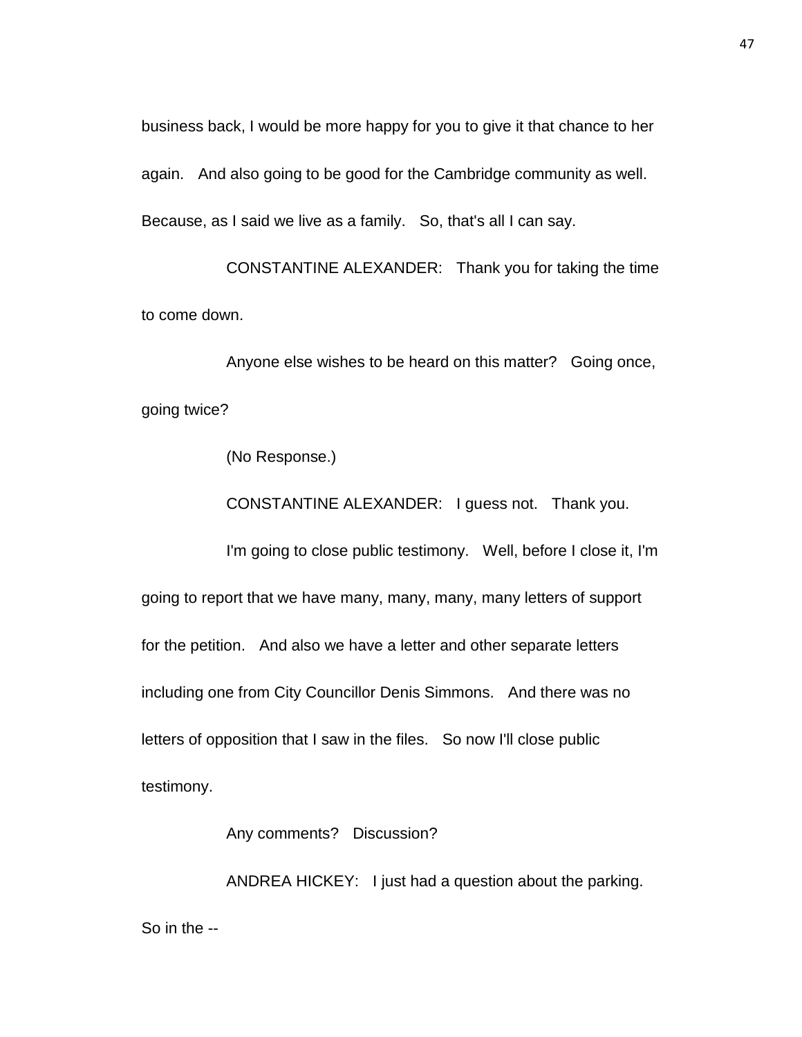business back, I would be more happy for you to give it that chance to her again. And also going to be good for the Cambridge community as well. Because, as I said we live as a family. So, that's all I can say.

CONSTANTINE ALEXANDER: Thank you for taking the time to come down.

Anyone else wishes to be heard on this matter? Going once, going twice?

(No Response.)

CONSTANTINE ALEXANDER: I guess not. Thank you.

I'm going to close public testimony. Well, before I close it, I'm going to report that we have many, many, many, many letters of support for the petition. And also we have a letter and other separate letters including one from City Councillor Denis Simmons. And there was no letters of opposition that I saw in the files. So now I'll close public testimony.

Any comments? Discussion?

ANDREA HICKEY: I just had a question about the parking. So in the --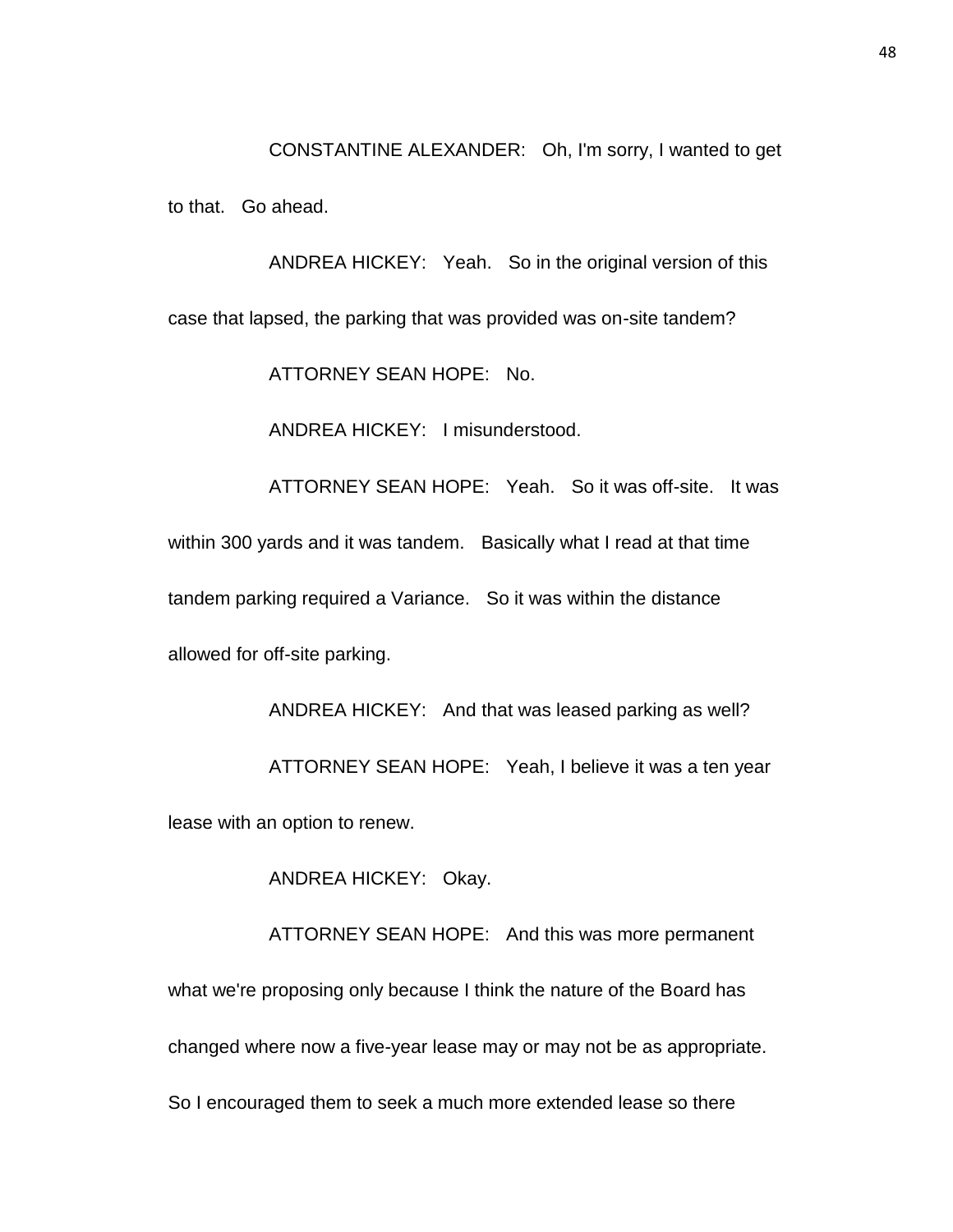CONSTANTINE ALEXANDER: Oh, I'm sorry, I wanted to get to that. Go ahead.

ANDREA HICKEY: Yeah. So in the original version of this case that lapsed, the parking that was provided was on-site tandem?

ATTORNEY SEAN HOPE: No.

ANDREA HICKEY: I misunderstood.

ATTORNEY SEAN HOPE: Yeah. So it was off-site. It was within 300 yards and it was tandem. Basically what I read at that time tandem parking required a Variance. So it was within the distance allowed for off-site parking.

ANDREA HICKEY: And that was leased parking as well?

ATTORNEY SEAN HOPE: Yeah, I believe it was a ten year lease with an option to renew.

ANDREA HICKEY: Okay.

ATTORNEY SEAN HOPE: And this was more permanent what we're proposing only because I think the nature of the Board has changed where now a five-year lease may or may not be as appropriate. So I encouraged them to seek a much more extended lease so there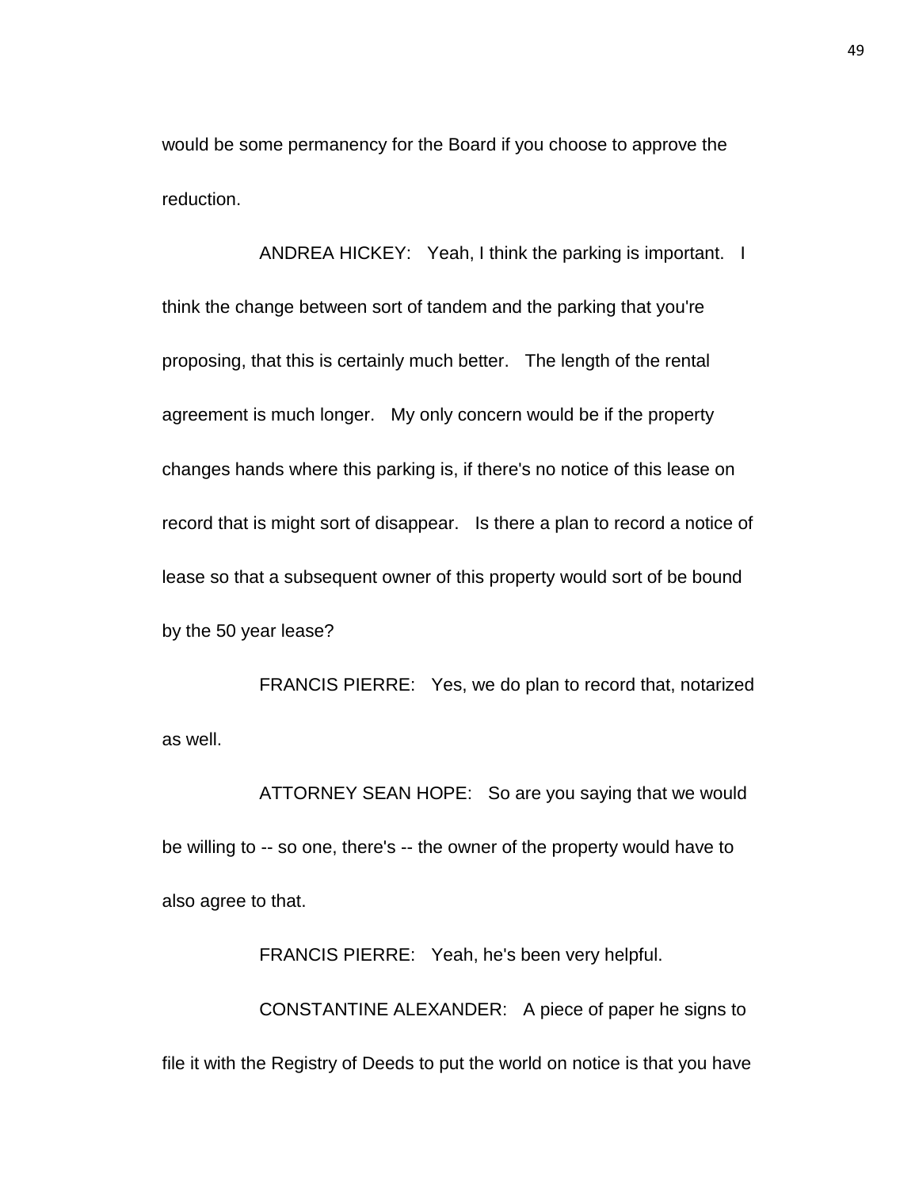would be some permanency for the Board if you choose to approve the reduction.

ANDREA HICKEY: Yeah, I think the parking is important. I think the change between sort of tandem and the parking that you're proposing, that this is certainly much better. The length of the rental agreement is much longer. My only concern would be if the property changes hands where this parking is, if there's no notice of this lease on record that is might sort of disappear. Is there a plan to record a notice of lease so that a subsequent owner of this property would sort of be bound by the 50 year lease?

FRANCIS PIERRE: Yes, we do plan to record that, notarized as well.

ATTORNEY SEAN HOPE: So are you saying that we would be willing to -- so one, there's -- the owner of the property would have to also agree to that.

FRANCIS PIERRE: Yeah, he's been very helpful.

CONSTANTINE ALEXANDER: A piece of paper he signs to file it with the Registry of Deeds to put the world on notice is that you have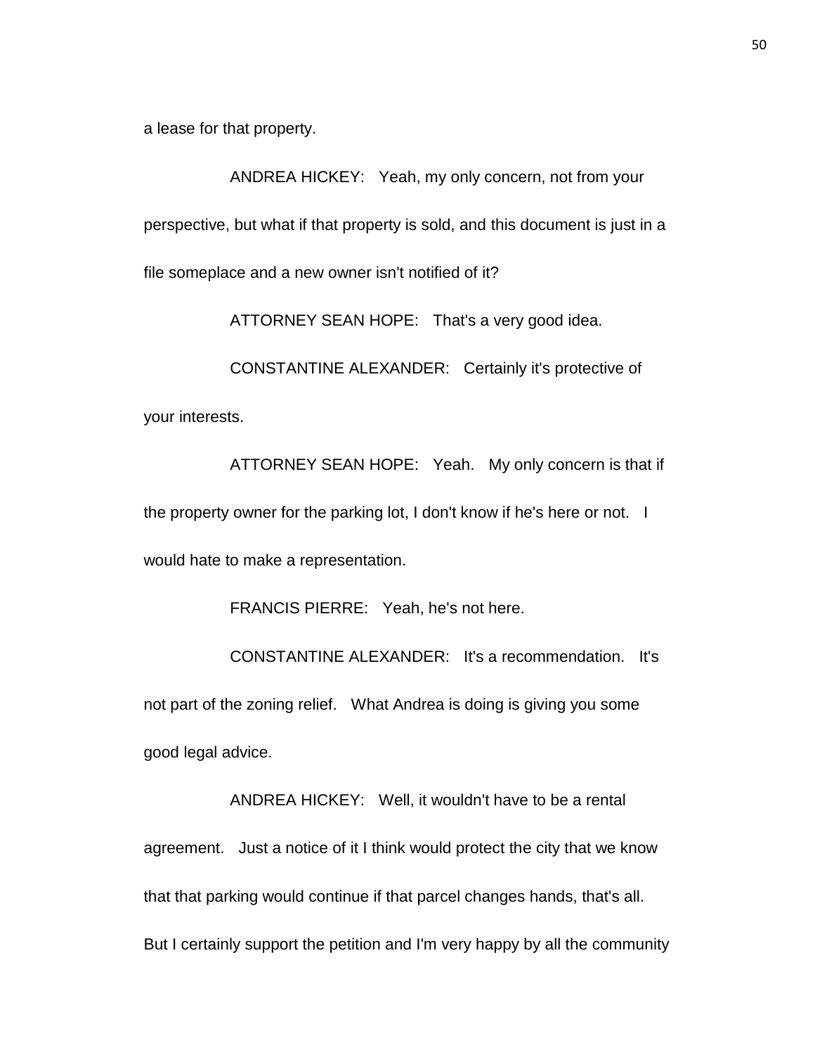a lease for that property.

ANDREA HICKEY: Yeah, my only concern, not from your perspective, but what if that property is sold, and this document is just in a file someplace and a new owner isn't notified of it?

ATTORNEY SEAN HOPE: That's a very good idea.

CONSTANTINE ALEXANDER: Certainly it's protective of your interests.

ATTORNEY SEAN HOPE: Yeah. My only concern is that if the property owner for the parking lot, I don't know if he's here or not. I would hate to make a representation.

FRANCIS PIERRE: Yeah, he's not here.

CONSTANTINE ALEXANDER: It's a recommendation. It's not part of the zoning relief. What Andrea is doing is giving you some good legal advice.

ANDREA HICKEY: Well, it wouldn't have to be a rental agreement. Just a notice of it I think would protect the city that we know that that parking would continue if that parcel changes hands, that's all. But I certainly support the petition and I'm very happy by all the community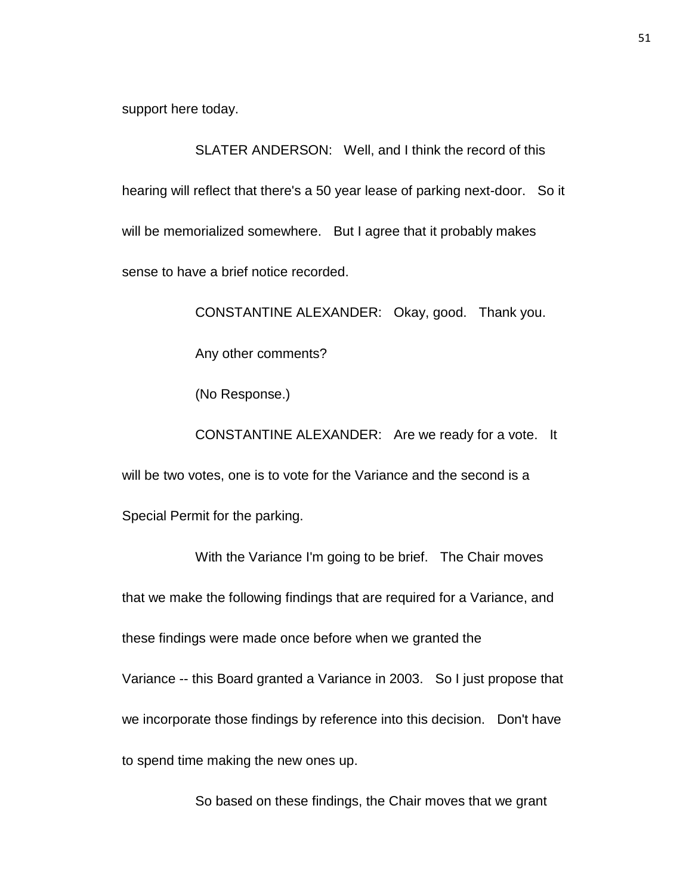support here today.

SLATER ANDERSON: Well, and I think the record of this hearing will reflect that there's a 50 year lease of parking next-door. So it will be memorialized somewhere. But I agree that it probably makes sense to have a brief notice recorded.

CONSTANTINE ALEXANDER: Okay, good. Thank you.

Any other comments?

(No Response.)

CONSTANTINE ALEXANDER: Are we ready for a vote. It will be two votes, one is to vote for the Variance and the second is a Special Permit for the parking.

With the Variance I'm going to be brief. The Chair moves that we make the following findings that are required for a Variance, and these findings were made once before when we granted the Variance -- this Board granted a Variance in 2003. So I just propose that we incorporate those findings by reference into this decision. Don't have to spend time making the new ones up.

So based on these findings, the Chair moves that we grant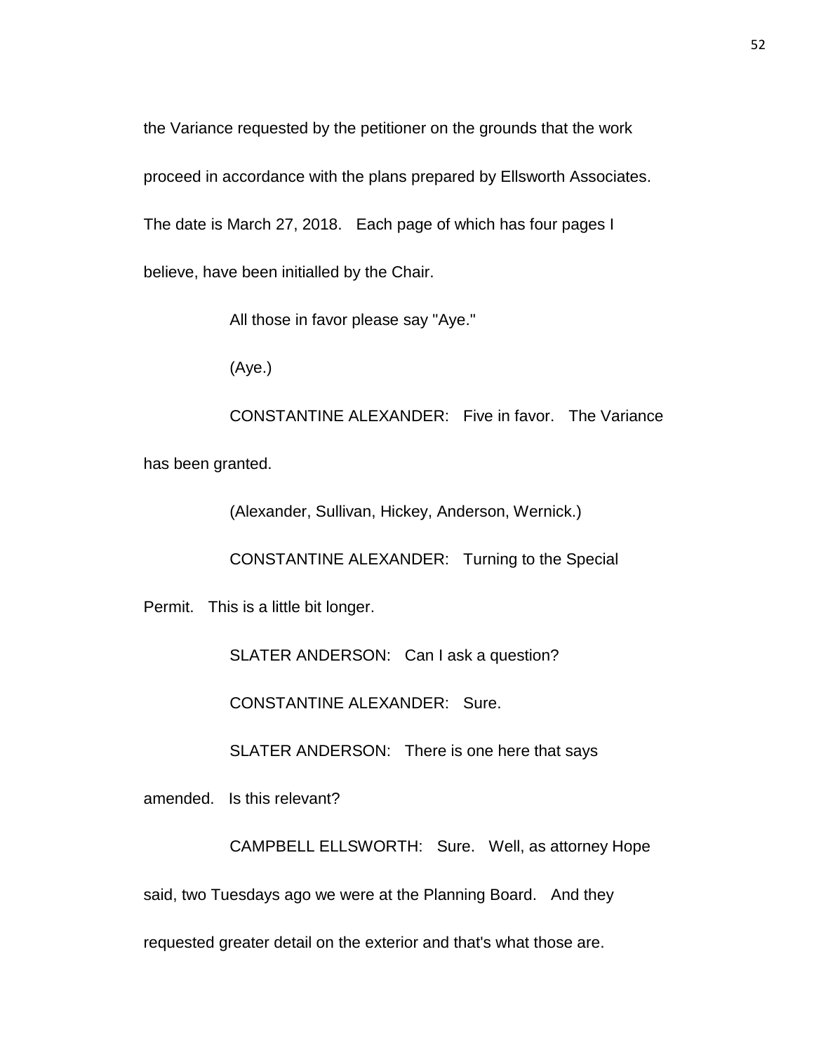the Variance requested by the petitioner on the grounds that the work proceed in accordance with the plans prepared by Ellsworth Associates. The date is March 27, 2018. Each page of which has four pages I believe, have been initialled by the Chair.

All those in favor please say "Aye."

(Aye.)

CONSTANTINE ALEXANDER: Five in favor. The Variance has been granted.

(Alexander, Sullivan, Hickey, Anderson, Wernick.)

CONSTANTINE ALEXANDER: Turning to the Special Permit. This is a little bit longer.

SLATER ANDERSON: Can I ask a question?

CONSTANTINE ALEXANDER: Sure.

SLATER ANDERSON: There is one here that says amended. Is this relevant?

CAMPBELL ELLSWORTH: Sure. Well, as attorney Hope said, two Tuesdays ago we were at the Planning Board. And they requested greater detail on the exterior and that's what those are.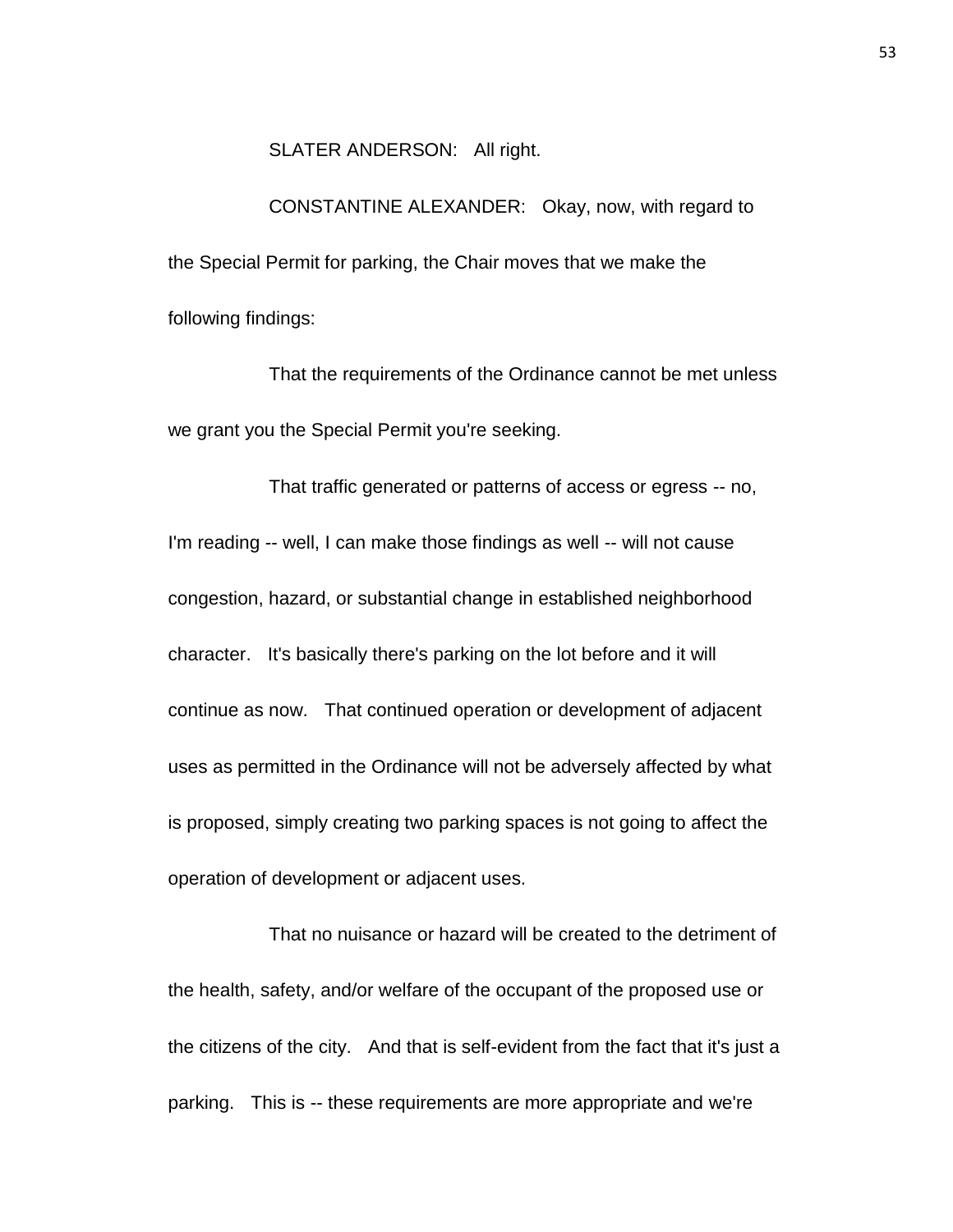SLATER ANDERSON: All right.

CONSTANTINE ALEXANDER: Okay, now, with regard to the Special Permit for parking, the Chair moves that we make the following findings:

That the requirements of the Ordinance cannot be met unless we grant you the Special Permit you're seeking.

That traffic generated or patterns of access or egress -- no, I'm reading -- well, I can make those findings as well -- will not cause congestion, hazard, or substantial change in established neighborhood character. It's basically there's parking on the lot before and it will continue as now. That continued operation or development of adjacent uses as permitted in the Ordinance will not be adversely affected by what is proposed, simply creating two parking spaces is not going to affect the operation of development or adjacent uses.

That no nuisance or hazard will be created to the detriment of the health, safety, and/or welfare of the occupant of the proposed use or the citizens of the city. And that is self-evident from the fact that it's just a parking. This is -- these requirements are more appropriate and we're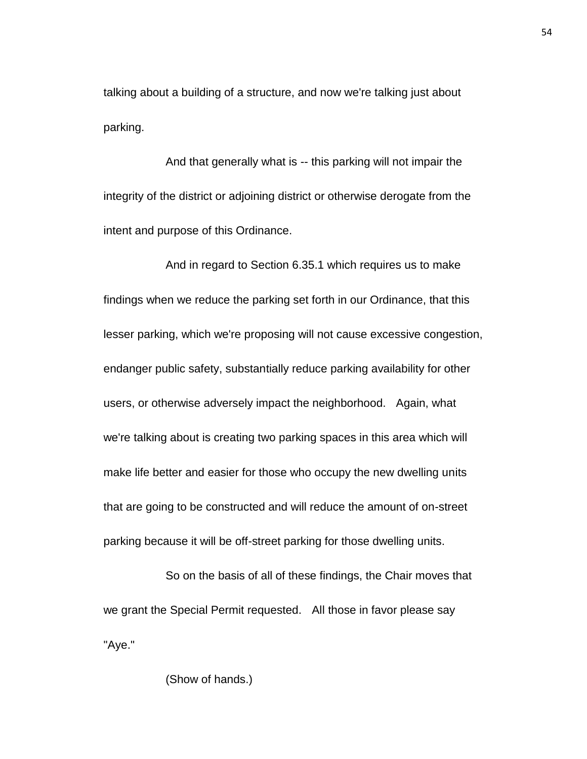talking about a building of a structure, and now we're talking just about parking.

And that generally what is -- this parking will not impair the integrity of the district or adjoining district or otherwise derogate from the intent and purpose of this Ordinance.

And in regard to Section 6.35.1 which requires us to make findings when we reduce the parking set forth in our Ordinance, that this lesser parking, which we're proposing will not cause excessive congestion, endanger public safety, substantially reduce parking availability for other users, or otherwise adversely impact the neighborhood. Again, what we're talking about is creating two parking spaces in this area which will make life better and easier for those who occupy the new dwelling units that are going to be constructed and will reduce the amount of on-street parking because it will be off-street parking for those dwelling units.

So on the basis of all of these findings, the Chair moves that we grant the Special Permit requested. All those in favor please say "Aye."

(Show of hands.)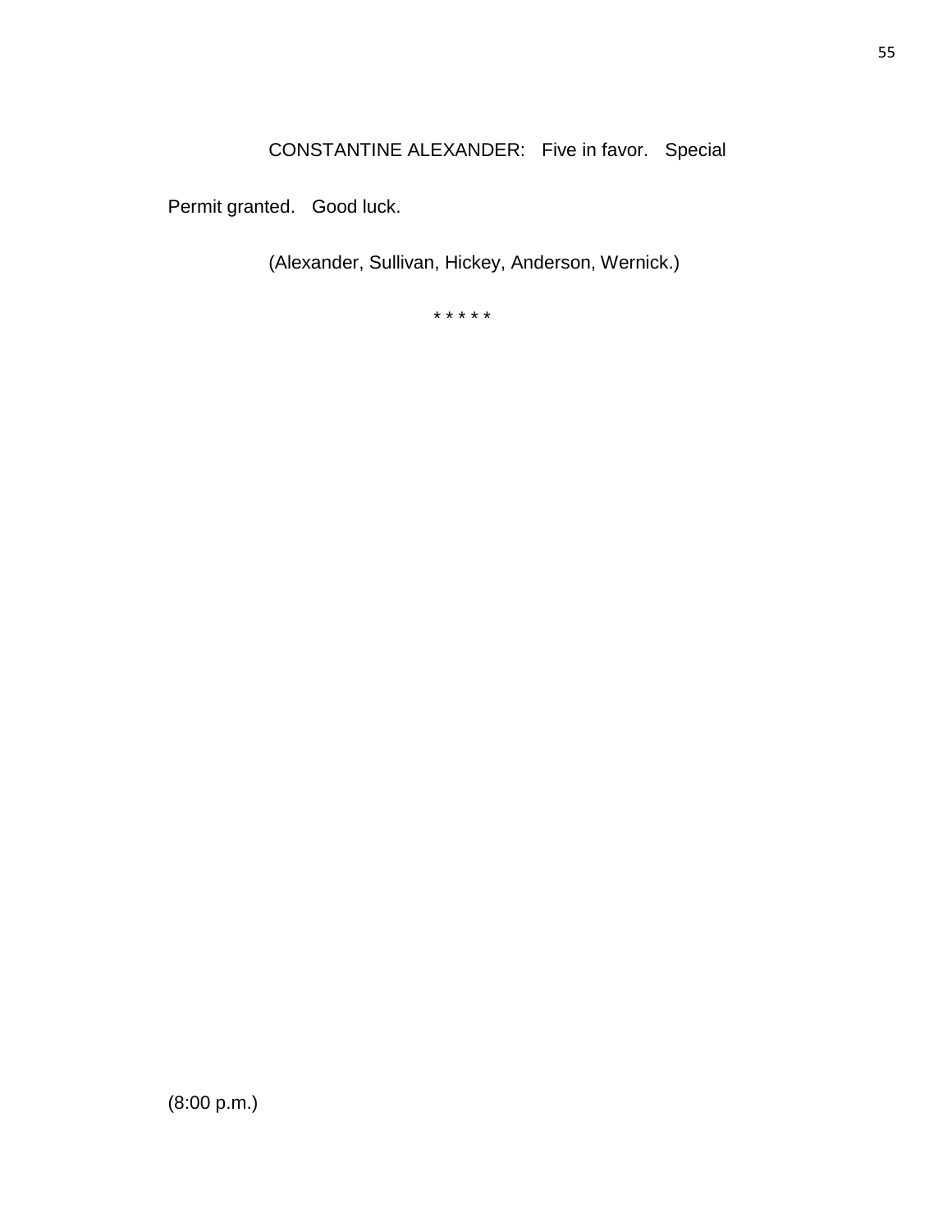CONSTANTINE ALEXANDER: Five in favor. Special Permit granted. Good luck.

(Alexander, Sullivan, Hickey, Anderson, Wernick.)

* * * * *

(8:00 p.m.)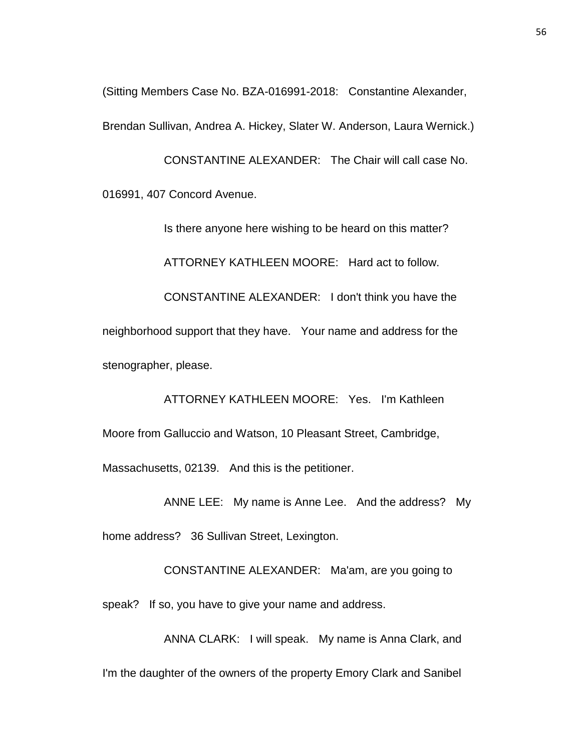(Sitting Members Case No. BZA-016991-2018: Constantine Alexander, Brendan Sullivan, Andrea A. Hickey, Slater W. Anderson, Laura Wernick.)

CONSTANTINE ALEXANDER: The Chair will call case No. 016991, 407 Concord Avenue.

Is there anyone here wishing to be heard on this matter?

ATTORNEY KATHLEEN MOORE: Hard act to follow.

CONSTANTINE ALEXANDER: I don't think you have the neighborhood support that they have. Your name and address for the stenographer, please.

ATTORNEY KATHLEEN MOORE: Yes. I'm Kathleen Moore from Galluccio and Watson, 10 Pleasant Street, Cambridge, Massachusetts, 02139. And this is the petitioner.

ANNE LEE: My name is Anne Lee. And the address? My home address? 36 Sullivan Street, Lexington.

CONSTANTINE ALEXANDER: Ma'am, are you going to speak? If so, you have to give your name and address.

ANNA CLARK: I will speak. My name is Anna Clark, and I'm the daughter of the owners of the property Emory Clark and Sanibel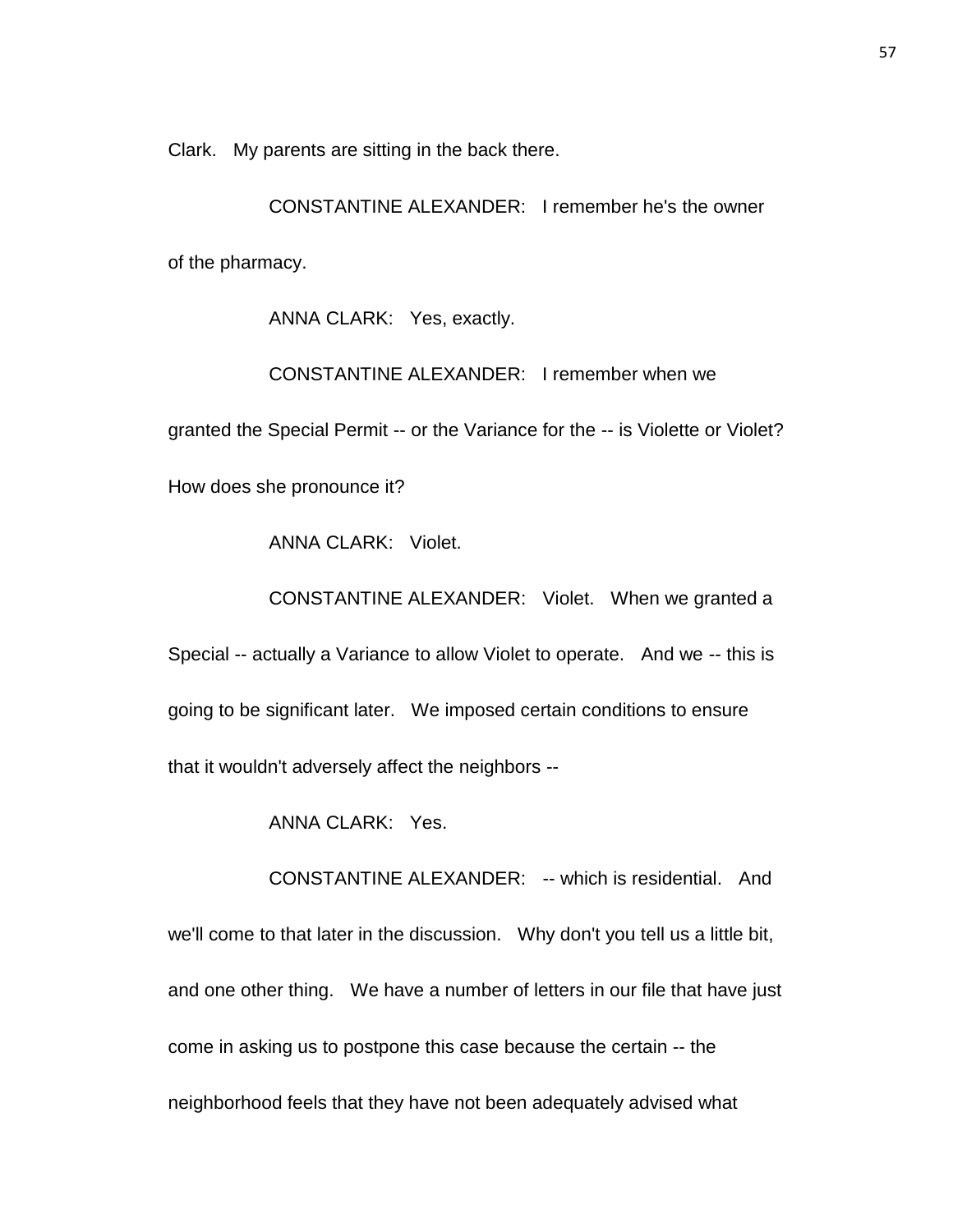Clark. My parents are sitting in the back there.

CONSTANTINE ALEXANDER: I remember he's the owner of the pharmacy.

ANNA CLARK: Yes, exactly.

CONSTANTINE ALEXANDER: I remember when we granted the Special Permit -- or the Variance for the -- is Violette or Violet? How does she pronounce it?

ANNA CLARK: Violet.

CONSTANTINE ALEXANDER: Violet. When we granted a Special -- actually a Variance to allow Violet to operate. And we -- this is going to be significant later. We imposed certain conditions to ensure that it wouldn't adversely affect the neighbors --

ANNA CLARK: Yes.

CONSTANTINE ALEXANDER: -- which is residential. And we'll come to that later in the discussion. Why don't you tell us a little bit, and one other thing. We have a number of letters in our file that have just come in asking us to postpone this case because the certain -- the neighborhood feels that they have not been adequately advised what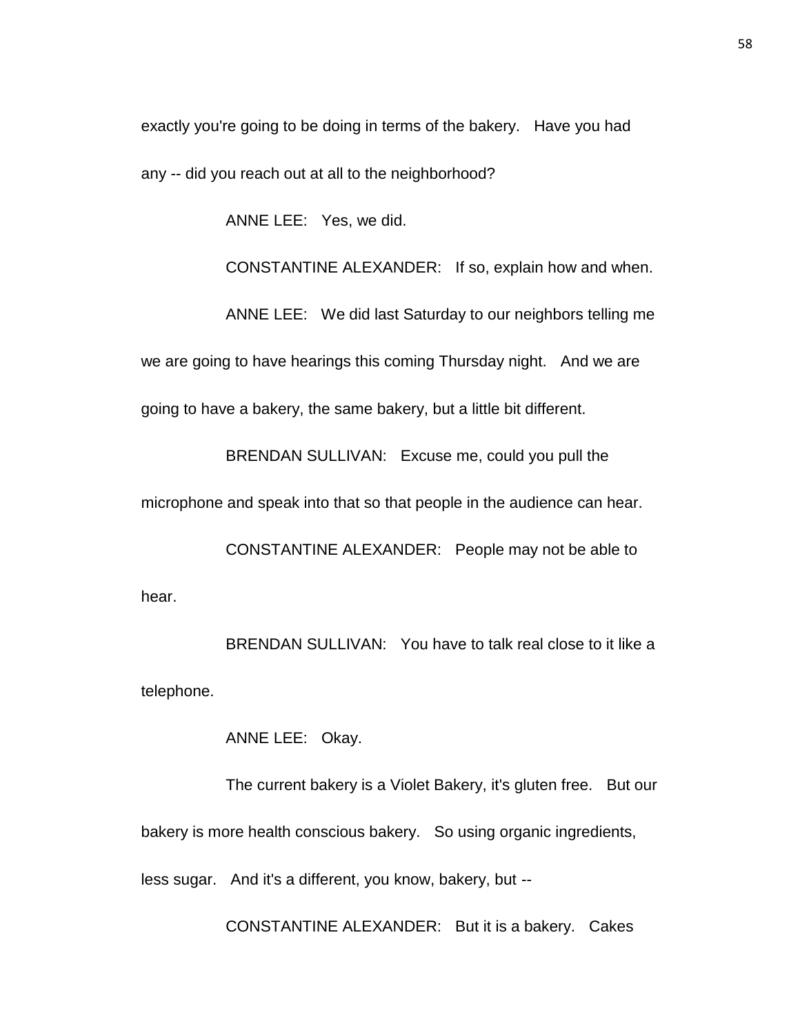exactly you're going to be doing in terms of the bakery. Have you had any -- did you reach out at all to the neighborhood?

ANNE LEE: Yes, we did.

CONSTANTINE ALEXANDER: If so, explain how and when.

ANNE LEE: We did last Saturday to our neighbors telling me we are going to have hearings this coming Thursday night. And we are going to have a bakery, the same bakery, but a little bit different.

BRENDAN SULLIVAN: Excuse me, could you pull the microphone and speak into that so that people in the audience can hear.

CONSTANTINE ALEXANDER: People may not be able to hear.

BRENDAN SULLIVAN: You have to talk real close to it like a telephone.

ANNE LEE: Okay.

The current bakery is a Violet Bakery, it's gluten free. But our bakery is more health conscious bakery. So using organic ingredients, less sugar. And it's a different, you know, bakery, but --

CONSTANTINE ALEXANDER: But it is a bakery. Cakes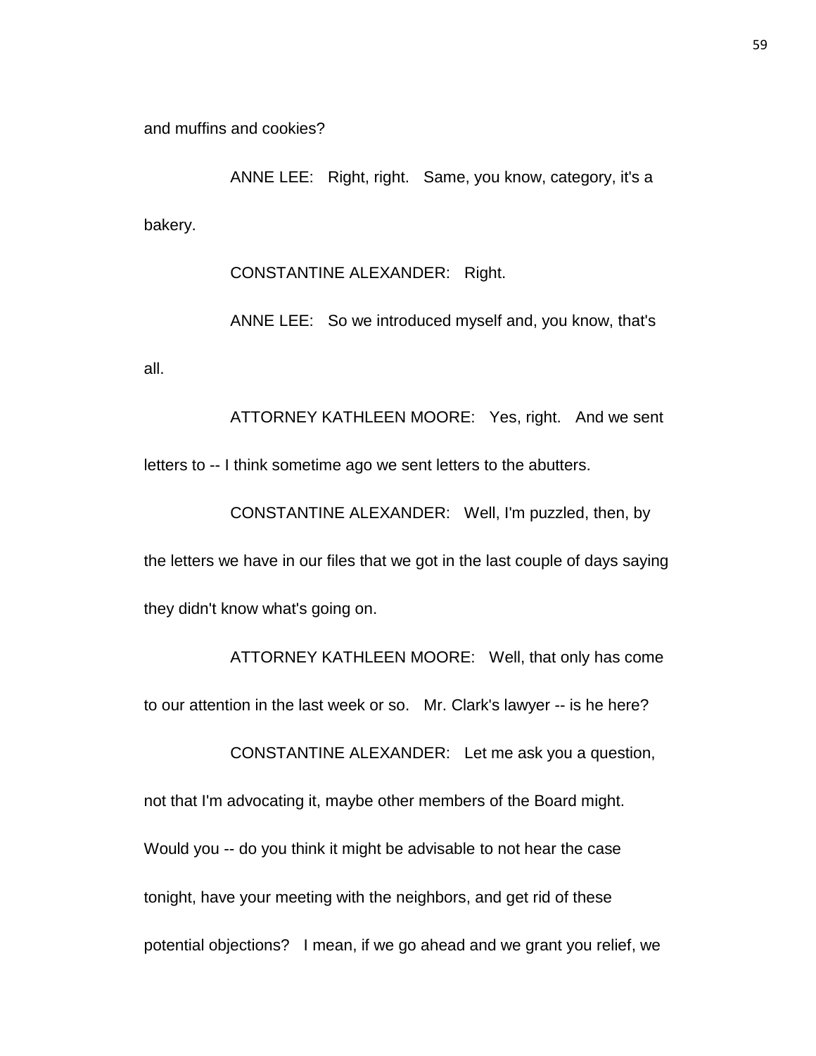and muffins and cookies?

ANNE LEE: Right, right. Same, you know, category, it's a bakery.

CONSTANTINE ALEXANDER: Right.

ANNE LEE: So we introduced myself and, you know, that's all.

ATTORNEY KATHLEEN MOORE: Yes, right. And we sent letters to -- I think sometime ago we sent letters to the abutters.

CONSTANTINE ALEXANDER: Well, I'm puzzled, then, by the letters we have in our files that we got in the last couple of days saying they didn't know what's going on.

ATTORNEY KATHLEEN MOORE: Well, that only has come to our attention in the last week or so. Mr. Clark's lawyer -- is he here?

CONSTANTINE ALEXANDER: Let me ask you a question, not that I'm advocating it, maybe other members of the Board might. Would you -- do you think it might be advisable to not hear the case tonight, have your meeting with the neighbors, and get rid of these potential objections? I mean, if we go ahead and we grant you relief, we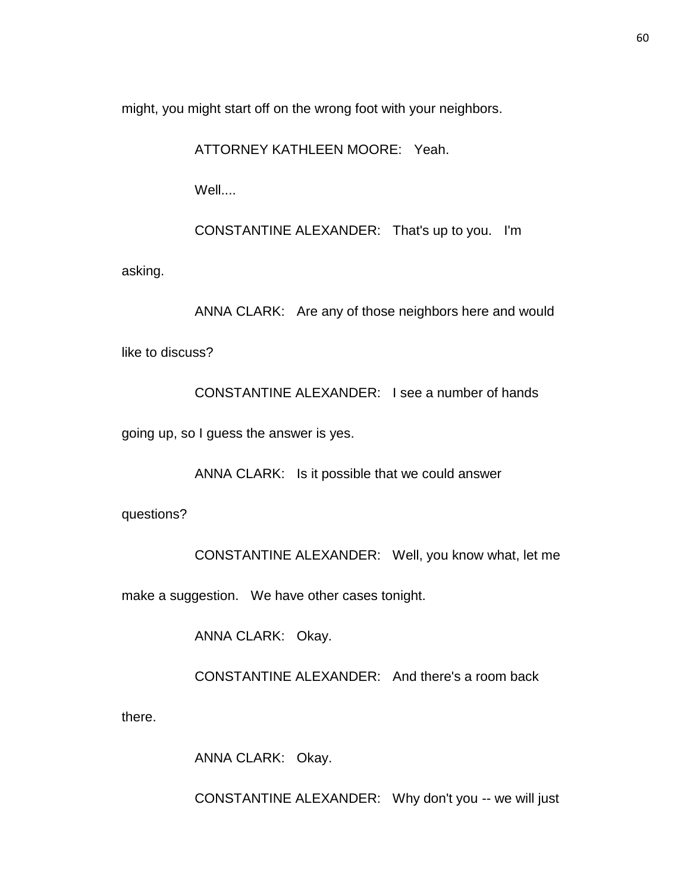might, you might start off on the wrong foot with your neighbors.

ATTORNEY KATHLEEN MOORE: Yeah.

Well....

CONSTANTINE ALEXANDER: That's up to you. I'm asking.

ANNA CLARK: Are any of those neighbors here and would like to discuss?

CONSTANTINE ALEXANDER: I see a number of hands going up, so I guess the answer is yes.

ANNA CLARK: Is it possible that we could answer questions?

CONSTANTINE ALEXANDER: Well, you know what, let me make a suggestion. We have other cases tonight.

ANNA CLARK: Okay.

CONSTANTINE ALEXANDER: And there's a room back there.

ANNA CLARK: Okay.

CONSTANTINE ALEXANDER: Why don't you -- we will just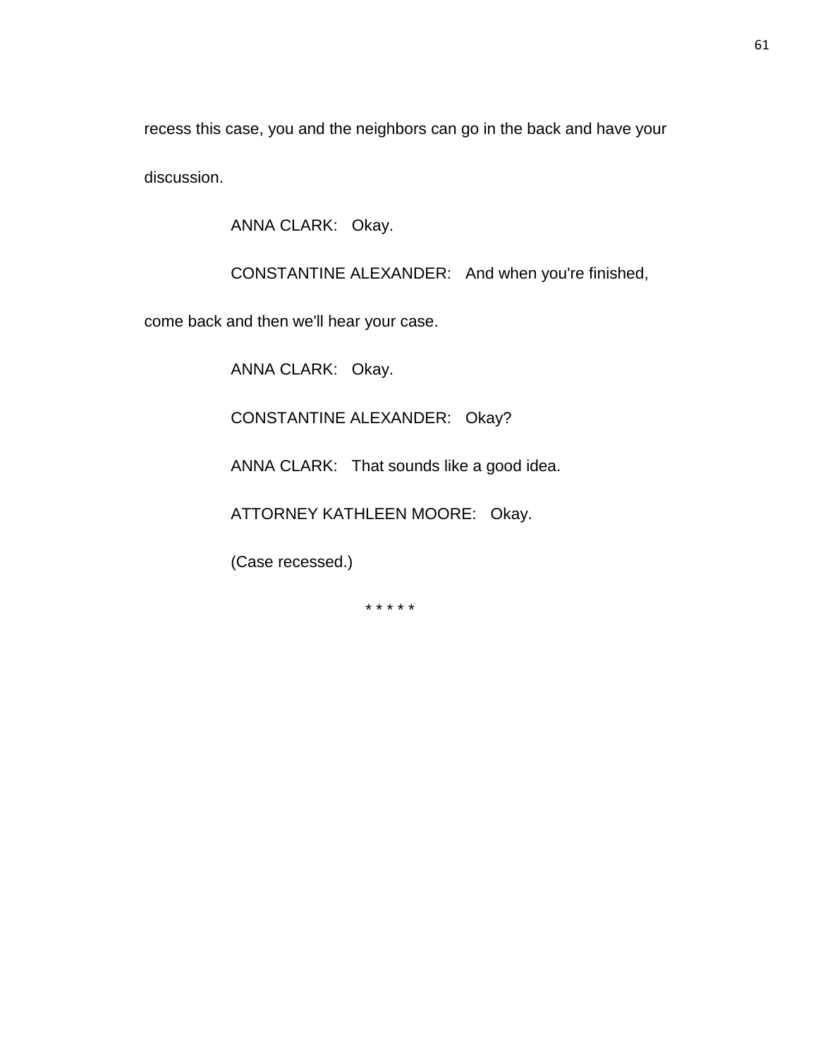recess this case, you and the neighbors can go in the back and have your discussion.

ANNA CLARK: Okay.

CONSTANTINE ALEXANDER: And when you're finished, come back and then we'll hear your case.

ANNA CLARK: Okay.

CONSTANTINE ALEXANDER: Okay?

ANNA CLARK: That sounds like a good idea.

ATTORNEY KATHLEEN MOORE: Okay.

(Case recessed.)

* * * * *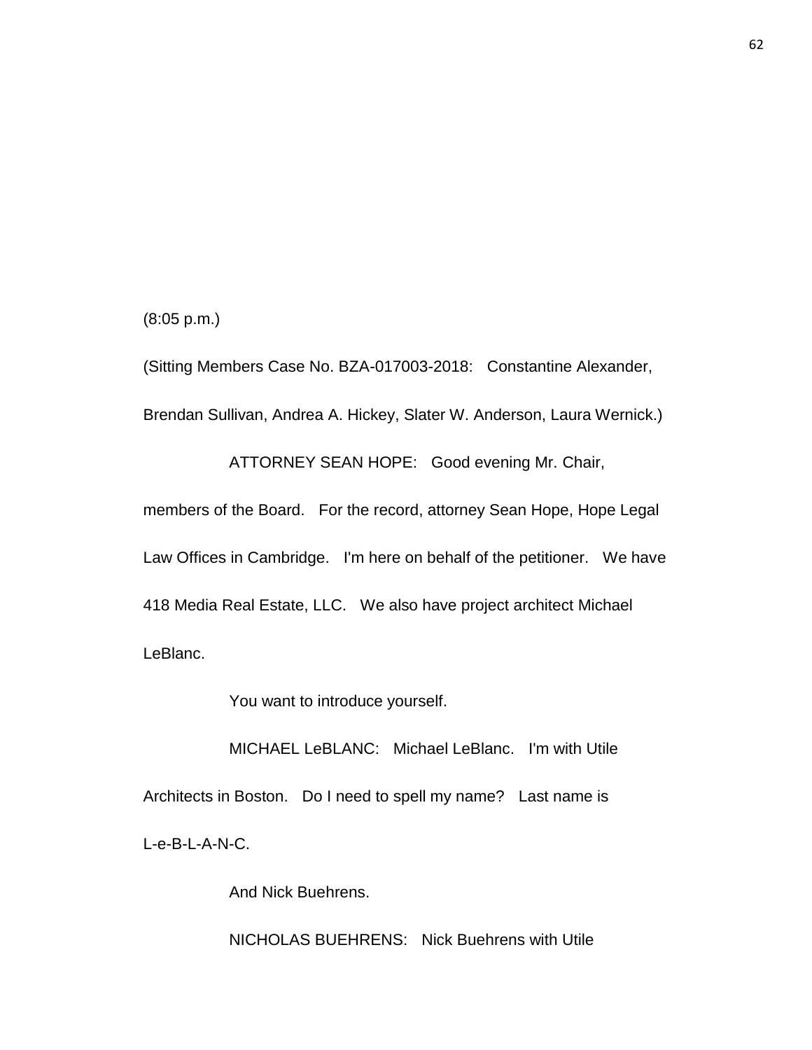(8:05 p.m.)

(Sitting Members Case No. BZA-017003-2018: Constantine Alexander, Brendan Sullivan, Andrea A. Hickey, Slater W. Anderson, Laura Wernick.)

ATTORNEY SEAN HOPE: Good evening Mr. Chair, members of the Board. For the record, attorney Sean Hope, Hope Legal Law Offices in Cambridge. I'm here on behalf of the petitioner. We have 418 Media Real Estate, LLC. We also have project architect Michael LeBlanc.

You want to introduce yourself.

MICHAEL LeBLANC: Michael LeBlanc. I'm with Utile Architects in Boston. Do I need to spell my name? Last name is L-e-B-L-A-N-C.

And Nick Buehrens.

NICHOLAS BUEHRENS: Nick Buehrens with Utile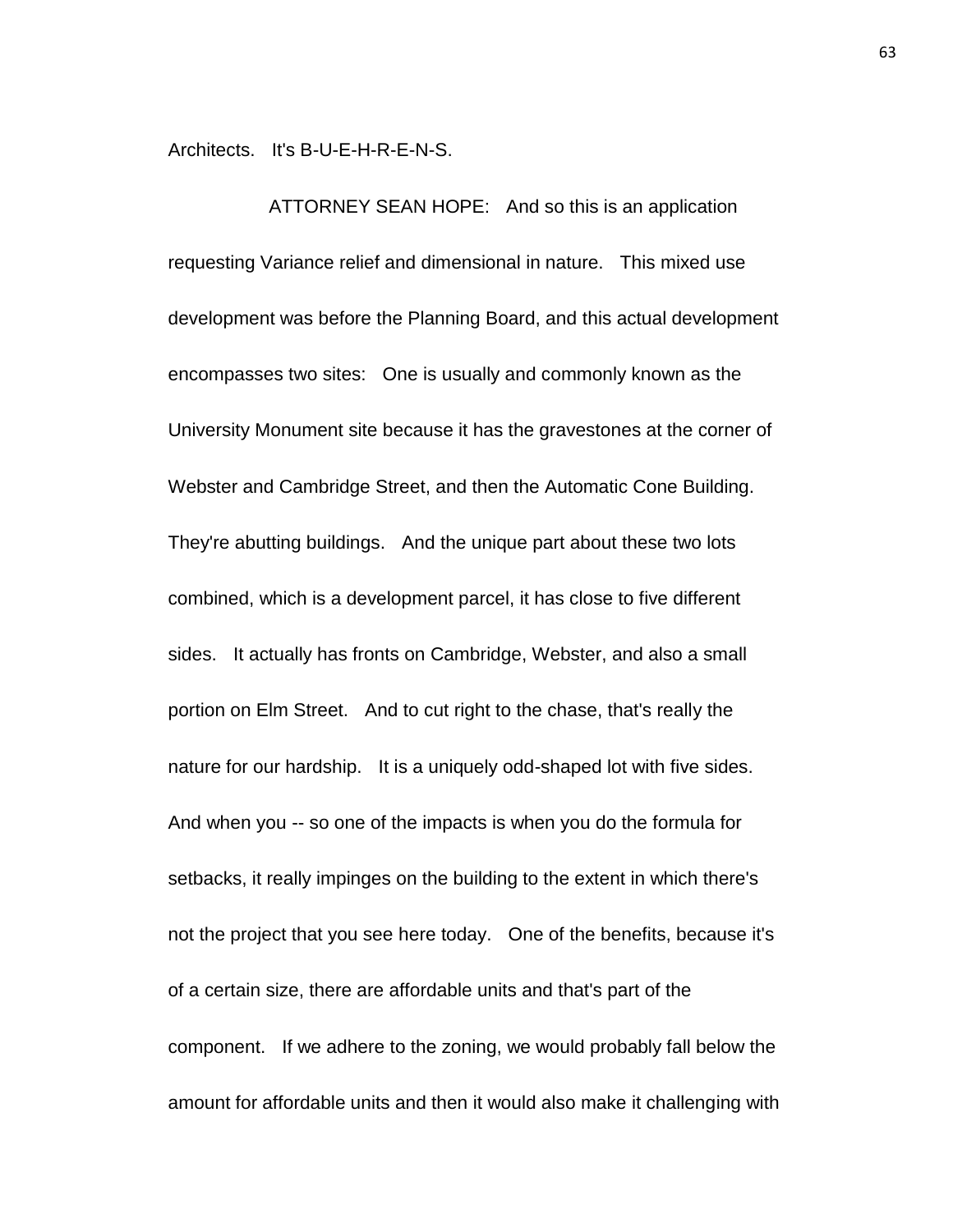Architects. It's B-U-E-H-R-E-N-S.

ATTORNEY SEAN HOPE: And so this is an application requesting Variance relief and dimensional in nature. This mixed use development was before the Planning Board, and this actual development encompasses two sites: One is usually and commonly known as the University Monument site because it has the gravestones at the corner of Webster and Cambridge Street, and then the Automatic Cone Building. They're abutting buildings. And the unique part about these two lots combined, which is a development parcel, it has close to five different sides. It actually has fronts on Cambridge, Webster, and also a small portion on Elm Street. And to cut right to the chase, that's really the nature for our hardship. It is a uniquely odd-shaped lot with five sides. And when you -- so one of the impacts is when you do the formula for setbacks, it really impinges on the building to the extent in which there's not the project that you see here today. One of the benefits, because it's of a certain size, there are affordable units and that's part of the component. If we adhere to the zoning, we would probably fall below the amount for affordable units and then it would also make it challenging with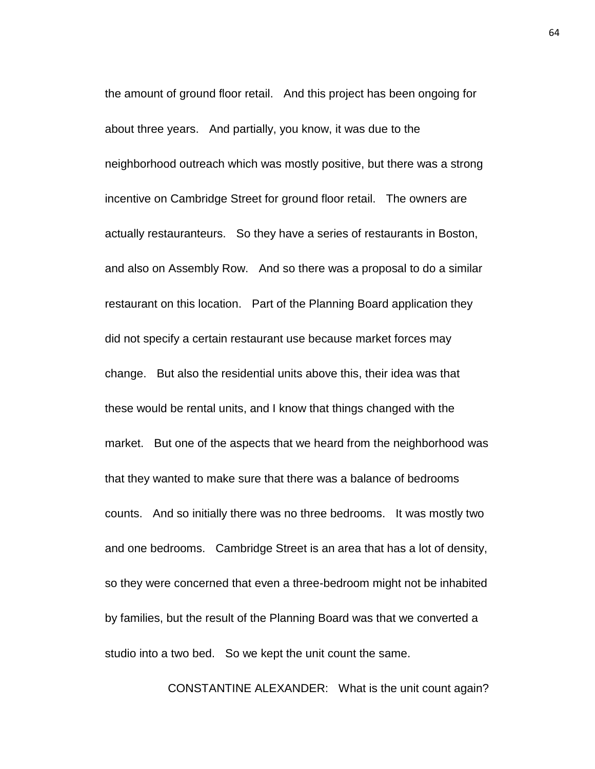the amount of ground floor retail. And this project has been ongoing for about three years. And partially, you know, it was due to the neighborhood outreach which was mostly positive, but there was a strong incentive on Cambridge Street for ground floor retail. The owners are actually restauranteurs. So they have a series of restaurants in Boston, and also on Assembly Row. And so there was a proposal to do a similar restaurant on this location. Part of the Planning Board application they did not specify a certain restaurant use because market forces may change. But also the residential units above this, their idea was that these would be rental units, and I know that things changed with the market. But one of the aspects that we heard from the neighborhood was that they wanted to make sure that there was a balance of bedrooms counts. And so initially there was no three bedrooms. It was mostly two and one bedrooms. Cambridge Street is an area that has a lot of density, so they were concerned that even a three-bedroom might not be inhabited by families, but the result of the Planning Board was that we converted a studio into a two bed. So we kept the unit count the same.

CONSTANTINE ALEXANDER: What is the unit count again?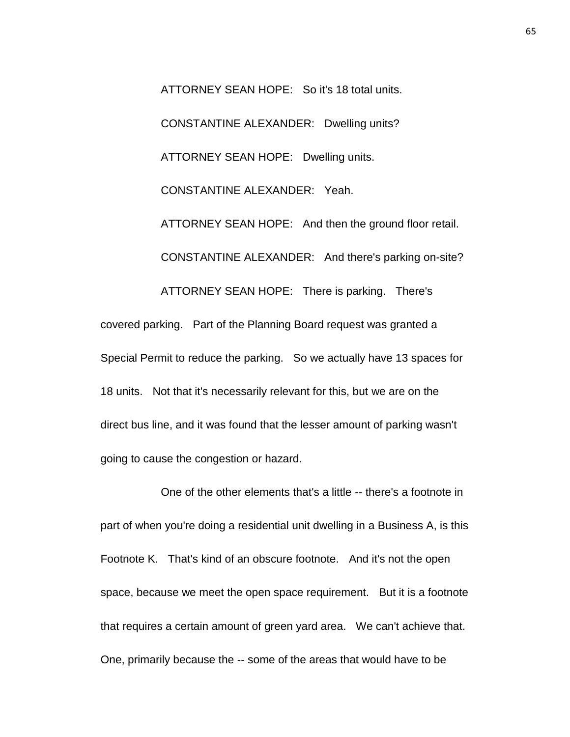ATTORNEY SEAN HOPE: So it's 18 total units.

CONSTANTINE ALEXANDER: Dwelling units?

ATTORNEY SEAN HOPE: Dwelling units.

CONSTANTINE ALEXANDER: Yeah.

ATTORNEY SEAN HOPE: And then the ground floor retail.

CONSTANTINE ALEXANDER: And there's parking on-site?

ATTORNEY SEAN HOPE: There is parking. There's covered parking. Part of the Planning Board request was granted a Special Permit to reduce the parking. So we actually have 13 spaces for 18 units. Not that it's necessarily relevant for this, but we are on the direct bus line, and it was found that the lesser amount of parking wasn't going to cause the congestion or hazard.

One of the other elements that's a little -- there's a footnote in part of when you're doing a residential unit dwelling in a Business A, is this Footnote K. That's kind of an obscure footnote. And it's not the open space, because we meet the open space requirement. But it is a footnote that requires a certain amount of green yard area. We can't achieve that. One, primarily because the -- some of the areas that would have to be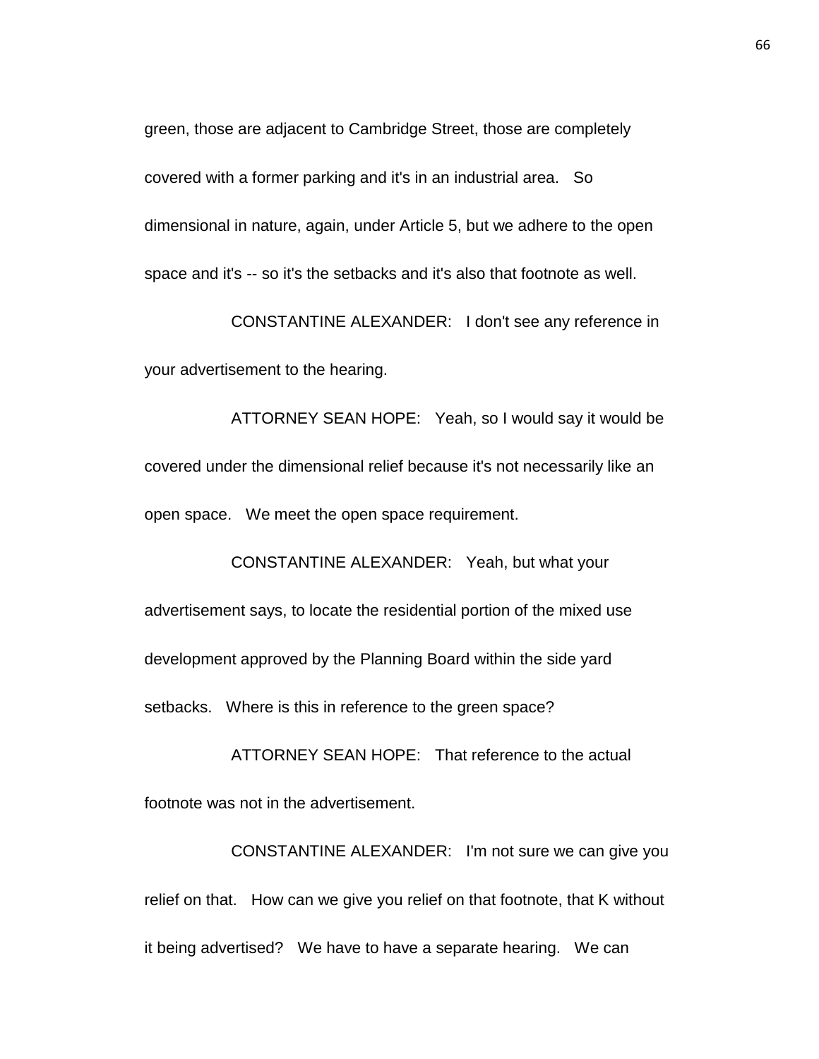green, those are adjacent to Cambridge Street, those are completely covered with a former parking and it's in an industrial area. So dimensional in nature, again, under Article 5, but we adhere to the open space and it's -- so it's the setbacks and it's also that footnote as well.

CONSTANTINE ALEXANDER: I don't see any reference in your advertisement to the hearing.

ATTORNEY SEAN HOPE: Yeah, so I would say it would be covered under the dimensional relief because it's not necessarily like an open space. We meet the open space requirement.

CONSTANTINE ALEXANDER: Yeah, but what your advertisement says, to locate the residential portion of the mixed use development approved by the Planning Board within the side yard setbacks. Where is this in reference to the green space?

ATTORNEY SEAN HOPE: That reference to the actual footnote was not in the advertisement.

CONSTANTINE ALEXANDER: I'm not sure we can give you relief on that. How can we give you relief on that footnote, that K without it being advertised? We have to have a separate hearing. We can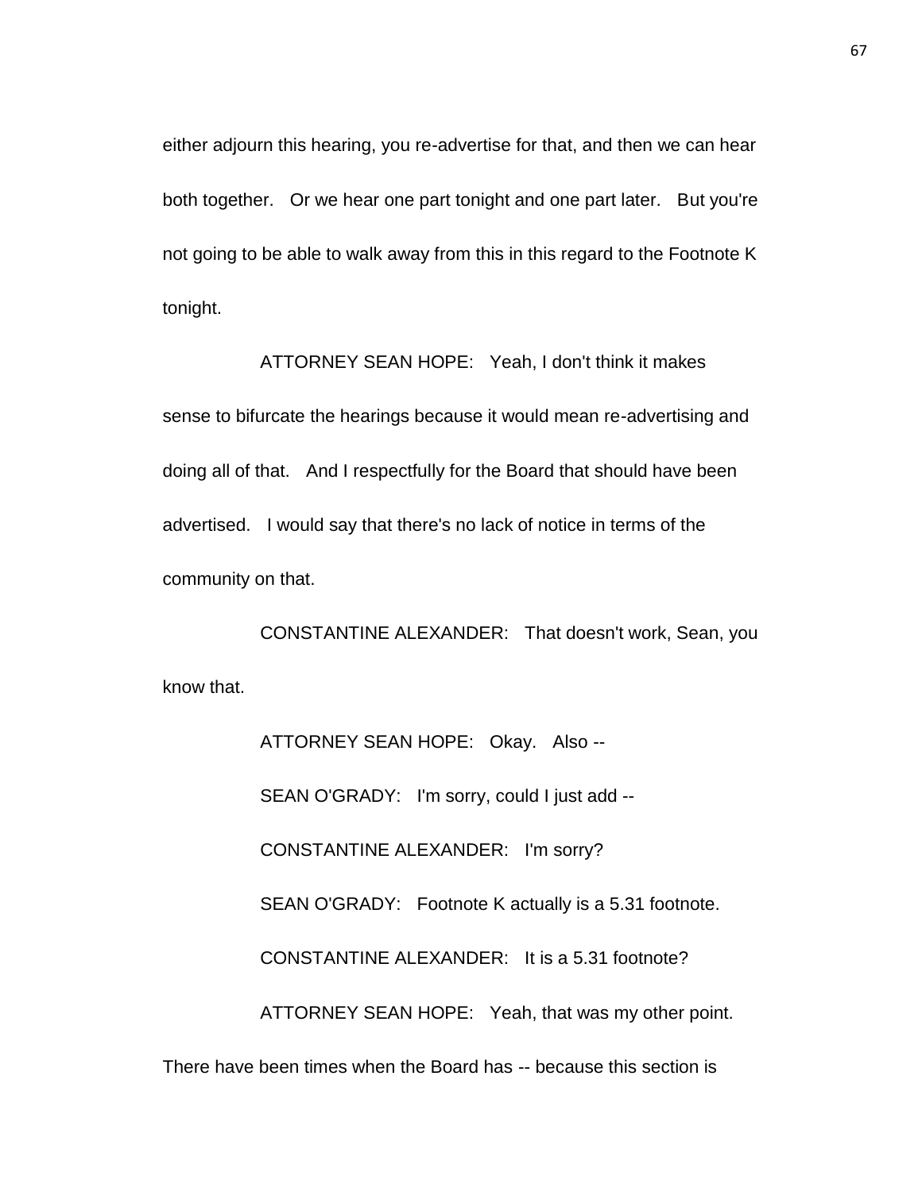either adjourn this hearing, you re-advertise for that, and then we can hear both together. Or we hear one part tonight and one part later. But you're not going to be able to walk away from this in this regard to the Footnote K tonight.

ATTORNEY SEAN HOPE: Yeah, I don't think it makes sense to bifurcate the hearings because it would mean re-advertising and doing all of that. And I respectfully for the Board that should have been advertised. I would say that there's no lack of notice in terms of the community on that.

CONSTANTINE ALEXANDER: That doesn't work, Sean, you know that.

ATTORNEY SEAN HOPE: Okay. Also --

SEAN O'GRADY: I'm sorry, could I just add --

CONSTANTINE ALEXANDER: I'm sorry?

SEAN O'GRADY: Footnote K actually is a 5.31 footnote.

CONSTANTINE ALEXANDER: It is a 5.31 footnote?

ATTORNEY SEAN HOPE: Yeah, that was my other point. There have been times when the Board has -- because this section is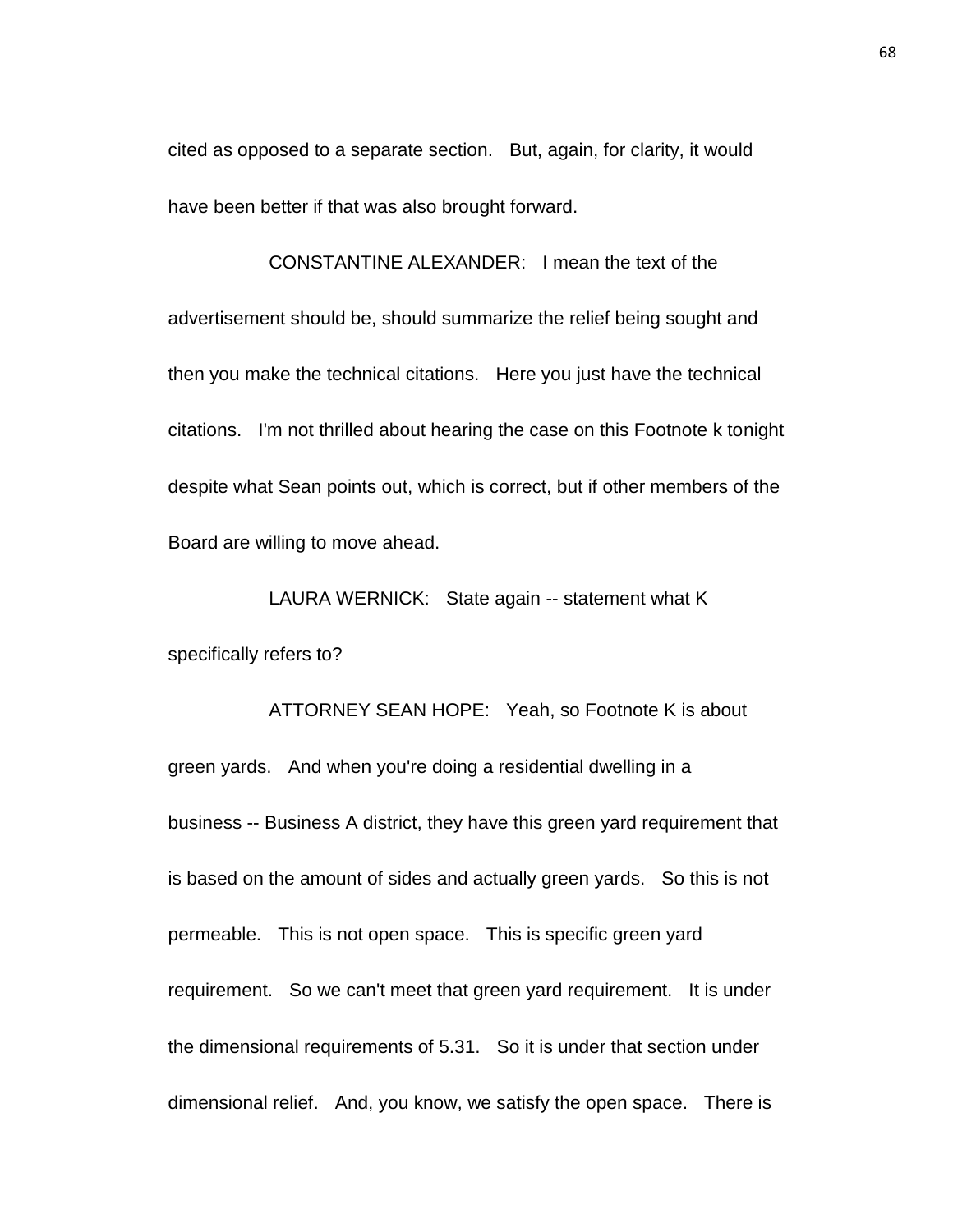cited as opposed to a separate section. But, again, for clarity, it would have been better if that was also brought forward.

CONSTANTINE ALEXANDER: I mean the text of the advertisement should be, should summarize the relief being sought and then you make the technical citations. Here you just have the technical citations. I'm not thrilled about hearing the case on this Footnote k tonight despite what Sean points out, which is correct, but if other members of the Board are willing to move ahead.

LAURA WERNICK: State again -- statement what K specifically refers to?

ATTORNEY SEAN HOPE: Yeah, so Footnote K is about green yards. And when you're doing a residential dwelling in a business -- Business A district, they have this green yard requirement that is based on the amount of sides and actually green yards. So this is not permeable. This is not open space. This is specific green yard requirement. So we can't meet that green yard requirement. It is under the dimensional requirements of 5.31. So it is under that section under dimensional relief. And, you know, we satisfy the open space. There is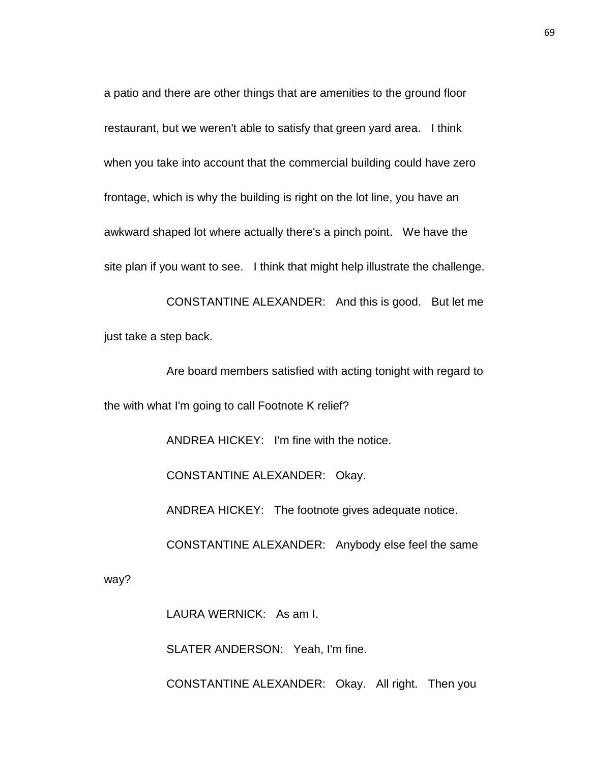a patio and there are other things that are amenities to the ground floor restaurant, but we weren't able to satisfy that green yard area. I think when you take into account that the commercial building could have zero frontage, which is why the building is right on the lot line, you have an awkward shaped lot where actually there's a pinch point. We have the site plan if you want to see. I think that might help illustrate the challenge.

CONSTANTINE ALEXANDER: And this is good. But let me just take a step back.

Are board members satisfied with acting tonight with regard to the with what I'm going to call Footnote K relief?

ANDREA HICKEY: I'm fine with the notice.

CONSTANTINE ALEXANDER: Okay.

ANDREA HICKEY: The footnote gives adequate notice.

CONSTANTINE ALEXANDER: Anybody else feel the same way?

LAURA WERNICK: As am I.

SLATER ANDERSON: Yeah, I'm fine.

CONSTANTINE ALEXANDER: Okay. All right. Then you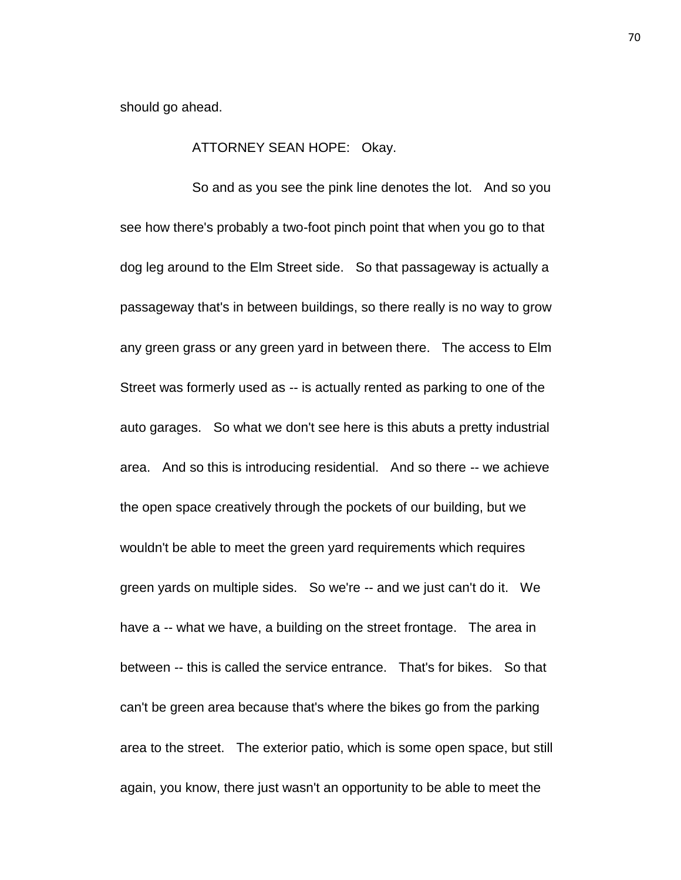should go ahead.

ATTORNEY SEAN HOPE: Okay.

So and as you see the pink line denotes the lot. And so you see how there's probably a two-foot pinch point that when you go to that dog leg around to the Elm Street side. So that passageway is actually a passageway that's in between buildings, so there really is no way to grow any green grass or any green yard in between there. The access to Elm Street was formerly used as -- is actually rented as parking to one of the auto garages. So what we don't see here is this abuts a pretty industrial area. And so this is introducing residential. And so there -- we achieve the open space creatively through the pockets of our building, but we wouldn't be able to meet the green yard requirements which requires green yards on multiple sides. So we're -- and we just can't do it. We have a -- what we have, a building on the street frontage. The area in between -- this is called the service entrance. That's for bikes. So that can't be green area because that's where the bikes go from the parking area to the street. The exterior patio, which is some open space, but still again, you know, there just wasn't an opportunity to be able to meet the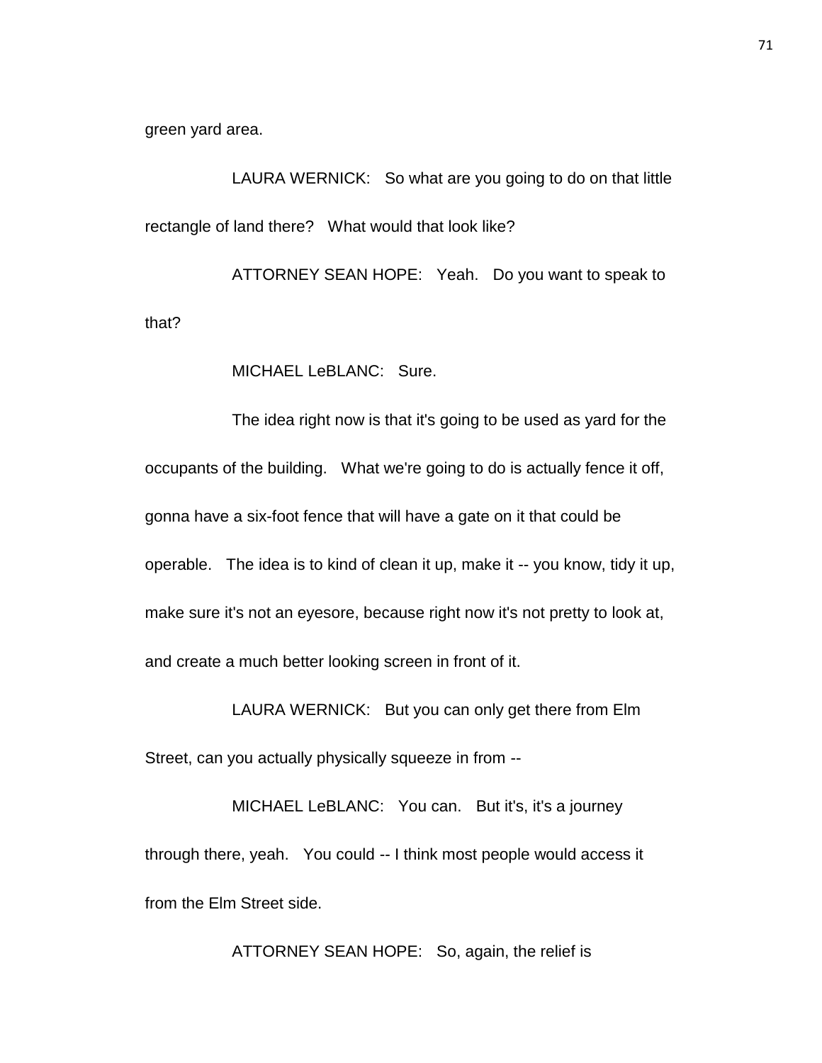green yard area.

LAURA WERNICK: So what are you going to do on that little rectangle of land there? What would that look like?

ATTORNEY SEAN HOPE: Yeah. Do you want to speak to that?

MICHAEL LeBLANC: Sure.

The idea right now is that it's going to be used as yard for the occupants of the building. What we're going to do is actually fence it off, gonna have a six-foot fence that will have a gate on it that could be operable. The idea is to kind of clean it up, make it -- you know, tidy it up, make sure it's not an eyesore, because right now it's not pretty to look at, and create a much better looking screen in front of it.

LAURA WERNICK: But you can only get there from Elm Street, can you actually physically squeeze in from --

MICHAEL LeBLANC: You can. But it's, it's a journey through there, yeah. You could -- I think most people would access it from the Elm Street side.

ATTORNEY SEAN HOPE: So, again, the relief is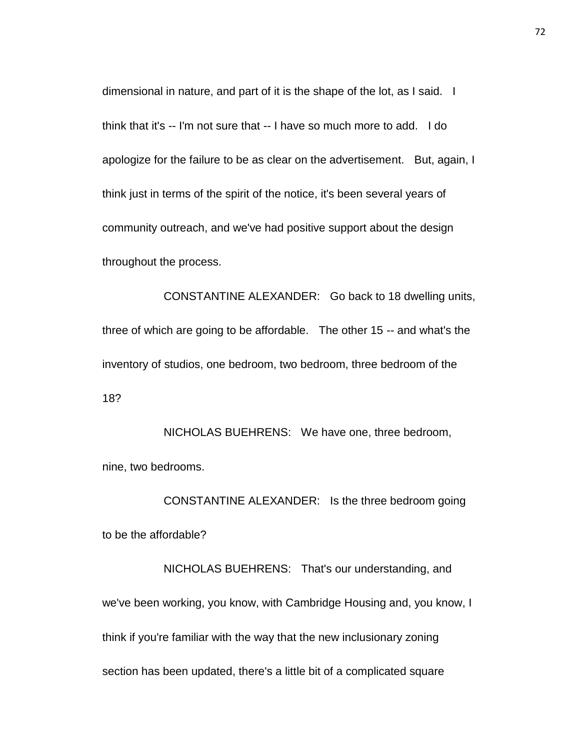dimensional in nature, and part of it is the shape of the lot, as I said. I think that it's -- I'm not sure that -- I have so much more to add. I do apologize for the failure to be as clear on the advertisement. But, again, I think just in terms of the spirit of the notice, it's been several years of community outreach, and we've had positive support about the design throughout the process.

CONSTANTINE ALEXANDER: Go back to 18 dwelling units, three of which are going to be affordable. The other 15 -- and what's the inventory of studios, one bedroom, two bedroom, three bedroom of the 18?

NICHOLAS BUEHRENS: We have one, three bedroom, nine, two bedrooms.

CONSTANTINE ALEXANDER: Is the three bedroom going to be the affordable?

NICHOLAS BUEHRENS: That's our understanding, and we've been working, you know, with Cambridge Housing and, you know, I think if you're familiar with the way that the new inclusionary zoning section has been updated, there's a little bit of a complicated square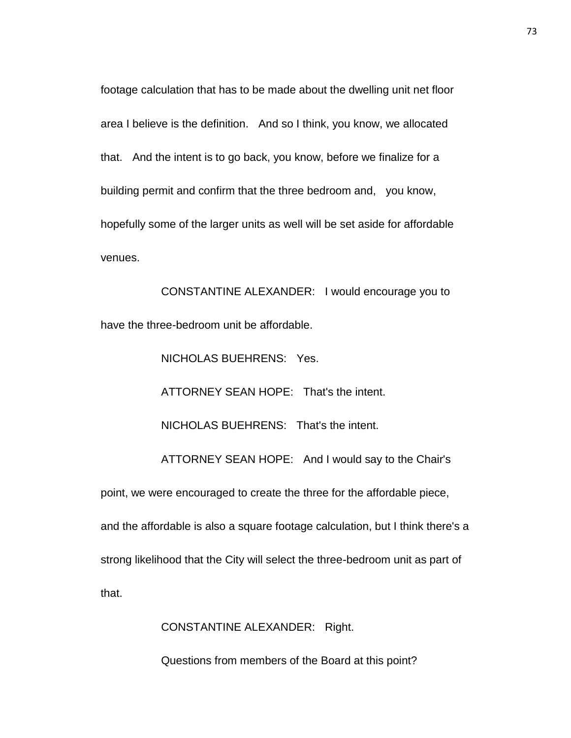footage calculation that has to be made about the dwelling unit net floor area I believe is the definition. And so I think, you know, we allocated that. And the intent is to go back, you know, before we finalize for a building permit and confirm that the three bedroom and, you know, hopefully some of the larger units as well will be set aside for affordable venues.

CONSTANTINE ALEXANDER: I would encourage you to have the three-bedroom unit be affordable.

NICHOLAS BUEHRENS: Yes.

ATTORNEY SEAN HOPE: That's the intent.

NICHOLAS BUEHRENS: That's the intent.

ATTORNEY SEAN HOPE: And I would say to the Chair's point, we were encouraged to create the three for the affordable piece, and the affordable is also a square footage calculation, but I think there's a strong likelihood that the City will select the three-bedroom unit as part of that.

CONSTANTINE ALEXANDER: Right.

Questions from members of the Board at this point?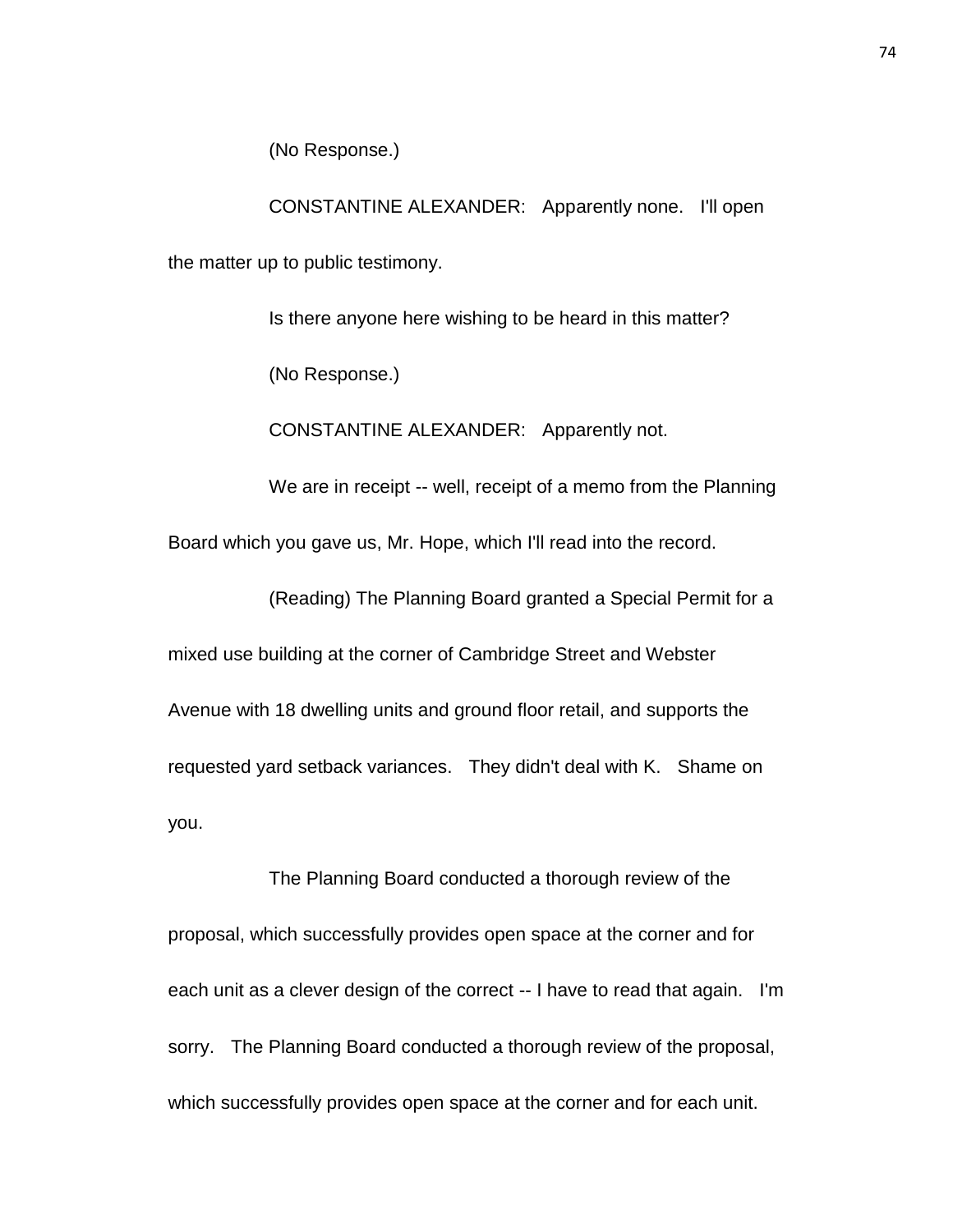(No Response.)

CONSTANTINE ALEXANDER: Apparently none. I'll open the matter up to public testimony.

Is there anyone here wishing to be heard in this matter?

(No Response.)

CONSTANTINE ALEXANDER: Apparently not.

We are in receipt -- well, receipt of a memo from the Planning Board which you gave us, Mr. Hope, which I'll read into the record.

(Reading) The Planning Board granted a Special Permit for a mixed use building at the corner of Cambridge Street and Webster Avenue with 18 dwelling units and ground floor retail, and supports the requested yard setback variances. They didn't deal with K. Shame on you.

The Planning Board conducted a thorough review of the proposal, which successfully provides open space at the corner and for each unit as a clever design of the correct -- I have to read that again. I'm sorry. The Planning Board conducted a thorough review of the proposal, which successfully provides open space at the corner and for each unit.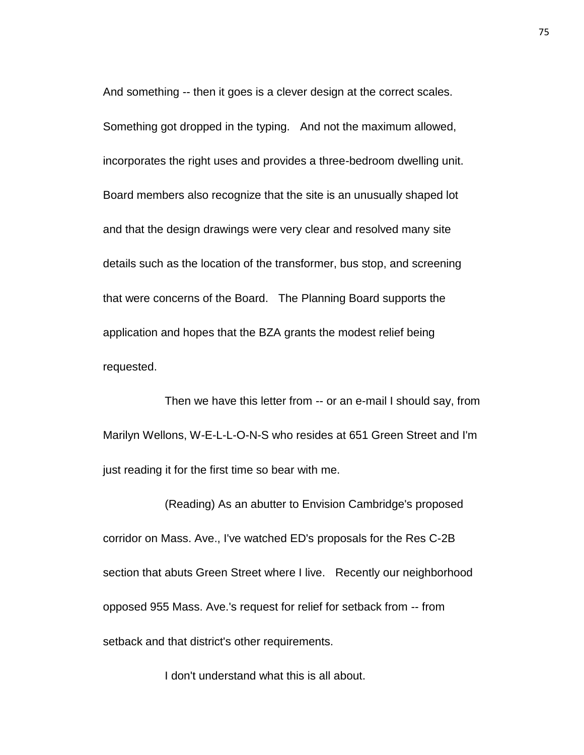And something -- then it goes is a clever design at the correct scales. Something got dropped in the typing. And not the maximum allowed, incorporates the right uses and provides a three-bedroom dwelling unit. Board members also recognize that the site is an unusually shaped lot and that the design drawings were very clear and resolved many site details such as the location of the transformer, bus stop, and screening that were concerns of the Board. The Planning Board supports the application and hopes that the BZA grants the modest relief being requested.

Then we have this letter from -- or an e-mail I should say, from Marilyn Wellons, W-E-L-L-O-N-S who resides at 651 Green Street and I'm just reading it for the first time so bear with me.

(Reading) As an abutter to Envision Cambridge's proposed corridor on Mass. Ave., I've watched ED's proposals for the Res C-2B section that abuts Green Street where I live. Recently our neighborhood opposed 955 Mass. Ave.'s request for relief for setback from -- from setback and that district's other requirements.

I don't understand what this is all about.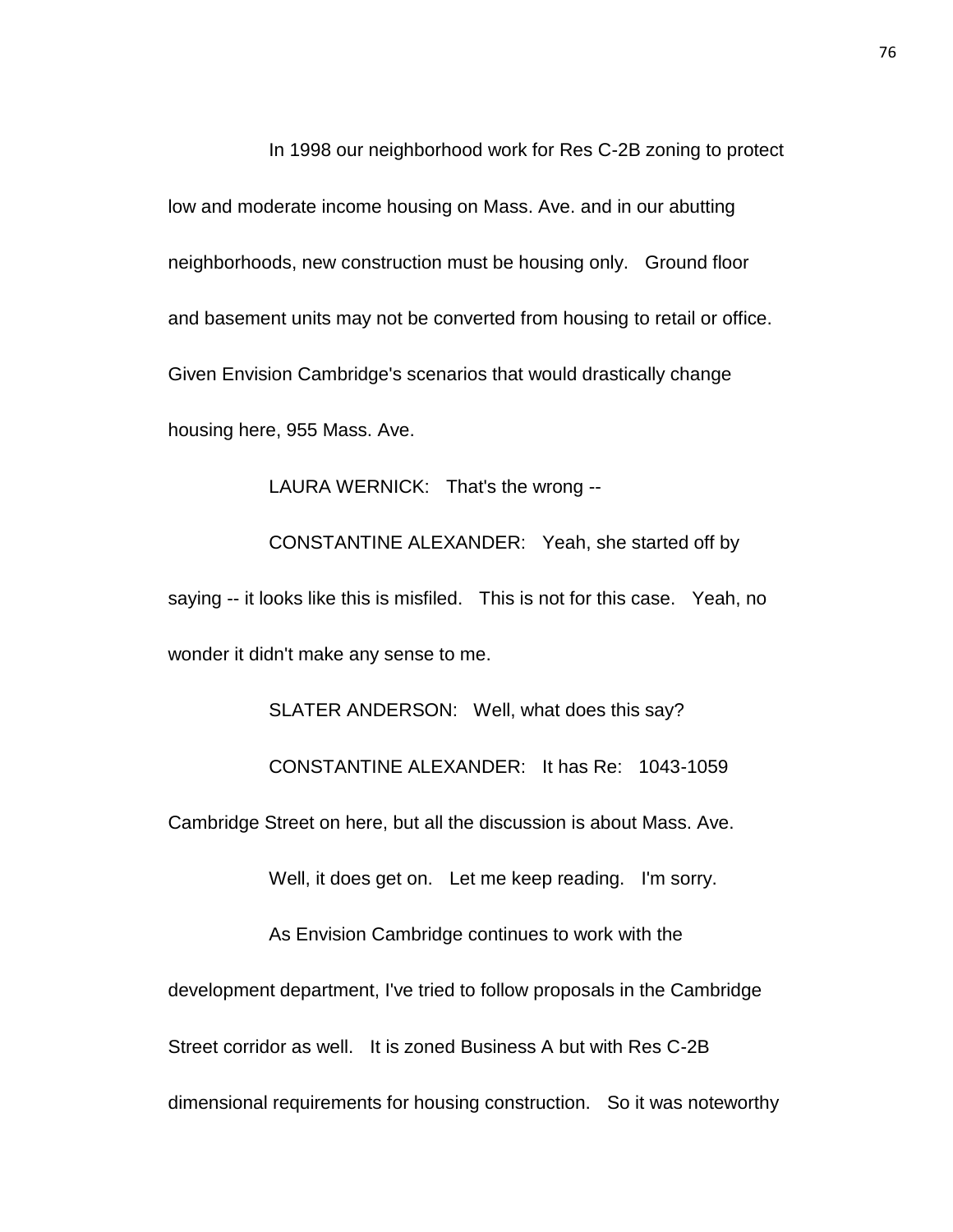In 1998 our neighborhood work for Res C-2B zoning to protect low and moderate income housing on Mass. Ave. and in our abutting neighborhoods, new construction must be housing only. Ground floor and basement units may not be converted from housing to retail or office. Given Envision Cambridge's scenarios that would drastically change housing here, 955 Mass. Ave.

LAURA WERNICK: That's the wrong --

CONSTANTINE ALEXANDER: Yeah, she started off by saying -- it looks like this is misfiled. This is not for this case. Yeah, no wonder it didn't make any sense to me.

SLATER ANDERSON: Well, what does this say?

CONSTANTINE ALEXANDER: It has Re: 1043-1059 Cambridge Street on here, but all the discussion is about Mass. Ave.

Well, it does get on. Let me keep reading. I'm sorry.

As Envision Cambridge continues to work with the development department, I've tried to follow proposals in the Cambridge Street corridor as well. It is zoned Business A but with Res C-2B dimensional requirements for housing construction. So it was noteworthy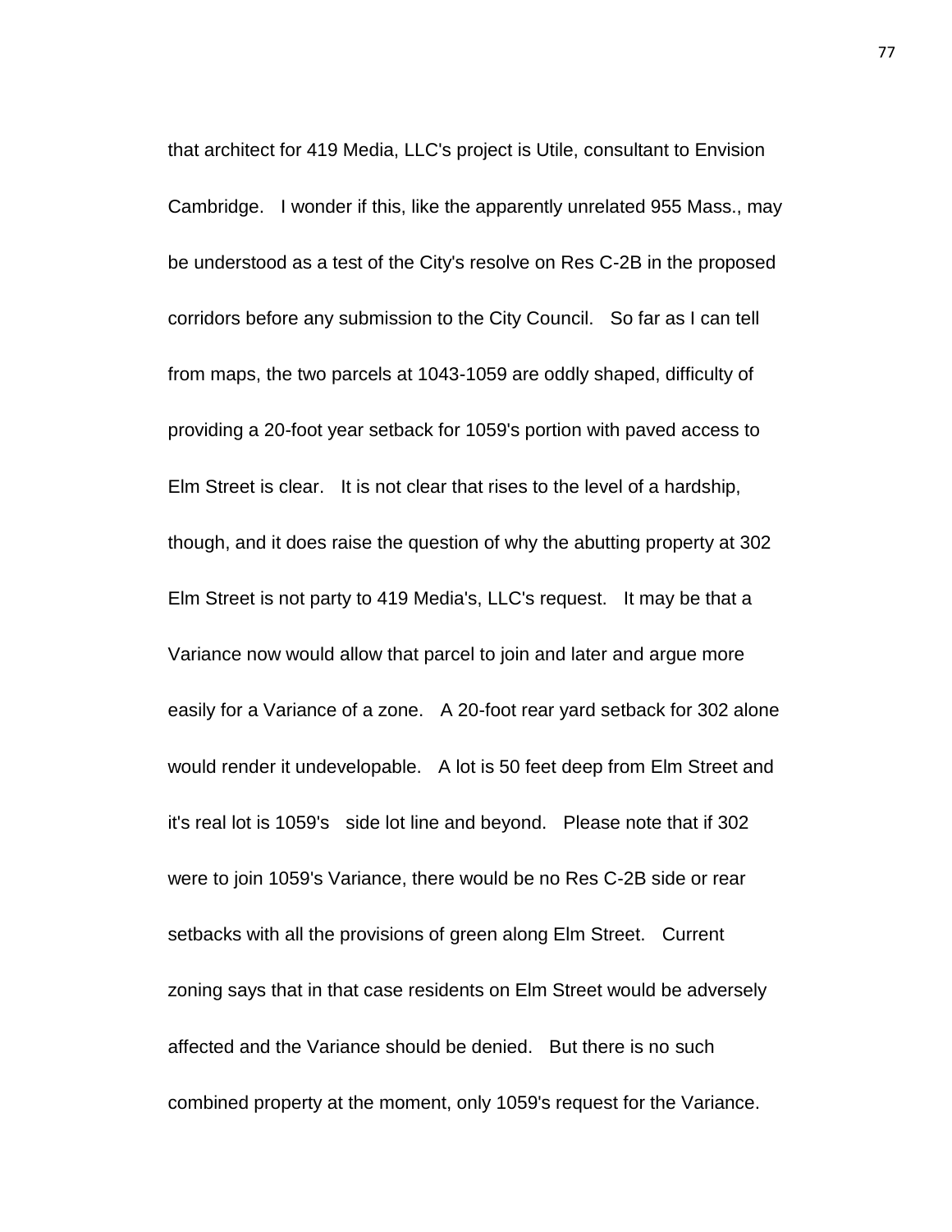that architect for 419 Media, LLC's project is Utile, consultant to Envision Cambridge. I wonder if this, like the apparently unrelated 955 Mass., may be understood as a test of the City's resolve on Res C-2B in the proposed corridors before any submission to the City Council. So far as I can tell from maps, the two parcels at 1043-1059 are oddly shaped, difficulty of providing a 20-foot year setback for 1059's portion with paved access to Elm Street is clear. It is not clear that rises to the level of a hardship, though, and it does raise the question of why the abutting property at 302 Elm Street is not party to 419 Media's, LLC's request. It may be that a Variance now would allow that parcel to join and later and argue more easily for a Variance of a zone. A 20-foot rear yard setback for 302 alone would render it undevelopable. A lot is 50 feet deep from Elm Street and it's real lot is 1059's side lot line and beyond. Please note that if 302 were to join 1059's Variance, there would be no Res C-2B side or rear setbacks with all the provisions of green along Elm Street. Current zoning says that in that case residents on Elm Street would be adversely affected and the Variance should be denied. But there is no such combined property at the moment, only 1059's request for the Variance.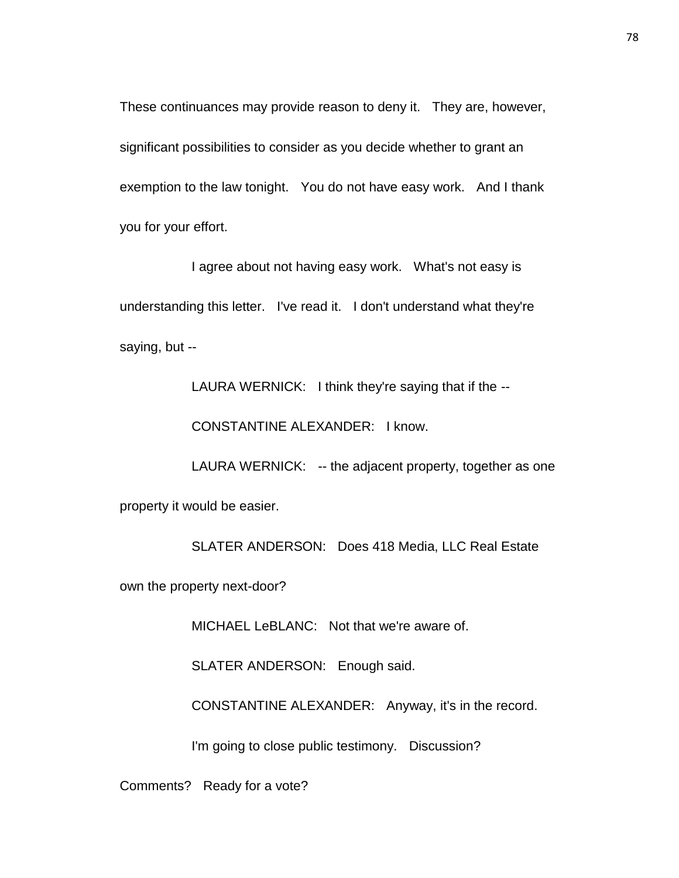These continuances may provide reason to deny it. They are, however, significant possibilities to consider as you decide whether to grant an exemption to the law tonight. You do not have easy work. And I thank you for your effort.

I agree about not having easy work. What's not easy is understanding this letter. I've read it. I don't understand what they're saying, but --

LAURA WERNICK: I think they're saying that if the --

CONSTANTINE ALEXANDER: I know.

LAURA WERNICK: -- the adjacent property, together as one property it would be easier.

SLATER ANDERSON: Does 418 Media, LLC Real Estate own the property next-door?

MICHAEL LeBLANC: Not that we're aware of.

SLATER ANDERSON: Enough said.

CONSTANTINE ALEXANDER: Anyway, it's in the record.

I'm going to close public testimony. Discussion? Comments? Ready for a vote?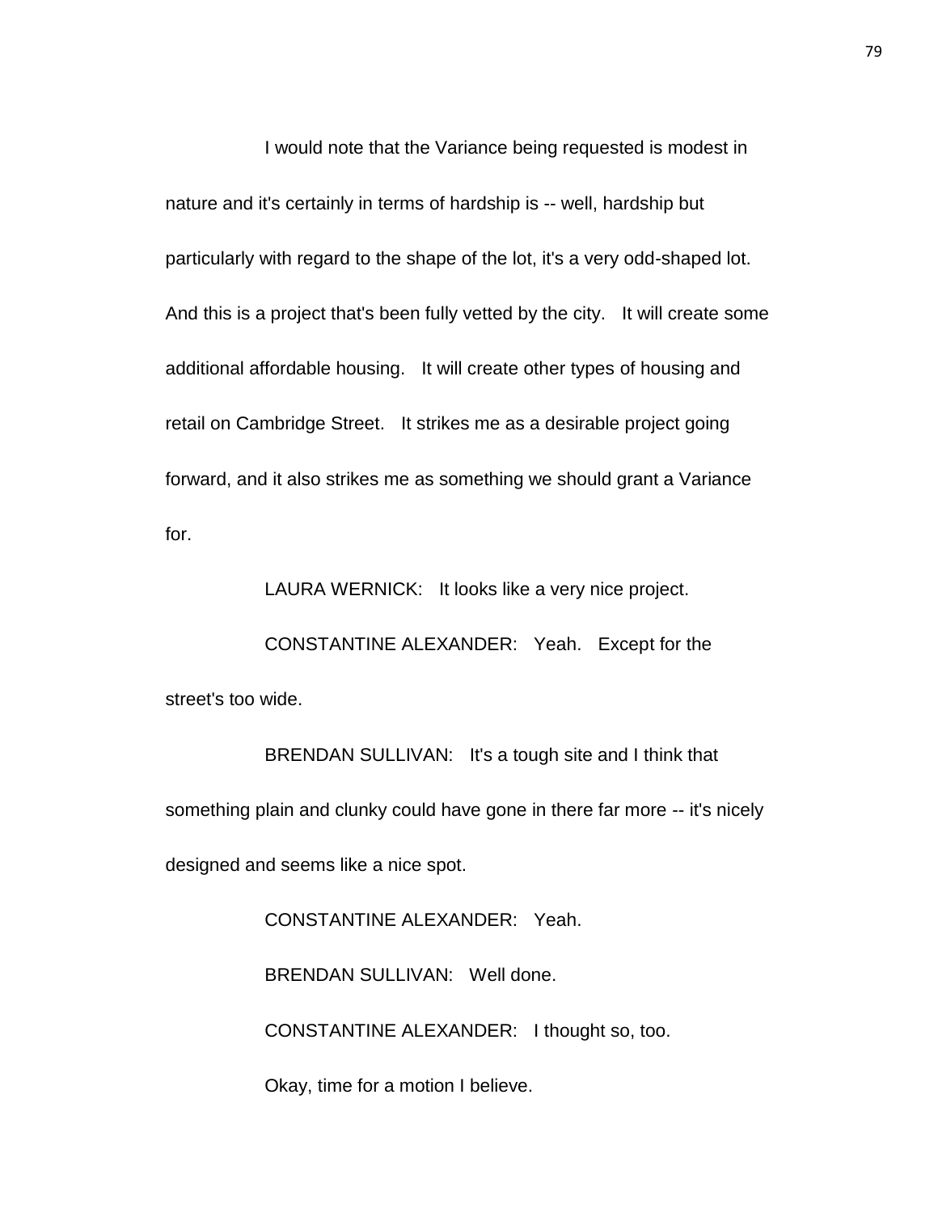I would note that the Variance being requested is modest in nature and it's certainly in terms of hardship is -- well, hardship but particularly with regard to the shape of the lot, it's a very odd-shaped lot. And this is a project that's been fully vetted by the city. It will create some additional affordable housing. It will create other types of housing and retail on Cambridge Street. It strikes me as a desirable project going forward, and it also strikes me as something we should grant a Variance for.

LAURA WERNICK: It looks like a very nice project.

CONSTANTINE ALEXANDER: Yeah. Except for the street's too wide.

BRENDAN SULLIVAN: It's a tough site and I think that something plain and clunky could have gone in there far more -- it's nicely designed and seems like a nice spot.

CONSTANTINE ALEXANDER: Yeah.

BRENDAN SULLIVAN: Well done.

CONSTANTINE ALEXANDER: I thought so, too.

Okay, time for a motion I believe.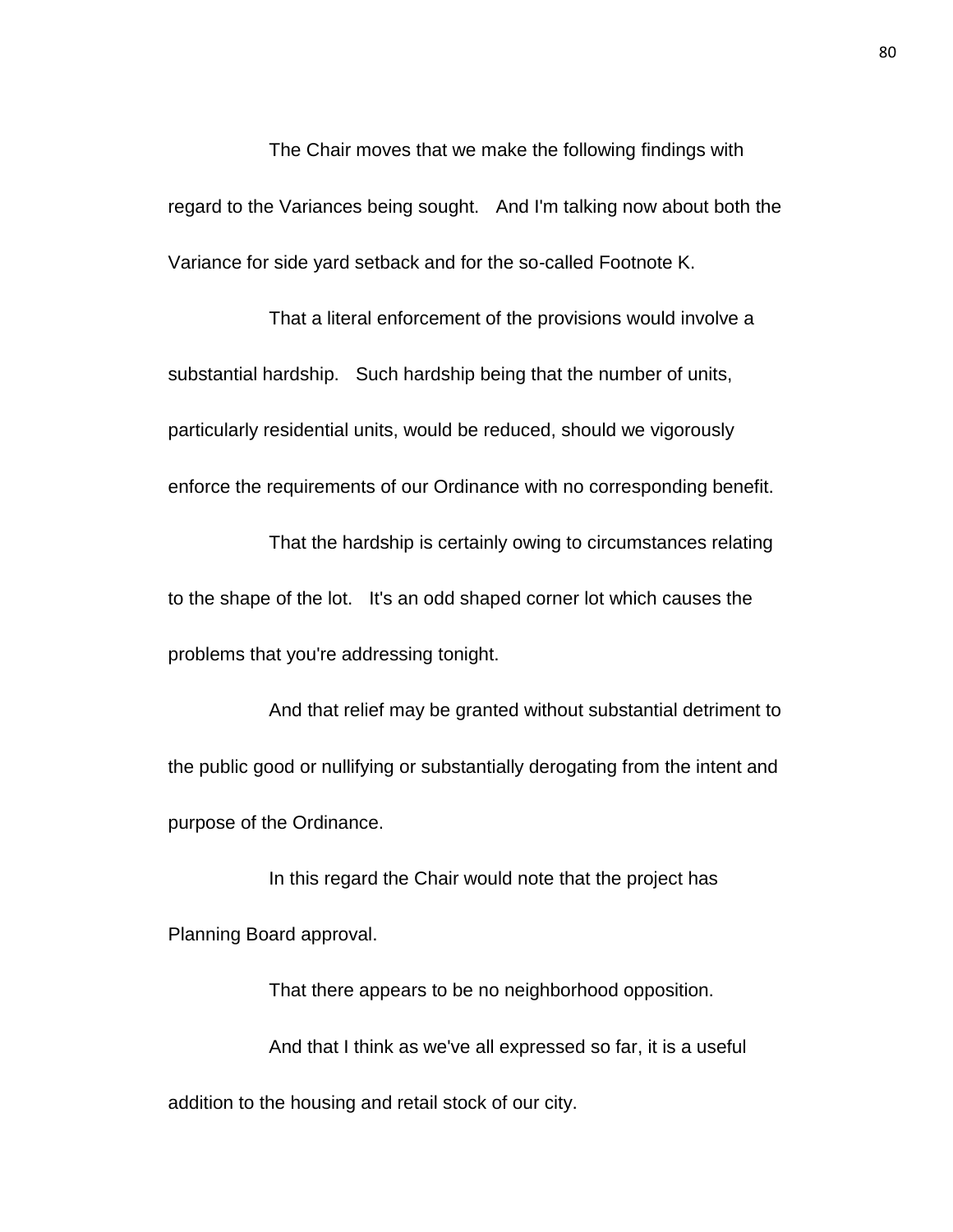The Chair moves that we make the following findings with regard to the Variances being sought. And I'm talking now about both the Variance for side yard setback and for the so-called Footnote K.

That a literal enforcement of the provisions would involve a substantial hardship. Such hardship being that the number of units, particularly residential units, would be reduced, should we vigorously enforce the requirements of our Ordinance with no corresponding benefit.

That the hardship is certainly owing to circumstances relating to the shape of the lot. It's an odd shaped corner lot which causes the problems that you're addressing tonight.

And that relief may be granted without substantial detriment to the public good or nullifying or substantially derogating from the intent and purpose of the Ordinance.

In this regard the Chair would note that the project has Planning Board approval.

That there appears to be no neighborhood opposition.

And that I think as we've all expressed so far, it is a useful addition to the housing and retail stock of our city.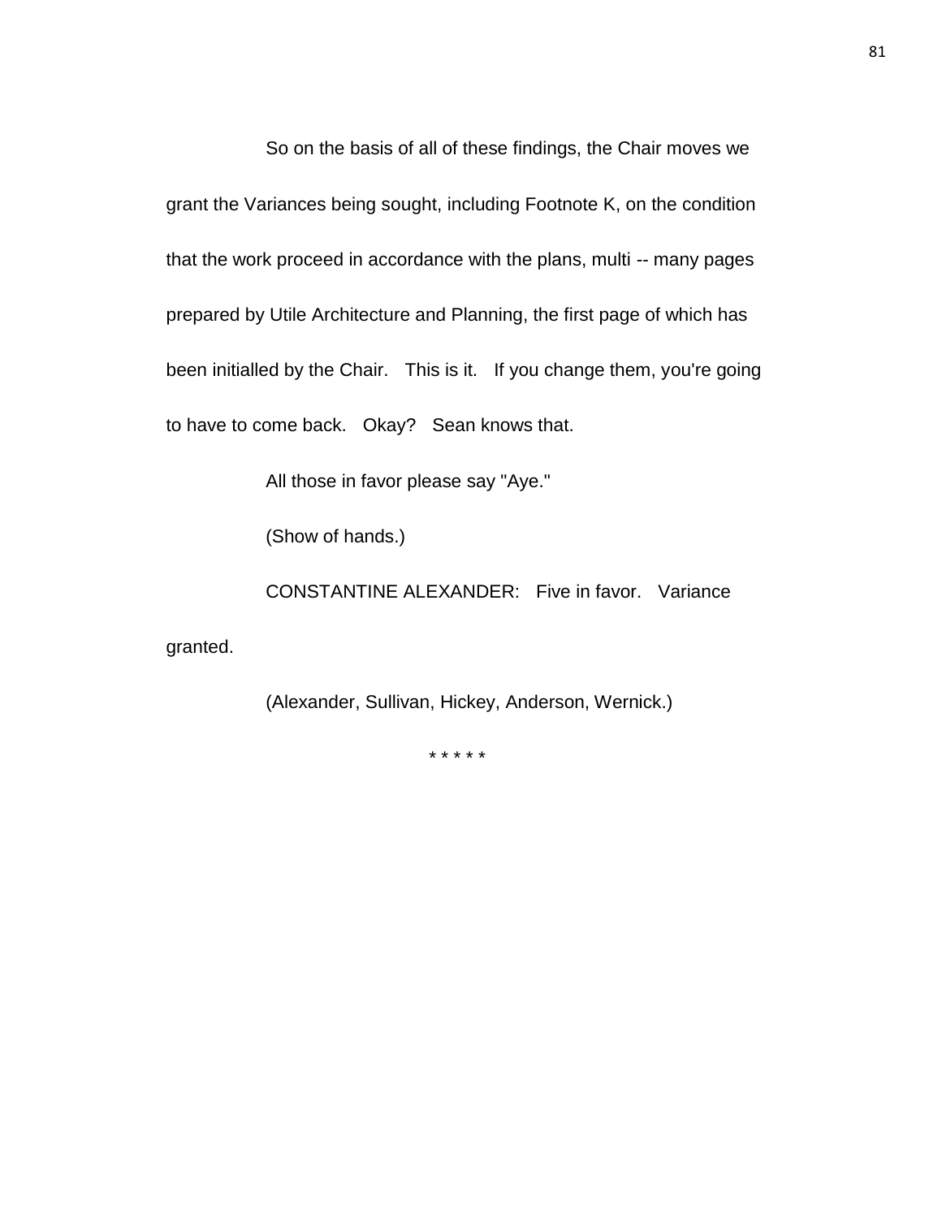So on the basis of all of these findings, the Chair moves we grant the Variances being sought, including Footnote K, on the condition that the work proceed in accordance with the plans, multi -- many pages prepared by Utile Architecture and Planning, the first page of which has been initialled by the Chair. This is it. If you change them, you're going to have to come back. Okay? Sean knows that.

All those in favor please say "Aye."

(Show of hands.)

CONSTANTINE ALEXANDER: Five in favor. Variance granted.

(Alexander, Sullivan, Hickey, Anderson, Wernick.)

* * * * *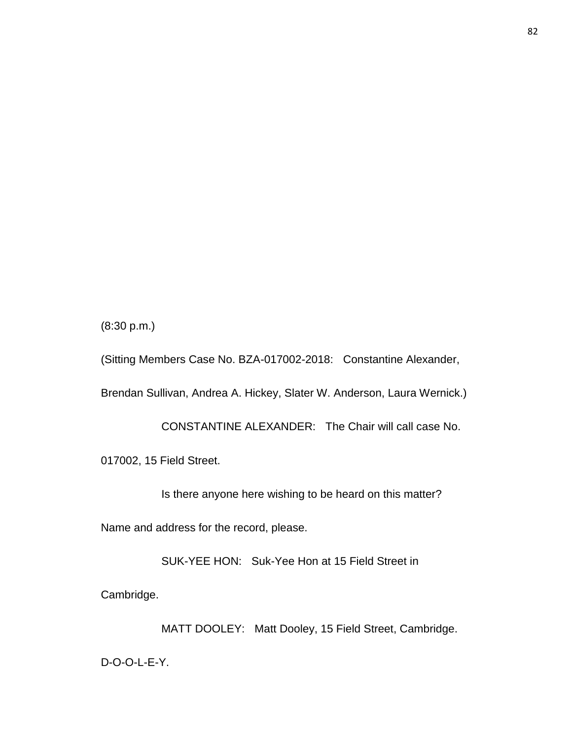(8:30 p.m.)

(Sitting Members Case No. BZA-017002-2018: Constantine Alexander, Brendan Sullivan, Andrea A. Hickey, Slater W. Anderson, Laura Wernick.)

CONSTANTINE ALEXANDER: The Chair will call case No. 017002, 15 Field Street.

Is there anyone here wishing to be heard on this matter? Name and address for the record, please.

SUK-YEE HON: Suk-Yee Hon at 15 Field Street in Cambridge.

MATT DOOLEY: Matt Dooley, 15 Field Street, Cambridge. D-O-O-L-E-Y.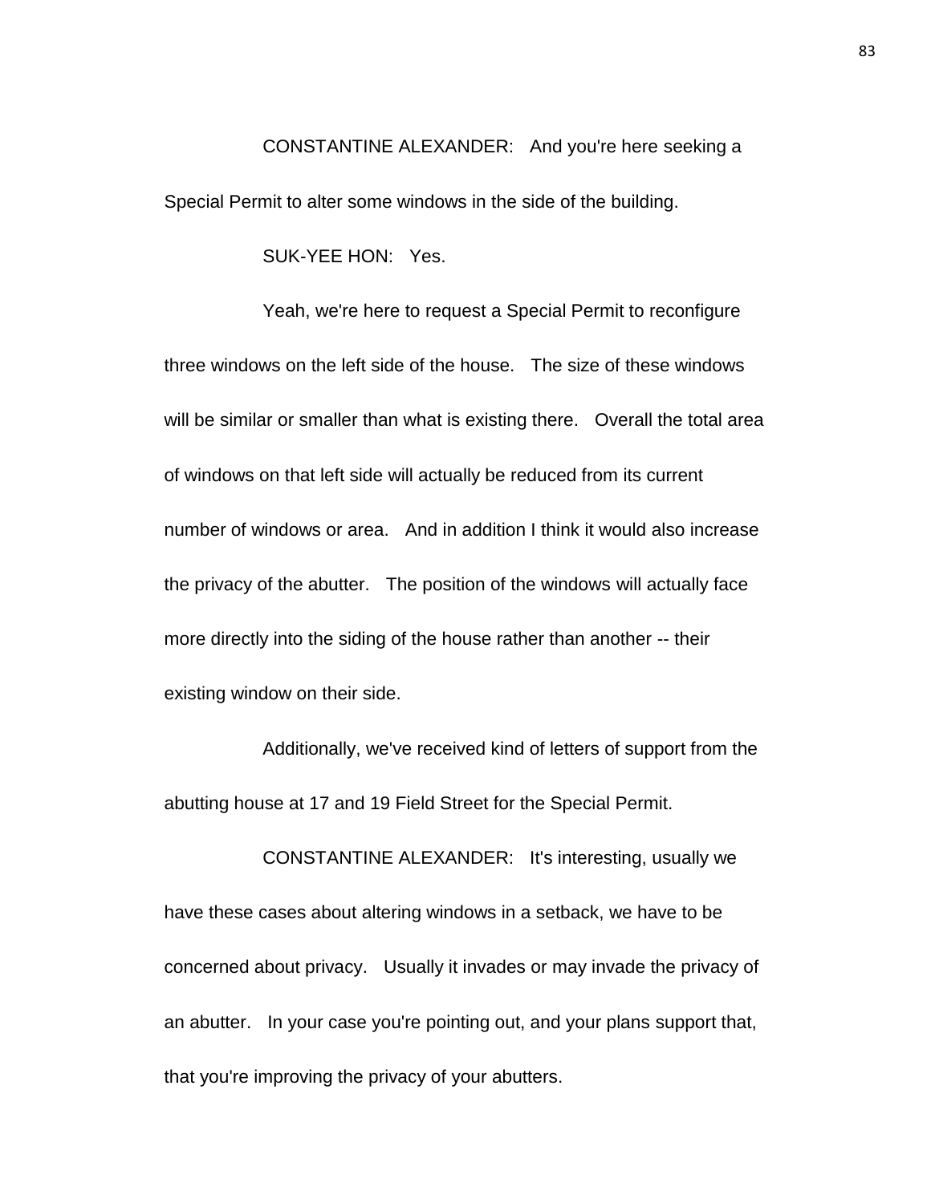CONSTANTINE ALEXANDER: And you're here seeking a Special Permit to alter some windows in the side of the building.

SUK-YEE HON: Yes.

Yeah, we're here to request a Special Permit to reconfigure three windows on the left side of the house. The size of these windows will be similar or smaller than what is existing there. Overall the total area of windows on that left side will actually be reduced from its current number of windows or area. And in addition I think it would also increase the privacy of the abutter. The position of the windows will actually face more directly into the siding of the house rather than another -- their existing window on their side.

Additionally, we've received kind of letters of support from the abutting house at 17 and 19 Field Street for the Special Permit.

CONSTANTINE ALEXANDER: It's interesting, usually we have these cases about altering windows in a setback, we have to be concerned about privacy. Usually it invades or may invade the privacy of an abutter. In your case you're pointing out, and your plans support that, that you're improving the privacy of your abutters.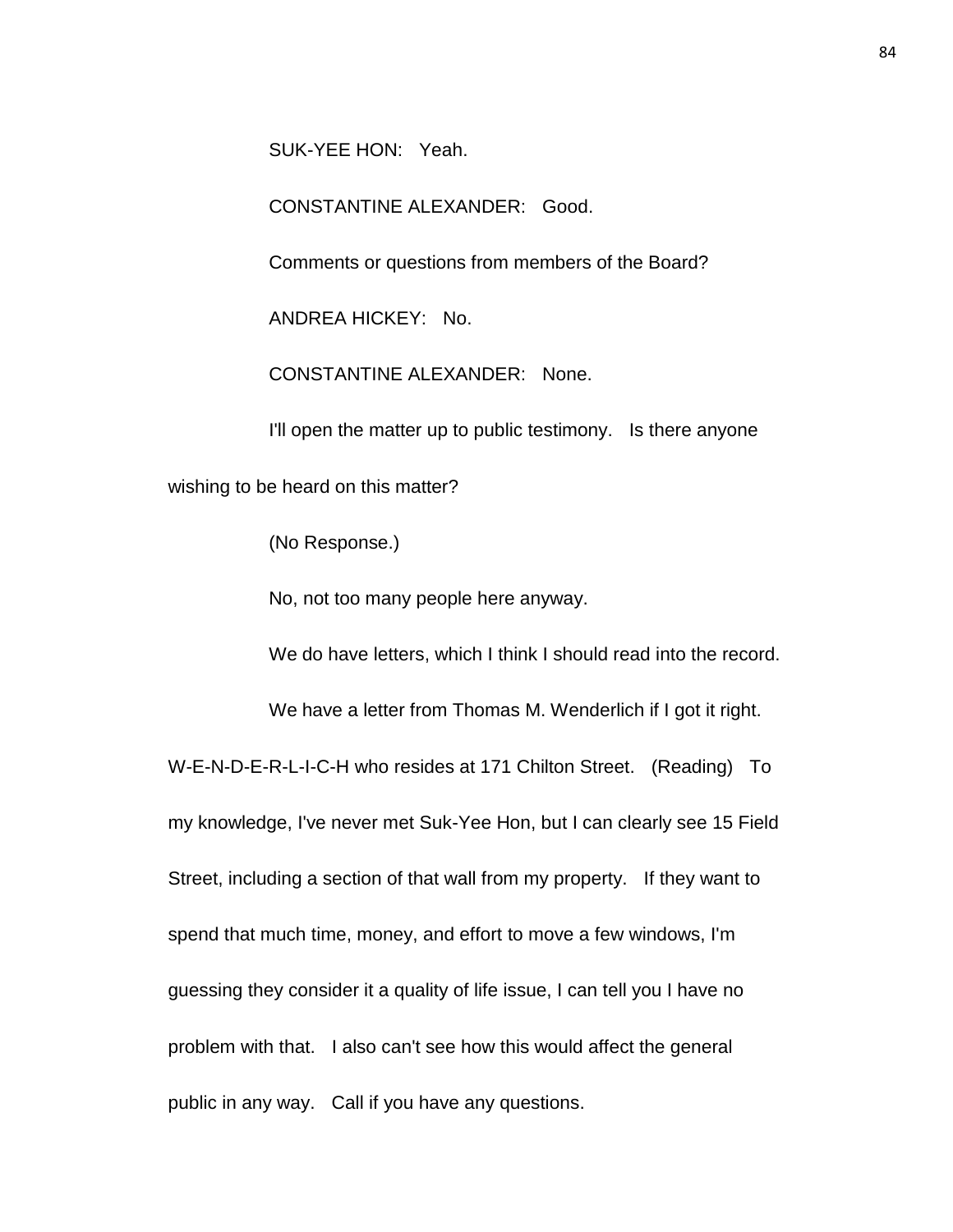SUK-YEE HON: Yeah.

CONSTANTINE ALEXANDER: Good.

Comments or questions from members of the Board?

ANDREA HICKEY: No.

CONSTANTINE ALEXANDER: None.

I'll open the matter up to public testimony. Is there anyone wishing to be heard on this matter?

(No Response.)

No, not too many people here anyway.

We do have letters, which I think I should read into the record.

We have a letter from Thomas M. Wenderlich if I got it right. W-E-N-D-E-R-L-I-C-H who resides at 171 Chilton Street. (Reading) To my knowledge, I've never met Suk-Yee Hon, but I can clearly see 15 Field Street, including a section of that wall from my property. If they want to spend that much time, money, and effort to move a few windows, I'm guessing they consider it a quality of life issue, I can tell you I have no problem with that. I also can't see how this would affect the general public in any way. Call if you have any questions.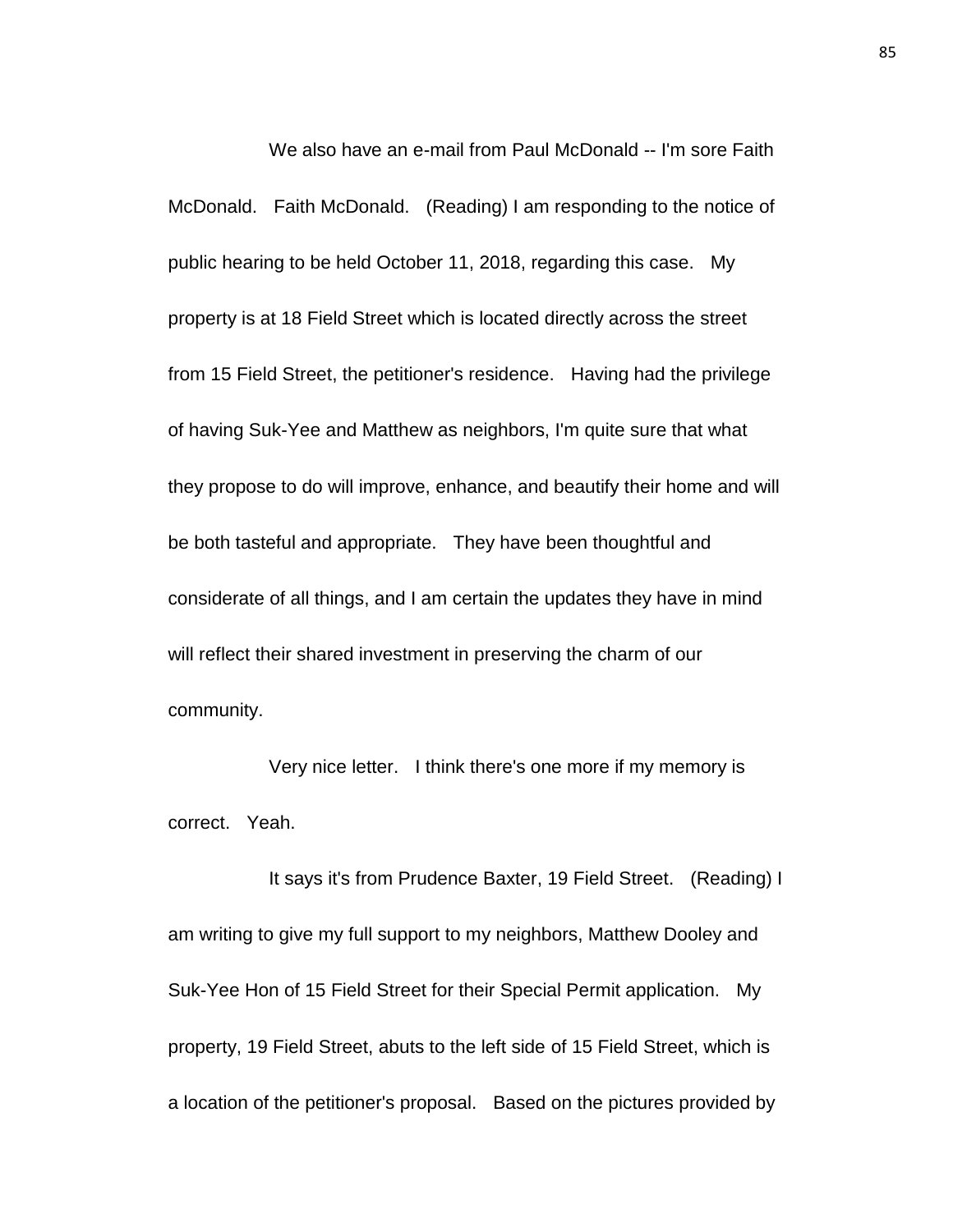We also have an e-mail from Paul McDonald -- I'm sore Faith McDonald. Faith McDonald. (Reading) I am responding to the notice of public hearing to be held October 11, 2018, regarding this case. My property is at 18 Field Street which is located directly across the street from 15 Field Street, the petitioner's residence. Having had the privilege of having Suk-Yee and Matthew as neighbors, I'm quite sure that what they propose to do will improve, enhance, and beautify their home and will be both tasteful and appropriate. They have been thoughtful and considerate of all things, and I am certain the updates they have in mind will reflect their shared investment in preserving the charm of our community.

Very nice letter. I think there's one more if my memory is correct. Yeah.

It says it's from Prudence Baxter, 19 Field Street. (Reading) I am writing to give my full support to my neighbors, Matthew Dooley and Suk-Yee Hon of 15 Field Street for their Special Permit application. My property, 19 Field Street, abuts to the left side of 15 Field Street, which is a location of the petitioner's proposal. Based on the pictures provided by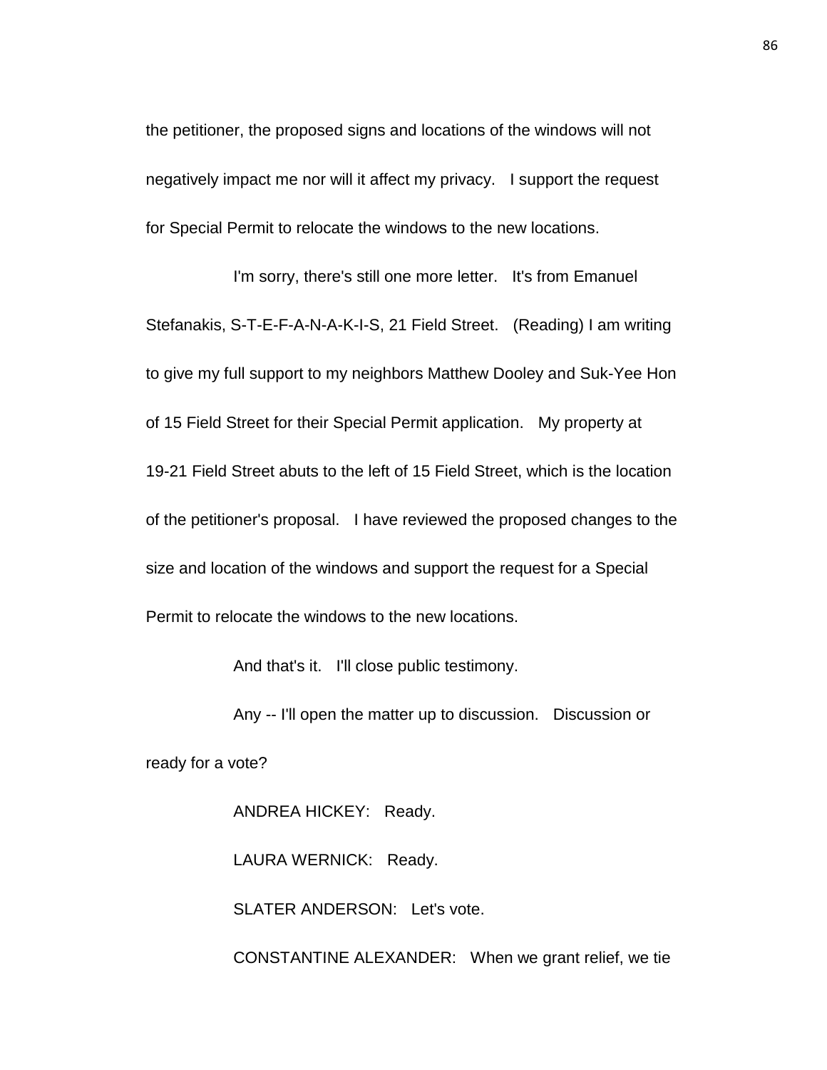the petitioner, the proposed signs and locations of the windows will not negatively impact me nor will it affect my privacy. I support the request for Special Permit to relocate the windows to the new locations.

I'm sorry, there's still one more letter. It's from Emanuel Stefanakis, S-T-E-F-A-N-A-K-I-S, 21 Field Street. (Reading) I am writing to give my full support to my neighbors Matthew Dooley and Suk-Yee Hon of 15 Field Street for their Special Permit application. My property at 19-21 Field Street abuts to the left of 15 Field Street, which is the location of the petitioner's proposal. I have reviewed the proposed changes to the size and location of the windows and support the request for a Special Permit to relocate the windows to the new locations.

And that's it. I'll close public testimony.

Any -- I'll open the matter up to discussion. Discussion or ready for a vote?

ANDREA HICKEY: Ready.

LAURA WERNICK: Ready.

SLATER ANDERSON: Let's vote.

CONSTANTINE ALEXANDER: When we grant relief, we tie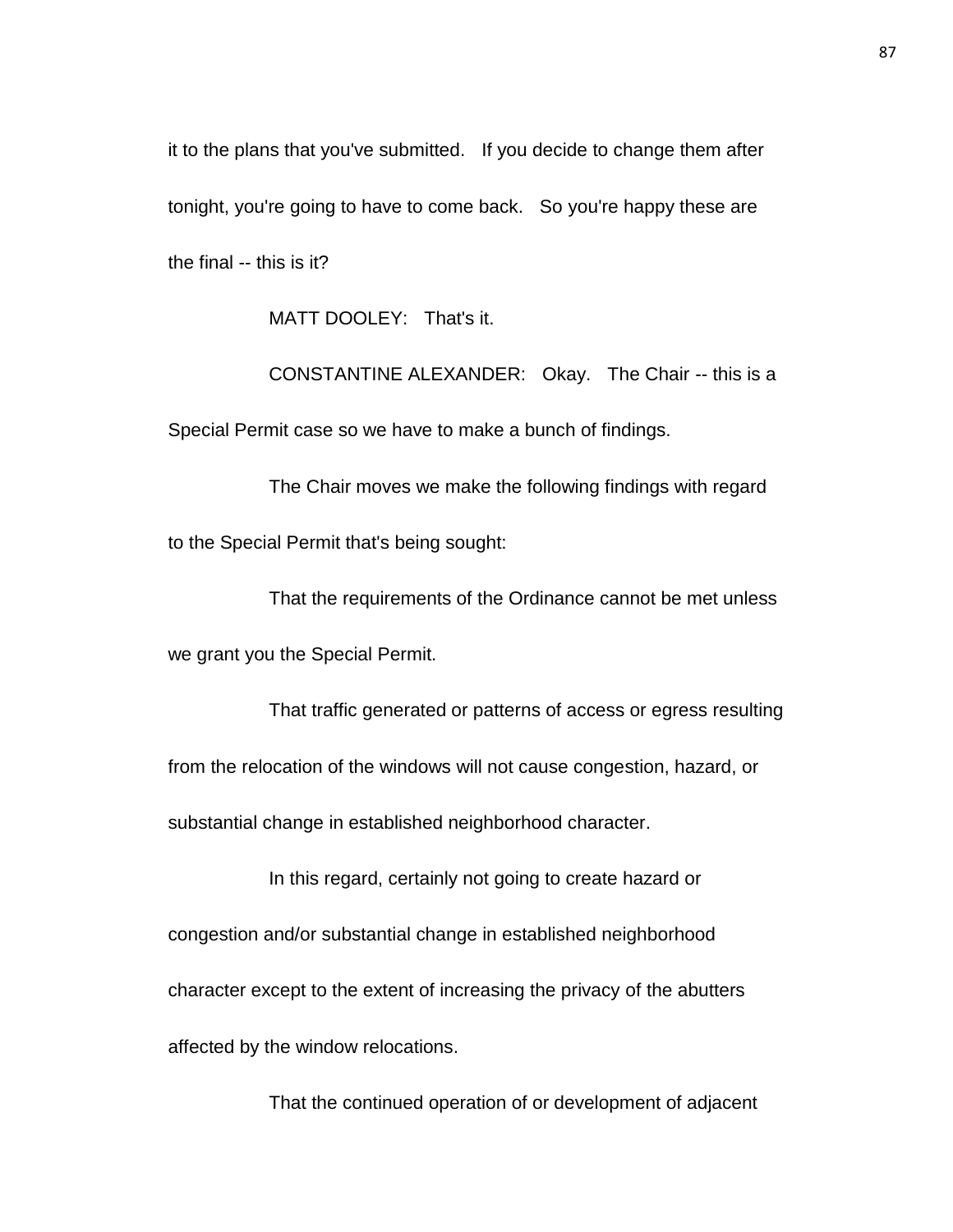it to the plans that you've submitted. If you decide to change them after tonight, you're going to have to come back. So you're happy these are the final -- this is it?

MATT DOOLEY: That's it.

CONSTANTINE ALEXANDER: Okay. The Chair -- this is a Special Permit case so we have to make a bunch of findings.

The Chair moves we make the following findings with regard to the Special Permit that's being sought:

That the requirements of the Ordinance cannot be met unless we grant you the Special Permit.

That traffic generated or patterns of access or egress resulting from the relocation of the windows will not cause congestion, hazard, or substantial change in established neighborhood character.

In this regard, certainly not going to create hazard or congestion and/or substantial change in established neighborhood character except to the extent of increasing the privacy of the abutters affected by the window relocations.

That the continued operation of or development of adjacent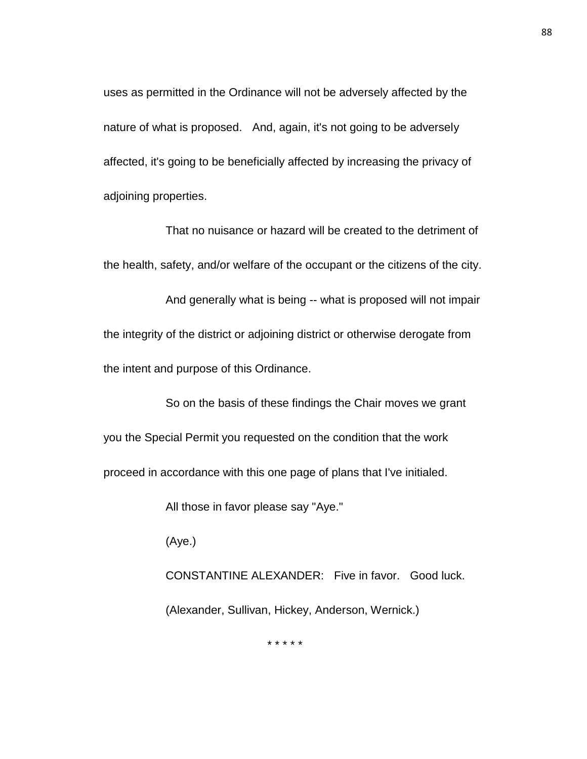uses as permitted in the Ordinance will not be adversely affected by the nature of what is proposed. And, again, it's not going to be adversely affected, it's going to be beneficially affected by increasing the privacy of adjoining properties.

That no nuisance or hazard will be created to the detriment of the health, safety, and/or welfare of the occupant or the citizens of the city.

And generally what is being -- what is proposed will not impair the integrity of the district or adjoining district or otherwise derogate from the intent and purpose of this Ordinance.

So on the basis of these findings the Chair moves we grant you the Special Permit you requested on the condition that the work proceed in accordance with this one page of plans that I've initialed.

All those in favor please say "Aye."

(Aye.)

CONSTANTINE ALEXANDER: Five in favor. Good luck.

(Alexander, Sullivan, Hickey, Anderson, Wernick.)

* * * * *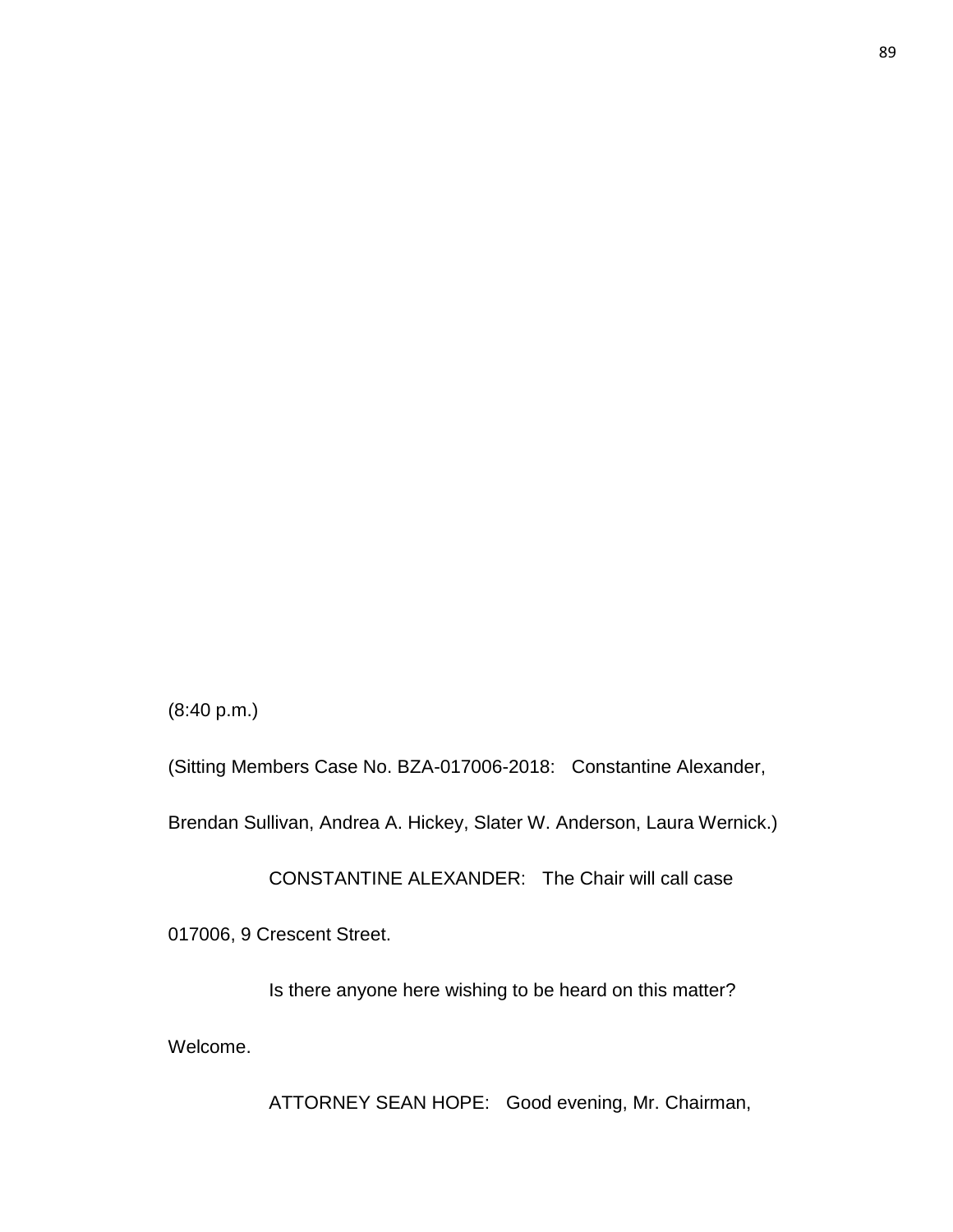(8:40 p.m.)

(Sitting Members Case No. BZA-017006-2018: Constantine Alexander, Brendan Sullivan, Andrea A. Hickey, Slater W. Anderson, Laura Wernick.)

CONSTANTINE ALEXANDER: The Chair will call case 017006, 9 Crescent Street.

Is there anyone here wishing to be heard on this matter? Welcome.

ATTORNEY SEAN HOPE: Good evening, Mr. Chairman,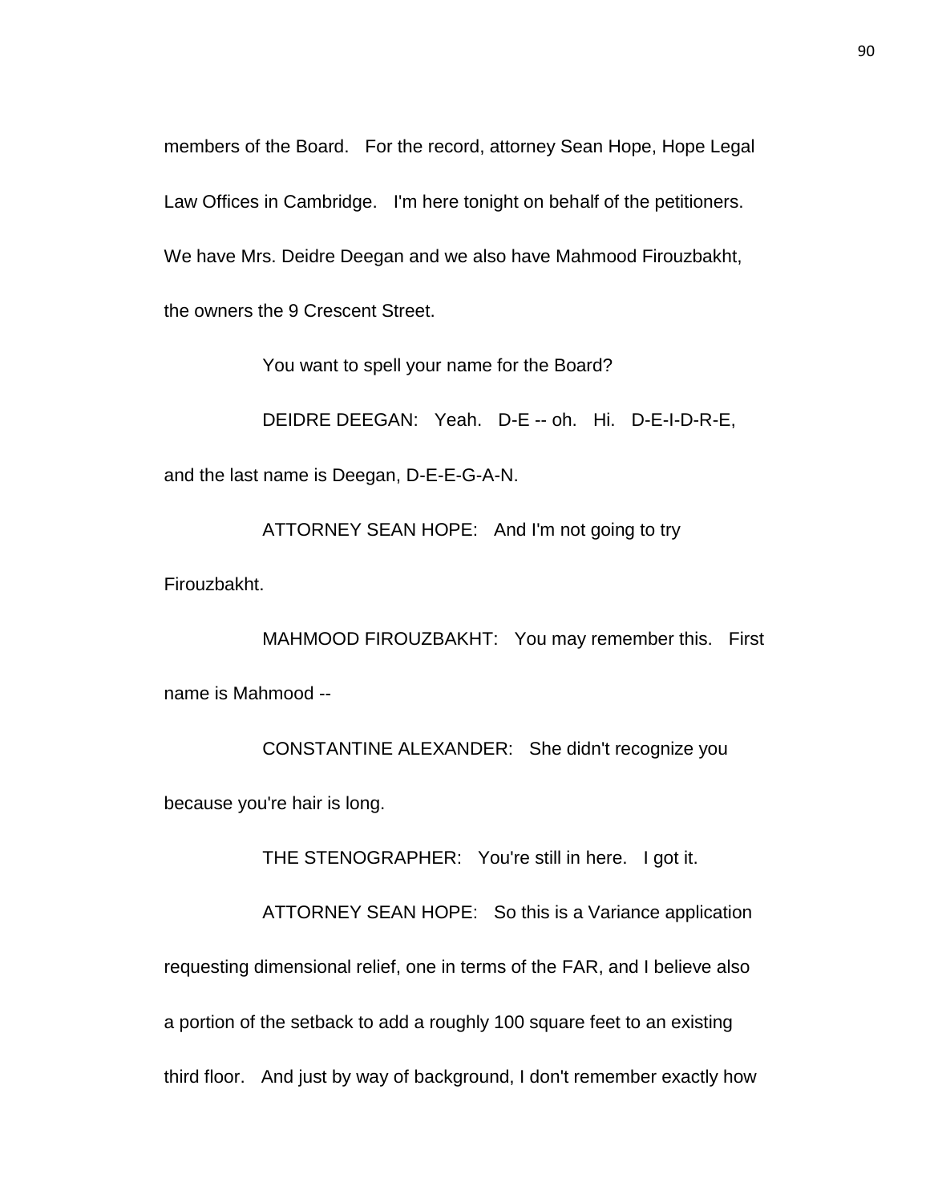members of the Board. For the record, attorney Sean Hope, Hope Legal Law Offices in Cambridge. I'm here tonight on behalf of the petitioners. We have Mrs. Deidre Deegan and we also have Mahmood Firouzbakht, the owners the 9 Crescent Street.

You want to spell your name for the Board?

DEIDRE DEEGAN: Yeah. D-E -- oh. Hi. D-E-I-D-R-E, and the last name is Deegan, D-E-E-G-A-N.

ATTORNEY SEAN HOPE: And I'm not going to try Firouzbakht.

MAHMOOD FIROUZBAKHT: You may remember this. First name is Mahmood --

CONSTANTINE ALEXANDER: She didn't recognize you because you're hair is long.

THE STENOGRAPHER: You're still in here. I got it.

ATTORNEY SEAN HOPE: So this is a Variance application requesting dimensional relief, one in terms of the FAR, and I believe also a portion of the setback to add a roughly 100 square feet to an existing third floor. And just by way of background, I don't remember exactly how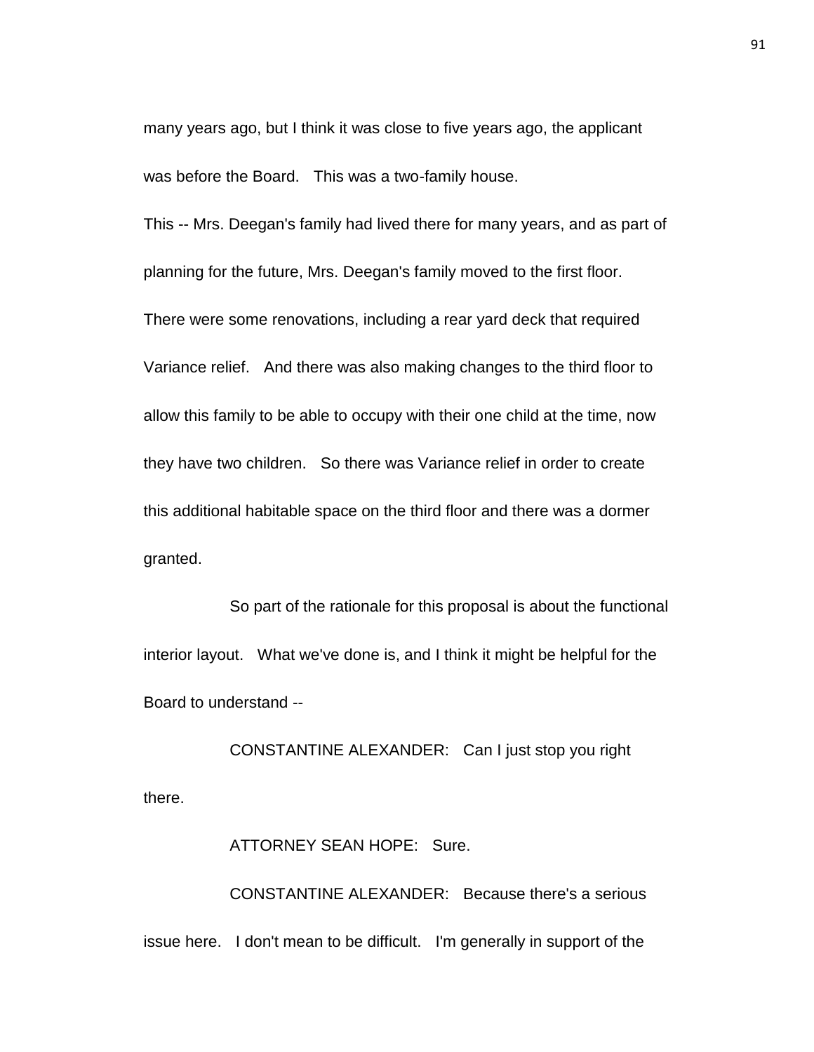many years ago, but I think it was close to five years ago, the applicant was before the Board. This was a two-family house.

This -- Mrs. Deegan's family had lived there for many years, and as part of planning for the future, Mrs. Deegan's family moved to the first floor. There were some renovations, including a rear yard deck that required Variance relief. And there was also making changes to the third floor to allow this family to be able to occupy with their one child at the time, now they have two children. So there was Variance relief in order to create this additional habitable space on the third floor and there was a dormer granted.

So part of the rationale for this proposal is about the functional interior layout. What we've done is, and I think it might be helpful for the Board to understand --

CONSTANTINE ALEXANDER: Can I just stop you right there.

ATTORNEY SEAN HOPE: Sure.

CONSTANTINE ALEXANDER: Because there's a serious issue here. I don't mean to be difficult. I'm generally in support of the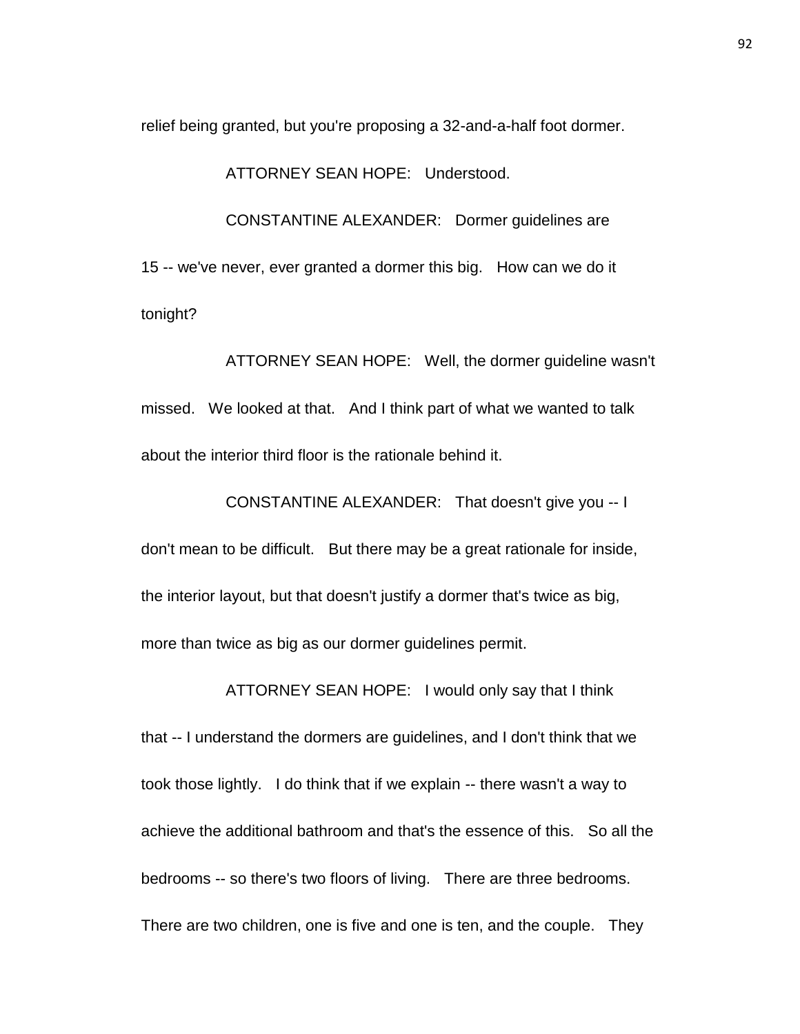relief being granted, but you're proposing a 32-and-a-half foot dormer.

ATTORNEY SEAN HOPE: Understood.

CONSTANTINE ALEXANDER: Dormer guidelines are 15 -- we've never, ever granted a dormer this big. How can we do it tonight?

ATTORNEY SEAN HOPE: Well, the dormer guideline wasn't missed. We looked at that. And I think part of what we wanted to talk about the interior third floor is the rationale behind it.

CONSTANTINE ALEXANDER: That doesn't give you -- I don't mean to be difficult. But there may be a great rationale for inside, the interior layout, but that doesn't justify a dormer that's twice as big, more than twice as big as our dormer guidelines permit.

ATTORNEY SEAN HOPE: I would only say that I think that -- I understand the dormers are guidelines, and I don't think that we took those lightly. I do think that if we explain -- there wasn't a way to achieve the additional bathroom and that's the essence of this. So all the bedrooms -- so there's two floors of living. There are three bedrooms. There are two children, one is five and one is ten, and the couple. They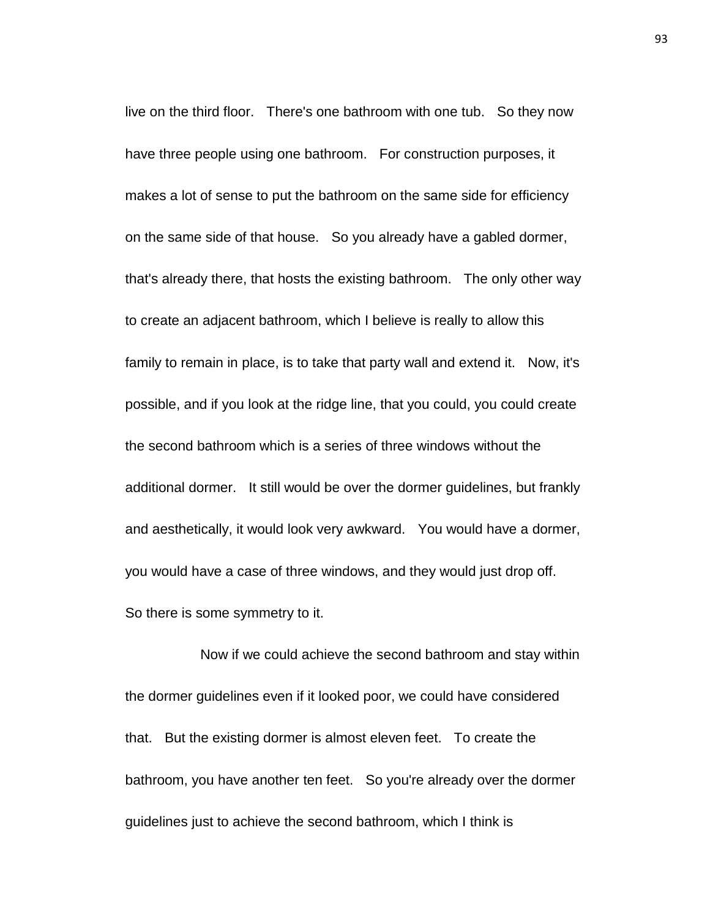live on the third floor. There's one bathroom with one tub. So they now have three people using one bathroom. For construction purposes, it makes a lot of sense to put the bathroom on the same side for efficiency on the same side of that house. So you already have a gabled dormer, that's already there, that hosts the existing bathroom. The only other way to create an adjacent bathroom, which I believe is really to allow this family to remain in place, is to take that party wall and extend it. Now, it's possible, and if you look at the ridge line, that you could, you could create the second bathroom which is a series of three windows without the additional dormer. It still would be over the dormer guidelines, but frankly and aesthetically, it would look very awkward. You would have a dormer, you would have a case of three windows, and they would just drop off. So there is some symmetry to it.

Now if we could achieve the second bathroom and stay within the dormer guidelines even if it looked poor, we could have considered that. But the existing dormer is almost eleven feet. To create the bathroom, you have another ten feet. So you're already over the dormer guidelines just to achieve the second bathroom, which I think is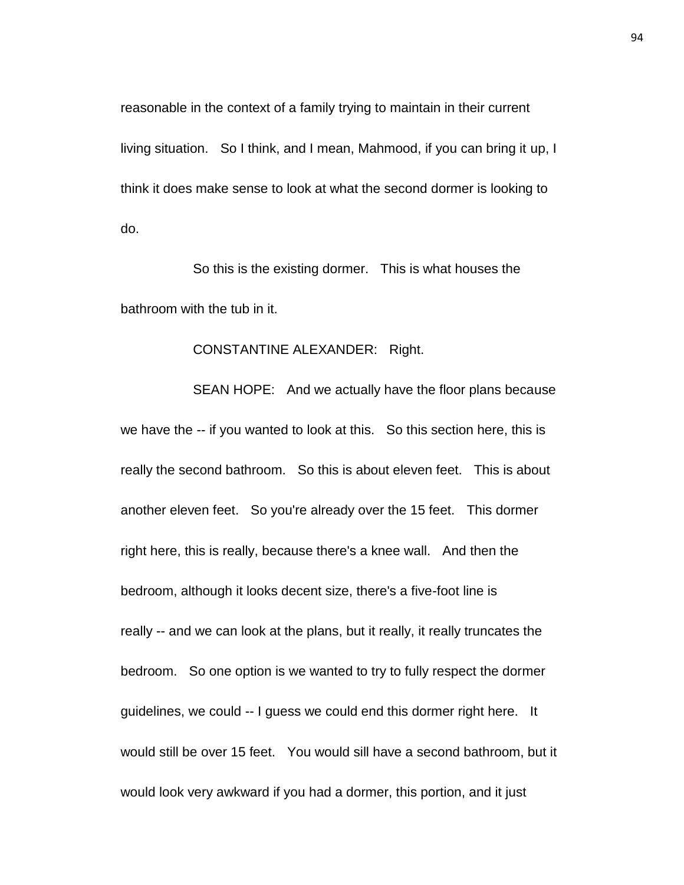reasonable in the context of a family trying to maintain in their current living situation. So I think, and I mean, Mahmood, if you can bring it up, I think it does make sense to look at what the second dormer is looking to do.

So this is the existing dormer. This is what houses the bathroom with the tub in it.

CONSTANTINE ALEXANDER: Right.

SEAN HOPE: And we actually have the floor plans because we have the -- if you wanted to look at this. So this section here, this is really the second bathroom. So this is about eleven feet. This is about another eleven feet. So you're already over the 15 feet. This dormer right here, this is really, because there's a knee wall. And then the bedroom, although it looks decent size, there's a five-foot line is really -- and we can look at the plans, but it really, it really truncates the bedroom. So one option is we wanted to try to fully respect the dormer guidelines, we could -- I guess we could end this dormer right here. It would still be over 15 feet. You would sill have a second bathroom, but it would look very awkward if you had a dormer, this portion, and it just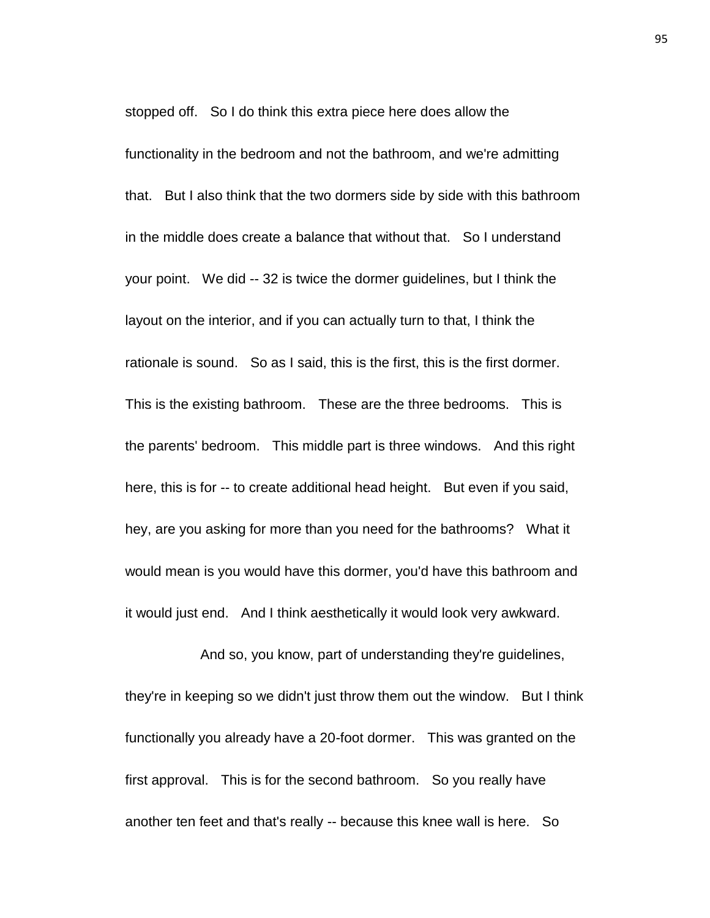stopped off. So I do think this extra piece here does allow the functionality in the bedroom and not the bathroom, and we're admitting that. But I also think that the two dormers side by side with this bathroom in the middle does create a balance that without that. So I understand your point. We did -- 32 is twice the dormer guidelines, but I think the layout on the interior, and if you can actually turn to that, I think the rationale is sound. So as I said, this is the first, this is the first dormer. This is the existing bathroom. These are the three bedrooms. This is the parents' bedroom. This middle part is three windows. And this right here, this is for -- to create additional head height. But even if you said, hey, are you asking for more than you need for the bathrooms? What it would mean is you would have this dormer, you'd have this bathroom and it would just end. And I think aesthetically it would look very awkward.

And so, you know, part of understanding they're guidelines, they're in keeping so we didn't just throw them out the window. But I think functionally you already have a 20-foot dormer. This was granted on the first approval. This is for the second bathroom. So you really have another ten feet and that's really -- because this knee wall is here. So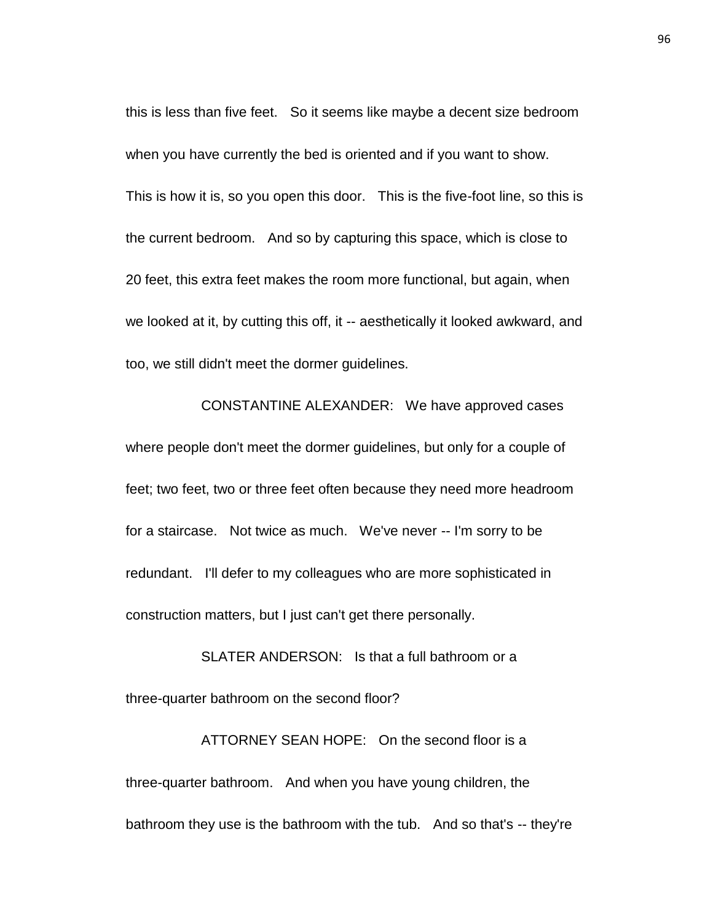this is less than five feet. So it seems like maybe a decent size bedroom when you have currently the bed is oriented and if you want to show. This is how it is, so you open this door. This is the five-foot line, so this is the current bedroom. And so by capturing this space, which is close to 20 feet, this extra feet makes the room more functional, but again, when we looked at it, by cutting this off, it -- aesthetically it looked awkward, and too, we still didn't meet the dormer guidelines.

CONSTANTINE ALEXANDER: We have approved cases where people don't meet the dormer guidelines, but only for a couple of feet; two feet, two or three feet often because they need more headroom for a staircase. Not twice as much. We've never -- I'm sorry to be redundant. I'll defer to my colleagues who are more sophisticated in construction matters, but I just can't get there personally.

SLATER ANDERSON: Is that a full bathroom or a three-quarter bathroom on the second floor?

ATTORNEY SEAN HOPE: On the second floor is a three-quarter bathroom. And when you have young children, the bathroom they use is the bathroom with the tub. And so that's -- they're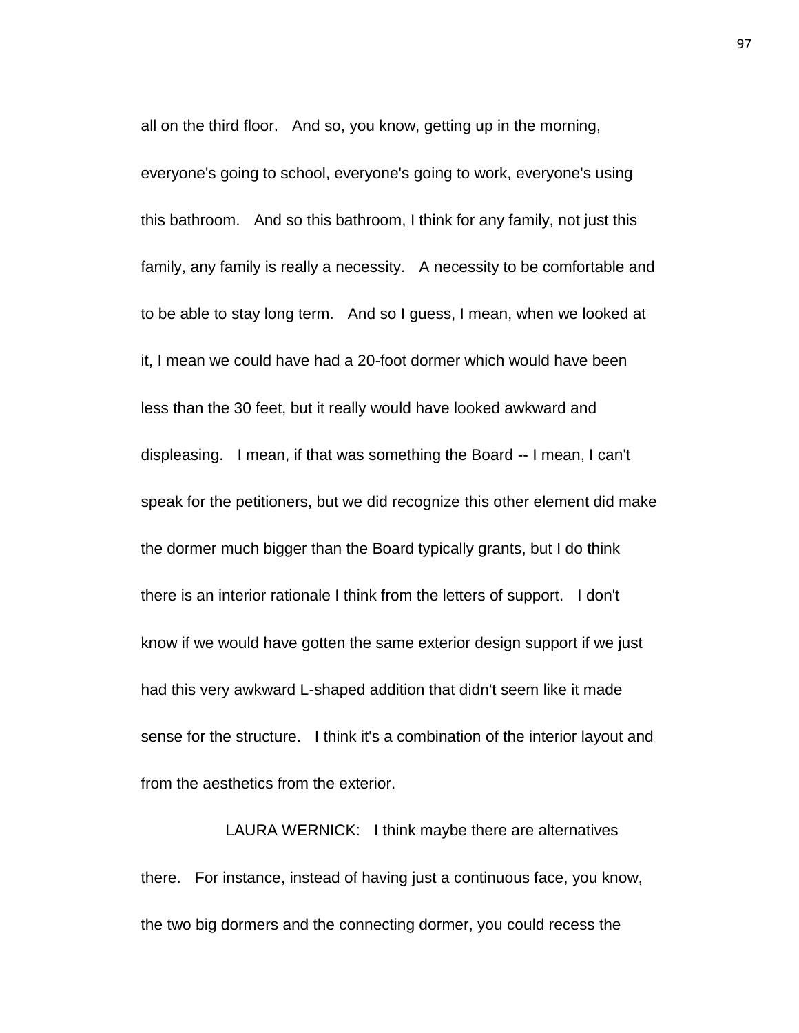all on the third floor. And so, you know, getting up in the morning, everyone's going to school, everyone's going to work, everyone's using this bathroom. And so this bathroom, I think for any family, not just this family, any family is really a necessity. A necessity to be comfortable and to be able to stay long term. And so I guess, I mean, when we looked at it, I mean we could have had a 20-foot dormer which would have been less than the 30 feet, but it really would have looked awkward and displeasing. I mean, if that was something the Board -- I mean, I can't speak for the petitioners, but we did recognize this other element did make the dormer much bigger than the Board typically grants, but I do think there is an interior rationale I think from the letters of support. I don't know if we would have gotten the same exterior design support if we just had this very awkward L-shaped addition that didn't seem like it made sense for the structure. I think it's a combination of the interior layout and from the aesthetics from the exterior.

LAURA WERNICK: I think maybe there are alternatives there. For instance, instead of having just a continuous face, you know, the two big dormers and the connecting dormer, you could recess the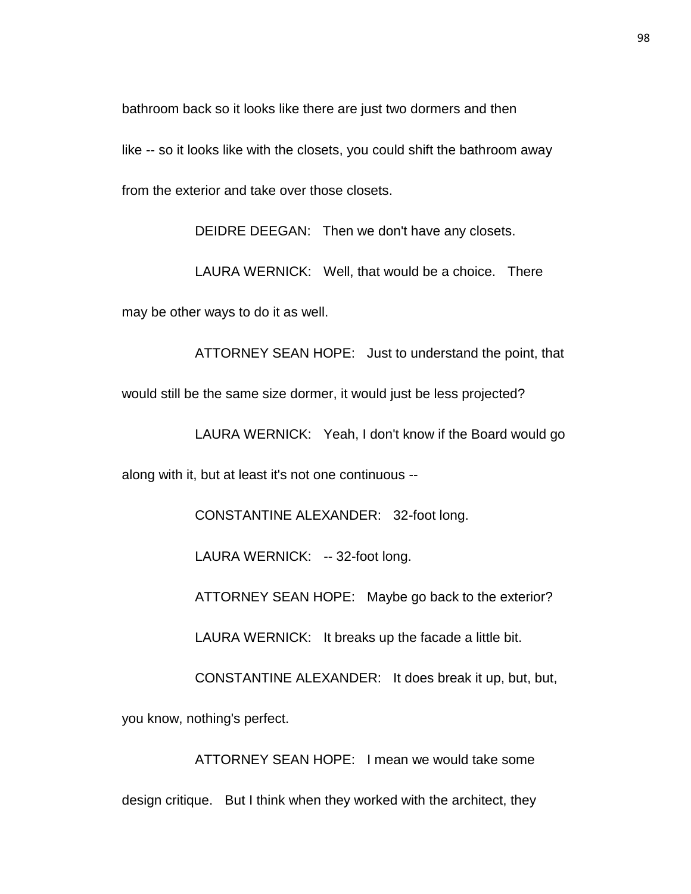bathroom back so it looks like there are just two dormers and then like -- so it looks like with the closets, you could shift the bathroom away from the exterior and take over those closets.

DEIDRE DEEGAN: Then we don't have any closets.

LAURA WERNICK: Well, that would be a choice. There may be other ways to do it as well.

ATTORNEY SEAN HOPE: Just to understand the point, that would still be the same size dormer, it would just be less projected?

LAURA WERNICK: Yeah, I don't know if the Board would go along with it, but at least it's not one continuous --

CONSTANTINE ALEXANDER: 32-foot long.

LAURA WERNICK: -- 32-foot long.

ATTORNEY SEAN HOPE: Maybe go back to the exterior?

LAURA WERNICK: It breaks up the facade a little bit.

CONSTANTINE ALEXANDER: It does break it up, but, but, you know, nothing's perfect.

ATTORNEY SEAN HOPE: I mean we would take some design critique. But I think when they worked with the architect, they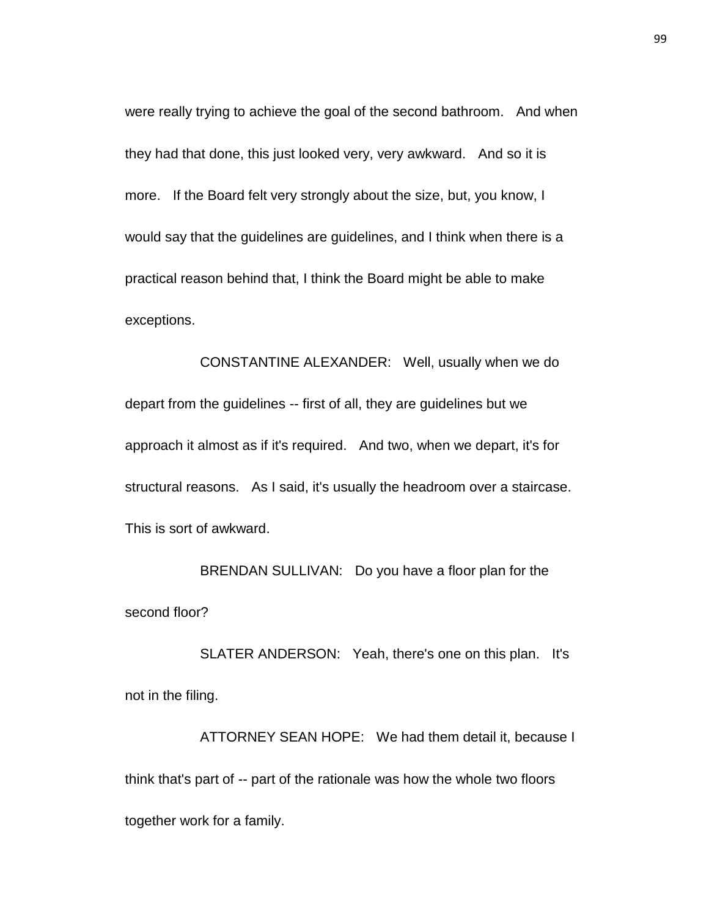were really trying to achieve the goal of the second bathroom. And when they had that done, this just looked very, very awkward. And so it is more. If the Board felt very strongly about the size, but, you know, I would say that the guidelines are guidelines, and I think when there is a practical reason behind that, I think the Board might be able to make exceptions.

CONSTANTINE ALEXANDER: Well, usually when we do depart from the guidelines -- first of all, they are guidelines but we approach it almost as if it's required. And two, when we depart, it's for structural reasons. As I said, it's usually the headroom over a staircase. This is sort of awkward.

BRENDAN SULLIVAN: Do you have a floor plan for the second floor?

SLATER ANDERSON: Yeah, there's one on this plan. It's not in the filing.

ATTORNEY SEAN HOPE: We had them detail it, because I think that's part of -- part of the rationale was how the whole two floors together work for a family.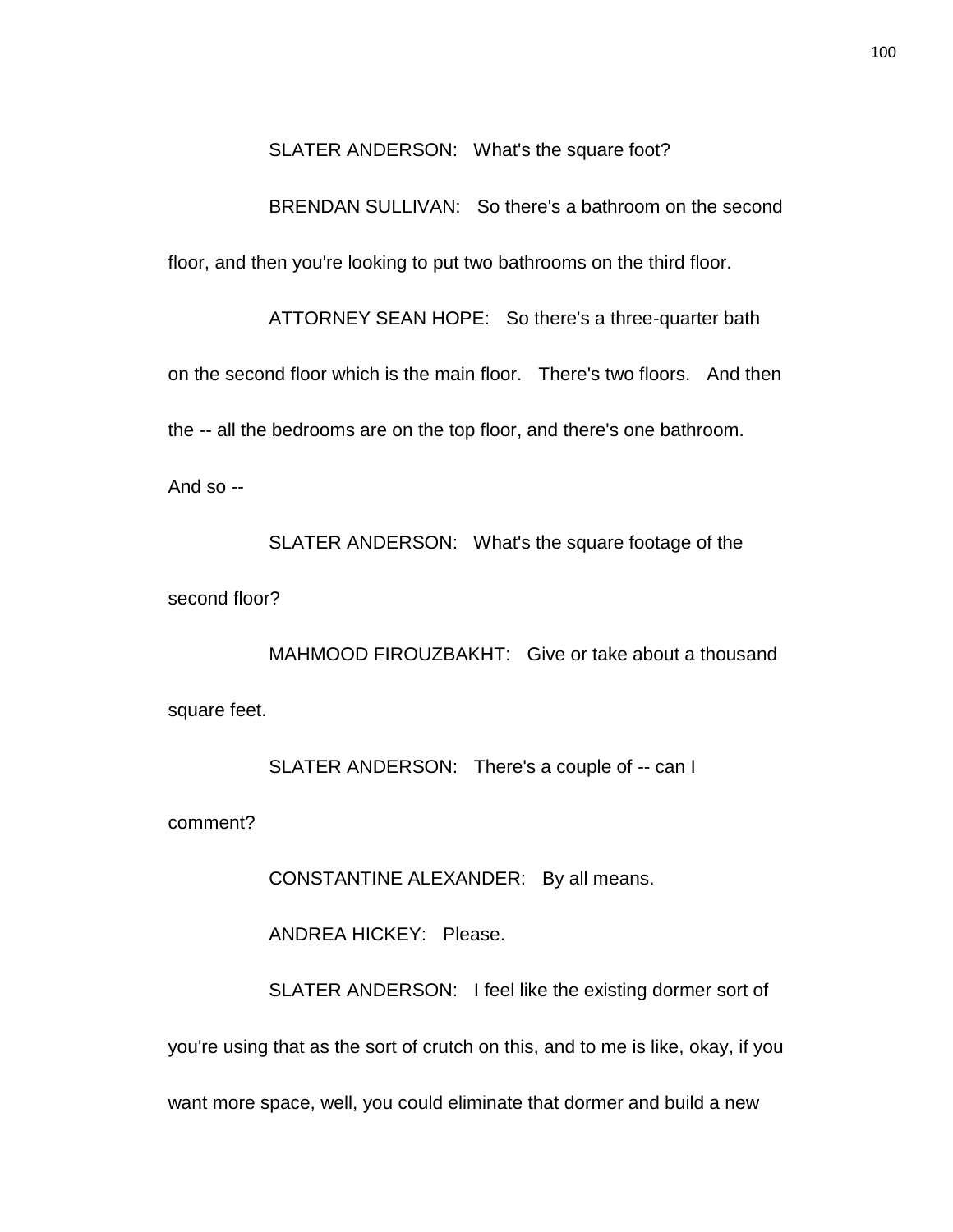SLATER ANDERSON: What's the square foot?

BRENDAN SULLIVAN: So there's a bathroom on the second floor, and then you're looking to put two bathrooms on the third floor.

ATTORNEY SEAN HOPE: So there's a three-quarter bath on the second floor which is the main floor. There's two floors. And then the -- all the bedrooms are on the top floor, and there's one bathroom. And so --

SLATER ANDERSON: What's the square footage of the second floor?

MAHMOOD FIROUZBAKHT: Give or take about a thousand square feet.

SLATER ANDERSON: There's a couple of -- can I comment?

CONSTANTINE ALEXANDER: By all means.

ANDREA HICKEY: Please.

SLATER ANDERSON: I feel like the existing dormer sort of you're using that as the sort of crutch on this, and to me is like, okay, if you want more space, well, you could eliminate that dormer and build a new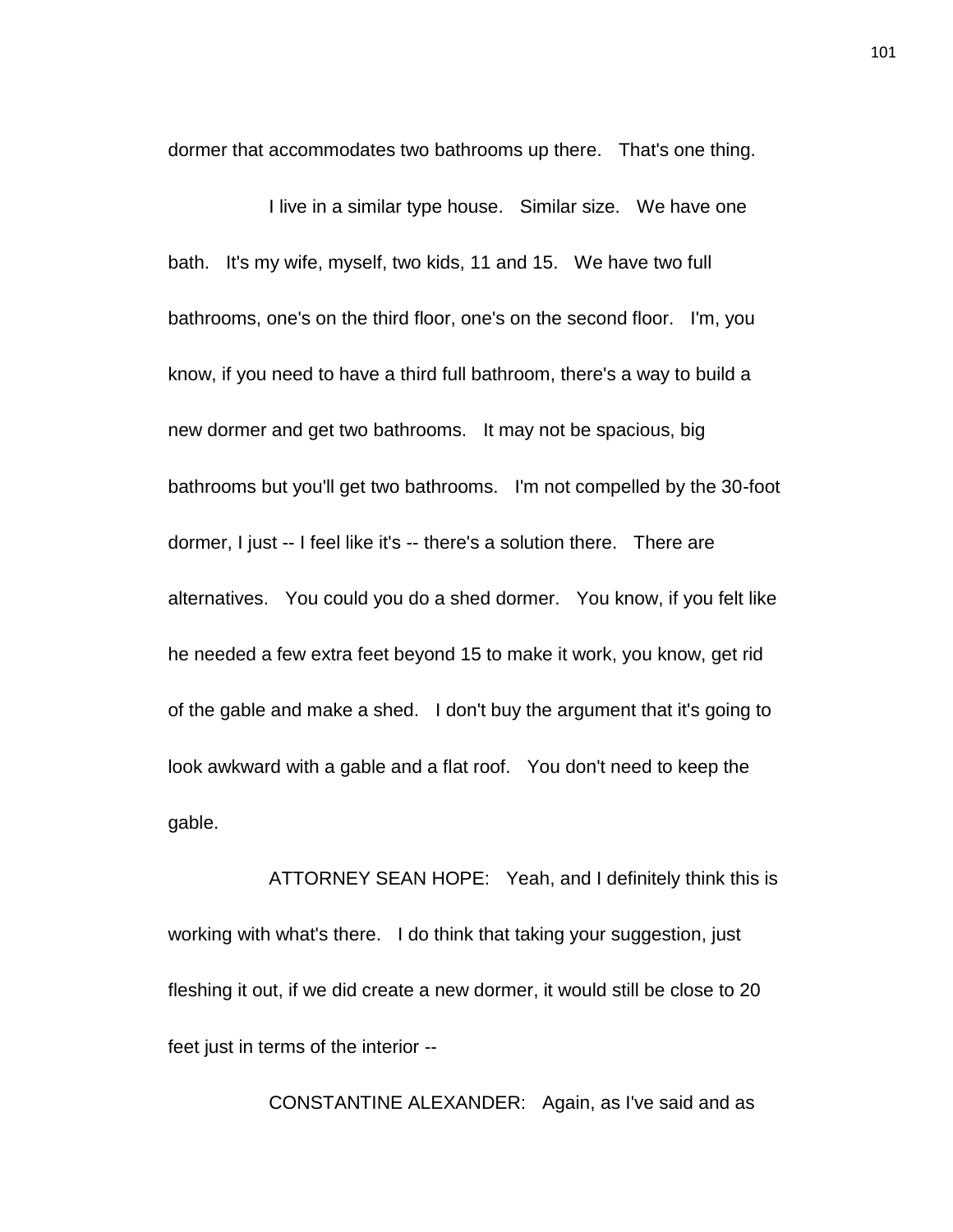dormer that accommodates two bathrooms up there. That's one thing.

I live in a similar type house. Similar size. We have one bath. It's my wife, myself, two kids, 11 and 15. We have two full bathrooms, one's on the third floor, one's on the second floor. I'm, you know, if you need to have a third full bathroom, there's a way to build a new dormer and get two bathrooms. It may not be spacious, big bathrooms but you'll get two bathrooms. I'm not compelled by the 30-foot dormer, I just -- I feel like it's -- there's a solution there. There are alternatives. You could you do a shed dormer. You know, if you felt like he needed a few extra feet beyond 15 to make it work, you know, get rid of the gable and make a shed. I don't buy the argument that it's going to look awkward with a gable and a flat roof. You don't need to keep the gable.

ATTORNEY SEAN HOPE: Yeah, and I definitely think this is working with what's there. I do think that taking your suggestion, just fleshing it out, if we did create a new dormer, it would still be close to 20 feet just in terms of the interior --

CONSTANTINE ALEXANDER: Again, as I've said and as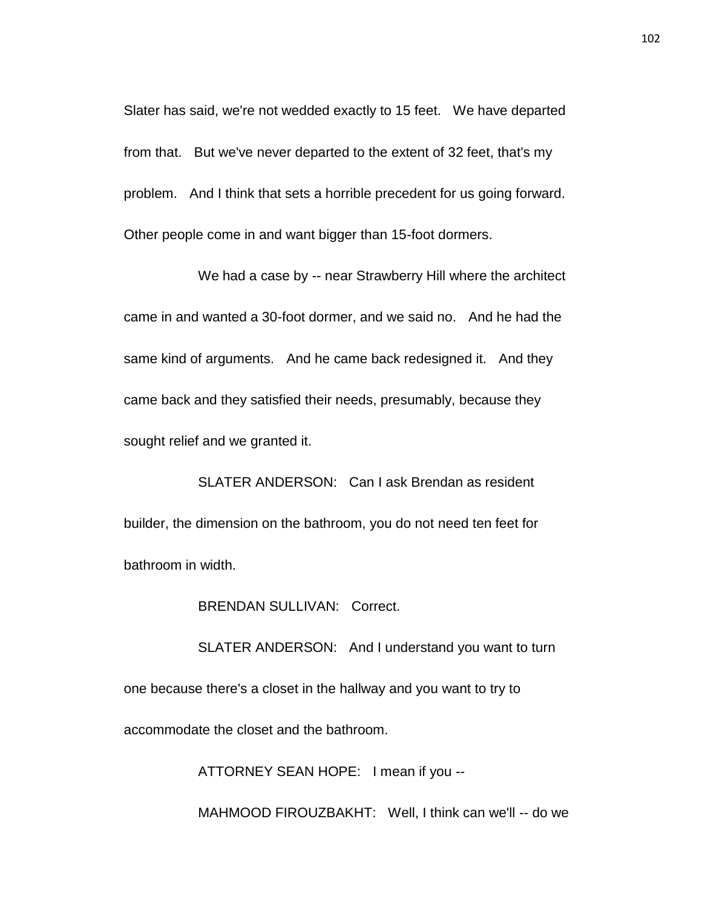Slater has said, we're not wedded exactly to 15 feet. We have departed from that. But we've never departed to the extent of 32 feet, that's my problem. And I think that sets a horrible precedent for us going forward. Other people come in and want bigger than 15-foot dormers.

We had a case by -- near Strawberry Hill where the architect came in and wanted a 30-foot dormer, and we said no. And he had the same kind of arguments. And he came back redesigned it. And they came back and they satisfied their needs, presumably, because they sought relief and we granted it.

SLATER ANDERSON: Can I ask Brendan as resident builder, the dimension on the bathroom, you do not need ten feet for bathroom in width.

BRENDAN SULLIVAN: Correct.

SLATER ANDERSON: And I understand you want to turn one because there's a closet in the hallway and you want to try to accommodate the closet and the bathroom.

ATTORNEY SEAN HOPE: I mean if you --

MAHMOOD FIROUZBAKHT: Well, I think can we'll -- do we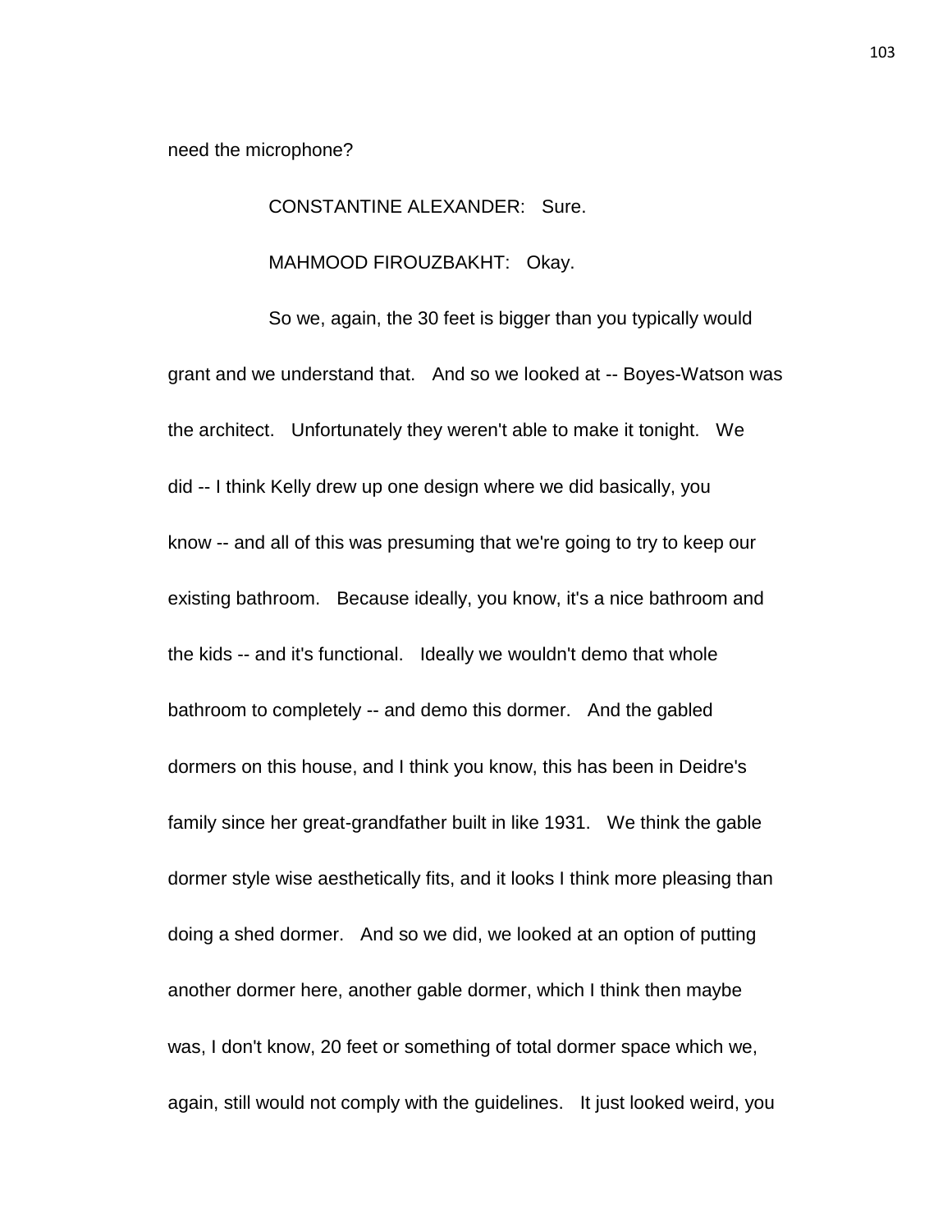need the microphone?

CONSTANTINE ALEXANDER: Sure.

MAHMOOD FIROUZBAKHT: Okay.

So we, again, the 30 feet is bigger than you typically would grant and we understand that. And so we looked at -- Boyes-Watson was the architect. Unfortunately they weren't able to make it tonight. We did -- I think Kelly drew up one design where we did basically, you know -- and all of this was presuming that we're going to try to keep our existing bathroom. Because ideally, you know, it's a nice bathroom and the kids -- and it's functional. Ideally we wouldn't demo that whole bathroom to completely -- and demo this dormer. And the gabled dormers on this house, and I think you know, this has been in Deidre's family since her great-grandfather built in like 1931. We think the gable dormer style wise aesthetically fits, and it looks I think more pleasing than doing a shed dormer. And so we did, we looked at an option of putting another dormer here, another gable dormer, which I think then maybe was, I don't know, 20 feet or something of total dormer space which we, again, still would not comply with the guidelines. It just looked weird, you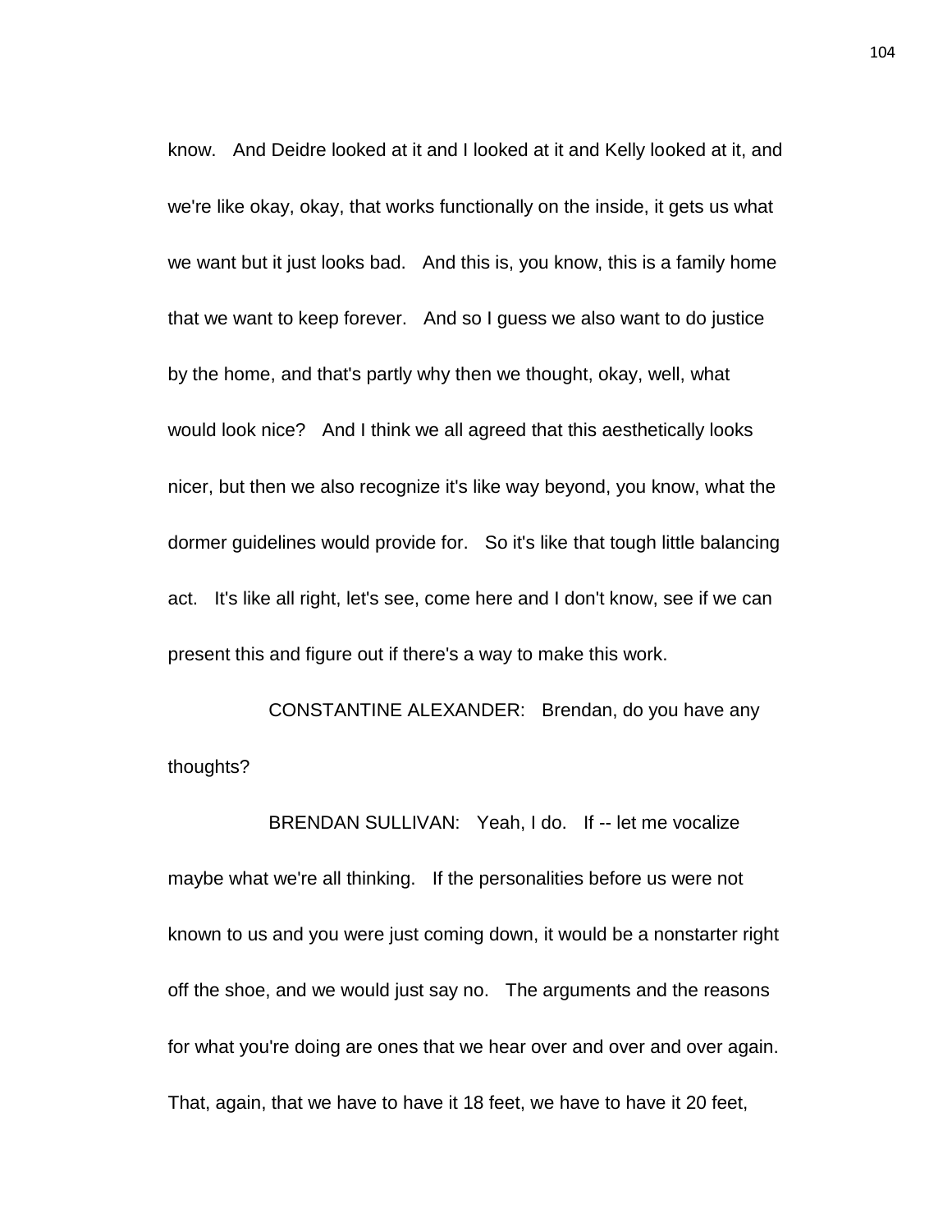know. And Deidre looked at it and I looked at it and Kelly looked at it, and we're like okay, okay, that works functionally on the inside, it gets us what we want but it just looks bad. And this is, you know, this is a family home that we want to keep forever. And so I guess we also want to do justice by the home, and that's partly why then we thought, okay, well, what would look nice? And I think we all agreed that this aesthetically looks nicer, but then we also recognize it's like way beyond, you know, what the dormer guidelines would provide for. So it's like that tough little balancing act. It's like all right, let's see, come here and I don't know, see if we can present this and figure out if there's a way to make this work.

CONSTANTINE ALEXANDER: Brendan, do you have any thoughts?

BRENDAN SULLIVAN: Yeah, I do. If -- let me vocalize maybe what we're all thinking. If the personalities before us were not known to us and you were just coming down, it would be a nonstarter right off the shoe, and we would just say no. The arguments and the reasons for what you're doing are ones that we hear over and over and over again. That, again, that we have to have it 18 feet, we have to have it 20 feet,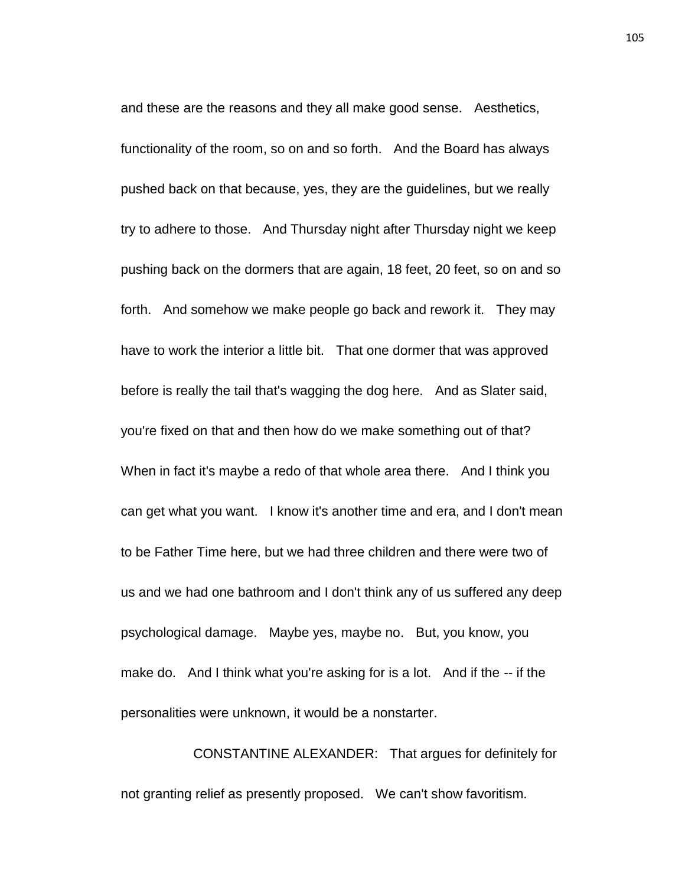and these are the reasons and they all make good sense. Aesthetics, functionality of the room, so on and so forth. And the Board has always pushed back on that because, yes, they are the guidelines, but we really try to adhere to those. And Thursday night after Thursday night we keep pushing back on the dormers that are again, 18 feet, 20 feet, so on and so forth. And somehow we make people go back and rework it. They may have to work the interior a little bit. That one dormer that was approved before is really the tail that's wagging the dog here. And as Slater said, you're fixed on that and then how do we make something out of that? When in fact it's maybe a redo of that whole area there. And I think you can get what you want. I know it's another time and era, and I don't mean to be Father Time here, but we had three children and there were two of us and we had one bathroom and I don't think any of us suffered any deep psychological damage. Maybe yes, maybe no. But, you know, you make do. And I think what you're asking for is a lot. And if the -- if the personalities were unknown, it would be a nonstarter.

CONSTANTINE ALEXANDER: That argues for definitely for not granting relief as presently proposed. We can't show favoritism.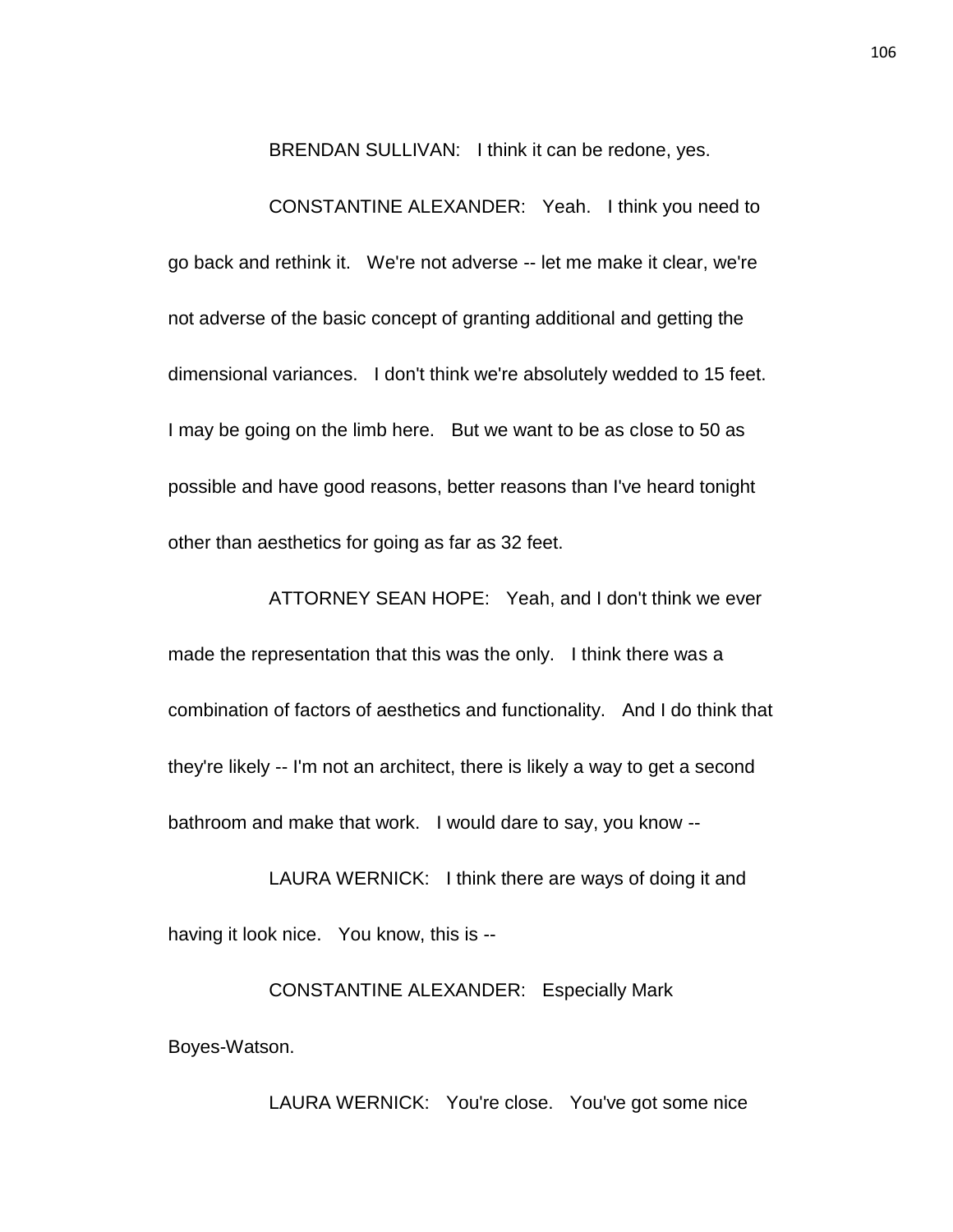BRENDAN SULLIVAN: I think it can be redone, yes.

CONSTANTINE ALEXANDER: Yeah. I think you need to go back and rethink it. We're not adverse -- let me make it clear, we're not adverse of the basic concept of granting additional and getting the dimensional variances. I don't think we're absolutely wedded to 15 feet. I may be going on the limb here. But we want to be as close to 50 as possible and have good reasons, better reasons than I've heard tonight other than aesthetics for going as far as 32 feet.

ATTORNEY SEAN HOPE: Yeah, and I don't think we ever made the representation that this was the only. I think there was a combination of factors of aesthetics and functionality. And I do think that they're likely -- I'm not an architect, there is likely a way to get a second bathroom and make that work. I would dare to say, you know --

LAURA WERNICK: I think there are ways of doing it and having it look nice. You know, this is --

CONSTANTINE ALEXANDER: Especially Mark Boyes-Watson.

LAURA WERNICK: You're close. You've got some nice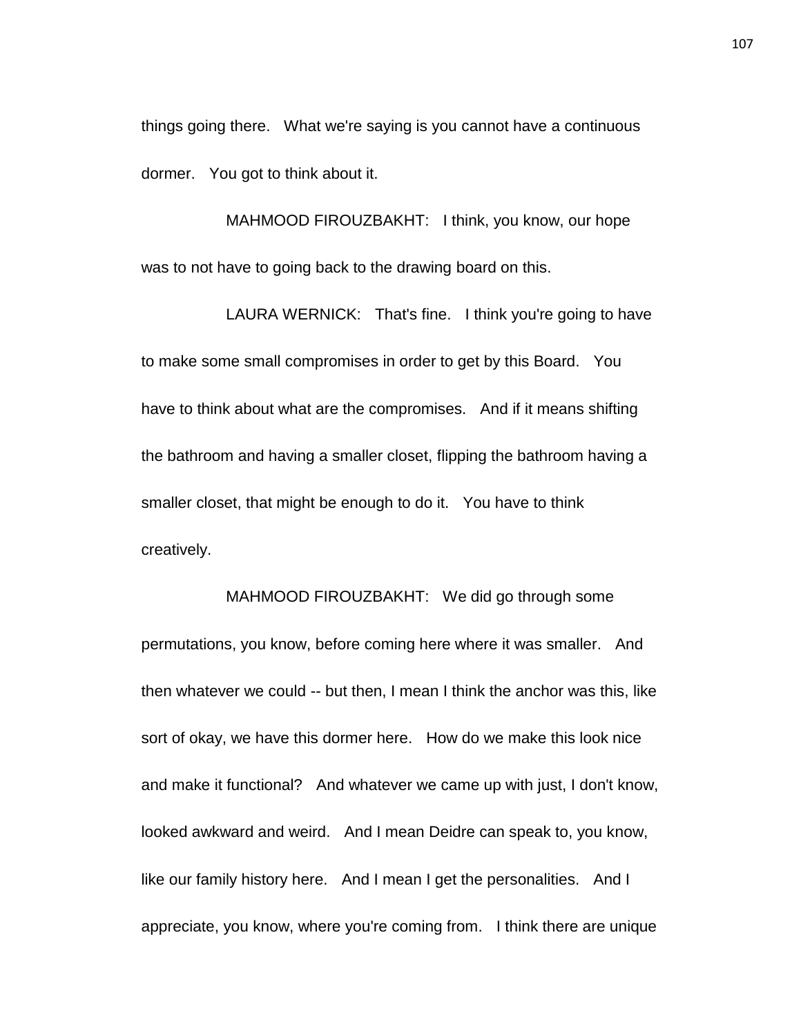things going there. What we're saying is you cannot have a continuous dormer. You got to think about it.

MAHMOOD FIROUZBAKHT: I think, you know, our hope was to not have to going back to the drawing board on this.

LAURA WERNICK: That's fine. I think you're going to have to make some small compromises in order to get by this Board. You have to think about what are the compromises. And if it means shifting the bathroom and having a smaller closet, flipping the bathroom having a smaller closet, that might be enough to do it. You have to think creatively.

MAHMOOD FIROUZBAKHT: We did go through some permutations, you know, before coming here where it was smaller. And then whatever we could -- but then, I mean I think the anchor was this, like sort of okay, we have this dormer here. How do we make this look nice and make it functional? And whatever we came up with just, I don't know, looked awkward and weird. And I mean Deidre can speak to, you know, like our family history here. And I mean I get the personalities. And I appreciate, you know, where you're coming from. I think there are unique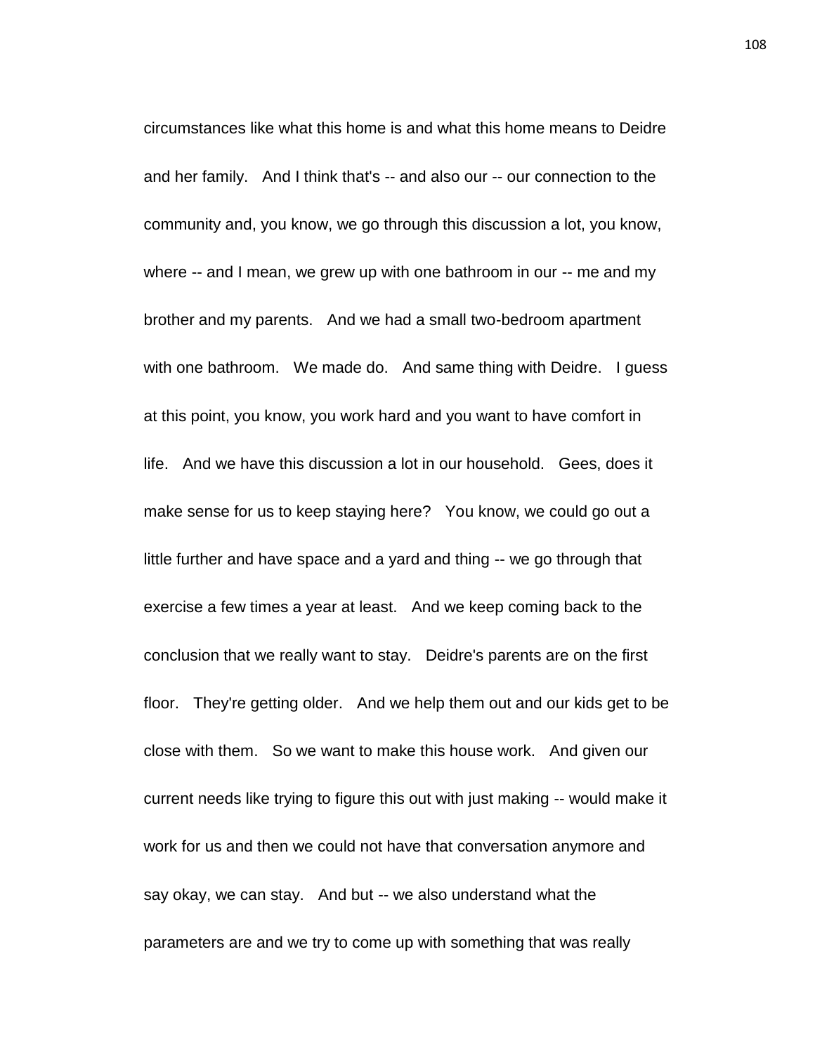circumstances like what this home is and what this home means to Deidre and her family. And I think that's -- and also our -- our connection to the community and, you know, we go through this discussion a lot, you know, where -- and I mean, we grew up with one bathroom in our -- me and my brother and my parents. And we had a small two-bedroom apartment with one bathroom. We made do. And same thing with Deidre. I guess at this point, you know, you work hard and you want to have comfort in life. And we have this discussion a lot in our household. Gees, does it make sense for us to keep staying here? You know, we could go out a little further and have space and a yard and thing -- we go through that exercise a few times a year at least. And we keep coming back to the conclusion that we really want to stay. Deidre's parents are on the first floor. They're getting older. And we help them out and our kids get to be close with them. So we want to make this house work. And given our current needs like trying to figure this out with just making -- would make it work for us and then we could not have that conversation anymore and say okay, we can stay. And but -- we also understand what the parameters are and we try to come up with something that was really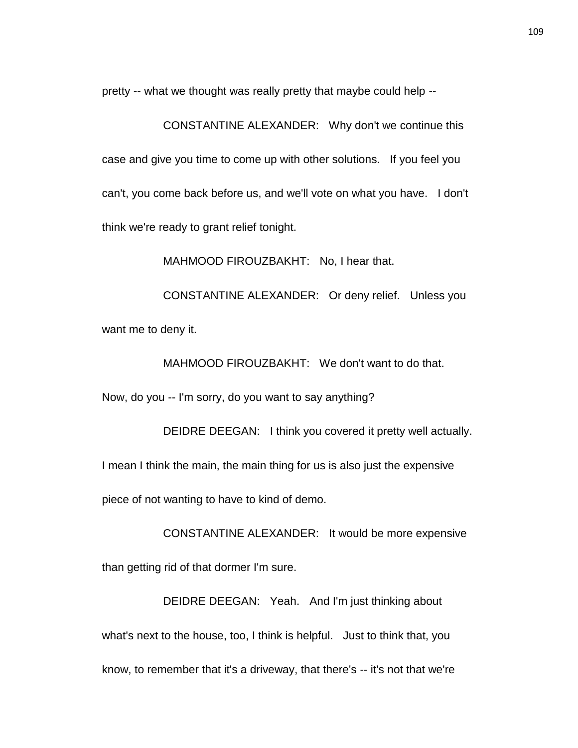pretty -- what we thought was really pretty that maybe could help --

CONSTANTINE ALEXANDER: Why don't we continue this case and give you time to come up with other solutions. If you feel you can't, you come back before us, and we'll vote on what you have. I don't think we're ready to grant relief tonight.

MAHMOOD FIROUZBAKHT: No, I hear that.

CONSTANTINE ALEXANDER: Or deny relief. Unless you want me to deny it.

MAHMOOD FIROUZBAKHT: We don't want to do that. Now, do you -- I'm sorry, do you want to say anything?

DEIDRE DEEGAN: I think you covered it pretty well actually. I mean I think the main, the main thing for us is also just the expensive piece of not wanting to have to kind of demo.

CONSTANTINE ALEXANDER: It would be more expensive than getting rid of that dormer I'm sure.

DEIDRE DEEGAN: Yeah. And I'm just thinking about what's next to the house, too, I think is helpful. Just to think that, you know, to remember that it's a driveway, that there's -- it's not that we're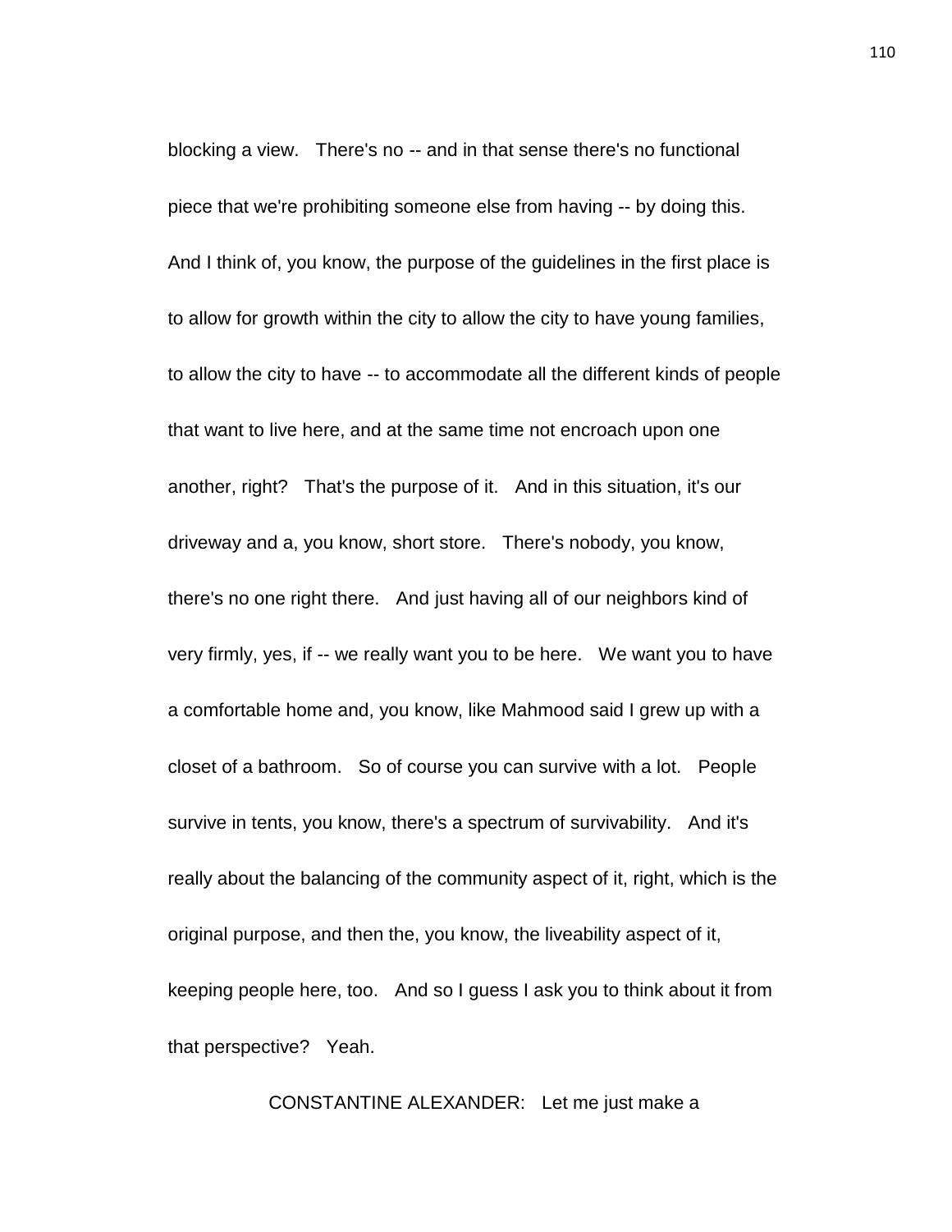blocking a view. There's no -- and in that sense there's no functional piece that we're prohibiting someone else from having -- by doing this. And I think of, you know, the purpose of the guidelines in the first place is to allow for growth within the city to allow the city to have young families, to allow the city to have -- to accommodate all the different kinds of people that want to live here, and at the same time not encroach upon one another, right? That's the purpose of it. And in this situation, it's our driveway and a, you know, short store. There's nobody, you know, there's no one right there. And just having all of our neighbors kind of very firmly, yes, if -- we really want you to be here. We want you to have a comfortable home and, you know, like Mahmood said I grew up with a closet of a bathroom. So of course you can survive with a lot. People survive in tents, you know, there's a spectrum of survivability. And it's really about the balancing of the community aspect of it, right, which is the original purpose, and then the, you know, the liveability aspect of it, keeping people here, too. And so I guess I ask you to think about it from that perspective? Yeah.

CONSTANTINE ALEXANDER: Let me just make a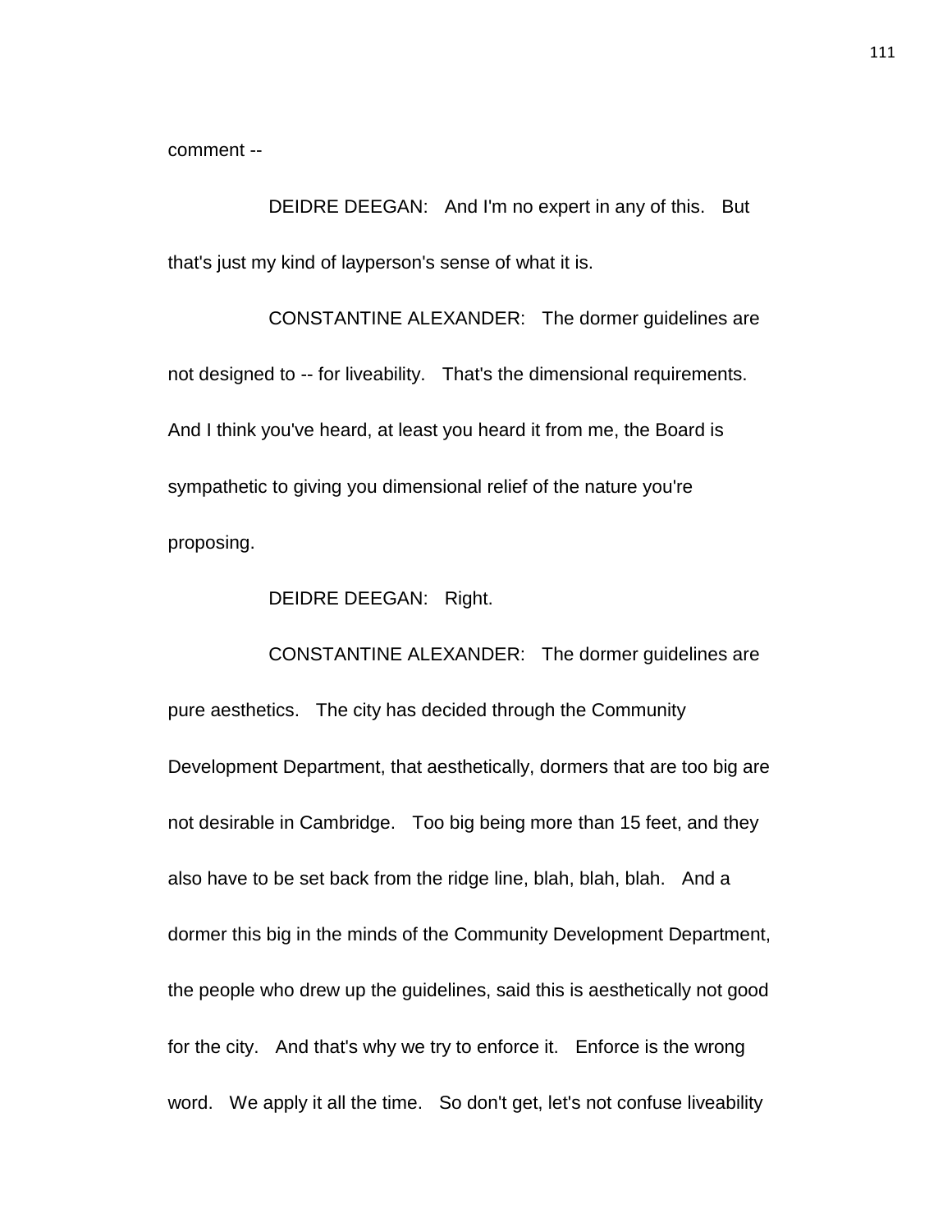comment --

DEIDRE DEEGAN: And I'm no expert in any of this. But that's just my kind of layperson's sense of what it is.

CONSTANTINE ALEXANDER: The dormer guidelines are not designed to -- for liveability. That's the dimensional requirements. And I think you've heard, at least you heard it from me, the Board is sympathetic to giving you dimensional relief of the nature you're proposing.

DEIDRE DEEGAN: Right.

CONSTANTINE ALEXANDER: The dormer guidelines are pure aesthetics. The city has decided through the Community Development Department, that aesthetically, dormers that are too big are not desirable in Cambridge. Too big being more than 15 feet, and they also have to be set back from the ridge line, blah, blah, blah. And a dormer this big in the minds of the Community Development Department, the people who drew up the guidelines, said this is aesthetically not good for the city. And that's why we try to enforce it. Enforce is the wrong word. We apply it all the time. So don't get, let's not confuse liveability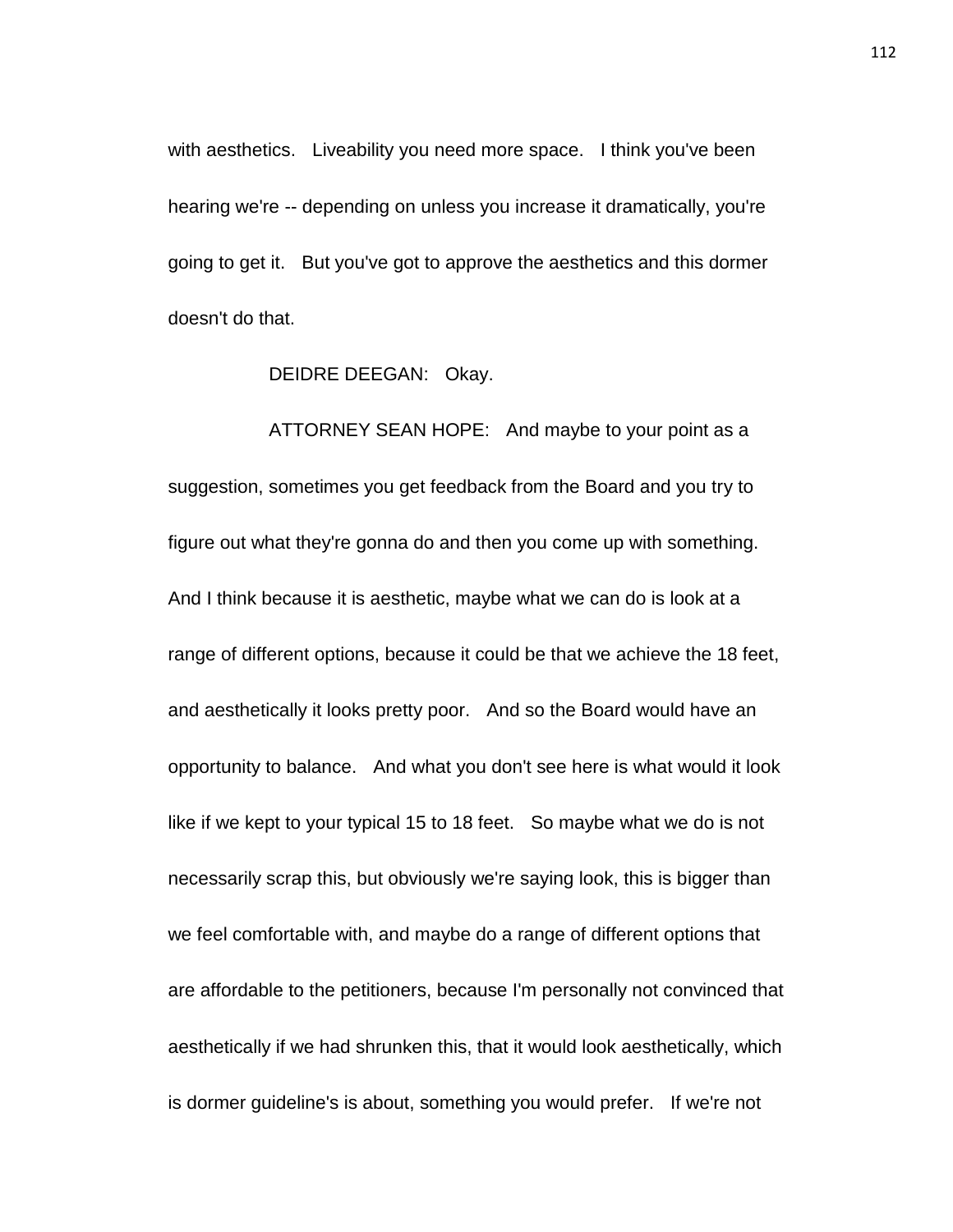with aesthetics. Liveability you need more space. I think you've been hearing we're -- depending on unless you increase it dramatically, you're going to get it. But you've got to approve the aesthetics and this dormer doesn't do that.

DEIDRE DEEGAN: Okay.

ATTORNEY SEAN HOPE: And maybe to your point as a suggestion, sometimes you get feedback from the Board and you try to figure out what they're gonna do and then you come up with something. And I think because it is aesthetic, maybe what we can do is look at a range of different options, because it could be that we achieve the 18 feet, and aesthetically it looks pretty poor. And so the Board would have an opportunity to balance. And what you don't see here is what would it look like if we kept to your typical 15 to 18 feet. So maybe what we do is not necessarily scrap this, but obviously we're saying look, this is bigger than we feel comfortable with, and maybe do a range of different options that are affordable to the petitioners, because I'm personally not convinced that aesthetically if we had shrunken this, that it would look aesthetically, which is dormer guideline's is about, something you would prefer. If we're not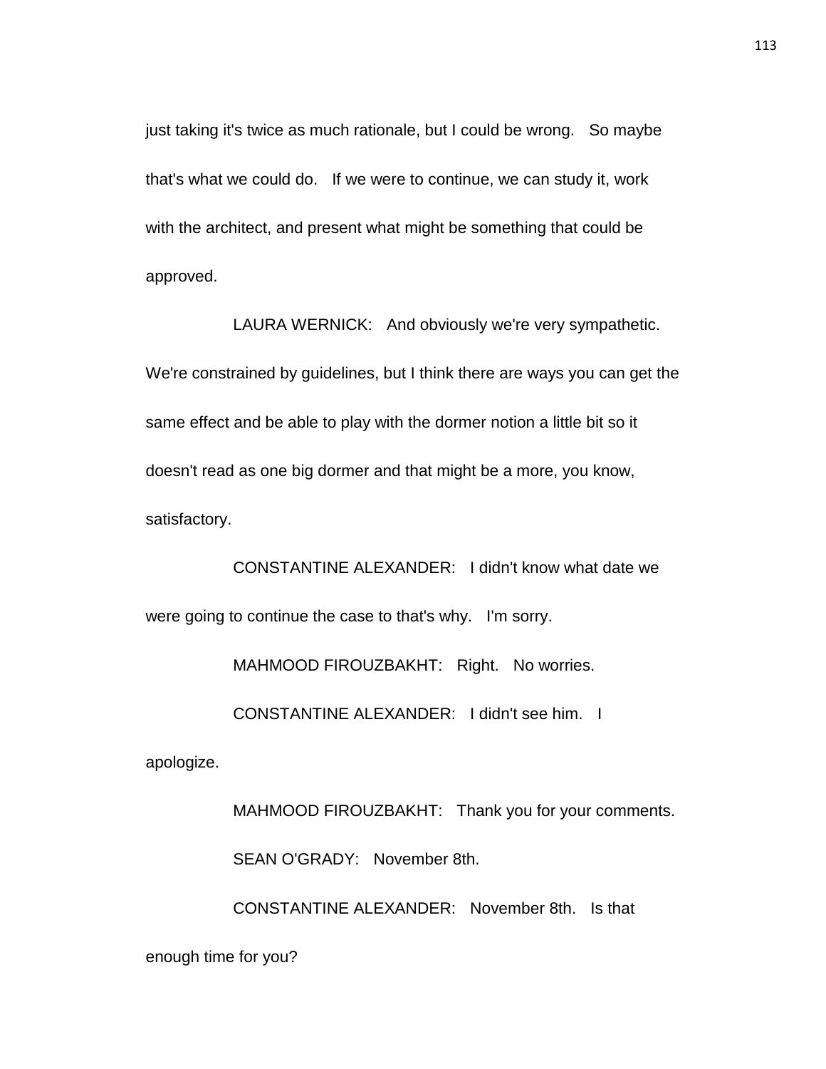just taking it's twice as much rationale, but I could be wrong. So maybe that's what we could do. If we were to continue, we can study it, work with the architect, and present what might be something that could be approved.

LAURA WERNICK: And obviously we're very sympathetic. We're constrained by guidelines, but I think there are ways you can get the same effect and be able to play with the dormer notion a little bit so it doesn't read as one big dormer and that might be a more, you know, satisfactory.

CONSTANTINE ALEXANDER: I didn't know what date we were going to continue the case to that's why. I'm sorry.

MAHMOOD FIROUZBAKHT: Right. No worries.

CONSTANTINE ALEXANDER: I didn't see him. I apologize.

MAHMOOD FIROUZBAKHT: Thank you for your comments.

SEAN O'GRADY: November 8th.

CONSTANTINE ALEXANDER: November 8th. Is that enough time for you?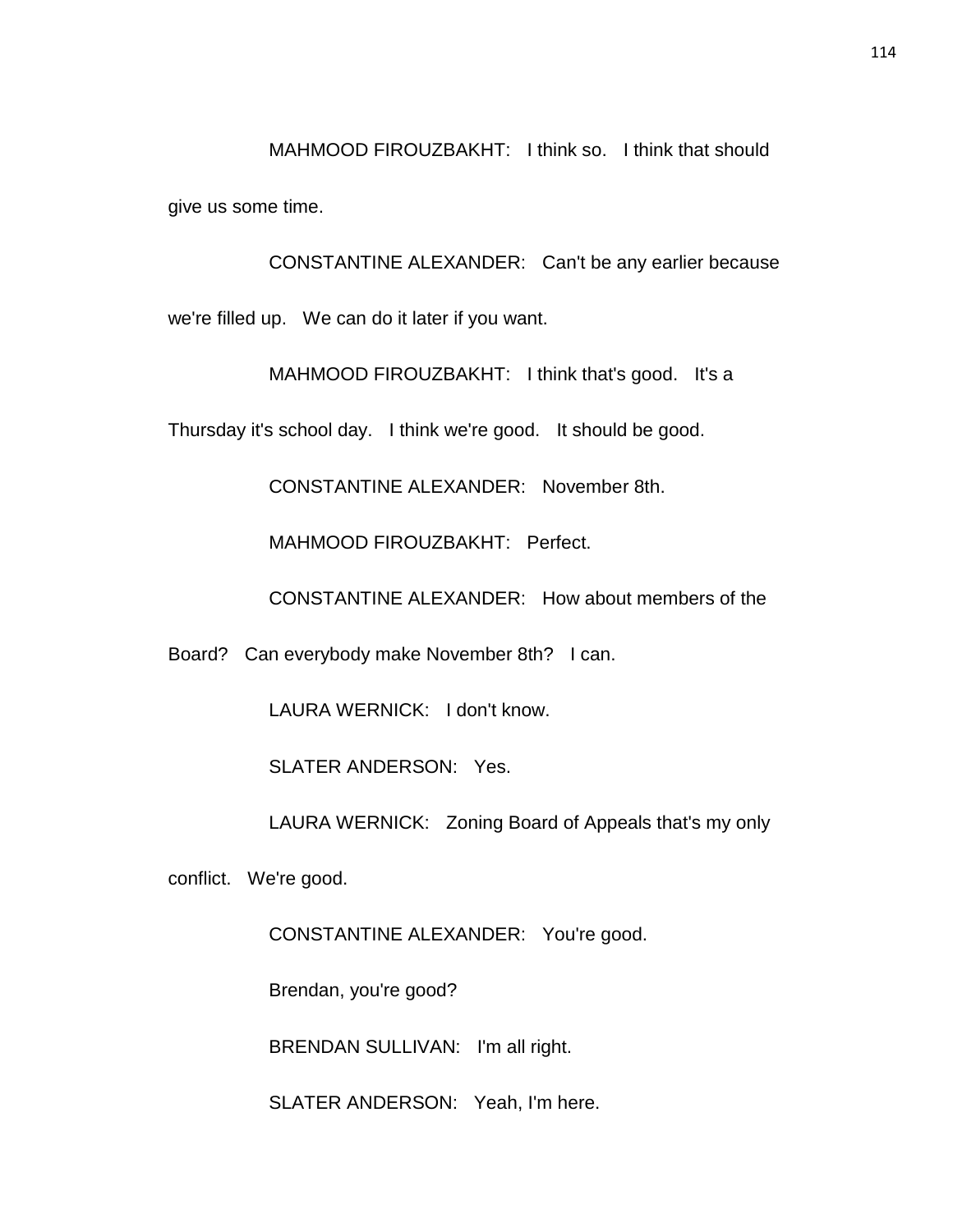MAHMOOD FIROUZBAKHT: I think so. I think that should give us some time.

CONSTANTINE ALEXANDER: Can't be any earlier because we're filled up. We can do it later if you want.

MAHMOOD FIROUZBAKHT: I think that's good. It's a Thursday it's school day. I think we're good. It should be good.

CONSTANTINE ALEXANDER: November 8th.

MAHMOOD FIROUZBAKHT: Perfect.

CONSTANTINE ALEXANDER: How about members of the Board? Can everybody make November 8th? I can.

LAURA WERNICK: I don't know.

SLATER ANDERSON: Yes.

LAURA WERNICK: Zoning Board of Appeals that's my only conflict. We're good.

CONSTANTINE ALEXANDER: You're good.

Brendan, you're good?

BRENDAN SULLIVAN: I'm all right.

SLATER ANDERSON: Yeah, I'm here.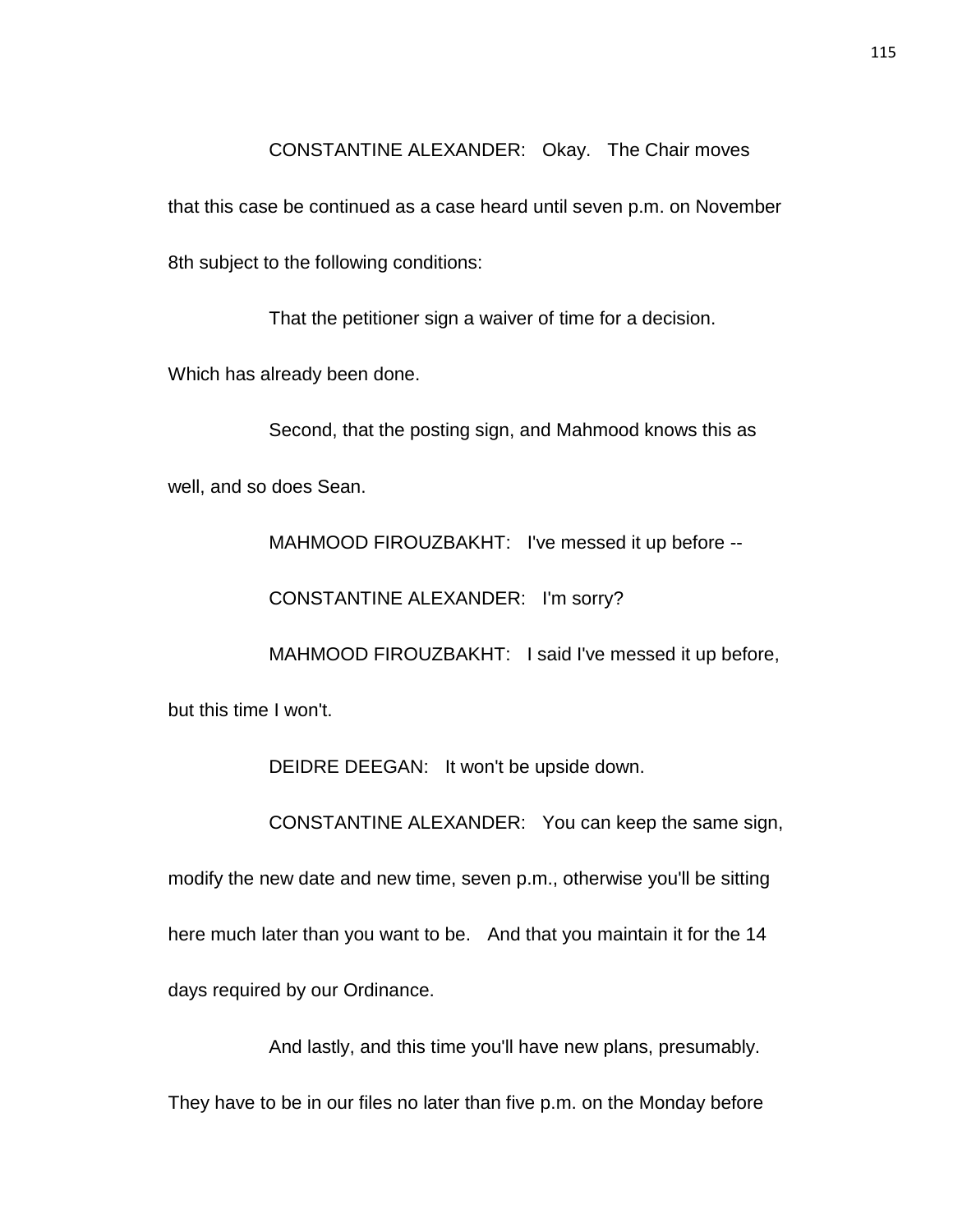CONSTANTINE ALEXANDER: Okay. The Chair moves that this case be continued as a case heard until seven p.m. on November 8th subject to the following conditions:

That the petitioner sign a waiver of time for a decision. Which has already been done.

Second, that the posting sign, and Mahmood knows this as well, and so does Sean.

MAHMOOD FIROUZBAKHT: I've messed it up before --

CONSTANTINE ALEXANDER: I'm sorry?

MAHMOOD FIROUZBAKHT: I said I've messed it up before, but this time I won't.

DEIDRE DEEGAN: It won't be upside down.

CONSTANTINE ALEXANDER: You can keep the same sign, modify the new date and new time, seven p.m., otherwise you'll be sitting here much later than you want to be. And that you maintain it for the 14 days required by our Ordinance.

And lastly, and this time you'll have new plans, presumably. They have to be in our files no later than five p.m. on the Monday before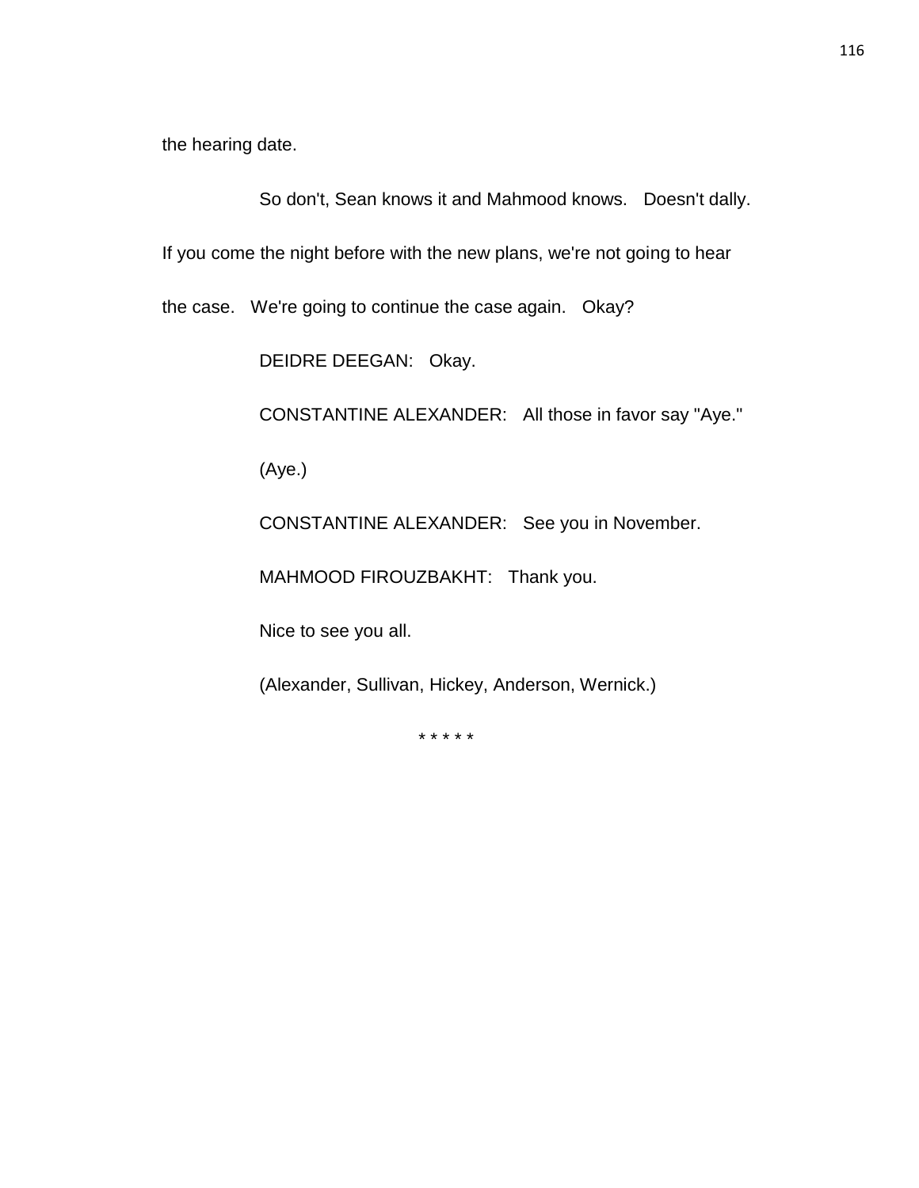the hearing date.

So don't, Sean knows it and Mahmood knows. Doesn't dally. If you come the night before with the new plans, we're not going to hear the case. We're going to continue the case again. Okay?

DEIDRE DEEGAN: Okay.

CONSTANTINE ALEXANDER: All those in favor say "Aye."

(Aye.)

CONSTANTINE ALEXANDER: See you in November.

MAHMOOD FIROUZBAKHT: Thank you.

Nice to see you all.

(Alexander, Sullivan, Hickey, Anderson, Wernick.)

* * * * *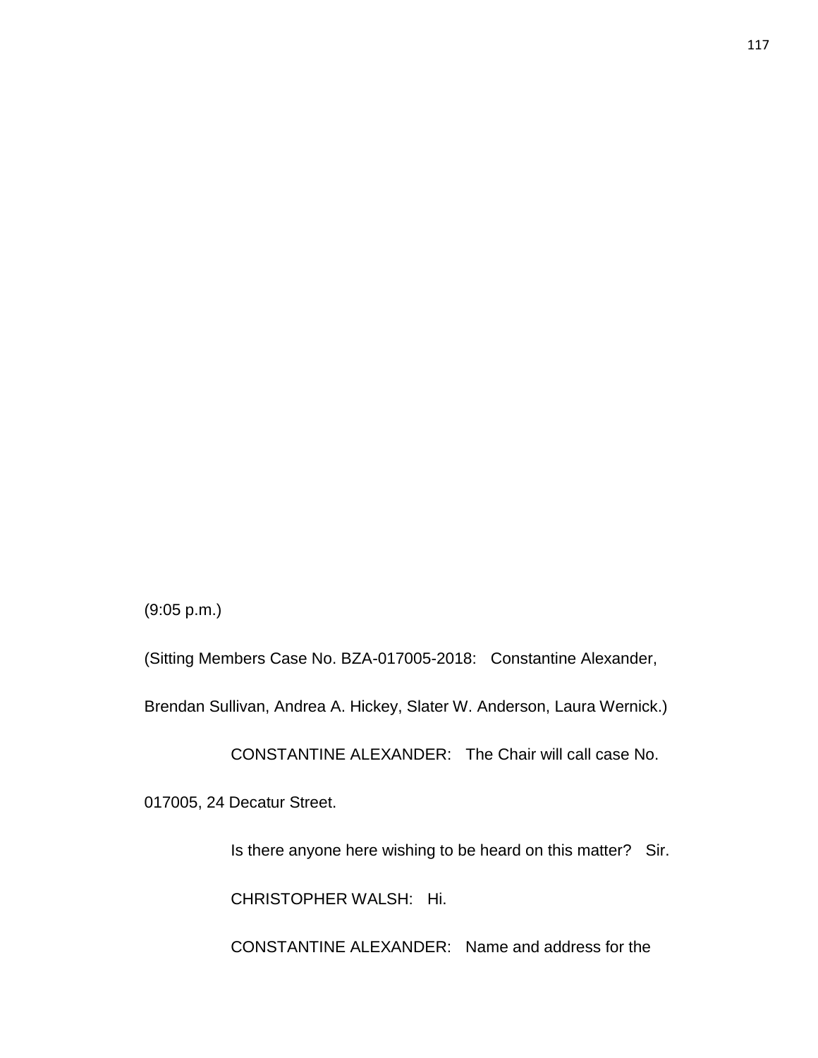(9:05 p.m.)

(Sitting Members Case No. BZA-017005-2018: Constantine Alexander, Brendan Sullivan, Andrea A. Hickey, Slater W. Anderson, Laura Wernick.)

CONSTANTINE ALEXANDER: The Chair will call case No. 017005, 24 Decatur Street.

Is there anyone here wishing to be heard on this matter? Sir.

CHRISTOPHER WALSH: Hi.

CONSTANTINE ALEXANDER: Name and address for the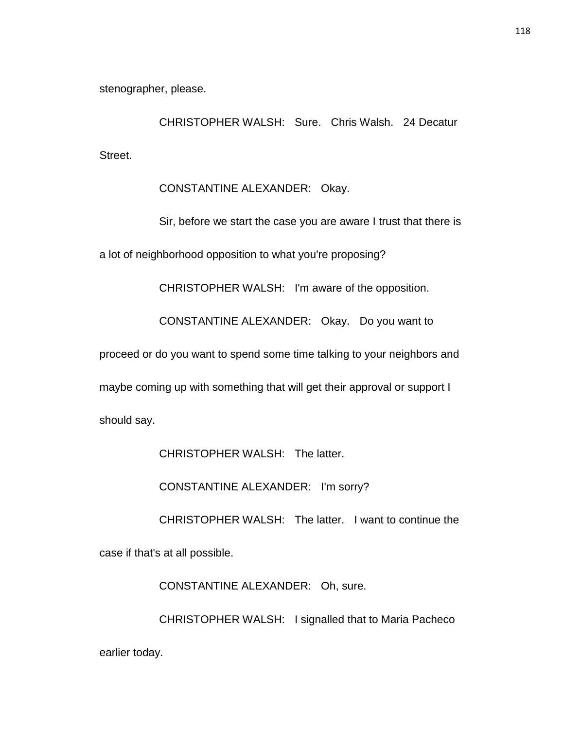stenographer, please.

CHRISTOPHER WALSH: Sure. Chris Walsh. 24 Decatur Street.

CONSTANTINE ALEXANDER: Okay.

Sir, before we start the case you are aware I trust that there is a lot of neighborhood opposition to what you're proposing?

CHRISTOPHER WALSH: I'm aware of the opposition.

CONSTANTINE ALEXANDER: Okay. Do you want to proceed or do you want to spend some time talking to your neighbors and maybe coming up with something that will get their approval or support I should say.

CHRISTOPHER WALSH: The latter.

CONSTANTINE ALEXANDER: I'm sorry?

CHRISTOPHER WALSH: The latter. I want to continue the case if that's at all possible.

CONSTANTINE ALEXANDER: Oh, sure.

CHRISTOPHER WALSH: I signalled that to Maria Pacheco earlier today.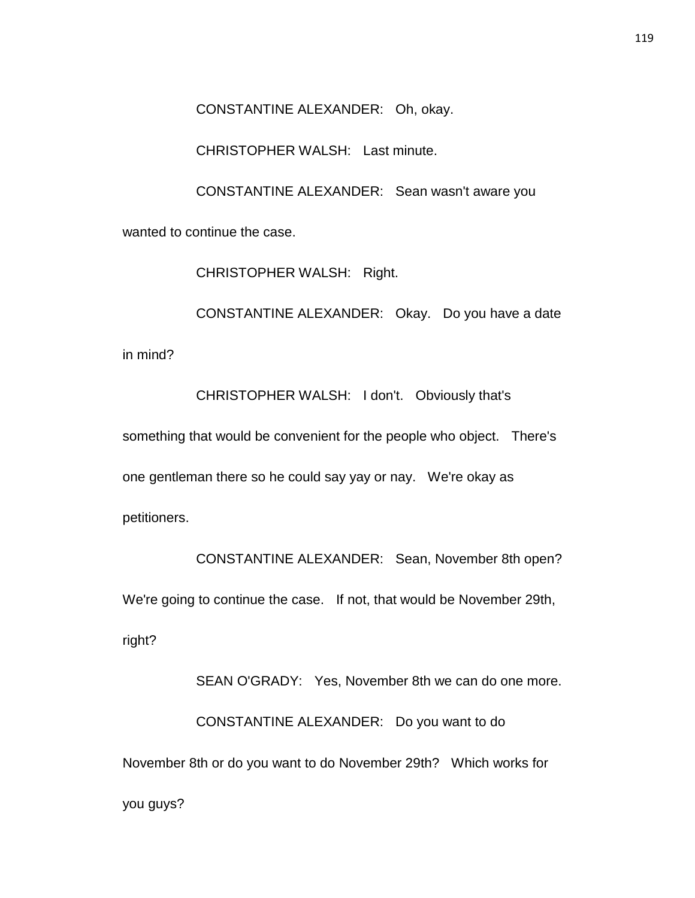CONSTANTINE ALEXANDER: Oh, okay.

CHRISTOPHER WALSH: Last minute.

CONSTANTINE ALEXANDER: Sean wasn't aware you wanted to continue the case.

CHRISTOPHER WALSH: Right.

CONSTANTINE ALEXANDER: Okay. Do you have a date in mind?

CHRISTOPHER WALSH: I don't. Obviously that's something that would be convenient for the people who object. There's one gentleman there so he could say yay or nay. We're okay as petitioners.

CONSTANTINE ALEXANDER: Sean, November 8th open? We're going to continue the case. If not, that would be November 29th, right?

SEAN O'GRADY: Yes, November 8th we can do one more.

CONSTANTINE ALEXANDER: Do you want to do November 8th or do you want to do November 29th? Which works for you guys?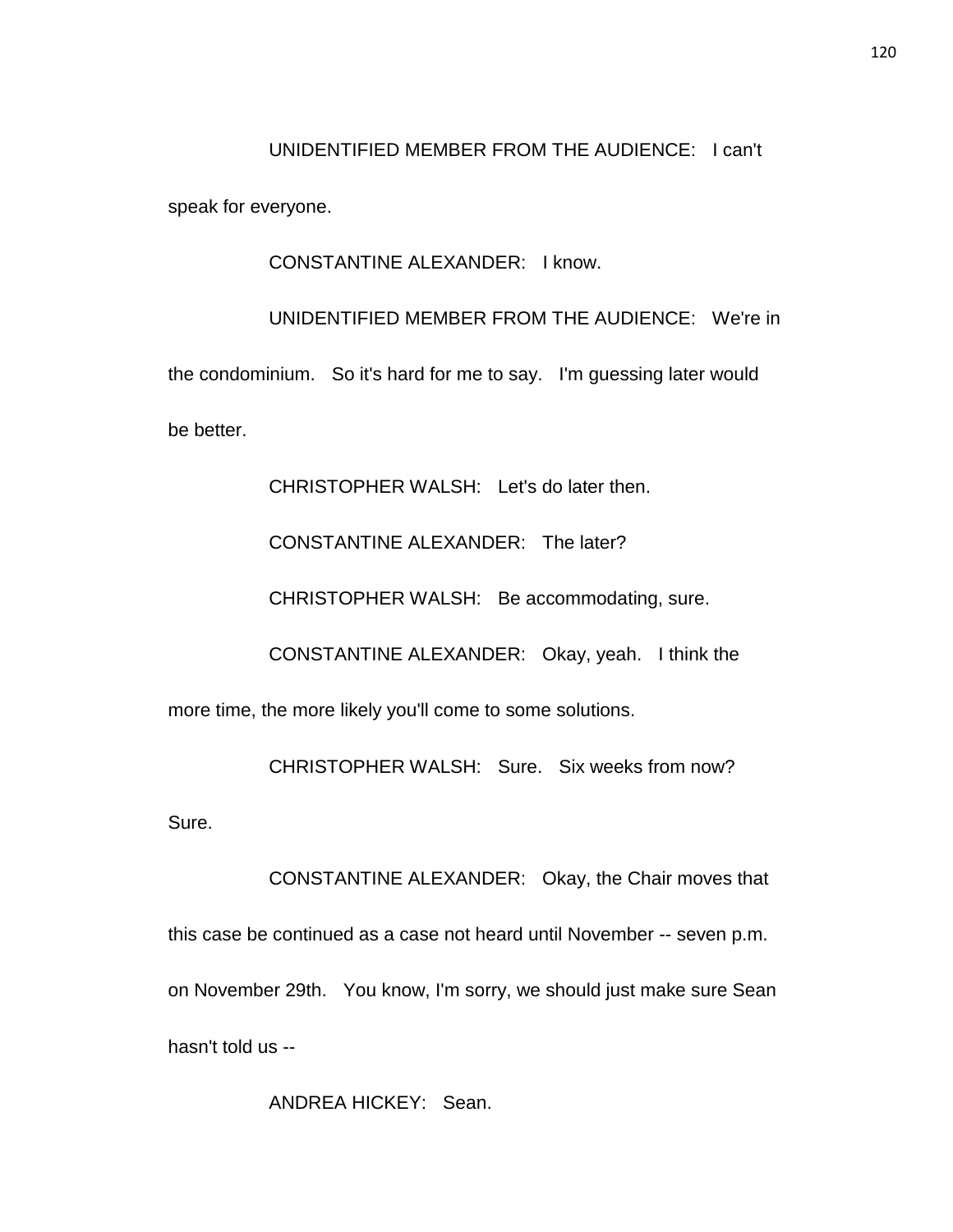UNIDENTIFIED MEMBER FROM THE AUDIENCE: I can't speak for everyone.

CONSTANTINE ALEXANDER: I know.

UNIDENTIFIED MEMBER FROM THE AUDIENCE: We're in the condominium. So it's hard for me to say. I'm guessing later would be better.

CHRISTOPHER WALSH: Let's do later then.

CONSTANTINE ALEXANDER: The later?

CHRISTOPHER WALSH: Be accommodating, sure.

CONSTANTINE ALEXANDER: Okay, yeah. I think the more time, the more likely you'll come to some solutions.

CHRISTOPHER WALSH: Sure. Six weeks from now? Sure.

CONSTANTINE ALEXANDER: Okay, the Chair moves that this case be continued as a case not heard until November -- seven p.m. on November 29th. You know, I'm sorry, we should just make sure Sean hasn't told us --

ANDREA HICKEY: Sean.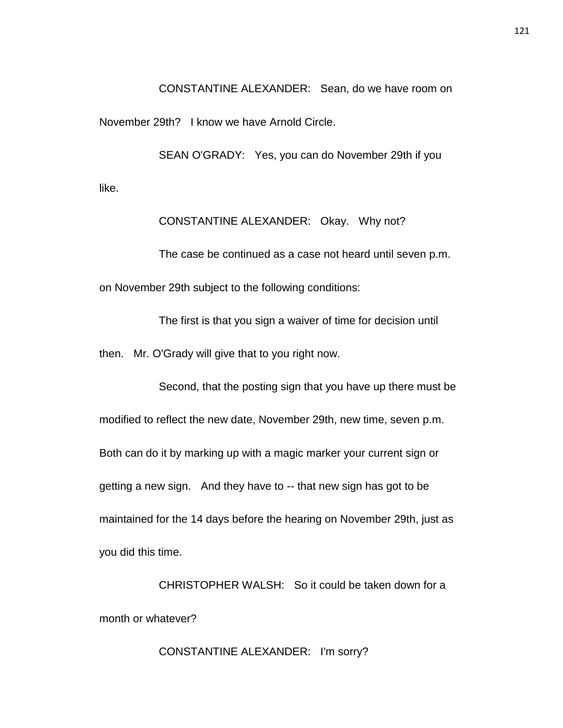CONSTANTINE ALEXANDER: Sean, do we have room on November 29th? I know we have Arnold Circle.

SEAN O'GRADY: Yes, you can do November 29th if you like.

CONSTANTINE ALEXANDER: Okay. Why not?

The case be continued as a case not heard until seven p.m. on November 29th subject to the following conditions:

The first is that you sign a waiver of time for decision until then. Mr. O'Grady will give that to you right now.

Second, that the posting sign that you have up there must be modified to reflect the new date, November 29th, new time, seven p.m. Both can do it by marking up with a magic marker your current sign or getting a new sign. And they have to -- that new sign has got to be maintained for the 14 days before the hearing on November 29th, just as you did this time.

CHRISTOPHER WALSH: So it could be taken down for a month or whatever?

CONSTANTINE ALEXANDER: I'm sorry?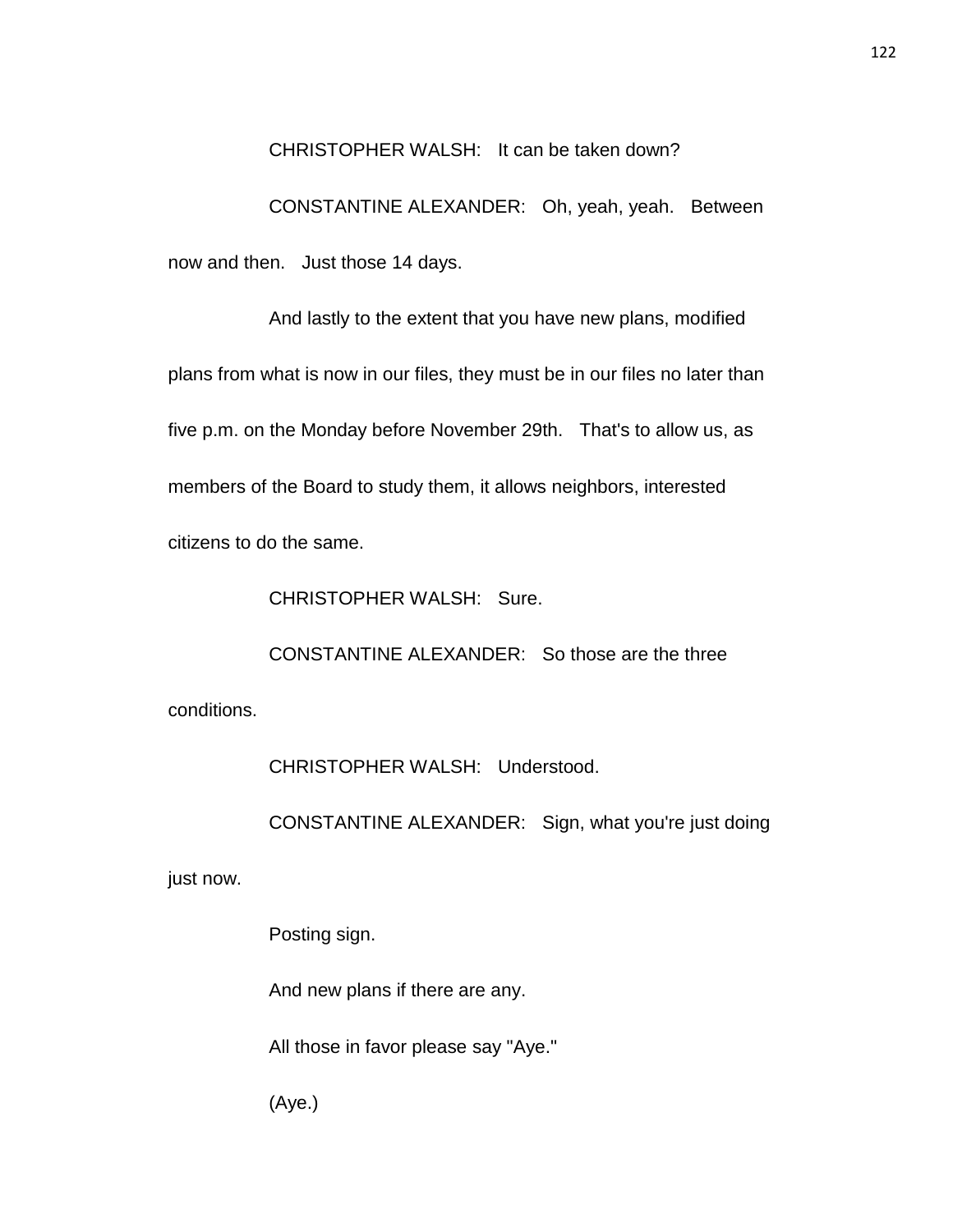CHRISTOPHER WALSH: It can be taken down?

CONSTANTINE ALEXANDER: Oh, yeah, yeah. Between now and then. Just those 14 days.

And lastly to the extent that you have new plans, modified plans from what is now in our files, they must be in our files no later than five p.m. on the Monday before November 29th. That's to allow us, as members of the Board to study them, it allows neighbors, interested citizens to do the same.

CHRISTOPHER WALSH: Sure.

CONSTANTINE ALEXANDER: So those are the three conditions.

CHRISTOPHER WALSH: Understood.

CONSTANTINE ALEXANDER: Sign, what you're just doing just now.

Posting sign.

And new plans if there are any.

All those in favor please say "Aye."

(Aye.)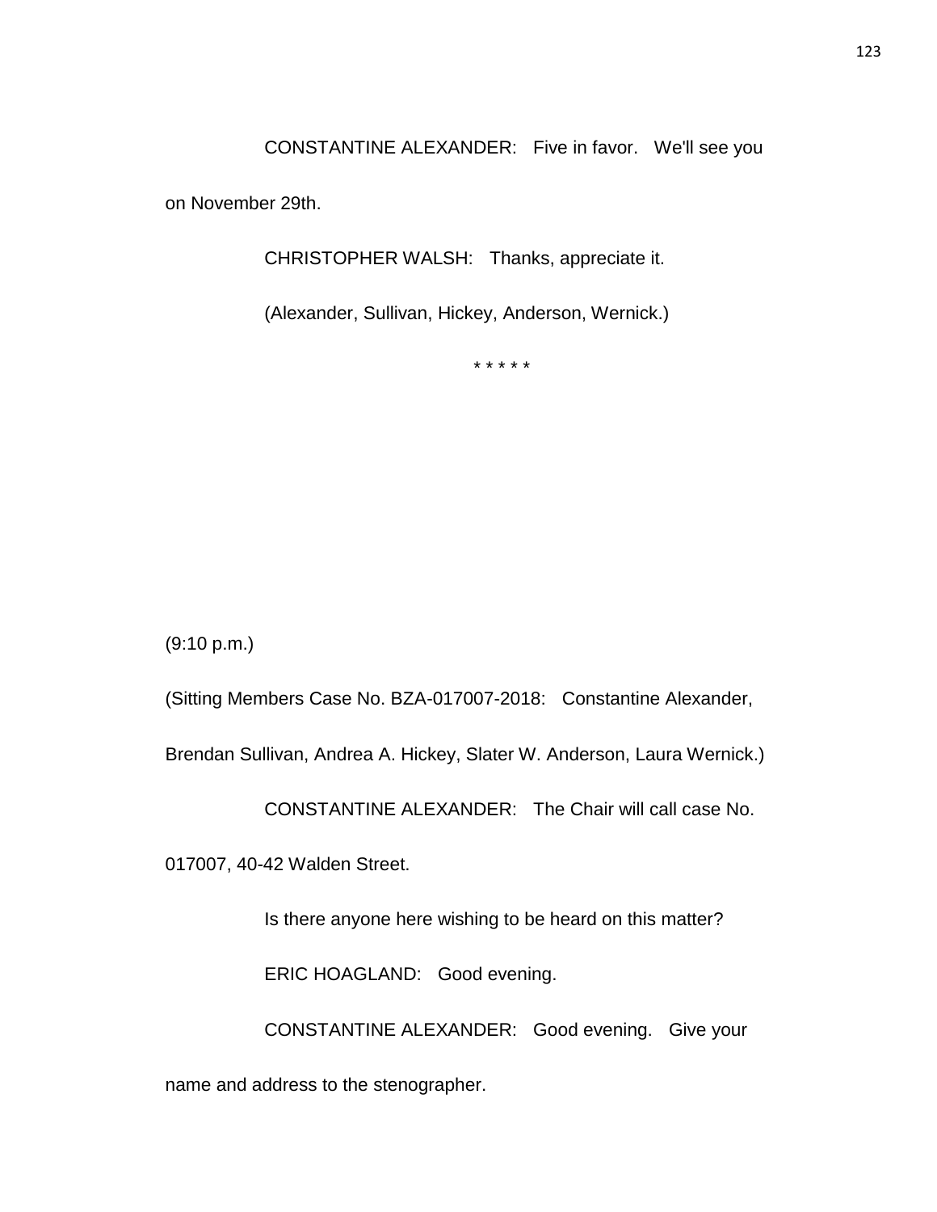CONSTANTINE ALEXANDER: Five in favor. We'll see you on November 29th.

CHRISTOPHER WALSH: Thanks, appreciate it.

(Alexander, Sullivan, Hickey, Anderson, Wernick.)

* * * * *

(9:10 p.m.)

(Sitting Members Case No. BZA-017007-2018: Constantine Alexander, Brendan Sullivan, Andrea A. Hickey, Slater W. Anderson, Laura Wernick.)

CONSTANTINE ALEXANDER: The Chair will call case No. 017007, 40-42 Walden Street.

Is there anyone here wishing to be heard on this matter?

ERIC HOAGLAND: Good evening.

CONSTANTINE ALEXANDER: Good evening. Give your name and address to the stenographer.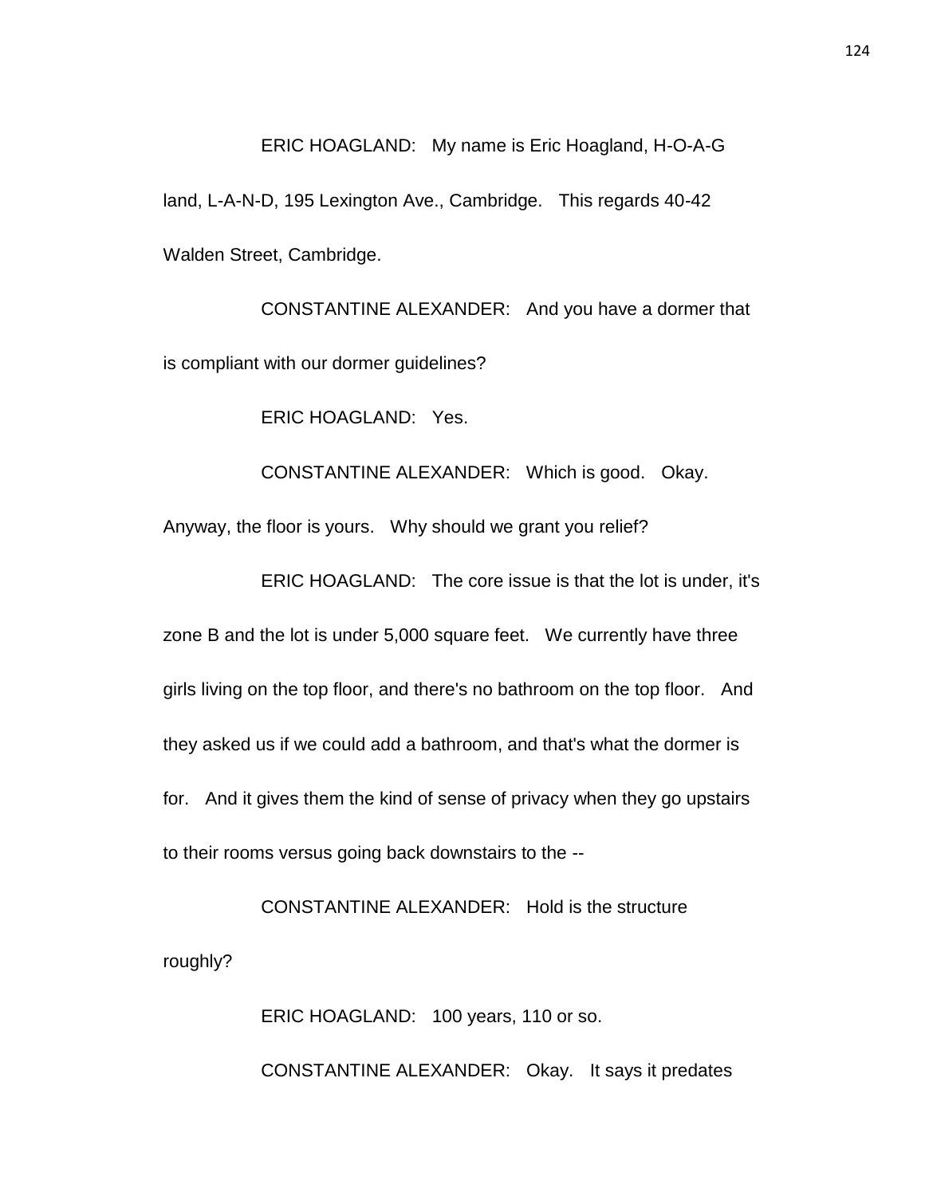ERIC HOAGLAND: My name is Eric Hoagland, H-O-A-G land, L-A-N-D, 195 Lexington Ave., Cambridge. This regards 40-42 Walden Street, Cambridge.

CONSTANTINE ALEXANDER: And you have a dormer that is compliant with our dormer guidelines?

ERIC HOAGLAND: Yes.

CONSTANTINE ALEXANDER: Which is good. Okay. Anyway, the floor is yours. Why should we grant you relief?

ERIC HOAGLAND: The core issue is that the lot is under, it's zone B and the lot is under 5,000 square feet. We currently have three girls living on the top floor, and there's no bathroom on the top floor. And they asked us if we could add a bathroom, and that's what the dormer is for. And it gives them the kind of sense of privacy when they go upstairs to their rooms versus going back downstairs to the --

CONSTANTINE ALEXANDER: Hold is the structure roughly?

ERIC HOAGLAND: 100 years, 110 or so.

CONSTANTINE ALEXANDER: Okay. It says it predates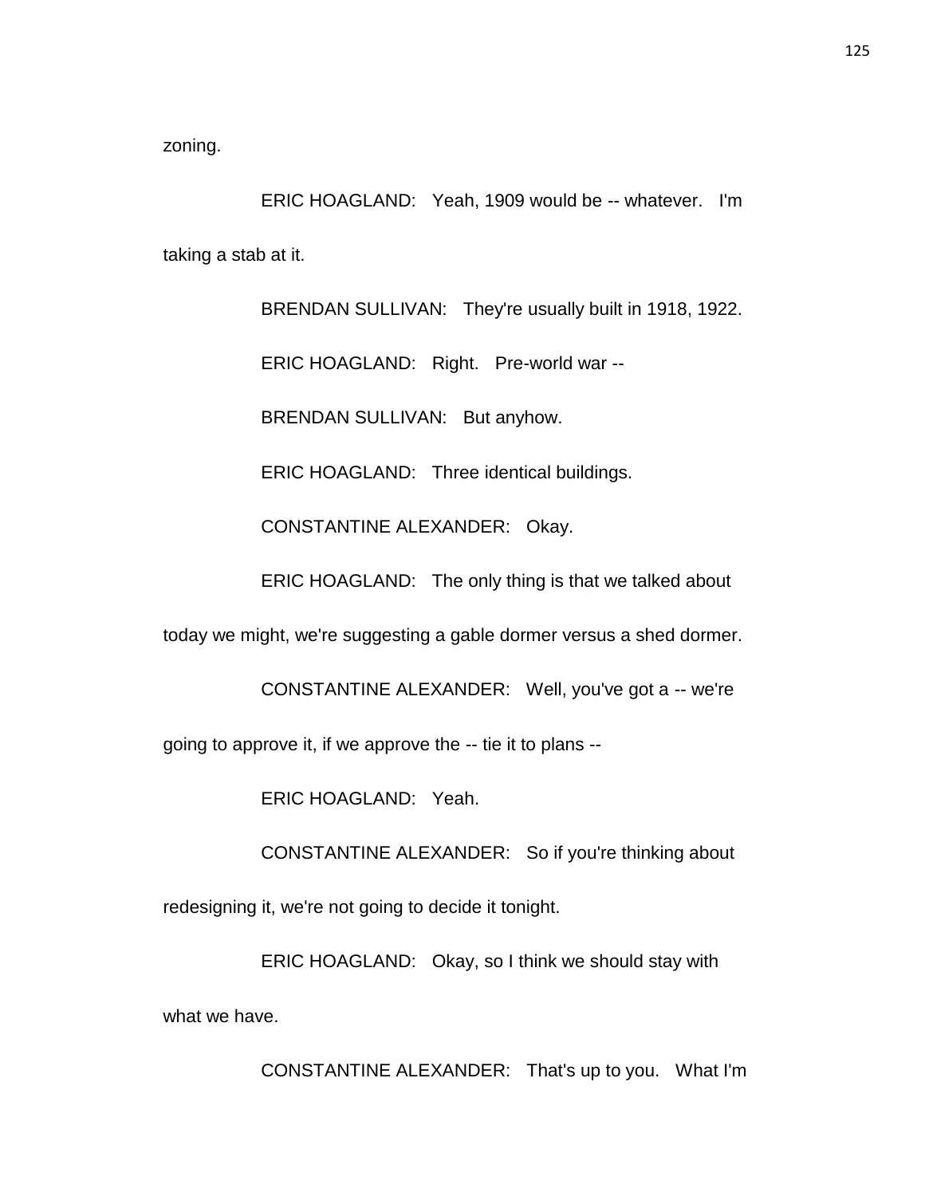zoning.

ERIC HOAGLAND: Yeah, 1909 would be -- whatever. I'm taking a stab at it.

BRENDAN SULLIVAN: They're usually built in 1918, 1922.

ERIC HOAGLAND: Right. Pre-world war --

BRENDAN SULLIVAN: But anyhow.

ERIC HOAGLAND: Three identical buildings.

CONSTANTINE ALEXANDER: Okay.

ERIC HOAGLAND: The only thing is that we talked about today we might, we're suggesting a gable dormer versus a shed dormer.

CONSTANTINE ALEXANDER: Well, you've got a -- we're going to approve it, if we approve the -- tie it to plans --

ERIC HOAGLAND: Yeah.

CONSTANTINE ALEXANDER: So if you're thinking about redesigning it, we're not going to decide it tonight.

ERIC HOAGLAND: Okay, so I think we should stay with what we have.

CONSTANTINE ALEXANDER: That's up to you. What I'm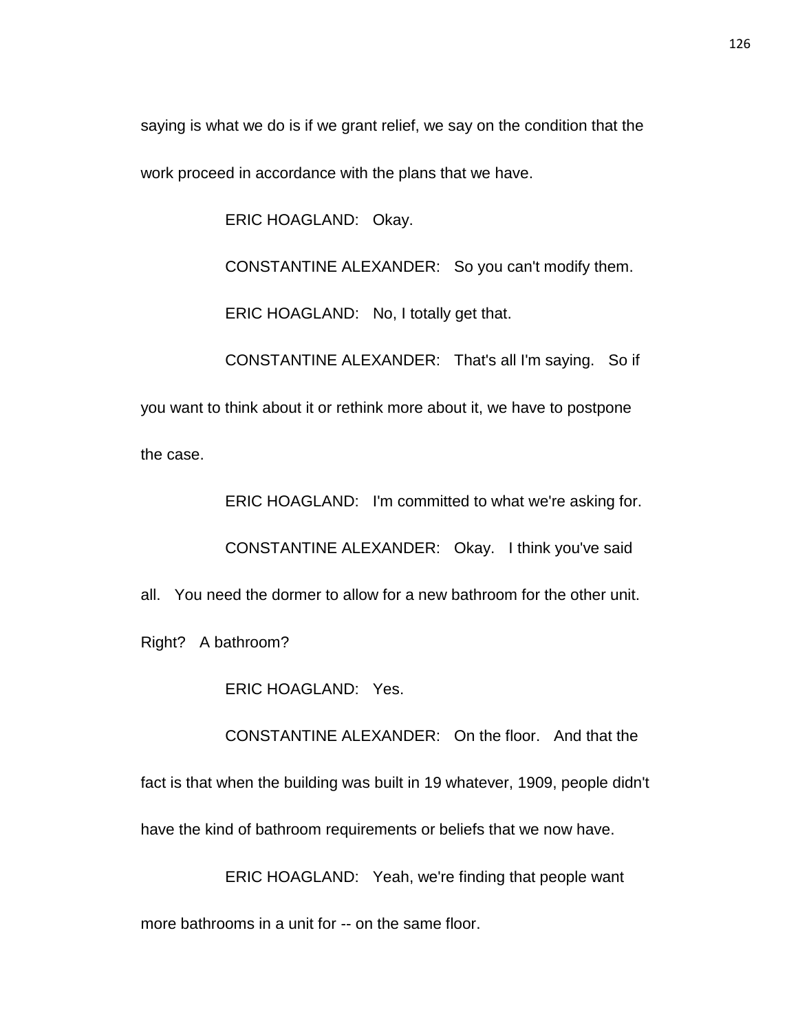saying is what we do is if we grant relief, we say on the condition that the work proceed in accordance with the plans that we have.

ERIC HOAGLAND: Okay.

CONSTANTINE ALEXANDER: So you can't modify them.

ERIC HOAGLAND: No, I totally get that.

CONSTANTINE ALEXANDER: That's all I'm saying. So if you want to think about it or rethink more about it, we have to postpone the case.

ERIC HOAGLAND: I'm committed to what we're asking for.

CONSTANTINE ALEXANDER: Okay. I think you've said all. You need the dormer to allow for a new bathroom for the other unit. Right? A bathroom?

ERIC HOAGLAND: Yes.

CONSTANTINE ALEXANDER: On the floor. And that the fact is that when the building was built in 19 whatever, 1909, people didn't have the kind of bathroom requirements or beliefs that we now have.

ERIC HOAGLAND: Yeah, we're finding that people want more bathrooms in a unit for -- on the same floor.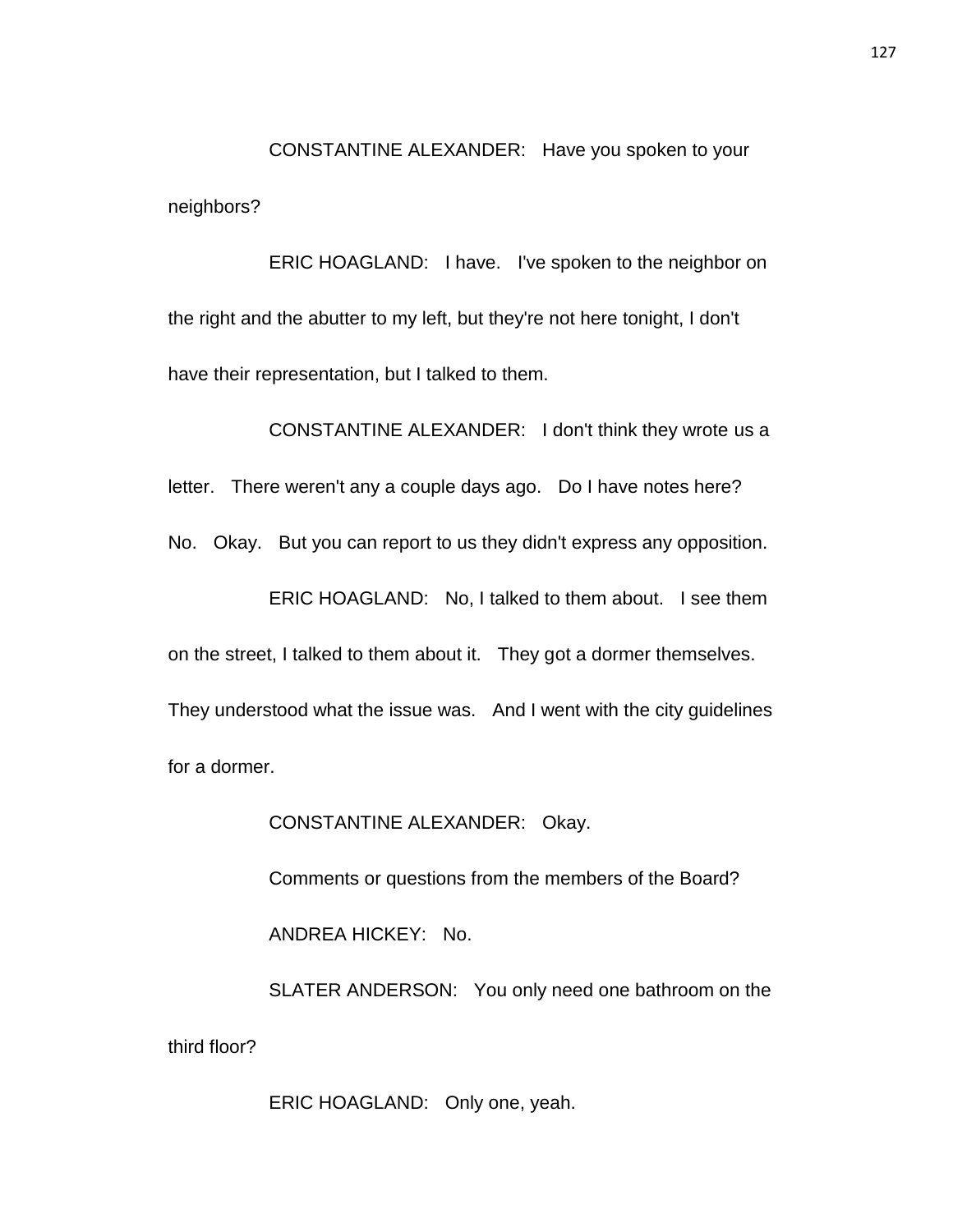CONSTANTINE ALEXANDER: Have you spoken to your neighbors?

ERIC HOAGLAND: I have. I've spoken to the neighbor on the right and the abutter to my left, but they're not here tonight, I don't have their representation, but I talked to them.

CONSTANTINE ALEXANDER: I don't think they wrote us a letter. There weren't any a couple days ago. Do I have notes here? No. Okay. But you can report to us they didn't express any opposition.

ERIC HOAGLAND: No, I talked to them about. I see them on the street, I talked to them about it. They got a dormer themselves. They understood what the issue was. And I went with the city guidelines for a dormer.

CONSTANTINE ALEXANDER: Okay.

Comments or questions from the members of the Board?

ANDREA HICKEY: No.

SLATER ANDERSON: You only need one bathroom on the third floor?

ERIC HOAGLAND: Only one, yeah.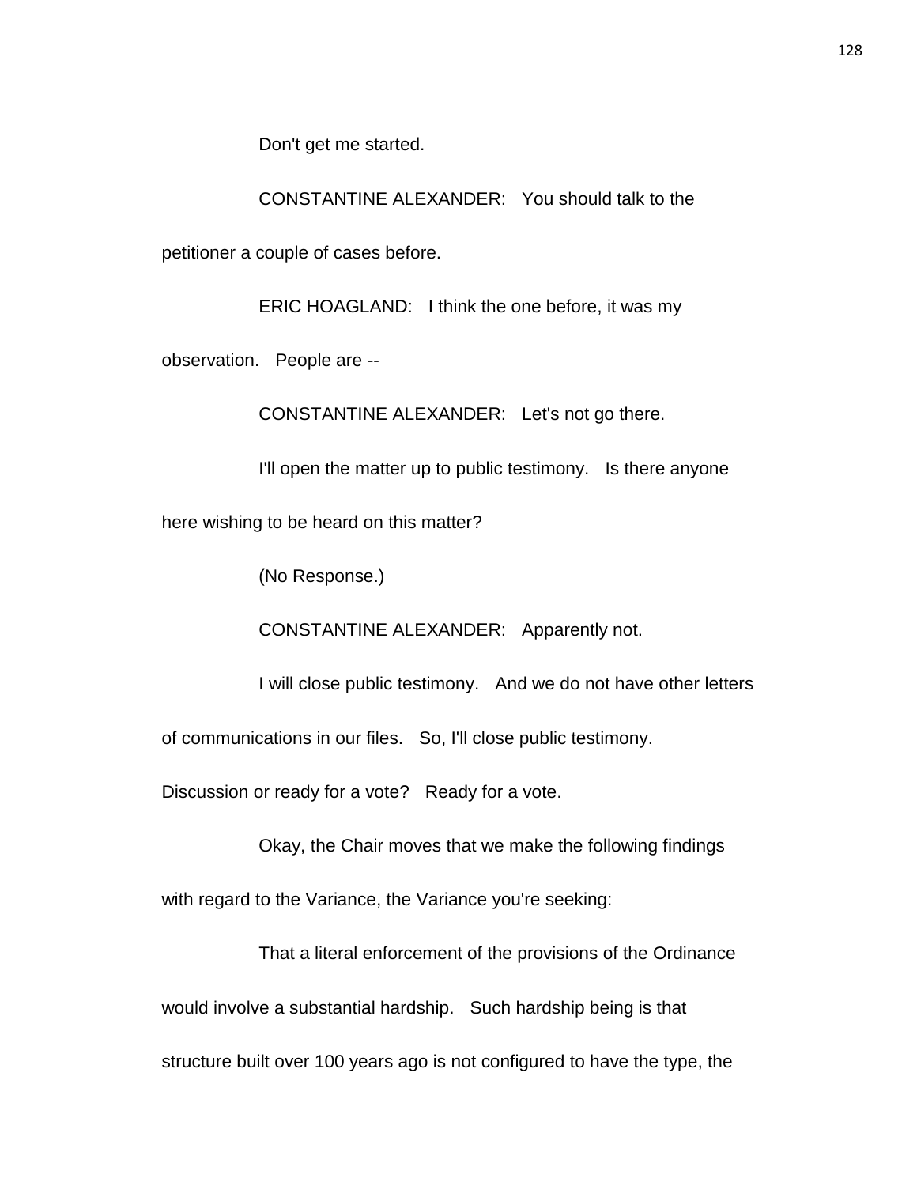Don't get me started.

CONSTANTINE ALEXANDER: You should talk to the petitioner a couple of cases before.

ERIC HOAGLAND: I think the one before, it was my observation. People are --

CONSTANTINE ALEXANDER: Let's not go there.

I'll open the matter up to public testimony. Is there anyone here wishing to be heard on this matter?

(No Response.)

CONSTANTINE ALEXANDER: Apparently not.

I will close public testimony. And we do not have other letters of communications in our files. So, I'll close public testimony. Discussion or ready for a vote? Ready for a vote.

Okay, the Chair moves that we make the following findings with regard to the Variance, the Variance you're seeking:

That a literal enforcement of the provisions of the Ordinance would involve a substantial hardship. Such hardship being is that structure built over 100 years ago is not configured to have the type, the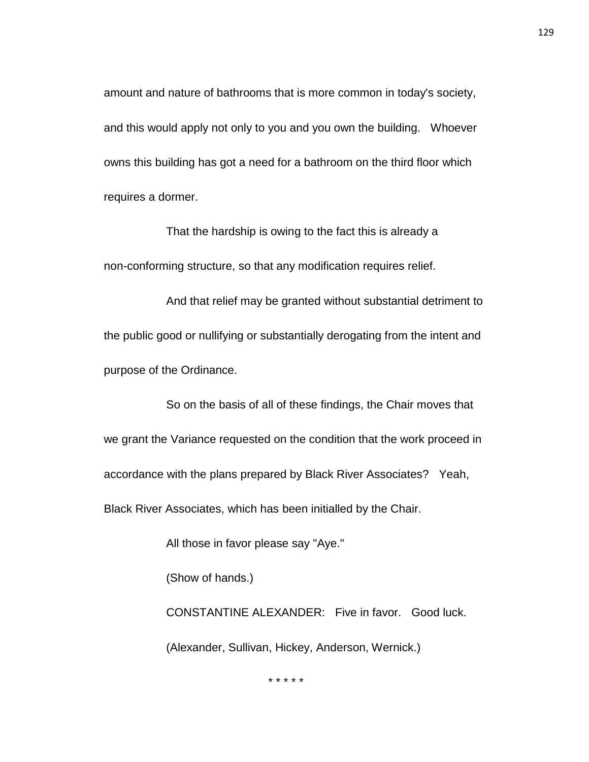amount and nature of bathrooms that is more common in today's society, and this would apply not only to you and you own the building. Whoever owns this building has got a need for a bathroom on the third floor which requires a dormer.

That the hardship is owing to the fact this is already a non-conforming structure, so that any modification requires relief.

And that relief may be granted without substantial detriment to the public good or nullifying or substantially derogating from the intent and purpose of the Ordinance.

So on the basis of all of these findings, the Chair moves that we grant the Variance requested on the condition that the work proceed in accordance with the plans prepared by Black River Associates? Yeah, Black River Associates, which has been initialled by the Chair.

All those in favor please say "Aye."

(Show of hands.)

CONSTANTINE ALEXANDER: Five in favor. Good luck.

(Alexander, Sullivan, Hickey, Anderson, Wernick.)

* * * * *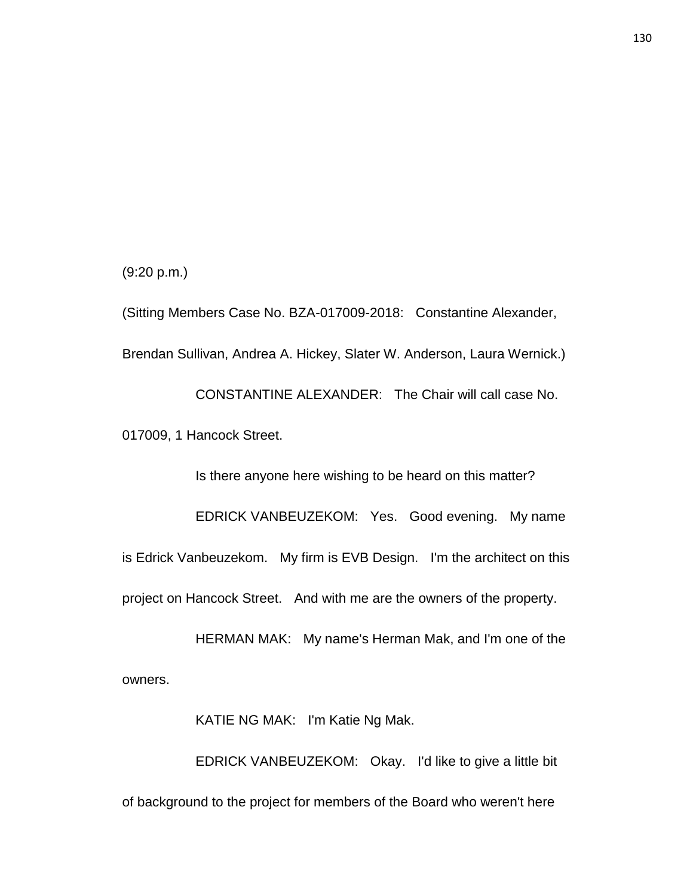(9:20 p.m.)

(Sitting Members Case No. BZA-017009-2018: Constantine Alexander, Brendan Sullivan, Andrea A. Hickey, Slater W. Anderson, Laura Wernick.)

CONSTANTINE ALEXANDER: The Chair will call case No. 017009, 1 Hancock Street.

Is there anyone here wishing to be heard on this matter?

EDRICK VANBEUZEKOM: Yes. Good evening. My name is Edrick Vanbeuzekom. My firm is EVB Design. I'm the architect on this project on Hancock Street. And with me are the owners of the property.

HERMAN MAK: My name's Herman Mak, and I'm one of the owners.

KATIE NG MAK: I'm Katie Ng Mak.

EDRICK VANBEUZEKOM: Okay. I'd like to give a little bit of background to the project for members of the Board who weren't here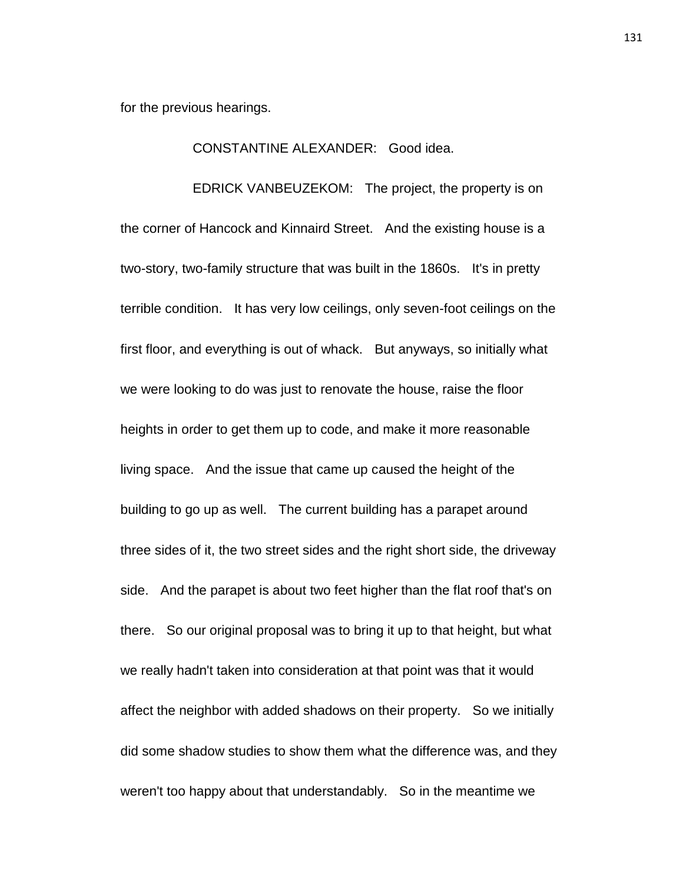for the previous hearings.

CONSTANTINE ALEXANDER: Good idea.

EDRICK VANBEUZEKOM: The project, the property is on the corner of Hancock and Kinnaird Street. And the existing house is a two-story, two-family structure that was built in the 1860s. It's in pretty terrible condition. It has very low ceilings, only seven-foot ceilings on the first floor, and everything is out of whack. But anyways, so initially what we were looking to do was just to renovate the house, raise the floor heights in order to get them up to code, and make it more reasonable living space. And the issue that came up caused the height of the building to go up as well. The current building has a parapet around three sides of it, the two street sides and the right short side, the driveway side. And the parapet is about two feet higher than the flat roof that's on there. So our original proposal was to bring it up to that height, but what we really hadn't taken into consideration at that point was that it would affect the neighbor with added shadows on their property. So we initially did some shadow studies to show them what the difference was, and they weren't too happy about that understandably. So in the meantime we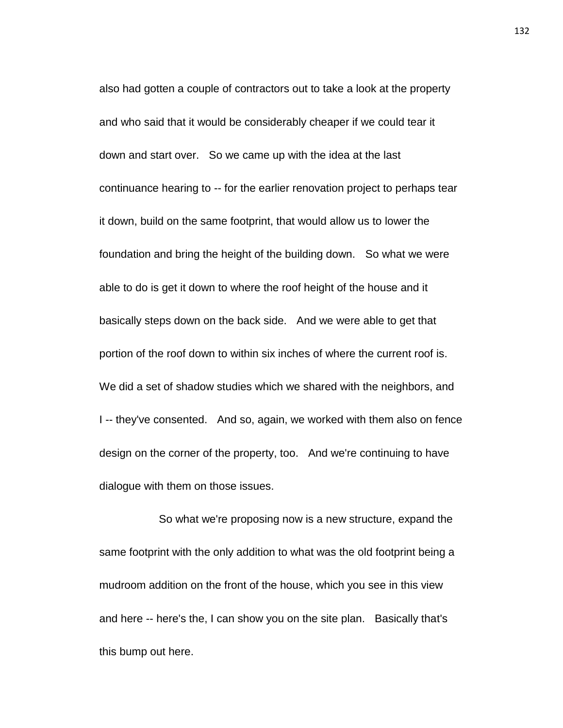also had gotten a couple of contractors out to take a look at the property and who said that it would be considerably cheaper if we could tear it down and start over. So we came up with the idea at the last continuance hearing to -- for the earlier renovation project to perhaps tear it down, build on the same footprint, that would allow us to lower the foundation and bring the height of the building down. So what we were able to do is get it down to where the roof height of the house and it basically steps down on the back side. And we were able to get that portion of the roof down to within six inches of where the current roof is. We did a set of shadow studies which we shared with the neighbors, and I -- they've consented. And so, again, we worked with them also on fence design on the corner of the property, too. And we're continuing to have dialogue with them on those issues.

So what we're proposing now is a new structure, expand the same footprint with the only addition to what was the old footprint being a mudroom addition on the front of the house, which you see in this view and here -- here's the, I can show you on the site plan. Basically that's this bump out here.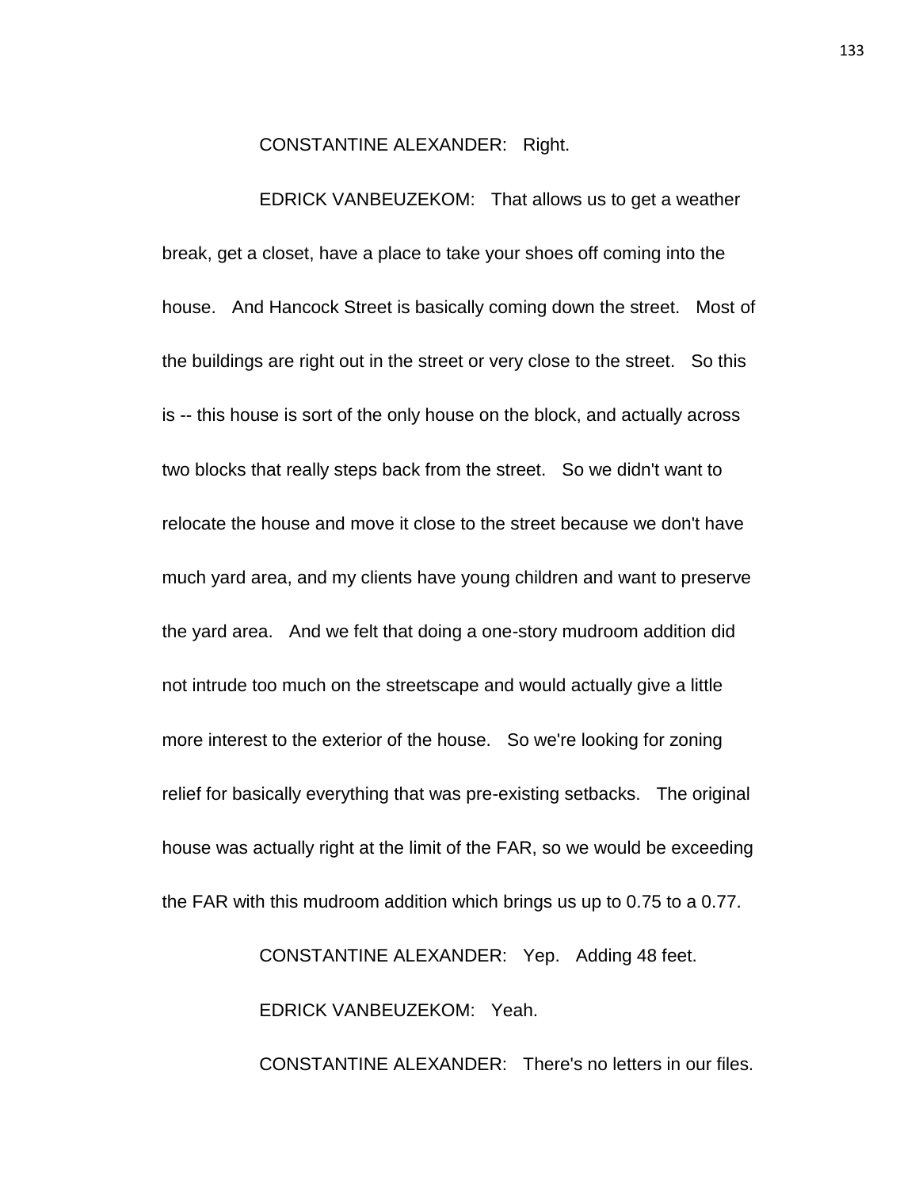CONSTANTINE ALEXANDER: Right.

EDRICK VANBEUZEKOM: That allows us to get a weather break, get a closet, have a place to take your shoes off coming into the house. And Hancock Street is basically coming down the street. Most of the buildings are right out in the street or very close to the street. So this is -- this house is sort of the only house on the block, and actually across two blocks that really steps back from the street. So we didn't want to relocate the house and move it close to the street because we don't have much yard area, and my clients have young children and want to preserve the yard area. And we felt that doing a one-story mudroom addition did not intrude too much on the streetscape and would actually give a little more interest to the exterior of the house. So we're looking for zoning relief for basically everything that was pre-existing setbacks. The original house was actually right at the limit of the FAR, so we would be exceeding the FAR with this mudroom addition which brings us up to 0.75 to a 0.77.

CONSTANTINE ALEXANDER: Yep. Adding 48 feet.

EDRICK VANBEUZEKOM: Yeah.

CONSTANTINE ALEXANDER: There's no letters in our files.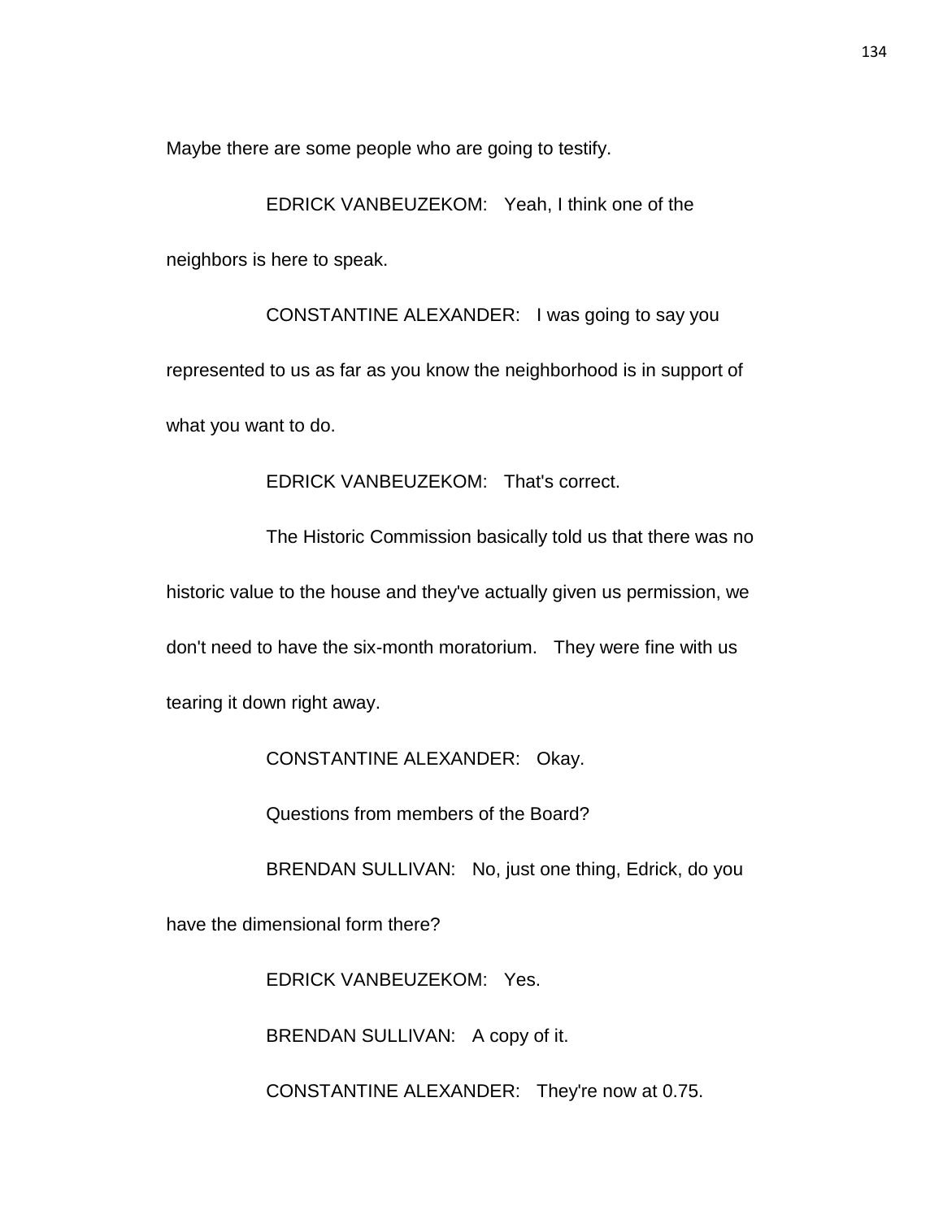Maybe there are some people who are going to testify.

EDRICK VANBEUZEKOM: Yeah, I think one of the neighbors is here to speak.

CONSTANTINE ALEXANDER: I was going to say you represented to us as far as you know the neighborhood is in support of what you want to do.

EDRICK VANBEUZEKOM: That's correct.

The Historic Commission basically told us that there was no historic value to the house and they've actually given us permission, we don't need to have the six-month moratorium. They were fine with us tearing it down right away.

CONSTANTINE ALEXANDER: Okay.

Questions from members of the Board?

BRENDAN SULLIVAN: No, just one thing, Edrick, do you have the dimensional form there?

EDRICK VANBEUZEKOM: Yes.

BRENDAN SULLIVAN: A copy of it.

CONSTANTINE ALEXANDER: They're now at 0.75.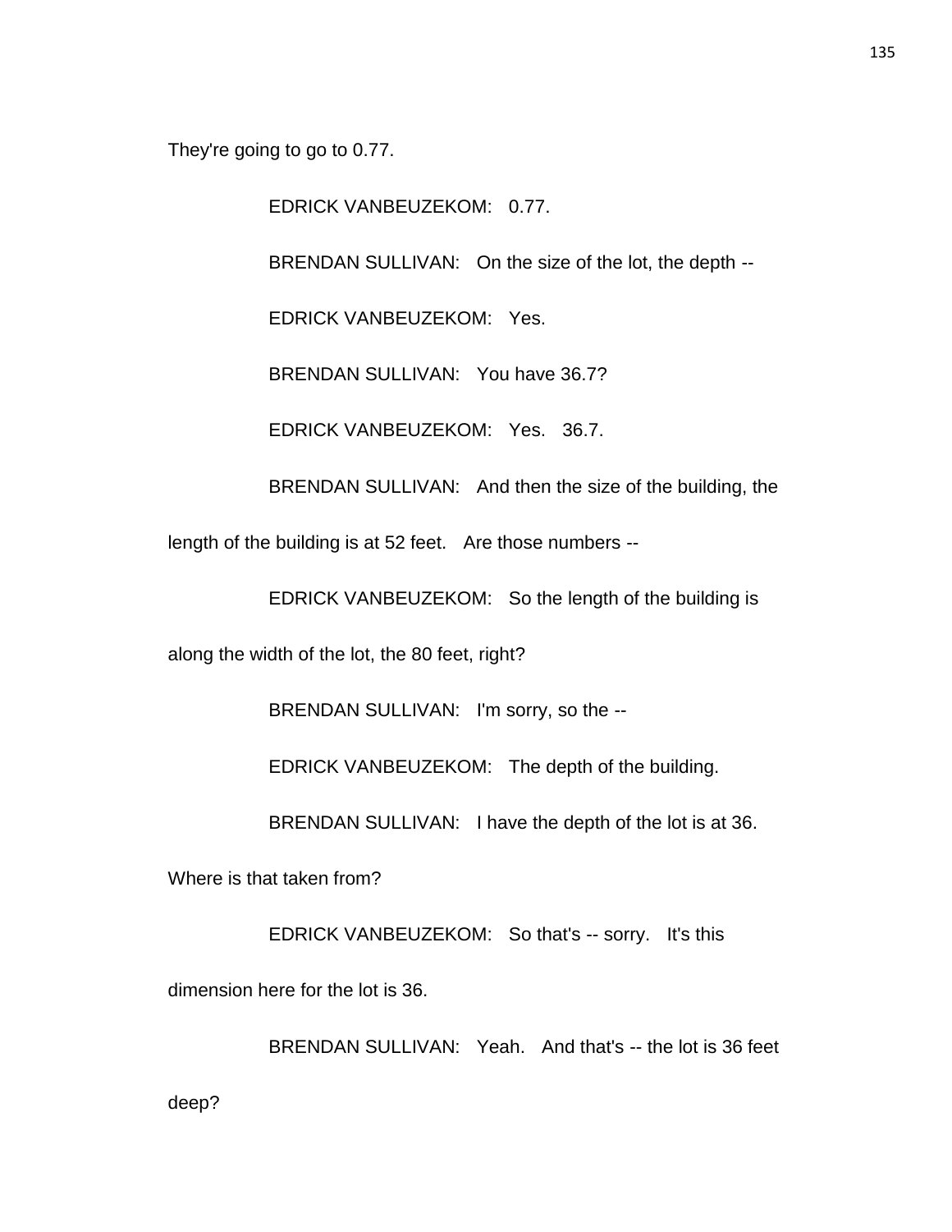They're going to go to 0.77.

EDRICK VANBEUZEKOM: 0.77.

BRENDAN SULLIVAN: On the size of the lot, the depth --

EDRICK VANBEUZEKOM: Yes.

BRENDAN SULLIVAN: You have 36.7?

EDRICK VANBEUZEKOM: Yes. 36.7.

BRENDAN SULLIVAN: And then the size of the building, the length of the building is at 52 feet. Are those numbers --

EDRICK VANBEUZEKOM: So the length of the building is along the width of the lot, the 80 feet, right?

BRENDAN SULLIVAN: I'm sorry, so the --

EDRICK VANBEUZEKOM: The depth of the building.

BRENDAN SULLIVAN: I have the depth of the lot is at 36. Where is that taken from?

EDRICK VANBEUZEKOM: So that's -- sorry. It's this dimension here for the lot is 36.

BRENDAN SULLIVAN: Yeah. And that's -- the lot is 36 feet deep?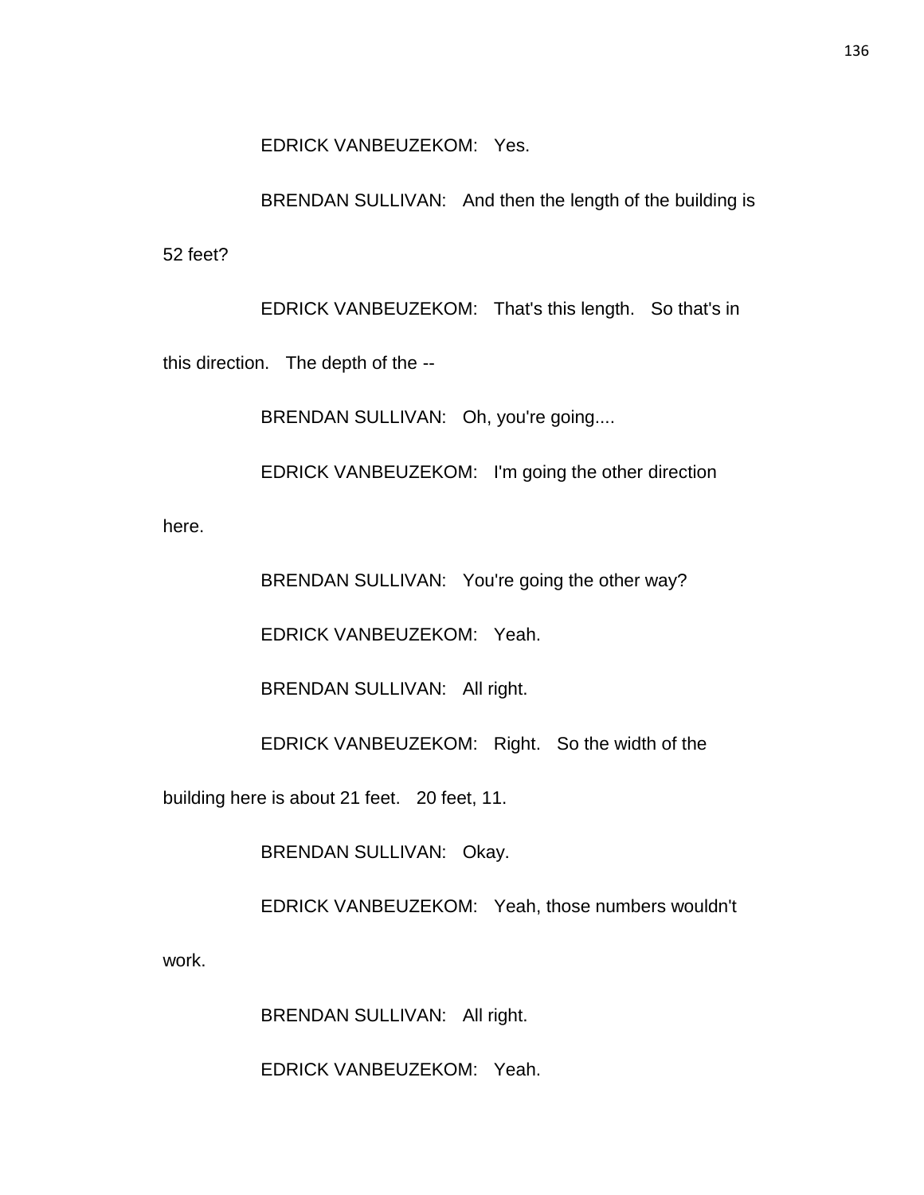EDRICK VANBEUZEKOM: Yes.

BRENDAN SULLIVAN: And then the length of the building is 52 feet?

EDRICK VANBEUZEKOM: That's this length. So that's in this direction. The depth of the --

BRENDAN SULLIVAN: Oh, you're going....

EDRICK VANBEUZEKOM: I'm going the other direction here.

BRENDAN SULLIVAN: You're going the other way?

EDRICK VANBEUZEKOM: Yeah.

BRENDAN SULLIVAN: All right.

EDRICK VANBEUZEKOM: Right. So the width of the building here is about 21 feet. 20 feet, 11.

BRENDAN SULLIVAN: Okay.

EDRICK VANBEUZEKOM: Yeah, those numbers wouldn't work.

BRENDAN SULLIVAN: All right.

EDRICK VANBEUZEKOM: Yeah.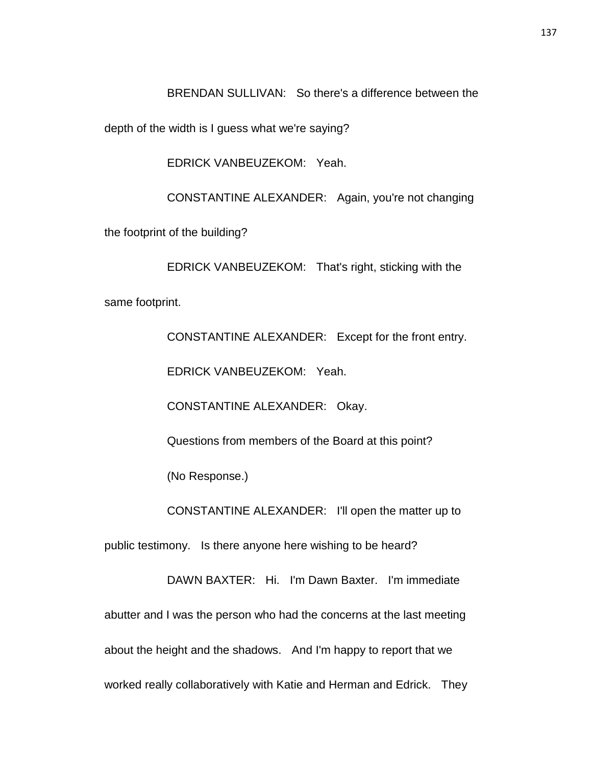BRENDAN SULLIVAN: So there's a difference between the depth of the width is I guess what we're saying?

EDRICK VANBEUZEKOM: Yeah.

CONSTANTINE ALEXANDER: Again, you're not changing the footprint of the building?

EDRICK VANBEUZEKOM: That's right, sticking with the same footprint.

CONSTANTINE ALEXANDER: Except for the front entry.

EDRICK VANBEUZEKOM: Yeah.

CONSTANTINE ALEXANDER: Okay.

Questions from members of the Board at this point?

(No Response.)

CONSTANTINE ALEXANDER: I'll open the matter up to public testimony. Is there anyone here wishing to be heard?

DAWN BAXTER: Hi. I'm Dawn Baxter. I'm immediate abutter and I was the person who had the concerns at the last meeting about the height and the shadows. And I'm happy to report that we worked really collaboratively with Katie and Herman and Edrick. They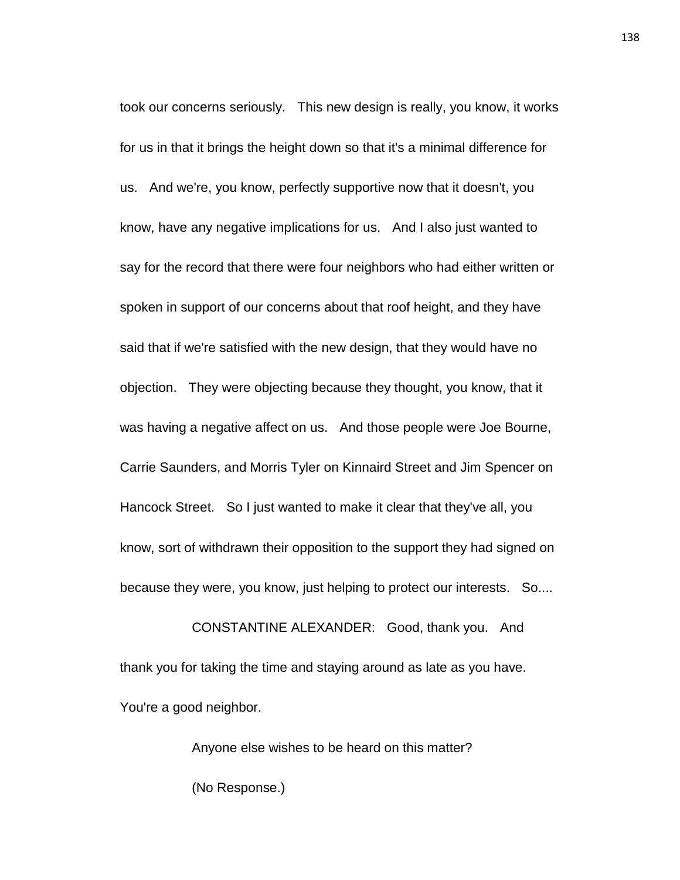took our concerns seriously. This new design is really, you know, it works for us in that it brings the height down so that it's a minimal difference for us. And we're, you know, perfectly supportive now that it doesn't, you know, have any negative implications for us. And I also just wanted to say for the record that there were four neighbors who had either written or spoken in support of our concerns about that roof height, and they have said that if we're satisfied with the new design, that they would have no objection. They were objecting because they thought, you know, that it was having a negative affect on us. And those people were Joe Bourne, Carrie Saunders, and Morris Tyler on Kinnaird Street and Jim Spencer on Hancock Street. So I just wanted to make it clear that they've all, you know, sort of withdrawn their opposition to the support they had signed on because they were, you know, just helping to protect our interests. So....

CONSTANTINE ALEXANDER: Good, thank you. And thank you for taking the time and staying around as late as you have. You're a good neighbor.

Anyone else wishes to be heard on this matter?

(No Response.)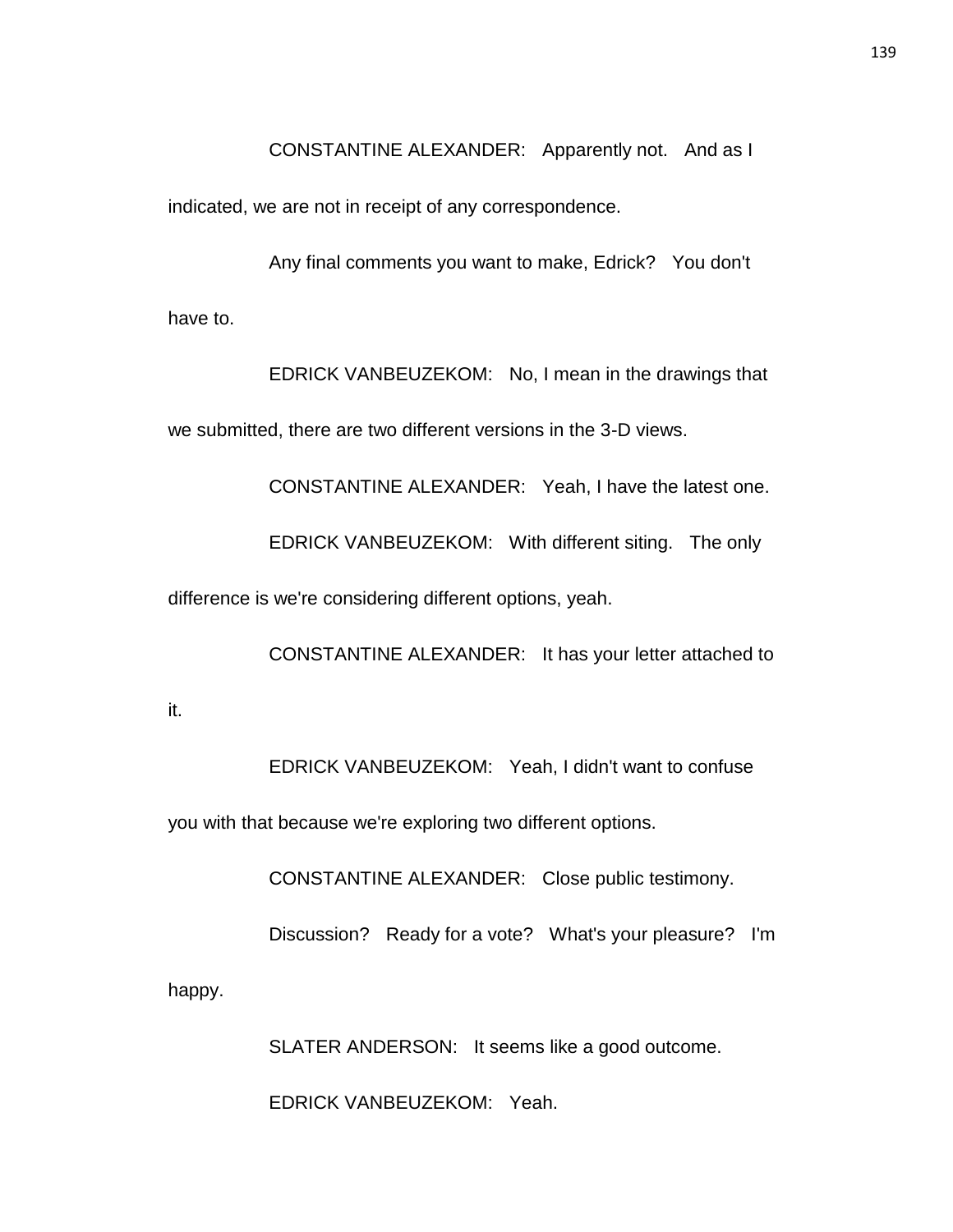CONSTANTINE ALEXANDER: Apparently not. And as I indicated, we are not in receipt of any correspondence.

Any final comments you want to make, Edrick? You don't have to.

EDRICK VANBEUZEKOM: No, I mean in the drawings that we submitted, there are two different versions in the 3-D views.

CONSTANTINE ALEXANDER: Yeah, I have the latest one.

EDRICK VANBEUZEKOM: With different siting. The only difference is we're considering different options, yeah.

CONSTANTINE ALEXANDER: It has your letter attached to it.

EDRICK VANBEUZEKOM: Yeah, I didn't want to confuse you with that because we're exploring two different options.

CONSTANTINE ALEXANDER: Close public testimony.

Discussion? Ready for a vote? What's your pleasure? I'm happy.

SLATER ANDERSON: It seems like a good outcome.

EDRICK VANBEUZEKOM: Yeah.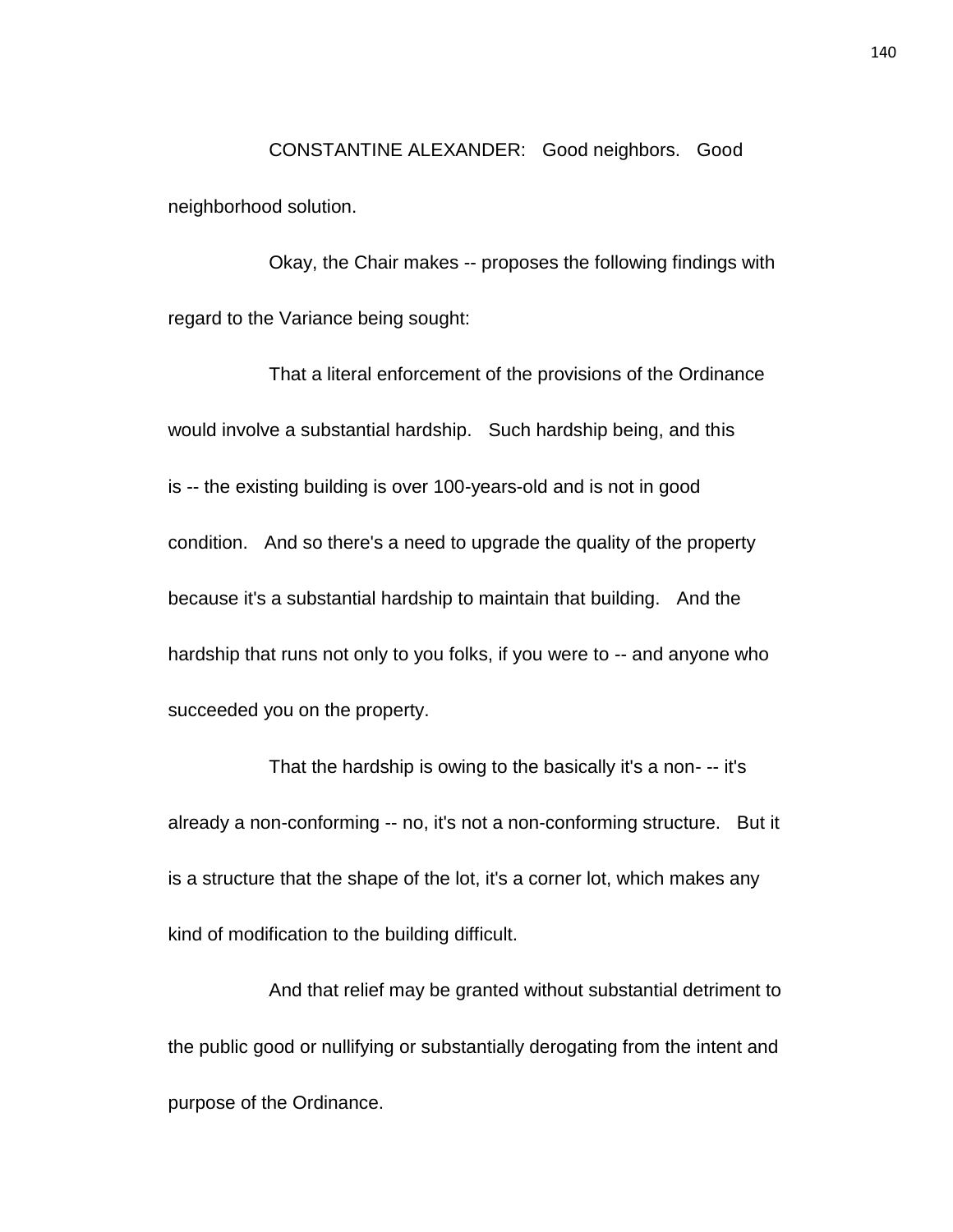CONSTANTINE ALEXANDER: Good neighbors. Good neighborhood solution.

Okay, the Chair makes -- proposes the following findings with regard to the Variance being sought:

That a literal enforcement of the provisions of the Ordinance would involve a substantial hardship. Such hardship being, and this is -- the existing building is over 100-years-old and is not in good condition. And so there's a need to upgrade the quality of the property because it's a substantial hardship to maintain that building. And the hardship that runs not only to you folks, if you were to -- and anyone who succeeded you on the property.

That the hardship is owing to the basically it's a non- -- it's already a non-conforming -- no, it's not a non-conforming structure. But it is a structure that the shape of the lot, it's a corner lot, which makes any kind of modification to the building difficult.

And that relief may be granted without substantial detriment to the public good or nullifying or substantially derogating from the intent and purpose of the Ordinance.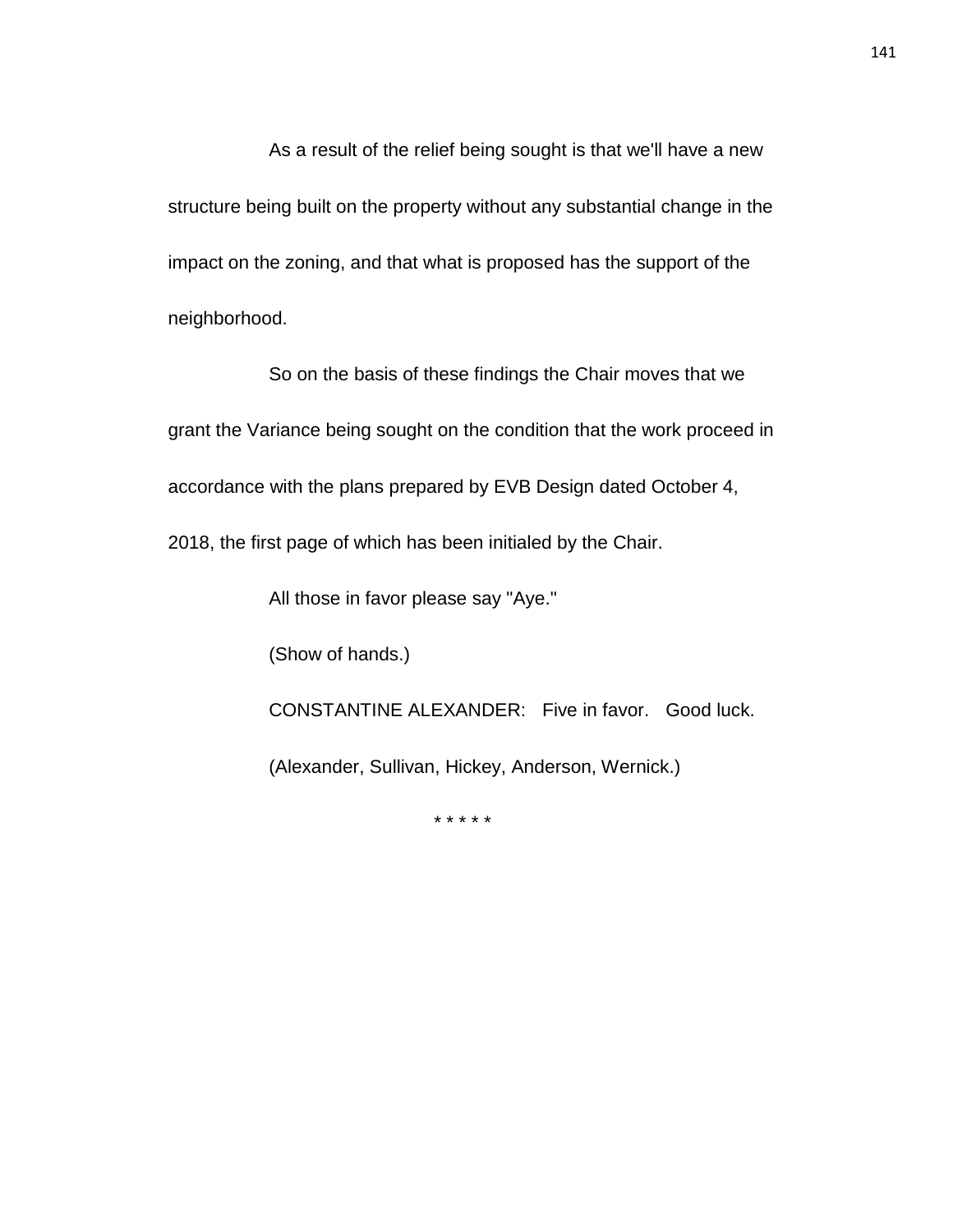As a result of the relief being sought is that we'll have a new structure being built on the property without any substantial change in the impact on the zoning, and that what is proposed has the support of the neighborhood.

So on the basis of these findings the Chair moves that we grant the Variance being sought on the condition that the work proceed in accordance with the plans prepared by EVB Design dated October 4, 2018, the first page of which has been initialed by the Chair.

All those in favor please say "Aye."

(Show of hands.)

CONSTANTINE ALEXANDER: Five in favor. Good luck.

(Alexander, Sullivan, Hickey, Anderson, Wernick.)

* * * * *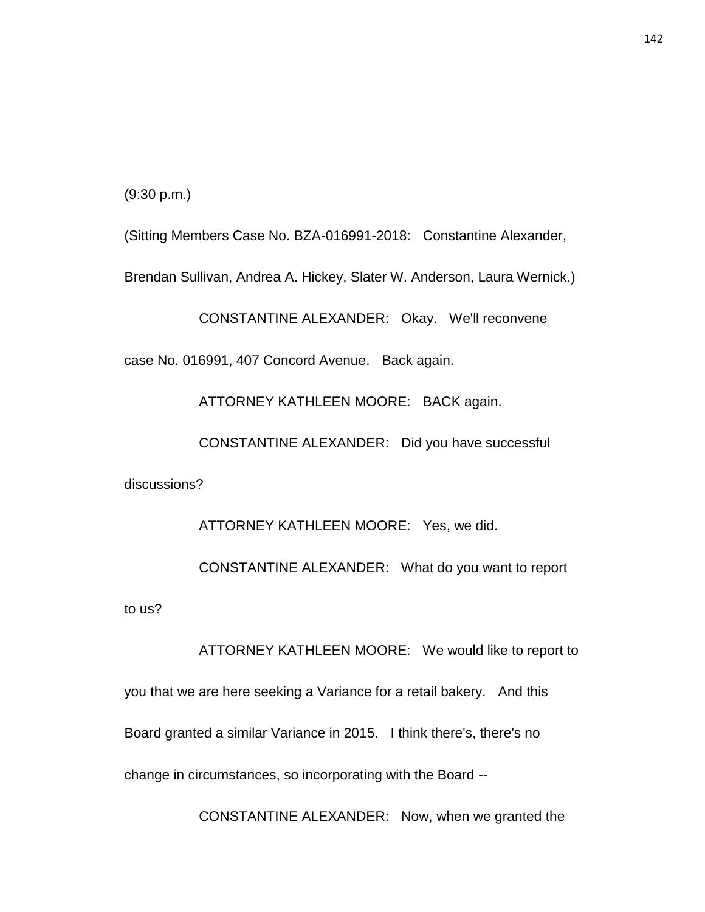(9:30 p.m.)

(Sitting Members Case No. BZA-016991-2018: Constantine Alexander, Brendan Sullivan, Andrea A. Hickey, Slater W. Anderson, Laura Wernick.)

CONSTANTINE ALEXANDER: Okay. We'll reconvene case No. 016991, 407 Concord Avenue. Back again.

ATTORNEY KATHLEEN MOORE: BACK again.

CONSTANTINE ALEXANDER: Did you have successful discussions?

ATTORNEY KATHLEEN MOORE: Yes, we did.

CONSTANTINE ALEXANDER: What do you want to report to us?

ATTORNEY KATHLEEN MOORE: We would like to report to you that we are here seeking a Variance for a retail bakery. And this Board granted a similar Variance in 2015. I think there's, there's no change in circumstances, so incorporating with the Board --

CONSTANTINE ALEXANDER: Now, when we granted the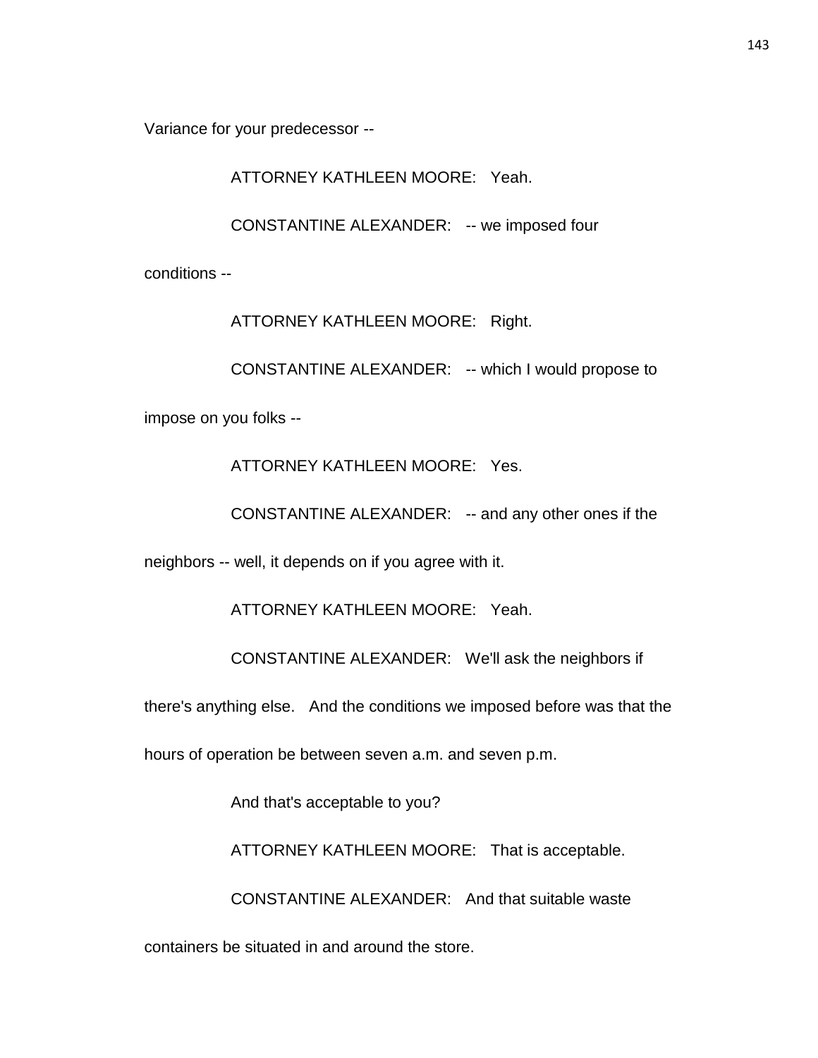Variance for your predecessor --

ATTORNEY KATHLEEN MOORE: Yeah.

CONSTANTINE ALEXANDER: -- we imposed four conditions --

ATTORNEY KATHLEEN MOORE: Right.

CONSTANTINE ALEXANDER: -- which I would propose to impose on you folks --

ATTORNEY KATHLEEN MOORE: Yes.

CONSTANTINE ALEXANDER: -- and any other ones if the neighbors -- well, it depends on if you agree with it.

ATTORNEY KATHLEEN MOORE: Yeah.

CONSTANTINE ALEXANDER: We'll ask the neighbors if there's anything else. And the conditions we imposed before was that the hours of operation be between seven a.m. and seven p.m.

And that's acceptable to you?

ATTORNEY KATHLEEN MOORE: That is acceptable.

CONSTANTINE ALEXANDER: And that suitable waste containers be situated in and around the store.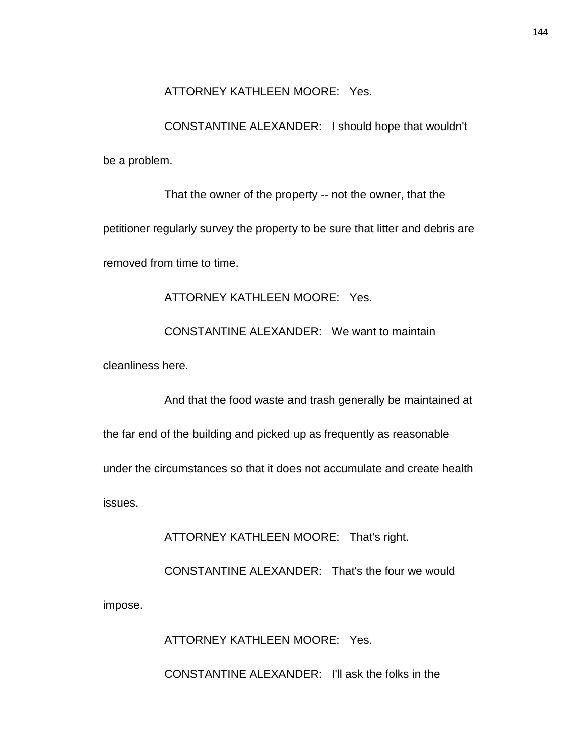ATTORNEY KATHLEEN MOORE: Yes.

CONSTANTINE ALEXANDER: I should hope that wouldn't be a problem.

That the owner of the property -- not the owner, that the petitioner regularly survey the property to be sure that litter and debris are removed from time to time.

ATTORNEY KATHLEEN MOORE: Yes.

CONSTANTINE ALEXANDER: We want to maintain cleanliness here.

And that the food waste and trash generally be maintained at the far end of the building and picked up as frequently as reasonable under the circumstances so that it does not accumulate and create health issues.

ATTORNEY KATHLEEN MOORE: That's right.

CONSTANTINE ALEXANDER: That's the four we would impose.

ATTORNEY KATHLEEN MOORE: Yes.

CONSTANTINE ALEXANDER: I'll ask the folks in the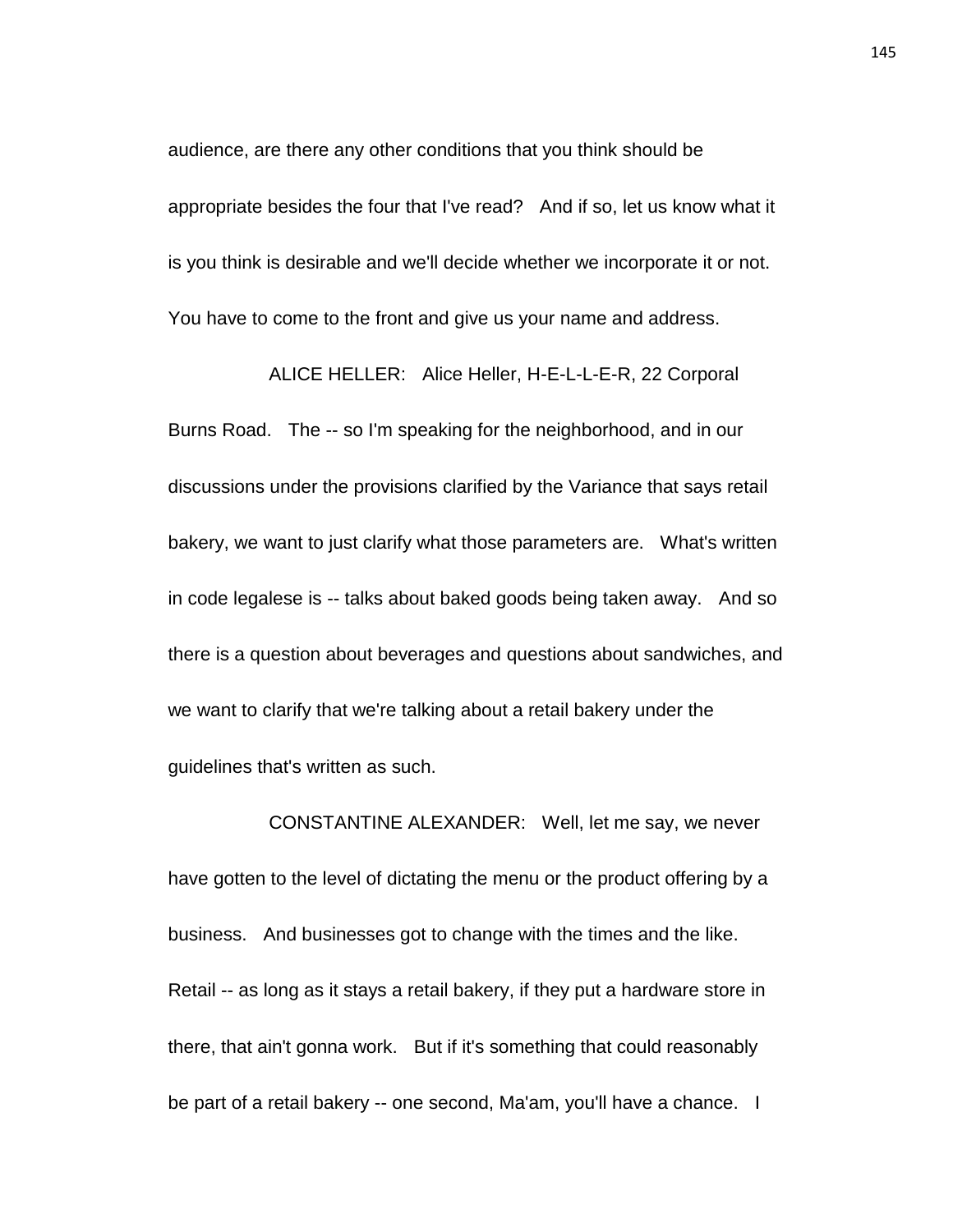audience, are there any other conditions that you think should be appropriate besides the four that I've read? And if so, let us know what it is you think is desirable and we'll decide whether we incorporate it or not. You have to come to the front and give us your name and address.

ALICE HELLER: Alice Heller, H-E-L-L-E-R, 22 Corporal Burns Road. The -- so I'm speaking for the neighborhood, and in our discussions under the provisions clarified by the Variance that says retail bakery, we want to just clarify what those parameters are. What's written in code legalese is -- talks about baked goods being taken away. And so there is a question about beverages and questions about sandwiches, and we want to clarify that we're talking about a retail bakery under the guidelines that's written as such.

CONSTANTINE ALEXANDER: Well, let me say, we never have gotten to the level of dictating the menu or the product offering by a business. And businesses got to change with the times and the like. Retail -- as long as it stays a retail bakery, if they put a hardware store in there, that ain't gonna work. But if it's something that could reasonably be part of a retail bakery -- one second, Ma'am, you'll have a chance. I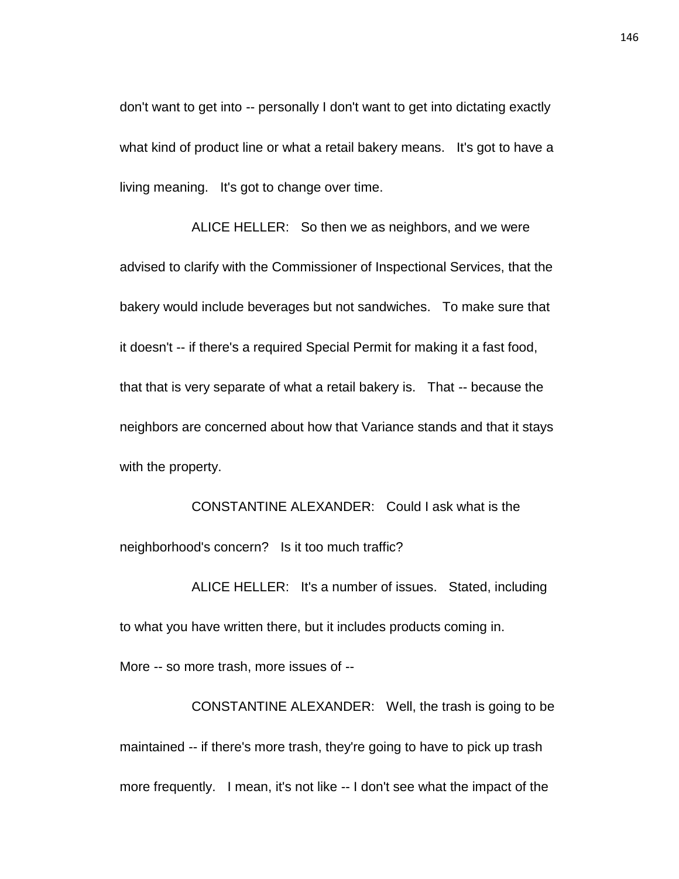don't want to get into -- personally I don't want to get into dictating exactly what kind of product line or what a retail bakery means. It's got to have a living meaning. It's got to change over time.

ALICE HELLER: So then we as neighbors, and we were advised to clarify with the Commissioner of Inspectional Services, that the bakery would include beverages but not sandwiches. To make sure that it doesn't -- if there's a required Special Permit for making it a fast food, that that is very separate of what a retail bakery is. That -- because the neighbors are concerned about how that Variance stands and that it stays with the property.

CONSTANTINE ALEXANDER: Could I ask what is the neighborhood's concern? Is it too much traffic?

ALICE HELLER: It's a number of issues. Stated, including to what you have written there, but it includes products coming in. More -- so more trash, more issues of --

CONSTANTINE ALEXANDER: Well, the trash is going to be maintained -- if there's more trash, they're going to have to pick up trash more frequently. I mean, it's not like -- I don't see what the impact of the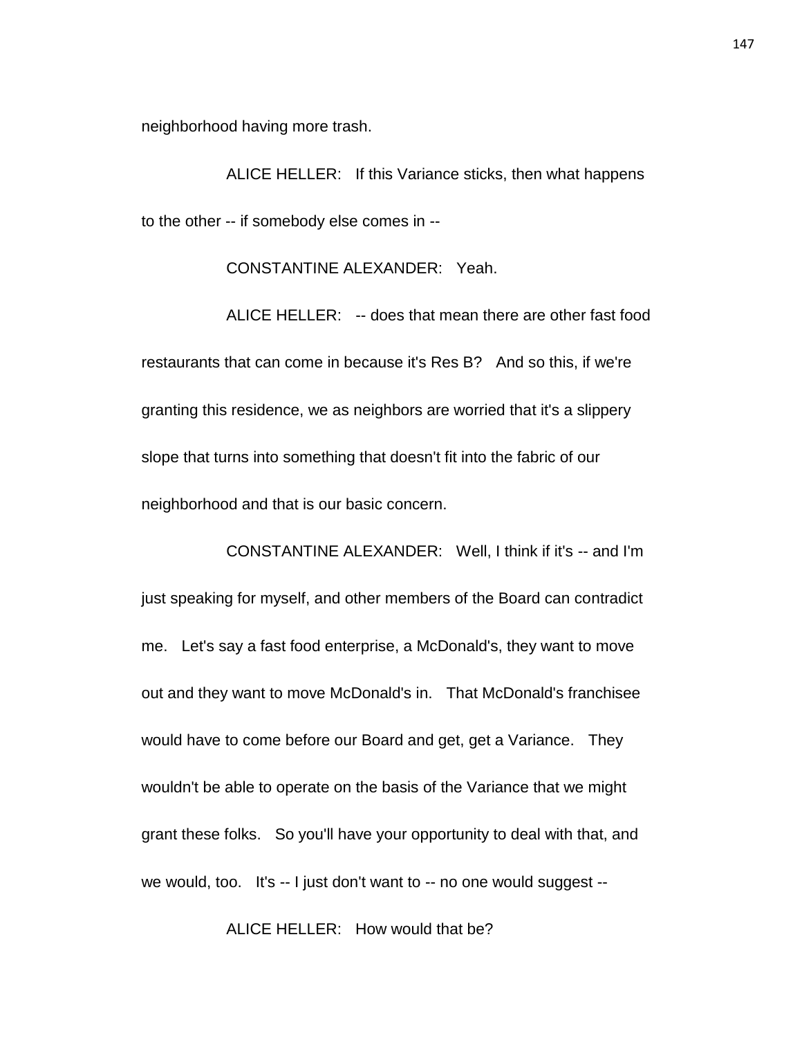neighborhood having more trash.

ALICE HELLER: If this Variance sticks, then what happens to the other -- if somebody else comes in --

CONSTANTINE ALEXANDER: Yeah.

ALICE HELLER: -- does that mean there are other fast food restaurants that can come in because it's Res B? And so this, if we're granting this residence, we as neighbors are worried that it's a slippery slope that turns into something that doesn't fit into the fabric of our neighborhood and that is our basic concern.

CONSTANTINE ALEXANDER: Well, I think if it's -- and I'm just speaking for myself, and other members of the Board can contradict me. Let's say a fast food enterprise, a McDonald's, they want to move out and they want to move McDonald's in. That McDonald's franchisee would have to come before our Board and get, get a Variance. They wouldn't be able to operate on the basis of the Variance that we might grant these folks. So you'll have your opportunity to deal with that, and we would, too. It's -- I just don't want to -- no one would suggest --

ALICE HELLER: How would that be?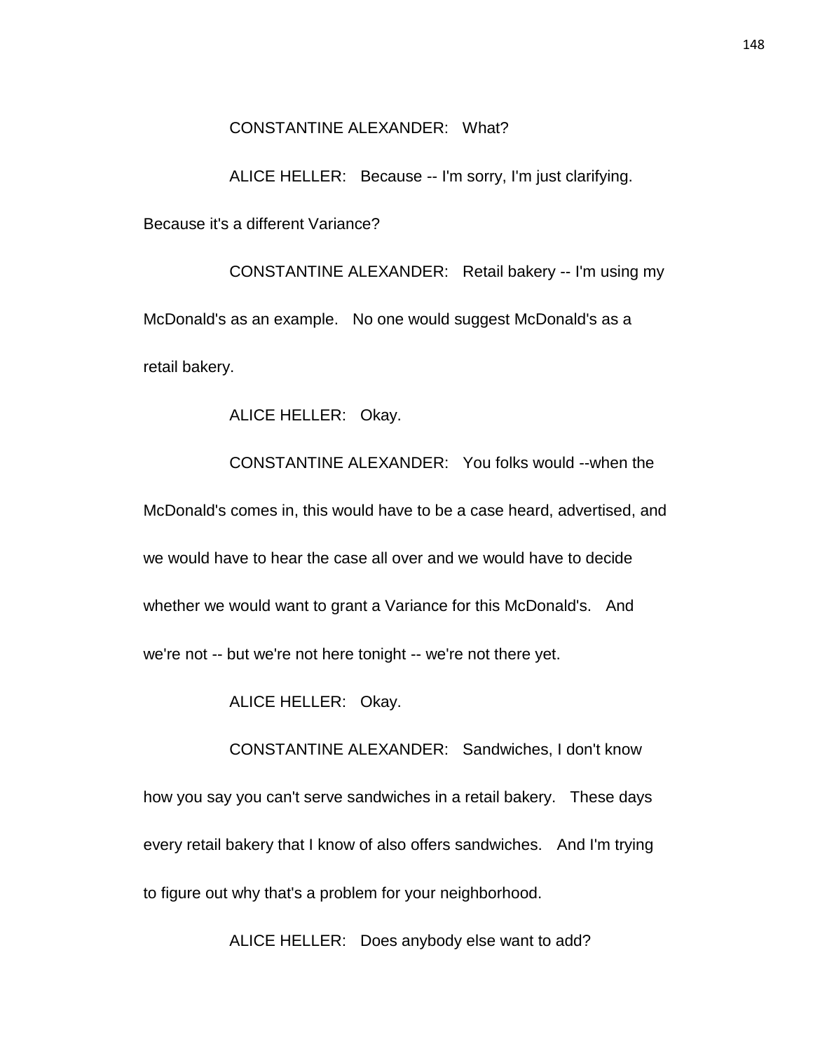CONSTANTINE ALEXANDER: What?

ALICE HELLER: Because -- I'm sorry, I'm just clarifying. Because it's a different Variance?

CONSTANTINE ALEXANDER: Retail bakery -- I'm using my McDonald's as an example. No one would suggest McDonald's as a retail bakery.

ALICE HELLER: Okay.

CONSTANTINE ALEXANDER: You folks would --when the McDonald's comes in, this would have to be a case heard, advertised, and we would have to hear the case all over and we would have to decide whether we would want to grant a Variance for this McDonald's. And we're not -- but we're not here tonight -- we're not there yet.

ALICE HELLER: Okay.

CONSTANTINE ALEXANDER: Sandwiches, I don't know how you say you can't serve sandwiches in a retail bakery. These days every retail bakery that I know of also offers sandwiches. And I'm trying to figure out why that's a problem for your neighborhood.

ALICE HELLER: Does anybody else want to add?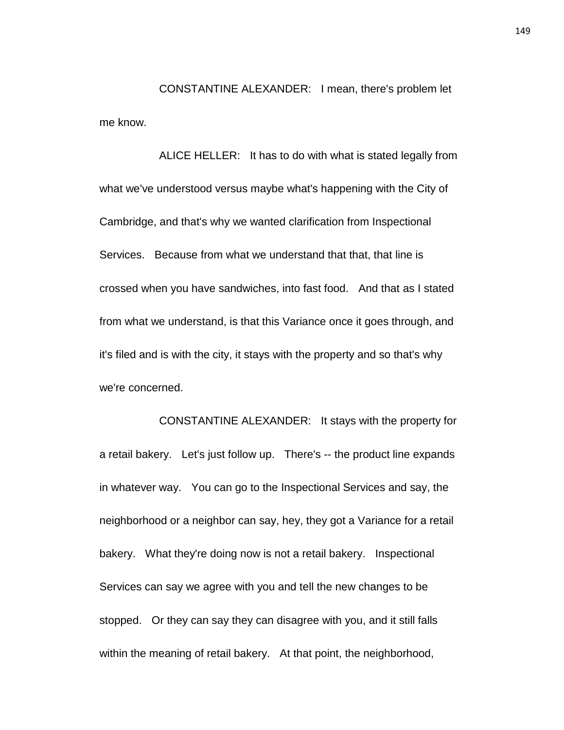CONSTANTINE ALEXANDER: I mean, there's problem let me know.

ALICE HELLER: It has to do with what is stated legally from what we've understood versus maybe what's happening with the City of Cambridge, and that's why we wanted clarification from Inspectional Services. Because from what we understand that that, that line is crossed when you have sandwiches, into fast food. And that as I stated from what we understand, is that this Variance once it goes through, and it's filed and is with the city, it stays with the property and so that's why we're concerned.

CONSTANTINE ALEXANDER: It stays with the property for a retail bakery. Let's just follow up. There's -- the product line expands in whatever way. You can go to the Inspectional Services and say, the neighborhood or a neighbor can say, hey, they got a Variance for a retail bakery. What they're doing now is not a retail bakery. Inspectional Services can say we agree with you and tell the new changes to be stopped. Or they can say they can disagree with you, and it still falls within the meaning of retail bakery. At that point, the neighborhood,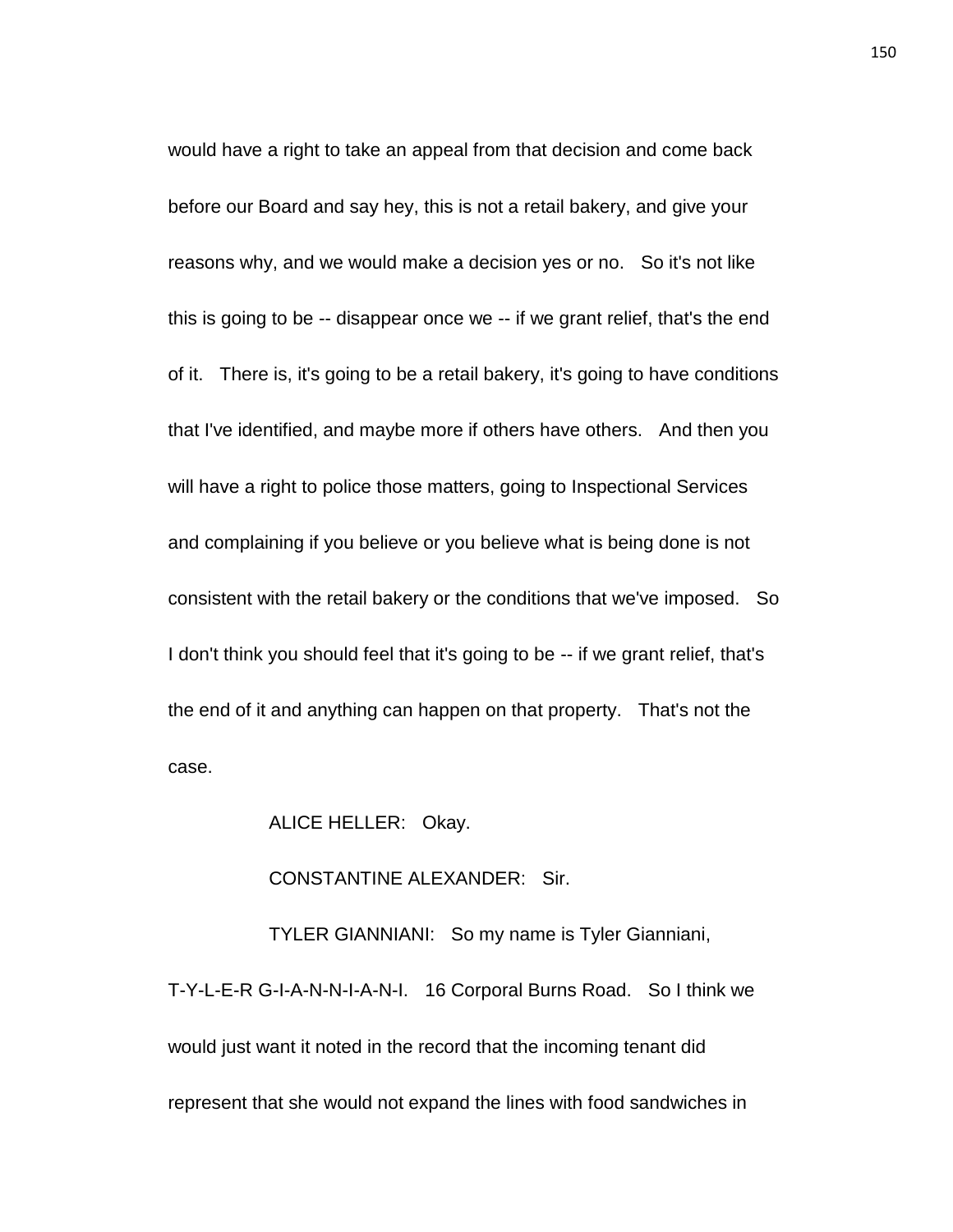would have a right to take an appeal from that decision and come back before our Board and say hey, this is not a retail bakery, and give your reasons why, and we would make a decision yes or no. So it's not like this is going to be -- disappear once we -- if we grant relief, that's the end of it. There is, it's going to be a retail bakery, it's going to have conditions that I've identified, and maybe more if others have others. And then you will have a right to police those matters, going to Inspectional Services and complaining if you believe or you believe what is being done is not consistent with the retail bakery or the conditions that we've imposed. So I don't think you should feel that it's going to be -- if we grant relief, that's the end of it and anything can happen on that property. That's not the case.

ALICE HELLER: Okay.

CONSTANTINE ALEXANDER: Sir.

TYLER GIANNIANI: So my name is Tyler Gianniani, T-Y-L-E-R G-I-A-N-N-I-A-N-I. 16 Corporal Burns Road. So I think we would just want it noted in the record that the incoming tenant did represent that she would not expand the lines with food sandwiches in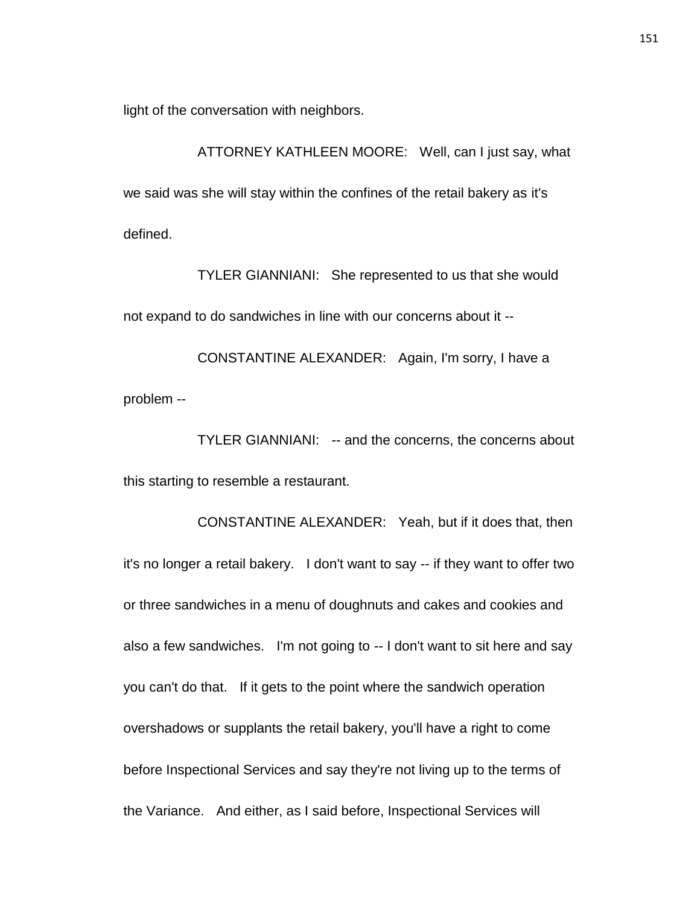light of the conversation with neighbors.

ATTORNEY KATHLEEN MOORE: Well, can I just say, what we said was she will stay within the confines of the retail bakery as it's defined.

TYLER GIANNIANI: She represented to us that she would not expand to do sandwiches in line with our concerns about it --

CONSTANTINE ALEXANDER: Again, I'm sorry, I have a problem --

TYLER GIANNIANI: -- and the concerns, the concerns about this starting to resemble a restaurant.

CONSTANTINE ALEXANDER: Yeah, but if it does that, then it's no longer a retail bakery. I don't want to say -- if they want to offer two or three sandwiches in a menu of doughnuts and cakes and cookies and also a few sandwiches. I'm not going to -- I don't want to sit here and say you can't do that. If it gets to the point where the sandwich operation overshadows or supplants the retail bakery, you'll have a right to come before Inspectional Services and say they're not living up to the terms of the Variance. And either, as I said before, Inspectional Services will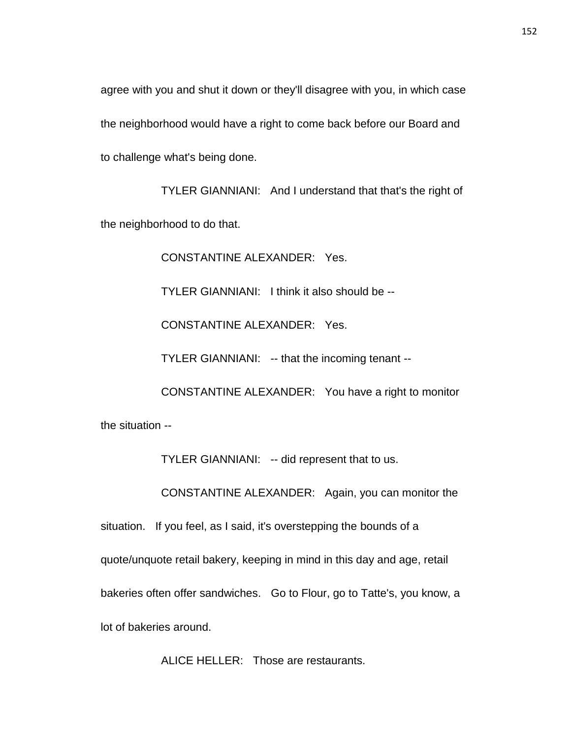agree with you and shut it down or they'll disagree with you, in which case the neighborhood would have a right to come back before our Board and to challenge what's being done.

TYLER GIANNIANI: And I understand that that's the right of the neighborhood to do that.

CONSTANTINE ALEXANDER: Yes.

TYLER GIANNIANI: I think it also should be --

CONSTANTINE ALEXANDER: Yes.

TYLER GIANNIANI: -- that the incoming tenant --

CONSTANTINE ALEXANDER: You have a right to monitor the situation --

TYLER GIANNIANI: -- did represent that to us.

CONSTANTINE ALEXANDER: Again, you can monitor the situation. If you feel, as I said, it's overstepping the bounds of a quote/unquote retail bakery, keeping in mind in this day and age, retail bakeries often offer sandwiches. Go to Flour, go to Tatte's, you know, a lot of bakeries around.

ALICE HELLER: Those are restaurants.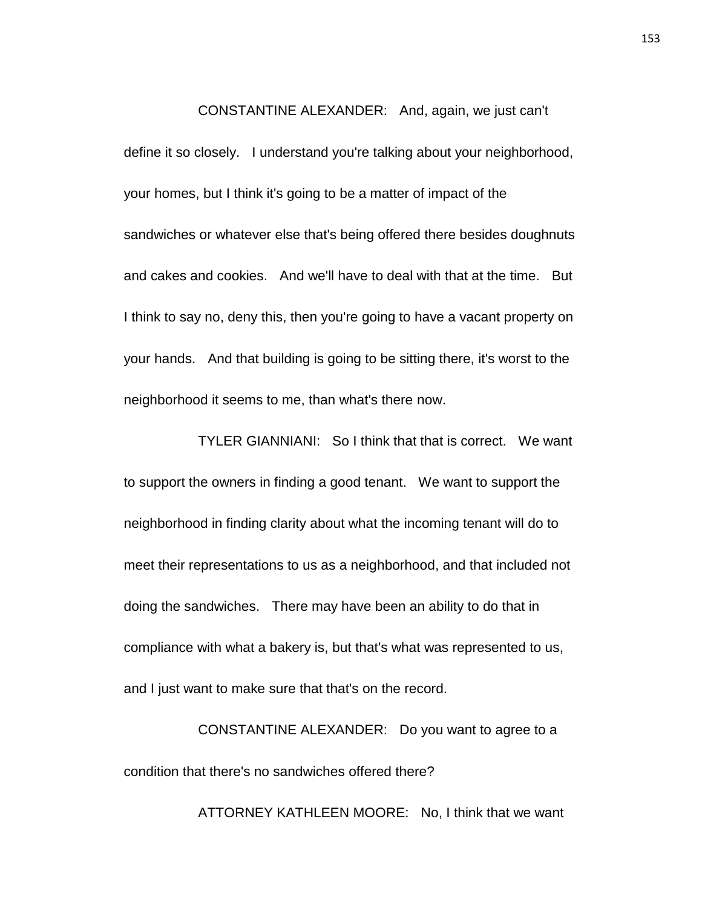CONSTANTINE ALEXANDER: And, again, we just can't define it so closely. I understand you're talking about your neighborhood, your homes, but I think it's going to be a matter of impact of the sandwiches or whatever else that's being offered there besides doughnuts and cakes and cookies. And we'll have to deal with that at the time. But I think to say no, deny this, then you're going to have a vacant property on your hands. And that building is going to be sitting there, it's worst to the neighborhood it seems to me, than what's there now.

TYLER GIANNIANI: So I think that that is correct. We want to support the owners in finding a good tenant. We want to support the neighborhood in finding clarity about what the incoming tenant will do to meet their representations to us as a neighborhood, and that included not doing the sandwiches. There may have been an ability to do that in compliance with what a bakery is, but that's what was represented to us, and I just want to make sure that that's on the record.

CONSTANTINE ALEXANDER: Do you want to agree to a condition that there's no sandwiches offered there?

ATTORNEY KATHLEEN MOORE: No, I think that we want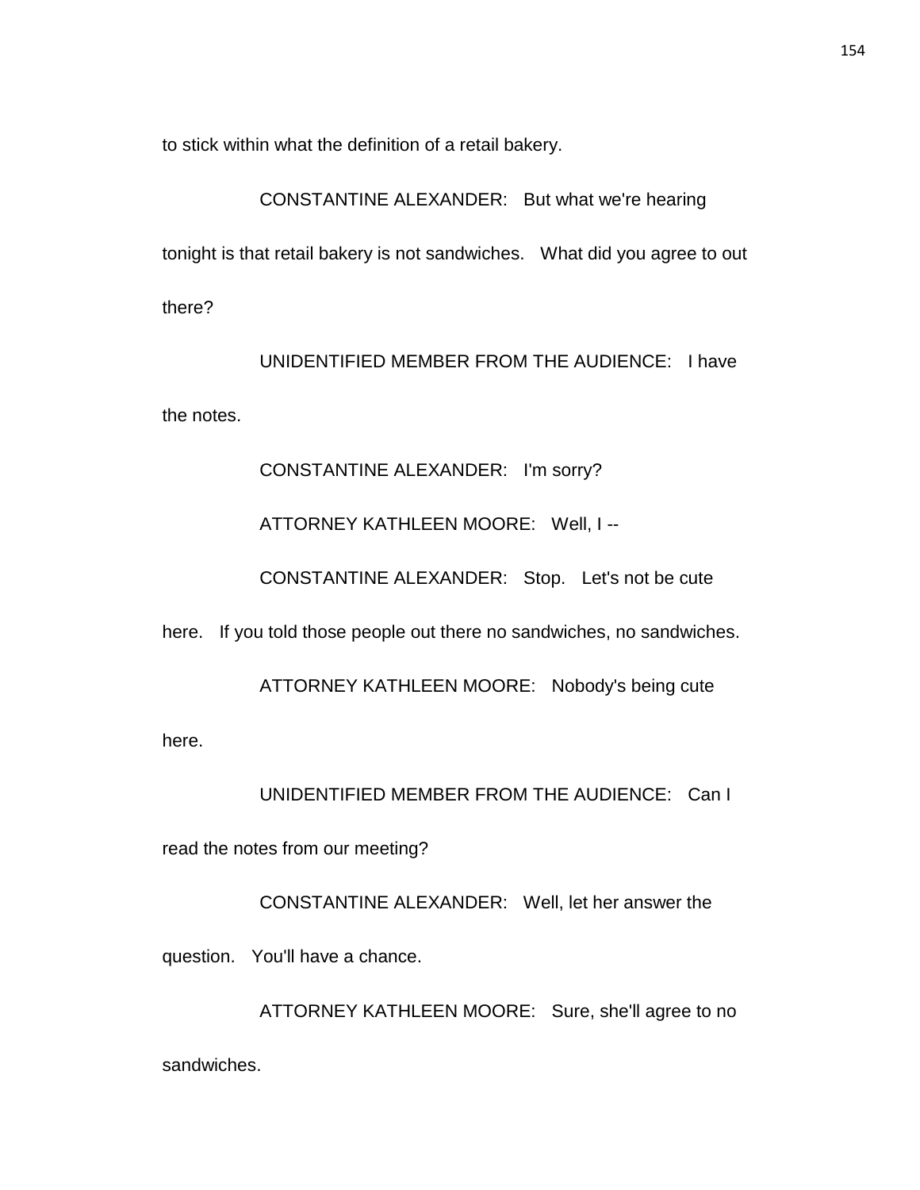to stick within what the definition of a retail bakery.

CONSTANTINE ALEXANDER: But what we're hearing tonight is that retail bakery is not sandwiches. What did you agree to out there?

UNIDENTIFIED MEMBER FROM THE AUDIENCE: I have the notes.

CONSTANTINE ALEXANDER: I'm sorry?

ATTORNEY KATHLEEN MOORE: Well, I --

CONSTANTINE ALEXANDER: Stop. Let's not be cute here. If you told those people out there no sandwiches, no sandwiches.

ATTORNEY KATHLEEN MOORE: Nobody's being cute here.

UNIDENTIFIED MEMBER FROM THE AUDIENCE: Can I read the notes from our meeting?

CONSTANTINE ALEXANDER: Well, let her answer the question. You'll have a chance.

ATTORNEY KATHLEEN MOORE: Sure, she'll agree to no sandwiches.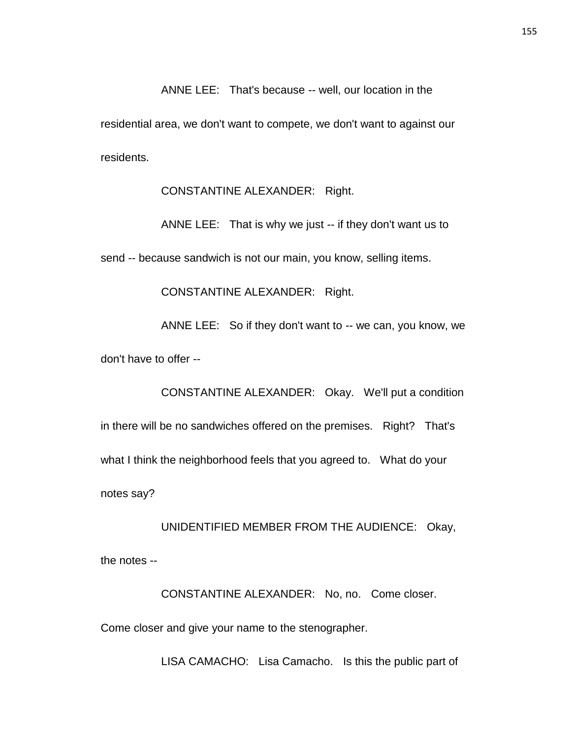ANNE LEE: That's because -- well, our location in the residential area, we don't want to compete, we don't want to against our residents.

CONSTANTINE ALEXANDER: Right.

ANNE LEE: That is why we just -- if they don't want us to send -- because sandwich is not our main, you know, selling items.

CONSTANTINE ALEXANDER: Right.

ANNE LEE: So if they don't want to -- we can, you know, we don't have to offer --

CONSTANTINE ALEXANDER: Okay. We'll put a condition in there will be no sandwiches offered on the premises. Right? That's what I think the neighborhood feels that you agreed to. What do your notes say?

UNIDENTIFIED MEMBER FROM THE AUDIENCE: Okay, the notes --

CONSTANTINE ALEXANDER: No, no. Come closer. Come closer and give your name to the stenographer.

LISA CAMACHO: Lisa Camacho. Is this the public part of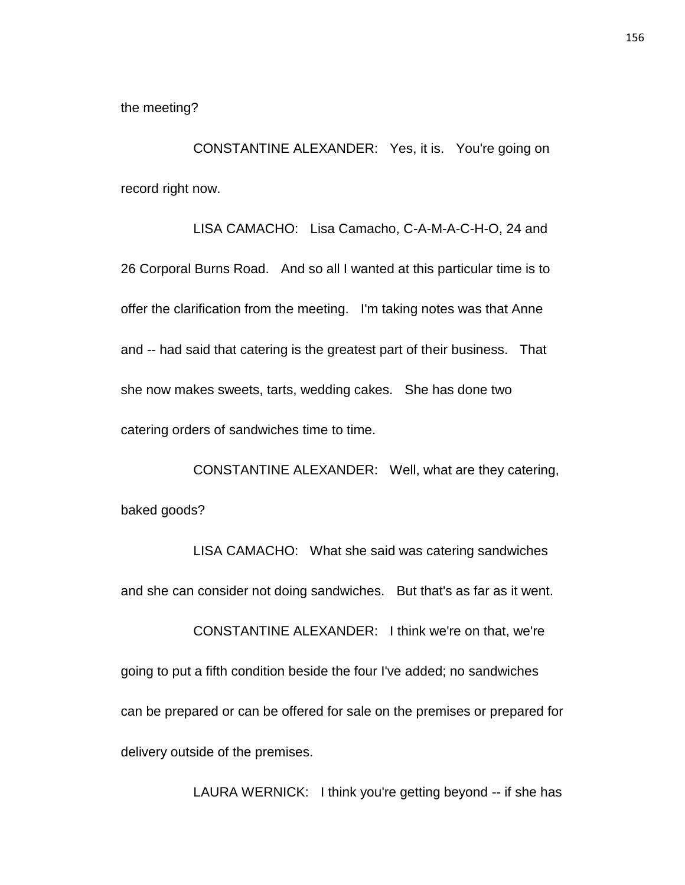the meeting?

CONSTANTINE ALEXANDER: Yes, it is. You're going on record right now.

LISA CAMACHO: Lisa Camacho, C-A-M-A-C-H-O, 24 and 26 Corporal Burns Road. And so all I wanted at this particular time is to offer the clarification from the meeting. I'm taking notes was that Anne and -- had said that catering is the greatest part of their business. That she now makes sweets, tarts, wedding cakes. She has done two catering orders of sandwiches time to time.

CONSTANTINE ALEXANDER: Well, what are they catering, baked goods?

LISA CAMACHO: What she said was catering sandwiches and she can consider not doing sandwiches. But that's as far as it went.

CONSTANTINE ALEXANDER: I think we're on that, we're going to put a fifth condition beside the four I've added; no sandwiches can be prepared or can be offered for sale on the premises or prepared for delivery outside of the premises.

LAURA WERNICK: I think you're getting beyond -- if she has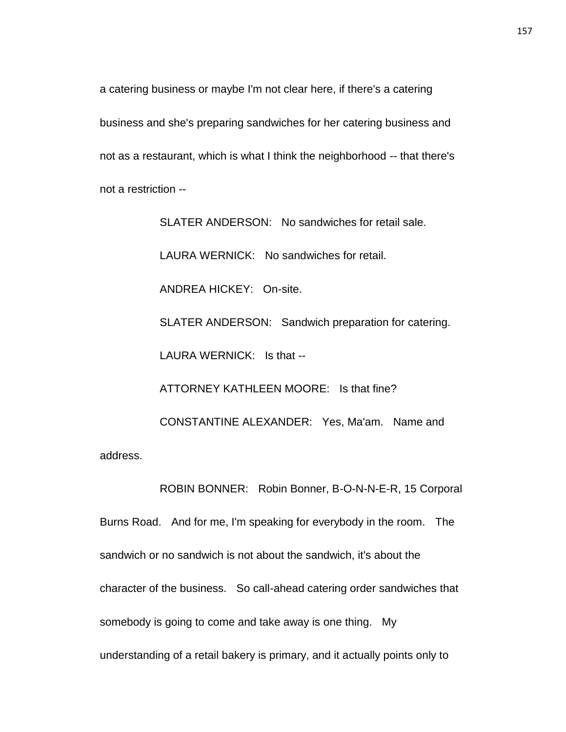a catering business or maybe I'm not clear here, if there's a catering business and she's preparing sandwiches for her catering business and not as a restaurant, which is what I think the neighborhood -- that there's not a restriction --

SLATER ANDERSON: No sandwiches for retail sale.

LAURA WERNICK: No sandwiches for retail.

ANDREA HICKEY: On-site.

SLATER ANDERSON: Sandwich preparation for catering.

LAURA WERNICK: Is that --

ATTORNEY KATHLEEN MOORE: Is that fine?

CONSTANTINE ALEXANDER: Yes, Ma'am. Name and address.

ROBIN BONNER: Robin Bonner, B-O-N-N-E-R, 15 Corporal Burns Road. And for me, I'm speaking for everybody in the room. The sandwich or no sandwich is not about the sandwich, it's about the character of the business. So call-ahead catering order sandwiches that somebody is going to come and take away is one thing. My understanding of a retail bakery is primary, and it actually points only to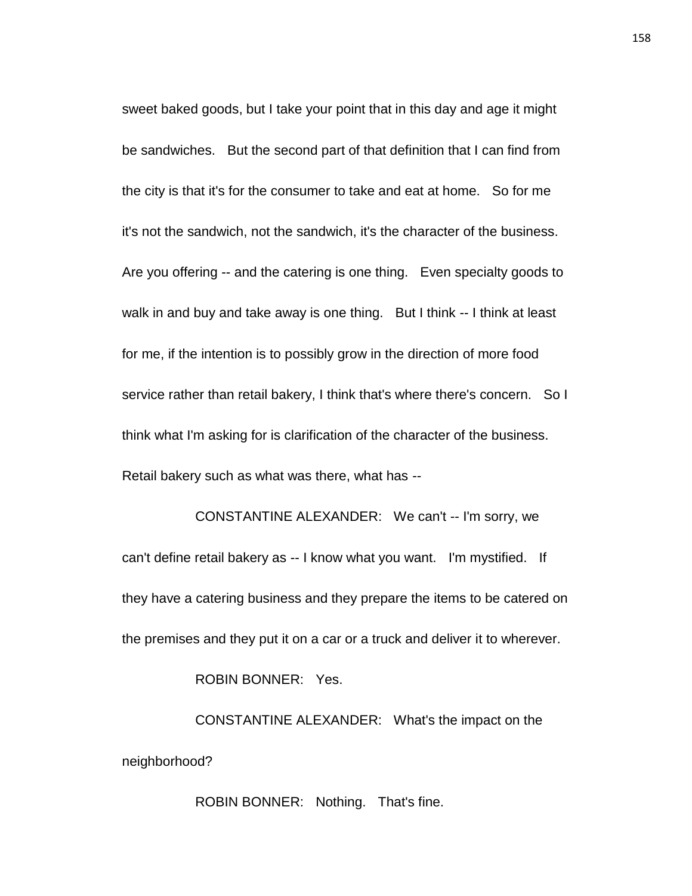sweet baked goods, but I take your point that in this day and age it might be sandwiches. But the second part of that definition that I can find from the city is that it's for the consumer to take and eat at home. So for me it's not the sandwich, not the sandwich, it's the character of the business. Are you offering -- and the catering is one thing. Even specialty goods to walk in and buy and take away is one thing. But I think -- I think at least for me, if the intention is to possibly grow in the direction of more food service rather than retail bakery, I think that's where there's concern. So I think what I'm asking for is clarification of the character of the business. Retail bakery such as what was there, what has --

CONSTANTINE ALEXANDER: We can't -- I'm sorry, we can't define retail bakery as -- I know what you want. I'm mystified. If they have a catering business and they prepare the items to be catered on the premises and they put it on a car or a truck and deliver it to wherever.

ROBIN BONNER: Yes.

CONSTANTINE ALEXANDER: What's the impact on the neighborhood?

ROBIN BONNER: Nothing. That's fine.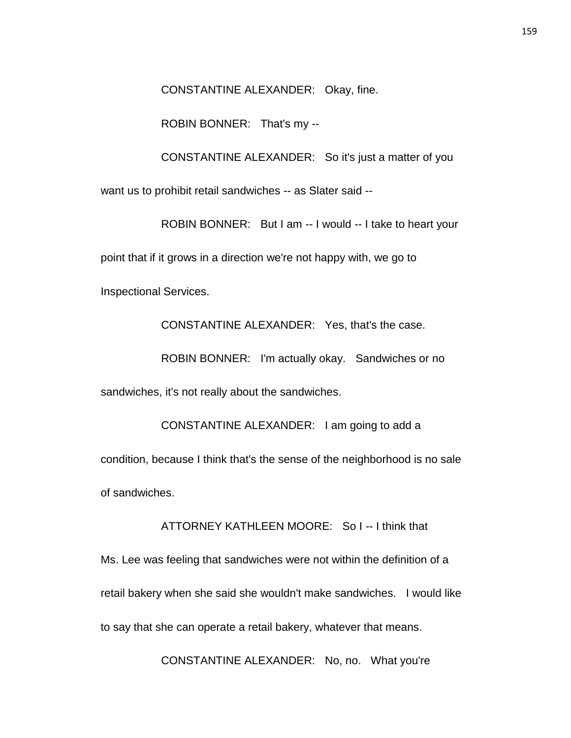CONSTANTINE ALEXANDER: Okay, fine.

ROBIN BONNER: That's my --

CONSTANTINE ALEXANDER: So it's just a matter of you want us to prohibit retail sandwiches -- as Slater said --

ROBIN BONNER: But I am -- I would -- I take to heart your point that if it grows in a direction we're not happy with, we go to Inspectional Services.

CONSTANTINE ALEXANDER: Yes, that's the case.

ROBIN BONNER: I'm actually okay. Sandwiches or no sandwiches, it's not really about the sandwiches.

CONSTANTINE ALEXANDER: I am going to add a condition, because I think that's the sense of the neighborhood is no sale of sandwiches.

ATTORNEY KATHLEEN MOORE: So I -- I think that Ms. Lee was feeling that sandwiches were not within the definition of a retail bakery when she said she wouldn't make sandwiches. I would like to say that she can operate a retail bakery, whatever that means.

CONSTANTINE ALEXANDER: No, no. What you're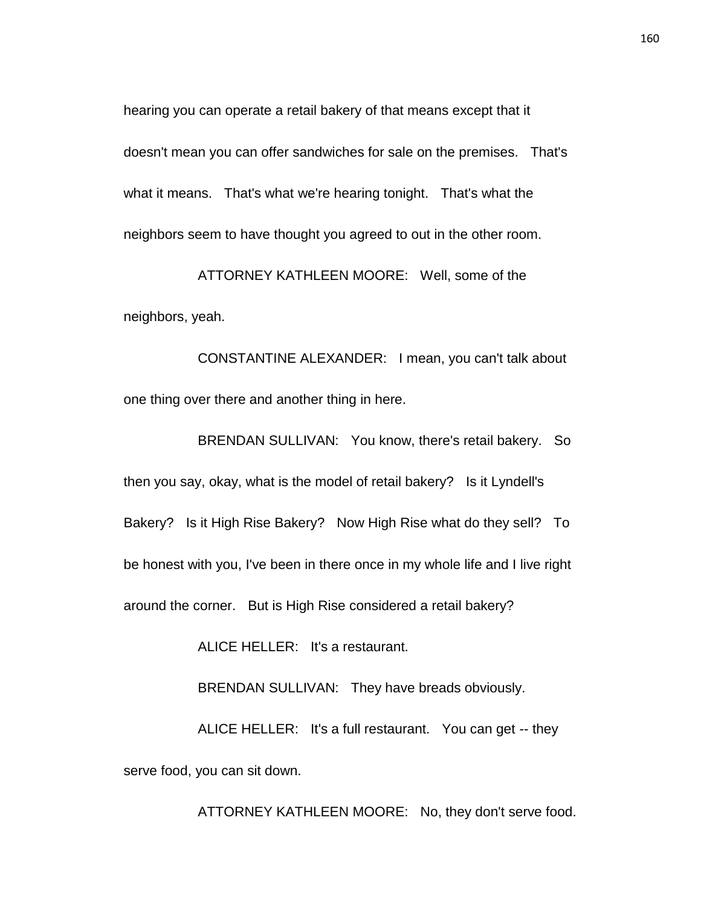hearing you can operate a retail bakery of that means except that it doesn't mean you can offer sandwiches for sale on the premises. That's what it means. That's what we're hearing tonight. That's what the neighbors seem to have thought you agreed to out in the other room.

ATTORNEY KATHLEEN MOORE: Well, some of the neighbors, yeah.

CONSTANTINE ALEXANDER: I mean, you can't talk about one thing over there and another thing in here.

BRENDAN SULLIVAN: You know, there's retail bakery. So then you say, okay, what is the model of retail bakery? Is it Lyndell's Bakery? Is it High Rise Bakery? Now High Rise what do they sell? To be honest with you, I've been in there once in my whole life and I live right around the corner. But is High Rise considered a retail bakery?

ALICE HELLER: It's a restaurant.

BRENDAN SULLIVAN: They have breads obviously.

ALICE HELLER: It's a full restaurant. You can get -- they serve food, you can sit down.

ATTORNEY KATHLEEN MOORE: No, they don't serve food.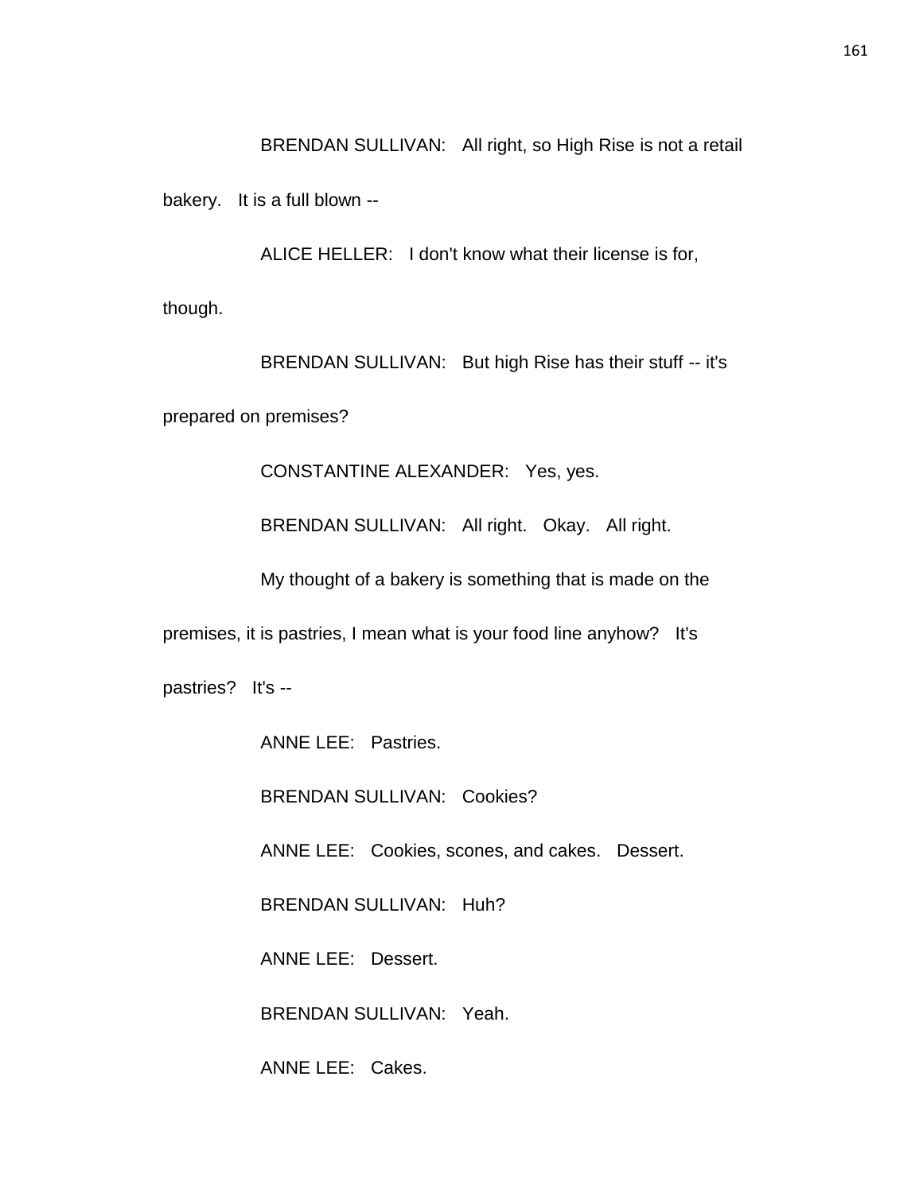BRENDAN SULLIVAN: All right, so High Rise is not a retail bakery. It is a full blown --

ALICE HELLER: I don't know what their license is for, though.

BRENDAN SULLIVAN: But high Rise has their stuff -- it's prepared on premises?

CONSTANTINE ALEXANDER: Yes, yes.

BRENDAN SULLIVAN: All right. Okay. All right.

My thought of a bakery is something that is made on the premises, it is pastries, I mean what is your food line anyhow? It's pastries? It's --

ANNE LEE: Pastries.

BRENDAN SULLIVAN: Cookies?

ANNE LEE: Cookies, scones, and cakes. Dessert.

BRENDAN SULLIVAN: Huh?

ANNE LEE: Dessert.

BRENDAN SULLIVAN: Yeah.

ANNE LEE: Cakes.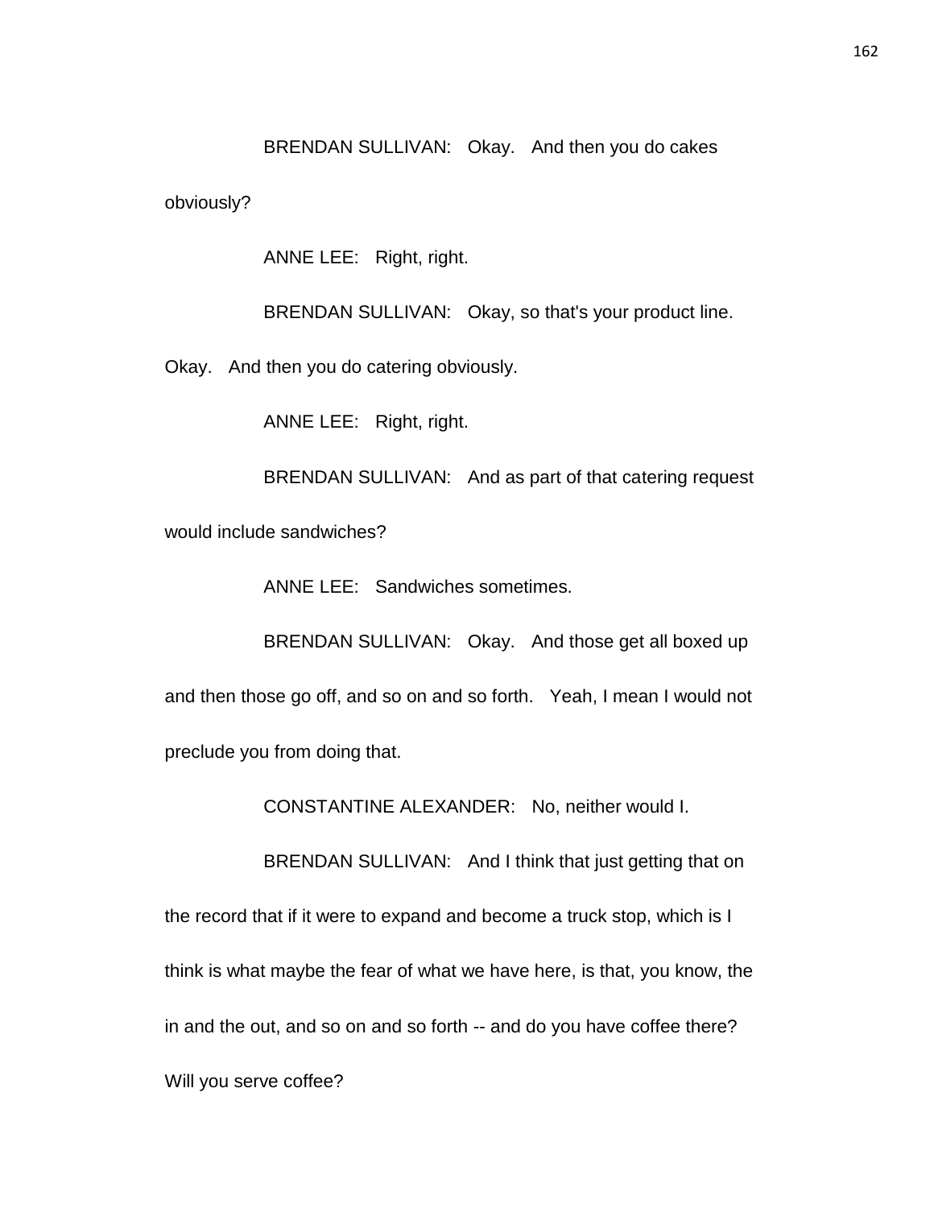BRENDAN SULLIVAN: Okay. And then you do cakes obviously?

ANNE LEE: Right, right.

BRENDAN SULLIVAN: Okay, so that's your product line. Okay. And then you do catering obviously.

ANNE LEE: Right, right.

BRENDAN SULLIVAN: And as part of that catering request would include sandwiches?

ANNE LEE: Sandwiches sometimes.

BRENDAN SULLIVAN: Okay. And those get all boxed up and then those go off, and so on and so forth. Yeah, I mean I would not preclude you from doing that.

CONSTANTINE ALEXANDER: No, neither would I.

BRENDAN SULLIVAN: And I think that just getting that on the record that if it were to expand and become a truck stop, which is I think is what maybe the fear of what we have here, is that, you know, the in and the out, and so on and so forth -- and do you have coffee there? Will you serve coffee?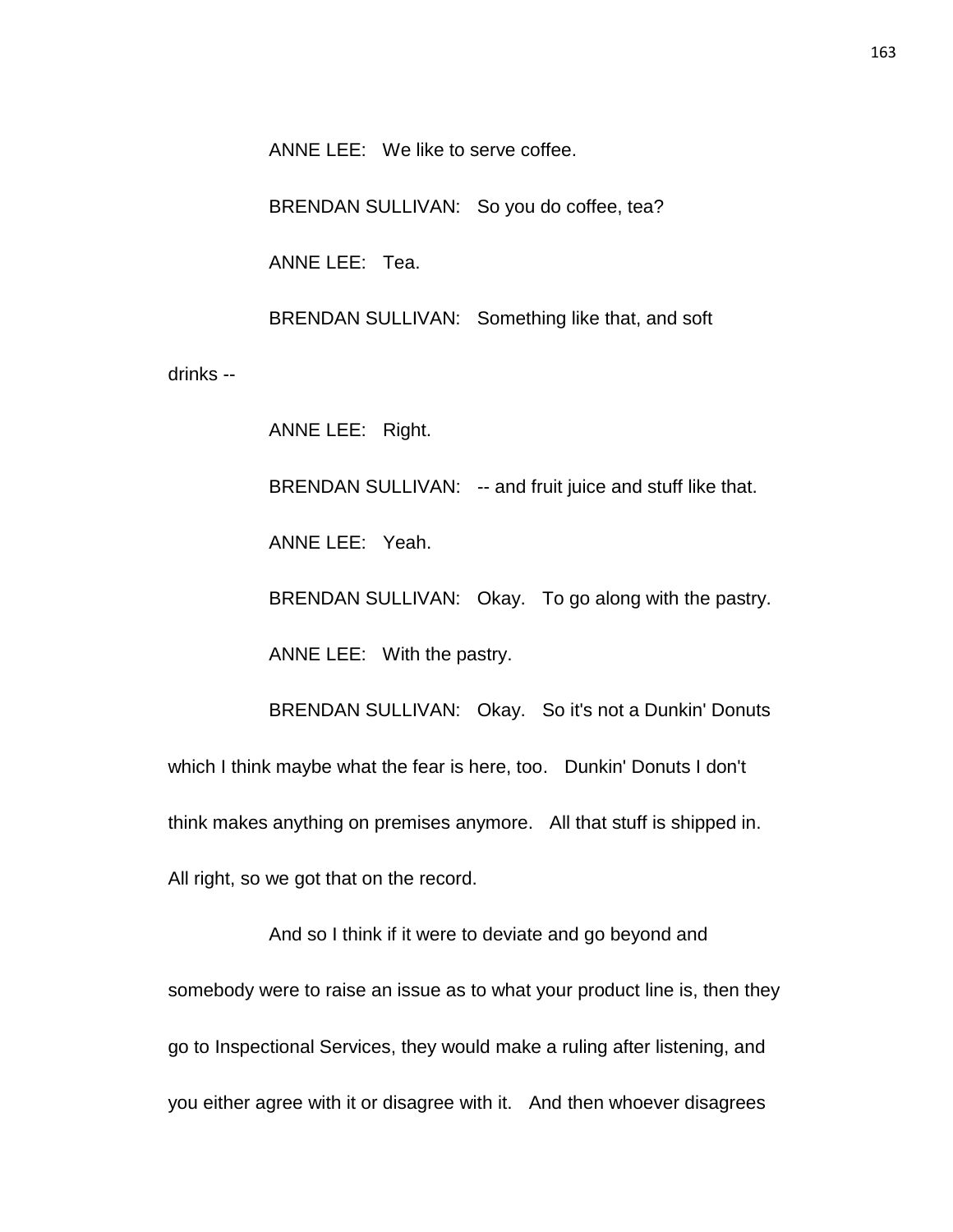ANNE LEE: We like to serve coffee.

BRENDAN SULLIVAN: So you do coffee, tea?

ANNE LEE: Tea.

BRENDAN SULLIVAN: Something like that, and soft drinks --

ANNE LEE: Right.

BRENDAN SULLIVAN: -- and fruit juice and stuff like that.

ANNE LEE: Yeah.

BRENDAN SULLIVAN: Okay. To go along with the pastry.

ANNE LEE: With the pastry.

BRENDAN SULLIVAN: Okay. So it's not a Dunkin' Donuts which I think maybe what the fear is here, too. Dunkin' Donuts I don't think makes anything on premises anymore. All that stuff is shipped in. All right, so we got that on the record.

And so I think if it were to deviate and go beyond and somebody were to raise an issue as to what your product line is, then they go to Inspectional Services, they would make a ruling after listening, and you either agree with it or disagree with it. And then whoever disagrees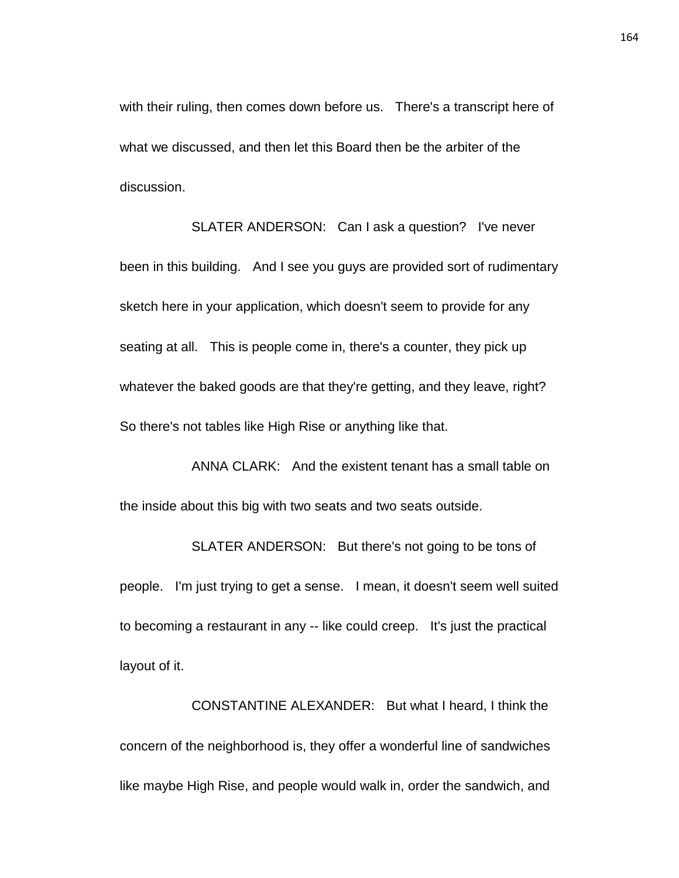with their ruling, then comes down before us. There's a transcript here of what we discussed, and then let this Board then be the arbiter of the discussion.

SLATER ANDERSON: Can I ask a question? I've never been in this building. And I see you guys are provided sort of rudimentary sketch here in your application, which doesn't seem to provide for any seating at all. This is people come in, there's a counter, they pick up whatever the baked goods are that they're getting, and they leave, right? So there's not tables like High Rise or anything like that.

ANNA CLARK: And the existent tenant has a small table on the inside about this big with two seats and two seats outside.

SLATER ANDERSON: But there's not going to be tons of people. I'm just trying to get a sense. I mean, it doesn't seem well suited to becoming a restaurant in any -- like could creep. It's just the practical layout of it.

CONSTANTINE ALEXANDER: But what I heard, I think the concern of the neighborhood is, they offer a wonderful line of sandwiches like maybe High Rise, and people would walk in, order the sandwich, and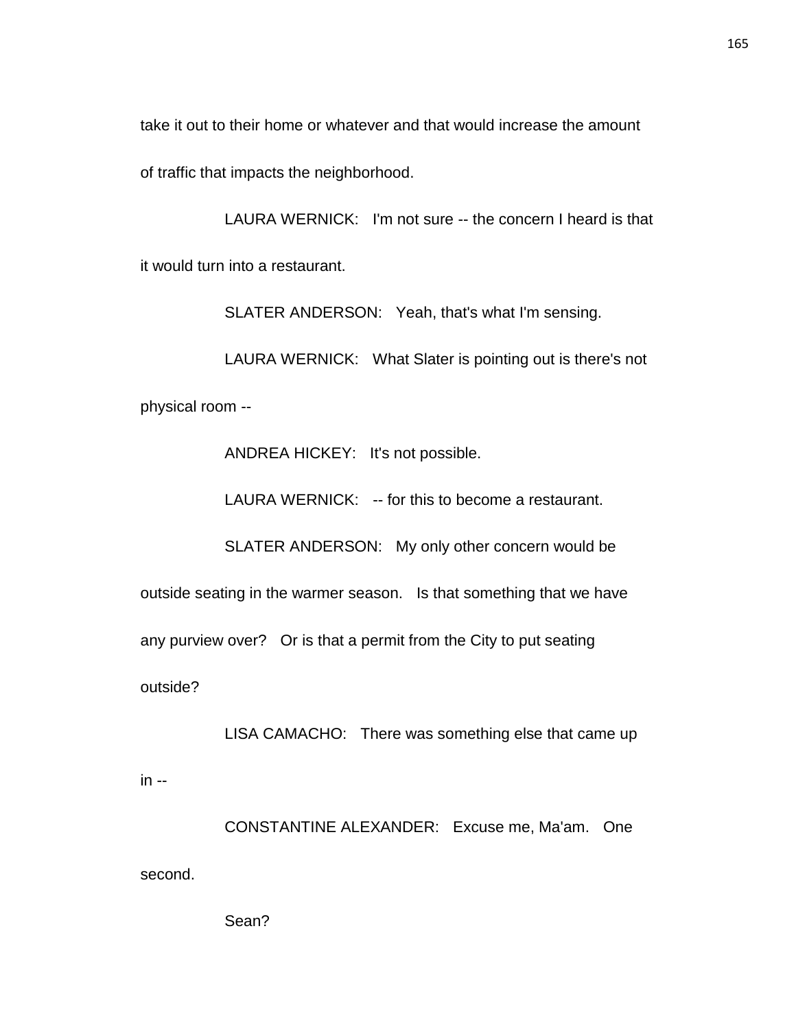take it out to their home or whatever and that would increase the amount of traffic that impacts the neighborhood.

LAURA WERNICK: I'm not sure -- the concern I heard is that it would turn into a restaurant.

SLATER ANDERSON: Yeah, that's what I'm sensing.

LAURA WERNICK: What Slater is pointing out is there's not physical room --

ANDREA HICKEY: It's not possible.

LAURA WERNICK: -- for this to become a restaurant.

SLATER ANDERSON: My only other concern would be outside seating in the warmer season. Is that something that we have any purview over? Or is that a permit from the City to put seating outside?

LISA CAMACHO: There was something else that came up in --

CONSTANTINE ALEXANDER: Excuse me, Ma'am. One second.

Sean?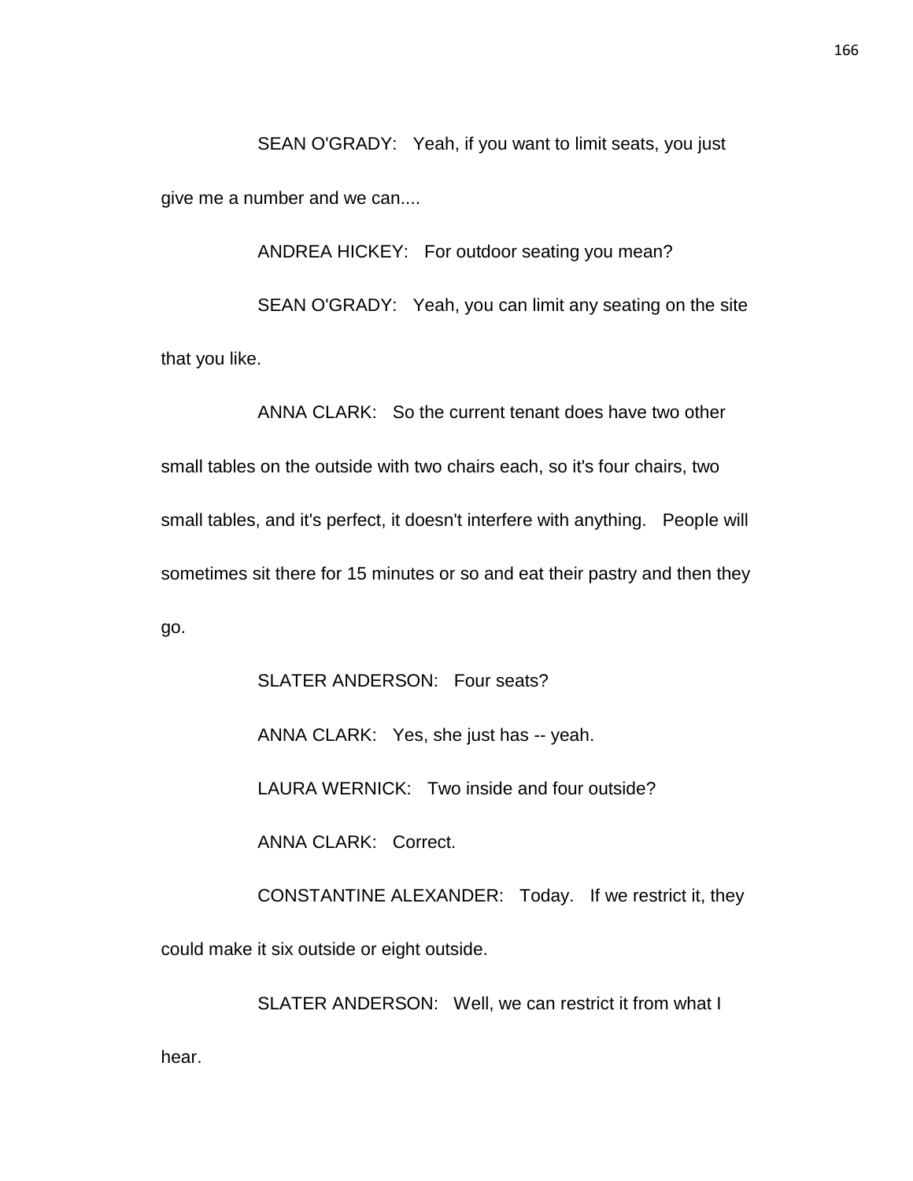SEAN O'GRADY: Yeah, if you want to limit seats, you just give me a number and we can....

ANDREA HICKEY: For outdoor seating you mean?

SEAN O'GRADY: Yeah, you can limit any seating on the site that you like.

ANNA CLARK: So the current tenant does have two other small tables on the outside with two chairs each, so it's four chairs, two small tables, and it's perfect, it doesn't interfere with anything. People will sometimes sit there for 15 minutes or so and eat their pastry and then they go.

SLATER ANDERSON: Four seats?

ANNA CLARK: Yes, she just has -- yeah.

LAURA WERNICK: Two inside and four outside?

ANNA CLARK: Correct.

CONSTANTINE ALEXANDER: Today. If we restrict it, they could make it six outside or eight outside.

SLATER ANDERSON: Well, we can restrict it from what I hear.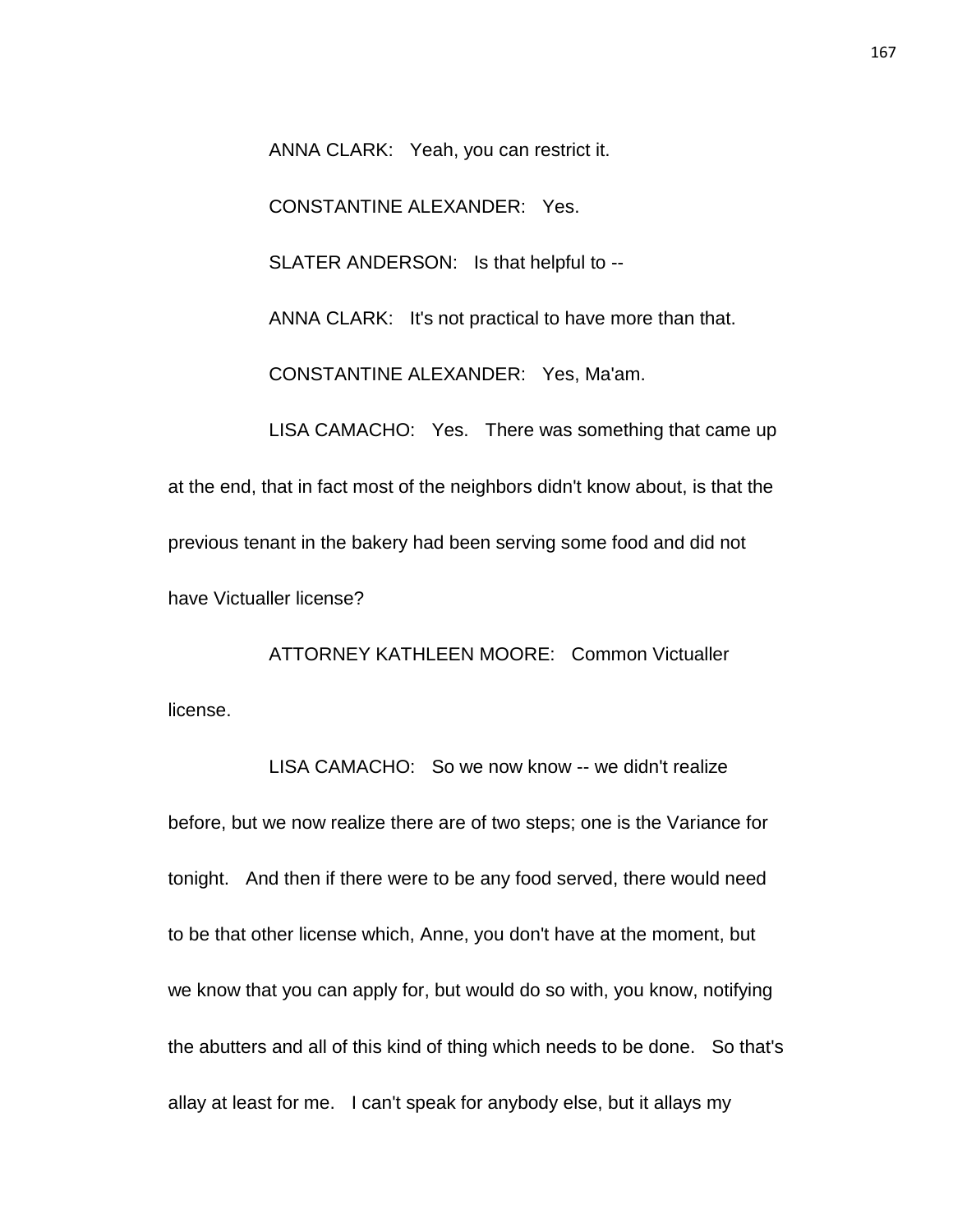ANNA CLARK: Yeah, you can restrict it.

CONSTANTINE ALEXANDER: Yes.

SLATER ANDERSON: Is that helpful to --

ANNA CLARK: It's not practical to have more than that.

CONSTANTINE ALEXANDER: Yes, Ma'am.

LISA CAMACHO: Yes. There was something that came up at the end, that in fact most of the neighbors didn't know about, is that the previous tenant in the bakery had been serving some food and did not have Victualler license?

ATTORNEY KATHLEEN MOORE: Common Victualler license.

LISA CAMACHO: So we now know -- we didn't realize before, but we now realize there are of two steps; one is the Variance for tonight. And then if there were to be any food served, there would need to be that other license which, Anne, you don't have at the moment, but we know that you can apply for, but would do so with, you know, notifying the abutters and all of this kind of thing which needs to be done. So that's allay at least for me. I can't speak for anybody else, but it allays my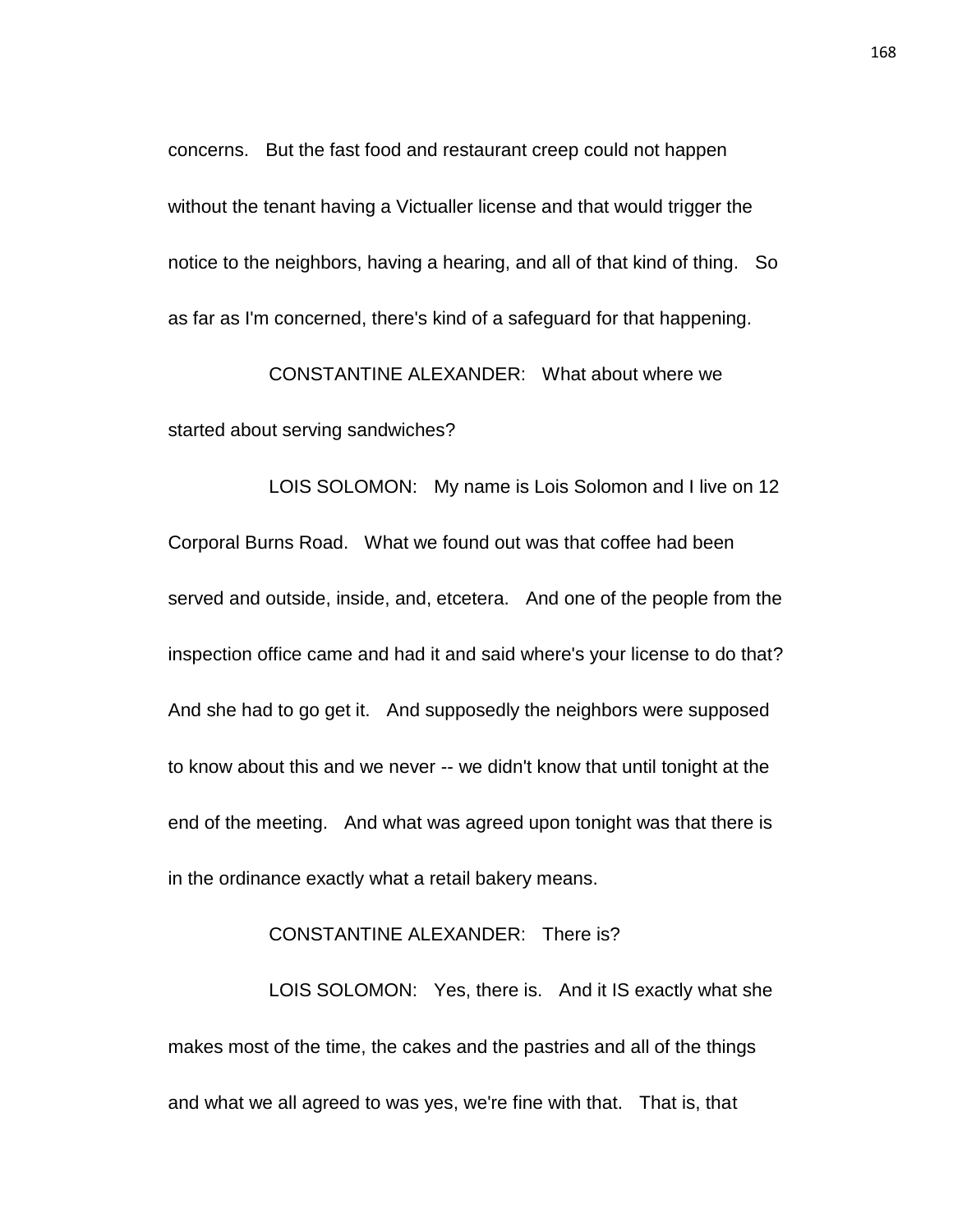concerns. But the fast food and restaurant creep could not happen without the tenant having a Victualler license and that would trigger the notice to the neighbors, having a hearing, and all of that kind of thing. So as far as I'm concerned, there's kind of a safeguard for that happening.

CONSTANTINE ALEXANDER: What about where we started about serving sandwiches?

LOIS SOLOMON: My name is Lois Solomon and I live on 12 Corporal Burns Road. What we found out was that coffee had been served and outside, inside, and, etcetera. And one of the people from the inspection office came and had it and said where's your license to do that? And she had to go get it. And supposedly the neighbors were supposed to know about this and we never -- we didn't know that until tonight at the end of the meeting. And what was agreed upon tonight was that there is in the ordinance exactly what a retail bakery means.

CONSTANTINE ALEXANDER: There is?

LOIS SOLOMON: Yes, there is. And it IS exactly what she makes most of the time, the cakes and the pastries and all of the things and what we all agreed to was yes, we're fine with that. That is, that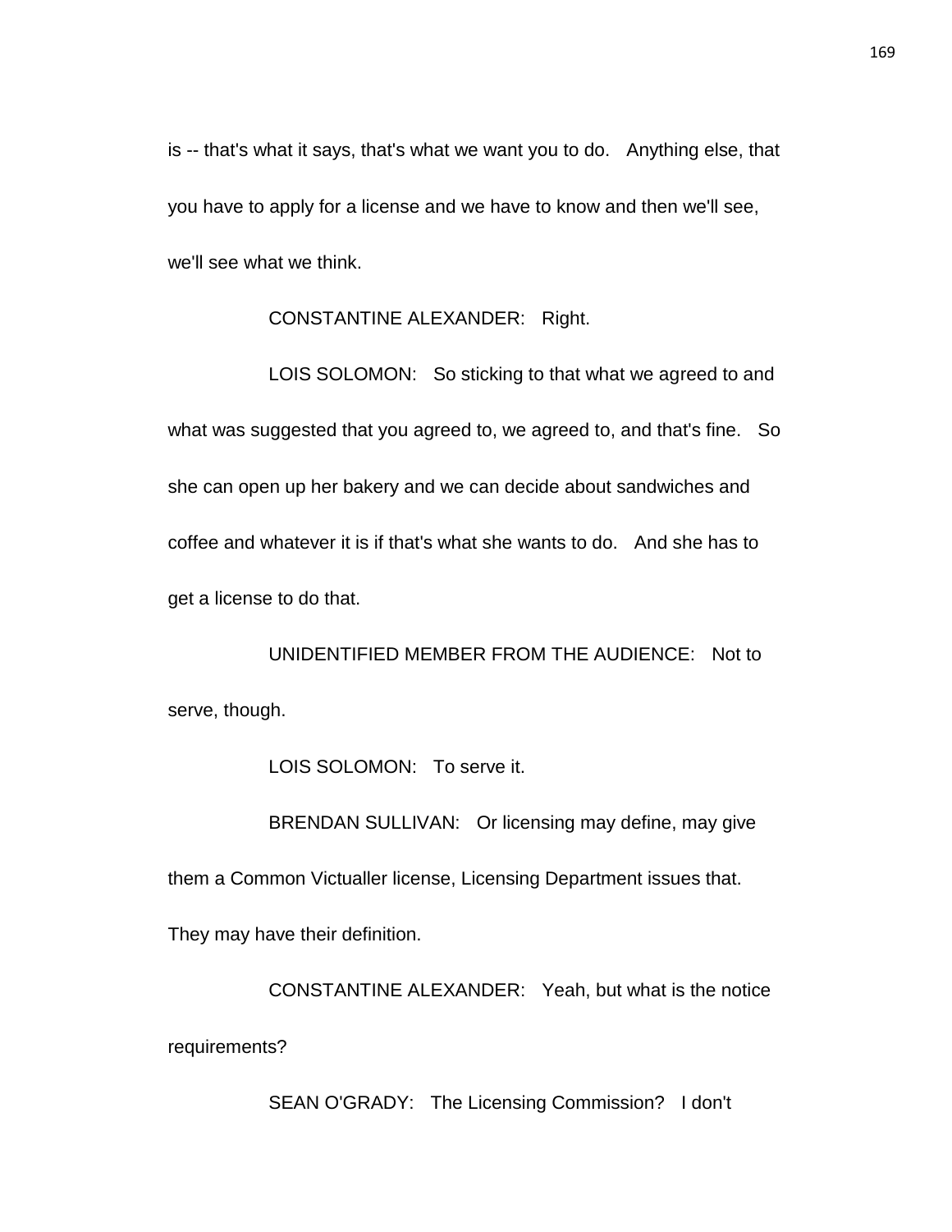is -- that's what it says, that's what we want you to do. Anything else, that you have to apply for a license and we have to know and then we'll see, we'll see what we think.

CONSTANTINE ALEXANDER: Right.

LOIS SOLOMON: So sticking to that what we agreed to and what was suggested that you agreed to, we agreed to, and that's fine. So she can open up her bakery and we can decide about sandwiches and coffee and whatever it is if that's what she wants to do. And she has to get a license to do that.

UNIDENTIFIED MEMBER FROM THE AUDIENCE: Not to serve, though.

LOIS SOLOMON: To serve it.

BRENDAN SULLIVAN: Or licensing may define, may give them a Common Victualler license, Licensing Department issues that. They may have their definition.

CONSTANTINE ALEXANDER: Yeah, but what is the notice requirements?

SEAN O'GRADY: The Licensing Commission? I don't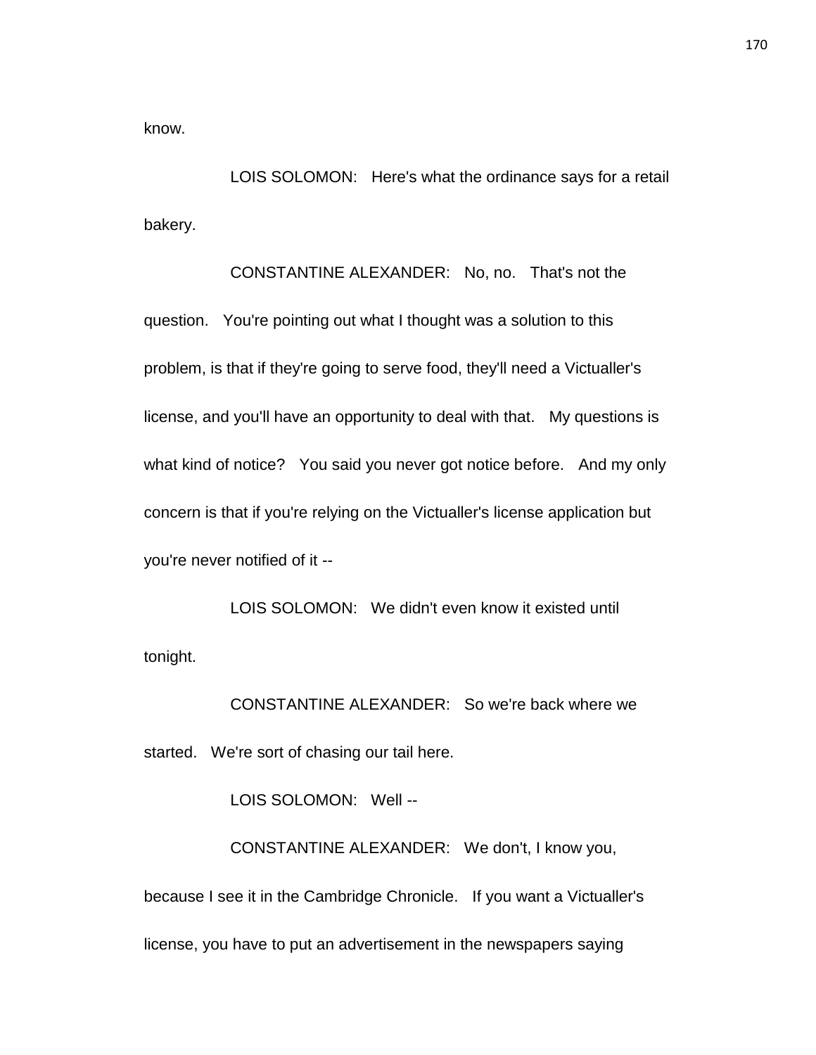know.

LOIS SOLOMON: Here's what the ordinance says for a retail bakery.

CONSTANTINE ALEXANDER: No, no. That's not the question. You're pointing out what I thought was a solution to this problem, is that if they're going to serve food, they'll need a Victualler's license, and you'll have an opportunity to deal with that. My questions is what kind of notice? You said you never got notice before. And my only concern is that if you're relying on the Victualler's license application but you're never notified of it --

LOIS SOLOMON: We didn't even know it existed until tonight.

CONSTANTINE ALEXANDER: So we're back where we started. We're sort of chasing our tail here.

LOIS SOLOMON: Well --

CONSTANTINE ALEXANDER: We don't, I know you, because I see it in the Cambridge Chronicle. If you want a Victualler's license, you have to put an advertisement in the newspapers saying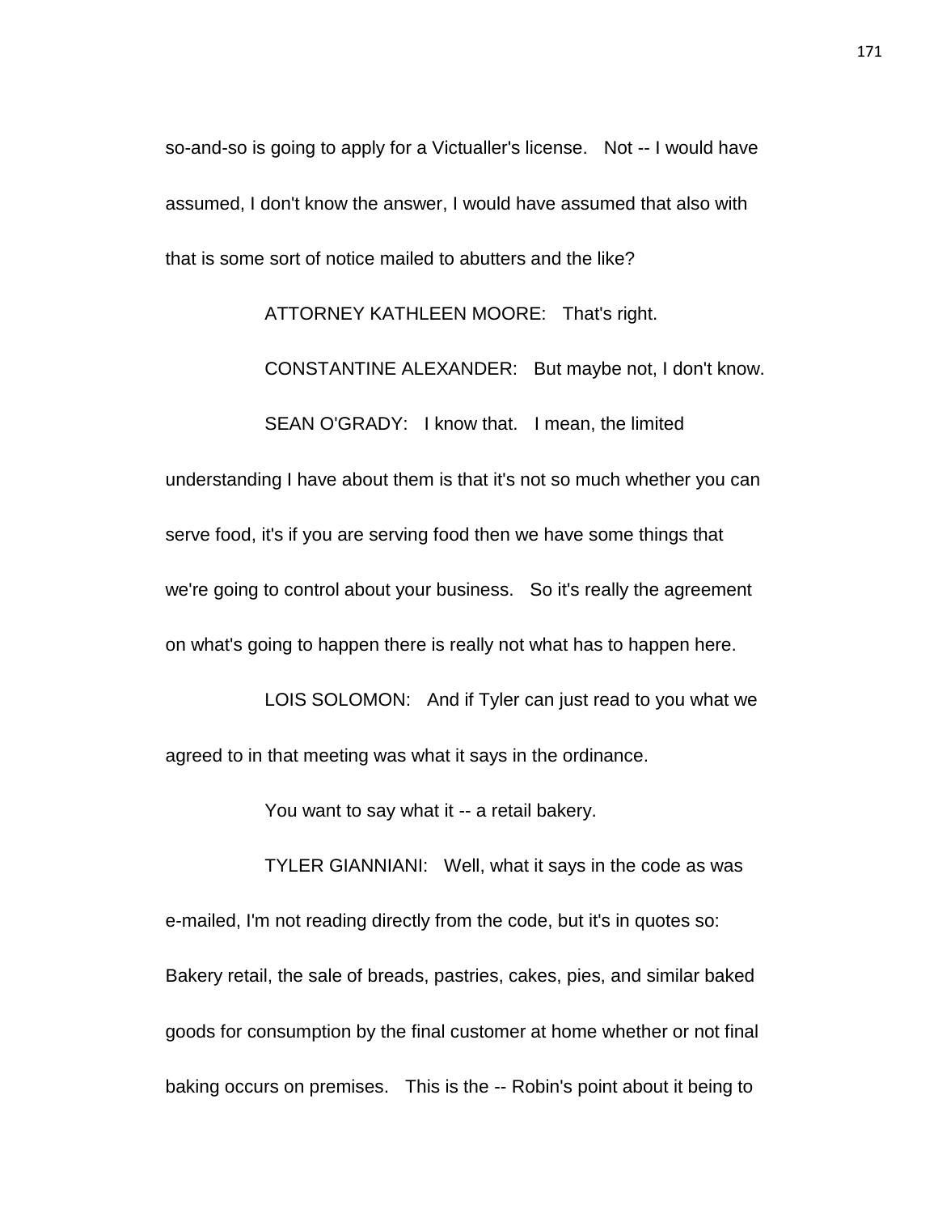so-and-so is going to apply for a Victualler's license. Not -- I would have assumed, I don't know the answer, I would have assumed that also with that is some sort of notice mailed to abutters and the like?

ATTORNEY KATHLEEN MOORE: That's right.

CONSTANTINE ALEXANDER: But maybe not, I don't know.

SEAN O'GRADY: I know that. I mean, the limited understanding I have about them is that it's not so much whether you can serve food, it's if you are serving food then we have some things that we're going to control about your business. So it's really the agreement on what's going to happen there is really not what has to happen here.

LOIS SOLOMON: And if Tyler can just read to you what we agreed to in that meeting was what it says in the ordinance.

You want to say what it -- a retail bakery.

TYLER GIANNIANI: Well, what it says in the code as was e-mailed, I'm not reading directly from the code, but it's in quotes so: Bakery retail, the sale of breads, pastries, cakes, pies, and similar baked goods for consumption by the final customer at home whether or not final baking occurs on premises. This is the -- Robin's point about it being to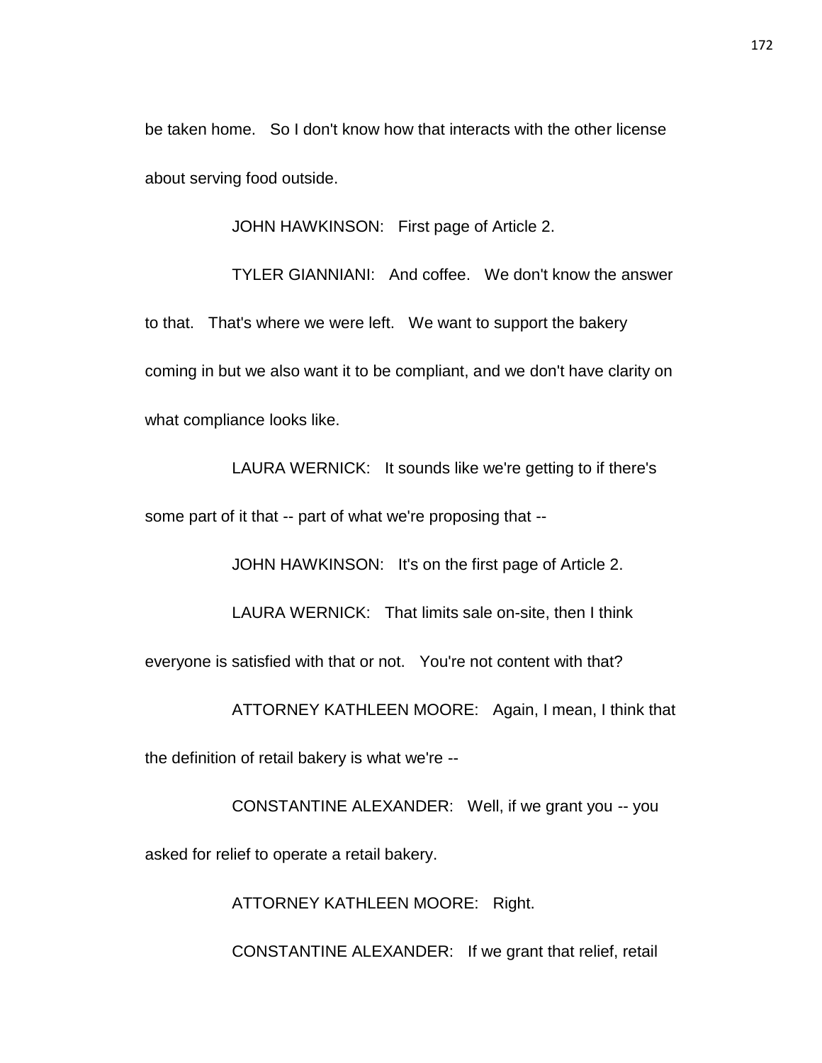be taken home. So I don't know how that interacts with the other license about serving food outside.

JOHN HAWKINSON: First page of Article 2.

TYLER GIANNIANI: And coffee. We don't know the answer to that. That's where we were left. We want to support the bakery coming in but we also want it to be compliant, and we don't have clarity on what compliance looks like.

LAURA WERNICK: It sounds like we're getting to if there's some part of it that -- part of what we're proposing that --

JOHN HAWKINSON: It's on the first page of Article 2.

LAURA WERNICK: That limits sale on-site, then I think everyone is satisfied with that or not. You're not content with that?

ATTORNEY KATHLEEN MOORE: Again, I mean, I think that the definition of retail bakery is what we're --

CONSTANTINE ALEXANDER: Well, if we grant you -- you asked for relief to operate a retail bakery.

ATTORNEY KATHLEEN MOORE: Right.

CONSTANTINE ALEXANDER: If we grant that relief, retail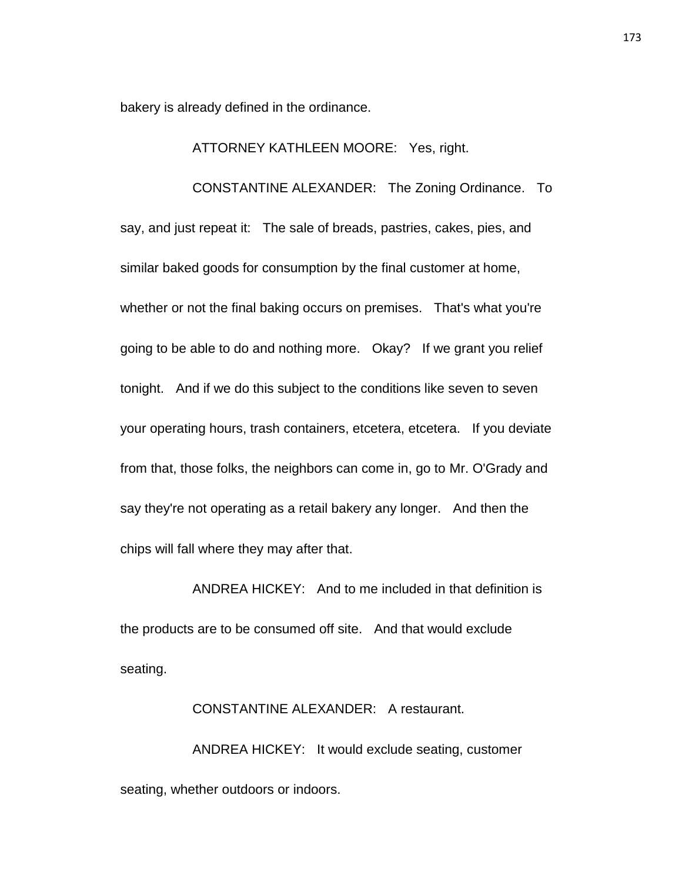bakery is already defined in the ordinance.

ATTORNEY KATHLEEN MOORE: Yes, right.

CONSTANTINE ALEXANDER: The Zoning Ordinance. To say, and just repeat it: The sale of breads, pastries, cakes, pies, and similar baked goods for consumption by the final customer at home, whether or not the final baking occurs on premises. That's what you're going to be able to do and nothing more. Okay? If we grant you relief tonight. And if we do this subject to the conditions like seven to seven your operating hours, trash containers, etcetera, etcetera. If you deviate from that, those folks, the neighbors can come in, go to Mr. O'Grady and say they're not operating as a retail bakery any longer. And then the chips will fall where they may after that.

ANDREA HICKEY: And to me included in that definition is the products are to be consumed off site. And that would exclude seating.

CONSTANTINE ALEXANDER: A restaurant.

ANDREA HICKEY: It would exclude seating, customer seating, whether outdoors or indoors.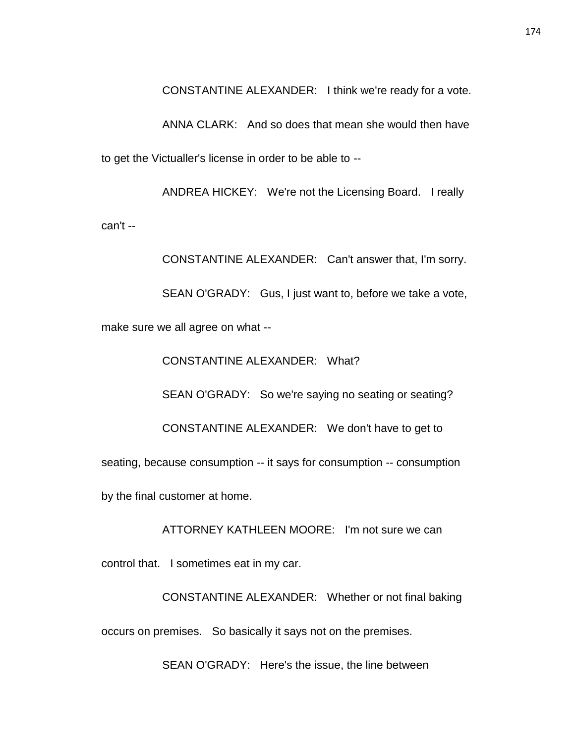CONSTANTINE ALEXANDER: I think we're ready for a vote.

ANNA CLARK: And so does that mean she would then have to get the Victualler's license in order to be able to --

ANDREA HICKEY: We're not the Licensing Board. I really can't --

CONSTANTINE ALEXANDER: Can't answer that, I'm sorry.

SEAN O'GRADY: Gus, I just want to, before we take a vote, make sure we all agree on what --

CONSTANTINE ALEXANDER: What?

SEAN O'GRADY: So we're saying no seating or seating?

CONSTANTINE ALEXANDER: We don't have to get to seating, because consumption -- it says for consumption -- consumption by the final customer at home.

ATTORNEY KATHLEEN MOORE: I'm not sure we can control that. I sometimes eat in my car.

CONSTANTINE ALEXANDER: Whether or not final baking occurs on premises. So basically it says not on the premises.

SEAN O'GRADY: Here's the issue, the line between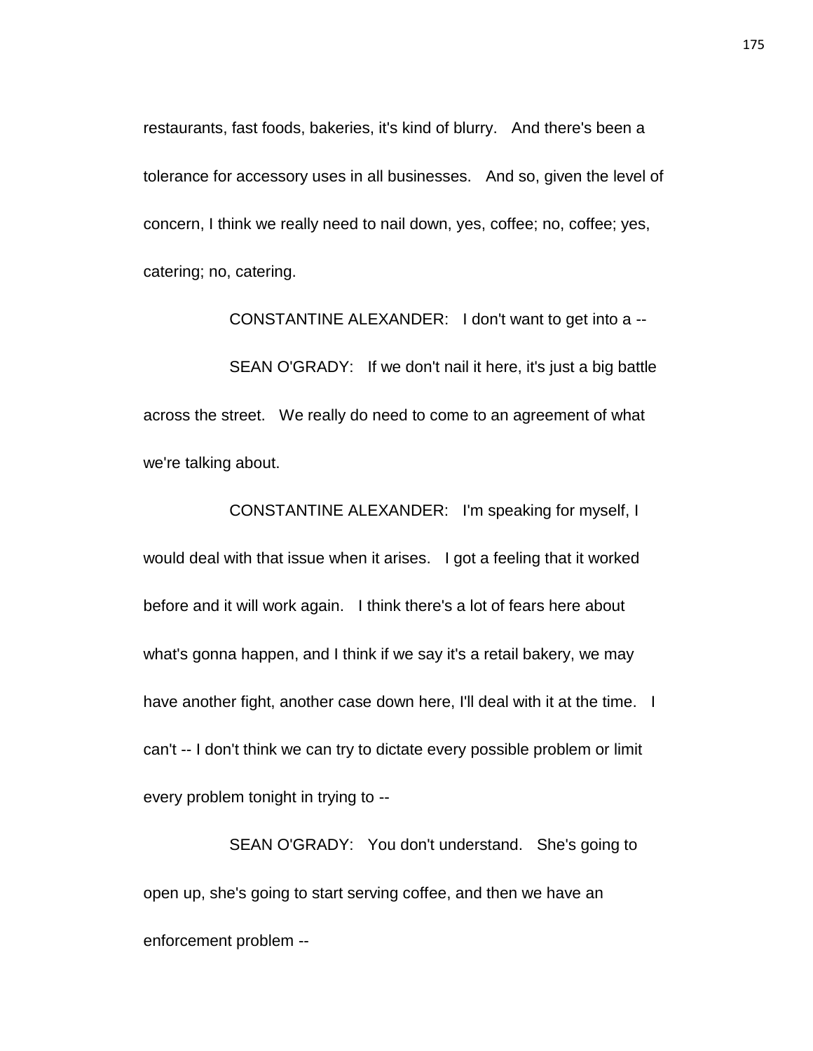restaurants, fast foods, bakeries, it's kind of blurry. And there's been a tolerance for accessory uses in all businesses. And so, given the level of concern, I think we really need to nail down, yes, coffee; no, coffee; yes, catering; no, catering.

CONSTANTINE ALEXANDER: I don't want to get into a --

SEAN O'GRADY: If we don't nail it here, it's just a big battle across the street. We really do need to come to an agreement of what we're talking about.

CONSTANTINE ALEXANDER: I'm speaking for myself, I would deal with that issue when it arises. I got a feeling that it worked before and it will work again. I think there's a lot of fears here about what's gonna happen, and I think if we say it's a retail bakery, we may have another fight, another case down here, I'll deal with it at the time. I can't -- I don't think we can try to dictate every possible problem or limit every problem tonight in trying to --

SEAN O'GRADY: You don't understand. She's going to open up, she's going to start serving coffee, and then we have an enforcement problem --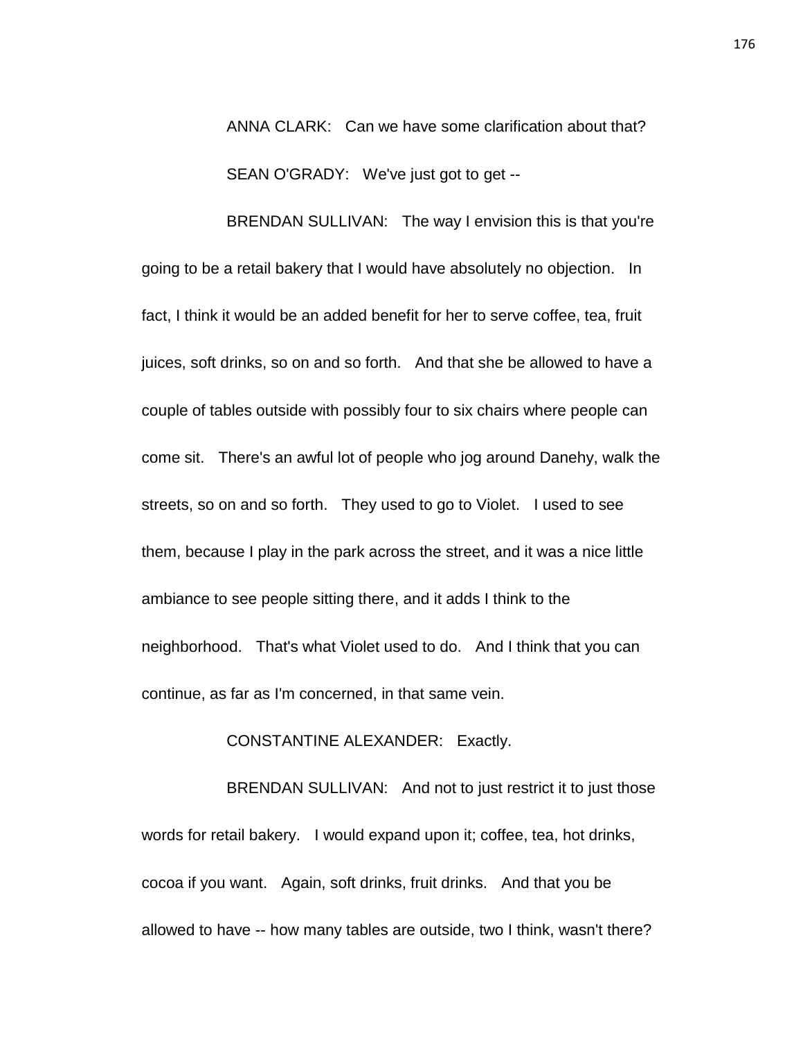ANNA CLARK: Can we have some clarification about that?

SEAN O'GRADY: We've just got to get --

BRENDAN SULLIVAN: The way I envision this is that you're going to be a retail bakery that I would have absolutely no objection. In fact, I think it would be an added benefit for her to serve coffee, tea, fruit juices, soft drinks, so on and so forth. And that she be allowed to have a couple of tables outside with possibly four to six chairs where people can come sit. There's an awful lot of people who jog around Danehy, walk the streets, so on and so forth. They used to go to Violet. I used to see them, because I play in the park across the street, and it was a nice little ambiance to see people sitting there, and it adds I think to the neighborhood. That's what Violet used to do. And I think that you can continue, as far as I'm concerned, in that same vein.

CONSTANTINE ALEXANDER: Exactly.

BRENDAN SULLIVAN: And not to just restrict it to just those words for retail bakery. I would expand upon it; coffee, tea, hot drinks, cocoa if you want. Again, soft drinks, fruit drinks. And that you be allowed to have -- how many tables are outside, two I think, wasn't there?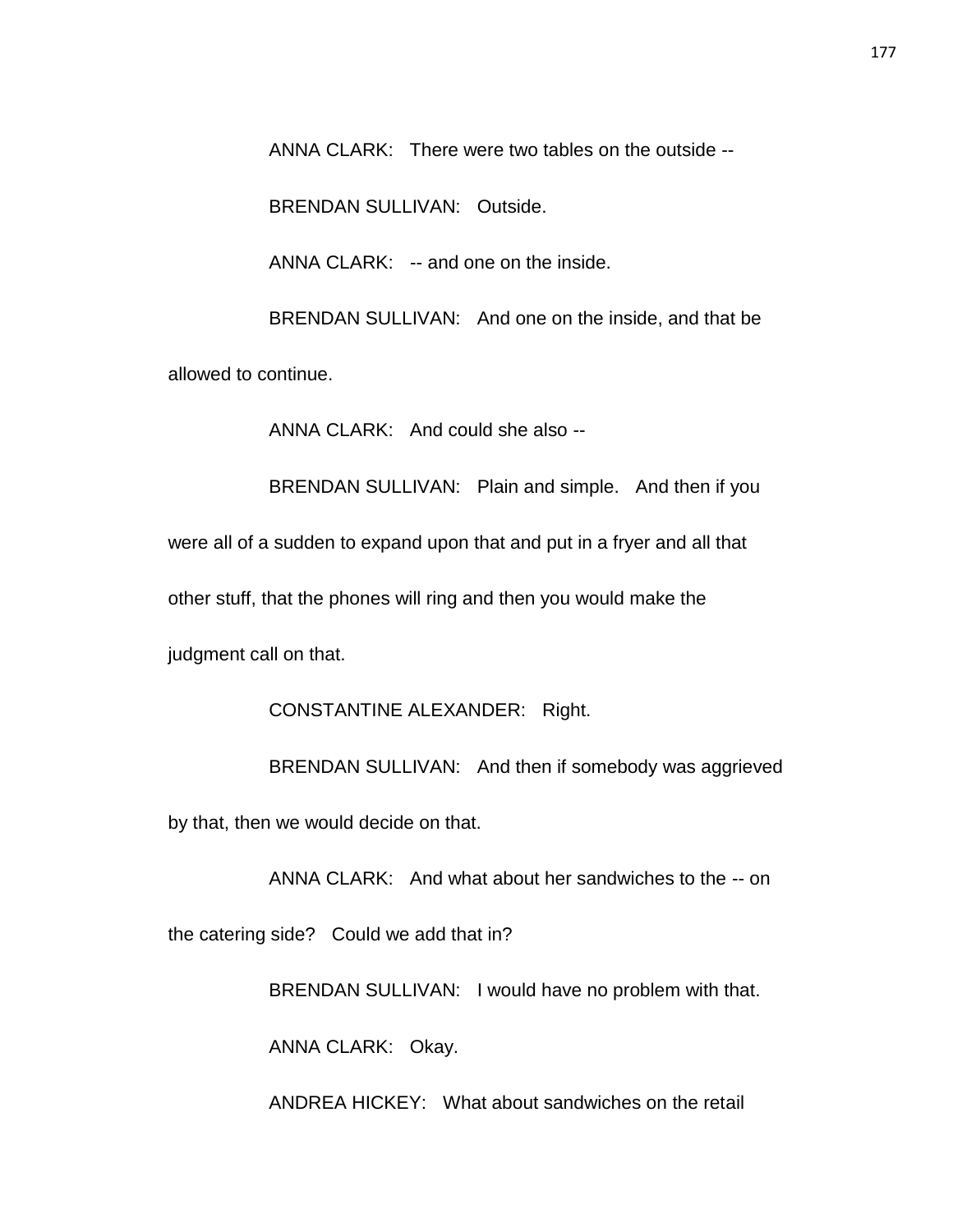ANNA CLARK: There were two tables on the outside --

BRENDAN SULLIVAN: Outside.

ANNA CLARK: -- and one on the inside.

BRENDAN SULLIVAN: And one on the inside, and that be allowed to continue.

ANNA CLARK: And could she also --

BRENDAN SULLIVAN: Plain and simple. And then if you were all of a sudden to expand upon that and put in a fryer and all that other stuff, that the phones will ring and then you would make the judgment call on that.

CONSTANTINE ALEXANDER: Right.

BRENDAN SULLIVAN: And then if somebody was aggrieved by that, then we would decide on that.

ANNA CLARK: And what about her sandwiches to the -- on the catering side? Could we add that in?

BRENDAN SULLIVAN: I would have no problem with that.

ANNA CLARK: Okay.

ANDREA HICKEY: What about sandwiches on the retail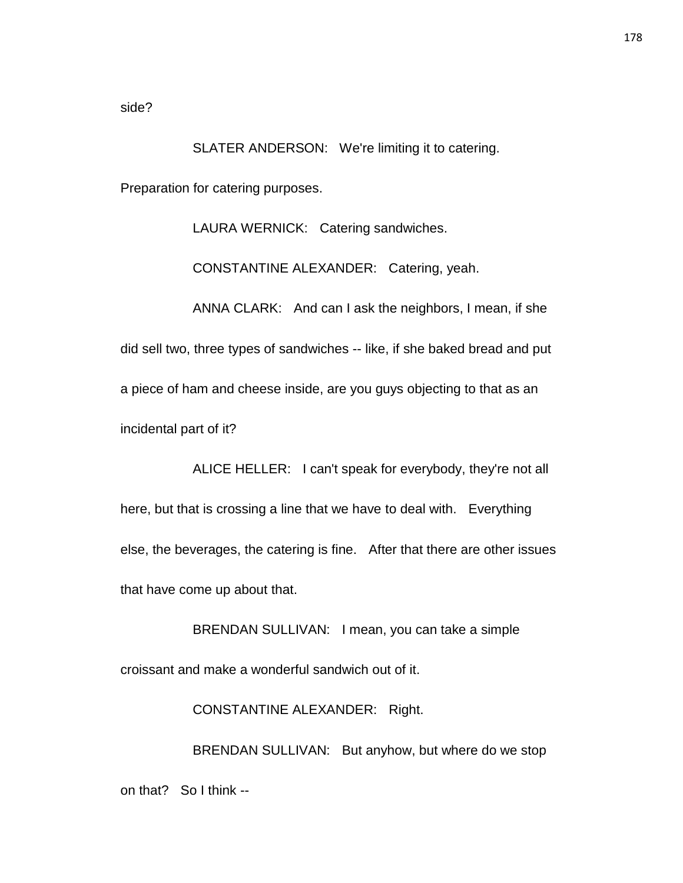side?

SLATER ANDERSON: We're limiting it to catering. Preparation for catering purposes.

LAURA WERNICK: Catering sandwiches.

CONSTANTINE ALEXANDER: Catering, yeah.

ANNA CLARK: And can I ask the neighbors, I mean, if she did sell two, three types of sandwiches -- like, if she baked bread and put a piece of ham and cheese inside, are you guys objecting to that as an incidental part of it?

ALICE HELLER: I can't speak for everybody, they're not all here, but that is crossing a line that we have to deal with. Everything else, the beverages, the catering is fine. After that there are other issues that have come up about that.

BRENDAN SULLIVAN: I mean, you can take a simple croissant and make a wonderful sandwich out of it.

CONSTANTINE ALEXANDER: Right.

BRENDAN SULLIVAN: But anyhow, but where do we stop on that? So I think --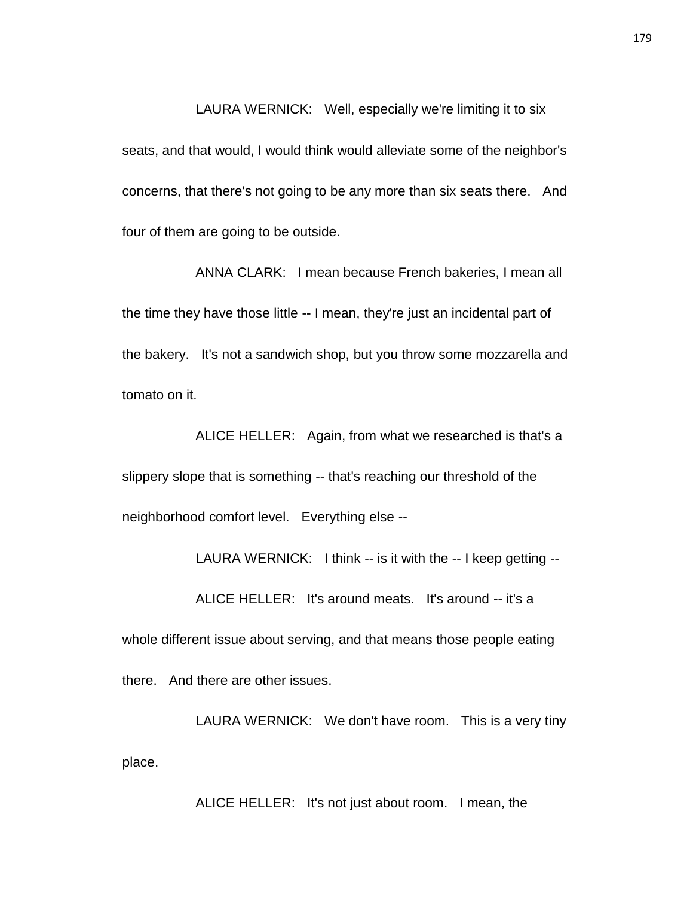LAURA WERNICK: Well, especially we're limiting it to six seats, and that would, I would think would alleviate some of the neighbor's concerns, that there's not going to be any more than six seats there. And four of them are going to be outside.

ANNA CLARK: I mean because French bakeries, I mean all the time they have those little -- I mean, they're just an incidental part of the bakery. It's not a sandwich shop, but you throw some mozzarella and tomato on it.

ALICE HELLER: Again, from what we researched is that's a slippery slope that is something -- that's reaching our threshold of the neighborhood comfort level. Everything else --

LAURA WERNICK: I think -- is it with the -- I keep getting --

ALICE HELLER: It's around meats. It's around -- it's a whole different issue about serving, and that means those people eating there. And there are other issues.

LAURA WERNICK: We don't have room. This is a very tiny place.

ALICE HELLER: It's not just about room. I mean, the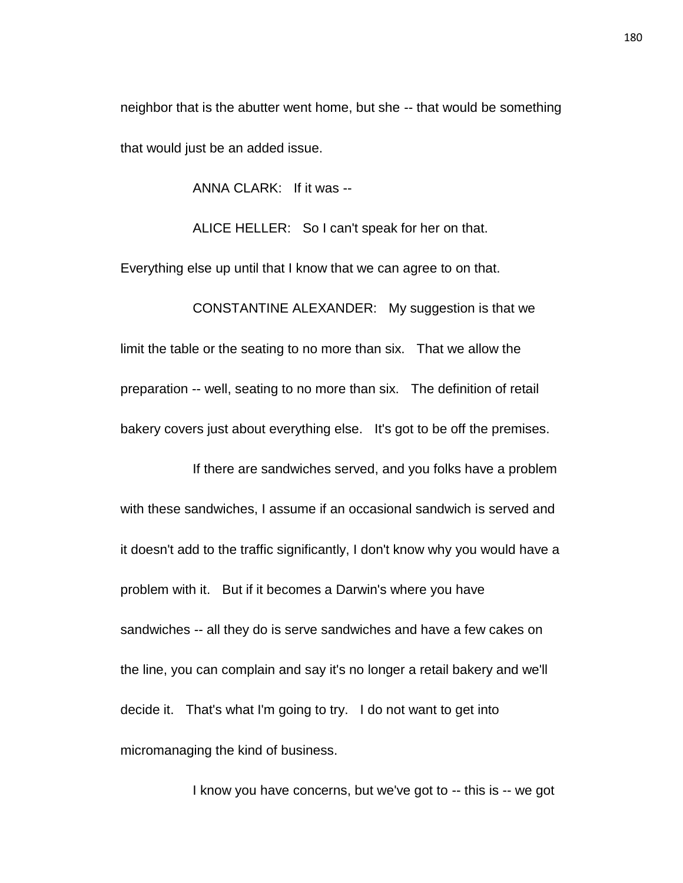neighbor that is the abutter went home, but she -- that would be something that would just be an added issue.

ANNA CLARK: If it was --

ALICE HELLER: So I can't speak for her on that. Everything else up until that I know that we can agree to on that.

CONSTANTINE ALEXANDER: My suggestion is that we limit the table or the seating to no more than six. That we allow the preparation -- well, seating to no more than six. The definition of retail bakery covers just about everything else. It's got to be off the premises.

If there are sandwiches served, and you folks have a problem with these sandwiches, I assume if an occasional sandwich is served and it doesn't add to the traffic significantly, I don't know why you would have a problem with it. But if it becomes a Darwin's where you have sandwiches -- all they do is serve sandwiches and have a few cakes on the line, you can complain and say it's no longer a retail bakery and we'll decide it. That's what I'm going to try. I do not want to get into micromanaging the kind of business.

I know you have concerns, but we've got to -- this is -- we got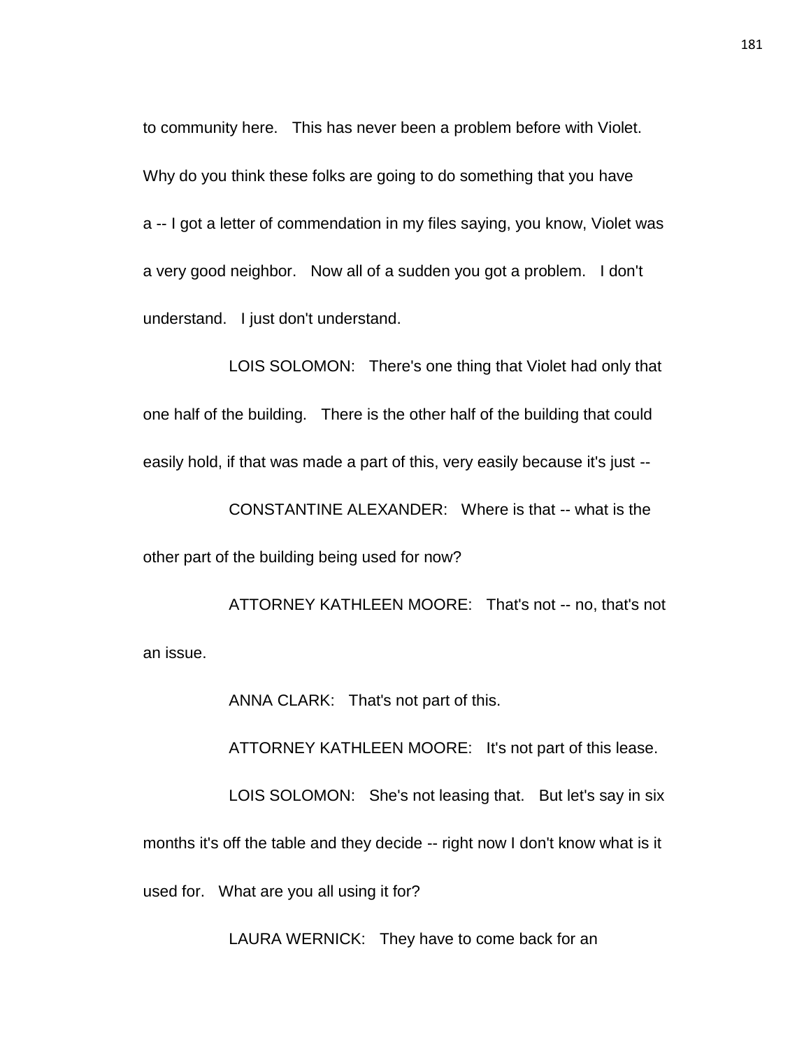to community here. This has never been a problem before with Violet. Why do you think these folks are going to do something that you have a -- I got a letter of commendation in my files saying, you know, Violet was a very good neighbor. Now all of a sudden you got a problem. I don't understand. I just don't understand.

LOIS SOLOMON: There's one thing that Violet had only that one half of the building. There is the other half of the building that could easily hold, if that was made a part of this, very easily because it's just --

CONSTANTINE ALEXANDER: Where is that -- what is the other part of the building being used for now?

ATTORNEY KATHLEEN MOORE: That's not -- no, that's not an issue.

ANNA CLARK: That's not part of this.

ATTORNEY KATHLEEN MOORE: It's not part of this lease.

LOIS SOLOMON: She's not leasing that. But let's say in six months it's off the table and they decide -- right now I don't know what is it used for. What are you all using it for?

LAURA WERNICK: They have to come back for an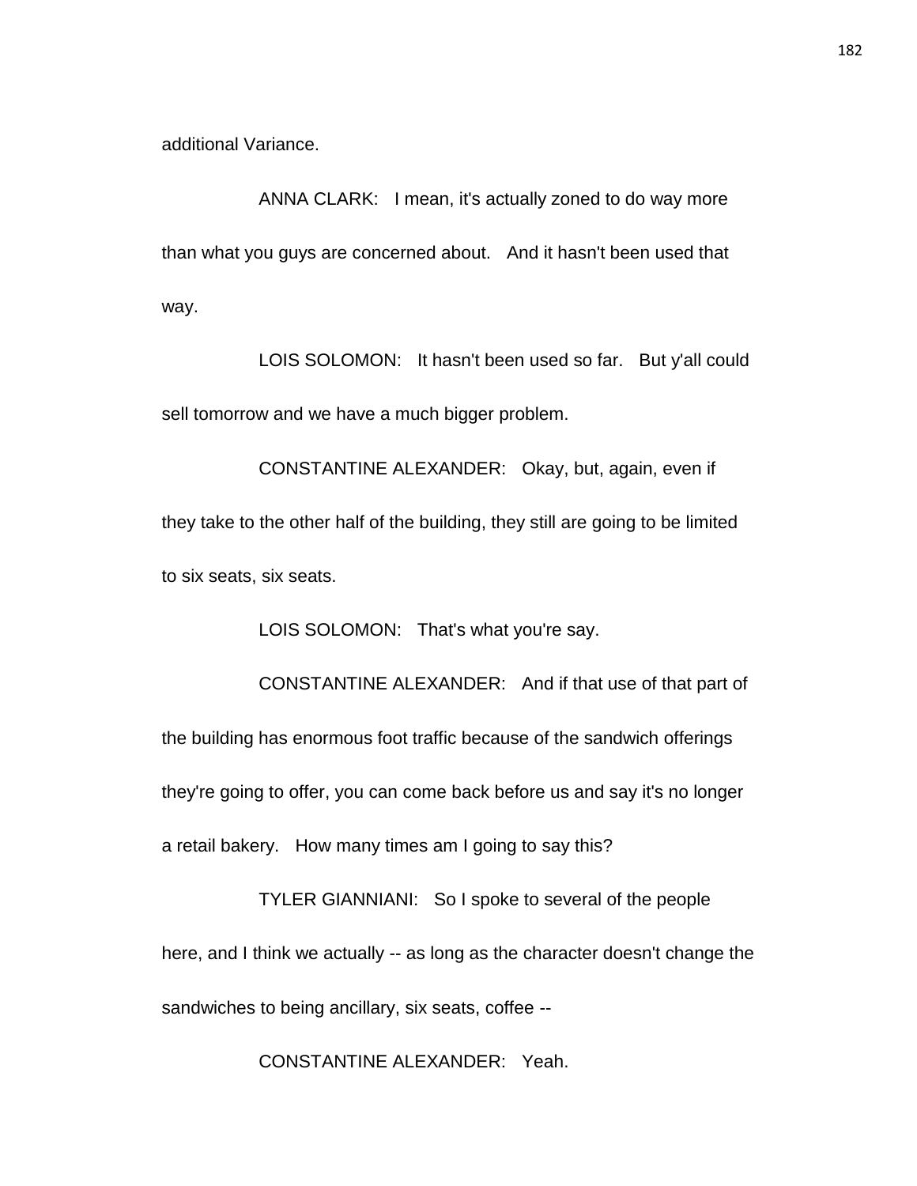additional Variance.

ANNA CLARK: I mean, it's actually zoned to do way more than what you guys are concerned about. And it hasn't been used that way.

LOIS SOLOMON: It hasn't been used so far. But y'all could sell tomorrow and we have a much bigger problem.

CONSTANTINE ALEXANDER: Okay, but, again, even if they take to the other half of the building, they still are going to be limited to six seats, six seats.

LOIS SOLOMON: That's what you're say.

CONSTANTINE ALEXANDER: And if that use of that part of the building has enormous foot traffic because of the sandwich offerings they're going to offer, you can come back before us and say it's no longer a retail bakery. How many times am I going to say this?

TYLER GIANNIANI: So I spoke to several of the people here, and I think we actually -- as long as the character doesn't change the sandwiches to being ancillary, six seats, coffee --

CONSTANTINE ALEXANDER: Yeah.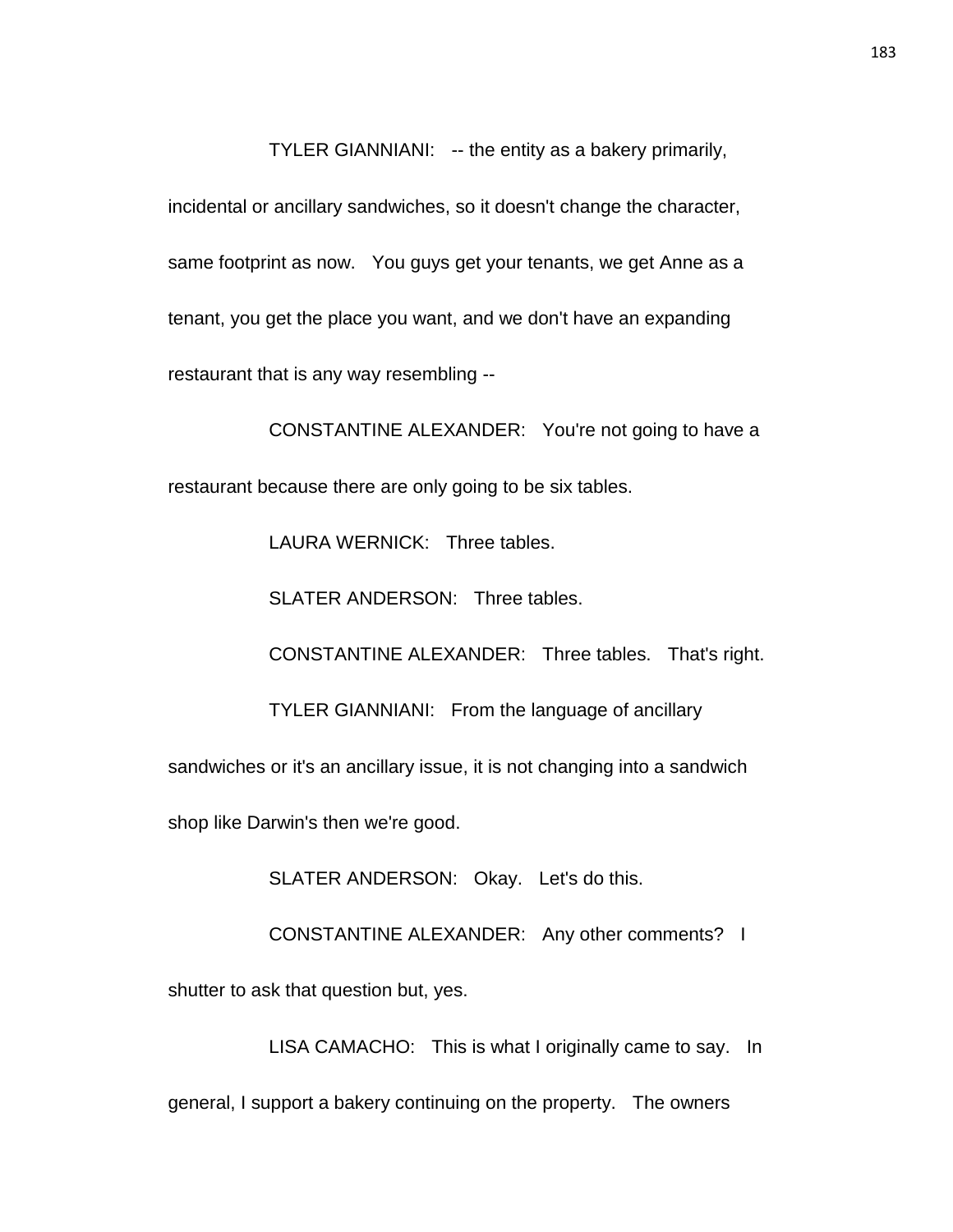TYLER GIANNIANI: -- the entity as a bakery primarily, incidental or ancillary sandwiches, so it doesn't change the character, same footprint as now. You guys get your tenants, we get Anne as a tenant, you get the place you want, and we don't have an expanding restaurant that is any way resembling --

CONSTANTINE ALEXANDER: You're not going to have a restaurant because there are only going to be six tables.

LAURA WERNICK: Three tables.

SLATER ANDERSON: Three tables.

CONSTANTINE ALEXANDER: Three tables. That's right.

TYLER GIANNIANI: From the language of ancillary sandwiches or it's an ancillary issue, it is not changing into a sandwich shop like Darwin's then we're good.

SLATER ANDERSON: Okay. Let's do this.

CONSTANTINE ALEXANDER: Any other comments? I shutter to ask that question but, yes.

LISA CAMACHO: This is what I originally came to say. In general, I support a bakery continuing on the property. The owners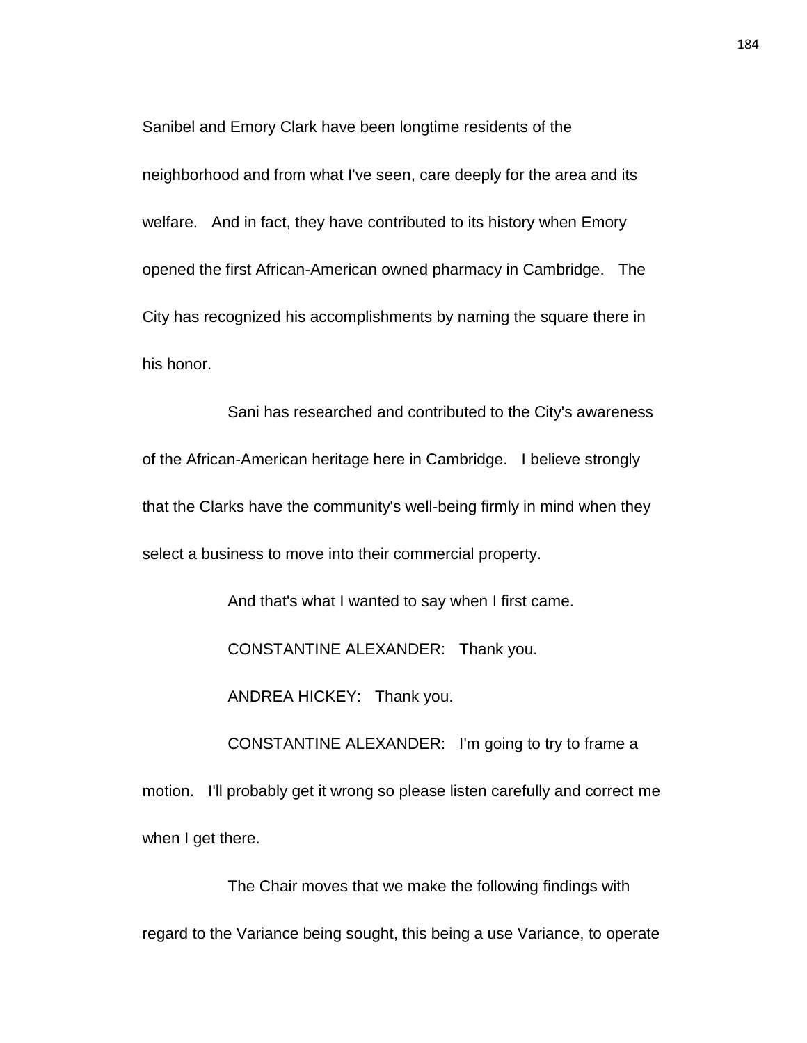Sanibel and Emory Clark have been longtime residents of the neighborhood and from what I've seen, care deeply for the area and its welfare. And in fact, they have contributed to its history when Emory opened the first African-American owned pharmacy in Cambridge. The City has recognized his accomplishments by naming the square there in his honor.

Sani has researched and contributed to the City's awareness of the African-American heritage here in Cambridge. I believe strongly that the Clarks have the community's well-being firmly in mind when they select a business to move into their commercial property.

And that's what I wanted to say when I first came.

CONSTANTINE ALEXANDER: Thank you.

ANDREA HICKEY: Thank you.

CONSTANTINE ALEXANDER: I'm going to try to frame a motion. I'll probably get it wrong so please listen carefully and correct me when I get there.

The Chair moves that we make the following findings with regard to the Variance being sought, this being a use Variance, to operate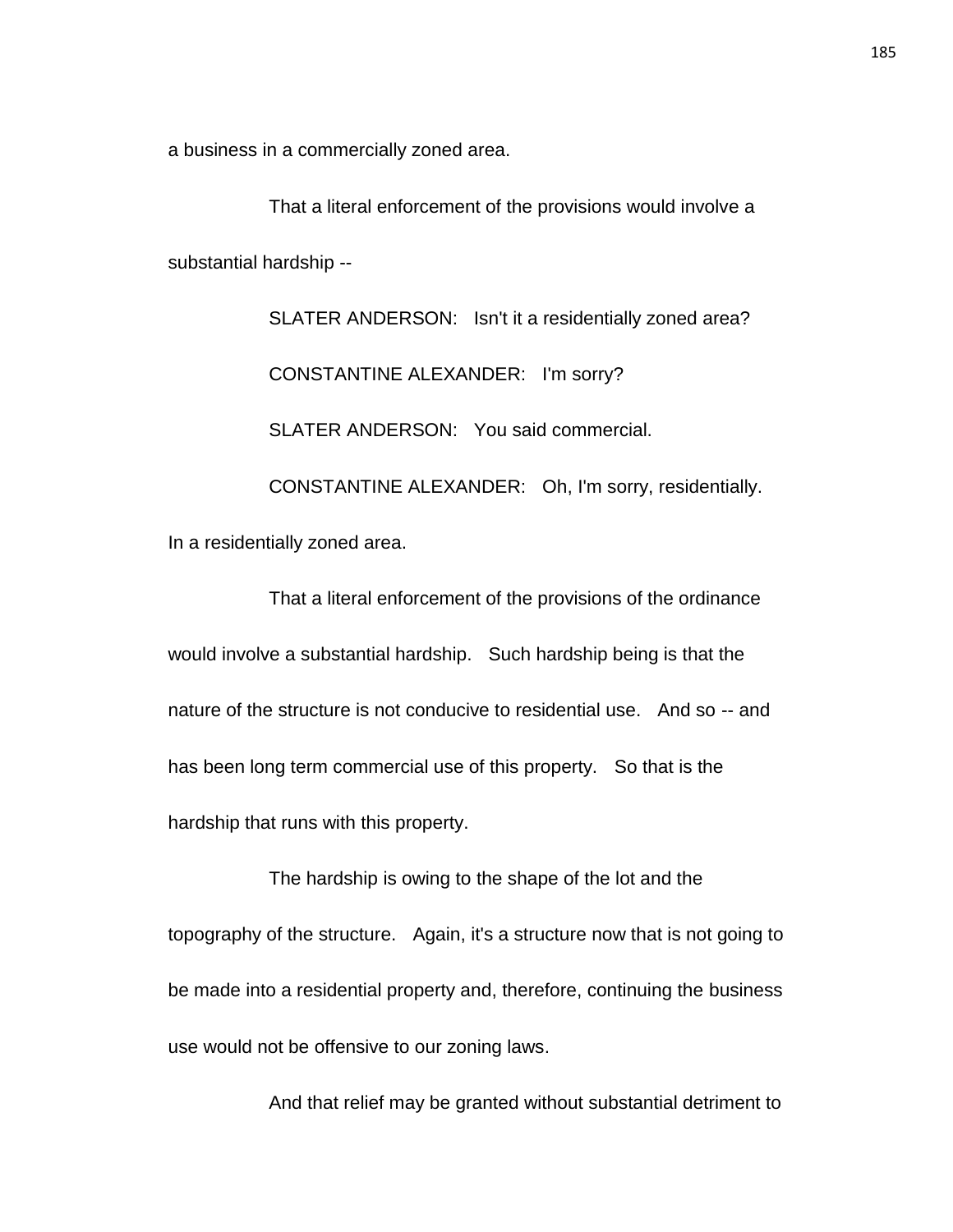a business in a commercially zoned area.

That a literal enforcement of the provisions would involve a substantial hardship --

SLATER ANDERSON: Isn't it a residentially zoned area?

CONSTANTINE ALEXANDER: I'm sorry?

SLATER ANDERSON: You said commercial.

CONSTANTINE ALEXANDER: Oh, I'm sorry, residentially. In a residentially zoned area.

That a literal enforcement of the provisions of the ordinance would involve a substantial hardship. Such hardship being is that the nature of the structure is not conducive to residential use. And so -- and has been long term commercial use of this property. So that is the hardship that runs with this property.

The hardship is owing to the shape of the lot and the topography of the structure. Again, it's a structure now that is not going to be made into a residential property and, therefore, continuing the business use would not be offensive to our zoning laws.

And that relief may be granted without substantial detriment to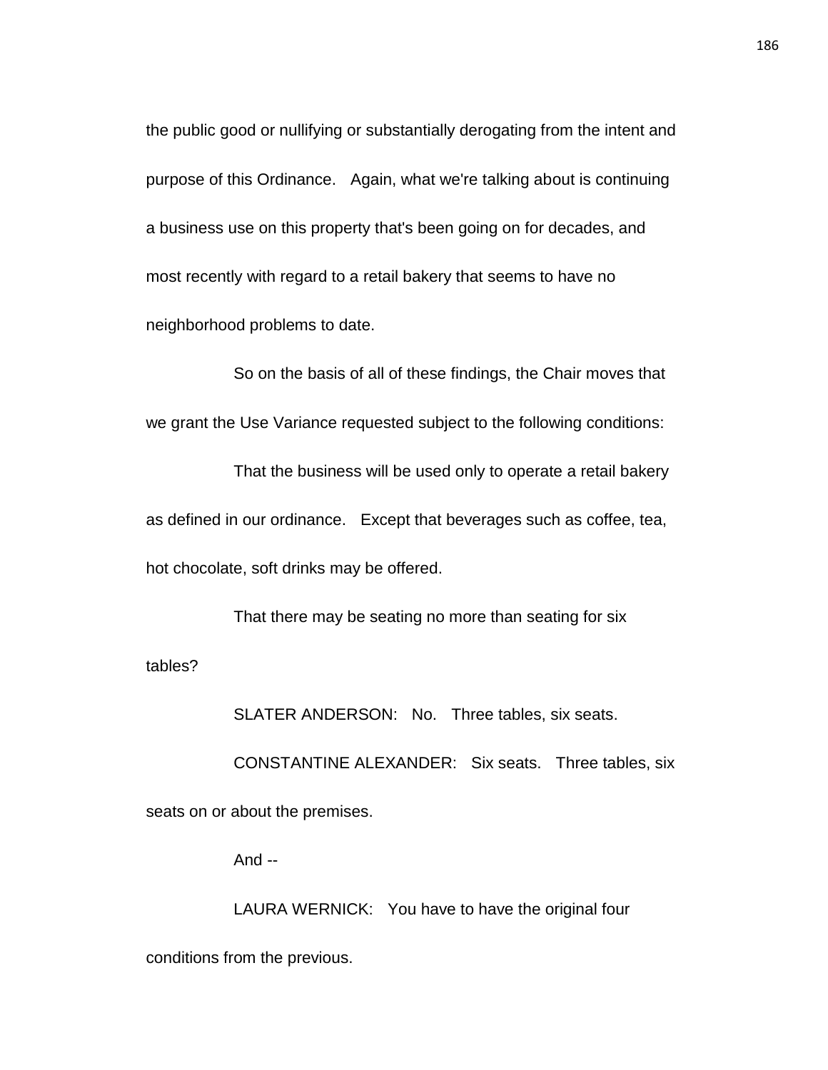the public good or nullifying or substantially derogating from the intent and purpose of this Ordinance. Again, what we're talking about is continuing a business use on this property that's been going on for decades, and most recently with regard to a retail bakery that seems to have no neighborhood problems to date.

So on the basis of all of these findings, the Chair moves that we grant the Use Variance requested subject to the following conditions:

That the business will be used only to operate a retail bakery as defined in our ordinance. Except that beverages such as coffee, tea, hot chocolate, soft drinks may be offered.

That there may be seating no more than seating for six tables?

SLATER ANDERSON: No. Three tables, six seats.

CONSTANTINE ALEXANDER: Six seats. Three tables, six seats on or about the premises.

And --

LAURA WERNICK: You have to have the original four conditions from the previous.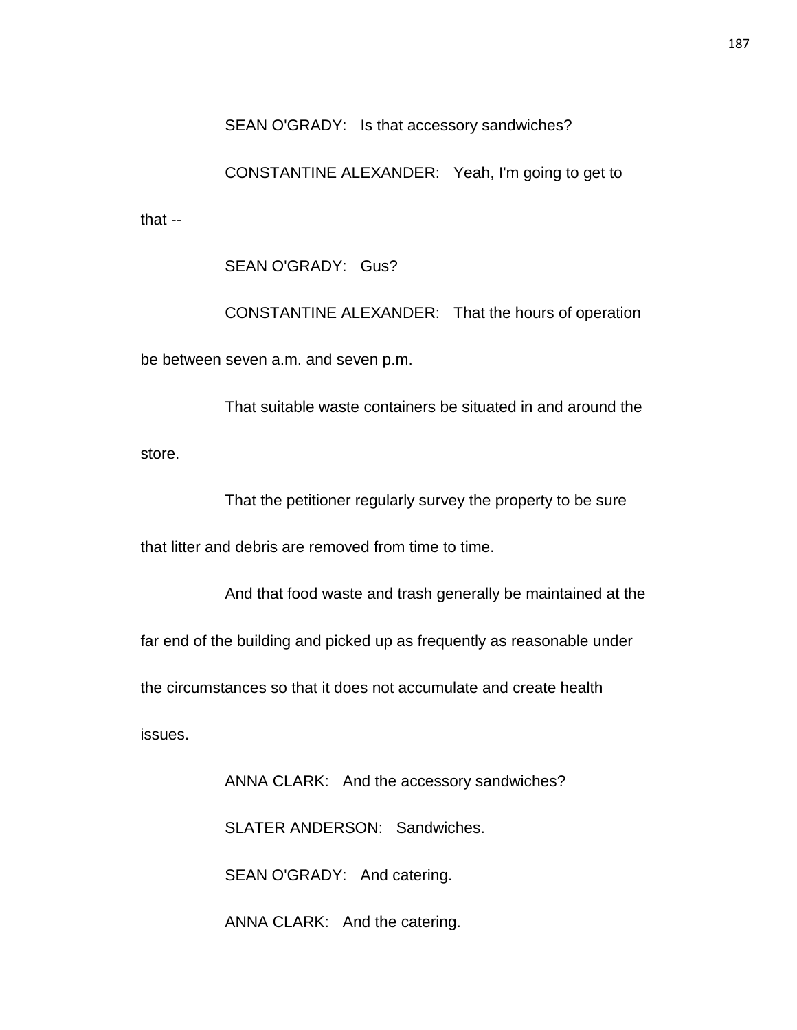SEAN O'GRADY: Is that accessory sandwiches?

CONSTANTINE ALEXANDER: Yeah, I'm going to get to that --

SEAN O'GRADY: Gus?

CONSTANTINE ALEXANDER: That the hours of operation be between seven a.m. and seven p.m.

That suitable waste containers be situated in and around the store.

That the petitioner regularly survey the property to be sure that litter and debris are removed from time to time.

And that food waste and trash generally be maintained at the far end of the building and picked up as frequently as reasonable under the circumstances so that it does not accumulate and create health issues.

ANNA CLARK: And the accessory sandwiches?

SLATER ANDERSON: Sandwiches.

SEAN O'GRADY: And catering.

ANNA CLARK: And the catering.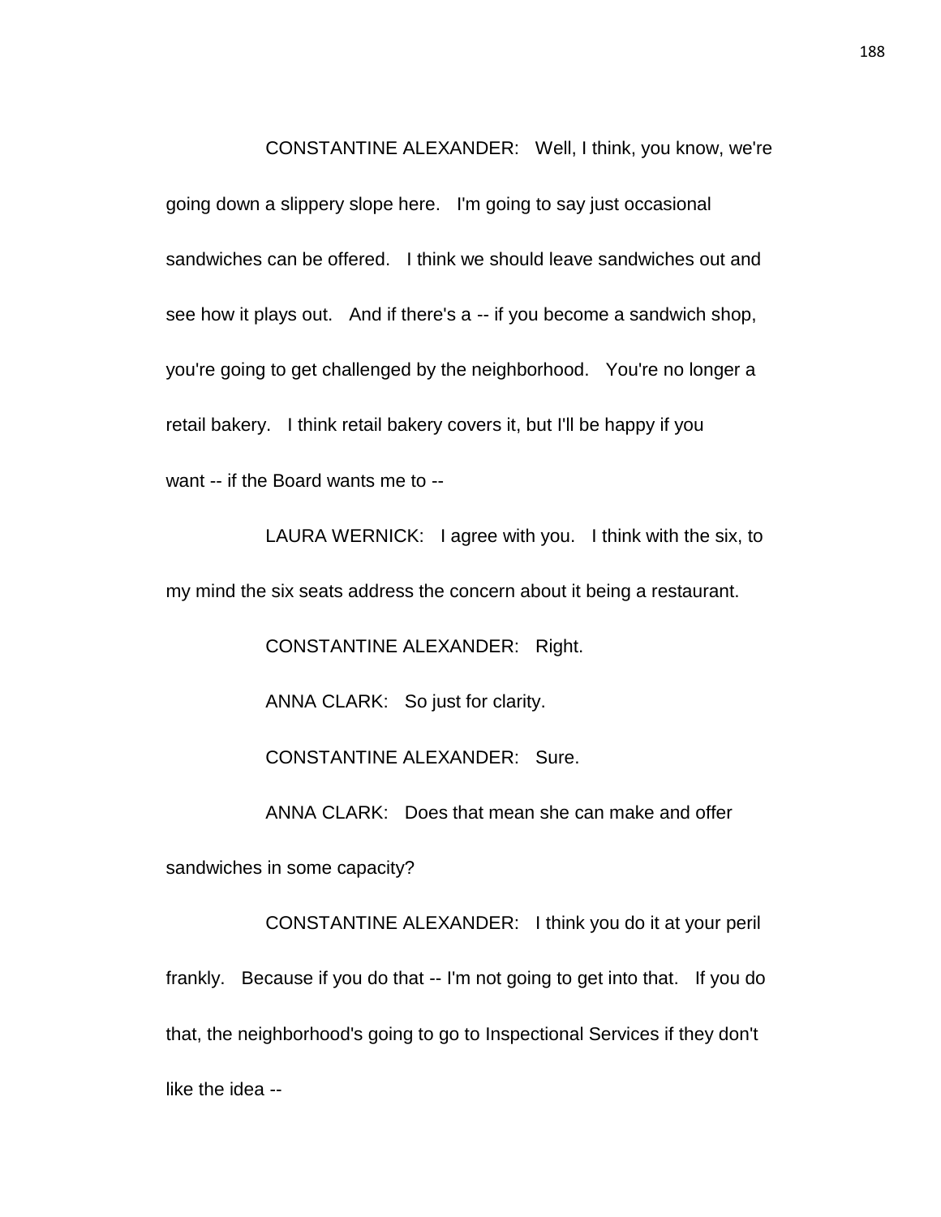CONSTANTINE ALEXANDER: Well, I think, you know, we're going down a slippery slope here. I'm going to say just occasional sandwiches can be offered. I think we should leave sandwiches out and see how it plays out. And if there's a -- if you become a sandwich shop, you're going to get challenged by the neighborhood. You're no longer a retail bakery. I think retail bakery covers it, but I'll be happy if you want -- if the Board wants me to --

LAURA WERNICK: I agree with you. I think with the six, to my mind the six seats address the concern about it being a restaurant.

CONSTANTINE ALEXANDER: Right.

ANNA CLARK: So just for clarity.

CONSTANTINE ALEXANDER: Sure.

ANNA CLARK: Does that mean she can make and offer sandwiches in some capacity?

CONSTANTINE ALEXANDER: I think you do it at your peril frankly. Because if you do that -- I'm not going to get into that. If you do that, the neighborhood's going to go to Inspectional Services if they don't like the idea --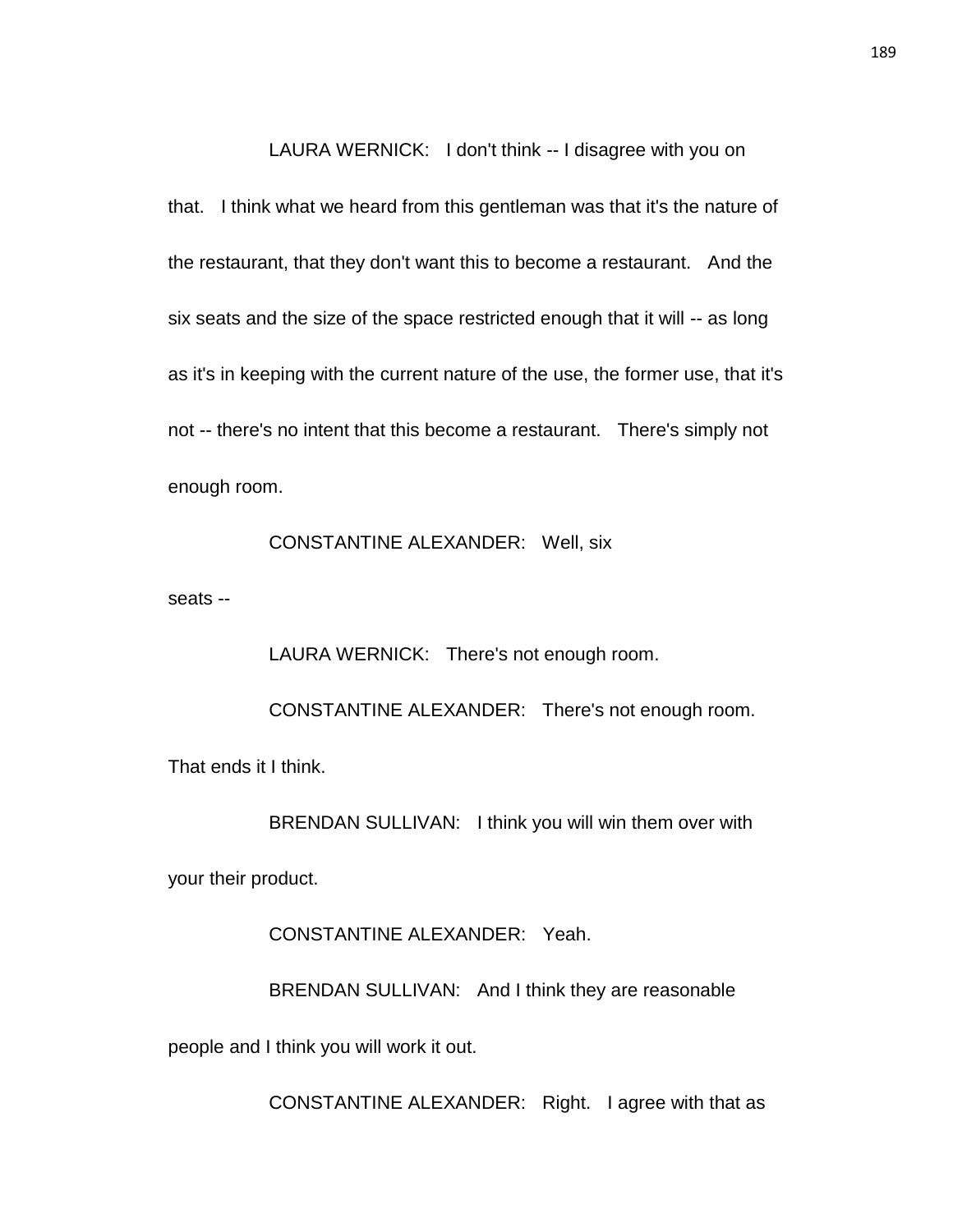LAURA WERNICK: I don't think -- I disagree with you on that. I think what we heard from this gentleman was that it's the nature of the restaurant, that they don't want this to become a restaurant. And the six seats and the size of the space restricted enough that it will -- as long as it's in keeping with the current nature of the use, the former use, that it's not -- there's no intent that this become a restaurant. There's simply not enough room.

CONSTANTINE ALEXANDER: Well, six seats --

LAURA WERNICK: There's not enough room.

CONSTANTINE ALEXANDER: There's not enough room. That ends it I think.

BRENDAN SULLIVAN: I think you will win them over with your their product.

CONSTANTINE ALEXANDER: Yeah.

BRENDAN SULLIVAN: And I think they are reasonable people and I think you will work it out.

CONSTANTINE ALEXANDER: Right. I agree with that as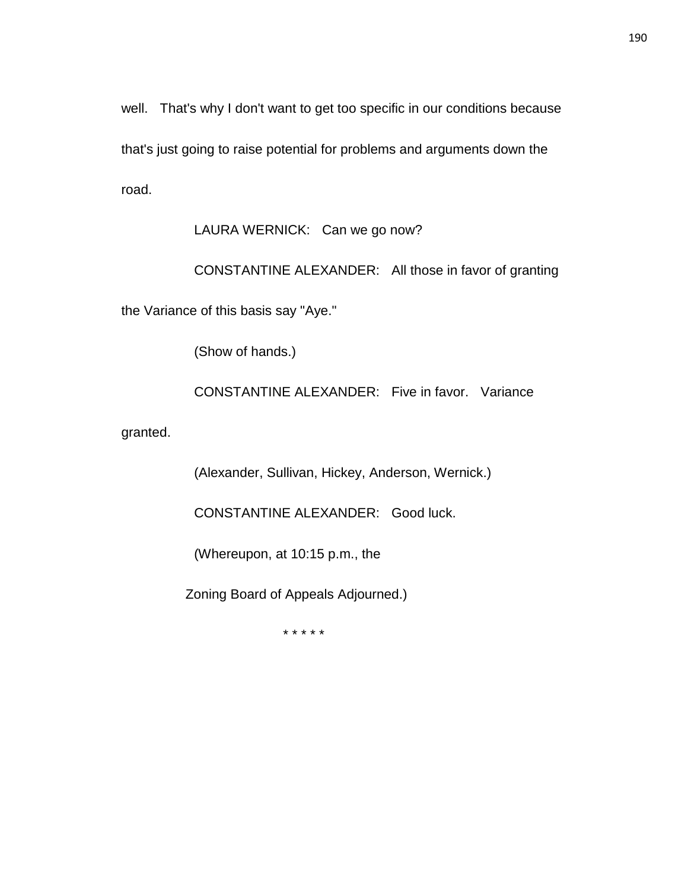well. That's why I don't want to get too specific in our conditions because that's just going to raise potential for problems and arguments down the road.

LAURA WERNICK: Can we go now?

CONSTANTINE ALEXANDER: All those in favor of granting the Variance of this basis say "Aye."

(Show of hands.)

CONSTANTINE ALEXANDER: Five in favor. Variance granted.

(Alexander, Sullivan, Hickey, Anderson, Wernick.)

CONSTANTINE ALEXANDER: Good luck.

(Whereupon, at 10:15 p.m., the Zoning Board of Appeals Adjourned.)

* * * * *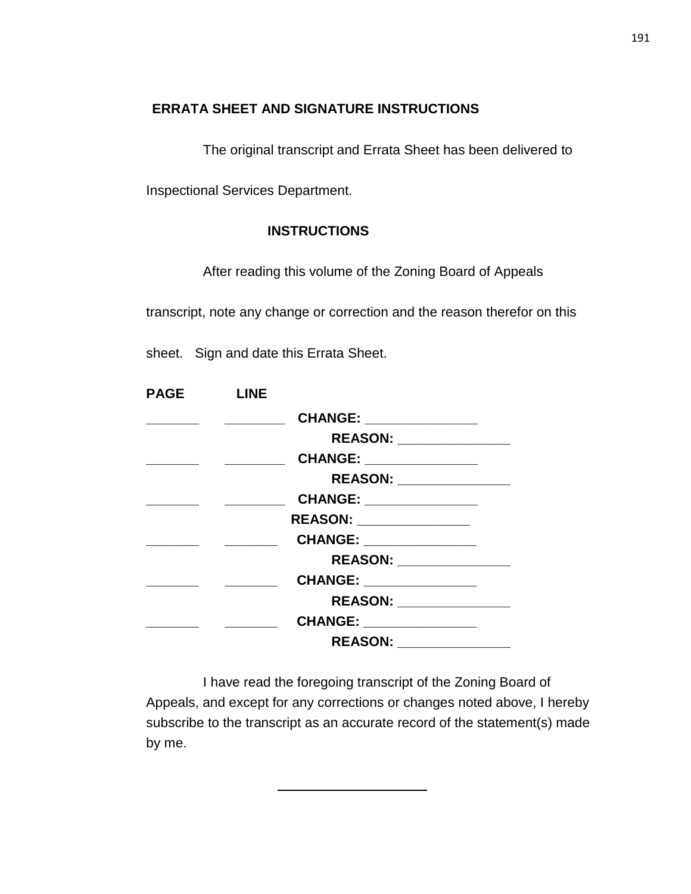**ERRATA SHEET AND SIGNATURE INSTRUCTIONS**

The original transcript and Errata Sheet has been delivered to Inspectional Services Department.

**INSTRUCTIONS**

After reading this volume of the Zoning Board of Appeals transcript, note any change or correction and the reason therefor on this sheet. Sign and date this Errata Sheet.

**PAGE** **LINE**

_______ ________ **CHANGE:** _______________

**REASON:** _______________

_______ ________ **CHANGE:** _______________

**REASON:** _______________

_______ ________ **CHANGE:** _______________

**REASON:** _______________

_______ _______ **CHANGE:** _______________

**REASON:** _______________

_______ _______ **CHANGE:** _______________

**REASON:** _______________

_______ _______ **CHANGE:** _______________

**REASON:** _______________

I have read the foregoing transcript of the Zoning Board of Appeals, and except for any corrections or changes noted above, I hereby subscribe to the transcript as an accurate record of the statement(s) made by me.

______________________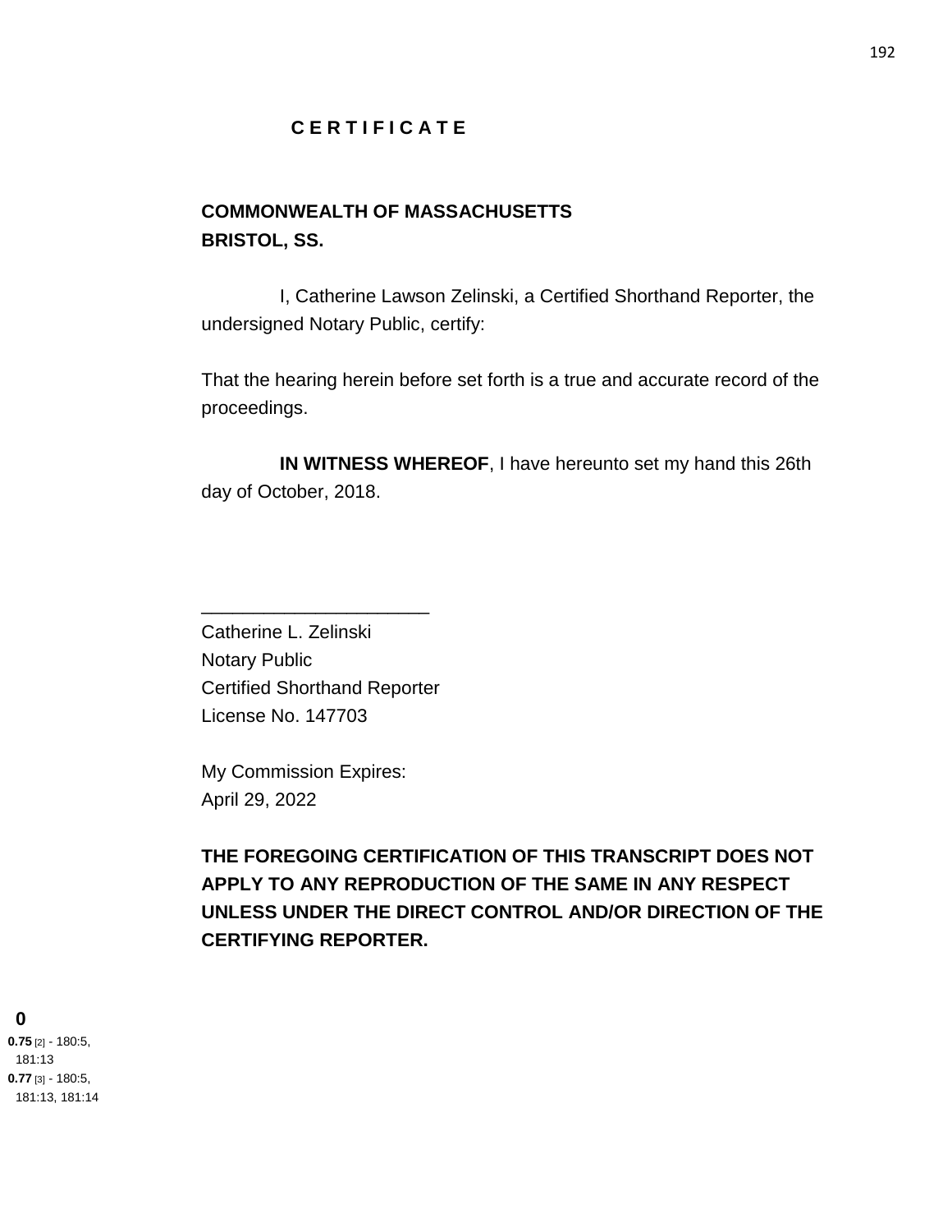# C E R T I F I C A T E

**COMMONWEALTH OF MASSACHUSETTS**
**BRISTOL, SS.**

I, Catherine Lawson Zelinski, a Certified Shorthand Reporter, the undersigned Notary Public, certify:

That the hearing herein before set forth is a true and accurate record of the proceedings.

**IN WITNESS WHEREOF**, I have hereunto set my hand this 26th day of October, 2018.

______________________
Catherine L. Zelinski
Notary Public
Certified Shorthand Reporter
License No. 147703

My Commission Expires:
April 29, 2022

**THE FOREGOING CERTIFICATION OF THIS TRANSCRIPT DOES NOT APPLY TO ANY REPRODUCTION OF THE SAME IN ANY RESPECT UNLESS UNDER THE DIRECT CONTROL AND/OR DIRECTION OF THE CERTIFYING REPORTER.**

**0**

**0.75** [2] - 180:5, 181:13
**0.77** [3] - 180:5, 181:13, 181:14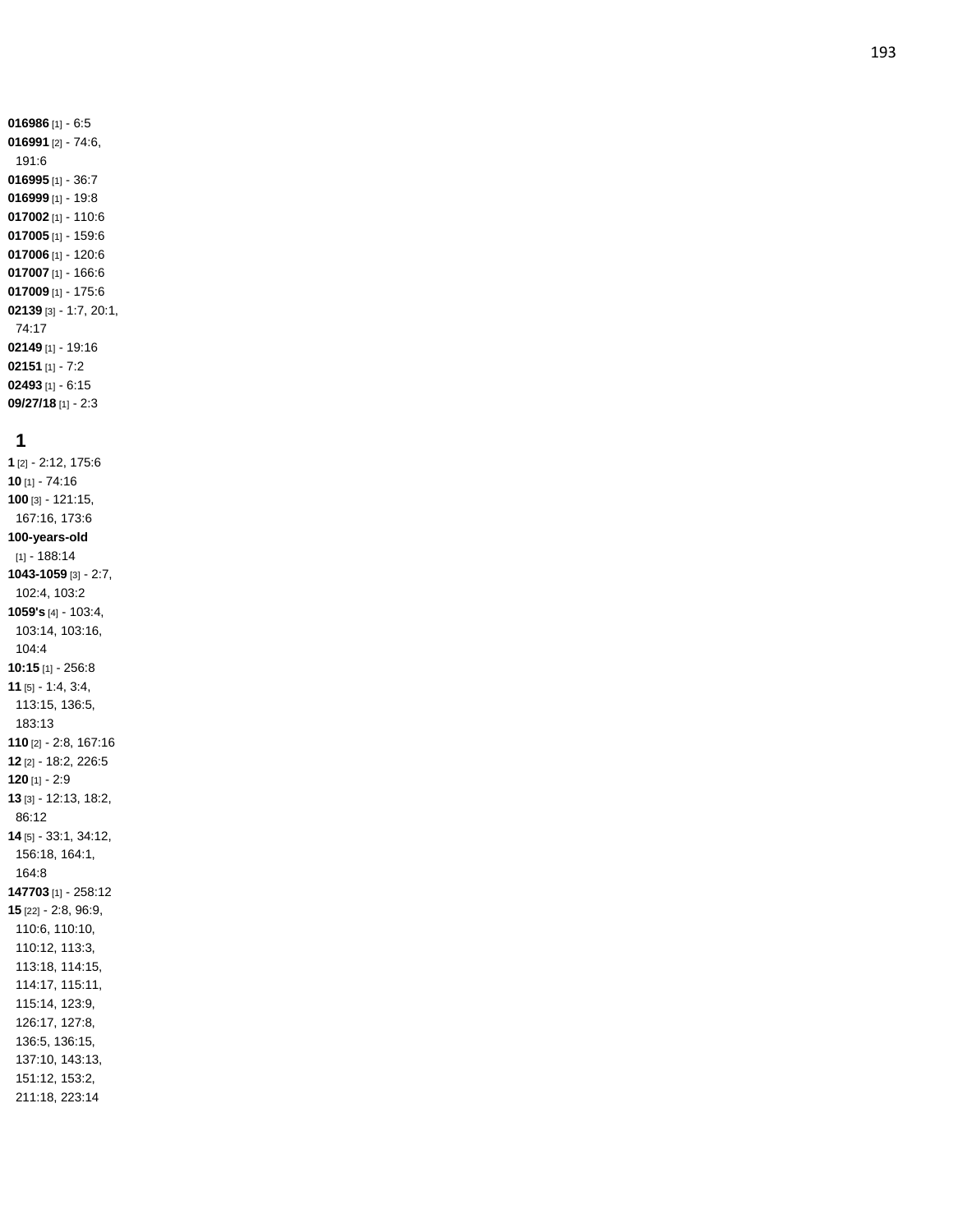**016986** [1] - 6:5
**016991** [2] - 74:6, 191:6
**016995** [1] - 36:7
**016999** [1] - 19:8
**017002** [1] - 110:6
**017005** [1] - 159:6
**017006** [1] - 120:6
**017007** [1] - 166:6
**017009** [1] - 175:6
**02139** [3] - 1:7, 20:1, 74:17
**02149** [1] - 19:16
**02151** [1] - 7:2
**02493** [1] - 6:15
**09/27/18** [1] - 2:3

## 1

**1** [2] - 2:12, 175:6
**10** [1] - 74:16
**100** [3] - 121:15, 167:16, 173:6
**100-years-old** [1] - 188:14
**1043-1059** [3] - 2:7, 102:4, 103:2
**1059's** [4] - 103:4, 103:14, 103:16, 104:4
**10:15** [1] - 256:8
**11** [5] - 1:4, 3:4, 113:15, 136:5, 183:13
**110** [2] - 2:8, 167:16
**12** [2] - 18:2, 226:5
**120** [1] - 2:9
**13** [3] - 12:13, 18:2, 86:12
**14** [5] - 33:1, 34:12, 156:18, 164:1, 164:8
**147703** [1] - 258:12
**15** [22] - 2:8, 96:9, 110:6, 110:10, 110:12, 113:3, 113:18, 114:15, 114:17, 115:11, 115:14, 123:9, 126:17, 127:8, 136:5, 136:15, 137:10, 143:13, 151:12, 153:2, 211:18, 223:14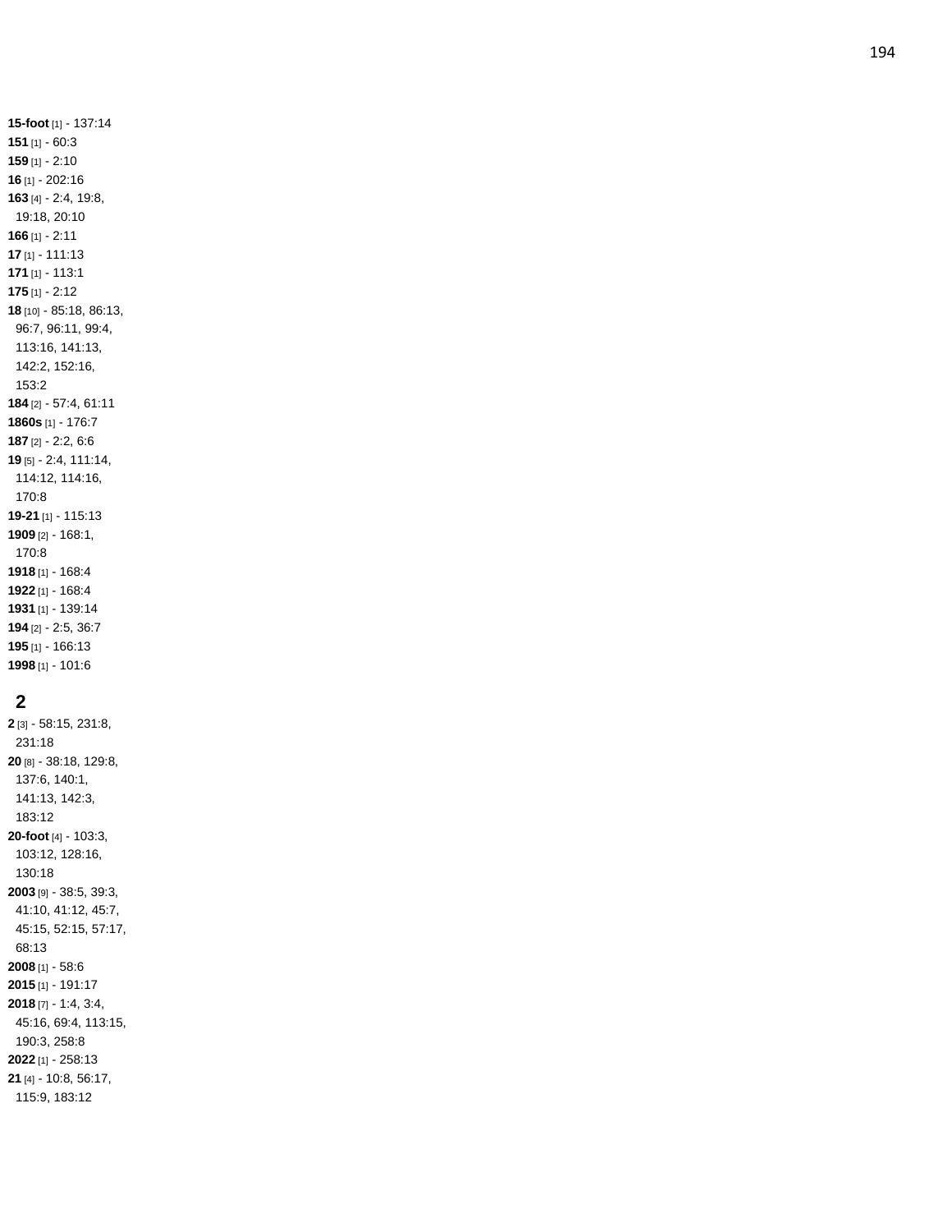**15-foot** [1] - 137:14
**151** [1] - 60:3
**159** [1] - 2:10
**16** [1] - 202:16
**163** [4] - 2:4, 19:8, 19:18, 20:10
**166** [1] - 2:11
**17** [1] - 111:13
**171** [1] - 113:1
**175** [1] - 2:12
**18** [10] - 85:18, 86:13, 96:7, 96:11, 99:4, 113:16, 141:13, 142:2, 152:16, 153:2
**184** [2] - 57:4, 61:11
**1860s** [1] - 176:7
**187** [2] - 2:2, 6:6
**19** [5] - 2:4, 111:14, 114:12, 114:16, 170:8
**19-21** [1] - 115:13
**1909** [2] - 168:1, 170:8
**1918** [1] - 168:4
**1922** [1] - 168:4
**1931** [1] - 139:14
**194** [2] - 2:5, 36:7
**195** [1] - 166:13
**1998** [1] - 101:6

## 2

**2** [3] - 58:15, 231:8, 231:18
**20** [8] - 38:18, 129:8, 137:6, 140:1, 141:13, 142:3, 183:12
**20-foot** [4] - 103:3, 103:12, 128:16, 130:18
**2003** [9] - 38:5, 39:3, 41:10, 41:12, 45:7, 45:15, 52:15, 57:17, 68:13
**2008** [1] - 58:6
**2015** [1] - 191:17
**2018** [7] - 1:4, 3:4, 45:16, 69:4, 113:15, 190:3, 258:8
**2022** [1] - 258:13
**21** [4] - 10:8, 56:17, 115:9, 183:12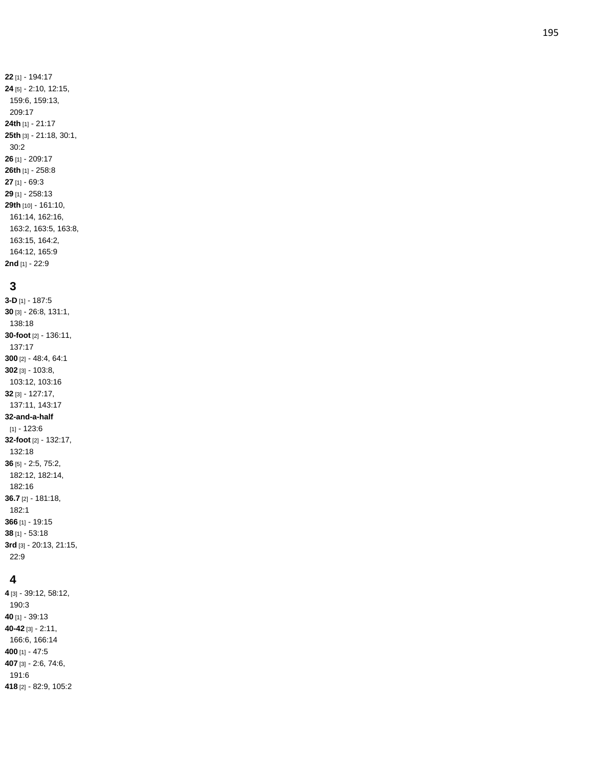**22** [1] - 194:17
**24** [5] - 2:10, 12:15, 159:6, 159:13, 209:17
**24th** [1] - 21:17
**25th** [3] - 21:18, 30:1, 30:2
**26** [1] - 209:17
**26th** [1] - 258:8
**27** [1] - 69:3
**29** [1] - 258:13
**29th** [10] - 161:10, 161:14, 162:16, 163:2, 163:5, 163:8, 163:15, 164:2, 164:12, 165:9
**2nd** [1] - 22:9

## 3

**3-D** [1] - 187:5
**30** [3] - 26:8, 131:1, 138:18
**30-foot** [2] - 136:11, 137:17
**300** [2] - 48:4, 64:1
**302** [3] - 103:8, 103:12, 103:16
**32** [3] - 127:17, 137:11, 143:17
**32-and-a-half** [1] - 123:6
**32-foot** [2] - 132:17, 132:18
**36** [5] - 2:5, 75:2, 182:12, 182:14, 182:16
**36.7** [2] - 181:18, 182:1
**366** [1] - 19:15
**38** [1] - 53:18
**3rd** [3] - 20:13, 21:15, 22:9

## 4

**4** [3] - 39:12, 58:12, 190:3
**40** [1] - 39:13
**40-42** [3] - 2:11, 166:6, 166:14
**400** [1] - 47:5
**407** [3] - 2:6, 74:6, 191:6
**418** [2] - 82:9, 105:2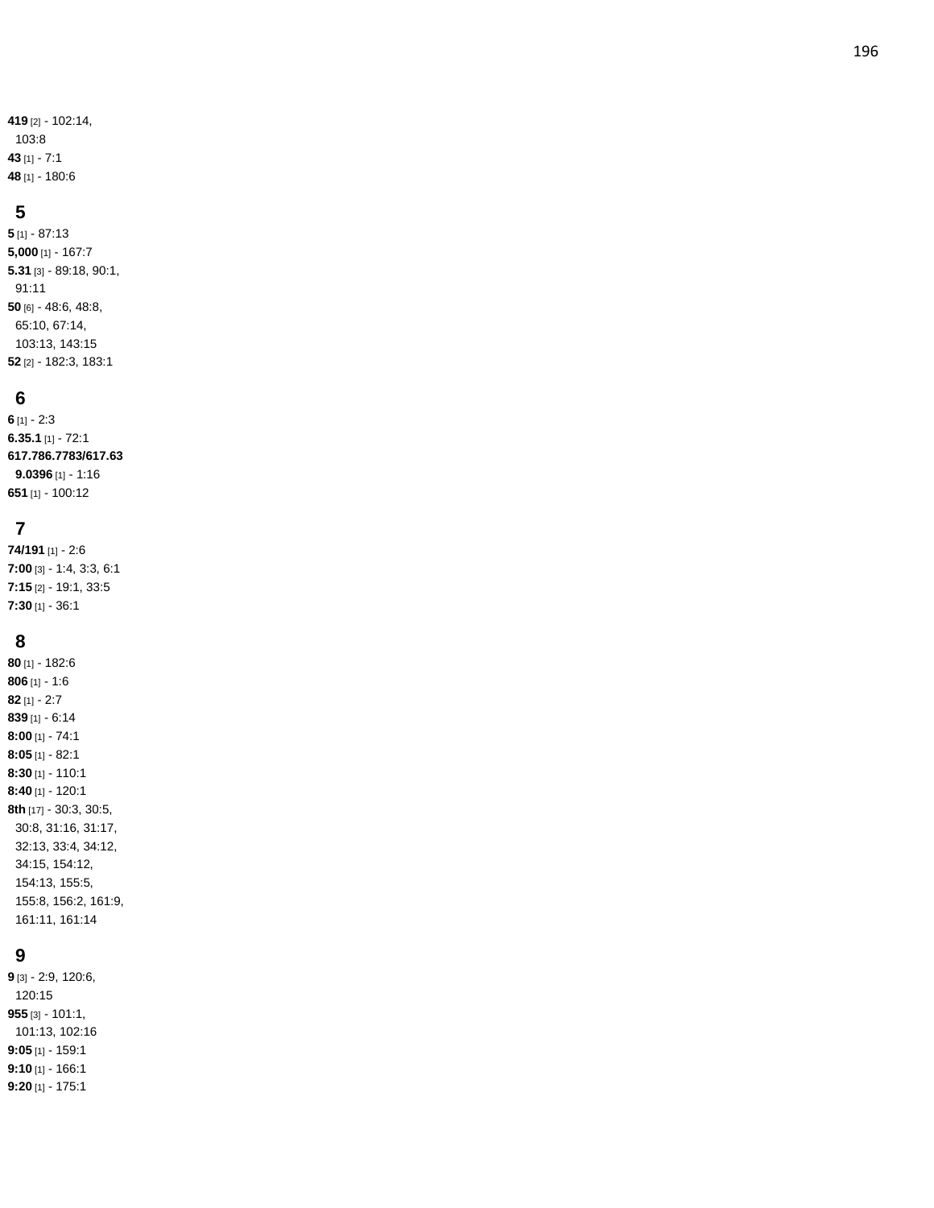**419** [2] - 102:14, 103:8
**43** [1] - 7:1
**48** [1] - 180:6

## 5

**5** [1] - 87:13
**5,000** [1] - 167:7
**5.31** [3] - 89:18, 90:1, 91:11
**50** [6] - 48:6, 48:8, 65:10, 67:14, 103:13, 143:15
**52** [2] - 182:3, 183:1

## 6

**6** [1] - 2:3
**6.35.1** [1] - 72:1
**617.786.7783/617.639.0396** [1] - 1:16
**651** [1] - 100:12

## 7

**74/191** [1] - 2:6
**7:00** [3] - 1:4, 3:3, 6:1
**7:15** [2] - 19:1, 33:5
**7:30** [1] - 36:1

## 8

**80** [1] - 182:6
**806** [1] - 1:6
**82** [1] - 2:7
**839** [1] - 6:14
**8:00** [1] - 74:1
**8:05** [1] - 82:1
**8:30** [1] - 110:1
**8:40** [1] - 120:1
**8th** [17] - 30:3, 30:5, 30:8, 31:16, 31:17, 32:13, 33:4, 34:12, 34:15, 154:12, 154:13, 155:5, 155:8, 156:2, 161:9, 161:11, 161:14

## 9

**9** [3] - 2:9, 120:6, 120:15
**955** [3] - 101:1, 101:13, 102:16
**9:05** [1] - 159:1
**9:10** [1] - 166:1
**9:20** [1] - 175:1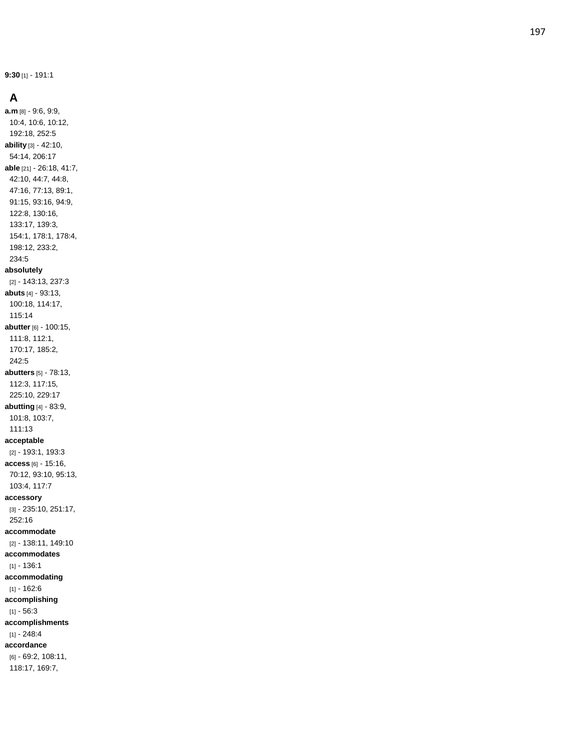**9:30** [1] - 191:1

## A

**a.m** [8] - 9:6, 9:9, 10:4, 10:6, 10:12, 192:18, 252:5
**ability** [3] - 42:10, 54:14, 206:17
**able** [21] - 26:18, 41:7, 42:10, 44:7, 44:8, 47:16, 77:13, 89:1, 91:15, 93:16, 94:9, 122:8, 130:16, 133:17, 139:3, 154:1, 178:1, 178:4, 198:12, 233:2, 234:5
**absolutely** [2] - 143:13, 237:3
**abuts** [4] - 93:13, 100:18, 114:17, 115:14
**abutter** [6] - 100:15, 111:8, 112:1, 170:17, 185:2, 242:5
**abutters** [5] - 78:13, 112:3, 117:15, 225:10, 229:17
**abutting** [4] - 83:9, 101:8, 103:7, 111:13
**acceptable** [2] - 193:1, 193:3
**access** [6] - 15:16, 70:12, 93:10, 95:13, 103:4, 117:7
**accessory** [3] - 235:10, 251:17, 252:16
**accommodate** [2] - 138:11, 149:10
**accommodates** [1] - 136:1
**accommodating** [1] - 162:6
**accomplishing** [1] - 56:3
**accomplishments** [1] - 248:4
**accordance** [6] - 69:2, 108:11, 118:17, 169:7,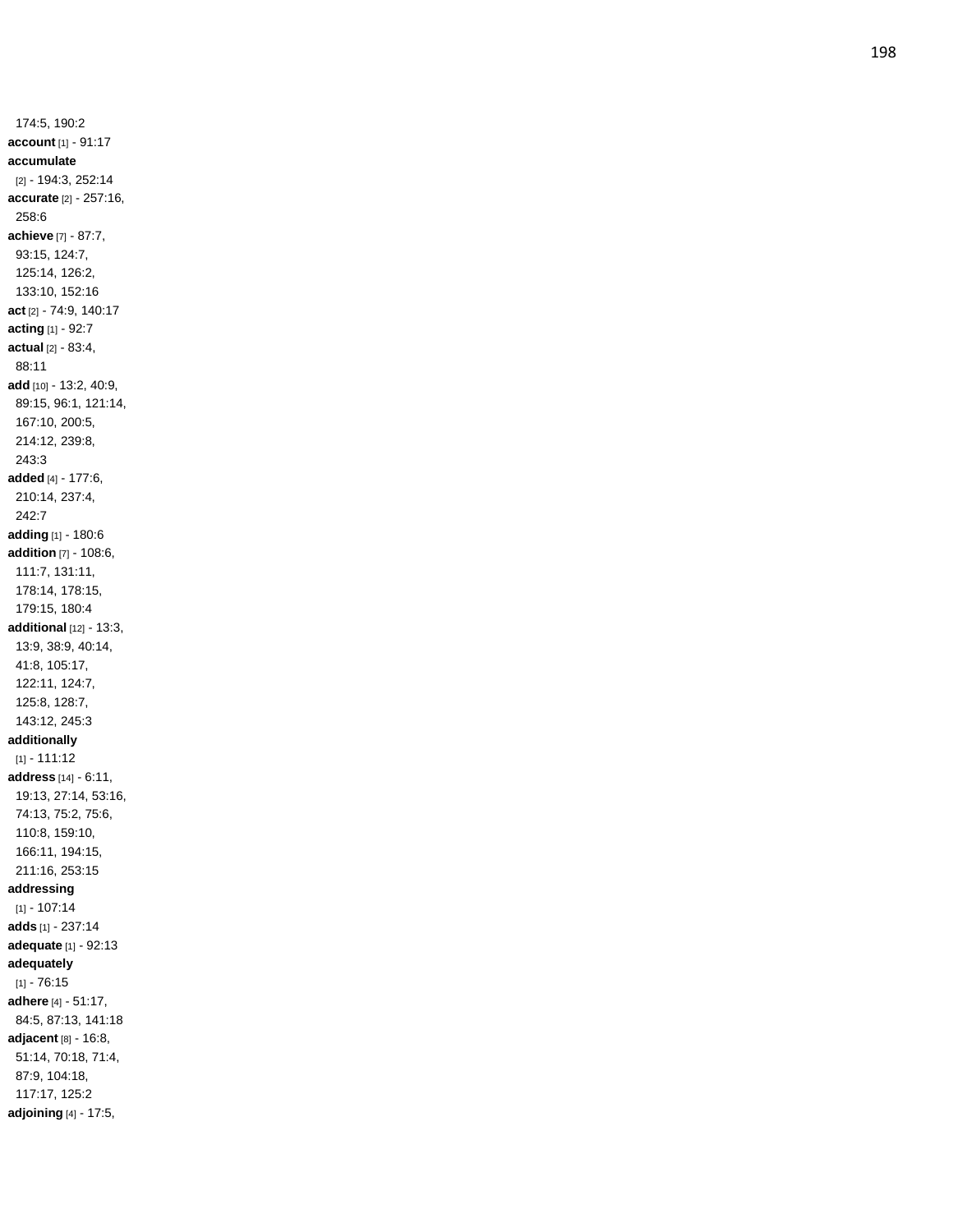174:5, 190:2
**account** [1] - 91:17
**accumulate** [2] - 194:3, 252:14
**accurate** [2] - 257:16, 258:6
**achieve** [7] - 87:7, 93:15, 124:7, 125:14, 126:2, 133:10, 152:16
**act** [2] - 74:9, 140:17
**acting** [1] - 92:7
**actual** [2] - 83:4, 88:11
**add** [10] - 13:2, 40:9, 89:15, 96:1, 121:14, 167:10, 200:5, 214:12, 239:8, 243:3
**added** [4] - 177:6, 210:14, 237:4, 242:7
**adding** [1] - 180:6
**addition** [7] - 108:6, 111:7, 131:11, 178:14, 178:15, 179:15, 180:4
**additional** [12] - 13:3, 13:9, 38:9, 40:14, 41:8, 105:17, 122:11, 124:7, 125:8, 128:7, 143:12, 245:3
**additionally** [1] - 111:12
**address** [14] - 6:11, 19:13, 27:14, 53:16, 74:13, 75:2, 75:6, 110:8, 159:10, 166:11, 194:15, 211:16, 253:15
**addressing** [1] - 107:14
**adds** [1] - 237:14
**adequate** [1] - 92:13
**adequately** [1] - 76:15
**adhere** [4] - 51:17, 84:5, 87:13, 141:18
**adjacent** [8] - 16:8, 51:14, 70:18, 71:4, 87:9, 104:18, 117:17, 125:2
**adjoining** [4] - 17:5,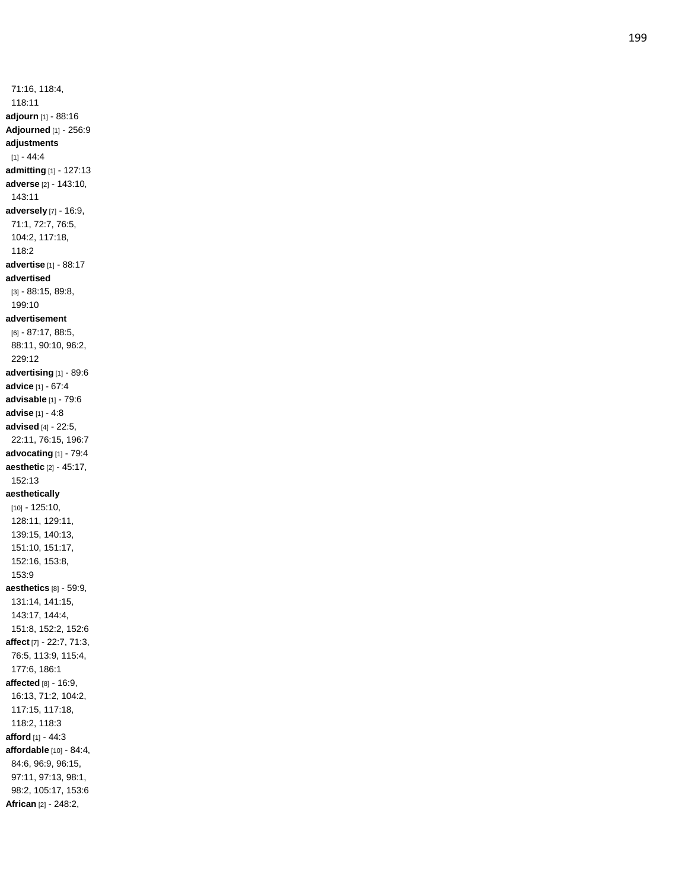71:16, 118:4, 118:11

**adjourn** [1] - 88:16

**Adjourned** [1] - 256:9

**adjustments** [1] - 44:4

**admitting** [1] - 127:13

**adverse** [2] - 143:10, 143:11

**adversely** [7] - 16:9, 71:1, 72:7, 76:5, 104:2, 117:18, 118:2

**advertise** [1] - 88:17

**advertised** [3] - 88:15, 89:8, 199:10

**advertisement** [6] - 87:17, 88:5, 88:11, 90:10, 96:2, 229:12

**advertising** [1] - 89:6

**advice** [1] - 67:4

**advisable** [1] - 79:6

**advise** [1] - 4:8

**advised** [4] - 22:5, 22:11, 76:15, 196:7

**advocating** [1] - 79:4

**aesthetic** [2] - 45:17, 152:13

**aesthetically** [10] - 125:10, 128:11, 129:11, 139:15, 140:13, 151:10, 151:17, 152:16, 153:8, 153:9

**aesthetics** [8] - 59:9, 131:14, 141:15, 143:17, 144:4, 151:8, 152:2, 152:6

**affect** [7] - 22:7, 71:3, 76:5, 113:9, 115:4, 177:6, 186:1

**affected** [8] - 16:9, 16:13, 71:2, 104:2, 117:15, 117:18, 118:2, 118:3

**afford** [1] - 44:3

**affordable** [10] - 84:4, 84:6, 96:9, 96:15, 97:11, 97:13, 98:1, 98:2, 105:17, 153:6

**African** [2] - 248:2,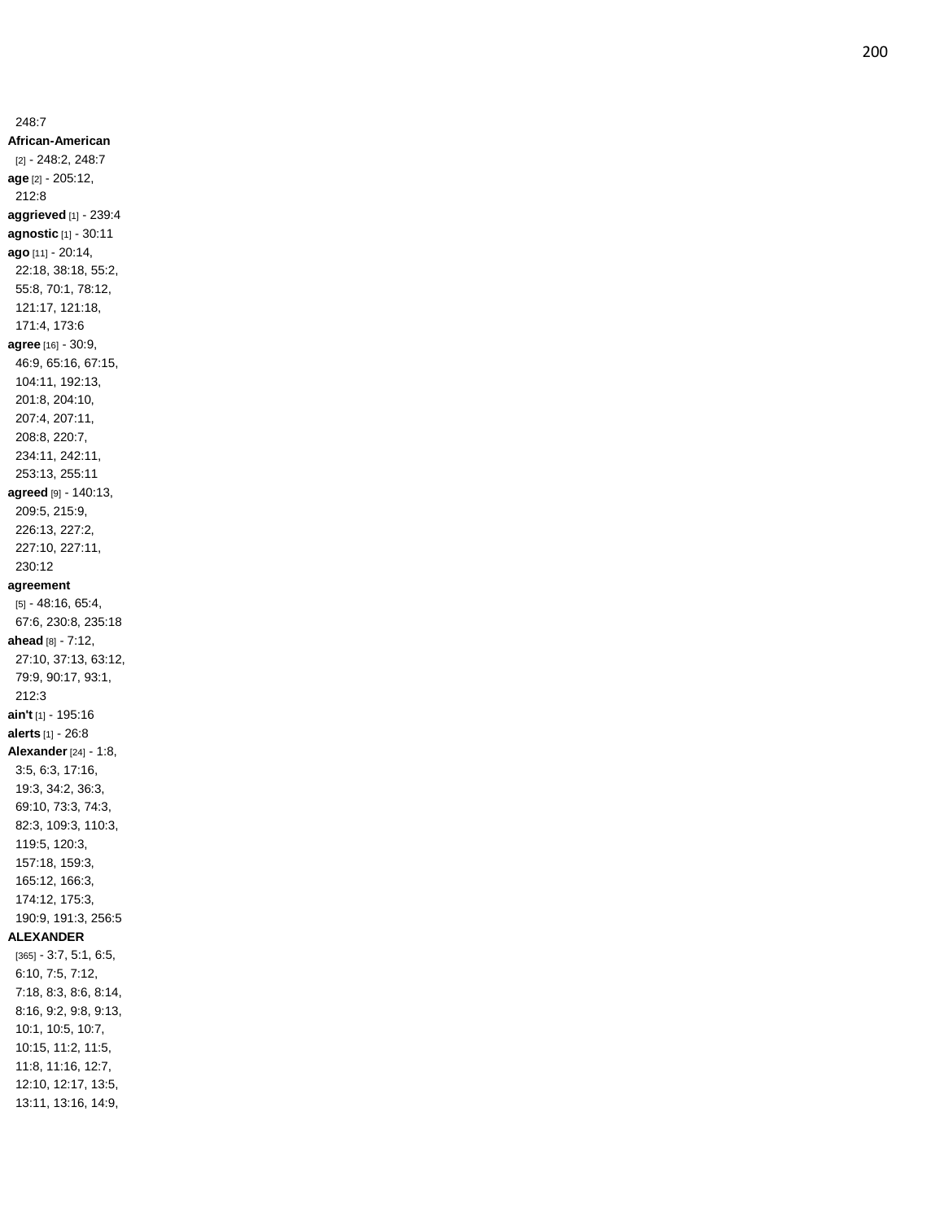248:7

**African-American** [2] - 248:2, 248:7

**age** [2] - 205:12, 212:8

**aggrieved** [1] - 239:4

**agnostic** [1] - 30:11

**ago** [11] - 20:14, 22:18, 38:18, 55:2, 55:8, 70:1, 78:12, 121:17, 121:18, 171:4, 173:6

**agree** [16] - 30:9, 46:9, 65:16, 67:15, 104:11, 192:13, 201:8, 204:10, 207:4, 207:11, 208:8, 220:7, 234:11, 242:11, 253:13, 255:11

**agreed** [9] - 140:13, 209:5, 215:9, 226:13, 227:2, 227:10, 227:11, 230:12

**agreement** [5] - 48:16, 65:4, 67:6, 230:8, 235:18

**ahead** [8] - 7:12, 27:10, 37:13, 63:12, 79:9, 90:17, 93:1, 212:3

**ain't** [1] - 195:16

**alerts** [1] - 26:8

**Alexander** [24] - 1:8, 3:5, 6:3, 17:16, 19:3, 34:2, 36:3, 69:10, 73:3, 74:3, 82:3, 109:3, 110:3, 119:5, 120:3, 157:18, 159:3, 165:12, 166:3, 174:12, 175:3, 190:9, 191:3, 256:5

**ALEXANDER** [365] - 3:7, 5:1, 6:5, 6:10, 7:5, 7:12, 7:18, 8:3, 8:6, 8:14, 8:16, 9:2, 9:8, 9:13, 10:1, 10:5, 10:7, 10:15, 11:2, 11:5, 11:8, 11:16, 12:7, 12:10, 12:17, 13:5, 13:11, 13:16, 14:9,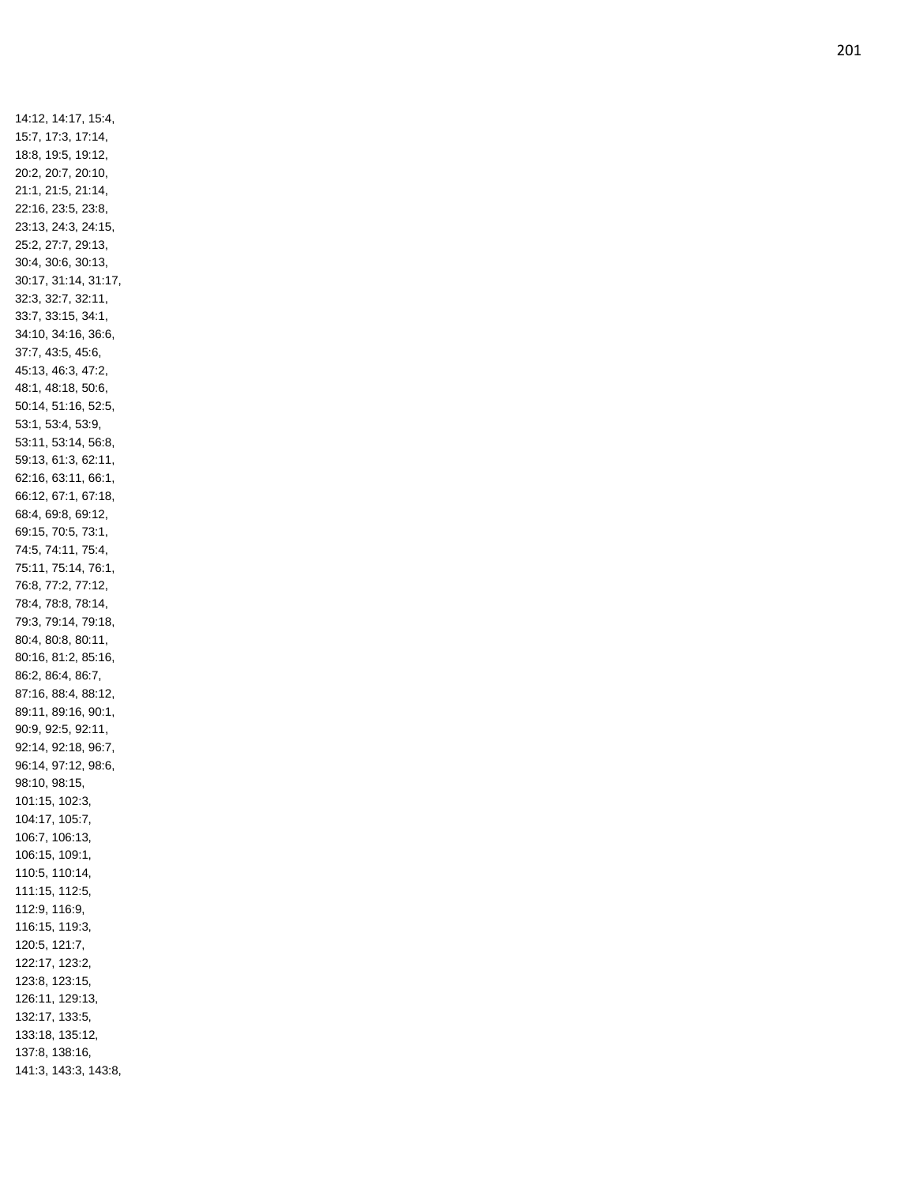14:12, 14:17, 15:4,
15:7, 17:3, 17:14,
18:8, 19:5, 19:12,
20:2, 20:7, 20:10,
21:1, 21:5, 21:14,
22:16, 23:5, 23:8,
23:13, 24:3, 24:15,
25:2, 27:7, 29:13,
30:4, 30:6, 30:13,
30:17, 31:14, 31:17,
32:3, 32:7, 32:11,
33:7, 33:15, 34:1,
34:10, 34:16, 36:6,
37:7, 43:5, 45:6,
45:13, 46:3, 47:2,
48:1, 48:18, 50:6,
50:14, 51:16, 52:5,
53:1, 53:4, 53:9,
53:11, 53:14, 56:8,
59:13, 61:3, 62:11,
62:16, 63:11, 66:1,
66:12, 67:1, 67:18,
68:4, 69:8, 69:12,
69:15, 70:5, 73:1,
74:5, 74:11, 75:4,
75:11, 75:14, 76:1,
76:8, 77:2, 77:12,
78:4, 78:8, 78:14,
79:3, 79:14, 79:18,
80:4, 80:8, 80:11,
80:16, 81:2, 85:16,
86:2, 86:4, 86:7,
87:16, 88:4, 88:12,
89:11, 89:16, 90:1,
90:9, 92:5, 92:11,
92:14, 92:18, 96:7,
96:14, 97:12, 98:6,
98:10, 98:15,
101:15, 102:3,
104:17, 105:7,
106:7, 106:13,
106:15, 109:1,
110:5, 110:14,
111:15, 112:5,
112:9, 116:9,
116:15, 119:3,
120:5, 121:7,
122:17, 123:2,
123:8, 123:15,
126:11, 129:13,
132:17, 133:5,
133:18, 135:12,
137:8, 138:16,
141:3, 143:3, 143:8,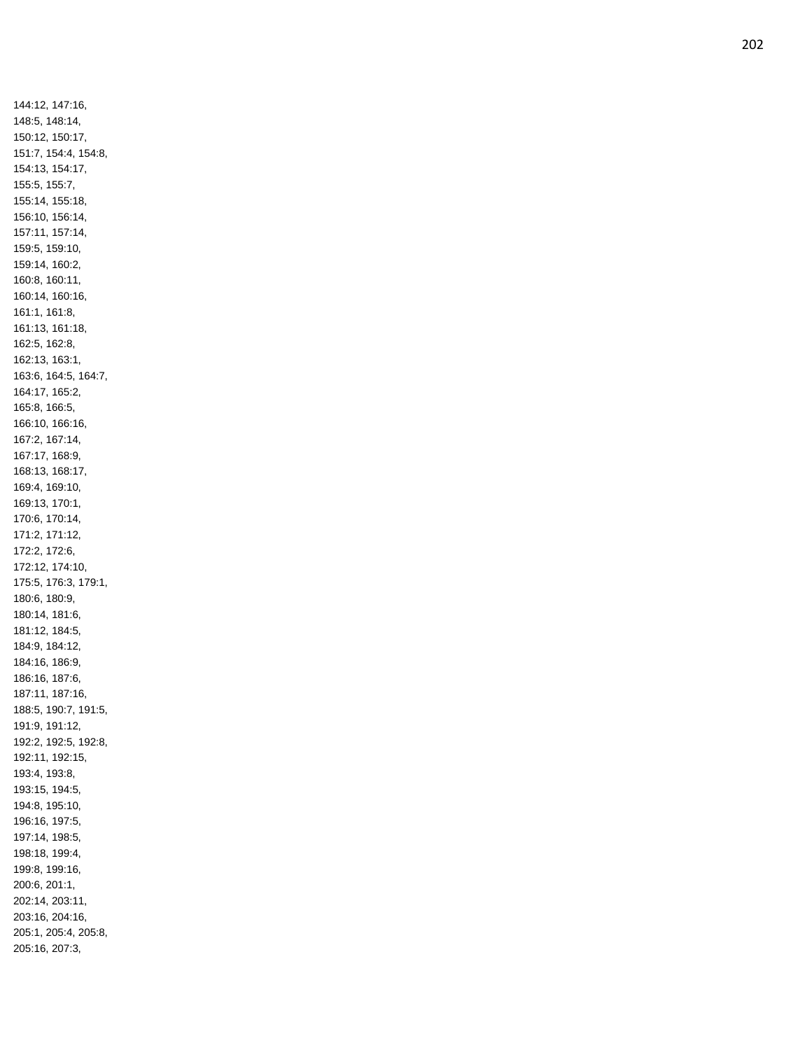144:12, 147:16,
148:5, 148:14,
150:12, 150:17,
151:7, 154:4, 154:8,
154:13, 154:17,
155:5, 155:7,
155:14, 155:18,
156:10, 156:14,
157:11, 157:14,
159:5, 159:10,
159:14, 160:2,
160:8, 160:11,
160:14, 160:16,
161:1, 161:8,
161:13, 161:18,
162:5, 162:8,
162:13, 163:1,
163:6, 164:5, 164:7,
164:17, 165:2,
165:8, 166:5,
166:10, 166:16,
167:2, 167:14,
167:17, 168:9,
168:13, 168:17,
169:4, 169:10,
169:13, 170:1,
170:6, 170:14,
171:2, 171:12,
172:2, 172:6,
172:12, 174:10,
175:5, 176:3, 179:1,
180:6, 180:9,
180:14, 181:6,
181:12, 184:5,
184:9, 184:12,
184:16, 186:9,
186:16, 187:6,
187:11, 187:16,
188:5, 190:7, 191:5,
191:9, 191:12,
192:2, 192:5, 192:8,
192:11, 192:15,
193:4, 193:8,
193:15, 194:5,
194:8, 195:10,
196:16, 197:5,
197:14, 198:5,
198:18, 199:4,
199:8, 199:16,
200:6, 201:1,
202:14, 203:11,
203:16, 204:16,
205:1, 205:4, 205:8,
205:16, 207:3,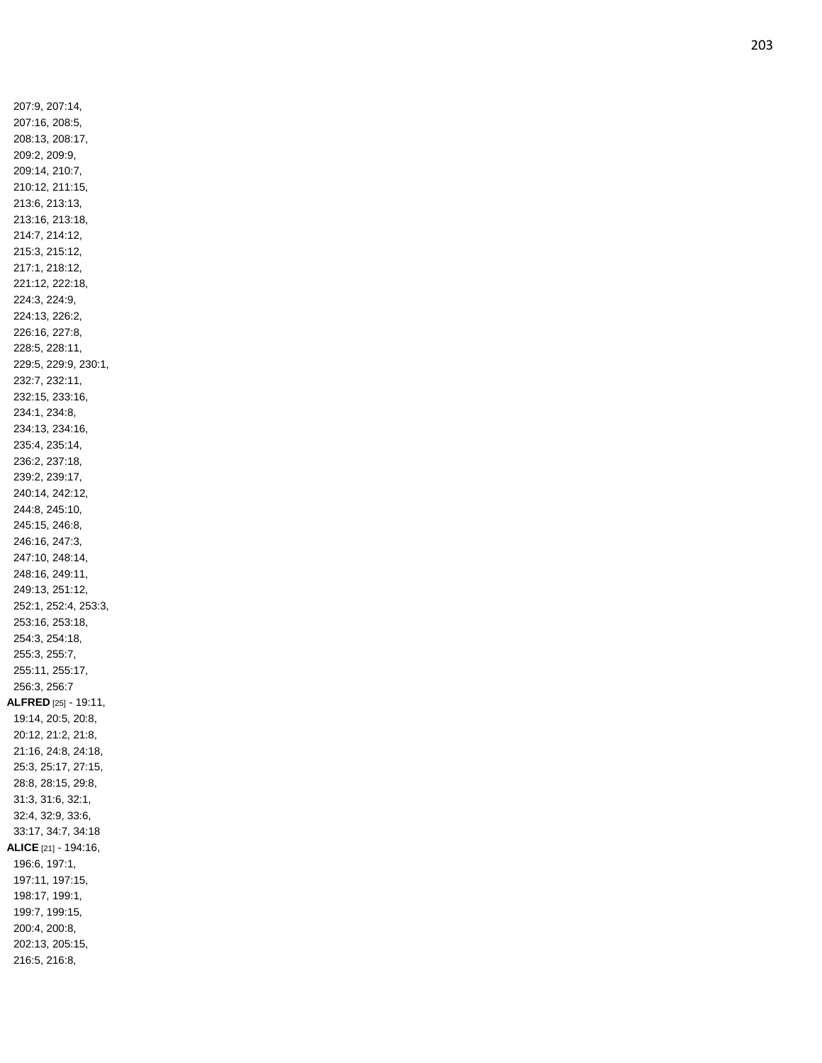207:9, 207:14,
207:16, 208:5,
208:13, 208:17,
209:2, 209:9,
209:14, 210:7,
210:12, 211:15,
213:6, 213:13,
213:16, 213:18,
214:7, 214:12,
215:3, 215:12,
217:1, 218:12,
221:12, 222:18,
224:3, 224:9,
224:13, 226:2,
226:16, 227:8,
228:5, 228:11,
229:5, 229:9, 230:1,
232:7, 232:11,
232:15, 233:16,
234:1, 234:8,
234:13, 234:16,
235:4, 235:14,
236:2, 237:18,
239:2, 239:17,
240:14, 242:12,
244:8, 245:10,
245:15, 246:8,
246:16, 247:3,
247:10, 248:14,
248:16, 249:11,
249:13, 251:12,
252:1, 252:4, 253:3,
253:16, 253:18,
254:3, 254:18,
255:3, 255:7,
255:11, 255:17,
256:3, 256:7

**ALFRED** [25] - 19:11,
19:14, 20:5, 20:8,
20:12, 21:2, 21:8,
21:16, 24:8, 24:18,
25:3, 25:17, 27:15,
28:8, 28:15, 29:8,
31:3, 31:6, 32:1,
32:4, 32:9, 33:6,
33:17, 34:7, 34:18

**ALICE** [21] - 194:16,
196:6, 197:1,
197:11, 197:15,
198:17, 199:1,
199:7, 199:15,
200:4, 200:8,
202:13, 205:15,
216:5, 216:8,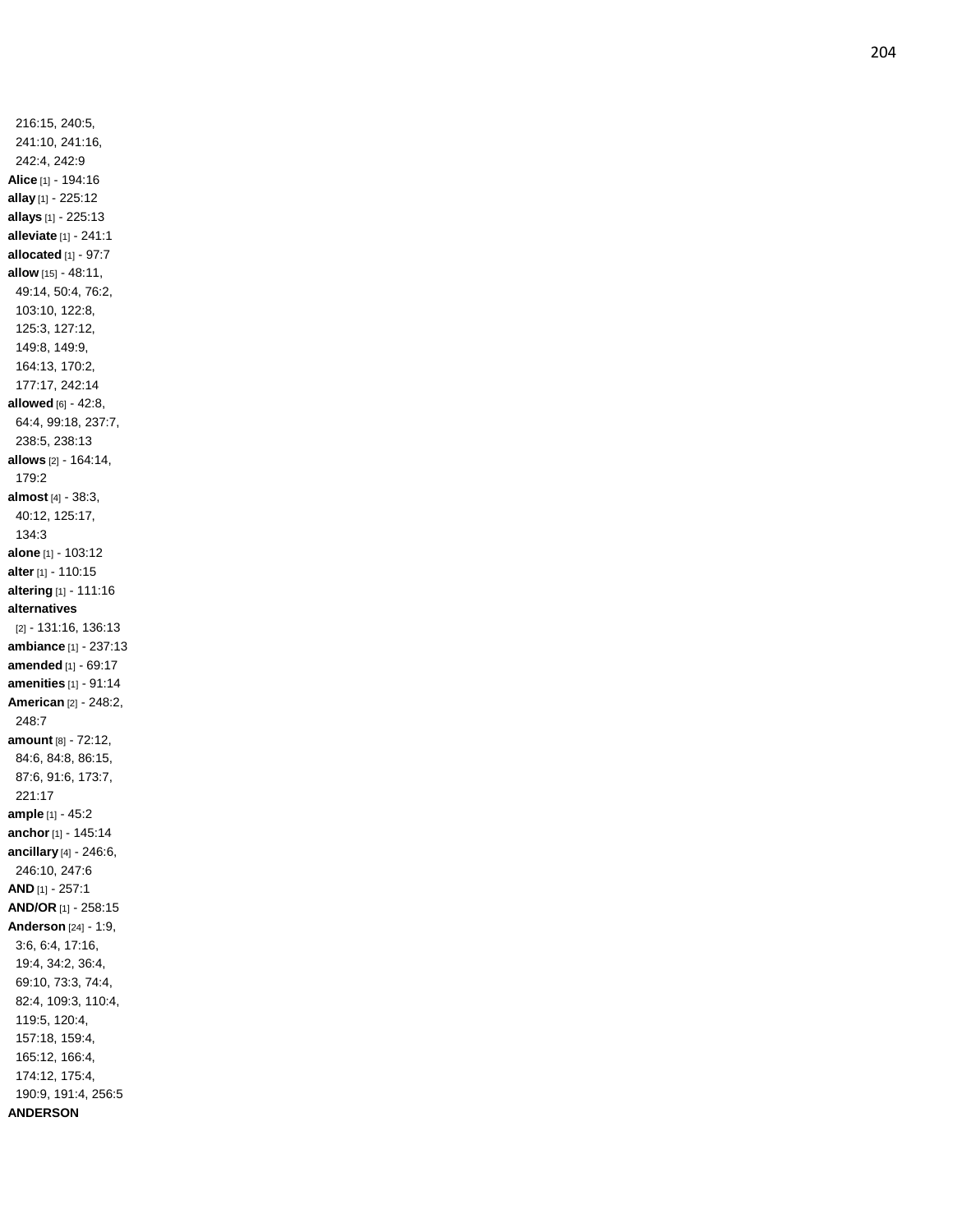216:15, 240:5, 241:10, 241:16, 242:4, 242:9

**Alice** [1] - 194:16

**allay** [1] - 225:12

**allays** [1] - 225:13

**alleviate** [1] - 241:1

**allocated** [1] - 97:7

**allow** [15] - 48:11, 49:14, 50:4, 76:2, 103:10, 122:8, 125:3, 127:12, 149:8, 149:9, 164:13, 170:2, 177:17, 242:14

**allowed** [6] - 42:8, 64:4, 99:18, 237:7, 238:5, 238:13

**allows** [2] - 164:14, 179:2

**almost** [4] - 38:3, 40:12, 125:17, 134:3

**alone** [1] - 103:12

**alter** [1] - 110:15

**altering** [1] - 111:16

**alternatives** [2] - 131:16, 136:13

**ambiance** [1] - 237:13

**amended** [1] - 69:17

**amenities** [1] - 91:14

**American** [2] - 248:2, 248:7

**amount** [8] - 72:12, 84:6, 84:8, 86:15, 87:6, 91:6, 173:7, 221:17

**ample** [1] - 45:2

**anchor** [1] - 145:14

**ancillary** [4] - 246:6, 246:10, 247:6

**AND** [1] - 257:1

**AND/OR** [1] - 258:15

**Anderson** [24] - 1:9, 3:6, 6:4, 17:16, 19:4, 34:2, 36:4, 69:10, 73:3, 74:4, 82:4, 109:3, 110:4, 119:5, 120:4, 157:18, 159:4, 165:12, 166:4, 174:12, 175:4, 190:9, 191:4, 256:5

**ANDERSON**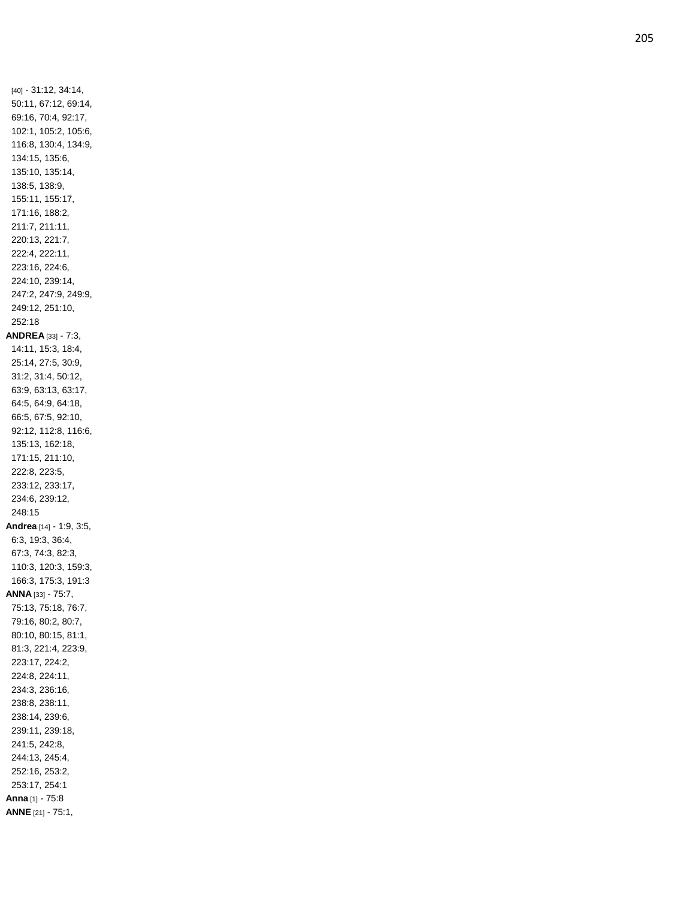[40] - 31:12, 34:14, 50:11, 67:12, 69:14, 69:16, 70:4, 92:17, 102:1, 105:2, 105:6, 116:8, 130:4, 134:9, 134:15, 135:6, 135:10, 135:14, 138:5, 138:9, 155:11, 155:17, 171:16, 188:2, 211:7, 211:11, 220:13, 221:7, 222:4, 222:11, 223:16, 224:6, 224:10, 239:14, 247:2, 247:9, 249:9, 249:12, 251:10, 252:18

**ANDREA** [33] - 7:3, 14:11, 15:3, 18:4, 25:14, 27:5, 30:9, 31:2, 31:4, 50:12, 63:9, 63:13, 63:17, 64:5, 64:9, 64:18, 66:5, 67:5, 92:10, 92:12, 112:8, 116:6, 135:13, 162:18, 171:15, 211:10, 222:8, 223:5, 233:12, 233:17, 234:6, 239:12, 248:15

**Andrea** [14] - 1:9, 3:5, 6:3, 19:3, 36:4, 67:3, 74:3, 82:3, 110:3, 120:3, 159:3, 166:3, 175:3, 191:3

**ANNA** [33] - 75:7, 75:13, 75:18, 76:7, 79:16, 80:2, 80:7, 80:10, 80:15, 81:1, 81:3, 221:4, 223:9, 223:17, 224:2, 224:8, 224:11, 234:3, 236:16, 238:8, 238:11, 238:14, 239:6, 239:11, 239:18, 241:5, 242:8, 244:13, 245:4, 252:16, 253:2, 253:17, 254:1

**Anna** [1] - 75:8

**ANNE** [21] - 75:1,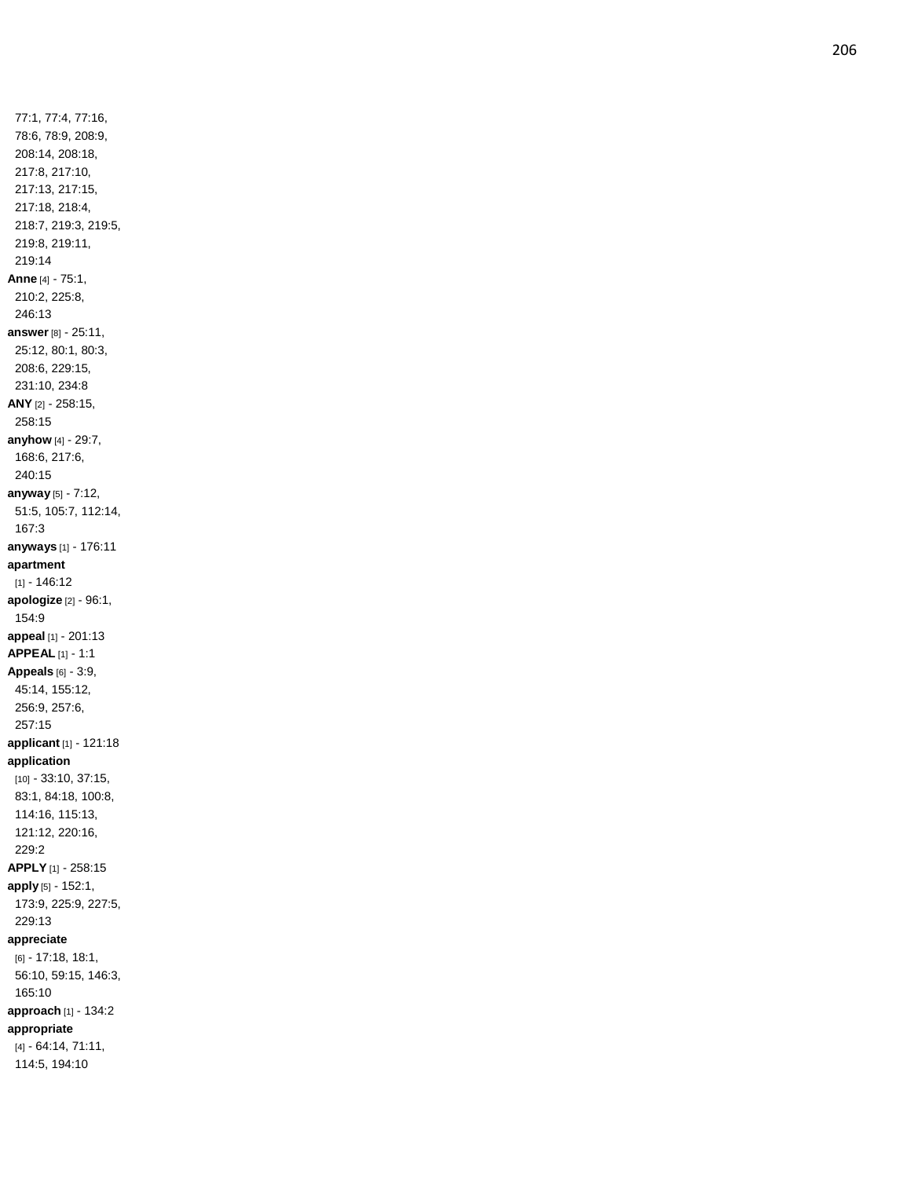77:1, 77:4, 77:16, 78:6, 78:9, 208:9, 208:14, 208:18, 217:8, 217:10, 217:13, 217:15, 217:18, 218:4, 218:7, 219:3, 219:5, 219:8, 219:11, 219:14

**Anne** [4] - 75:1, 210:2, 225:8, 246:13

**answer** [8] - 25:11, 25:12, 80:1, 80:3, 208:6, 229:15, 231:10, 234:8

**ANY** [2] - 258:15, 258:15

**anyhow** [4] - 29:7, 168:6, 217:6, 240:15

**anyway** [5] - 7:12, 51:5, 105:7, 112:14, 167:3

**anyways** [1] - 176:11

**apartment** [1] - 146:12

**apologize** [2] - 96:1, 154:9

**appeal** [1] - 201:13

**APPEAL** [1] - 1:1

**Appeals** [6] - 3:9, 45:14, 155:12, 256:9, 257:6, 257:15

**applicant** [1] - 121:18

**application** [10] - 33:10, 37:15, 83:1, 84:18, 100:8, 114:16, 115:13, 121:12, 220:16, 229:2

**APPLY** [1] - 258:15

**apply** [5] - 152:1, 173:9, 225:9, 227:5, 229:13

**appreciate** [6] - 17:18, 18:1, 56:10, 59:15, 146:3, 165:10

**approach** [1] - 134:2

**appropriate** [4] - 64:14, 71:11, 114:5, 194:10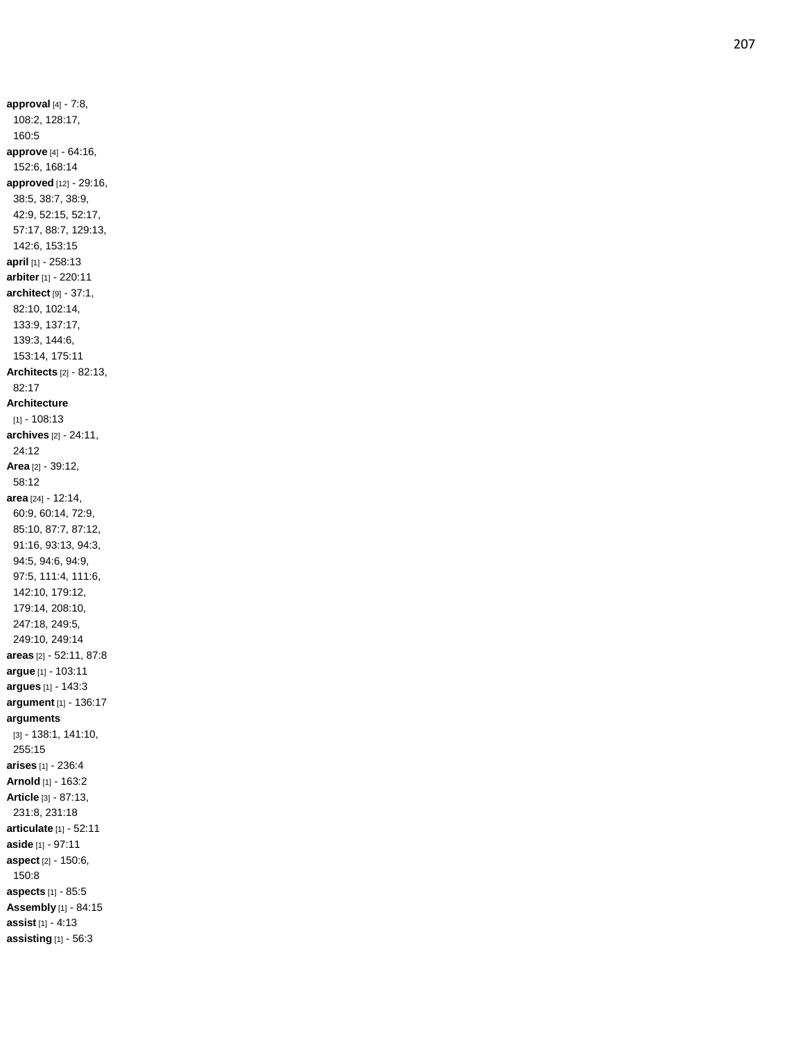**approval** [4] - 7:8, 108:2, 128:17, 160:5
**approve** [4] - 64:16, 152:6, 168:14
**approved** [12] - 29:16, 38:5, 38:7, 38:9, 42:9, 52:15, 52:17, 57:17, 88:7, 129:13, 142:6, 153:15
**april** [1] - 258:13
**arbiter** [1] - 220:11
**architect** [9] - 37:1, 82:10, 102:14, 133:9, 137:17, 139:3, 144:6, 153:14, 175:11
**Architects** [2] - 82:13, 82:17
**Architecture** [1] - 108:13
**archives** [2] - 24:11, 24:12
**Area** [2] - 39:12, 58:12
**area** [24] - 12:14, 60:9, 60:14, 72:9, 85:10, 87:7, 87:12, 91:16, 93:13, 94:3, 94:5, 94:6, 94:9, 97:5, 111:4, 111:6, 142:10, 179:12, 179:14, 208:10, 247:18, 249:5, 249:10, 249:14
**areas** [2] - 52:11, 87:8
**argue** [1] - 103:11
**argues** [1] - 143:3
**argument** [1] - 136:17
**arguments** [3] - 138:1, 141:10, 255:15
**arises** [1] - 236:4
**Arnold** [1] - 163:2
**Article** [3] - 87:13, 231:8, 231:18
**articulate** [1] - 52:11
**aside** [1] - 97:11
**aspect** [2] - 150:6, 150:8
**aspects** [1] - 85:5
**Assembly** [1] - 84:15
**assist** [1] - 4:13
**assisting** [1] - 56:3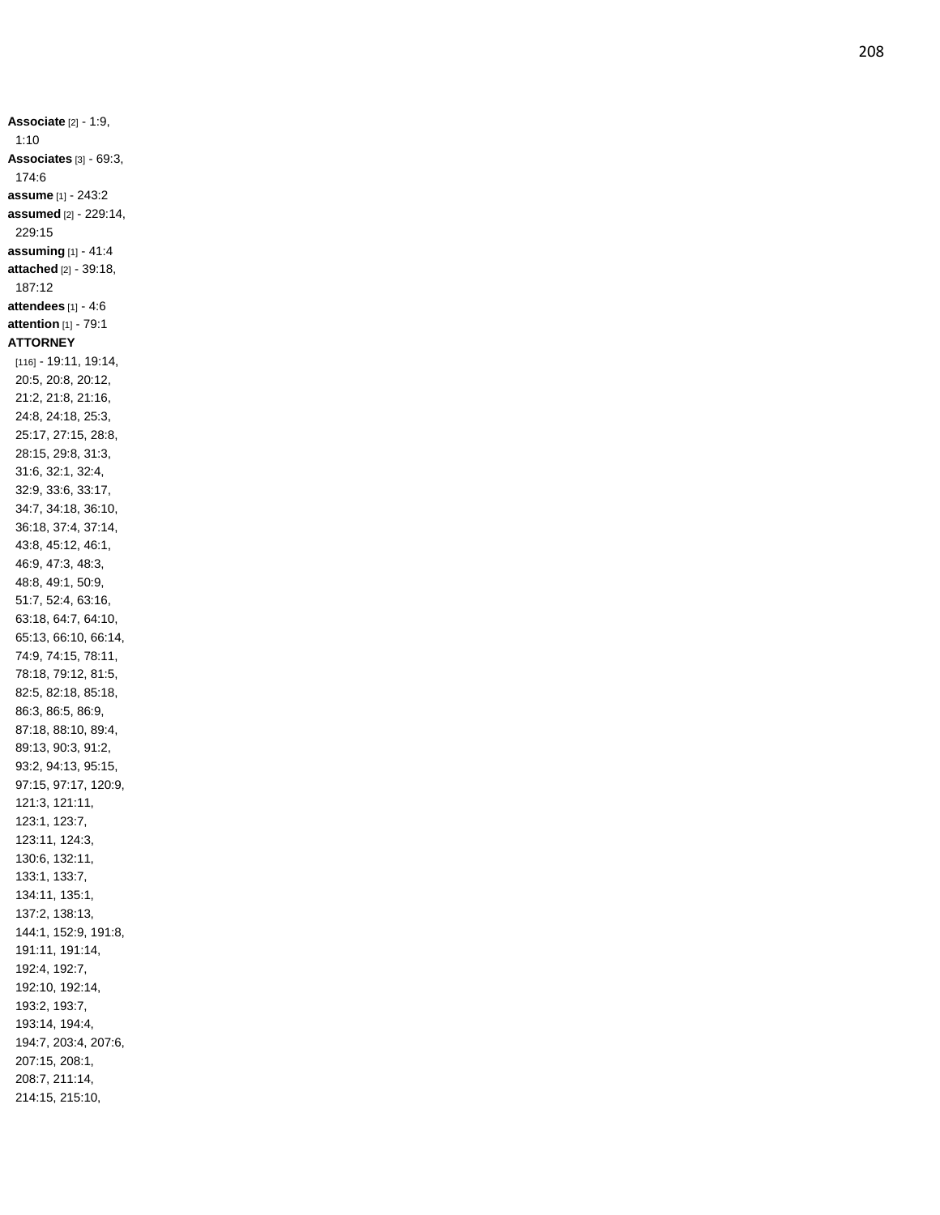**Associate** [2] - 1:9, 1:10
**Associates** [3] - 69:3, 174:6
**assume** [1] - 243:2
**assumed** [2] - 229:14, 229:15
**assuming** [1] - 41:4
**attached** [2] - 39:18, 187:12
**attendees** [1] - 4:6
**attention** [1] - 79:1
**ATTORNEY** [116] - 19:11, 19:14, 20:5, 20:8, 20:12, 21:2, 21:8, 21:16, 24:8, 24:18, 25:3, 25:17, 27:15, 28:8, 28:15, 29:8, 31:3, 31:6, 32:1, 32:4, 32:9, 33:6, 33:17, 34:7, 34:18, 36:10, 36:18, 37:4, 37:14, 43:8, 45:12, 46:1, 46:9, 47:3, 48:3, 48:8, 49:1, 50:9, 51:7, 52:4, 63:16, 63:18, 64:7, 64:10, 65:13, 66:10, 66:14, 74:9, 74:15, 78:11, 78:18, 79:12, 81:5, 82:5, 82:18, 85:18, 86:3, 86:5, 86:9, 87:18, 88:10, 89:4, 89:13, 90:3, 91:2, 93:2, 94:13, 95:15, 97:15, 97:17, 120:9, 121:3, 121:11, 123:1, 123:7, 123:11, 124:3, 130:6, 132:11, 133:1, 133:7, 134:11, 135:1, 137:2, 138:13, 144:1, 152:9, 191:8, 191:11, 191:14, 192:4, 192:7, 192:10, 192:14, 193:2, 193:7, 193:14, 194:4, 194:7, 203:4, 207:6, 207:15, 208:1, 208:7, 211:14, 214:15, 215:10,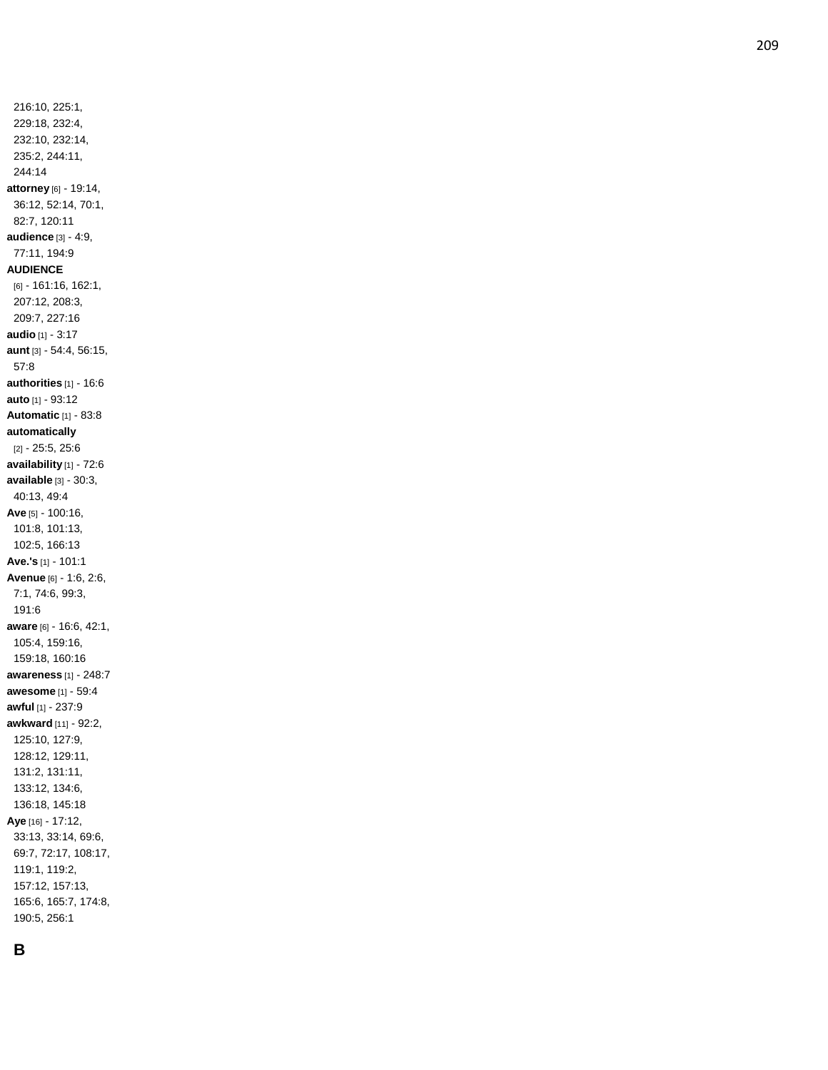216:10, 225:1, 229:18, 232:4, 232:10, 232:14, 235:2, 244:11, 244:14

**attorney** [6] - 19:14, 36:12, 52:14, 70:1, 82:7, 120:11

**audience** [3] - 4:9, 77:11, 194:9

**AUDIENCE** [6] - 161:16, 162:1, 207:12, 208:3, 209:7, 227:16

**audio** [1] - 3:17

**aunt** [3] - 54:4, 56:15, 57:8

**authorities** [1] - 16:6

**auto** [1] - 93:12

**Automatic** [1] - 83:8

**automatically** [2] - 25:5, 25:6

**availability** [1] - 72:6

**available** [3] - 30:3, 40:13, 49:4

**Ave** [5] - 100:16, 101:8, 101:13, 102:5, 166:13

**Ave.'s** [1] - 101:1

**Avenue** [6] - 1:6, 2:6, 7:1, 74:6, 99:3, 191:6

**aware** [6] - 16:6, 42:1, 105:4, 159:16, 159:18, 160:16

**awareness** [1] - 248:7

**awesome** [1] - 59:4

**awful** [1] - 237:9

**awkward** [11] - 92:2, 125:10, 127:9, 128:12, 129:11, 131:2, 131:11, 133:12, 134:6, 136:18, 145:18

**Aye** [16] - 17:12, 33:13, 33:14, 69:6, 69:7, 72:17, 108:17, 119:1, 119:2, 157:12, 157:13, 165:6, 165:7, 174:8, 190:5, 256:1

## B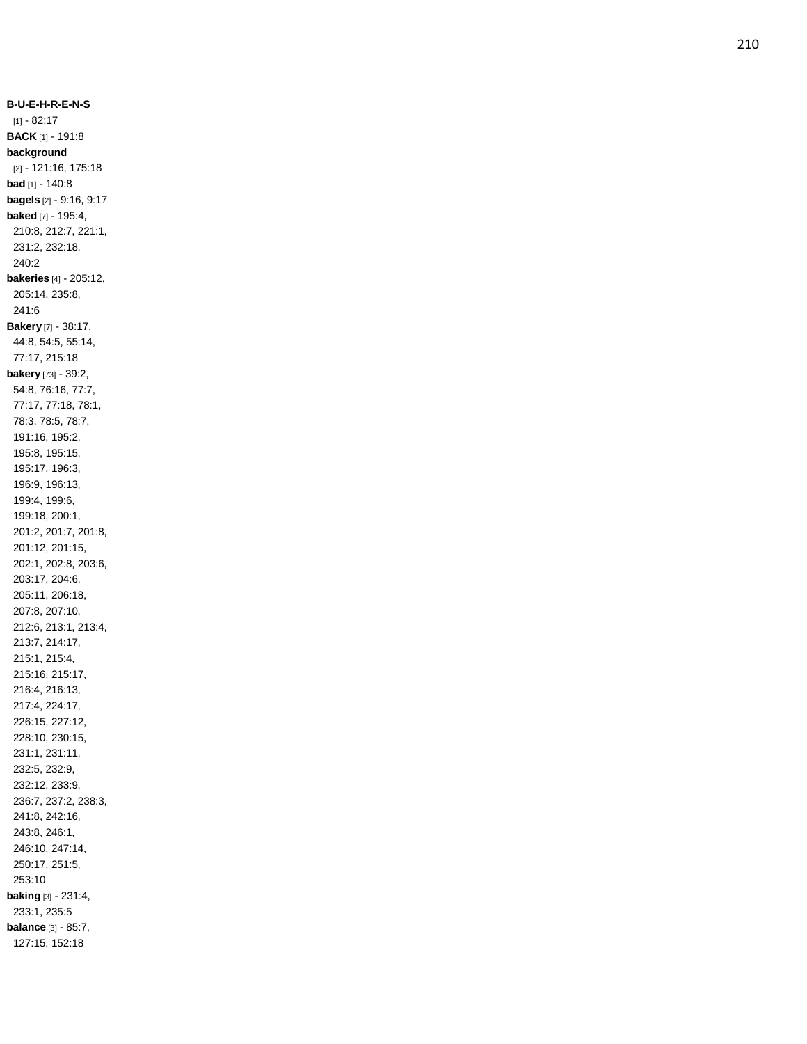**B-U-E-H-R-E-N-S** [1] - 82:17

**BACK** [1] - 191:8

**background** [2] - 121:16, 175:18

**bad** [1] - 140:8

**bagels** [2] - 9:16, 9:17

**baked** [7] - 195:4, 210:8, 212:7, 221:1, 231:2, 232:18, 240:2

**bakeries** [4] - 205:12, 205:14, 235:8, 241:6

**Bakery** [7] - 38:17, 44:8, 54:5, 55:14, 77:17, 215:18

**bakery** [73] - 39:2, 54:8, 76:16, 77:7, 77:17, 77:18, 78:1, 78:3, 78:5, 78:7, 191:16, 195:2, 195:8, 195:15, 195:17, 196:3, 196:9, 196:13, 199:4, 199:6, 199:18, 200:1, 201:2, 201:7, 201:8, 201:12, 201:15, 202:1, 202:8, 203:6, 203:17, 204:6, 205:11, 206:18, 207:8, 207:10, 212:6, 213:1, 213:4, 213:7, 214:17, 215:1, 215:4, 215:16, 215:17, 216:4, 216:13, 217:4, 224:17, 226:15, 227:12, 228:10, 230:15, 231:1, 231:11, 232:5, 232:9, 232:12, 233:9, 236:7, 237:2, 238:3, 241:8, 242:16, 243:8, 246:1, 246:10, 247:14, 250:17, 251:5, 253:10

**baking** [3] - 231:4, 233:1, 235:5

**balance** [3] - 85:7, 127:15, 152:18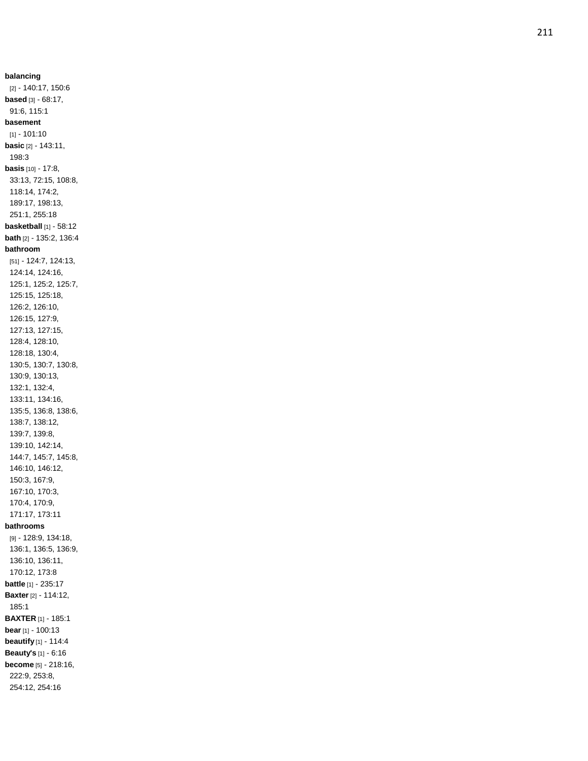**balancing** [2] - 140:17, 150:6
**based** [3] - 68:17, 91:6, 115:1
**basement** [1] - 101:10
**basic** [2] - 143:11, 198:3
**basis** [10] - 17:8, 33:13, 72:15, 108:8, 118:14, 174:2, 189:17, 198:13, 251:1, 255:18
**basketball** [1] - 58:12
**bath** [2] - 135:2, 136:4
**bathroom** [51] - 124:7, 124:13, 124:14, 124:16, 125:1, 125:2, 125:7, 125:15, 125:18, 126:2, 126:10, 126:15, 127:9, 127:13, 127:15, 128:4, 128:10, 128:18, 130:4, 130:5, 130:7, 130:8, 130:9, 130:13, 132:1, 132:4, 133:11, 134:16, 135:5, 136:8, 138:6, 138:7, 138:12, 139:7, 139:8, 139:10, 142:14, 144:7, 145:7, 145:8, 146:10, 146:12, 150:3, 167:9, 167:10, 170:3, 170:4, 170:9, 171:17, 173:11
**bathrooms** [9] - 128:9, 134:18, 136:1, 136:5, 136:9, 136:10, 136:11, 170:12, 173:8
**battle** [1] - 235:17
**Baxter** [2] - 114:12, 185:1
**BAXTER** [1] - 185:1
**bear** [1] - 100:13
**beautify** [1] - 114:4
**Beauty's** [1] - 6:16
**become** [5] - 218:16, 222:9, 253:8, 254:12, 254:16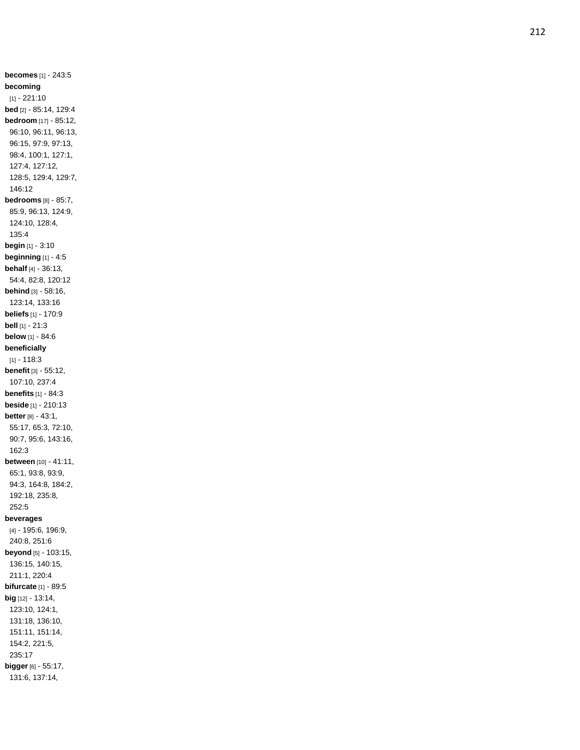**becomes** [1] - 243:5
**becoming** [1] - 221:10
**bed** [2] - 85:14, 129:4
**bedroom** [17] - 85:12, 96:10, 96:11, 96:13, 96:15, 97:9, 97:13, 98:4, 100:1, 127:1, 127:4, 127:12, 128:5, 129:4, 129:7, 146:12
**bedrooms** [8] - 85:7, 85:9, 96:13, 124:9, 124:10, 128:4, 135:4
**begin** [1] - 3:10
**beginning** [1] - 4:5
**behalf** [4] - 36:13, 54:4, 82:8, 120:12
**behind** [3] - 58:16, 123:14, 133:16
**beliefs** [1] - 170:9
**bell** [1] - 21:3
**below** [1] - 84:6
**beneficially** [1] - 118:3
**benefit** [3] - 55:12, 107:10, 237:4
**benefits** [1] - 84:3
**beside** [1] - 210:13
**better** [8] - 43:1, 55:17, 65:3, 72:10, 90:7, 95:6, 143:16, 162:3
**between** [10] - 41:11, 65:1, 93:8, 93:9, 94:3, 164:8, 184:2, 192:18, 235:8, 252:5
**beverages** [4] - 195:6, 196:9, 240:8, 251:6
**beyond** [5] - 103:15, 136:15, 140:15, 211:1, 220:4
**bifurcate** [1] - 89:5
**big** [12] - 13:14, 123:10, 124:1, 131:18, 136:10, 151:11, 151:14, 154:2, 221:5, 235:17
**bigger** [6] - 55:17, 131:6, 137:14,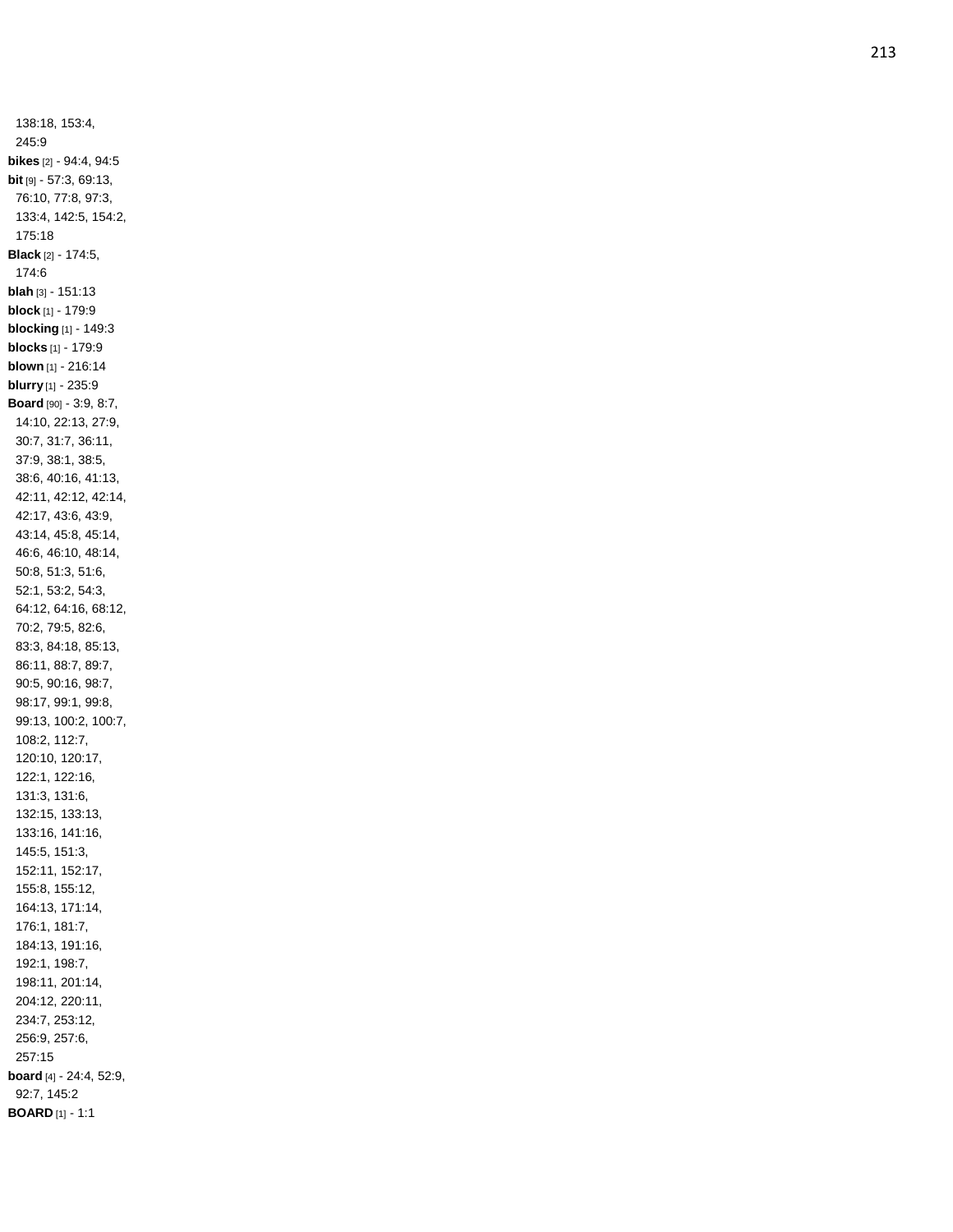138:18, 153:4, 245:9

**bikes** [2] - 94:4, 94:5

**bit** [9] - 57:3, 69:13, 76:10, 77:8, 97:3, 133:4, 142:5, 154:2, 175:18

**Black** [2] - 174:5, 174:6

**blah** [3] - 151:13

**block** [1] - 179:9

**blocking** [1] - 149:3

**blocks** [1] - 179:9

**blown** [1] - 216:14

**blurry** [1] - 235:9

**Board** [90] - 3:9, 8:7, 14:10, 22:13, 27:9, 30:7, 31:7, 36:11, 37:9, 38:1, 38:5, 38:6, 40:16, 41:13, 42:11, 42:12, 42:14, 42:17, 43:6, 43:9, 43:14, 45:8, 45:14, 46:6, 46:10, 48:14, 50:8, 51:3, 51:6, 52:1, 53:2, 54:3, 64:12, 64:16, 68:12, 70:2, 79:5, 82:6, 83:3, 84:18, 85:13, 86:11, 88:7, 89:7, 90:5, 90:16, 98:7, 98:17, 99:1, 99:8, 99:13, 100:2, 100:7, 108:2, 112:7, 120:10, 120:17, 122:1, 122:16, 131:3, 131:6, 132:15, 133:13, 133:16, 141:16, 145:5, 151:3, 152:11, 152:17, 155:8, 155:12, 164:13, 171:14, 176:1, 181:7, 184:13, 191:16, 192:1, 198:7, 198:11, 201:14, 204:12, 220:11, 234:7, 253:12, 256:9, 257:6, 257:15

**board** [4] - 24:4, 52:9, 92:7, 145:2

**BOARD** [1] - 1:1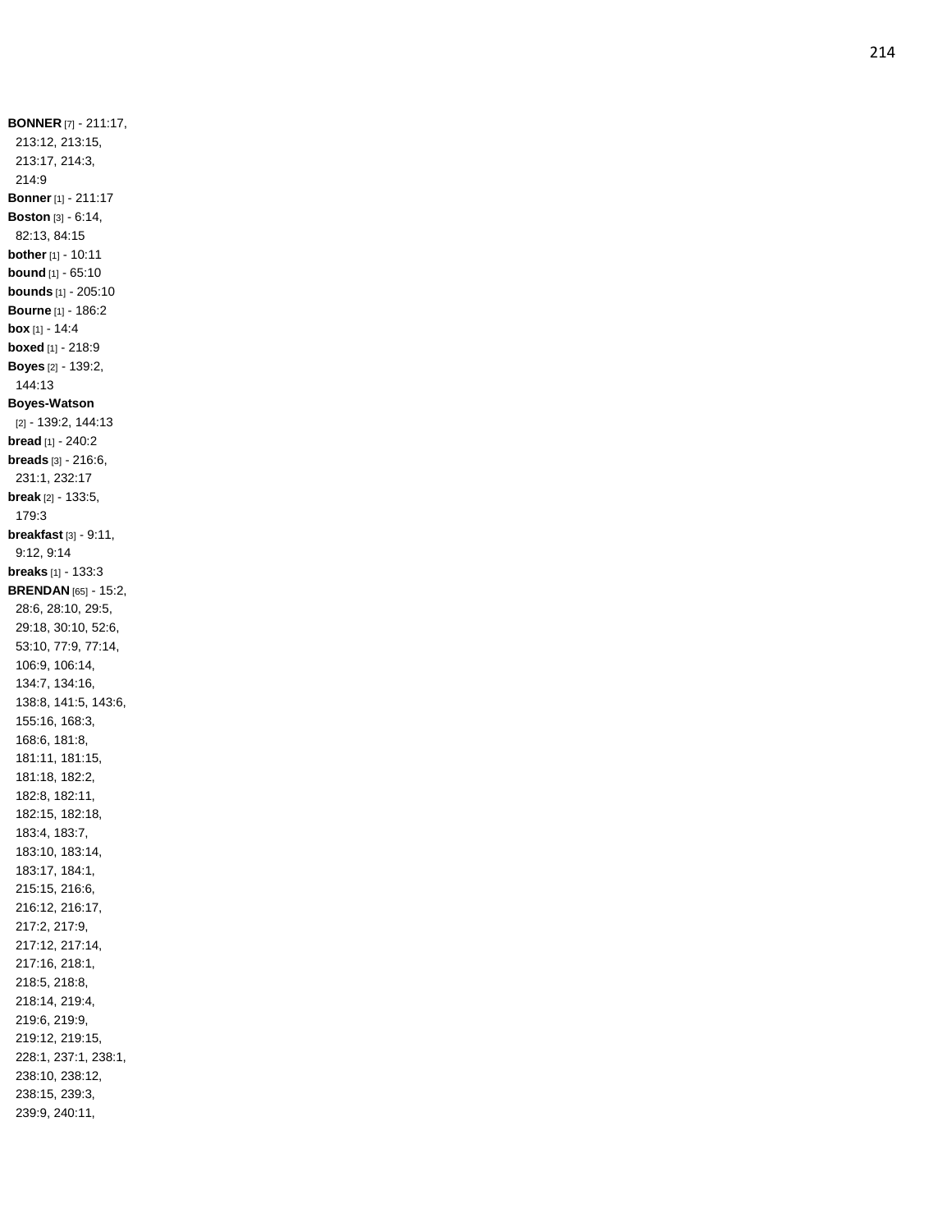**BONNER** [7] - 211:17, 213:12, 213:15, 213:17, 214:3, 214:9

**Bonner** [1] - 211:17

**Boston** [3] - 6:14, 82:13, 84:15

**bother** [1] - 10:11

**bound** [1] - 65:10

**bounds** [1] - 205:10

**Bourne** [1] - 186:2

**box** [1] - 14:4

**boxed** [1] - 218:9

**Boyes** [2] - 139:2, 144:13

**Boyes-Watson** [2] - 139:2, 144:13

**bread** [1] - 240:2

**breads** [3] - 216:6, 231:1, 232:17

**break** [2] - 133:5, 179:3

**breakfast** [3] - 9:11, 9:12, 9:14

**breaks** [1] - 133:3

**BRENDAN** [65] - 15:2, 28:6, 28:10, 29:5, 29:18, 30:10, 52:6, 53:10, 77:9, 77:14, 106:9, 106:14, 134:7, 134:16, 138:8, 141:5, 143:6, 155:16, 168:3, 168:6, 181:8, 181:11, 181:15, 181:18, 182:2, 182:8, 182:11, 182:15, 182:18, 183:4, 183:7, 183:10, 183:14, 183:17, 184:1, 215:15, 216:6, 216:12, 216:17, 217:2, 217:9, 217:12, 217:14, 217:16, 218:1, 218:5, 218:8, 218:14, 219:4, 219:6, 219:9, 219:12, 219:15, 228:1, 237:1, 238:1, 238:10, 238:12, 238:15, 239:3, 239:9, 240:11,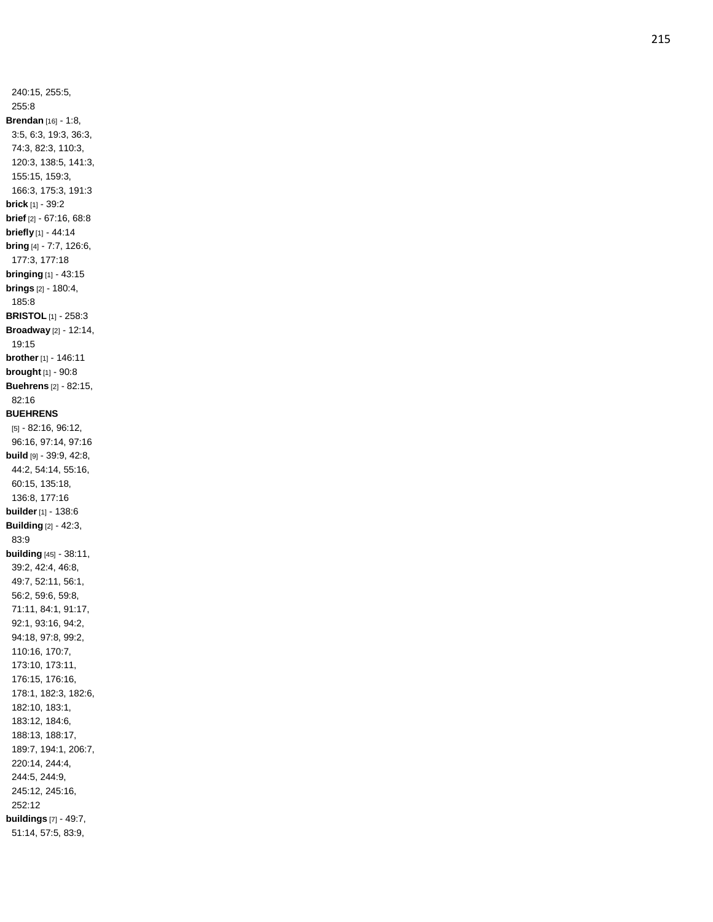240:15, 255:5, 255:8

**Brendan** [16] - 1:8, 3:5, 6:3, 19:3, 36:3, 74:3, 82:3, 110:3, 120:3, 138:5, 141:3, 155:15, 159:3, 166:3, 175:3, 191:3

**brick** [1] - 39:2

**brief** [2] - 67:16, 68:8

**briefly** [1] - 44:14

**bring** [4] - 7:7, 126:6, 177:3, 177:18

**bringing** [1] - 43:15

**brings** [2] - 180:4, 185:8

**BRISTOL** [1] - 258:3

**Broadway** [2] - 12:14, 19:15

**brother** [1] - 146:11

**brought** [1] - 90:8

**Buehrens** [2] - 82:15, 82:16

**BUEHRENS** [5] - 82:16, 96:12, 96:16, 97:14, 97:16

**build** [9] - 39:9, 42:8, 44:2, 54:14, 55:16, 60:15, 135:18, 136:8, 177:16

**builder** [1] - 138:6

**Building** [2] - 42:3, 83:9

**building** [45] - 38:11, 39:2, 42:4, 46:8, 49:7, 52:11, 56:1, 56:2, 59:6, 59:8, 71:11, 84:1, 91:17, 92:1, 93:16, 94:2, 94:18, 97:8, 99:2, 110:16, 170:7, 173:10, 173:11, 176:15, 176:16, 178:1, 182:3, 182:6, 182:10, 183:1, 183:12, 184:6, 188:13, 188:17, 189:7, 194:1, 206:7, 220:14, 244:4, 244:5, 244:9, 245:12, 245:16, 252:12

**buildings** [7] - 49:7, 51:14, 57:5, 83:9,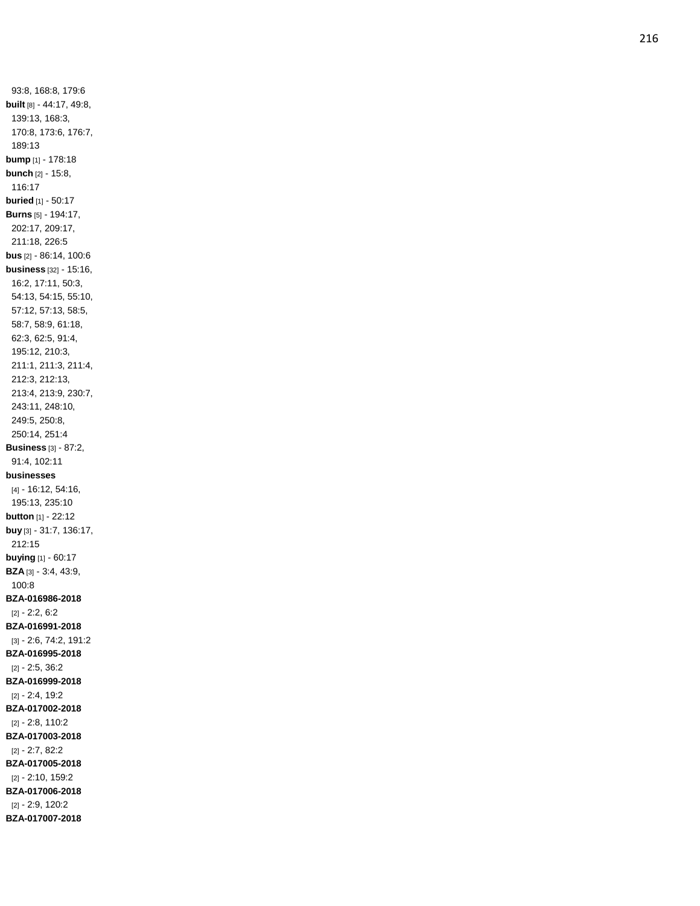93:8, 168:8, 179:6

**built** [8] - 44:17, 49:8, 139:13, 168:3, 170:8, 173:6, 176:7, 189:13

**bump** [1] - 178:18

**bunch** [2] - 15:8, 116:17

**buried** [1] - 50:17

**Burns** [5] - 194:17, 202:17, 209:17, 211:18, 226:5

**bus** [2] - 86:14, 100:6

**business** [32] - 15:16, 16:2, 17:11, 50:3, 54:13, 54:15, 55:10, 57:12, 57:13, 58:5, 58:7, 58:9, 61:18, 62:3, 62:5, 91:4, 195:12, 210:3, 211:1, 211:3, 211:4, 212:3, 212:13, 213:4, 213:9, 230:7, 243:11, 248:10, 249:5, 250:8, 250:14, 251:4

**Business** [3] - 87:2, 91:4, 102:11

**businesses** [4] - 16:12, 54:16, 195:13, 235:10

**button** [1] - 22:12

**buy** [3] - 31:7, 136:17, 212:15

**buying** [1] - 60:17

**BZA** [3] - 3:4, 43:9, 100:8

**BZA-016986-2018** [2] - 2:2, 6:2

**BZA-016991-2018** [3] - 2:6, 74:2, 191:2

**BZA-016995-2018** [2] - 2:5, 36:2

**BZA-016999-2018** [2] - 2:4, 19:2

**BZA-017002-2018** [2] - 2:8, 110:2

**BZA-017003-2018** [2] - 2:7, 82:2

**BZA-017005-2018** [2] - 2:10, 159:2

**BZA-017006-2018** [2] - 2:9, 120:2

**BZA-017007-2018**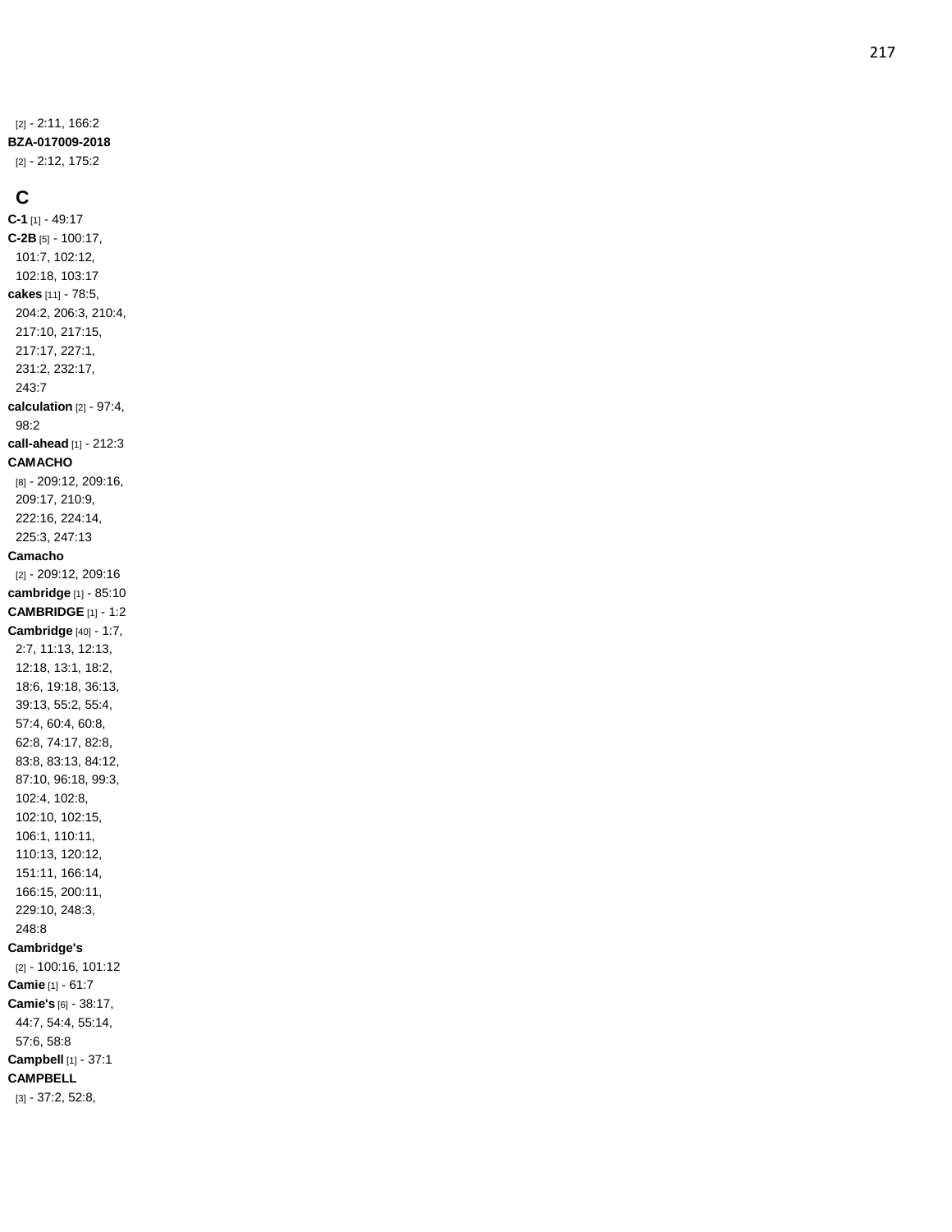[2] - 2:11, 166:2

**BZA-017009-2018** [2] - 2:12, 175:2

## C

**C-1** [1] - 49:17

**C-2B** [5] - 100:17, 101:7, 102:12, 102:18, 103:17

**cakes** [11] - 78:5, 204:2, 206:3, 210:4, 217:10, 217:15, 217:17, 227:1, 231:2, 232:17, 243:7

**calculation** [2] - 97:4, 98:2

**call-ahead** [1] - 212:3

**CAMACHO** [8] - 209:12, 209:16, 209:17, 210:9, 222:16, 224:14, 225:3, 247:13

**Camacho** [2] - 209:12, 209:16

**cambridge** [1] - 85:10

**CAMBRIDGE** [1] - 1:2

**Cambridge** [40] - 1:7, 2:7, 11:13, 12:13, 12:18, 13:1, 18:2, 18:6, 19:18, 36:13, 39:13, 55:2, 55:4, 57:4, 60:4, 60:8, 62:8, 74:17, 82:8, 83:8, 83:13, 84:12, 87:10, 96:18, 99:3, 102:4, 102:8, 102:10, 102:15, 106:1, 110:11, 110:13, 120:12, 151:11, 166:14, 166:15, 200:11, 229:10, 248:3, 248:8

**Cambridge's** [2] - 100:16, 101:12

**Camie** [1] - 61:7

**Camie's** [6] - 38:17, 44:7, 54:4, 55:14, 57:6, 58:8

**Campbell** [1] - 37:1

**CAMPBELL** [3] - 37:2, 52:8,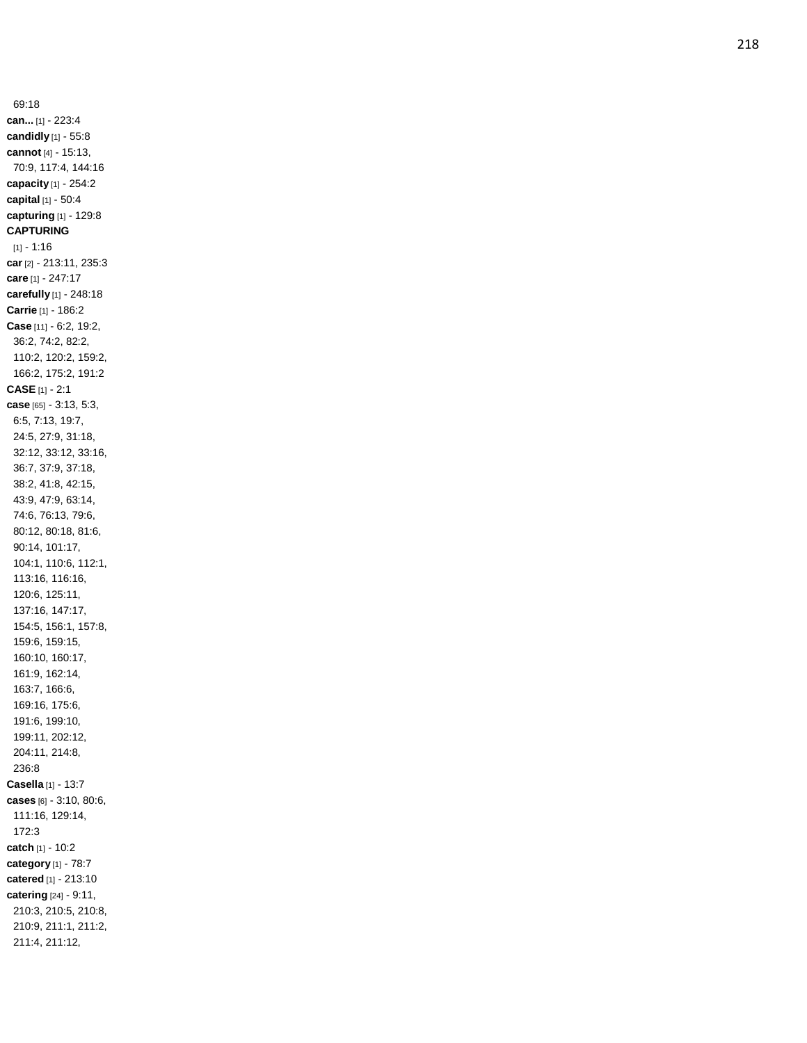69:18

**can...** [1] - 223:4

**candidly** [1] - 55:8

**cannot** [4] - 15:13, 70:9, 117:4, 144:16

**capacity** [1] - 254:2

**capital** [1] - 50:4

**capturing** [1] - 129:8

**CAPTURING** [1] - 1:16

**car** [2] - 213:11, 235:3

**care** [1] - 247:17

**carefully** [1] - 248:18

**Carrie** [1] - 186:2

**Case** [11] - 6:2, 19:2, 36:2, 74:2, 82:2, 110:2, 120:2, 159:2, 166:2, 175:2, 191:2

**CASE** [1] - 2:1

**case** [65] - 3:13, 5:3, 6:5, 7:13, 19:7, 24:5, 27:9, 31:18, 32:12, 33:12, 33:16, 36:7, 37:9, 37:18, 38:2, 41:8, 42:15, 43:9, 47:9, 63:14, 74:6, 76:13, 79:6, 80:12, 80:18, 81:6, 90:14, 101:17, 104:1, 110:6, 112:1, 113:16, 116:16, 120:6, 125:11, 137:16, 147:17, 154:5, 156:1, 157:8, 159:6, 159:15, 160:10, 160:17, 161:9, 162:14, 163:7, 166:6, 169:16, 175:6, 191:6, 199:10, 199:11, 202:12, 204:11, 214:8, 236:8

**Casella** [1] - 13:7

**cases** [6] - 3:10, 80:6, 111:16, 129:14, 172:3

**catch** [1] - 10:2

**category** [1] - 78:7

**catered** [1] - 213:10

**catering** [24] - 9:11, 210:3, 210:5, 210:8, 210:9, 211:1, 211:2, 211:4, 211:12,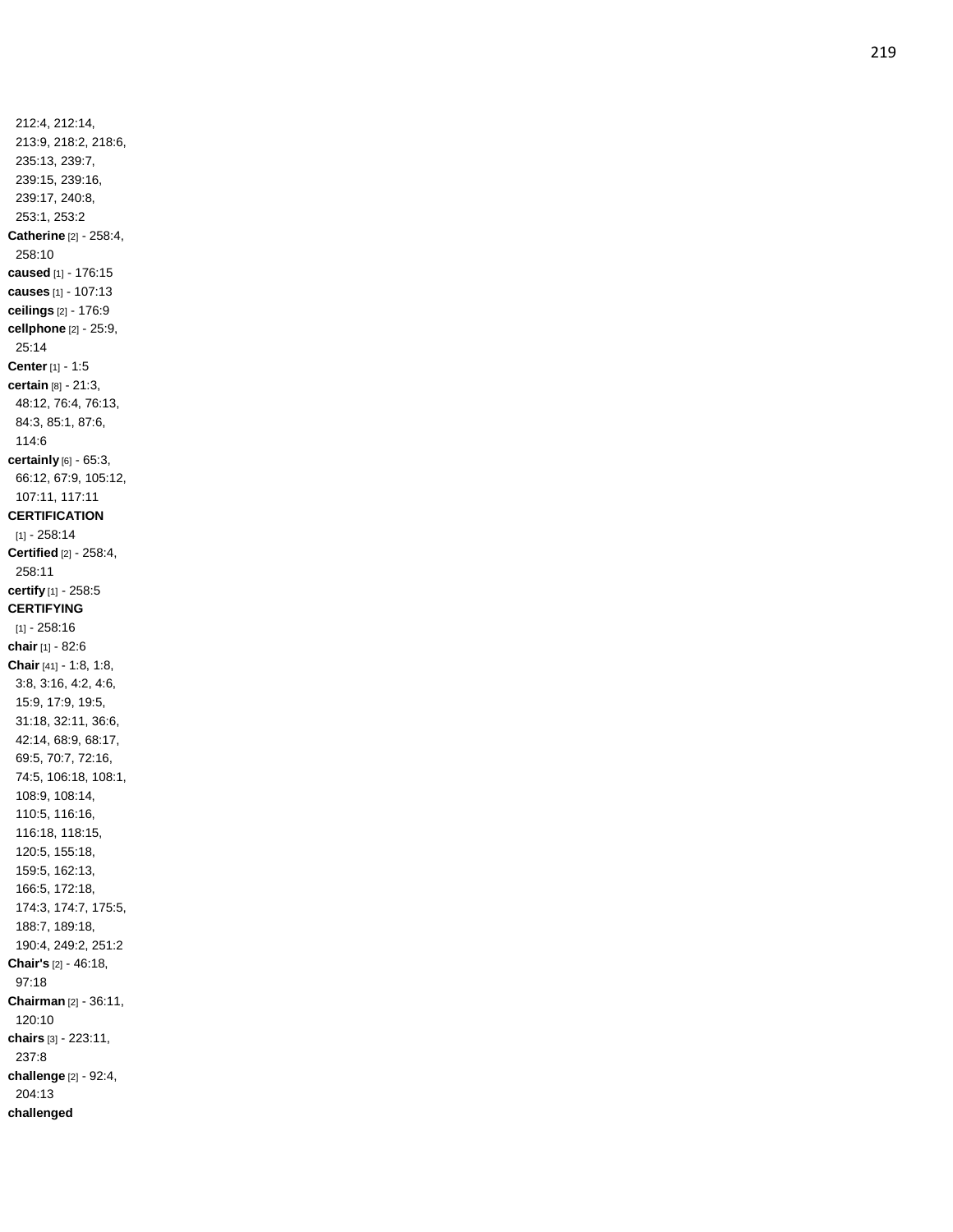212:4, 212:14, 213:9, 218:2, 218:6, 235:13, 239:7, 239:15, 239:16, 239:17, 240:8, 253:1, 253:2

**Catherine** [2] - 258:4, 258:10

**caused** [1] - 176:15

**causes** [1] - 107:13

**ceilings** [2] - 176:9

**cellphone** [2] - 25:9, 25:14

**Center** [1] - 1:5

**certain** [8] - 21:3, 48:12, 76:4, 76:13, 84:3, 85:1, 87:6, 114:6

**certainly** [6] - 65:3, 66:12, 67:9, 105:12, 107:11, 117:11

**CERTIFICATION** [1] - 258:14

**Certified** [2] - 258:4, 258:11

**certify** [1] - 258:5

**CERTIFYING** [1] - 258:16

**chair** [1] - 82:6

**Chair** [41] - 1:8, 1:8, 3:8, 3:16, 4:2, 4:6, 15:9, 17:9, 19:5, 31:18, 32:11, 36:6, 42:14, 68:9, 68:17, 69:5, 70:7, 72:16, 74:5, 106:18, 108:1, 108:9, 108:14, 110:5, 116:16, 116:18, 118:15, 120:5, 155:18, 159:5, 162:13, 166:5, 172:18, 174:3, 174:7, 175:5, 188:7, 189:18, 190:4, 249:2, 251:2

**Chair's** [2] - 46:18, 97:18

**Chairman** [2] - 36:11, 120:10

**chairs** [3] - 223:11, 237:8

**challenge** [2] - 92:4, 204:13

**challenged**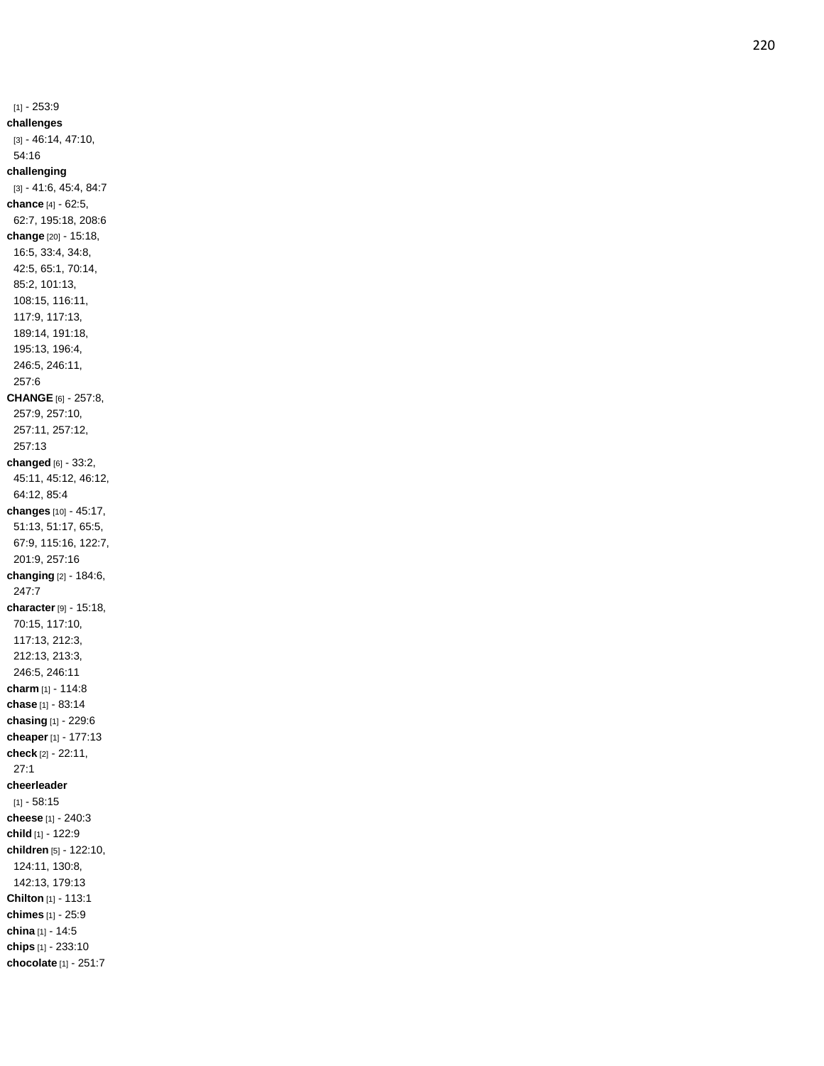[1] - 253:9

**challenges** [3] - 46:14, 47:10, 54:16

**challenging** [3] - 41:6, 45:4, 84:7

**chance** [4] - 62:5, 62:7, 195:18, 208:6

**change** [20] - 15:18, 16:5, 33:4, 34:8, 42:5, 65:1, 70:14, 85:2, 101:13, 108:15, 116:11, 117:9, 117:13, 189:14, 191:18, 195:13, 196:4, 246:5, 246:11, 257:6

**CHANGE** [6] - 257:8, 257:9, 257:10, 257:11, 257:12, 257:13

**changed** [6] - 33:2, 45:11, 45:12, 46:12, 64:12, 85:4

**changes** [10] - 45:17, 51:13, 51:17, 65:5, 67:9, 115:16, 122:7, 201:9, 257:16

**changing** [2] - 184:6, 247:7

**character** [9] - 15:18, 70:15, 117:10, 117:13, 212:3, 212:13, 213:3, 246:5, 246:11

**charm** [1] - 114:8

**chase** [1] - 83:14

**chasing** [1] - 229:6

**cheaper** [1] - 177:13

**check** [2] - 22:11, 27:1

**cheerleader** [1] - 58:15

**cheese** [1] - 240:3

**child** [1] - 122:9

**children** [5] - 122:10, 124:11, 130:8, 142:13, 179:13

**Chilton** [1] - 113:1

**chimes** [1] - 25:9

**china** [1] - 14:5

**chips** [1] - 233:10

**chocolate** [1] - 251:7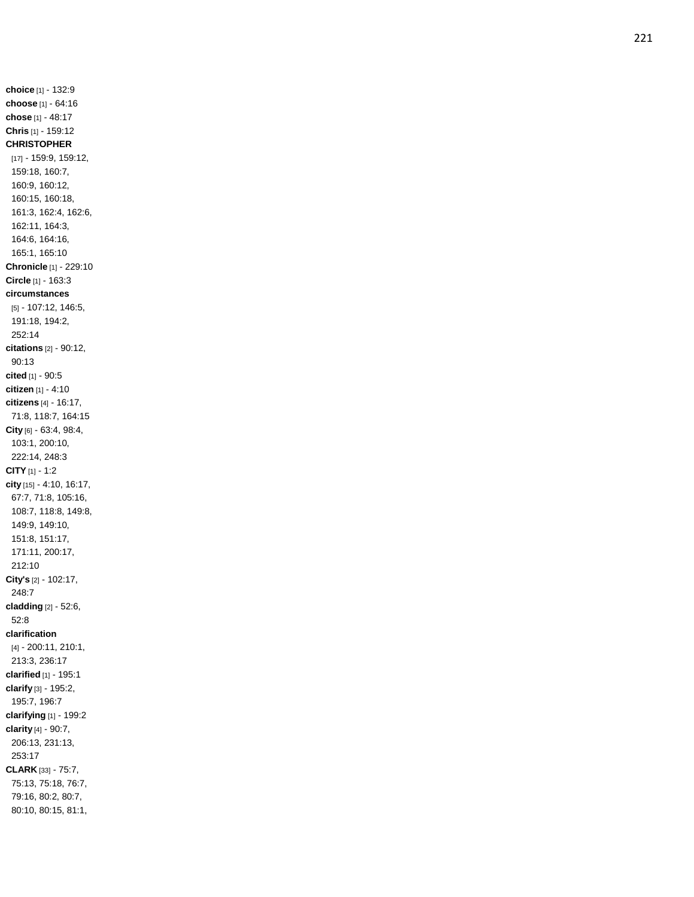**choice** [1] - 132:9
**choose** [1] - 64:16
**chose** [1] - 48:17
**Chris** [1] - 159:12
**CHRISTOPHER** [17] - 159:9, 159:12, 159:18, 160:7, 160:9, 160:12, 160:15, 160:18, 161:3, 162:4, 162:6, 162:11, 164:3, 164:6, 164:16, 165:1, 165:10
**Chronicle** [1] - 229:10
**Circle** [1] - 163:3
**circumstances** [5] - 107:12, 146:5, 191:18, 194:2, 252:14
**citations** [2] - 90:12, 90:13
**cited** [1] - 90:5
**citizen** [1] - 4:10
**citizens** [4] - 16:17, 71:8, 118:7, 164:15
**City** [6] - 63:4, 98:4, 103:1, 200:10, 222:14, 248:3
**CITY** [1] - 1:2
**city** [15] - 4:10, 16:17, 67:7, 71:8, 105:16, 108:7, 118:8, 149:8, 149:9, 149:10, 151:8, 151:17, 171:11, 200:17, 212:10
**City's** [2] - 102:17, 248:7
**cladding** [2] - 52:6, 52:8
**clarification** [4] - 200:11, 210:1, 213:3, 236:17
**clarified** [1] - 195:1
**clarify** [3] - 195:2, 195:7, 196:7
**clarifying** [1] - 199:2
**clarity** [4] - 90:7, 206:13, 231:13, 253:17
**CLARK** [33] - 75:7, 75:13, 75:18, 76:7, 79:16, 80:2, 80:7, 80:10, 80:15, 81:1,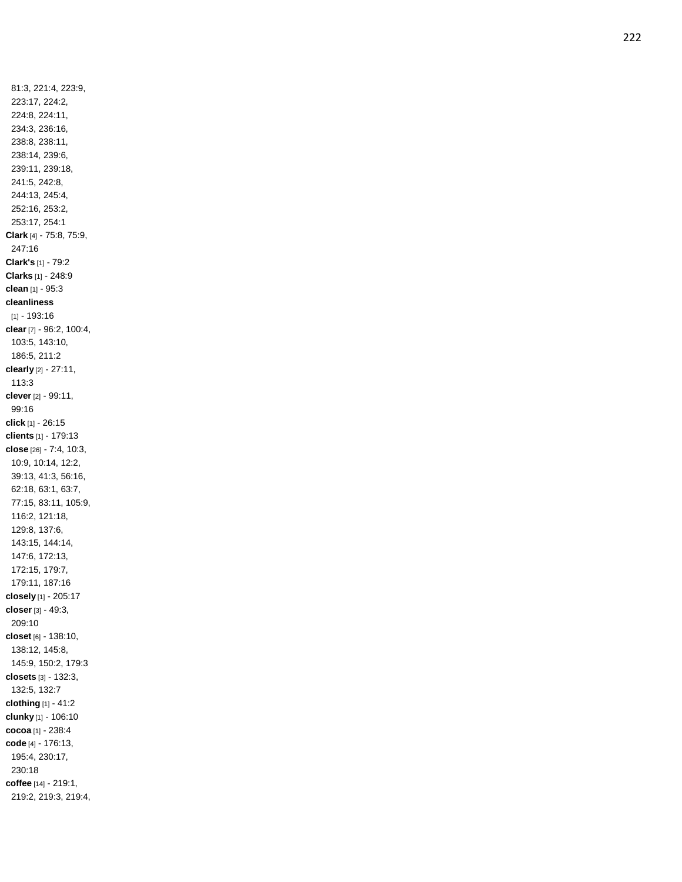81:3, 221:4, 223:9, 223:17, 224:2, 224:8, 224:11, 234:3, 236:16, 238:8, 238:11, 238:14, 239:6, 239:11, 239:18, 241:5, 242:8, 244:13, 245:4, 252:16, 253:2, 253:17, 254:1

**Clark** [4] - 75:8, 75:9, 247:16

**Clark's** [1] - 79:2

**Clarks** [1] - 248:9

**clean** [1] - 95:3

**cleanliness** [1] - 193:16

**clear** [7] - 96:2, 100:4, 103:5, 143:10, 186:5, 211:2

**clearly** [2] - 27:11, 113:3

**clever** [2] - 99:11, 99:16

**click** [1] - 26:15

**clients** [1] - 179:13

**close** [26] - 7:4, 10:3, 10:9, 10:14, 12:2, 39:13, 41:3, 56:16, 62:18, 63:1, 63:7, 77:15, 83:11, 105:9, 116:2, 121:18, 129:8, 137:6, 143:15, 144:14, 147:6, 172:13, 172:15, 179:7, 179:11, 187:16

**closely** [1] - 205:17

**closer** [3] - 49:3, 209:10

**closet** [6] - 138:10, 138:12, 145:8, 145:9, 150:2, 179:3

**closets** [3] - 132:3, 132:5, 132:7

**clothing** [1] - 41:2

**clunky** [1] - 106:10

**cocoa** [1] - 238:4

**code** [4] - 176:13, 195:4, 230:17, 230:18

**coffee** [14] - 219:1, 219:2, 219:3, 219:4,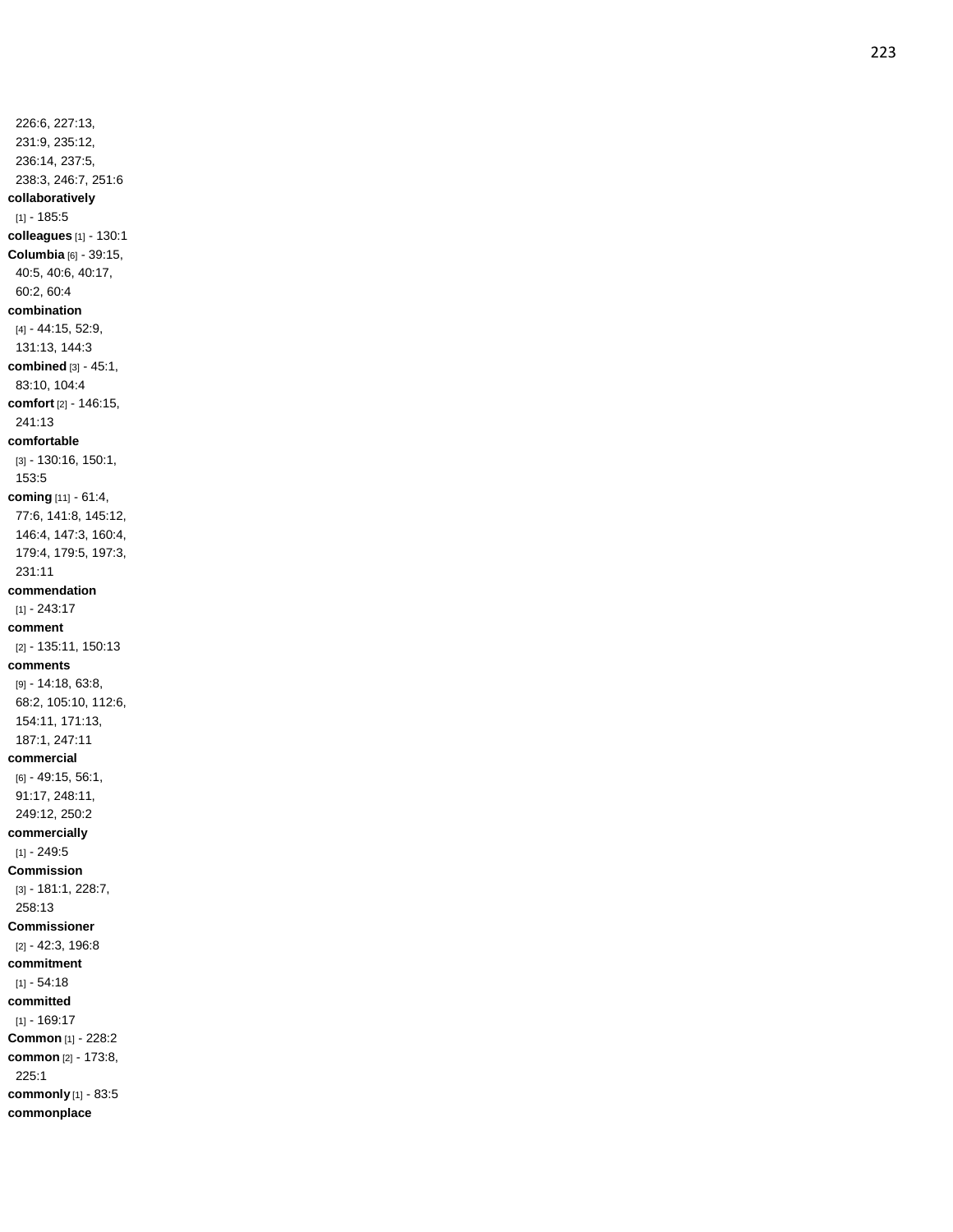226:6, 227:13, 231:9, 235:12, 236:14, 237:5, 238:3, 246:7, 251:6

**collaboratively** [1] - 185:5

**colleagues** [1] - 130:1

**Columbia** [6] - 39:15, 40:5, 40:6, 40:17, 60:2, 60:4

**combination** [4] - 44:15, 52:9, 131:13, 144:3

**combined** [3] - 45:1, 83:10, 104:4

**comfort** [2] - 146:15, 241:13

**comfortable** [3] - 130:16, 150:1, 153:5

**coming** [11] - 61:4, 77:6, 141:8, 145:12, 146:4, 147:3, 160:4, 179:4, 179:5, 197:3, 231:11

**commendation** [1] - 243:17

**comment** [2] - 135:11, 150:13

**comments** [9] - 14:18, 63:8, 68:2, 105:10, 112:6, 154:11, 171:13, 187:1, 247:11

**commercial** [6] - 49:15, 56:1, 91:17, 248:11, 249:12, 250:2

**commercially** [1] - 249:5

**Commission** [3] - 181:1, 228:7, 258:13

**Commissioner** [2] - 42:3, 196:8

**commitment** [1] - 54:18

**committed** [1] - 169:17

**Common** [1] - 228:2

**common** [2] - 173:8, 225:1

**commonly** [1] - 83:5

**commonplace**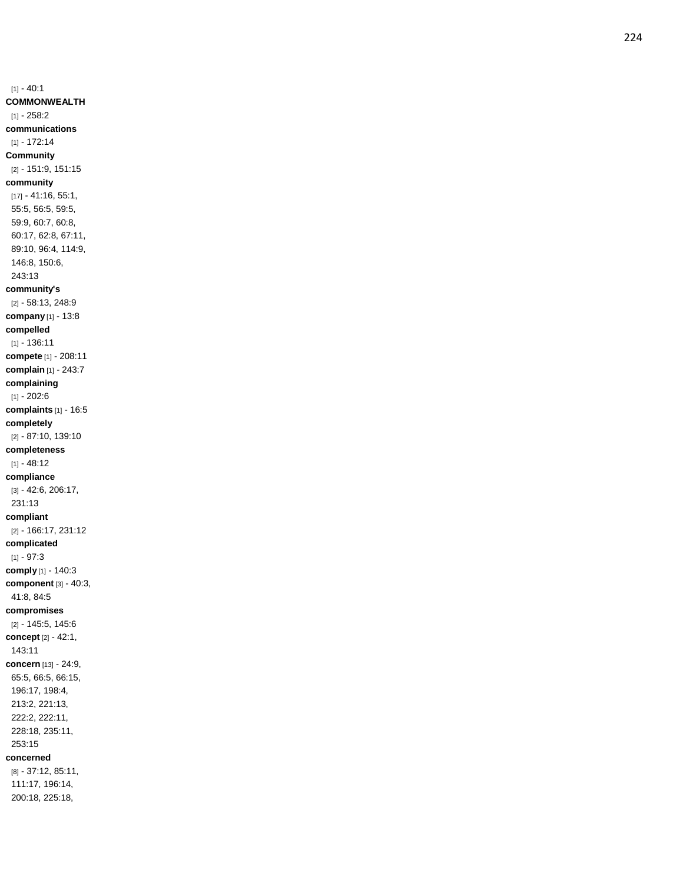[1] - 40:1

**COMMONWEALTH** [1] - 258:2

**communications** [1] - 172:14

**Community** [2] - 151:9, 151:15

**community** [17] - 41:16, 55:1, 55:5, 56:5, 59:5, 59:9, 60:7, 60:8, 60:17, 62:8, 67:11, 89:10, 96:4, 114:9, 146:8, 150:6, 243:13

**community's** [2] - 58:13, 248:9

**company** [1] - 13:8

**compelled** [1] - 136:11

**compete** [1] - 208:11

**complain** [1] - 243:7

**complaining** [1] - 202:6

**complaints** [1] - 16:5

**completely** [2] - 87:10, 139:10

**completeness** [1] - 48:12

**compliance** [3] - 42:6, 206:17, 231:13

**compliant** [2] - 166:17, 231:12

**complicated** [1] - 97:3

**comply** [1] - 140:3

**component** [3] - 40:3, 41:8, 84:5

**compromises** [2] - 145:5, 145:6

**concept** [2] - 42:1, 143:11

**concern** [13] - 24:9, 65:5, 66:5, 66:15, 196:17, 198:4, 213:2, 221:13, 222:2, 222:11, 228:18, 235:11, 253:15

**concerned** [8] - 37:12, 85:11, 111:17, 196:14, 200:18, 225:18,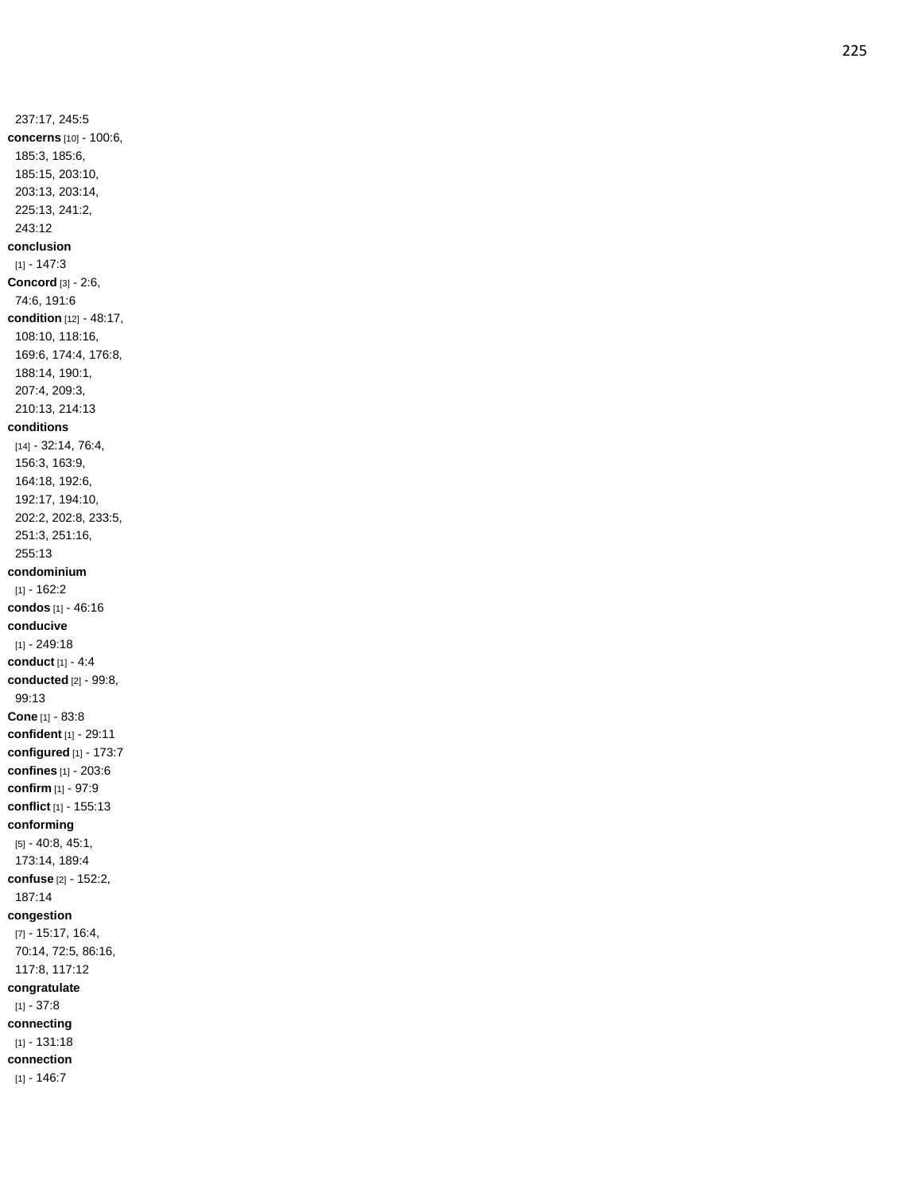237:17, 245:5

**concerns** [10] - 100:6, 185:3, 185:6, 185:15, 203:10, 203:13, 203:14, 225:13, 241:2, 243:12

**conclusion** [1] - 147:3

**Concord** [3] - 2:6, 74:6, 191:6

**condition** [12] - 48:17, 108:10, 118:16, 169:6, 174:4, 176:8, 188:14, 190:1, 207:4, 209:3, 210:13, 214:13

**conditions** [14] - 32:14, 76:4, 156:3, 163:9, 164:18, 192:6, 192:17, 194:10, 202:2, 202:8, 233:5, 251:3, 251:16, 255:13

**condominium** [1] - 162:2

**condos** [1] - 46:16

**conducive** [1] - 249:18

**conduct** [1] - 4:4

**conducted** [2] - 99:8, 99:13

**Cone** [1] - 83:8

**confident** [1] - 29:11

**configured** [1] - 173:7

**confines** [1] - 203:6

**confirm** [1] - 97:9

**conflict** [1] - 155:13

**conforming** [5] - 40:8, 45:1, 173:14, 189:4

**confuse** [2] - 152:2, 187:14

**congestion** [7] - 15:17, 16:4, 70:14, 72:5, 86:16, 117:8, 117:12

**congratulate** [1] - 37:8

**connecting** [1] - 131:18

**connection** [1] - 146:7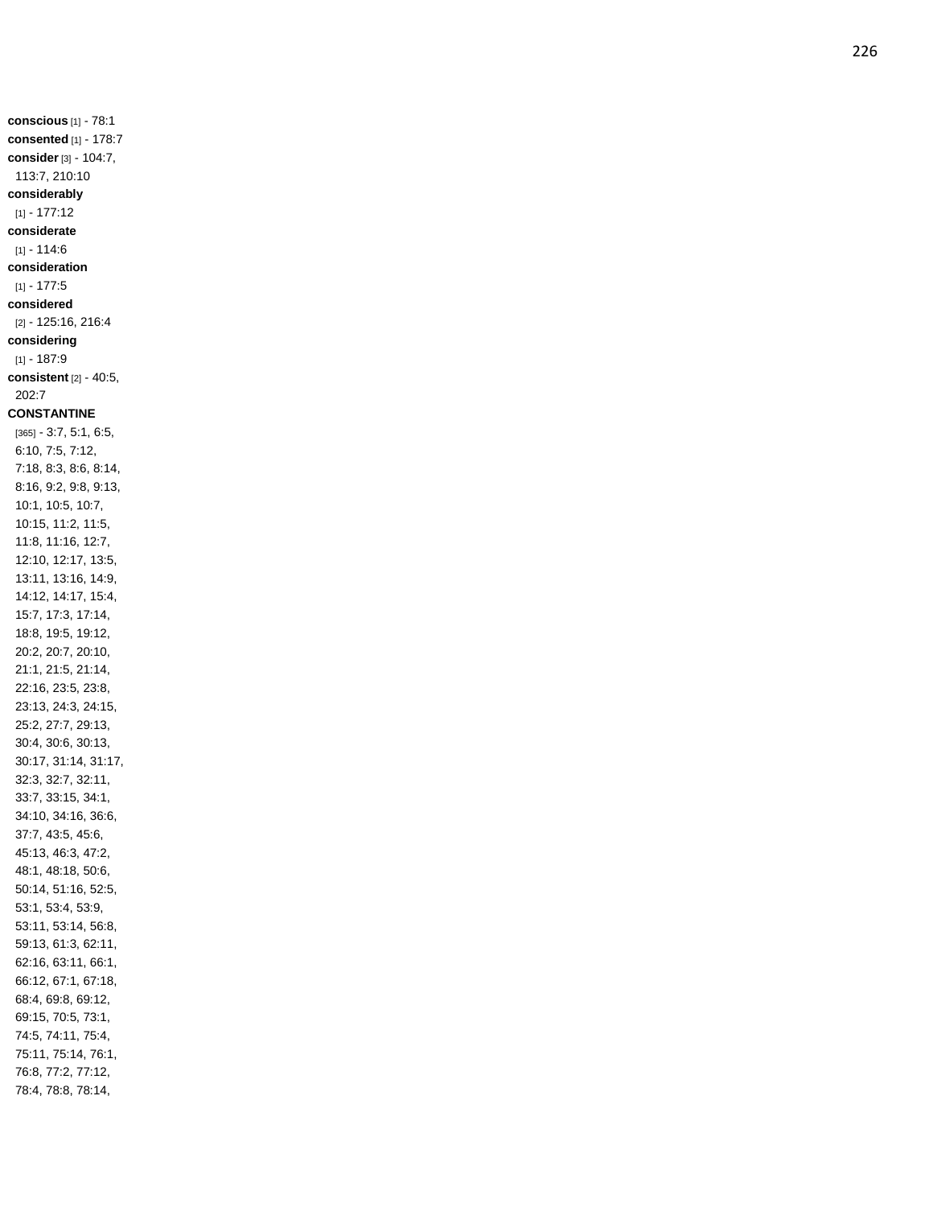**conscious** [1] - 78:1
**consented** [1] - 178:7
**consider** [3] - 104:7, 113:7, 210:10
**considerably** [1] - 177:12
**considerate** [1] - 114:6
**consideration** [1] - 177:5
**considered** [2] - 125:16, 216:4
**considering** [1] - 187:9
**consistent** [2] - 40:5, 202:7
**CONSTANTINE** [365] - 3:7, 5:1, 6:5, 6:10, 7:5, 7:12, 7:18, 8:3, 8:6, 8:14, 8:16, 9:2, 9:8, 9:13, 10:1, 10:5, 10:7, 10:15, 11:2, 11:5, 11:8, 11:16, 12:7, 12:10, 12:17, 13:5, 13:11, 13:16, 14:9, 14:12, 14:17, 15:4, 15:7, 17:3, 17:14, 18:8, 19:5, 19:12, 20:2, 20:7, 20:10, 21:1, 21:5, 21:14, 22:16, 23:5, 23:8, 23:13, 24:3, 24:15, 25:2, 27:7, 29:13, 30:4, 30:6, 30:13, 30:17, 31:14, 31:17, 32:3, 32:7, 32:11, 33:7, 33:15, 34:1, 34:10, 34:16, 36:6, 37:7, 43:5, 45:6, 45:13, 46:3, 47:2, 48:1, 48:18, 50:6, 50:14, 51:16, 52:5, 53:1, 53:4, 53:9, 53:11, 53:14, 56:8, 59:13, 61:3, 62:11, 62:16, 63:11, 66:1, 66:12, 67:1, 67:18, 68:4, 69:8, 69:12, 69:15, 70:5, 73:1, 74:5, 74:11, 75:4, 75:11, 75:14, 76:1, 76:8, 77:2, 77:12, 78:4, 78:8, 78:14,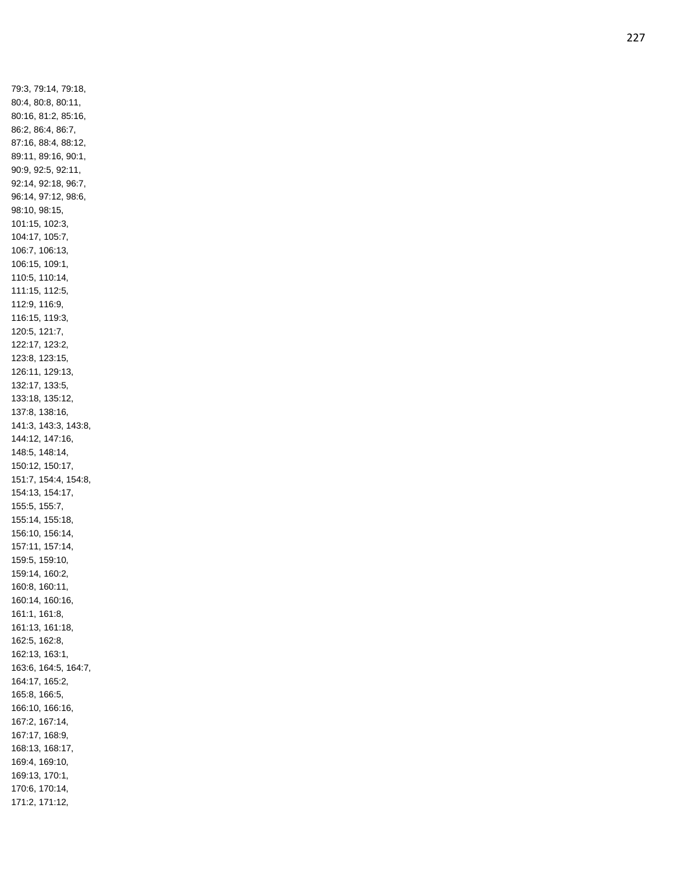79:3, 79:14, 79:18,
80:4, 80:8, 80:11,
80:16, 81:2, 85:16,
86:2, 86:4, 86:7,
87:16, 88:4, 88:12,
89:11, 89:16, 90:1,
90:9, 92:5, 92:11,
92:14, 92:18, 96:7,
96:14, 97:12, 98:6,
98:10, 98:15,
101:15, 102:3,
104:17, 105:7,
106:7, 106:13,
106:15, 109:1,
110:5, 110:14,
111:15, 112:5,
112:9, 116:9,
116:15, 119:3,
120:5, 121:7,
122:17, 123:2,
123:8, 123:15,
126:11, 129:13,
132:17, 133:5,
133:18, 135:12,
137:8, 138:16,
141:3, 143:3, 143:8,
144:12, 147:16,
148:5, 148:14,
150:12, 150:17,
151:7, 154:4, 154:8,
154:13, 154:17,
155:5, 155:7,
155:14, 155:18,
156:10, 156:14,
157:11, 157:14,
159:5, 159:10,
159:14, 160:2,
160:8, 160:11,
160:14, 160:16,
161:1, 161:8,
161:13, 161:18,
162:5, 162:8,
162:13, 163:1,
163:6, 164:5, 164:7,
164:17, 165:2,
165:8, 166:5,
166:10, 166:16,
167:2, 167:14,
167:17, 168:9,
168:13, 168:17,
169:4, 169:10,
169:13, 170:1,
170:6, 170:14,
171:2, 171:12,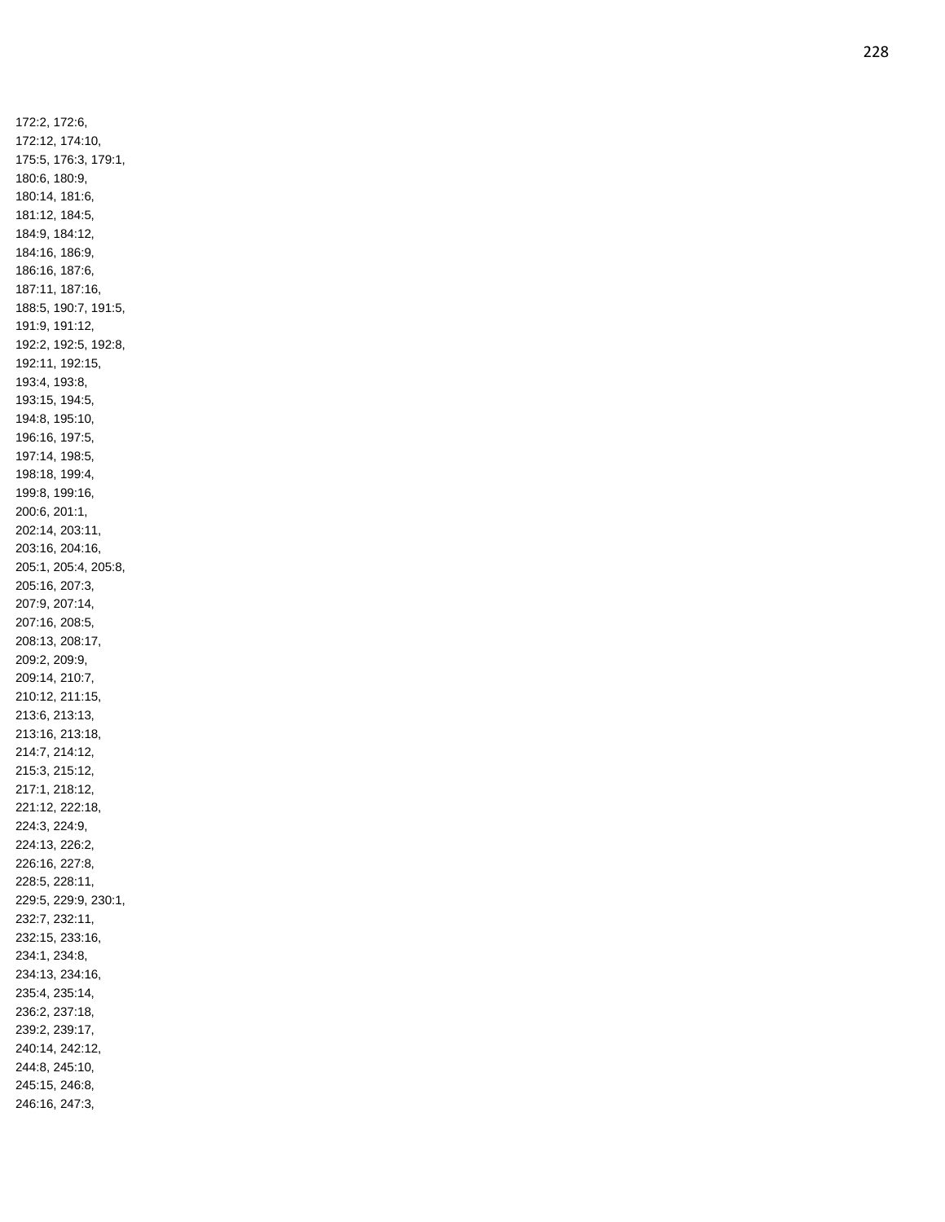172:2, 172:6,
172:12, 174:10,
175:5, 176:3, 179:1,
180:6, 180:9,
180:14, 181:6,
181:12, 184:5,
184:9, 184:12,
184:16, 186:9,
186:16, 187:6,
187:11, 187:16,
188:5, 190:7, 191:5,
191:9, 191:12,
192:2, 192:5, 192:8,
192:11, 192:15,
193:4, 193:8,
193:15, 194:5,
194:8, 195:10,
196:16, 197:5,
197:14, 198:5,
198:18, 199:4,
199:8, 199:16,
200:6, 201:1,
202:14, 203:11,
203:16, 204:16,
205:1, 205:4, 205:8,
205:16, 207:3,
207:9, 207:14,
207:16, 208:5,
208:13, 208:17,
209:2, 209:9,
209:14, 210:7,
210:12, 211:15,
213:6, 213:13,
213:16, 213:18,
214:7, 214:12,
215:3, 215:12,
217:1, 218:12,
221:12, 222:18,
224:3, 224:9,
224:13, 226:2,
226:16, 227:8,
228:5, 228:11,
229:5, 229:9, 230:1,
232:7, 232:11,
232:15, 233:16,
234:1, 234:8,
234:13, 234:16,
235:4, 235:14,
236:2, 237:18,
239:2, 239:17,
240:14, 242:12,
244:8, 245:10,
245:15, 246:8,
246:16, 247:3,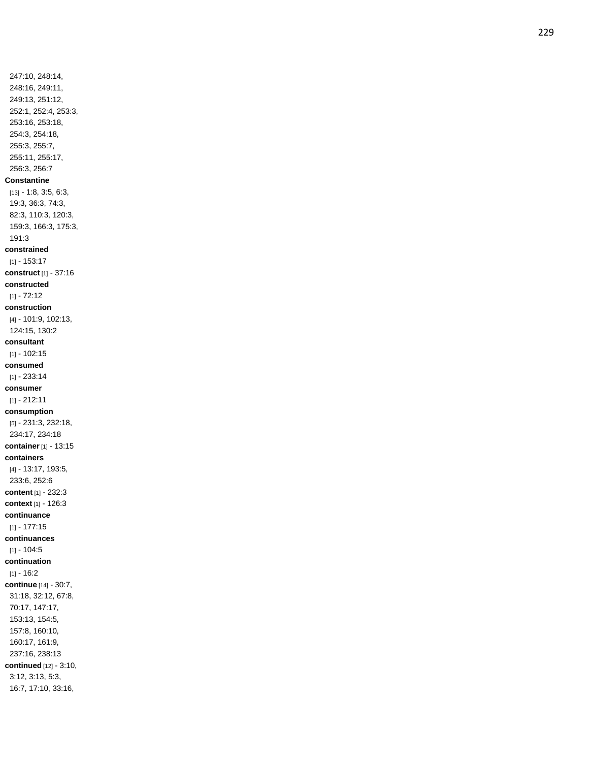247:10, 248:14,
248:16, 249:11,
249:13, 251:12,
252:1, 252:4, 253:3,
253:16, 253:18,
254:3, 254:18,
255:3, 255:7,
255:11, 255:17,
256:3, 256:7

**Constantine** [13] - 1:8, 3:5, 6:3, 19:3, 36:3, 74:3, 82:3, 110:3, 120:3, 159:3, 166:3, 175:3, 191:3

**constrained** [1] - 153:17

**construct** [1] - 37:16

**constructed** [1] - 72:12

**construction** [4] - 101:9, 102:13, 124:15, 130:2

**consultant** [1] - 102:15

**consumed** [1] - 233:14

**consumer** [1] - 212:11

**consumption** [5] - 231:3, 232:18, 234:17, 234:18

**container** [1] - 13:15

**containers** [4] - 13:17, 193:5, 233:6, 252:6

**content** [1] - 232:3

**context** [1] - 126:3

**continuance** [1] - 177:15

**continuances** [1] - 104:5

**continuation** [1] - 16:2

**continue** [14] - 30:7, 31:18, 32:12, 67:8, 70:17, 147:17, 153:13, 154:5, 157:8, 160:10, 160:17, 161:9, 237:16, 238:13

**continued** [12] - 3:10, 3:12, 3:13, 5:3, 16:7, 17:10, 33:16,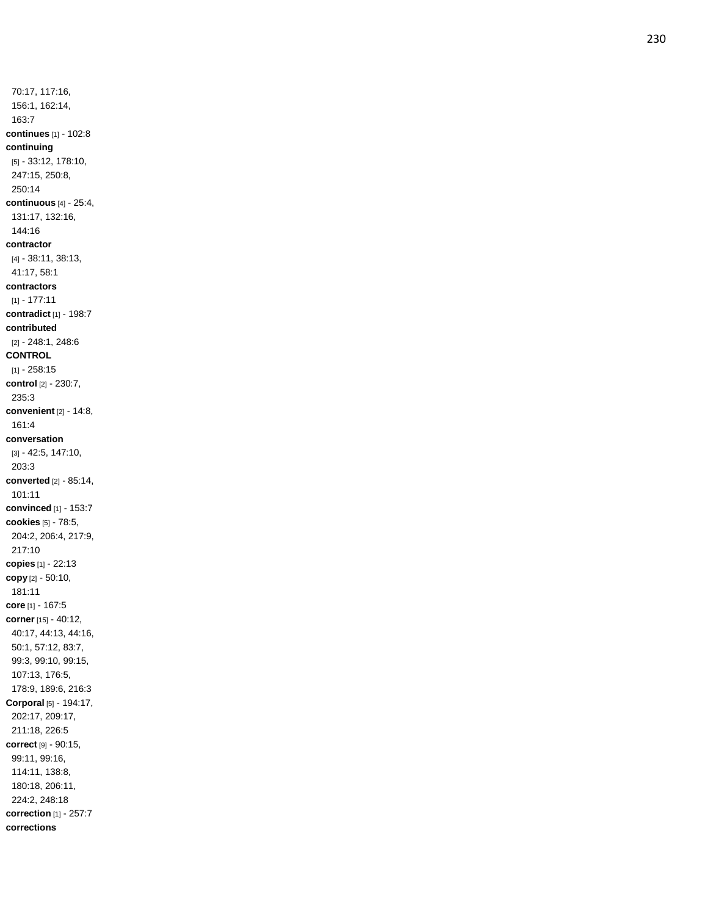70:17, 117:16, 156:1, 162:14, 163:7

**continues** [1] - 102:8

**continuing** [5] - 33:12, 178:10, 247:15, 250:8, 250:14

**continuous** [4] - 25:4, 131:17, 132:16, 144:16

**contractor** [4] - 38:11, 38:13, 41:17, 58:1

**contractors** [1] - 177:11

**contradict** [1] - 198:7

**contributed** [2] - 248:1, 248:6

**CONTROL** [1] - 258:15

**control** [2] - 230:7, 235:3

**convenient** [2] - 14:8, 161:4

**conversation** [3] - 42:5, 147:10, 203:3

**converted** [2] - 85:14, 101:11

**convinced** [1] - 153:7

**cookies** [5] - 78:5, 204:2, 206:4, 217:9, 217:10

**copies** [1] - 22:13

**copy** [2] - 50:10, 181:11

**core** [1] - 167:5

**corner** [15] - 40:12, 40:17, 44:13, 44:16, 50:1, 57:12, 83:7, 99:3, 99:10, 99:15, 107:13, 176:5, 178:9, 189:6, 216:3

**Corporal** [5] - 194:17, 202:17, 209:17, 211:18, 226:5

**correct** [9] - 90:15, 99:11, 99:16, 114:11, 138:8, 180:18, 206:11, 224:2, 248:18

**correction** [1] - 257:7

**corrections**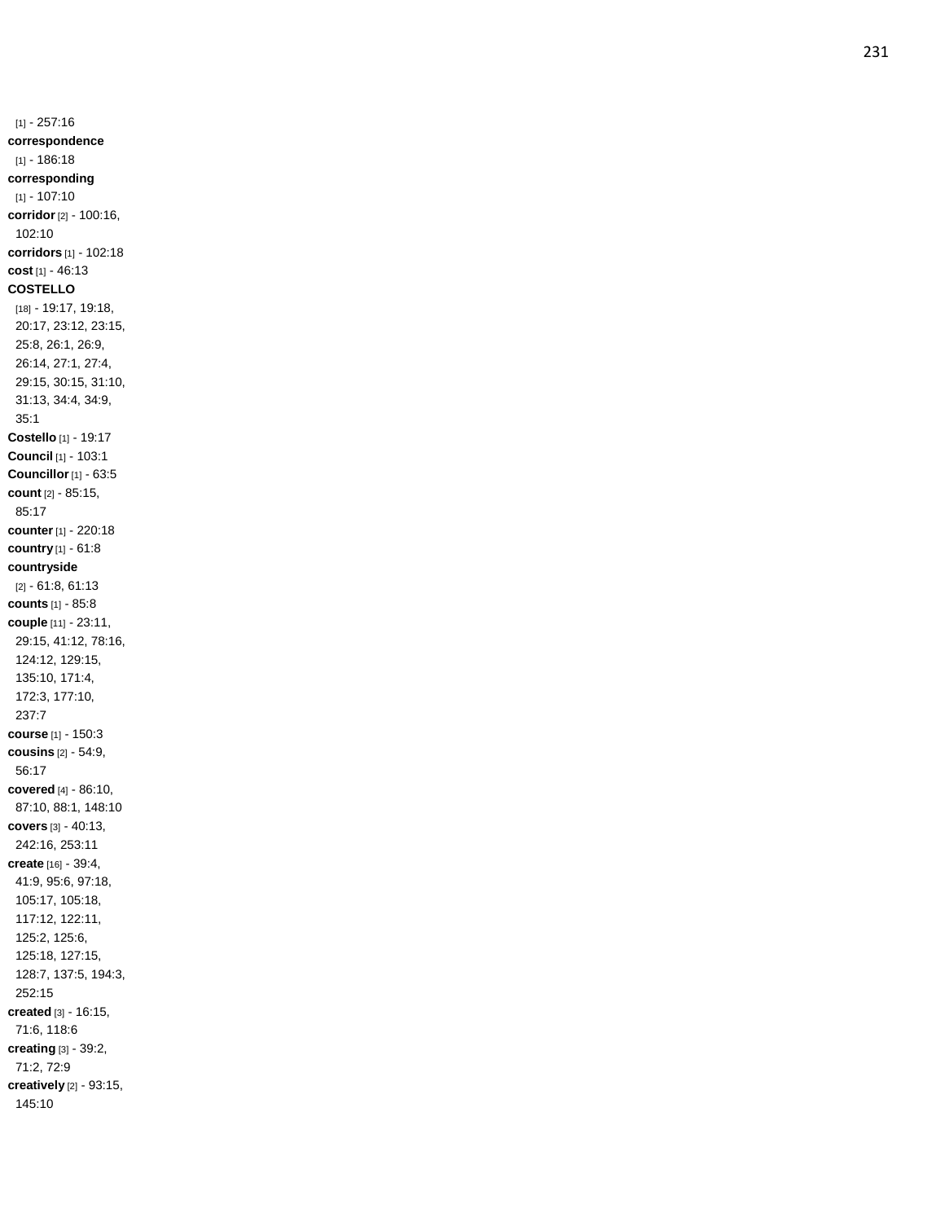[1] - 257:16

**correspondence** [1] - 186:18

**corresponding** [1] - 107:10

**corridor** [2] - 100:16, 102:10

**corridors** [1] - 102:18

**cost** [1] - 46:13

**COSTELLO** [18] - 19:17, 19:18, 20:17, 23:12, 23:15, 25:8, 26:1, 26:9, 26:14, 27:1, 27:4, 29:15, 30:15, 31:10, 31:13, 34:4, 34:9, 35:1

**Costello** [1] - 19:17

**Council** [1] - 103:1

**Councillor** [1] - 63:5

**count** [2] - 85:15, 85:17

**counter** [1] - 220:18

**country** [1] - 61:8

**countryside** [2] - 61:8, 61:13

**counts** [1] - 85:8

**couple** [11] - 23:11, 29:15, 41:12, 78:16, 124:12, 129:15, 135:10, 171:4, 172:3, 177:10, 237:7

**course** [1] - 150:3

**cousins** [2] - 54:9, 56:17

**covered** [4] - 86:10, 87:10, 88:1, 148:10

**covers** [3] - 40:13, 242:16, 253:11

**create** [16] - 39:4, 41:9, 95:6, 97:18, 105:17, 105:18, 117:12, 122:11, 125:2, 125:6, 125:18, 127:15, 128:7, 137:5, 194:3, 252:15

**created** [3] - 16:15, 71:6, 118:6

**creating** [3] - 39:2, 71:2, 72:9

**creatively** [2] - 93:15, 145:10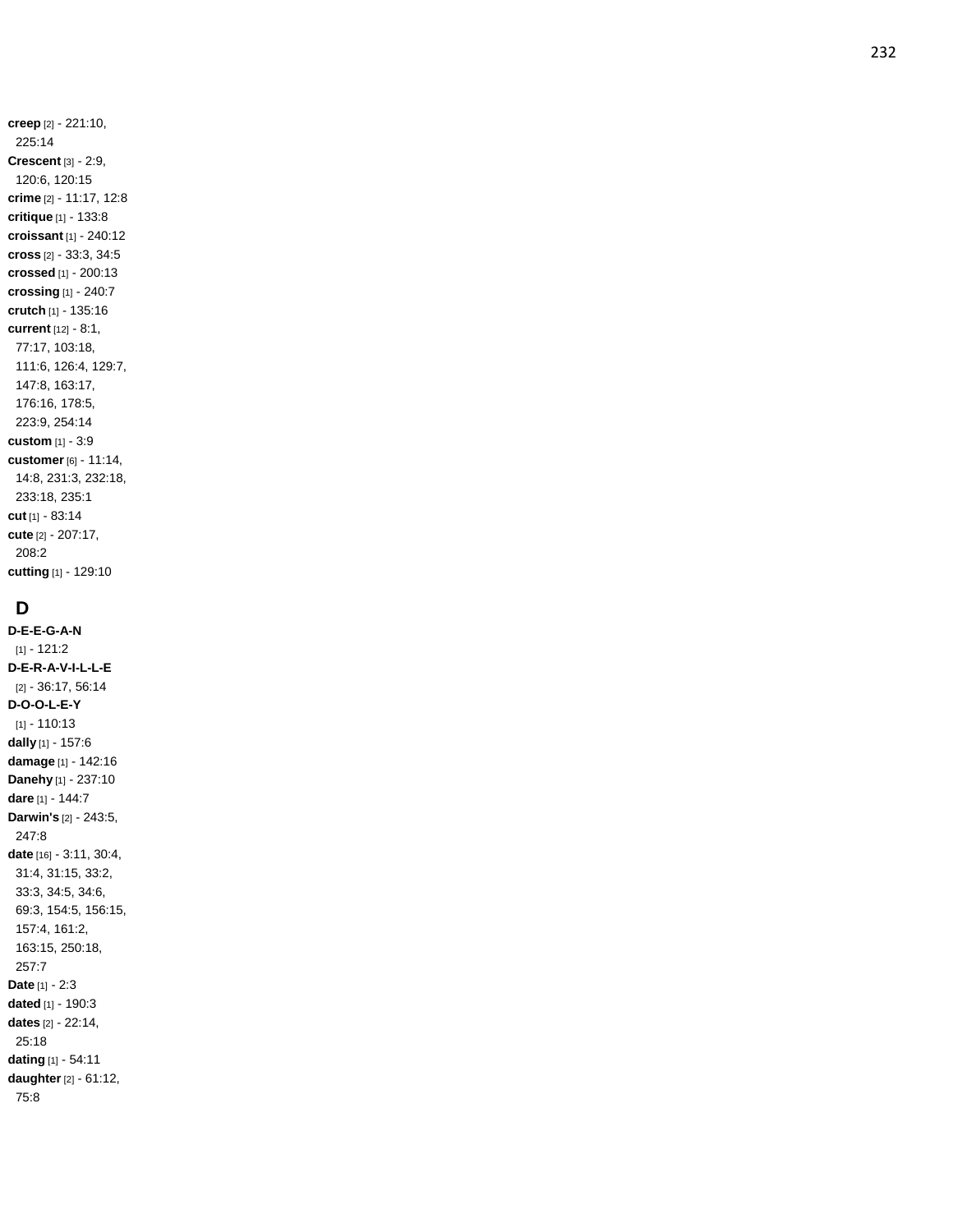**creep** [2] - 221:10, 225:14
**Crescent** [3] - 2:9, 120:6, 120:15
**crime** [2] - 11:17, 12:8
**critique** [1] - 133:8
**croissant** [1] - 240:12
**cross** [2] - 33:3, 34:5
**crossed** [1] - 200:13
**crossing** [1] - 240:7
**crutch** [1] - 135:16
**current** [12] - 8:1, 77:17, 103:18, 111:6, 126:4, 129:7, 147:8, 163:17, 176:16, 178:5, 223:9, 254:14
**custom** [1] - 3:9
**customer** [6] - 11:14, 14:8, 231:3, 232:18, 233:18, 235:1
**cut** [1] - 83:14
**cute** [2] - 207:17, 208:2
**cutting** [1] - 129:10

## D

**D-E-E-G-A-N** [1] - 121:2
**D-E-R-A-V-I-L-L-E** [2] - 36:17, 56:14
**D-O-O-L-E-Y** [1] - 110:13
**dally** [1] - 157:6
**damage** [1] - 142:16
**Danehy** [1] - 237:10
**dare** [1] - 144:7
**Darwin's** [2] - 243:5, 247:8
**date** [16] - 3:11, 30:4, 31:4, 31:15, 33:2, 33:3, 34:5, 34:6, 69:3, 154:5, 156:15, 157:4, 161:2, 163:15, 250:18, 257:7
**Date** [1] - 2:3
**dated** [1] - 190:3
**dates** [2] - 22:14, 25:18
**dating** [1] - 54:11
**daughter** [2] - 61:12, 75:8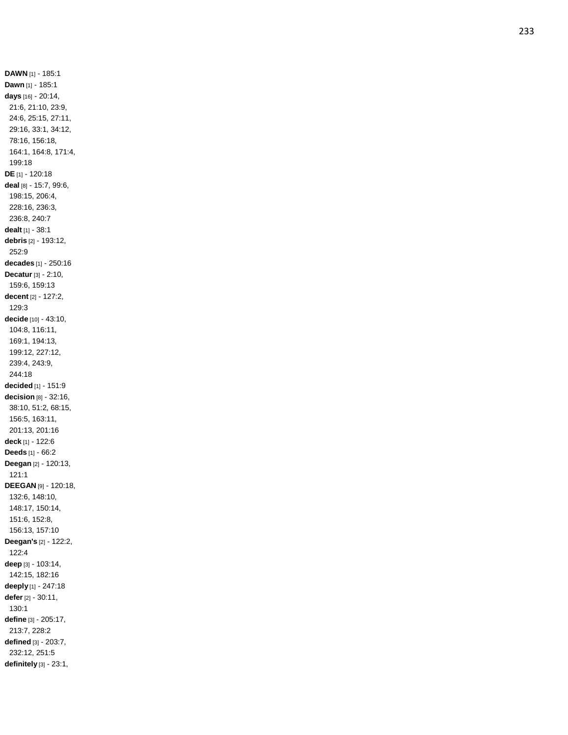**DAWN** [1] - 185:1
**Dawn** [1] - 185:1
**days** [16] - 20:14, 21:6, 21:10, 23:9, 24:6, 25:15, 27:11, 29:16, 33:1, 34:12, 78:16, 156:18, 164:1, 164:8, 171:4, 199:18
**DE** [1] - 120:18
**deal** [8] - 15:7, 99:6, 198:15, 206:4, 228:16, 236:3, 236:8, 240:7
**dealt** [1] - 38:1
**debris** [2] - 193:12, 252:9
**decades** [1] - 250:16
**Decatur** [3] - 2:10, 159:6, 159:13
**decent** [2] - 127:2, 129:3
**decide** [10] - 43:10, 104:8, 116:11, 169:1, 194:13, 199:12, 227:12, 239:4, 243:9, 244:18
**decided** [1] - 151:9
**decision** [8] - 32:16, 38:10, 51:2, 68:15, 156:5, 163:11, 201:13, 201:16
**deck** [1] - 122:6
**Deeds** [1] - 66:2
**Deegan** [2] - 120:13, 121:1
**DEEGAN** [9] - 120:18, 132:6, 148:10, 148:17, 150:14, 151:6, 152:8, 156:13, 157:10
**Deegan's** [2] - 122:2, 122:4
**deep** [3] - 103:14, 142:15, 182:16
**deeply** [1] - 247:18
**defer** [2] - 30:11, 130:1
**define** [3] - 205:17, 213:7, 228:2
**defined** [3] - 203:7, 232:12, 251:5
**definitely** [3] - 23:1,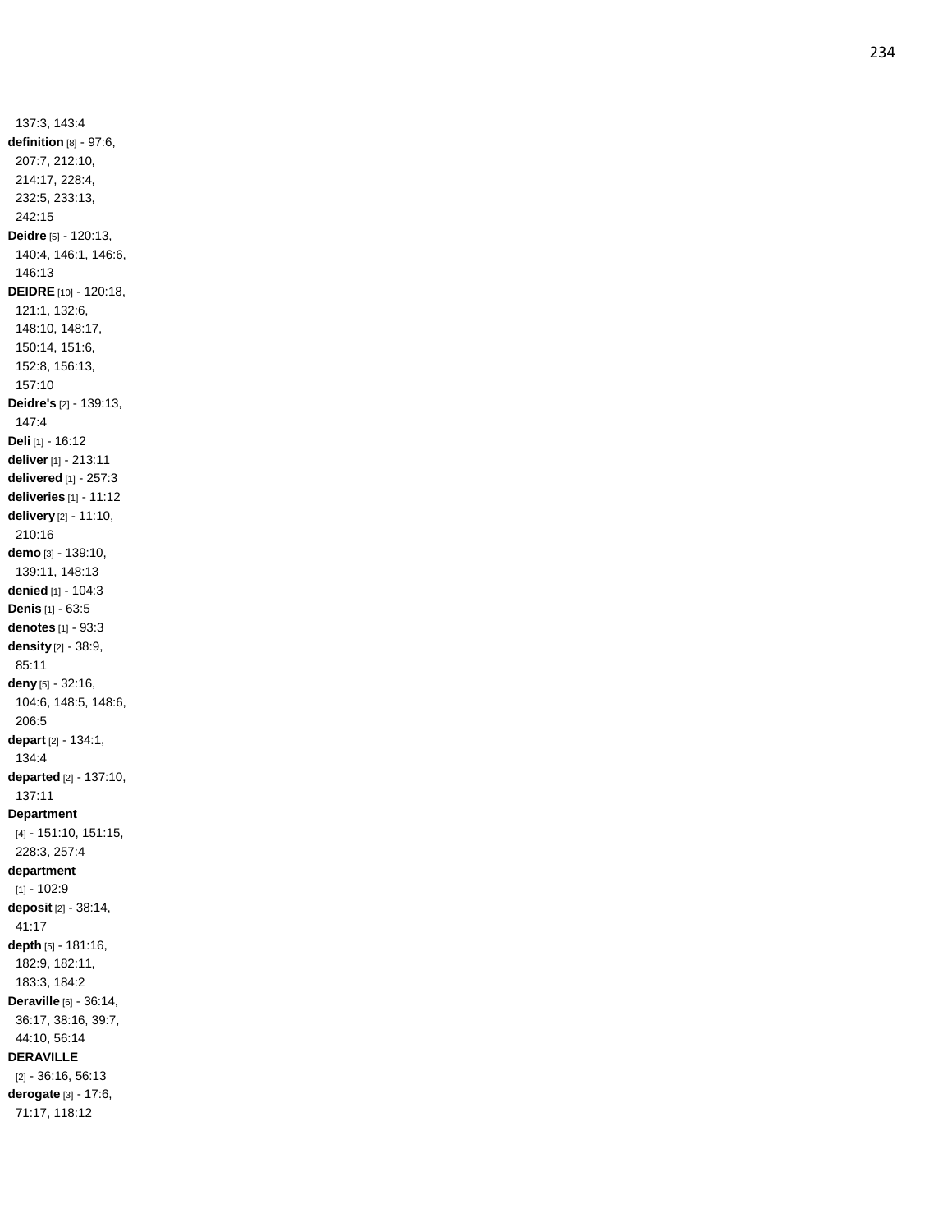137:3, 143:4
**definition** [8] - 97:6, 207:7, 212:10, 214:17, 228:4, 232:5, 233:13, 242:15
**Deidre** [5] - 120:13, 140:4, 146:1, 146:6, 146:13
**DEIDRE** [10] - 120:18, 121:1, 132:6, 148:10, 148:17, 150:14, 151:6, 152:8, 156:13, 157:10
**Deidre's** [2] - 139:13, 147:4
**Deli** [1] - 16:12
**deliver** [1] - 213:11
**delivered** [1] - 257:3
**deliveries** [1] - 11:12
**delivery** [2] - 11:10, 210:16
**demo** [3] - 139:10, 139:11, 148:13
**denied** [1] - 104:3
**Denis** [1] - 63:5
**denotes** [1] - 93:3
**density** [2] - 38:9, 85:11
**deny** [5] - 32:16, 104:6, 148:5, 148:6, 206:5
**depart** [2] - 134:1, 134:4
**departed** [2] - 137:10, 137:11
**Department** [4] - 151:10, 151:15, 228:3, 257:4
**department** [1] - 102:9
**deposit** [2] - 38:14, 41:17
**depth** [5] - 181:16, 182:9, 182:11, 183:3, 184:2
**Deraville** [6] - 36:14, 36:17, 38:16, 39:7, 44:10, 56:14
**DERAVILLE** [2] - 36:16, 56:13
**derogate** [3] - 17:6, 71:17, 118:12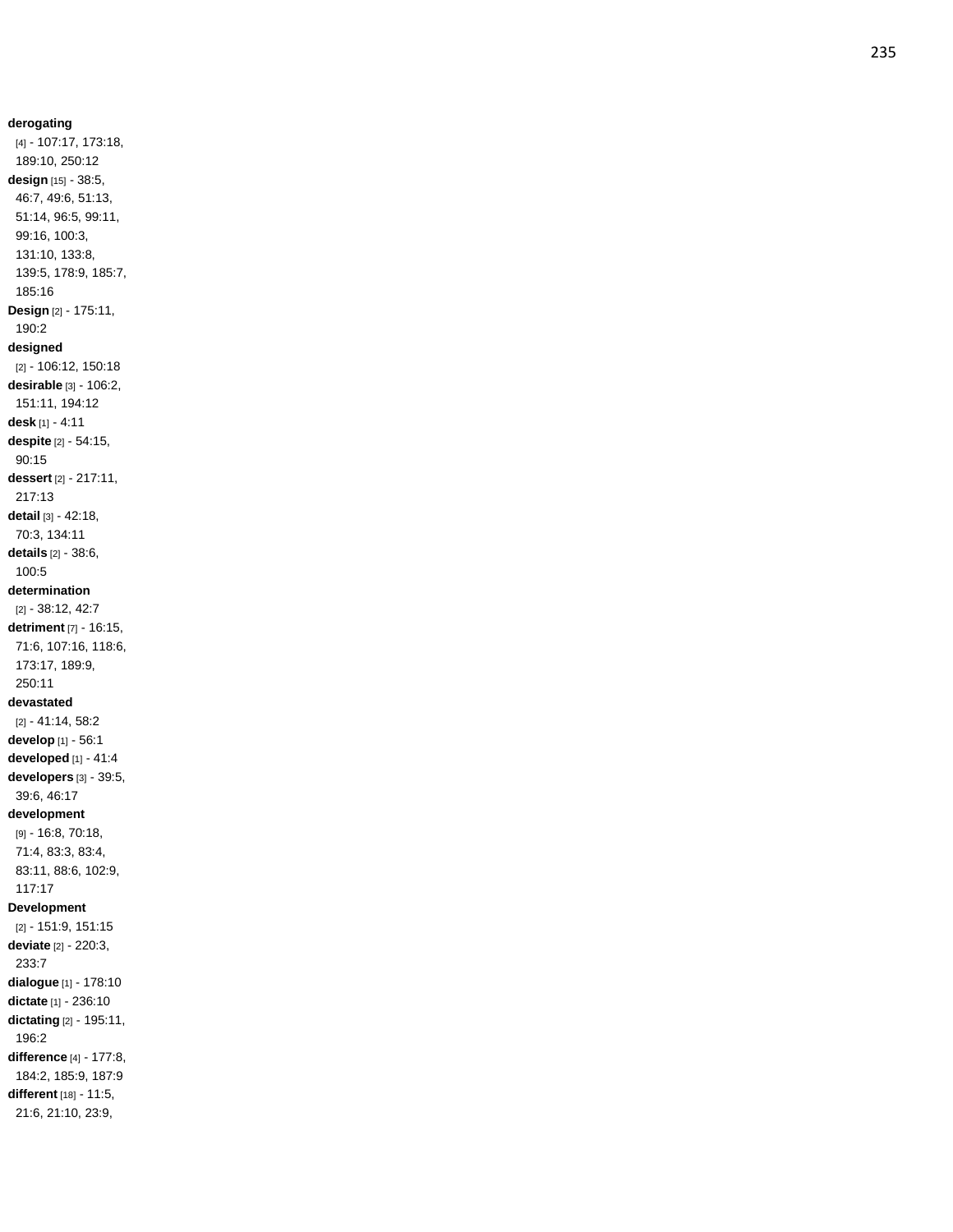**derogating** [4] - 107:17, 173:18, 189:10, 250:12

**design** [15] - 38:5, 46:7, 49:6, 51:13, 51:14, 96:5, 99:11, 99:16, 100:3, 131:10, 133:8, 139:5, 178:9, 185:7, 185:16

**Design** [2] - 175:11, 190:2

**designed** [2] - 106:12, 150:18

**desirable** [3] - 106:2, 151:11, 194:12

**desk** [1] - 4:11

**despite** [2] - 54:15, 90:15

**dessert** [2] - 217:11, 217:13

**detail** [3] - 42:18, 70:3, 134:11

**details** [2] - 38:6, 100:5

**determination** [2] - 38:12, 42:7

**detriment** [7] - 16:15, 71:6, 107:16, 118:6, 173:17, 189:9, 250:11

**devastated** [2] - 41:14, 58:2

**develop** [1] - 56:1

**developed** [1] - 41:4

**developers** [3] - 39:5, 39:6, 46:17

**development** [9] - 16:8, 70:18, 71:4, 83:3, 83:4, 83:11, 88:6, 102:9, 117:17

**Development** [2] - 151:9, 151:15

**deviate** [2] - 220:3, 233:7

**dialogue** [1] - 178:10

**dictate** [1] - 236:10

**dictating** [2] - 195:11, 196:2

**difference** [4] - 177:8, 184:2, 185:9, 187:9

**different** [18] - 11:5, 21:6, 21:10, 23:9,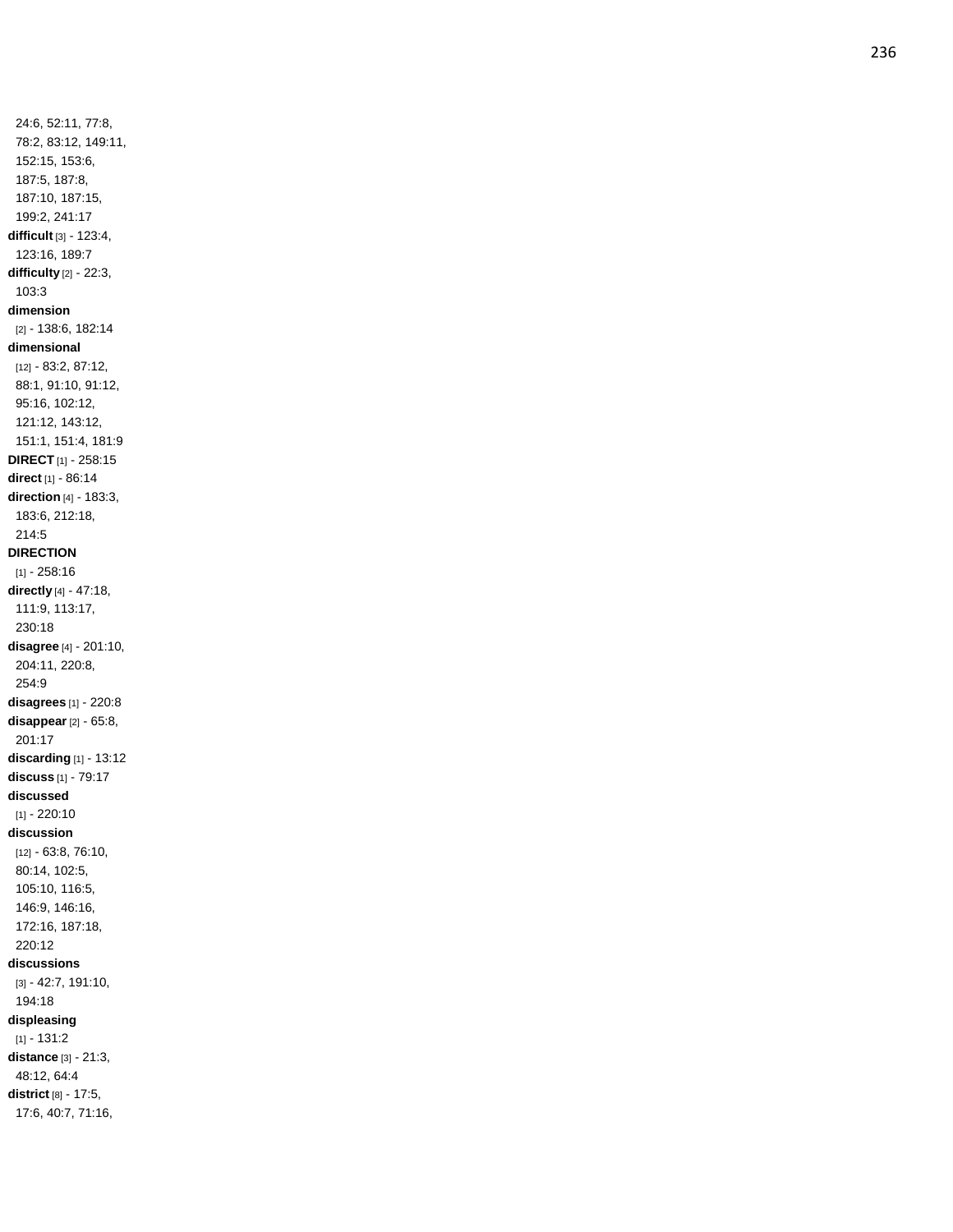24:6, 52:11, 77:8, 78:2, 83:12, 149:11, 152:15, 153:6, 187:5, 187:8, 187:10, 187:15, 199:2, 241:17

**difficult** [3] - 123:4, 123:16, 189:7

**difficulty** [2] - 22:3, 103:3

**dimension** [2] - 138:6, 182:14

**dimensional** [12] - 83:2, 87:12, 88:1, 91:10, 91:12, 95:16, 102:12, 121:12, 143:12, 151:1, 151:4, 181:9

**DIRECT** [1] - 258:15

**direct** [1] - 86:14

**direction** [4] - 183:3, 183:6, 212:18, 214:5

**DIRECTION** [1] - 258:16

**directly** [4] - 47:18, 111:9, 113:17, 230:18

**disagree** [4] - 201:10, 204:11, 220:8, 254:9

**disagrees** [1] - 220:8

**disappear** [2] - 65:8, 201:17

**discarding** [1] - 13:12

**discuss** [1] - 79:17

**discussed** [1] - 220:10

**discussion** [12] - 63:8, 76:10, 80:14, 102:5, 105:10, 116:5, 146:9, 146:16, 172:16, 187:18, 220:12

**discussions** [3] - 42:7, 191:10, 194:18

**displeasing** [1] - 131:2

**distance** [3] - 21:3, 48:12, 64:4

**district** [8] - 17:5, 17:6, 40:7, 71:16,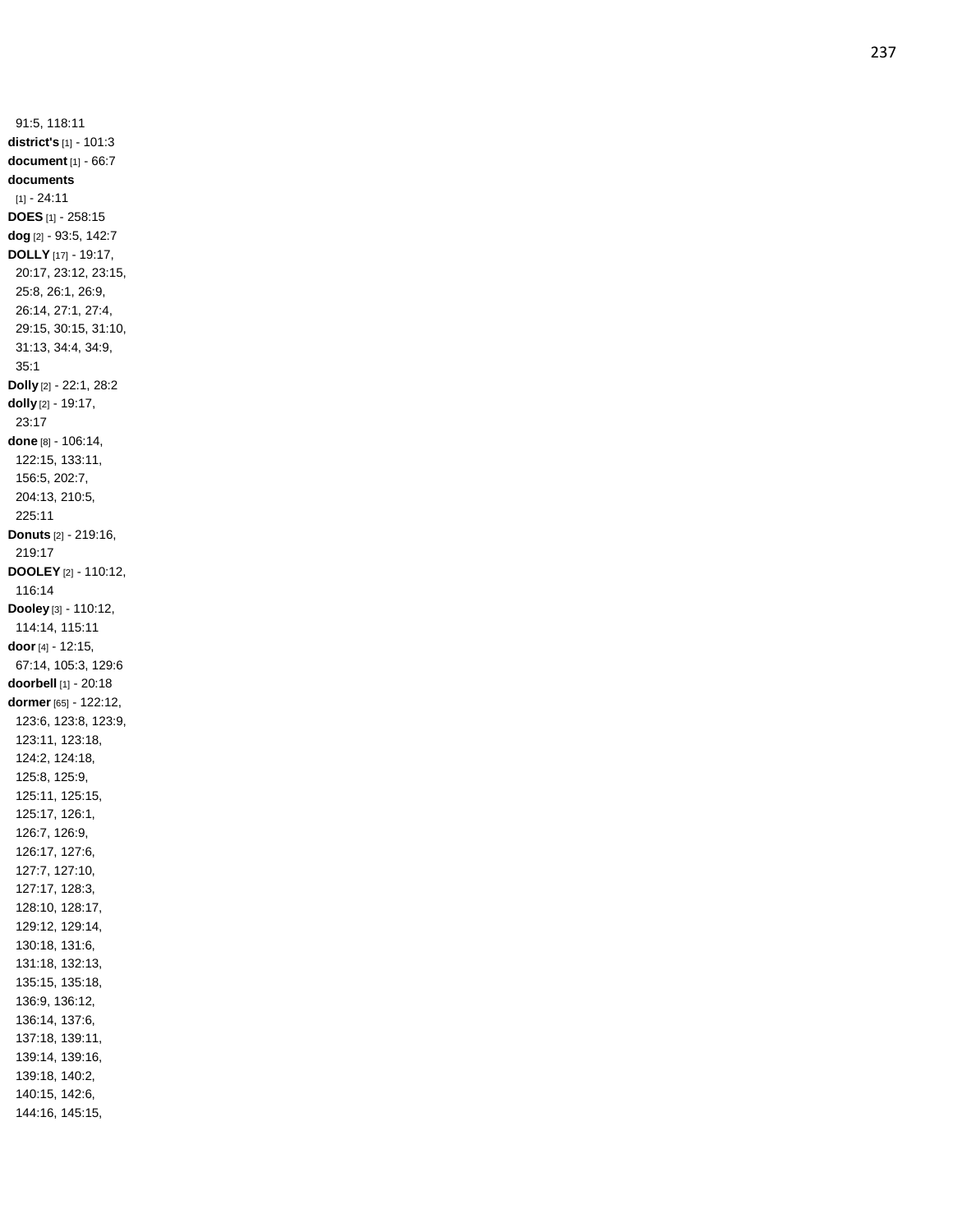91:5, 118:11
**district's** [1] - 101:3
**document** [1] - 66:7
**documents** [1] - 24:11
**DOES** [1] - 258:15
**dog** [2] - 93:5, 142:7
**DOLLY** [17] - 19:17, 20:17, 23:12, 23:15, 25:8, 26:1, 26:9, 26:14, 27:1, 27:4, 29:15, 30:15, 31:10, 31:13, 34:4, 34:9, 35:1
**Dolly** [2] - 22:1, 28:2
**dolly** [2] - 19:17, 23:17
**done** [8] - 106:14, 122:15, 133:11, 156:5, 202:7, 204:13, 210:5, 225:11
**Donuts** [2] - 219:16, 219:17
**DOOLEY** [2] - 110:12, 116:14
**Dooley** [3] - 110:12, 114:14, 115:11
**door** [4] - 12:15, 67:14, 105:3, 129:6
**doorbell** [1] - 20:18
**dormer** [65] - 122:12, 123:6, 123:8, 123:9, 123:11, 123:18, 124:2, 124:18, 125:8, 125:9, 125:11, 125:15, 125:17, 126:1, 126:7, 126:9, 126:17, 127:6, 127:7, 127:10, 127:17, 128:3, 128:10, 128:17, 129:12, 129:14, 130:18, 131:6, 131:18, 132:13, 135:15, 135:18, 136:9, 136:12, 136:14, 137:6, 137:18, 139:11, 139:14, 139:16, 139:18, 140:2, 140:15, 142:6, 144:16, 145:15,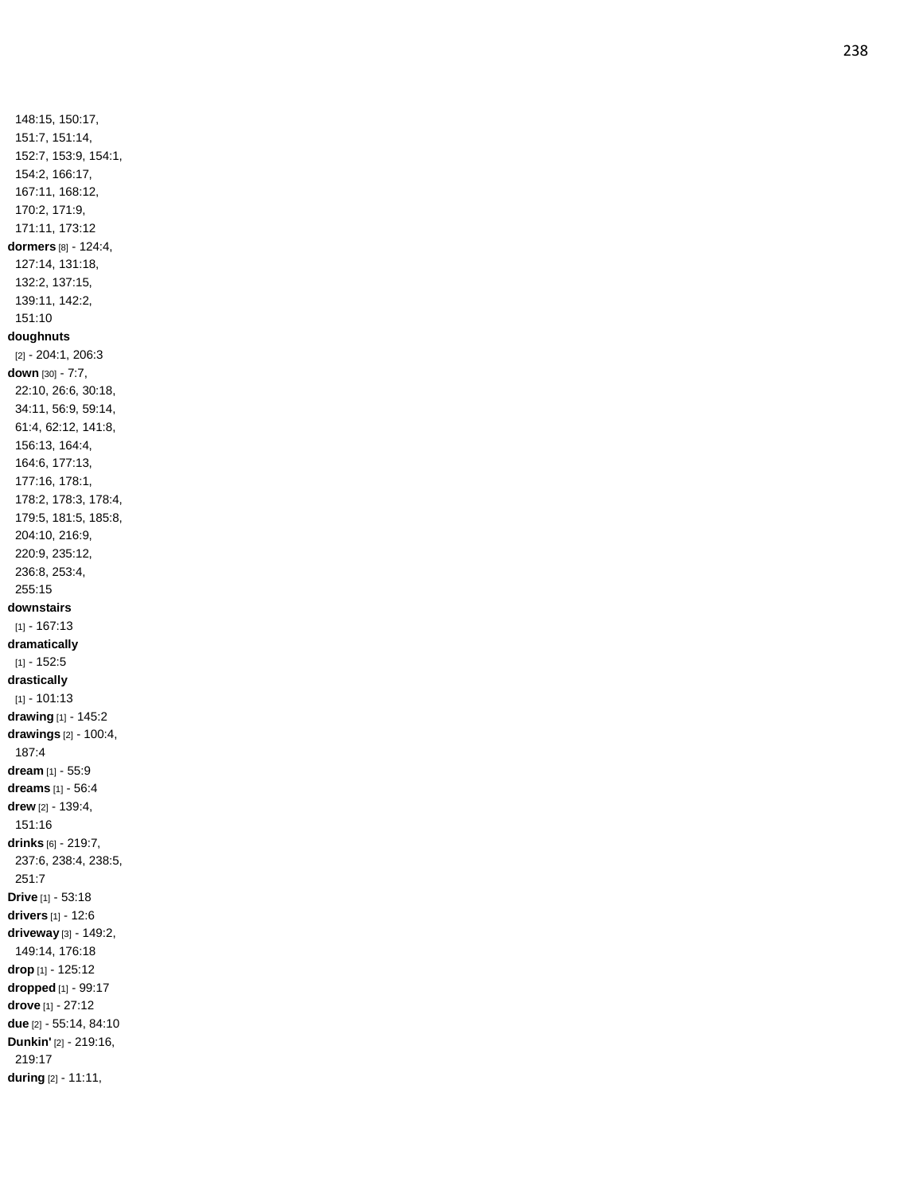148:15, 150:17, 151:7, 151:14, 152:7, 153:9, 154:1, 154:2, 166:17, 167:11, 168:12, 170:2, 171:9, 171:11, 173:12

**dormers** [8] - 124:4, 127:14, 131:18, 132:2, 137:15, 139:11, 142:2, 151:10

**doughnuts** [2] - 204:1, 206:3

**down** [30] - 7:7, 22:10, 26:6, 30:18, 34:11, 56:9, 59:14, 61:4, 62:12, 141:8, 156:13, 164:4, 164:6, 177:13, 177:16, 178:1, 178:2, 178:3, 178:4, 179:5, 181:5, 185:8, 204:10, 216:9, 220:9, 235:12, 236:8, 253:4, 255:15

**downstairs** [1] - 167:13

**dramatically** [1] - 152:5

**drastically** [1] - 101:13

**drawing** [1] - 145:2

**drawings** [2] - 100:4, 187:4

**dream** [1] - 55:9

**dreams** [1] - 56:4

**drew** [2] - 139:4, 151:16

**drinks** [6] - 219:7, 237:6, 238:4, 238:5, 251:7

**Drive** [1] - 53:18

**drivers** [1] - 12:6

**driveway** [3] - 149:2, 149:14, 176:18

**drop** [1] - 125:12

**dropped** [1] - 99:17

**drove** [1] - 27:12

**due** [2] - 55:14, 84:10

**Dunkin'** [2] - 219:16, 219:17

**during** [2] - 11:11,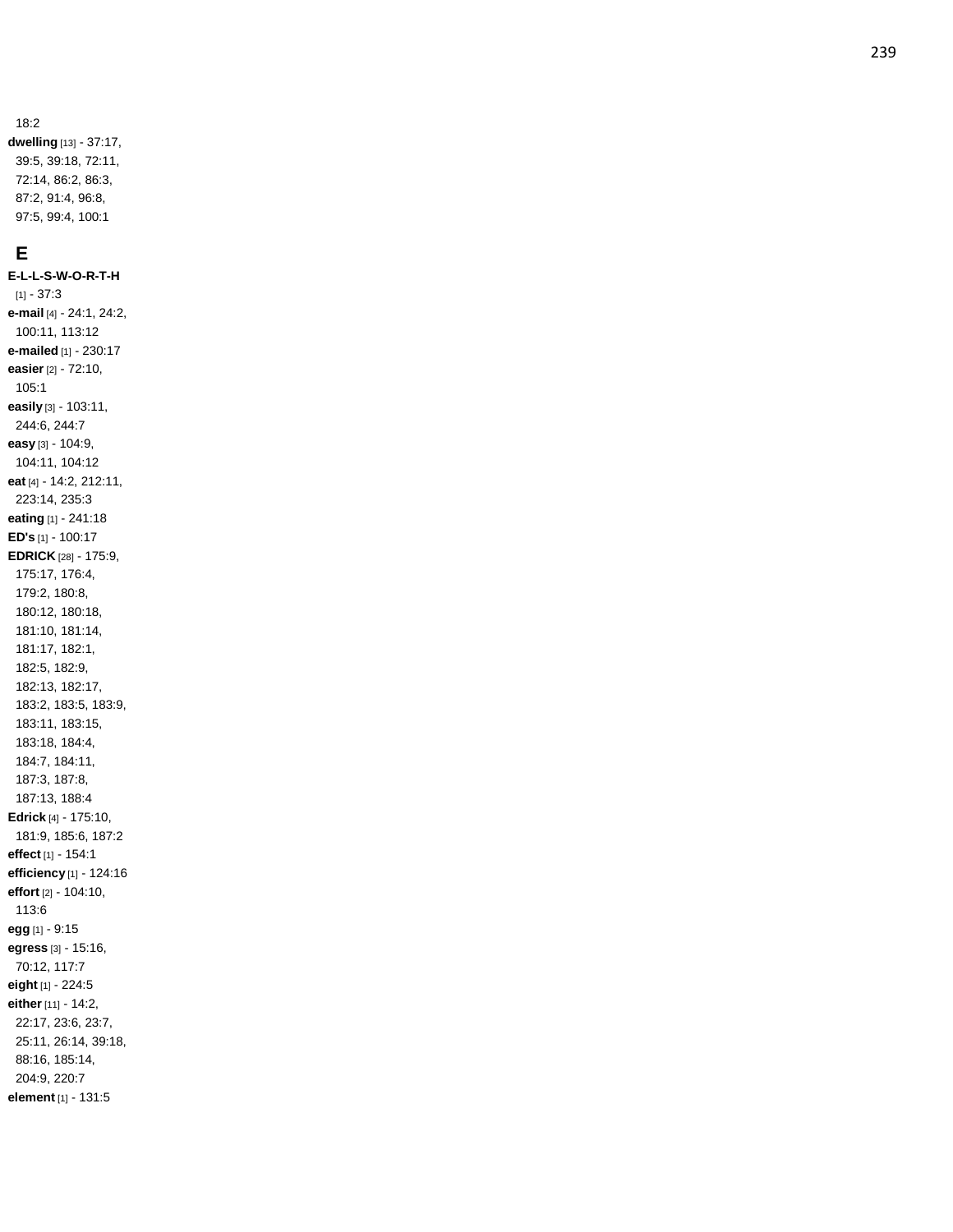18:2

**dwelling** [13] - 37:17, 39:5, 39:18, 72:11, 72:14, 86:2, 86:3, 87:2, 91:4, 96:8, 97:5, 99:4, 100:1

## E

**E-L-L-S-W-O-R-T-H** [1] - 37:3

**e-mail** [4] - 24:1, 24:2, 100:11, 113:12

**e-mailed** [1] - 230:17

**easier** [2] - 72:10, 105:1

**easily** [3] - 103:11, 244:6, 244:7

**easy** [3] - 104:9, 104:11, 104:12

**eat** [4] - 14:2, 212:11, 223:14, 235:3

**eating** [1] - 241:18

**ED's** [1] - 100:17

**EDRICK** [28] - 175:9, 175:17, 176:4, 179:2, 180:8, 180:12, 180:18, 181:10, 181:14, 181:17, 182:1, 182:5, 182:9, 182:13, 182:17, 183:2, 183:5, 183:9, 183:11, 183:15, 183:18, 184:4, 184:7, 184:11, 187:3, 187:8, 187:13, 188:4

**Edrick** [4] - 175:10, 181:9, 185:6, 187:2

**effect** [1] - 154:1

**efficiency** [1] - 124:16

**effort** [2] - 104:10, 113:6

**egg** [1] - 9:15

**egress** [3] - 15:16, 70:12, 117:7

**eight** [1] - 224:5

**either** [11] - 14:2, 22:17, 23:6, 23:7, 25:11, 26:14, 39:18, 88:16, 185:14, 204:9, 220:7

**element** [1] - 131:5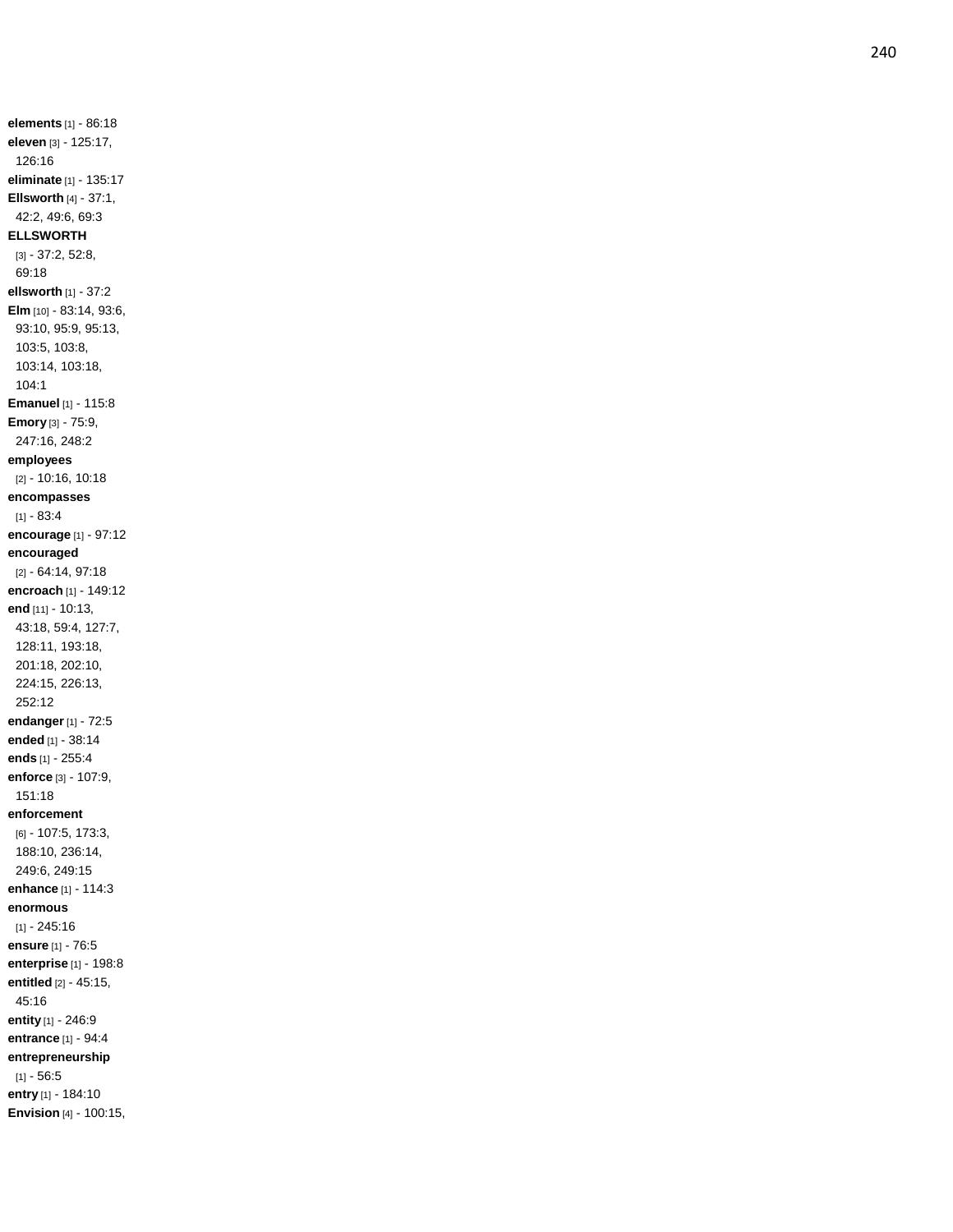**elements** [1] - 86:18
**eleven** [3] - 125:17, 126:16
**eliminate** [1] - 135:17
**Ellsworth** [4] - 37:1, 42:2, 49:6, 69:3
**ELLSWORTH** [3] - 37:2, 52:8, 69:18
**ellsworth** [1] - 37:2
**Elm** [10] - 83:14, 93:6, 93:10, 95:9, 95:13, 103:5, 103:8, 103:14, 103:18, 104:1
**Emanuel** [1] - 115:8
**Emory** [3] - 75:9, 247:16, 248:2
**employees** [2] - 10:16, 10:18
**encompasses** [1] - 83:4
**encourage** [1] - 97:12
**encouraged** [2] - 64:14, 97:18
**encroach** [1] - 149:12
**end** [11] - 10:13, 43:18, 59:4, 127:7, 128:11, 193:18, 201:18, 202:10, 224:15, 226:13, 252:12
**endanger** [1] - 72:5
**ended** [1] - 38:14
**ends** [1] - 255:4
**enforce** [3] - 107:9, 151:18
**enforcement** [6] - 107:5, 173:3, 188:10, 236:14, 249:6, 249:15
**enhance** [1] - 114:3
**enormous** [1] - 245:16
**ensure** [1] - 76:5
**enterprise** [1] - 198:8
**entitled** [2] - 45:15, 45:16
**entity** [1] - 246:9
**entrance** [1] - 94:4
**entrepreneurship** [1] - 56:5
**entry** [1] - 184:10
**Envision** [4] - 100:15,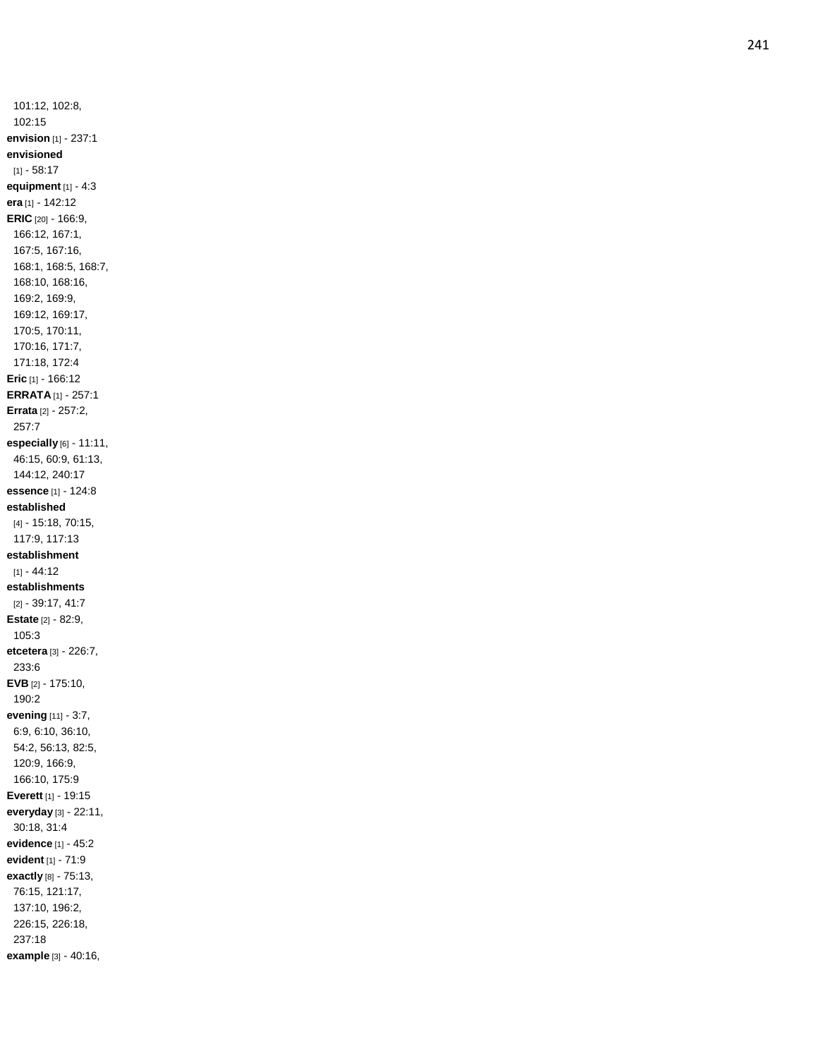101:12, 102:8, 102:15

**envision** [1] - 237:1

**envisioned** [1] - 58:17

**equipment** [1] - 4:3

**era** [1] - 142:12

**ERIC** [20] - 166:9, 166:12, 167:1, 167:5, 167:16, 168:1, 168:5, 168:7, 168:10, 168:16, 169:2, 169:9, 169:12, 169:17, 170:5, 170:11, 170:16, 171:7, 171:18, 172:4

**Eric** [1] - 166:12

**ERRATA** [1] - 257:1

**Errata** [2] - 257:2, 257:7

**especially** [6] - 11:11, 46:15, 60:9, 61:13, 144:12, 240:17

**essence** [1] - 124:8

**established** [4] - 15:18, 70:15, 117:9, 117:13

**establishment** [1] - 44:12

**establishments** [2] - 39:17, 41:7

**Estate** [2] - 82:9, 105:3

**etcetera** [3] - 226:7, 233:6

**EVB** [2] - 175:10, 190:2

**evening** [11] - 3:7, 6:9, 6:10, 36:10, 54:2, 56:13, 82:5, 120:9, 166:9, 166:10, 175:9

**Everett** [1] - 19:15

**everyday** [3] - 22:11, 30:18, 31:4

**evidence** [1] - 45:2

**evident** [1] - 71:9

**exactly** [8] - 75:13, 76:15, 121:17, 137:10, 196:2, 226:15, 226:18, 237:18

**example** [3] - 40:16,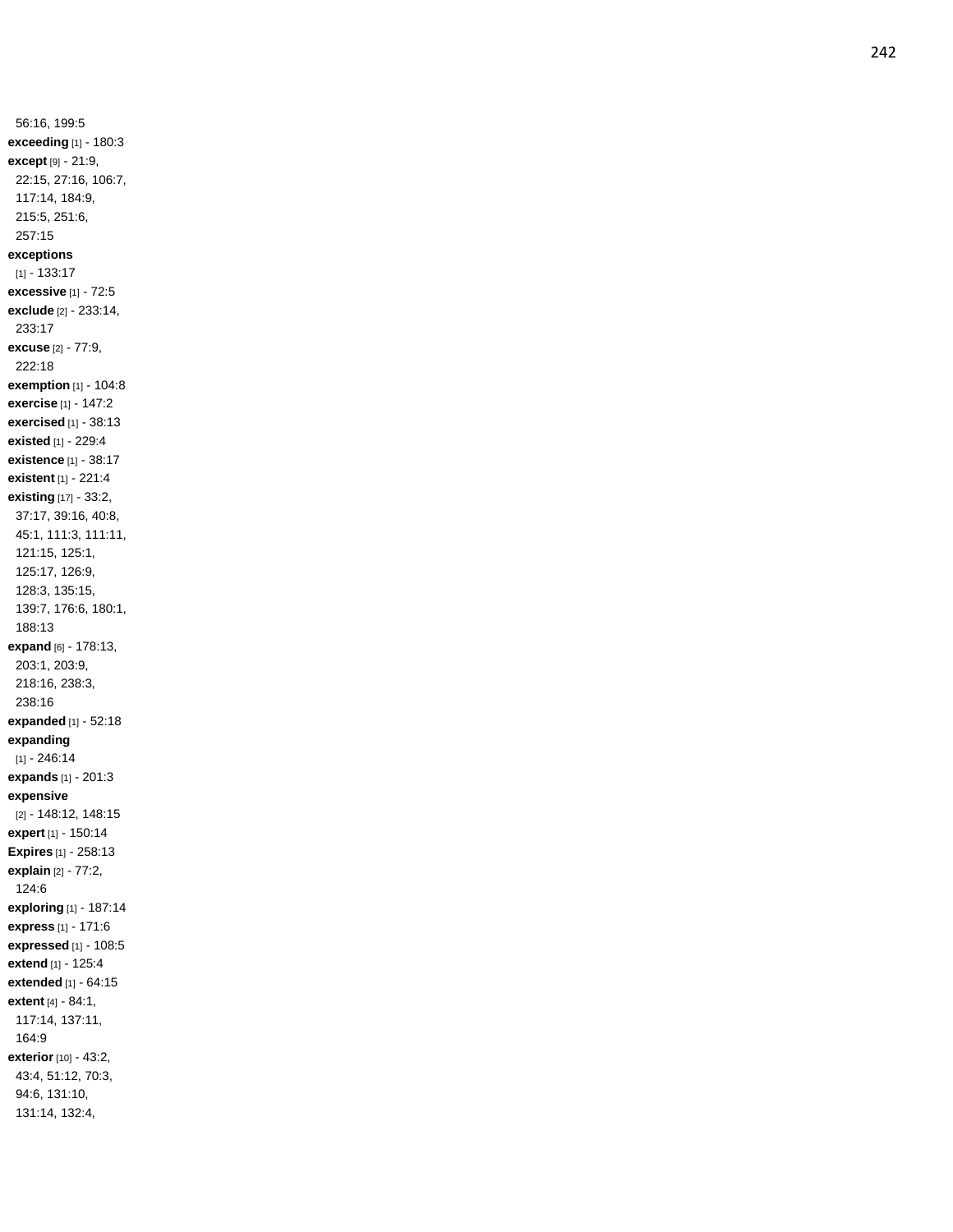56:16, 199:5
**exceeding** [1] - 180:3
**except** [9] - 21:9, 22:15, 27:16, 106:7, 117:14, 184:9, 215:5, 251:6, 257:15
**exceptions** [1] - 133:17
**excessive** [1] - 72:5
**exclude** [2] - 233:14, 233:17
**excuse** [2] - 77:9, 222:18
**exemption** [1] - 104:8
**exercise** [1] - 147:2
**exercised** [1] - 38:13
**existed** [1] - 229:4
**existence** [1] - 38:17
**existent** [1] - 221:4
**existing** [17] - 33:2, 37:17, 39:16, 40:8, 45:1, 111:3, 111:11, 121:15, 125:1, 125:17, 126:9, 128:3, 135:15, 139:7, 176:6, 180:1, 188:13
**expand** [6] - 178:13, 203:1, 203:9, 218:16, 238:3, 238:16
**expanded** [1] - 52:18
**expanding** [1] - 246:14
**expands** [1] - 201:3
**expensive** [2] - 148:12, 148:15
**expert** [1] - 150:14
**Expires** [1] - 258:13
**explain** [2] - 77:2, 124:6
**exploring** [1] - 187:14
**express** [1] - 171:6
**expressed** [1] - 108:5
**extend** [1] - 125:4
**extended** [1] - 64:15
**extent** [4] - 84:1, 117:14, 137:11, 164:9
**exterior** [10] - 43:2, 43:4, 51:12, 70:3, 94:6, 131:10, 131:14, 132:4,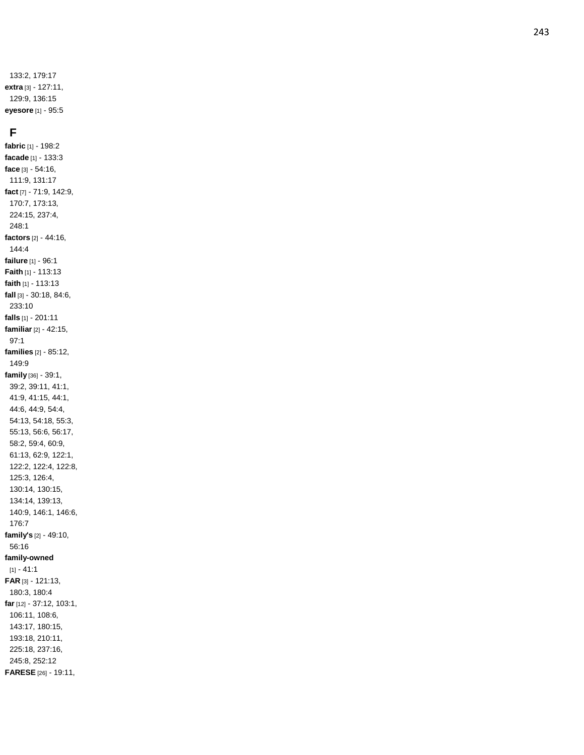133:2, 179:17
**extra** [3] - 127:11, 129:9, 136:15
**eyesore** [1] - 95:5

## F

**fabric** [1] - 198:2
**facade** [1] - 133:3
**face** [3] - 54:16, 111:9, 131:17
**fact** [7] - 71:9, 142:9, 170:7, 173:13, 224:15, 237:4, 248:1
**factors** [2] - 44:16, 144:4
**failure** [1] - 96:1
**Faith** [1] - 113:13
**faith** [1] - 113:13
**fall** [3] - 30:18, 84:6, 233:10
**falls** [1] - 201:11
**familiar** [2] - 42:15, 97:1
**families** [2] - 85:12, 149:9
**family** [36] - 39:1, 39:2, 39:11, 41:1, 41:9, 41:15, 44:1, 44:6, 44:9, 54:4, 54:13, 54:18, 55:3, 55:13, 56:6, 56:17, 58:2, 59:4, 60:9, 61:13, 62:9, 122:1, 122:2, 122:4, 122:8, 125:3, 126:4, 130:14, 130:15, 134:14, 139:13, 140:9, 146:1, 146:6, 176:7
**family's** [2] - 49:10, 56:16
**family-owned** [1] - 41:1
**FAR** [3] - 121:13, 180:3, 180:4
**far** [12] - 37:12, 103:1, 106:11, 108:6, 143:17, 180:15, 193:18, 210:11, 225:18, 237:16, 245:8, 252:12
**FARESE** [26] - 19:11,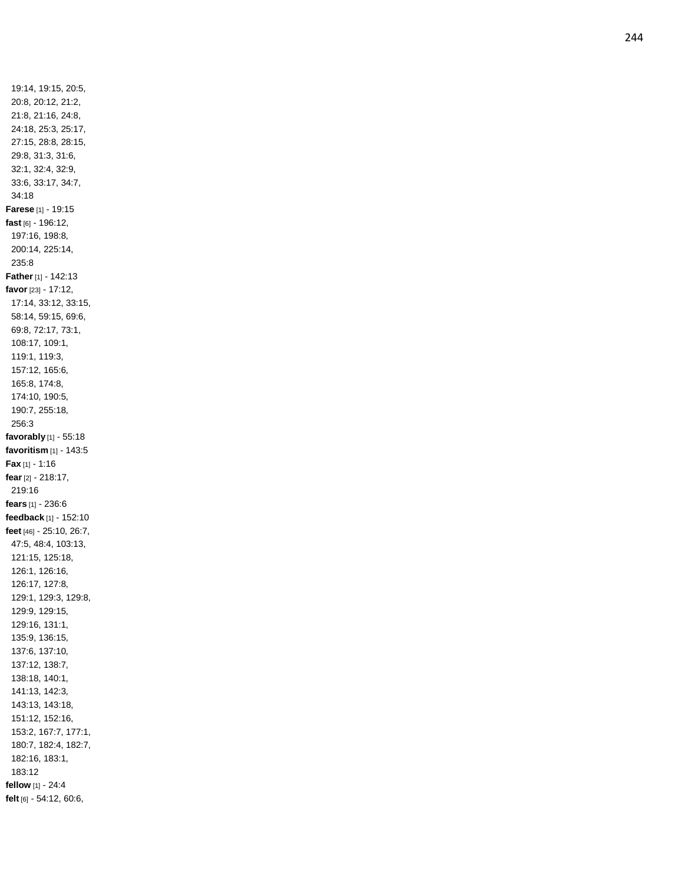19:14, 19:15, 20:5, 20:8, 20:12, 21:2, 21:8, 21:16, 24:8, 24:18, 25:3, 25:17, 27:15, 28:8, 28:15, 29:8, 31:3, 31:6, 32:1, 32:4, 32:9, 33:6, 33:17, 34:7, 34:18

**Farese** [1] - 19:15

**fast** [6] - 196:12, 197:16, 198:8, 200:14, 225:14, 235:8

**Father** [1] - 142:13

**favor** [23] - 17:12, 17:14, 33:12, 33:15, 58:14, 59:15, 69:6, 69:8, 72:17, 73:1, 108:17, 109:1, 119:1, 119:3, 157:12, 165:6, 165:8, 174:8, 174:10, 190:5, 190:7, 255:18, 256:3

**favorably** [1] - 55:18

**favoritism** [1] - 143:5

**Fax** [1] - 1:16

**fear** [2] - 218:17, 219:16

**fears** [1] - 236:6

**feedback** [1] - 152:10

**feet** [46] - 25:10, 26:7, 47:5, 48:4, 103:13, 121:15, 125:18, 126:1, 126:16, 126:17, 127:8, 129:1, 129:3, 129:8, 129:9, 129:15, 129:16, 131:1, 135:9, 136:15, 137:6, 137:10, 137:12, 138:7, 138:18, 140:1, 141:13, 142:3, 143:13, 143:18, 151:12, 152:16, 153:2, 167:7, 177:1, 180:7, 182:4, 182:7, 182:16, 183:1, 183:12

**fellow** [1] - 24:4

**felt** [6] - 54:12, 60:6,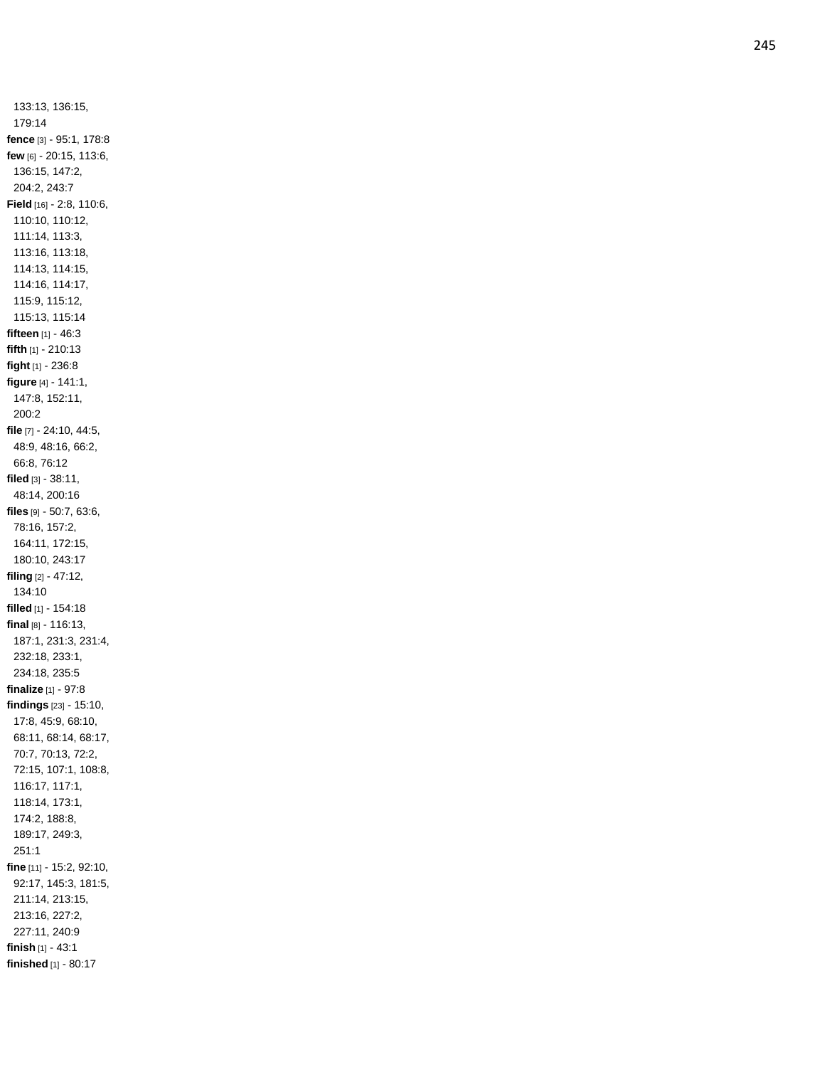133:13, 136:15, 179:14

**fence** [3] - 95:1, 178:8

**few** [6] - 20:15, 113:6, 136:15, 147:2, 204:2, 243:7

**Field** [16] - 2:8, 110:6, 110:10, 110:12, 111:14, 113:3, 113:16, 113:18, 114:13, 114:15, 114:16, 114:17, 115:9, 115:12, 115:13, 115:14

**fifteen** [1] - 46:3

**fifth** [1] - 210:13

**fight** [1] - 236:8

**figure** [4] - 141:1, 147:8, 152:11, 200:2

**file** [7] - 24:10, 44:5, 48:9, 48:16, 66:2, 66:8, 76:12

**filed** [3] - 38:11, 48:14, 200:16

**files** [9] - 50:7, 63:6, 78:16, 157:2, 164:11, 172:15, 180:10, 243:17

**filing** [2] - 47:12, 134:10

**filled** [1] - 154:18

**final** [8] - 116:13, 187:1, 231:3, 231:4, 232:18, 233:1, 234:18, 235:5

**finalize** [1] - 97:8

**findings** [23] - 15:10, 17:8, 45:9, 68:10, 68:11, 68:14, 68:17, 70:7, 70:13, 72:2, 72:15, 107:1, 108:8, 116:17, 117:1, 118:14, 173:1, 174:2, 188:8, 189:17, 249:3, 251:1

**fine** [11] - 15:2, 92:10, 92:17, 145:3, 181:5, 211:14, 213:15, 213:16, 227:2, 227:11, 240:9

**finish** [1] - 43:1

**finished** [1] - 80:17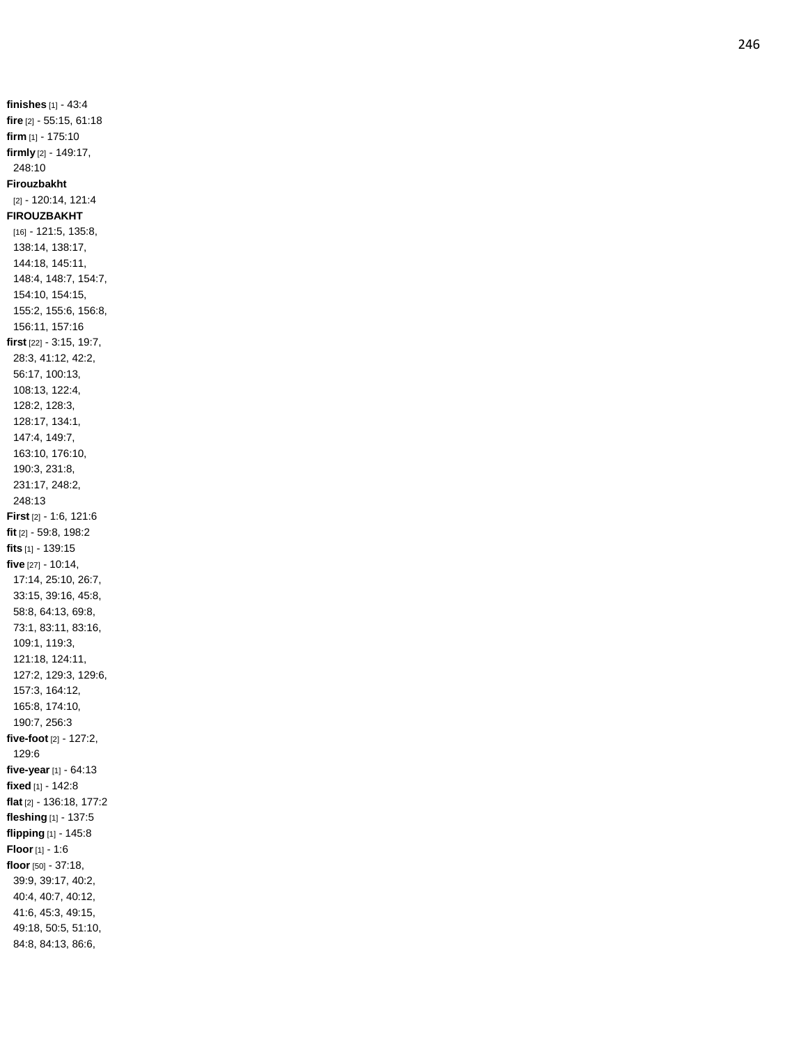**finishes** [1] - 43:4
**fire** [2] - 55:15, 61:18
**firm** [1] - 175:10
**firmly** [2] - 149:17, 248:10
**Firouzbakht** [2] - 120:14, 121:4
**FIROUZBAKHT** [16] - 121:5, 135:8, 138:14, 138:17, 144:18, 145:11, 148:4, 148:7, 154:7, 154:10, 154:15, 155:2, 155:6, 156:8, 156:11, 157:16
**first** [22] - 3:15, 19:7, 28:3, 41:12, 42:2, 56:17, 100:13, 108:13, 122:4, 128:2, 128:3, 128:17, 134:1, 147:4, 149:7, 163:10, 176:10, 190:3, 231:8, 231:17, 248:2, 248:13
**First** [2] - 1:6, 121:6
**fit** [2] - 59:8, 198:2
**fits** [1] - 139:15
**five** [27] - 10:14, 17:14, 25:10, 26:7, 33:15, 39:16, 45:8, 58:8, 64:13, 69:8, 73:1, 83:11, 83:16, 109:1, 119:3, 121:18, 124:11, 127:2, 129:3, 129:6, 157:3, 164:12, 165:8, 174:10, 190:7, 256:3
**five-foot** [2] - 127:2, 129:6
**five-year** [1] - 64:13
**fixed** [1] - 142:8
**flat** [2] - 136:18, 177:2
**fleshing** [1] - 137:5
**flipping** [1] - 145:8
**Floor** [1] - 1:6
**floor** [50] - 37:18, 39:9, 39:17, 40:2, 40:4, 40:7, 40:12, 41:6, 45:3, 49:15, 49:18, 50:5, 51:10, 84:8, 84:13, 86:6,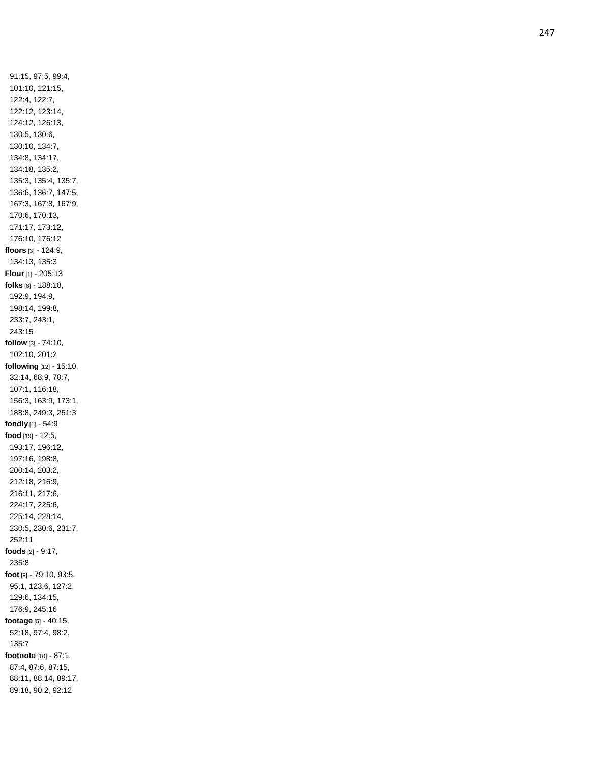91:15, 97:5, 99:4, 101:10, 121:15, 122:4, 122:7, 122:12, 123:14, 124:12, 126:13, 130:5, 130:6, 130:10, 134:7, 134:8, 134:17, 134:18, 135:2, 135:3, 135:4, 135:7, 136:6, 136:7, 147:5, 167:3, 167:8, 167:9, 170:6, 170:13, 171:17, 173:12, 176:10, 176:12

**floors** [3] - 124:9, 134:13, 135:3

**Flour** [1] - 205:13

**folks** [8] - 188:18, 192:9, 194:9, 198:14, 199:8, 233:7, 243:1, 243:15

**follow** [3] - 74:10, 102:10, 201:2

**following** [12] - 15:10, 32:14, 68:9, 70:7, 107:1, 116:18, 156:3, 163:9, 173:1, 188:8, 249:3, 251:3

**fondly** [1] - 54:9

**food** [19] - 12:5, 193:17, 196:12, 197:16, 198:8, 200:14, 203:2, 212:18, 216:9, 216:11, 217:6, 224:17, 225:6, 225:14, 228:14, 230:5, 230:6, 231:7, 252:11

**foods** [2] - 9:17, 235:8

**foot** [9] - 79:10, 93:5, 95:1, 123:6, 127:2, 129:6, 134:15, 176:9, 245:16

**footage** [5] - 40:15, 52:18, 97:4, 98:2, 135:7

**footnote** [10] - 87:1, 87:4, 87:6, 87:15, 88:11, 88:14, 89:17, 89:18, 90:2, 92:12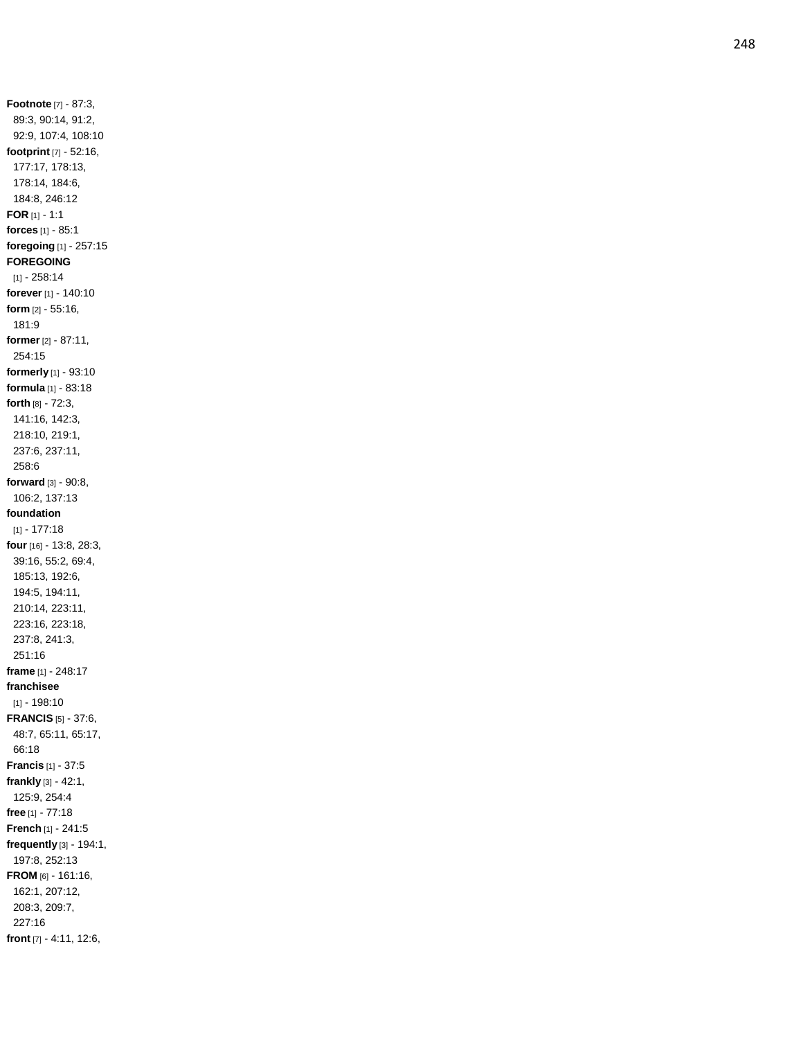**Footnote** [7] - 87:3, 89:3, 90:14, 91:2, 92:9, 107:4, 108:10
**footprint** [7] - 52:16, 177:17, 178:13, 178:14, 184:6, 184:8, 246:12
**FOR** [1] - 1:1
**forces** [1] - 85:1
**foregoing** [1] - 257:15
**FOREGOING** [1] - 258:14
**forever** [1] - 140:10
**form** [2] - 55:16, 181:9
**former** [2] - 87:11, 254:15
**formerly** [1] - 93:10
**formula** [1] - 83:18
**forth** [8] - 72:3, 141:16, 142:3, 218:10, 219:1, 237:6, 237:11, 258:6
**forward** [3] - 90:8, 106:2, 137:13
**foundation** [1] - 177:18
**four** [16] - 13:8, 28:3, 39:16, 55:2, 69:4, 185:13, 192:6, 194:5, 194:11, 210:14, 223:11, 223:16, 223:18, 237:8, 241:3, 251:16
**frame** [1] - 248:17
**franchisee** [1] - 198:10
**FRANCIS** [5] - 37:6, 48:7, 65:11, 65:17, 66:18
**Francis** [1] - 37:5
**frankly** [3] - 42:1, 125:9, 254:4
**free** [1] - 77:18
**French** [1] - 241:5
**frequently** [3] - 194:1, 197:8, 252:13
**FROM** [6] - 161:16, 162:1, 207:12, 208:3, 209:7, 227:16
**front** [7] - 4:11, 12:6,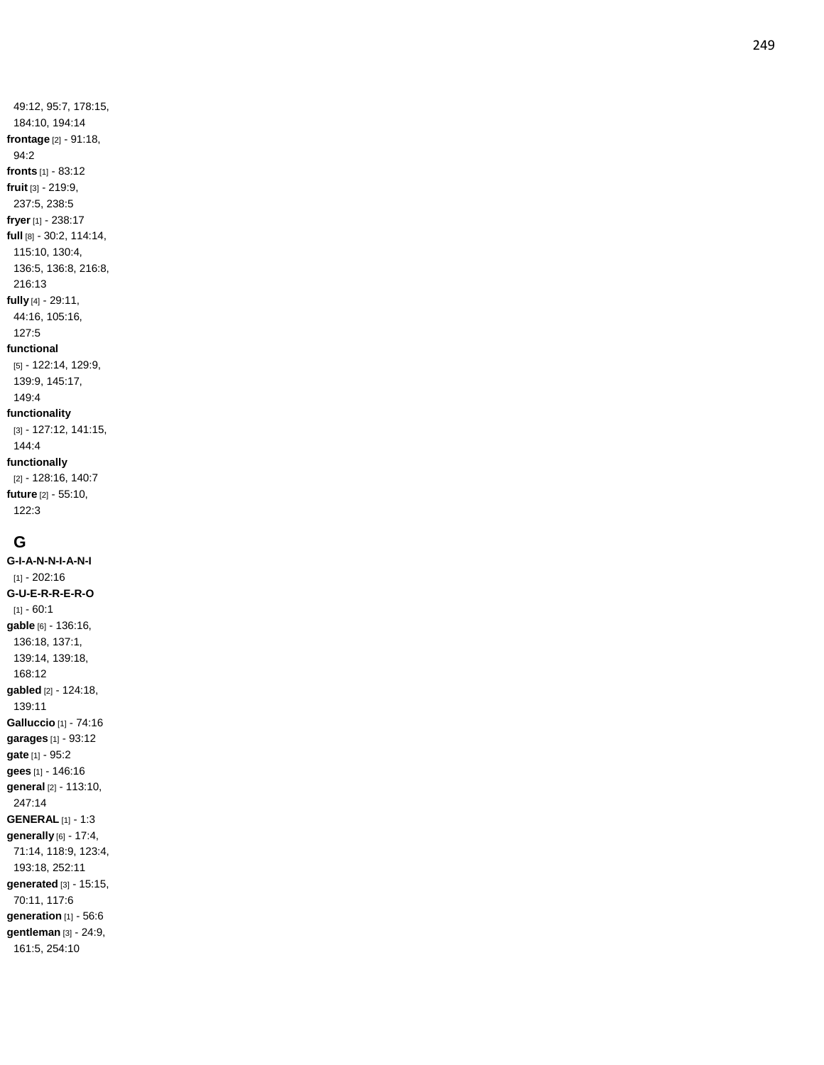49:12, 95:7, 178:15, 184:10, 194:14

**frontage** [2] - 91:18, 94:2

**fronts** [1] - 83:12

**fruit** [3] - 219:9, 237:5, 238:5

**fryer** [1] - 238:17

**full** [8] - 30:2, 114:14, 115:10, 130:4, 136:5, 136:8, 216:8, 216:13

**fully** [4] - 29:11, 44:16, 105:16, 127:5

**functional** [5] - 122:14, 129:9, 139:9, 145:17, 149:4

**functionality** [3] - 127:12, 141:15, 144:4

**functionally** [2] - 128:16, 140:7

**future** [2] - 55:10, 122:3

## G

**G-I-A-N-N-I-A-N-I** [1] - 202:16

**G-U-E-R-R-E-R-O** [1] - 60:1

**gable** [6] - 136:16, 136:18, 137:1, 139:14, 139:18, 168:12

**gabled** [2] - 124:18, 139:11

**Galluccio** [1] - 74:16

**garages** [1] - 93:12

**gate** [1] - 95:2

**gees** [1] - 146:16

**general** [2] - 113:10, 247:14

**GENERAL** [1] - 1:3

**generally** [6] - 17:4, 71:14, 118:9, 123:4, 193:18, 252:11

**generated** [3] - 15:15, 70:11, 117:6

**generation** [1] - 56:6

**gentleman** [3] - 24:9, 161:5, 254:10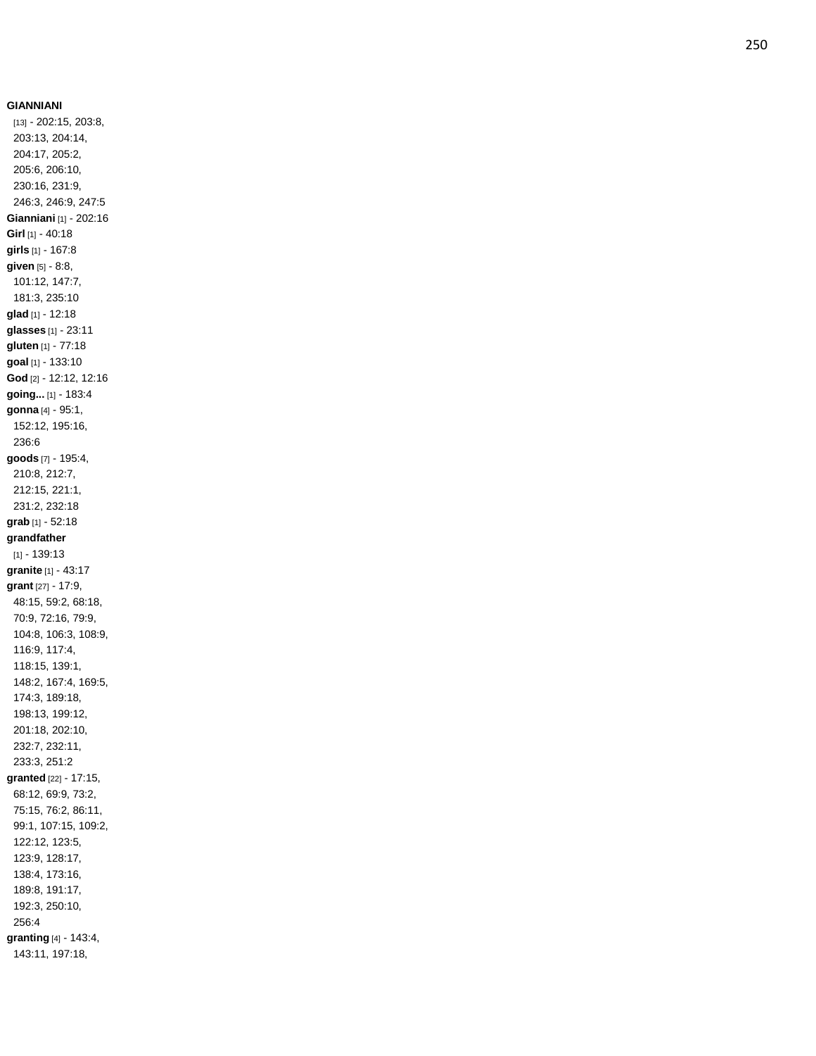**GIANNIANI** [13] - 202:15, 203:8, 203:13, 204:14, 204:17, 205:2, 205:6, 206:10, 230:16, 231:9, 246:3, 246:9, 247:5

**Gianniani** [1] - 202:16

**Girl** [1] - 40:18

**girls** [1] - 167:8

**given** [5] - 8:8, 101:12, 147:7, 181:3, 235:10

**glad** [1] - 12:18

**glasses** [1] - 23:11

**gluten** [1] - 77:18

**goal** [1] - 133:10

**God** [2] - 12:12, 12:16

**going...** [1] - 183:4

**gonna** [4] - 95:1, 152:12, 195:16, 236:6

**goods** [7] - 195:4, 210:8, 212:7, 212:15, 221:1, 231:2, 232:18

**grab** [1] - 52:18

**grandfather** [1] - 139:13

**granite** [1] - 43:17

**grant** [27] - 17:9, 48:15, 59:2, 68:18, 70:9, 72:16, 79:9, 104:8, 106:3, 108:9, 116:9, 117:4, 118:15, 139:1, 148:2, 167:4, 169:5, 174:3, 189:18, 198:13, 199:12, 201:18, 202:10, 232:7, 232:11, 233:3, 251:2

**granted** [22] - 17:15, 68:12, 69:9, 73:2, 75:15, 76:2, 86:11, 99:1, 107:15, 109:2, 122:12, 123:5, 123:9, 128:17, 138:4, 173:16, 189:8, 191:17, 192:3, 250:10, 256:4

**granting** [4] - 143:4, 143:11, 197:18,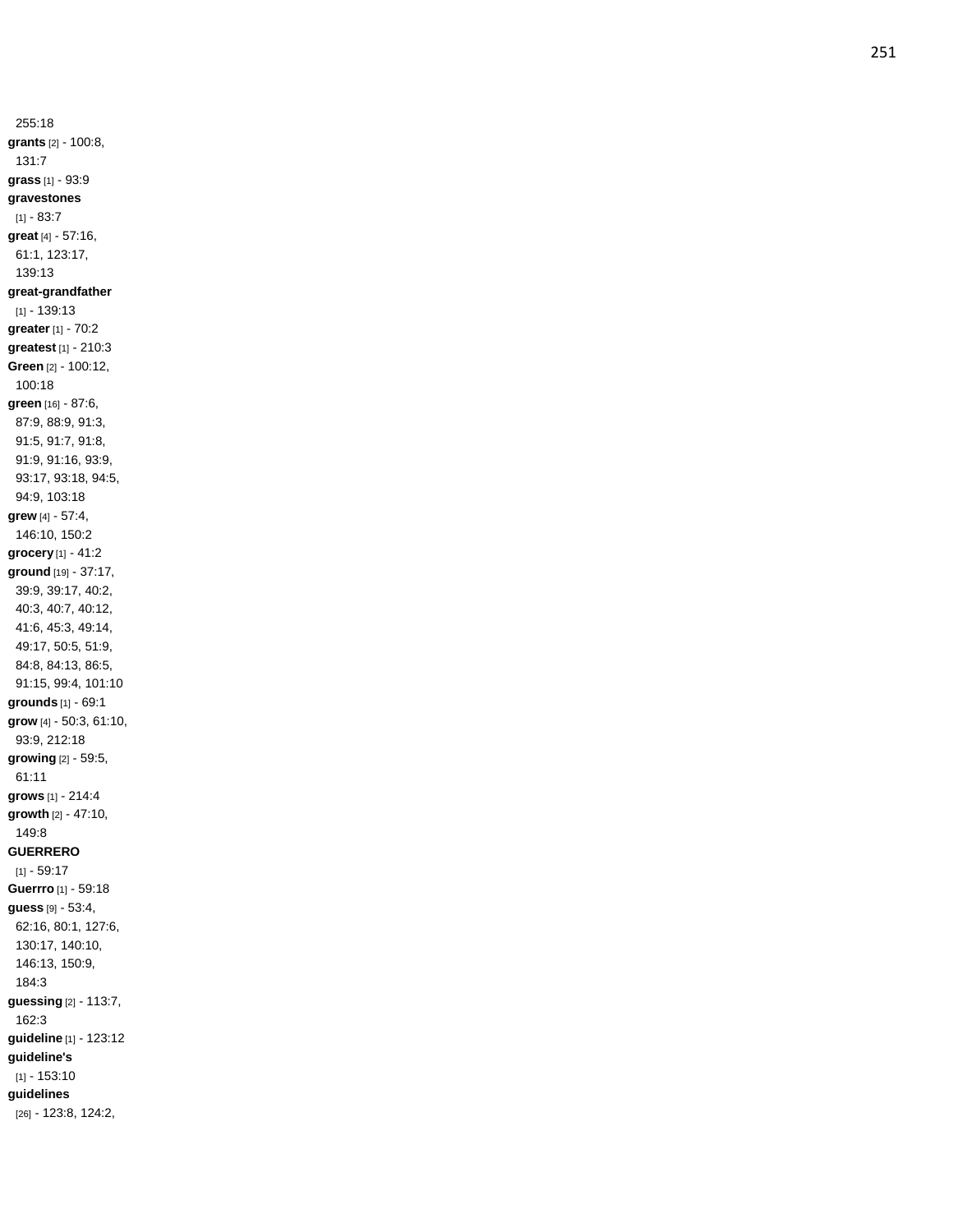255:18

**grants** [2] - 100:8, 131:7

**grass** [1] - 93:9

**gravestones** [1] - 83:7

**great** [4] - 57:16, 61:1, 123:17, 139:13

**great-grandfather** [1] - 139:13

**greater** [1] - 70:2

**greatest** [1] - 210:3

**Green** [2] - 100:12, 100:18

**green** [16] - 87:6, 87:9, 88:9, 91:3, 91:5, 91:7, 91:8, 91:9, 91:16, 93:9, 93:17, 93:18, 94:5, 94:9, 103:18

**grew** [4] - 57:4, 146:10, 150:2

**grocery** [1] - 41:2

**ground** [19] - 37:17, 39:9, 39:17, 40:2, 40:3, 40:7, 40:12, 41:6, 45:3, 49:14, 49:17, 50:5, 51:9, 84:8, 84:13, 86:5, 91:15, 99:4, 101:10

**grounds** [1] - 69:1

**grow** [4] - 50:3, 61:10, 93:9, 212:18

**growing** [2] - 59:5, 61:11

**grows** [1] - 214:4

**growth** [2] - 47:10, 149:8

**GUERRERO** [1] - 59:17

**Guerrro** [1] - 59:18

**guess** [9] - 53:4, 62:16, 80:1, 127:6, 130:17, 140:10, 146:13, 150:9, 184:3

**guessing** [2] - 113:7, 162:3

**guideline** [1] - 123:12

**guideline's** [1] - 153:10

**guidelines** [26] - 123:8, 124:2,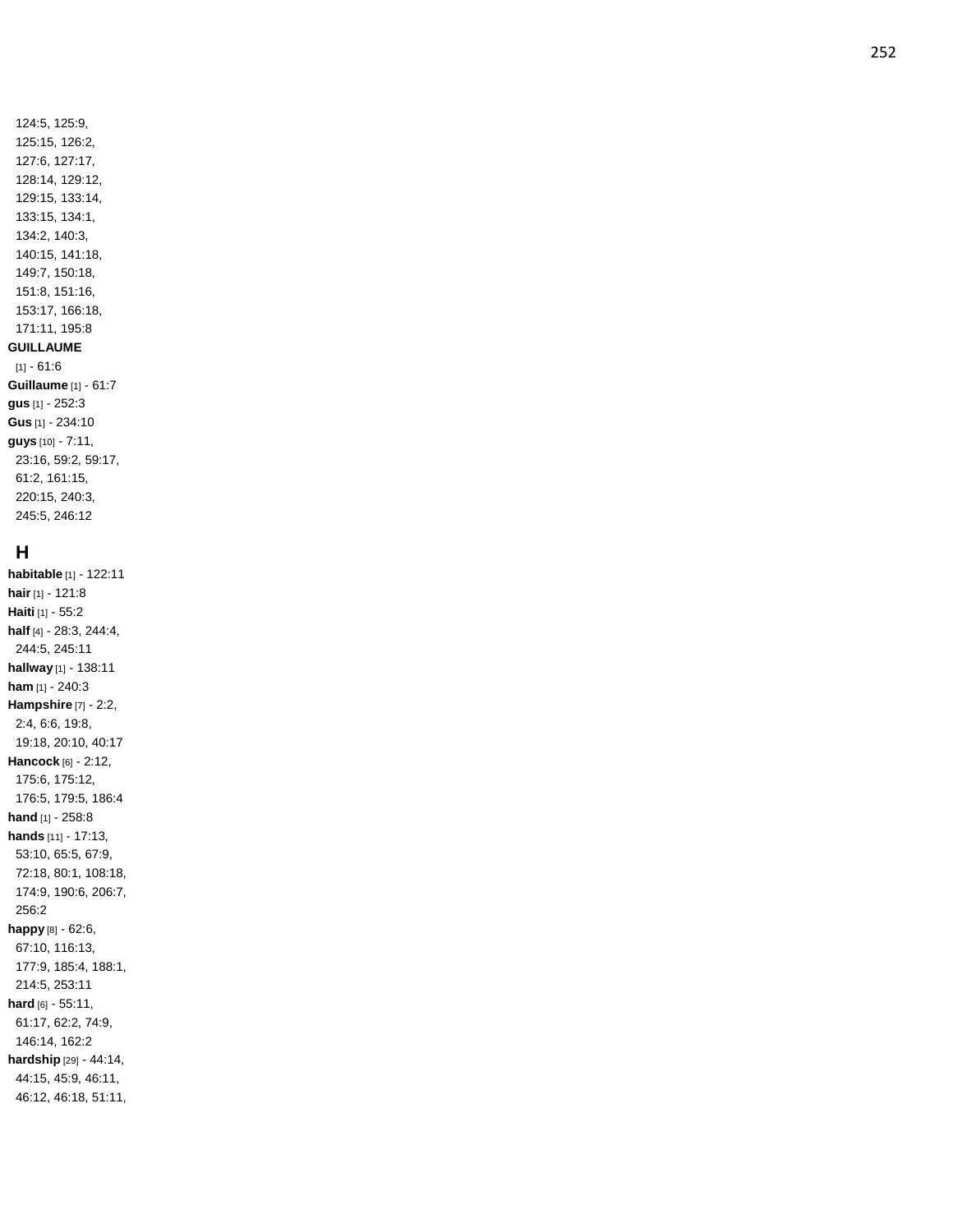124:5, 125:9, 125:15, 126:2, 127:6, 127:17, 128:14, 129:12, 129:15, 133:14, 133:15, 134:1, 134:2, 140:3, 140:15, 141:18, 149:7, 150:18, 151:8, 151:16, 153:17, 166:18, 171:11, 195:8

**GUILLAUME** [1] - 61:6

**Guillaume** [1] - 61:7

**gus** [1] - 252:3

**Gus** [1] - 234:10

**guys** [10] - 7:11, 23:16, 59:2, 59:17, 61:2, 161:15, 220:15, 240:3, 245:5, 246:12

## H

**habitable** [1] - 122:11

**hair** [1] - 121:8

**Haiti** [1] - 55:2

**half** [4] - 28:3, 244:4, 244:5, 245:11

**hallway** [1] - 138:11

**ham** [1] - 240:3

**Hampshire** [7] - 2:2, 2:4, 6:6, 19:8, 19:18, 20:10, 40:17

**Hancock** [6] - 2:12, 175:6, 175:12, 176:5, 179:5, 186:4

**hand** [1] - 258:8

**hands** [11] - 17:13, 53:10, 65:5, 67:9, 72:18, 80:1, 108:18, 174:9, 190:6, 206:7, 256:2

**happy** [8] - 62:6, 67:10, 116:13, 177:9, 185:4, 188:1, 214:5, 253:11

**hard** [6] - 55:11, 61:17, 62:2, 74:9, 146:14, 162:2

**hardship** [29] - 44:14, 44:15, 45:9, 46:11, 46:12, 46:18, 51:11,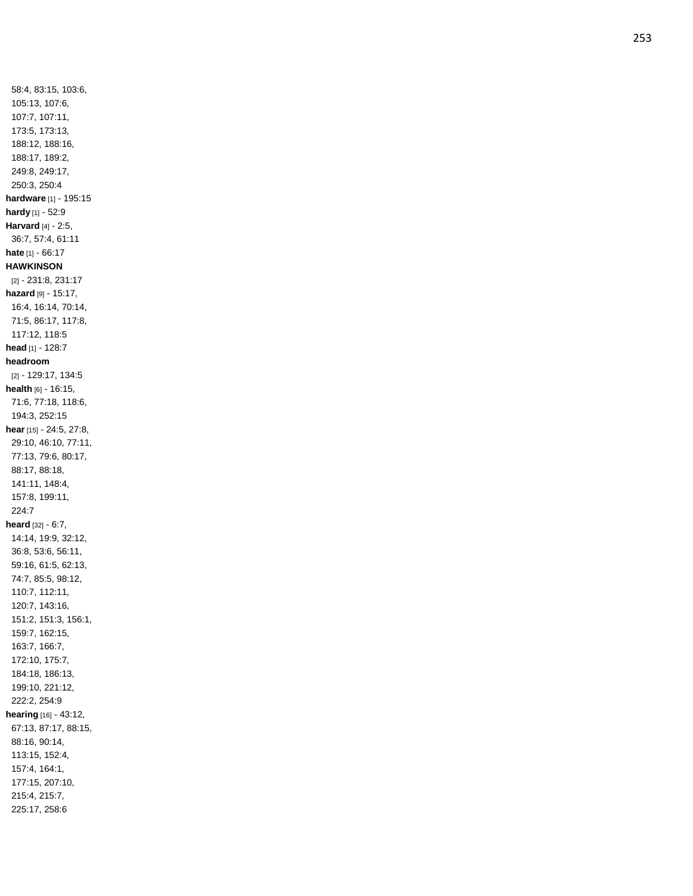58:4, 83:15, 103:6, 105:13, 107:6, 107:7, 107:11, 173:5, 173:13, 188:12, 188:16, 188:17, 189:2, 249:8, 249:17, 250:3, 250:4

**hardware** [1] - 195:15

**hardy** [1] - 52:9

**Harvard** [4] - 2:5, 36:7, 57:4, 61:11

**hate** [1] - 66:17

**HAWKINSON** [2] - 231:8, 231:17

**hazard** [9] - 15:17, 16:4, 16:14, 70:14, 71:5, 86:17, 117:8, 117:12, 118:5

**head** [1] - 128:7

**headroom** [2] - 129:17, 134:5

**health** [6] - 16:15, 71:6, 77:18, 118:6, 194:3, 252:15

**hear** [15] - 24:5, 27:8, 29:10, 46:10, 77:11, 77:13, 79:6, 80:17, 88:17, 88:18, 141:11, 148:4, 157:8, 199:11, 224:7

**heard** [32] - 6:7, 14:14, 19:9, 32:12, 36:8, 53:6, 56:11, 59:16, 61:5, 62:13, 74:7, 85:5, 98:12, 110:7, 112:11, 120:7, 143:16, 151:2, 151:3, 156:1, 159:7, 162:15, 163:7, 166:7, 172:10, 175:7, 184:18, 186:13, 199:10, 221:12, 222:2, 254:9

**hearing** [16] - 43:12, 67:13, 87:17, 88:15, 88:16, 90:14, 113:15, 152:4, 157:4, 164:1, 177:15, 207:10, 215:4, 215:7, 225:17, 258:6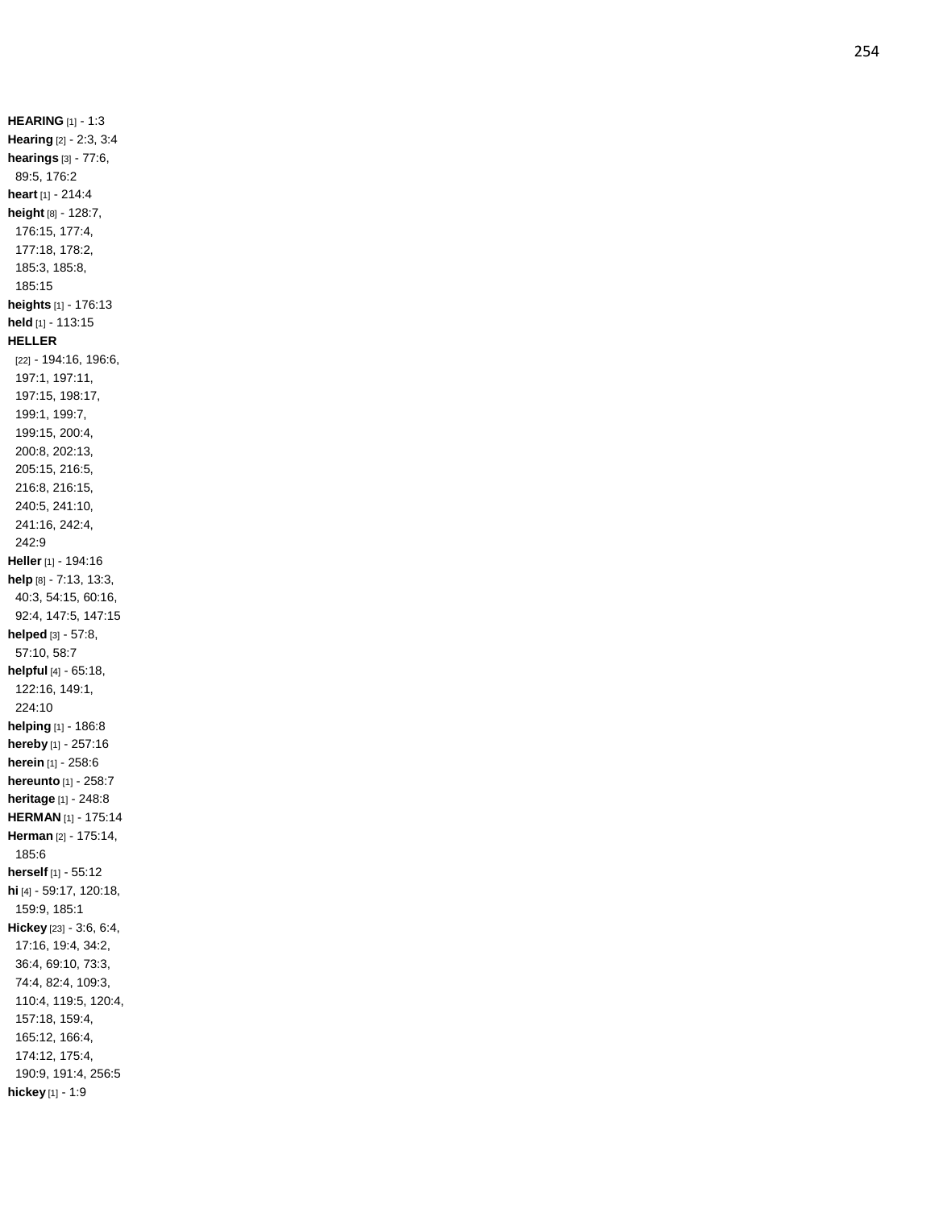**HEARING** [1] - 1:3
**Hearing** [2] - 2:3, 3:4
**hearings** [3] - 77:6, 89:5, 176:2
**heart** [1] - 214:4
**height** [8] - 128:7, 176:15, 177:4, 177:18, 178:2, 185:3, 185:8, 185:15
**heights** [1] - 176:13
**held** [1] - 113:15
**HELLER** [22] - 194:16, 196:6, 197:1, 197:11, 197:15, 198:17, 199:1, 199:7, 199:15, 200:4, 200:8, 202:13, 205:15, 216:5, 216:8, 216:15, 240:5, 241:10, 241:16, 242:4, 242:9
**Heller** [1] - 194:16
**help** [8] - 7:13, 13:3, 40:3, 54:15, 60:16, 92:4, 147:5, 147:15
**helped** [3] - 57:8, 57:10, 58:7
**helpful** [4] - 65:18, 122:16, 149:1, 224:10
**helping** [1] - 186:8
**hereby** [1] - 257:16
**herein** [1] - 258:6
**hereunto** [1] - 258:7
**heritage** [1] - 248:8
**HERMAN** [1] - 175:14
**Herman** [2] - 175:14, 185:6
**herself** [1] - 55:12
**hi** [4] - 59:17, 120:18, 159:9, 185:1
**Hickey** [23] - 3:6, 6:4, 17:16, 19:4, 34:2, 36:4, 69:10, 73:3, 74:4, 82:4, 109:3, 110:4, 119:5, 120:4, 157:18, 159:4, 165:12, 166:4, 174:12, 175:4, 190:9, 191:4, 256:5
**hickey** [1] - 1:9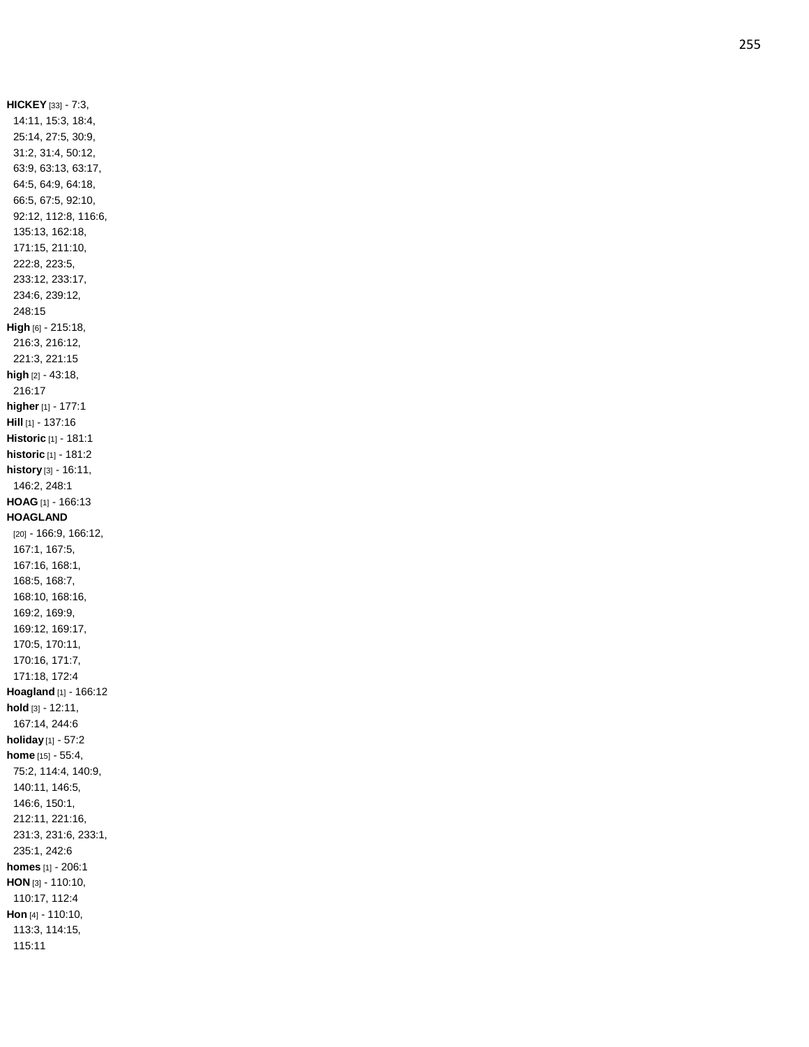**HICKEY** [33] - 7:3, 14:11, 15:3, 18:4, 25:14, 27:5, 30:9, 31:2, 31:4, 50:12, 63:9, 63:13, 63:17, 64:5, 64:9, 64:18, 66:5, 67:5, 92:10, 92:12, 112:8, 116:6, 135:13, 162:18, 171:15, 211:10, 222:8, 223:5, 233:12, 233:17, 234:6, 239:12, 248:15

**High** [6] - 215:18, 216:3, 216:12, 221:3, 221:15

**high** [2] - 43:18, 216:17

**higher** [1] - 177:1

**Hill** [1] - 137:16

**Historic** [1] - 181:1

**historic** [1] - 181:2

**history** [3] - 16:11, 146:2, 248:1

**HOAG** [1] - 166:13

**HOAGLAND** [20] - 166:9, 166:12, 167:1, 167:5, 167:16, 168:1, 168:5, 168:7, 168:10, 168:16, 169:2, 169:9, 169:12, 169:17, 170:5, 170:11, 170:16, 171:7, 171:18, 172:4

**Hoagland** [1] - 166:12

**hold** [3] - 12:11, 167:14, 244:6

**holiday** [1] - 57:2

**home** [15] - 55:4, 75:2, 114:4, 140:9, 140:11, 146:5, 146:6, 150:1, 212:11, 221:16, 231:3, 231:6, 233:1, 235:1, 242:6

**homes** [1] - 206:1

**HON** [3] - 110:10, 110:17, 112:4

**Hon** [4] - 110:10, 113:3, 114:15, 115:11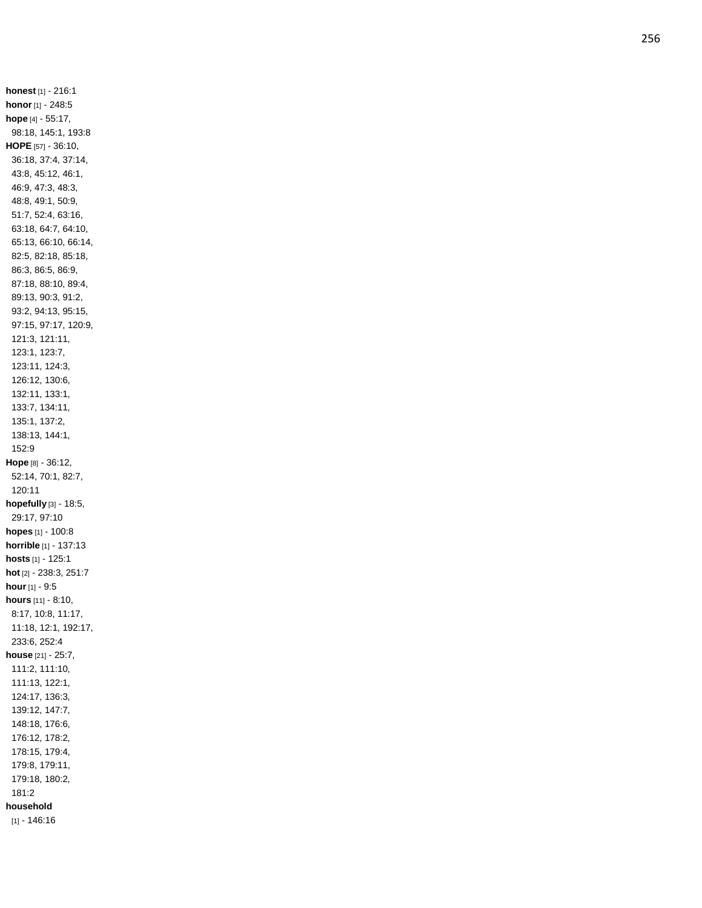**honest** [1] - 216:1
**honor** [1] - 248:5
**hope** [4] - 55:17, 98:18, 145:1, 193:8
**HOPE** [57] - 36:10, 36:18, 37:4, 37:14, 43:8, 45:12, 46:1, 46:9, 47:3, 48:3, 48:8, 49:1, 50:9, 51:7, 52:4, 63:16, 63:18, 64:7, 64:10, 65:13, 66:10, 66:14, 82:5, 82:18, 85:18, 86:3, 86:5, 86:9, 87:18, 88:10, 89:4, 89:13, 90:3, 91:2, 93:2, 94:13, 95:15, 97:15, 97:17, 120:9, 121:3, 121:11, 123:1, 123:7, 123:11, 124:3, 126:12, 130:6, 132:11, 133:1, 133:7, 134:11, 135:1, 137:2, 138:13, 144:1, 152:9
**Hope** [8] - 36:12, 52:14, 70:1, 82:7, 120:11
**hopefully** [3] - 18:5, 29:17, 97:10
**hopes** [1] - 100:8
**horrible** [1] - 137:13
**hosts** [1] - 125:1
**hot** [2] - 238:3, 251:7
**hour** [1] - 9:5
**hours** [11] - 8:10, 8:17, 10:8, 11:17, 11:18, 12:1, 192:17, 233:6, 252:4
**house** [21] - 25:7, 111:2, 111:10, 111:13, 122:1, 124:17, 136:3, 139:12, 147:7, 148:18, 176:6, 176:12, 178:2, 178:15, 179:4, 179:8, 179:11, 179:18, 180:2, 181:2
**household** [1] - 146:16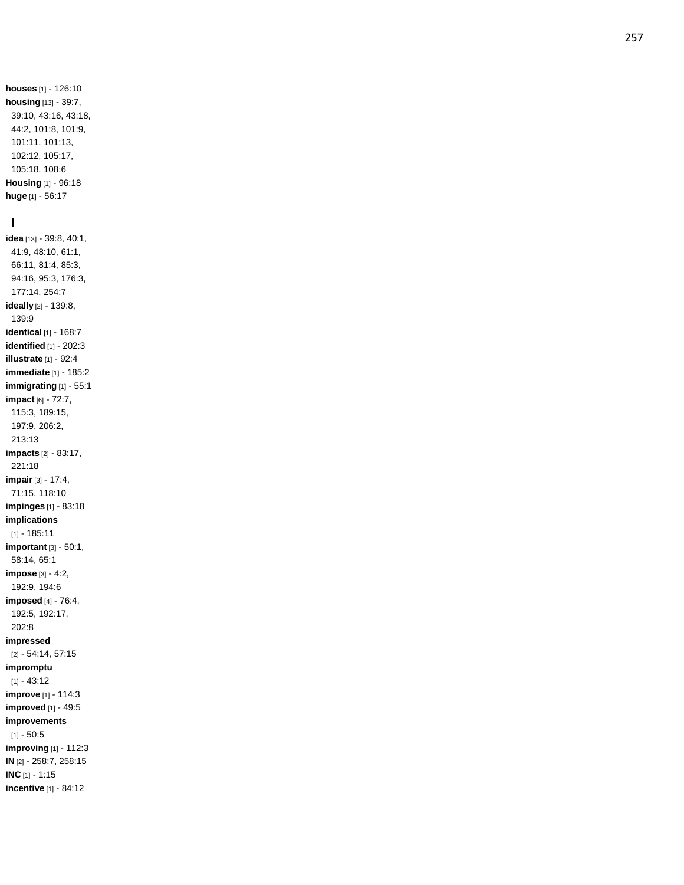**houses** [1] - 126:10
**housing** [13] - 39:7, 39:10, 43:16, 43:18, 44:2, 101:8, 101:9, 101:11, 101:13, 102:12, 105:17, 105:18, 108:6
**Housing** [1] - 96:18
**huge** [1] - 56:17

## I

**idea** [13] - 39:8, 40:1, 41:9, 48:10, 61:1, 66:11, 81:4, 85:3, 94:16, 95:3, 176:3, 177:14, 254:7
**ideally** [2] - 139:8, 139:9
**identical** [1] - 168:7
**identified** [1] - 202:3
**illustrate** [1] - 92:4
**immediate** [1] - 185:2
**immigrating** [1] - 55:1
**impact** [6] - 72:7, 115:3, 189:15, 197:9, 206:2, 213:13
**impacts** [2] - 83:17, 221:18
**impair** [3] - 17:4, 71:15, 118:10
**impinges** [1] - 83:18
**implications** [1] - 185:11
**important** [3] - 50:1, 58:14, 65:1
**impose** [3] - 4:2, 192:9, 194:6
**imposed** [4] - 76:4, 192:5, 192:17, 202:8
**impressed** [2] - 54:14, 57:15
**impromptu** [1] - 43:12
**improve** [1] - 114:3
**improved** [1] - 49:5
**improvements** [1] - 50:5
**improving** [1] - 112:3
**IN** [2] - 258:7, 258:15
**INC** [1] - 1:15
**incentive** [1] - 84:12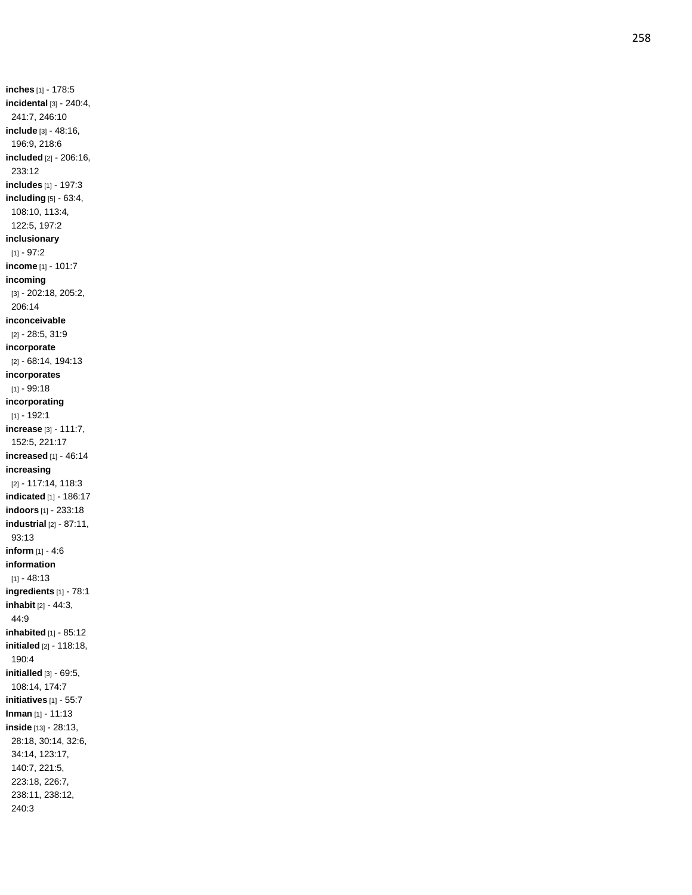**inches** [1] - 178:5
**incidental** [3] - 240:4, 241:7, 246:10
**include** [3] - 48:16, 196:9, 218:6
**included** [2] - 206:16, 233:12
**includes** [1] - 197:3
**including** [5] - 63:4, 108:10, 113:4, 122:5, 197:2
**inclusionary** [1] - 97:2
**income** [1] - 101:7
**incoming** [3] - 202:18, 205:2, 206:14
**inconceivable** [2] - 28:5, 31:9
**incorporate** [2] - 68:14, 194:13
**incorporates** [1] - 99:18
**incorporating** [1] - 192:1
**increase** [3] - 111:7, 152:5, 221:17
**increased** [1] - 46:14
**increasing** [2] - 117:14, 118:3
**indicated** [1] - 186:17
**indoors** [1] - 233:18
**industrial** [2] - 87:11, 93:13
**inform** [1] - 4:6
**information** [1] - 48:13
**ingredients** [1] - 78:1
**inhabit** [2] - 44:3, 44:9
**inhabited** [1] - 85:12
**initialed** [2] - 118:18, 190:4
**initialled** [3] - 69:5, 108:14, 174:7
**initiatives** [1] - 55:7
**Inman** [1] - 11:13
**inside** [13] - 28:13, 28:18, 30:14, 32:6, 34:14, 123:17, 140:7, 221:5, 223:18, 226:7, 238:11, 238:12, 240:3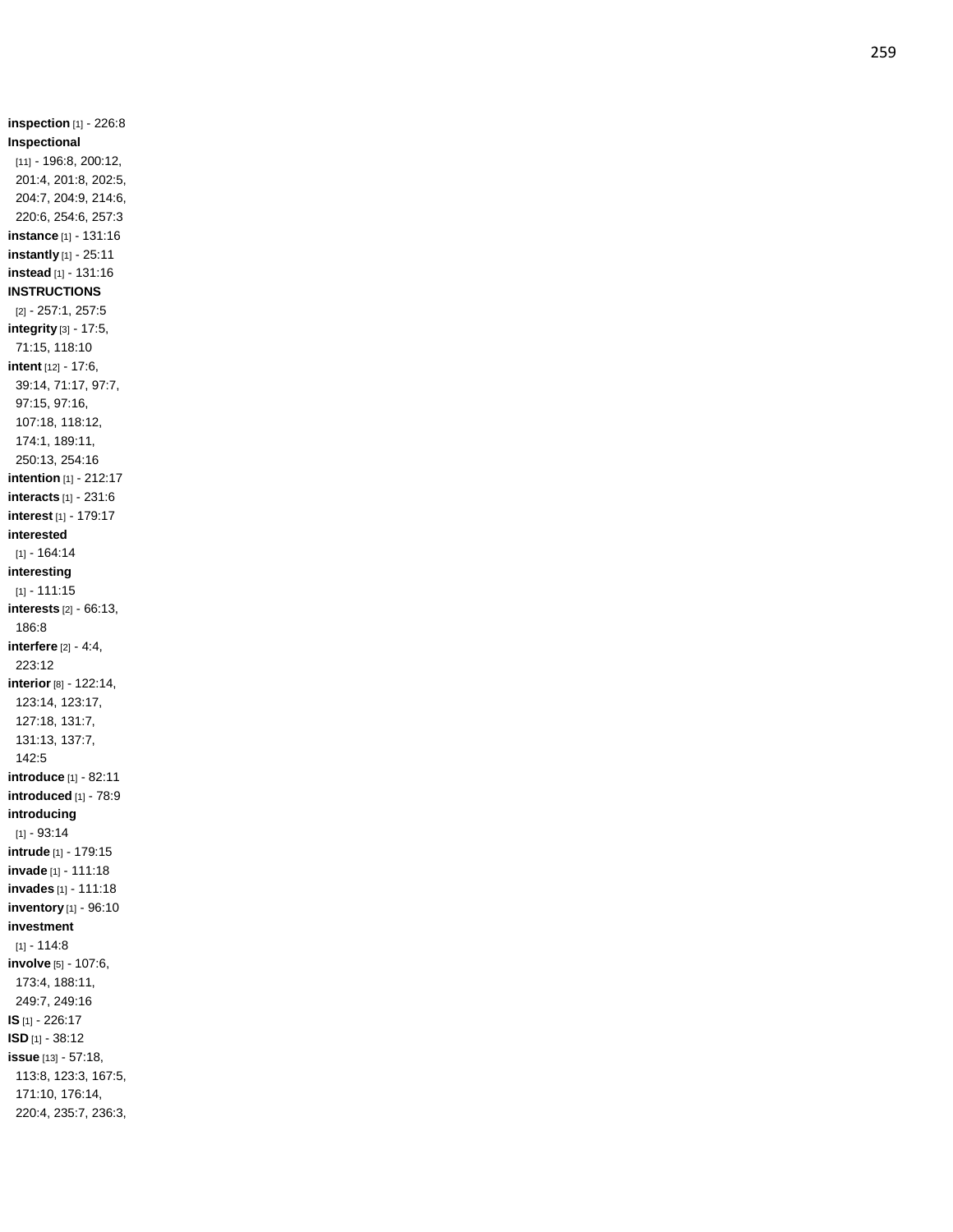**inspection** [1] - 226:8
**Inspectional** [11] - 196:8, 200:12, 201:4, 201:8, 202:5, 204:7, 204:9, 214:6, 220:6, 254:6, 257:3
**instance** [1] - 131:16
**instantly** [1] - 25:11
**instead** [1] - 131:16
**INSTRUCTIONS** [2] - 257:1, 257:5
**integrity** [3] - 17:5, 71:15, 118:10
**intent** [12] - 17:6, 39:14, 71:17, 97:7, 97:15, 97:16, 107:18, 118:12, 174:1, 189:11, 250:13, 254:16
**intention** [1] - 212:17
**interacts** [1] - 231:6
**interest** [1] - 179:17
**interested** [1] - 164:14
**interesting** [1] - 111:15
**interests** [2] - 66:13, 186:8
**interfere** [2] - 4:4, 223:12
**interior** [8] - 122:14, 123:14, 123:17, 127:18, 131:7, 131:13, 137:7, 142:5
**introduce** [1] - 82:11
**introduced** [1] - 78:9
**introducing** [1] - 93:14
**intrude** [1] - 179:15
**invade** [1] - 111:18
**invades** [1] - 111:18
**inventory** [1] - 96:10
**investment** [1] - 114:8
**involve** [5] - 107:6, 173:4, 188:11, 249:7, 249:16
**IS** [1] - 226:17
**ISD** [1] - 38:12
**issue** [13] - 57:18, 113:8, 123:3, 167:5, 171:10, 176:14, 220:4, 235:7, 236:3,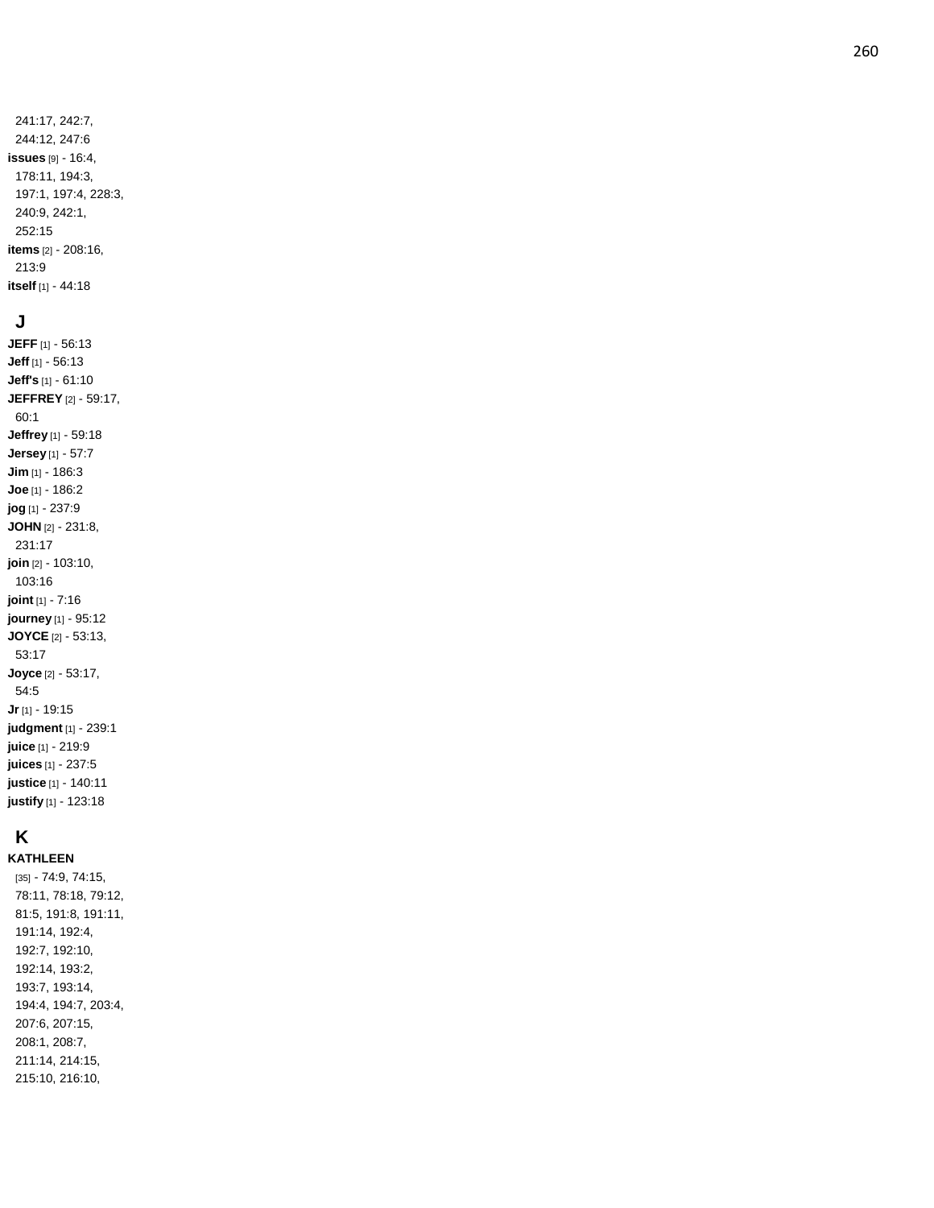241:17, 242:7, 244:12, 247:6

**issues** [9] - 16:4, 178:11, 194:3, 197:1, 197:4, 228:3, 240:9, 242:1, 252:15

**items** [2] - 208:16, 213:9

**itself** [1] - 44:18

## J

**JEFF** [1] - 56:13

**Jeff** [1] - 56:13

**Jeff's** [1] - 61:10

**JEFFREY** [2] - 59:17, 60:1

**Jeffrey** [1] - 59:18

**Jersey** [1] - 57:7

**Jim** [1] - 186:3

**Joe** [1] - 186:2

**jog** [1] - 237:9

**JOHN** [2] - 231:8, 231:17

**join** [2] - 103:10, 103:16

**joint** [1] - 7:16

**journey** [1] - 95:12

**JOYCE** [2] - 53:13, 53:17

**Joyce** [2] - 53:17, 54:5

**Jr** [1] - 19:15

**judgment** [1] - 239:1

**juice** [1] - 219:9

**juices** [1] - 237:5

**justice** [1] - 140:11

**justify** [1] - 123:18

## K

**KATHLEEN** [35] - 74:9, 74:15, 78:11, 78:18, 79:12, 81:5, 191:8, 191:11, 191:14, 192:4, 192:7, 192:10, 192:14, 193:2, 193:7, 193:14, 194:4, 194:7, 203:4, 207:6, 207:15, 208:1, 208:7, 211:14, 214:15, 215:10, 216:10,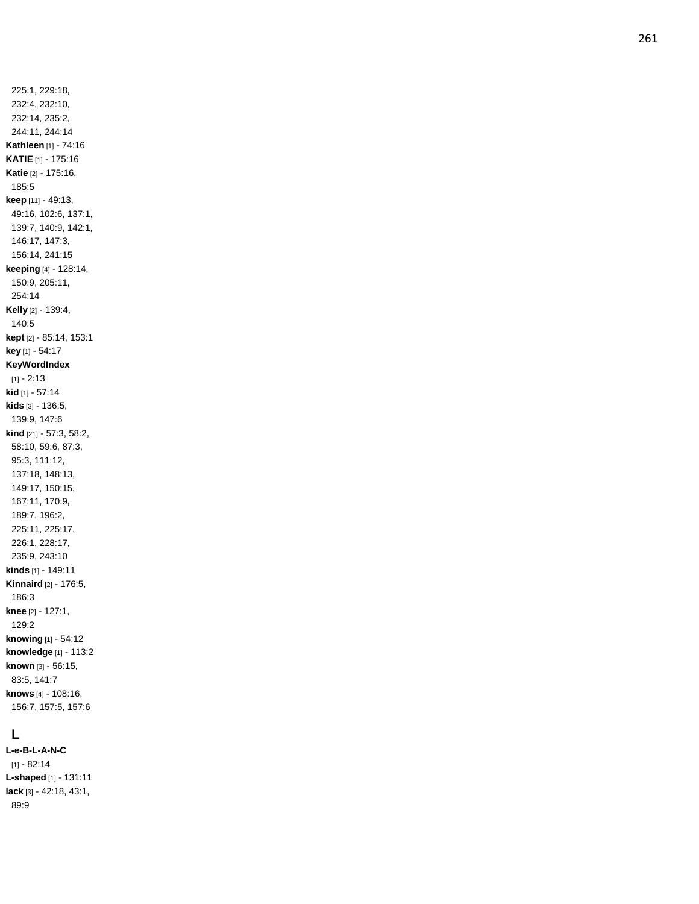225:1, 229:18, 232:4, 232:10, 232:14, 235:2, 244:11, 244:14

**Kathleen** [1] - 74:16

**KATIE** [1] - 175:16

**Katie** [2] - 175:16, 185:5

**keep** [11] - 49:13, 49:16, 102:6, 137:1, 139:7, 140:9, 142:1, 146:17, 147:3, 156:14, 241:15

**keeping** [4] - 128:14, 150:9, 205:11, 254:14

**Kelly** [2] - 139:4, 140:5

**kept** [2] - 85:14, 153:1

**key** [1] - 54:17

**KeyWordIndex** [1] - 2:13

**kid** [1] - 57:14

**kids** [3] - 136:5, 139:9, 147:6

**kind** [21] - 57:3, 58:2, 58:10, 59:6, 87:3, 95:3, 111:12, 137:18, 148:13, 149:17, 150:15, 167:11, 170:9, 189:7, 196:2, 225:11, 225:17, 226:1, 228:17, 235:9, 243:10

**kinds** [1] - 149:11

**Kinnaird** [2] - 176:5, 186:3

**knee** [2] - 127:1, 129:2

**knowing** [1] - 54:12

**knowledge** [1] - 113:2

**known** [3] - 56:15, 83:5, 141:7

**knows** [4] - 108:16, 156:7, 157:5, 157:6

## L

**L-e-B-L-A-N-C** [1] - 82:14

**L-shaped** [1] - 131:11

**lack** [3] - 42:18, 43:1, 89:9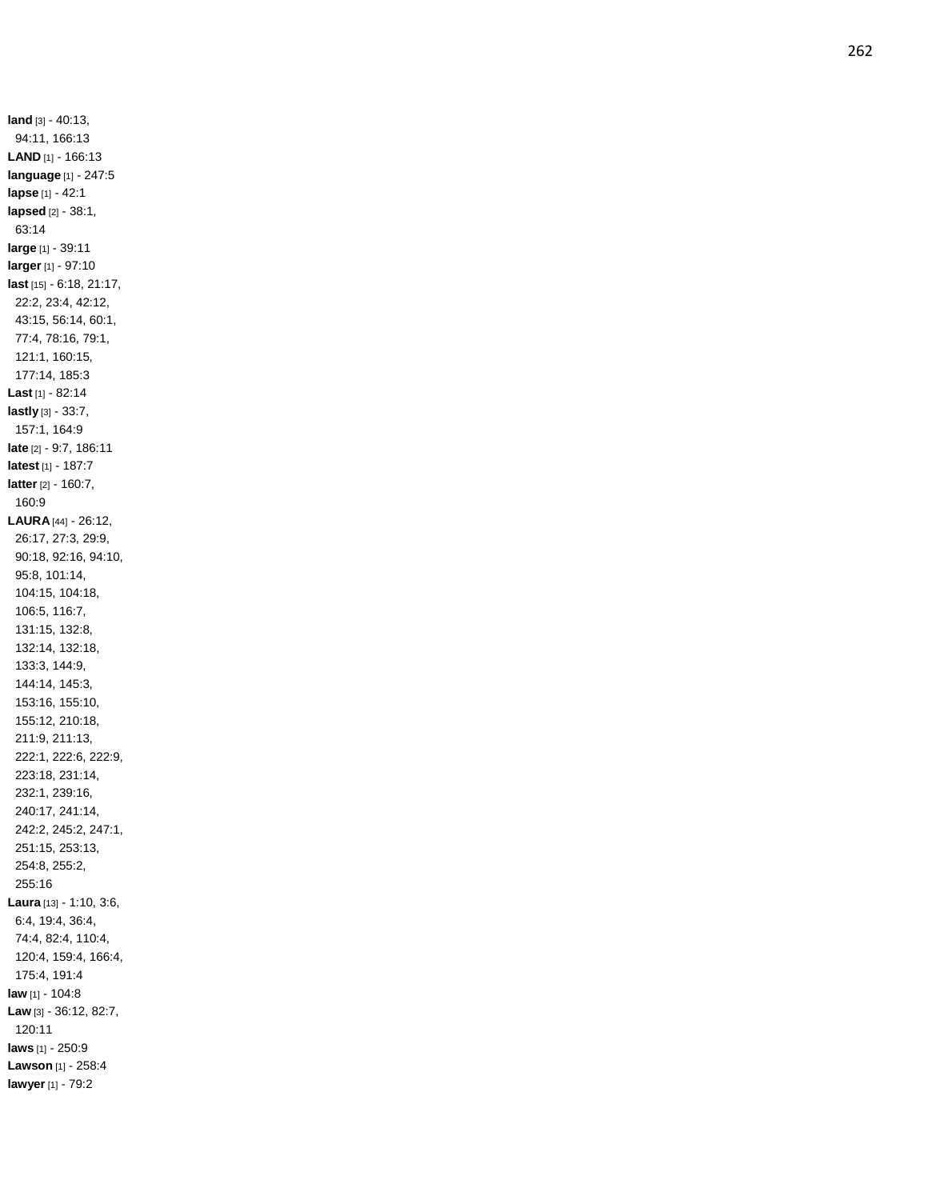**land** [3] - 40:13, 94:11, 166:13
**LAND** [1] - 166:13
**language** [1] - 247:5
**lapse** [1] - 42:1
**lapsed** [2] - 38:1, 63:14
**large** [1] - 39:11
**larger** [1] - 97:10
**last** [15] - 6:18, 21:17, 22:2, 23:4, 42:12, 43:15, 56:14, 60:1, 77:4, 78:16, 79:1, 121:1, 160:15, 177:14, 185:3
**Last** [1] - 82:14
**lastly** [3] - 33:7, 157:1, 164:9
**late** [2] - 9:7, 186:11
**latest** [1] - 187:7
**latter** [2] - 160:7, 160:9
**LAURA** [44] - 26:12, 26:17, 27:3, 29:9, 90:18, 92:16, 94:10, 95:8, 101:14, 104:15, 104:18, 106:5, 116:7, 131:15, 132:8, 132:14, 132:18, 133:3, 144:9, 144:14, 145:3, 153:16, 155:10, 155:12, 210:18, 211:9, 211:13, 222:1, 222:6, 222:9, 223:18, 231:14, 232:1, 239:16, 240:17, 241:14, 242:2, 245:2, 247:1, 251:15, 253:13, 254:8, 255:2, 255:16
**Laura** [13] - 1:10, 3:6, 6:4, 19:4, 36:4, 74:4, 82:4, 110:4, 120:4, 159:4, 166:4, 175:4, 191:4
**law** [1] - 104:8
**Law** [3] - 36:12, 82:7, 120:11
**laws** [1] - 250:9
**Lawson** [1] - 258:4
**lawyer** [1] - 79:2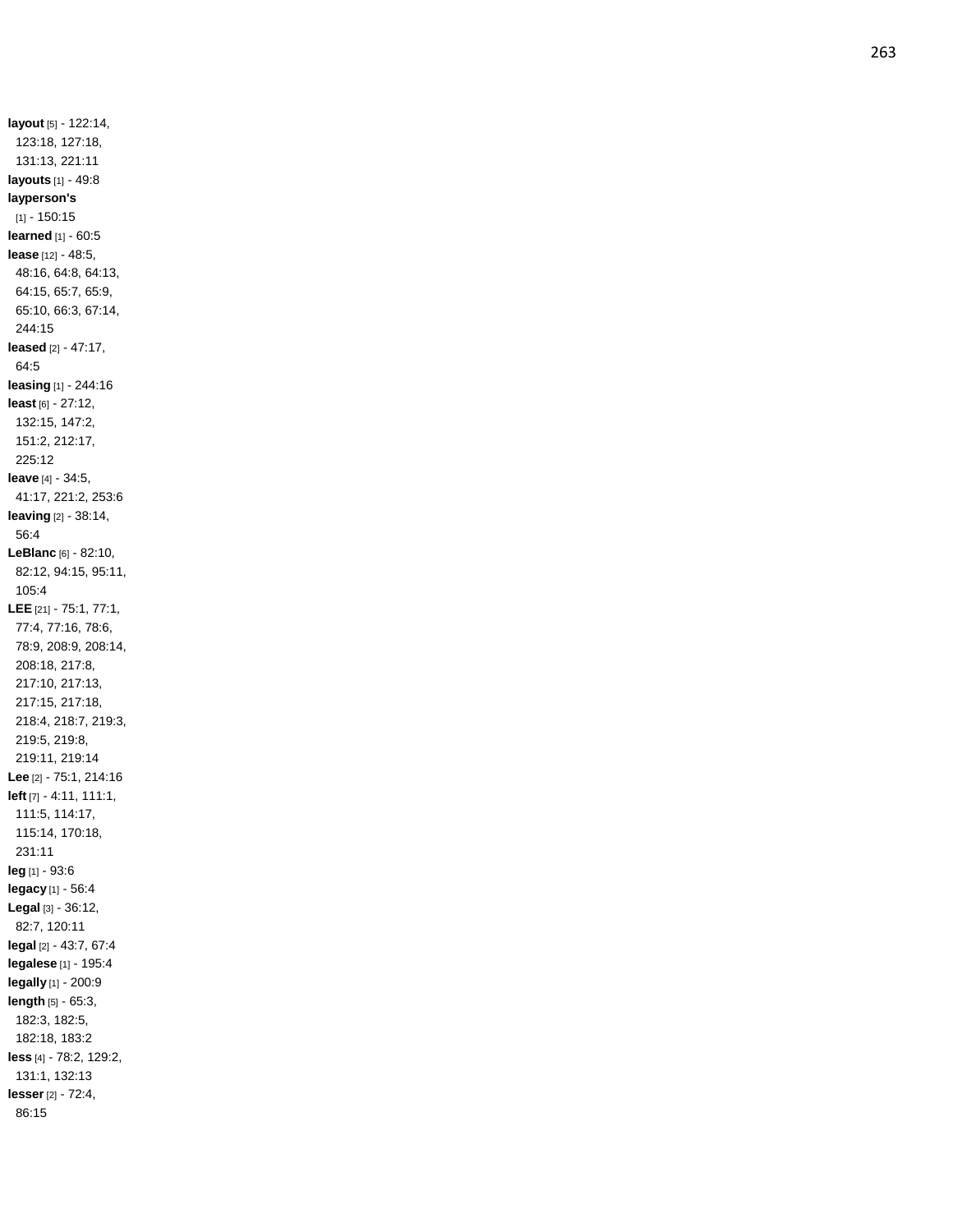**layout** [5] - 122:14, 123:18, 127:18, 131:13, 221:11
**layouts** [1] - 49:8
**layperson's** [1] - 150:15
**learned** [1] - 60:5
**lease** [12] - 48:5, 48:16, 64:8, 64:13, 64:15, 65:7, 65:9, 65:10, 66:3, 67:14, 244:15
**leased** [2] - 47:17, 64:5
**leasing** [1] - 244:16
**least** [6] - 27:12, 132:15, 147:2, 151:2, 212:17, 225:12
**leave** [4] - 34:5, 41:17, 221:2, 253:6
**leaving** [2] - 38:14, 56:4
**LeBlanc** [6] - 82:10, 82:12, 94:15, 95:11, 105:4
**LEE** [21] - 75:1, 77:1, 77:4, 77:16, 78:6, 78:9, 208:9, 208:14, 208:18, 217:8, 217:10, 217:13, 217:15, 217:18, 218:4, 218:7, 219:3, 219:5, 219:8, 219:11, 219:14
**Lee** [2] - 75:1, 214:16
**left** [7] - 4:11, 111:1, 111:5, 114:17, 115:14, 170:18, 231:11
**leg** [1] - 93:6
**legacy** [1] - 56:4
**Legal** [3] - 36:12, 82:7, 120:11
**legal** [2] - 43:7, 67:4
**legalese** [1] - 195:4
**legally** [1] - 200:9
**length** [5] - 65:3, 182:3, 182:5, 182:18, 183:2
**less** [4] - 78:2, 129:2, 131:1, 132:13
**lesser** [2] - 72:4, 86:15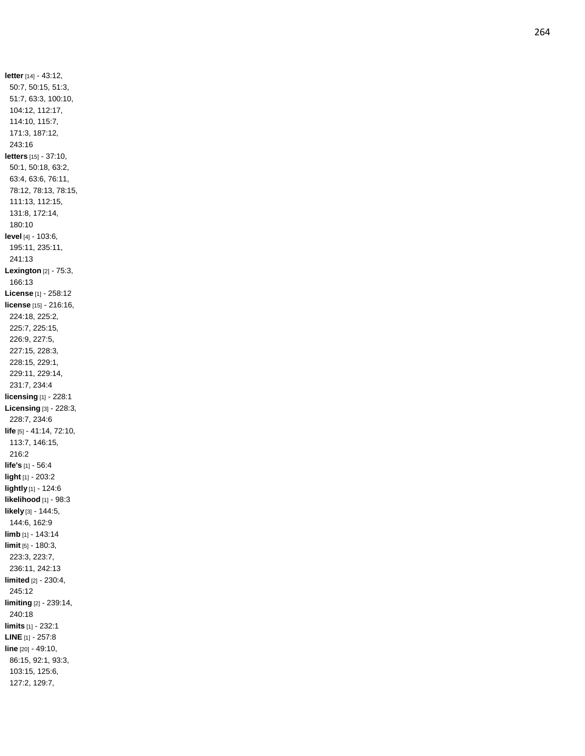**letter** [14] - 43:12, 50:7, 50:15, 51:3, 51:7, 63:3, 100:10, 104:12, 112:17, 114:10, 115:7, 171:3, 187:12, 243:16

**letters** [15] - 37:10, 50:1, 50:18, 63:2, 63:4, 63:6, 76:11, 78:12, 78:13, 78:15, 111:13, 112:15, 131:8, 172:14, 180:10

**level** [4] - 103:6, 195:11, 235:11, 241:13

**Lexington** [2] - 75:3, 166:13

**License** [1] - 258:12

**license** [15] - 216:16, 224:18, 225:2, 225:7, 225:15, 226:9, 227:5, 227:15, 228:3, 228:15, 229:1, 229:11, 229:14, 231:7, 234:4

**licensing** [1] - 228:1

**Licensing** [3] - 228:3, 228:7, 234:6

**life** [5] - 41:14, 72:10, 113:7, 146:15, 216:2

**life's** [1] - 56:4

**light** [1] - 203:2

**lightly** [1] - 124:6

**likelihood** [1] - 98:3

**likely** [3] - 144:5, 144:6, 162:9

**limb** [1] - 143:14

**limit** [5] - 180:3, 223:3, 223:7, 236:11, 242:13

**limited** [2] - 230:4, 245:12

**limiting** [2] - 239:14, 240:18

**limits** [1] - 232:1

**LINE** [1] - 257:8

**line** [20] - 49:10, 86:15, 92:1, 93:3, 103:15, 125:6, 127:2, 129:7,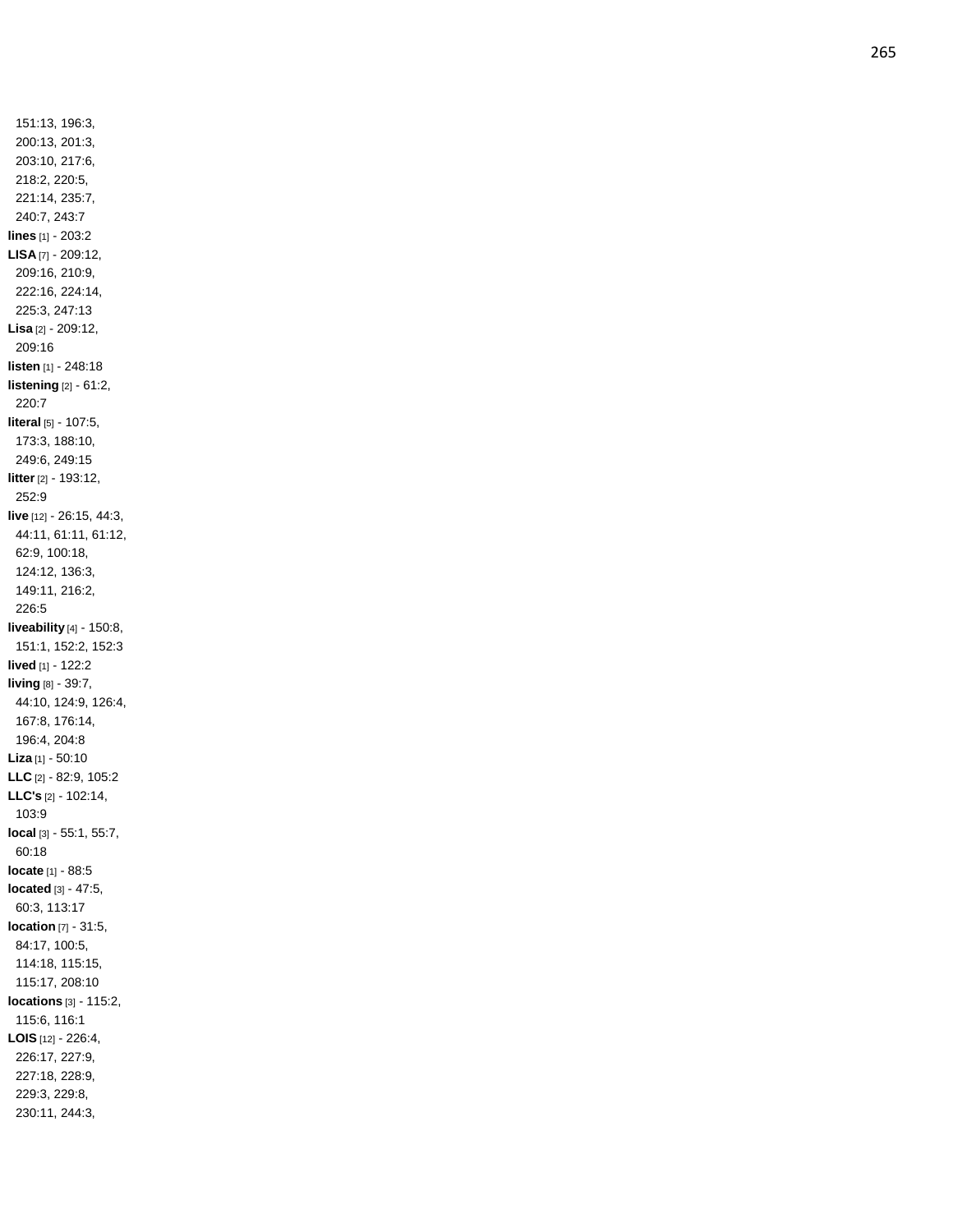151:13, 196:3, 200:13, 201:3, 203:10, 217:6, 218:2, 220:5, 221:14, 235:7, 240:7, 243:7

**lines** [1] - 203:2

**LISA** [7] - 209:12, 209:16, 210:9, 222:16, 224:14, 225:3, 247:13

**Lisa** [2] - 209:12, 209:16

**listen** [1] - 248:18

**listening** [2] - 61:2, 220:7

**literal** [5] - 107:5, 173:3, 188:10, 249:6, 249:15

**litter** [2] - 193:12, 252:9

**live** [12] - 26:15, 44:3, 44:11, 61:11, 61:12, 62:9, 100:18, 124:12, 136:3, 149:11, 216:2, 226:5

**liveability** [4] - 150:8, 151:1, 152:2, 152:3

**lived** [1] - 122:2

**living** [8] - 39:7, 44:10, 124:9, 126:4, 167:8, 176:14, 196:4, 204:8

**Liza** [1] - 50:10

**LLC** [2] - 82:9, 105:2

**LLC's** [2] - 102:14, 103:9

**local** [3] - 55:1, 55:7, 60:18

**locate** [1] - 88:5

**located** [3] - 47:5, 60:3, 113:17

**location** [7] - 31:5, 84:17, 100:5, 114:18, 115:15, 115:17, 208:10

**locations** [3] - 115:2, 115:6, 116:1

**LOIS** [12] - 226:4, 226:17, 227:9, 227:18, 228:9, 229:3, 229:8, 230:11, 244:3,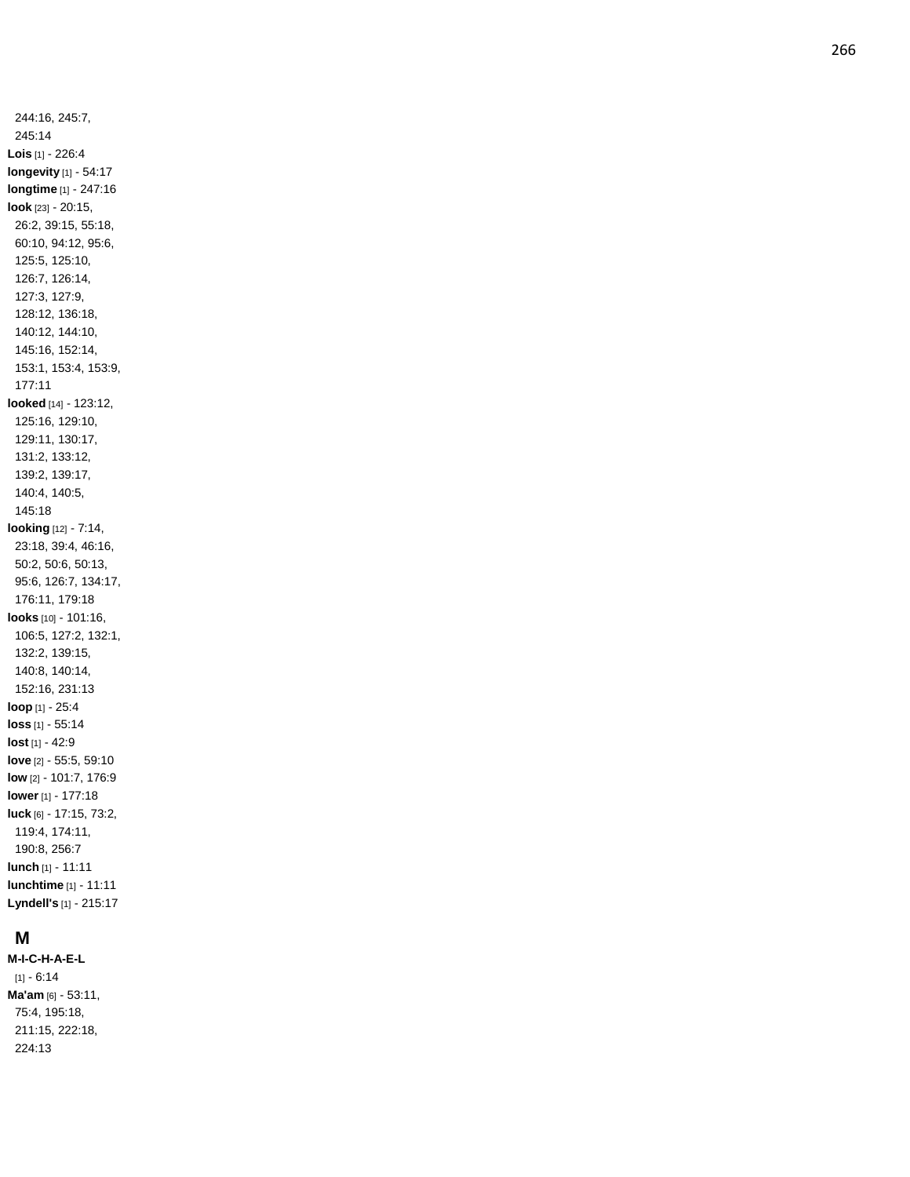244:16, 245:7, 245:14

**Lois** [1] - 226:4

**longevity** [1] - 54:17

**longtime** [1] - 247:16

**look** [23] - 20:15, 26:2, 39:15, 55:18, 60:10, 94:12, 95:6, 125:5, 125:10, 126:7, 126:14, 127:3, 127:9, 128:12, 136:18, 140:12, 144:10, 145:16, 152:14, 153:1, 153:4, 153:9, 177:11

**looked** [14] - 123:12, 125:16, 129:10, 129:11, 130:17, 131:2, 133:12, 139:2, 139:17, 140:4, 140:5, 145:18

**looking** [12] - 7:14, 23:18, 39:4, 46:16, 50:2, 50:6, 50:13, 95:6, 126:7, 134:17, 176:11, 179:18

**looks** [10] - 101:16, 106:5, 127:2, 132:1, 132:2, 139:15, 140:8, 140:14, 152:16, 231:13

**loop** [1] - 25:4

**loss** [1] - 55:14

**lost** [1] - 42:9

**love** [2] - 55:5, 59:10

**low** [2] - 101:7, 176:9

**lower** [1] - 177:18

**luck** [6] - 17:15, 73:2, 119:4, 174:11, 190:8, 256:7

**lunch** [1] - 11:11

**lunchtime** [1] - 11:11

**Lyndell's** [1] - 215:17

## M

**M-I-C-H-A-E-L** [1] - 6:14

**Ma'am** [6] - 53:11, 75:4, 195:18, 211:15, 222:18, 224:13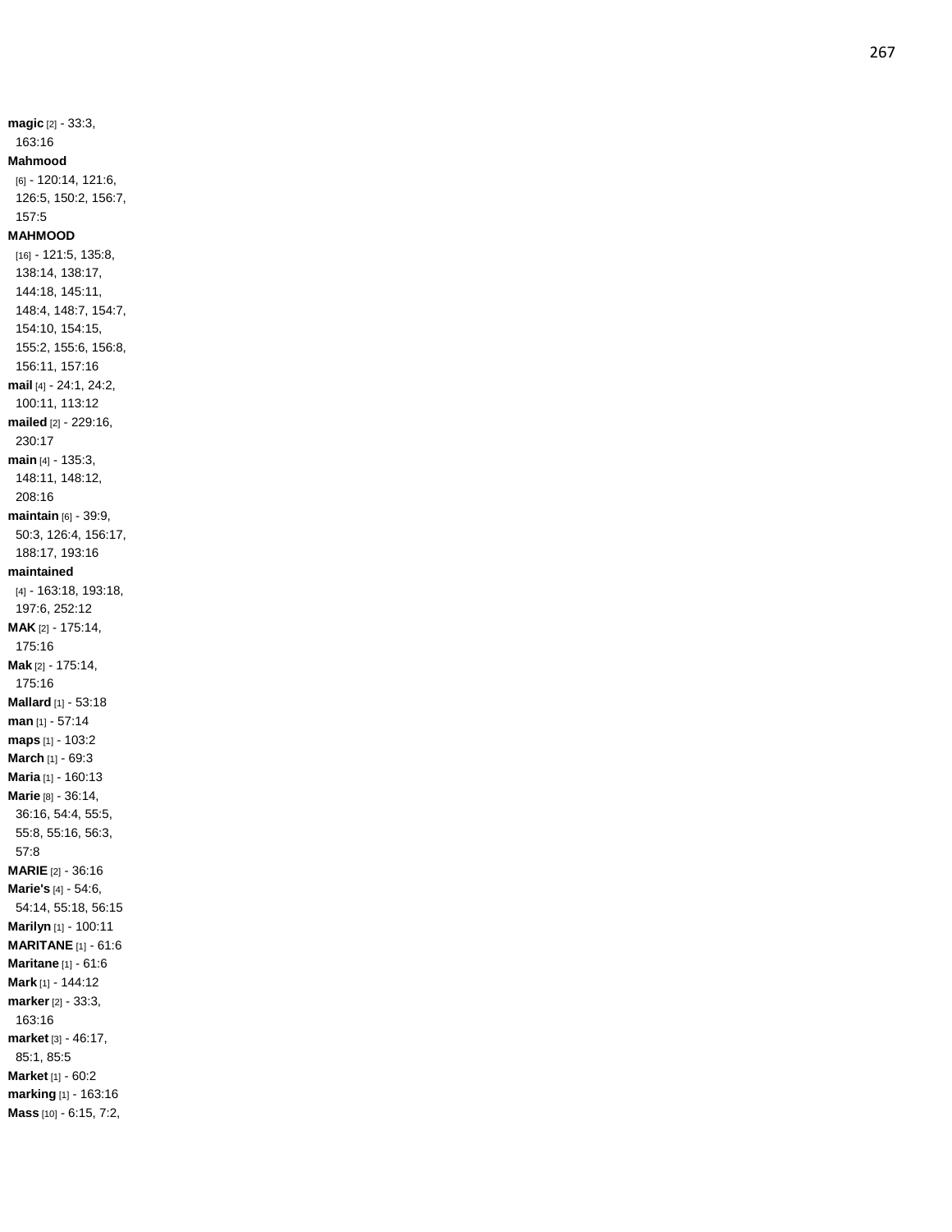**magic** [2] - 33:3, 163:16

**Mahmood** [6] - 120:14, 121:6, 126:5, 150:2, 156:7, 157:5

**MAHMOOD** [16] - 121:5, 135:8, 138:14, 138:17, 144:18, 145:11, 148:4, 148:7, 154:7, 154:10, 154:15, 155:2, 155:6, 156:8, 156:11, 157:16

**mail** [4] - 24:1, 24:2, 100:11, 113:12

**mailed** [2] - 229:16, 230:17

**main** [4] - 135:3, 148:11, 148:12, 208:16

**maintain** [6] - 39:9, 50:3, 126:4, 156:17, 188:17, 193:16

**maintained** [4] - 163:18, 193:18, 197:6, 252:12

**MAK** [2] - 175:14, 175:16

**Mak** [2] - 175:14, 175:16

**Mallard** [1] - 53:18

**man** [1] - 57:14

**maps** [1] - 103:2

**March** [1] - 69:3

**Maria** [1] - 160:13

**Marie** [8] - 36:14, 36:16, 54:4, 55:5, 55:8, 55:16, 56:3, 57:8

**MARIE** [2] - 36:16

**Marie's** [4] - 54:6, 54:14, 55:18, 56:15

**Marilyn** [1] - 100:11

**MARITANE** [1] - 61:6

**Maritane** [1] - 61:6

**Mark** [1] - 144:12

**marker** [2] - 33:3, 163:16

**market** [3] - 46:17, 85:1, 85:5

**Market** [1] - 60:2

**marking** [1] - 163:16

**Mass** [10] - 6:15, 7:2,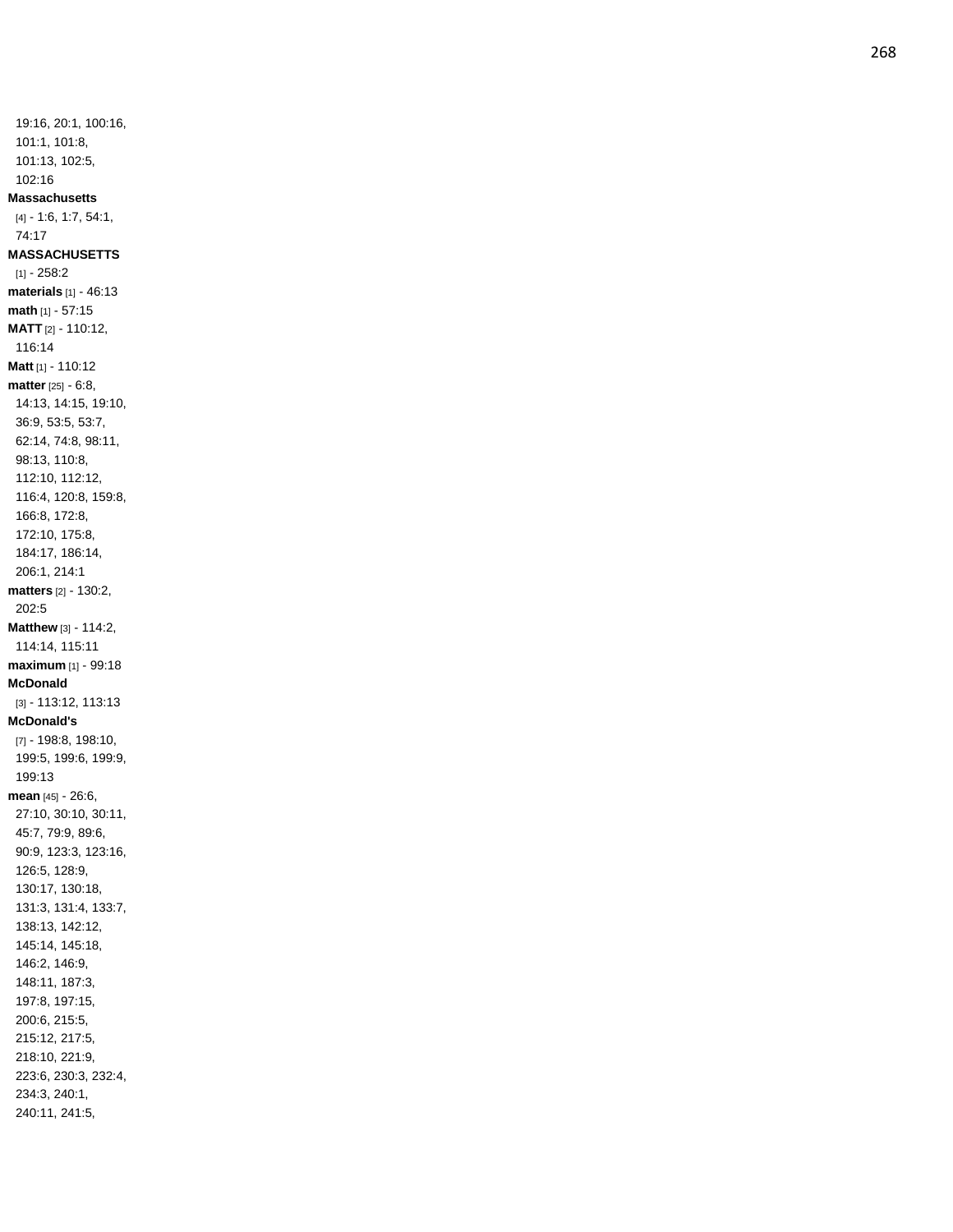19:16, 20:1, 100:16, 101:1, 101:8, 101:13, 102:5, 102:16

**Massachusetts** [4] - 1:6, 1:7, 54:1, 74:17

**MASSACHUSETTS** [1] - 258:2

**materials** [1] - 46:13

**math** [1] - 57:15

**MATT** [2] - 110:12, 116:14

**Matt** [1] - 110:12

**matter** [25] - 6:8, 14:13, 14:15, 19:10, 36:9, 53:5, 53:7, 62:14, 74:8, 98:11, 98:13, 110:8, 112:10, 112:12, 116:4, 120:8, 159:8, 166:8, 172:8, 172:10, 175:8, 184:17, 186:14, 206:1, 214:1

**matters** [2] - 130:2, 202:5

**Matthew** [3] - 114:2, 114:14, 115:11

**maximum** [1] - 99:18

**McDonald** [3] - 113:12, 113:13

**McDonald's** [7] - 198:8, 198:10, 199:5, 199:6, 199:9, 199:13

**mean** [45] - 26:6, 27:10, 30:10, 30:11, 45:7, 79:9, 89:6, 90:9, 123:3, 123:16, 126:5, 128:9, 130:17, 130:18, 131:3, 131:4, 133:7, 138:13, 142:12, 145:14, 145:18, 146:2, 146:9, 148:11, 187:3, 197:8, 197:15, 200:6, 215:5, 215:12, 217:5, 218:10, 221:9, 223:6, 230:3, 232:4, 234:3, 240:1, 240:11, 241:5,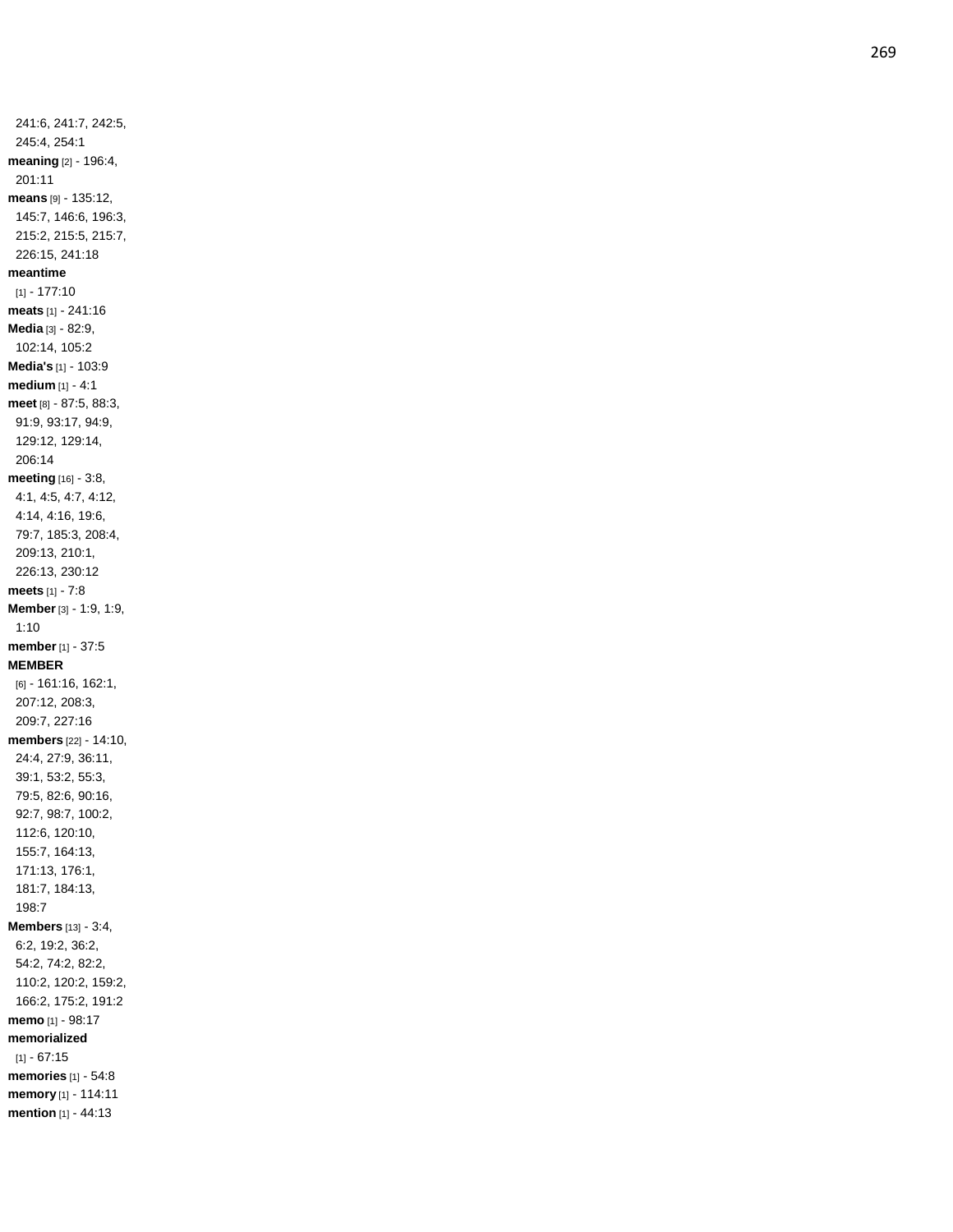241:6, 241:7, 242:5, 245:4, 254:1

**meaning** [2] - 196:4, 201:11

**means** [9] - 135:12, 145:7, 146:6, 196:3, 215:2, 215:5, 215:7, 226:15, 241:18

**meantime** [1] - 177:10

**meats** [1] - 241:16

**Media** [3] - 82:9, 102:14, 105:2

**Media's** [1] - 103:9

**medium** [1] - 4:1

**meet** [8] - 87:5, 88:3, 91:9, 93:17, 94:9, 129:12, 129:14, 206:14

**meeting** [16] - 3:8, 4:1, 4:5, 4:7, 4:12, 4:14, 4:16, 19:6, 79:7, 185:3, 208:4, 209:13, 210:1, 226:13, 230:12

**meets** [1] - 7:8

**Member** [3] - 1:9, 1:9, 1:10

**member** [1] - 37:5

**MEMBER** [6] - 161:16, 162:1, 207:12, 208:3, 209:7, 227:16

**members** [22] - 14:10, 24:4, 27:9, 36:11, 39:1, 53:2, 55:3, 79:5, 82:6, 90:16, 92:7, 98:7, 100:2, 112:6, 120:10, 155:7, 164:13, 171:13, 176:1, 181:7, 184:13, 198:7

**Members** [13] - 3:4, 6:2, 19:2, 36:2, 54:2, 74:2, 82:2, 110:2, 120:2, 159:2, 166:2, 175:2, 191:2

**memo** [1] - 98:17

**memorialized** [1] - 67:15

**memories** [1] - 54:8

**memory** [1] - 114:11

**mention** [1] - 44:13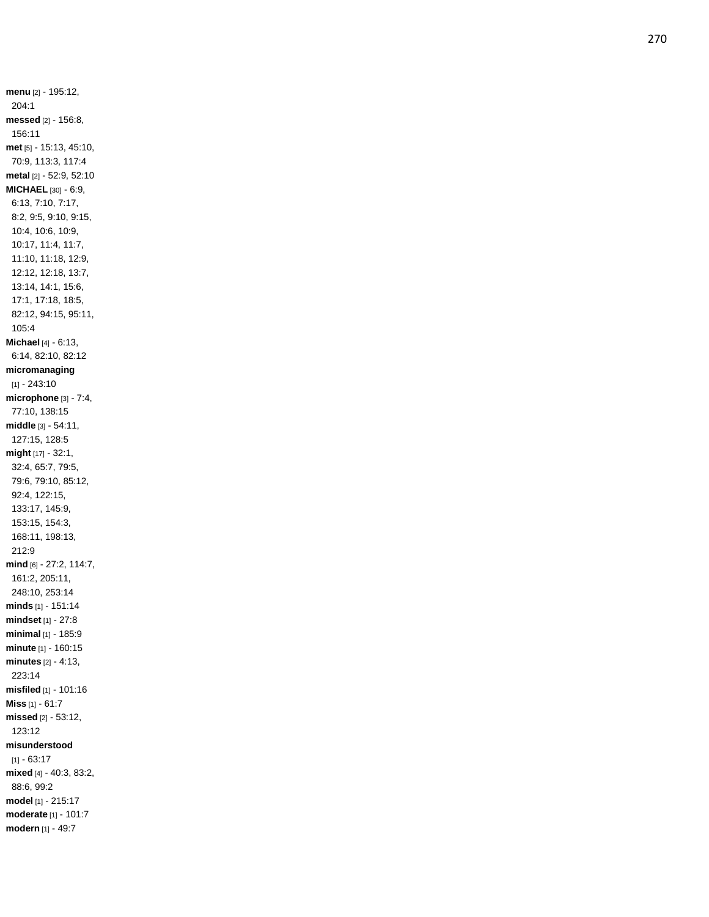**menu** [2] - 195:12, 204:1
**messed** [2] - 156:8, 156:11
**met** [5] - 15:13, 45:10, 70:9, 113:3, 117:4
**metal** [2] - 52:9, 52:10
**MICHAEL** [30] - 6:9, 6:13, 7:10, 7:17, 8:2, 9:5, 9:10, 9:15, 10:4, 10:6, 10:9, 10:17, 11:4, 11:7, 11:10, 11:18, 12:9, 12:12, 12:18, 13:7, 13:14, 14:1, 15:6, 17:1, 17:18, 18:5, 82:12, 94:15, 95:11, 105:4
**Michael** [4] - 6:13, 6:14, 82:10, 82:12
**micromanaging** [1] - 243:10
**microphone** [3] - 7:4, 77:10, 138:15
**middle** [3] - 54:11, 127:15, 128:5
**might** [17] - 32:1, 32:4, 65:7, 79:5, 79:6, 79:10, 85:12, 92:4, 122:15, 133:17, 145:9, 153:15, 154:3, 168:11, 198:13, 212:9
**mind** [6] - 27:2, 114:7, 161:2, 205:11, 248:10, 253:14
**minds** [1] - 151:14
**mindset** [1] - 27:8
**minimal** [1] - 185:9
**minute** [1] - 160:15
**minutes** [2] - 4:13, 223:14
**misfiled** [1] - 101:16
**Miss** [1] - 61:7
**missed** [2] - 53:12, 123:12
**misunderstood** [1] - 63:17
**mixed** [4] - 40:3, 83:2, 88:6, 99:2
**model** [1] - 215:17
**moderate** [1] - 101:7
**modern** [1] - 49:7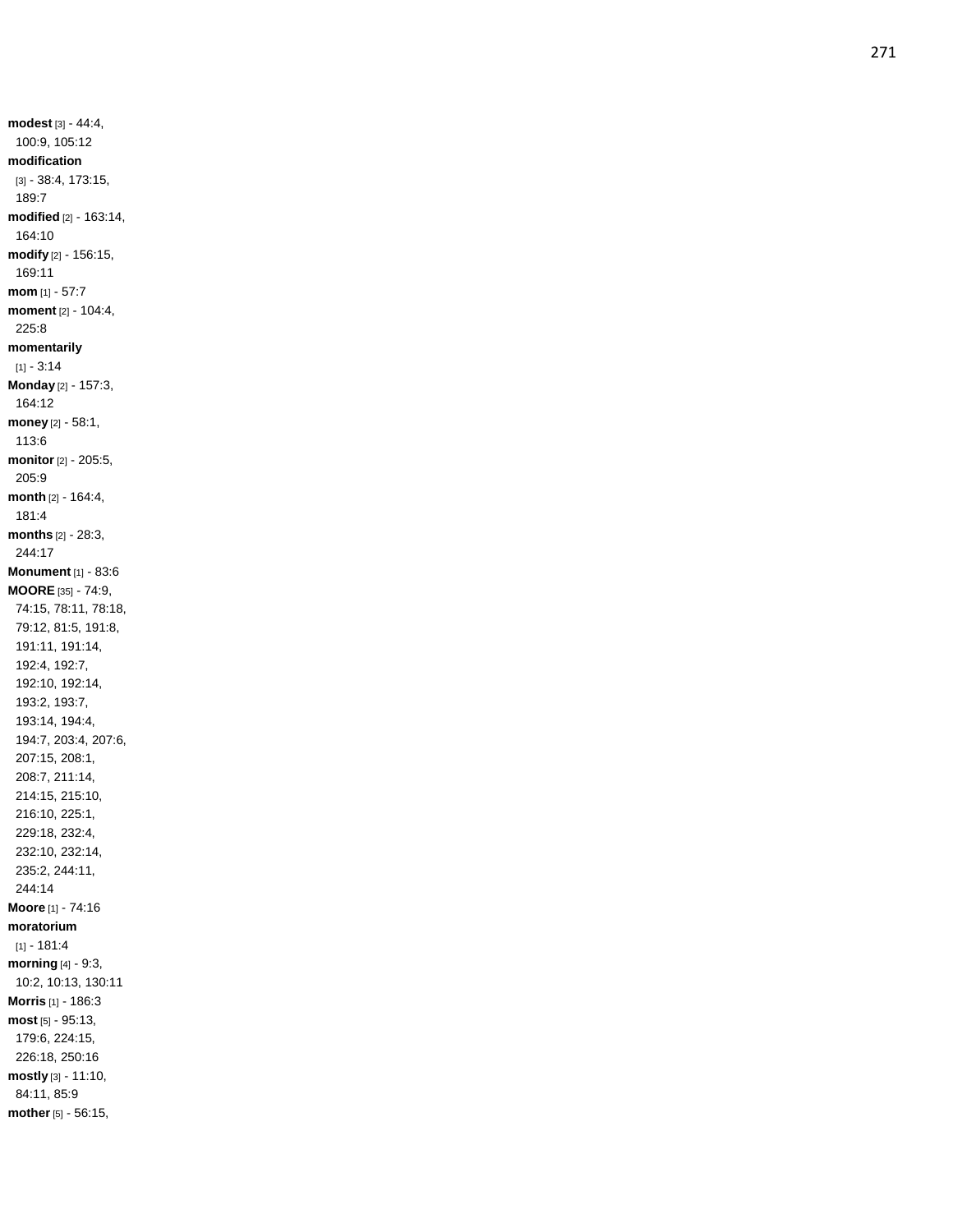**modest** [3] - 44:4, 100:9, 105:12
**modification** [3] - 38:4, 173:15, 189:7
**modified** [2] - 163:14, 164:10
**modify** [2] - 156:15, 169:11
**mom** [1] - 57:7
**moment** [2] - 104:4, 225:8
**momentarily** [1] - 3:14
**Monday** [2] - 157:3, 164:12
**money** [2] - 58:1, 113:6
**monitor** [2] - 205:5, 205:9
**month** [2] - 164:4, 181:4
**months** [2] - 28:3, 244:17
**Monument** [1] - 83:6
**MOORE** [35] - 74:9, 74:15, 78:11, 78:18, 79:12, 81:5, 191:8, 191:11, 191:14, 192:4, 192:7, 192:10, 192:14, 193:2, 193:7, 193:14, 194:4, 194:7, 203:4, 207:6, 207:15, 208:1, 208:7, 211:14, 214:15, 215:10, 216:10, 225:1, 229:18, 232:4, 232:10, 232:14, 235:2, 244:11, 244:14
**Moore** [1] - 74:16
**moratorium** [1] - 181:4
**morning** [4] - 9:3, 10:2, 10:13, 130:11
**Morris** [1] - 186:3
**most** [5] - 95:13, 179:6, 224:15, 226:18, 250:16
**mostly** [3] - 11:10, 84:11, 85:9
**mother** [5] - 56:15,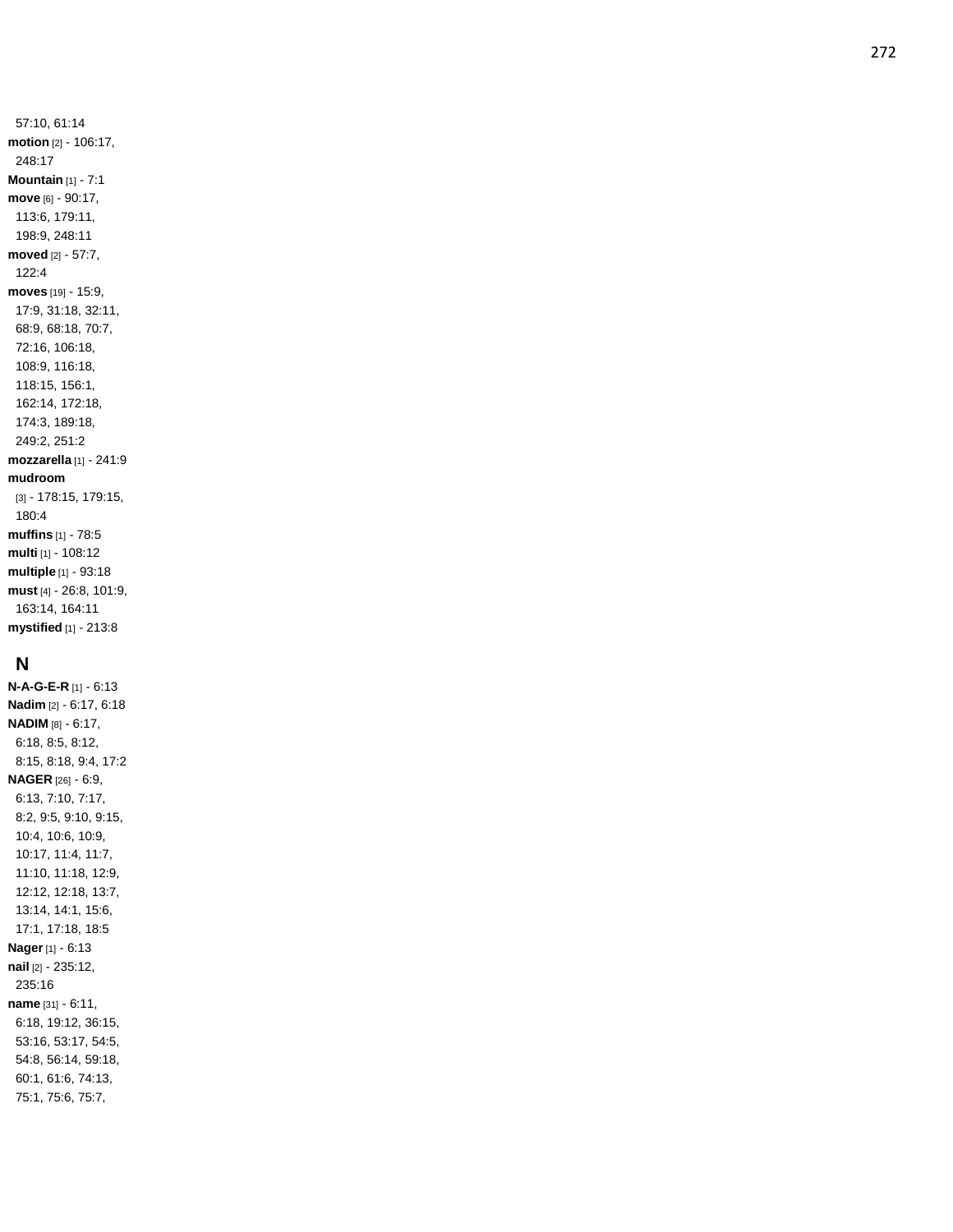57:10, 61:14

**motion** [2] - 106:17, 248:17

**Mountain** [1] - 7:1

**move** [6] - 90:17, 113:6, 179:11, 198:9, 248:11

**moved** [2] - 57:7, 122:4

**moves** [19] - 15:9, 17:9, 31:18, 32:11, 68:9, 68:18, 70:7, 72:16, 106:18, 108:9, 116:18, 118:15, 156:1, 162:14, 172:18, 174:3, 189:18, 249:2, 251:2

**mozzarella** [1] - 241:9

**mudroom** [3] - 178:15, 179:15, 180:4

**muffins** [1] - 78:5

**multi** [1] - 108:12

**multiple** [1] - 93:18

**must** [4] - 26:8, 101:9, 163:14, 164:11

**mystified** [1] - 213:8

## N

**N-A-G-E-R** [1] - 6:13

**Nadim** [2] - 6:17, 6:18

**NADIM** [8] - 6:17, 6:18, 8:5, 8:12, 8:15, 8:18, 9:4, 17:2

**NAGER** [26] - 6:9, 6:13, 7:10, 7:17, 8:2, 9:5, 9:10, 9:15, 10:4, 10:6, 10:9, 10:17, 11:4, 11:7, 11:10, 11:18, 12:9, 12:12, 12:18, 13:7, 13:14, 14:1, 15:6, 17:1, 17:18, 18:5

**Nager** [1] - 6:13

**nail** [2] - 235:12, 235:16

**name** [31] - 6:11, 6:18, 19:12, 36:15, 53:16, 53:17, 54:5, 54:8, 56:14, 59:18, 60:1, 61:6, 74:13, 75:1, 75:6, 75:7,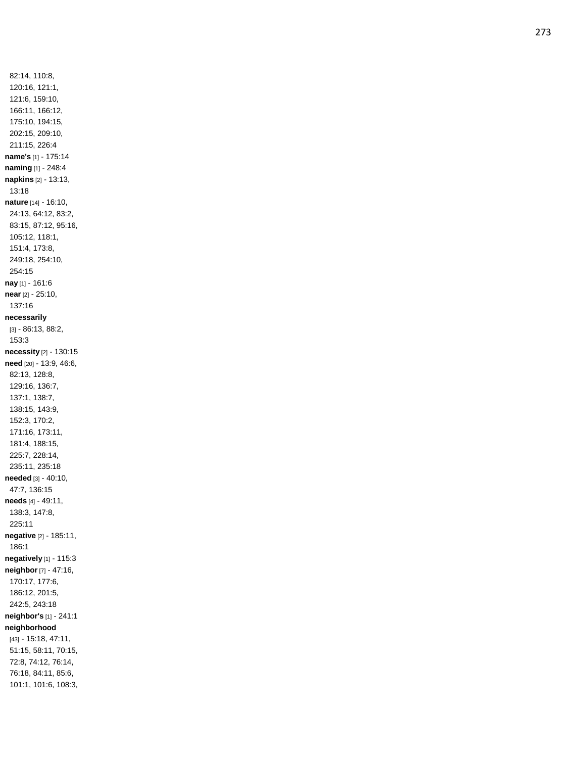82:14, 110:8, 120:16, 121:1, 121:6, 159:10, 166:11, 166:12, 175:10, 194:15, 202:15, 209:10, 211:15, 226:4

**name's** [1] - 175:14

**naming** [1] - 248:4

**napkins** [2] - 13:13, 13:18

**nature** [14] - 16:10, 24:13, 64:12, 83:2, 83:15, 87:12, 95:16, 105:12, 118:1, 151:4, 173:8, 249:18, 254:10, 254:15

**nay** [1] - 161:6

**near** [2] - 25:10, 137:16

**necessarily** [3] - 86:13, 88:2, 153:3

**necessity** [2] - 130:15

**need** [20] - 13:9, 46:6, 82:13, 128:8, 129:16, 136:7, 137:1, 138:7, 138:15, 143:9, 152:3, 170:2, 171:16, 173:11, 181:4, 188:15, 225:7, 228:14, 235:11, 235:18

**needed** [3] - 40:10, 47:7, 136:15

**needs** [4] - 49:11, 138:3, 147:8, 225:11

**negative** [2] - 185:11, 186:1

**negatively** [1] - 115:3

**neighbor** [7] - 47:16, 170:17, 177:6, 186:12, 201:5, 242:5, 243:18

**neighbor's** [1] - 241:1

**neighborhood** [43] - 15:18, 47:11, 51:15, 58:11, 70:15, 72:8, 74:12, 76:14, 76:18, 84:11, 85:6, 101:1, 101:6, 108:3,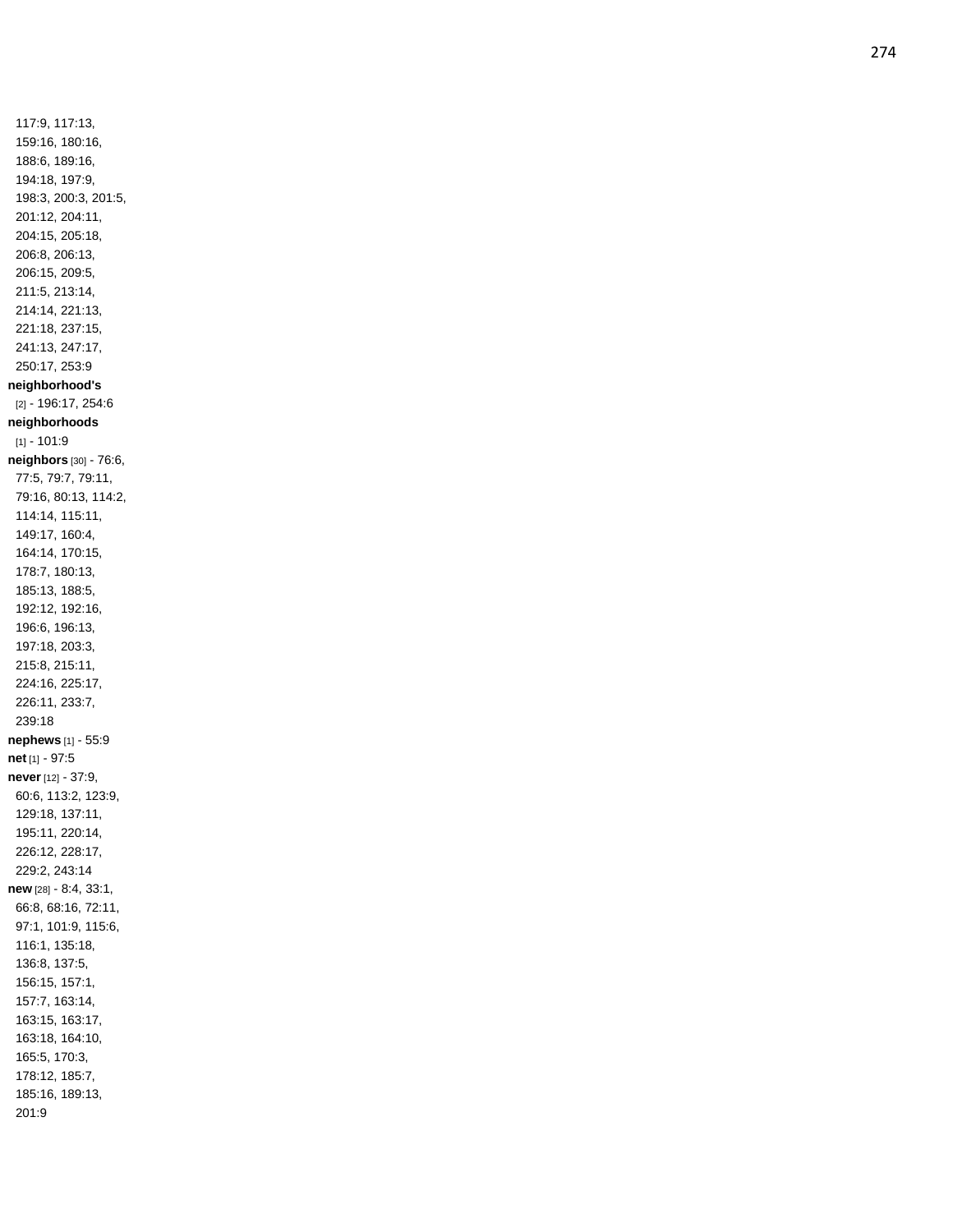117:9, 117:13, 159:16, 180:16, 188:6, 189:16, 194:18, 197:9, 198:3, 200:3, 201:5, 201:12, 204:11, 204:15, 205:18, 206:8, 206:13, 206:15, 209:5, 211:5, 213:14, 214:14, 221:13, 221:18, 237:15, 241:13, 247:17, 250:17, 253:9

**neighborhood's** [2] - 196:17, 254:6

**neighborhoods** [1] - 101:9

**neighbors** [30] - 76:6, 77:5, 79:7, 79:11, 79:16, 80:13, 114:2, 114:14, 115:11, 149:17, 160:4, 164:14, 170:15, 178:7, 180:13, 185:13, 188:5, 192:12, 192:16, 196:6, 196:13, 197:18, 203:3, 215:8, 215:11, 224:16, 225:17, 226:11, 233:7, 239:18

**nephews** [1] - 55:9

**net** [1] - 97:5

**never** [12] - 37:9, 60:6, 113:2, 123:9, 129:18, 137:11, 195:11, 220:14, 226:12, 228:17, 229:2, 243:14

**new** [28] - 8:4, 33:1, 66:8, 68:16, 72:11, 97:1, 101:9, 115:6, 116:1, 135:18, 136:8, 137:5, 156:15, 157:1, 157:7, 163:14, 163:15, 163:17, 163:18, 164:10, 165:5, 170:3, 178:12, 185:7, 185:16, 189:13, 201:9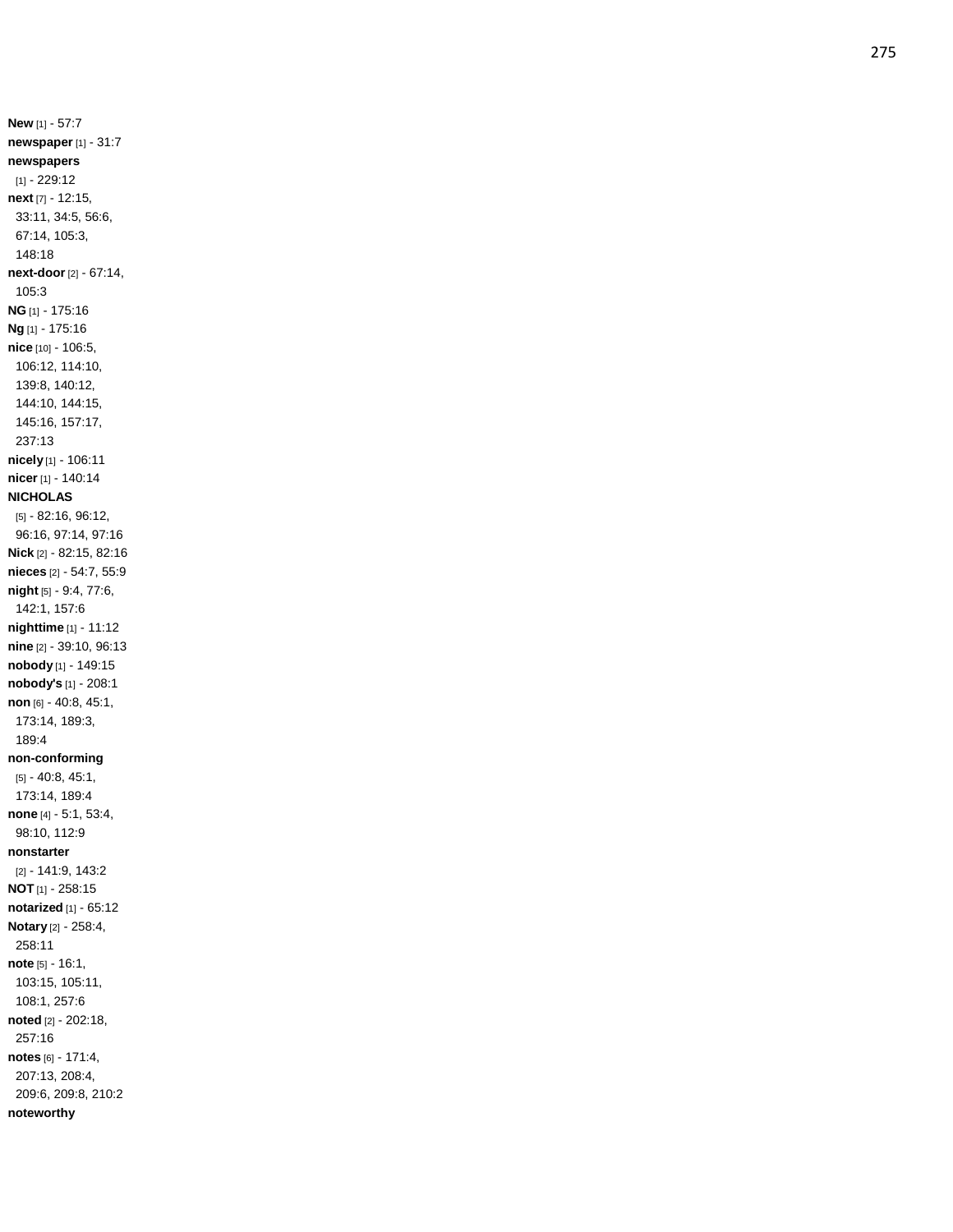**New** [1] - 57:7
**newspaper** [1] - 31:7
**newspapers** [1] - 229:12
**next** [7] - 12:15, 33:11, 34:5, 56:6, 67:14, 105:3, 148:18
**next-door** [2] - 67:14, 105:3
**NG** [1] - 175:16
**Ng** [1] - 175:16
**nice** [10] - 106:5, 106:12, 114:10, 139:8, 140:12, 144:10, 144:15, 145:16, 157:17, 237:13
**nicely** [1] - 106:11
**nicer** [1] - 140:14
**NICHOLAS** [5] - 82:16, 96:12, 96:16, 97:14, 97:16
**Nick** [2] - 82:15, 82:16
**nieces** [2] - 54:7, 55:9
**night** [5] - 9:4, 77:6, 142:1, 157:6
**nighttime** [1] - 11:12
**nine** [2] - 39:10, 96:13
**nobody** [1] - 149:15
**nobody's** [1] - 208:1
**non** [6] - 40:8, 45:1, 173:14, 189:3, 189:4
**non-conforming** [5] - 40:8, 45:1, 173:14, 189:4
**none** [4] - 5:1, 53:4, 98:10, 112:9
**nonstarter** [2] - 141:9, 143:2
**NOT** [1] - 258:15
**notarized** [1] - 65:12
**Notary** [2] - 258:4, 258:11
**note** [5] - 16:1, 103:15, 105:11, 108:1, 257:6
**noted** [2] - 202:18, 257:16
**notes** [6] - 171:4, 207:13, 208:4, 209:6, 209:8, 210:2
**noteworthy**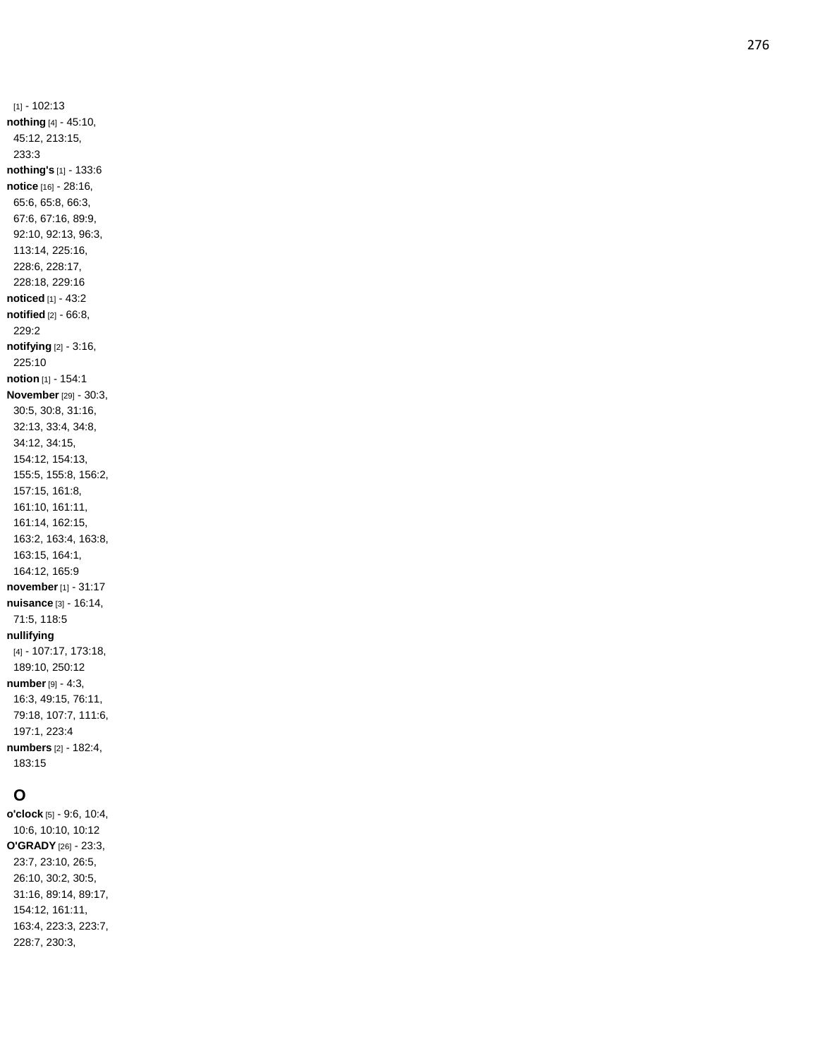[1] - 102:13
**nothing** [4] - 45:10, 45:12, 213:15, 233:3
**nothing's** [1] - 133:6
**notice** [16] - 28:16, 65:6, 65:8, 66:3, 67:6, 67:16, 89:9, 92:10, 92:13, 96:3, 113:14, 225:16, 228:6, 228:17, 228:18, 229:16
**noticed** [1] - 43:2
**notified** [2] - 66:8, 229:2
**notifying** [2] - 3:16, 225:10
**notion** [1] - 154:1
**November** [29] - 30:3, 30:5, 30:8, 31:16, 32:13, 33:4, 34:8, 34:12, 34:15, 154:12, 154:13, 155:5, 155:8, 156:2, 157:15, 161:8, 161:10, 161:11, 161:14, 162:15, 163:2, 163:4, 163:8, 163:15, 164:1, 164:12, 165:9
**november** [1] - 31:17
**nuisance** [3] - 16:14, 71:5, 118:5
**nullifying** [4] - 107:17, 173:18, 189:10, 250:12
**number** [9] - 4:3, 16:3, 49:15, 76:11, 79:18, 107:7, 111:6, 197:1, 223:4
**numbers** [2] - 182:4, 183:15

## O

**o'clock** [5] - 9:6, 10:4, 10:6, 10:10, 10:12
**O'GRADY** [26] - 23:3, 23:7, 23:10, 26:5, 26:10, 30:2, 30:5, 31:16, 89:14, 89:17, 154:12, 161:11, 163:4, 223:3, 223:7, 228:7, 230:3,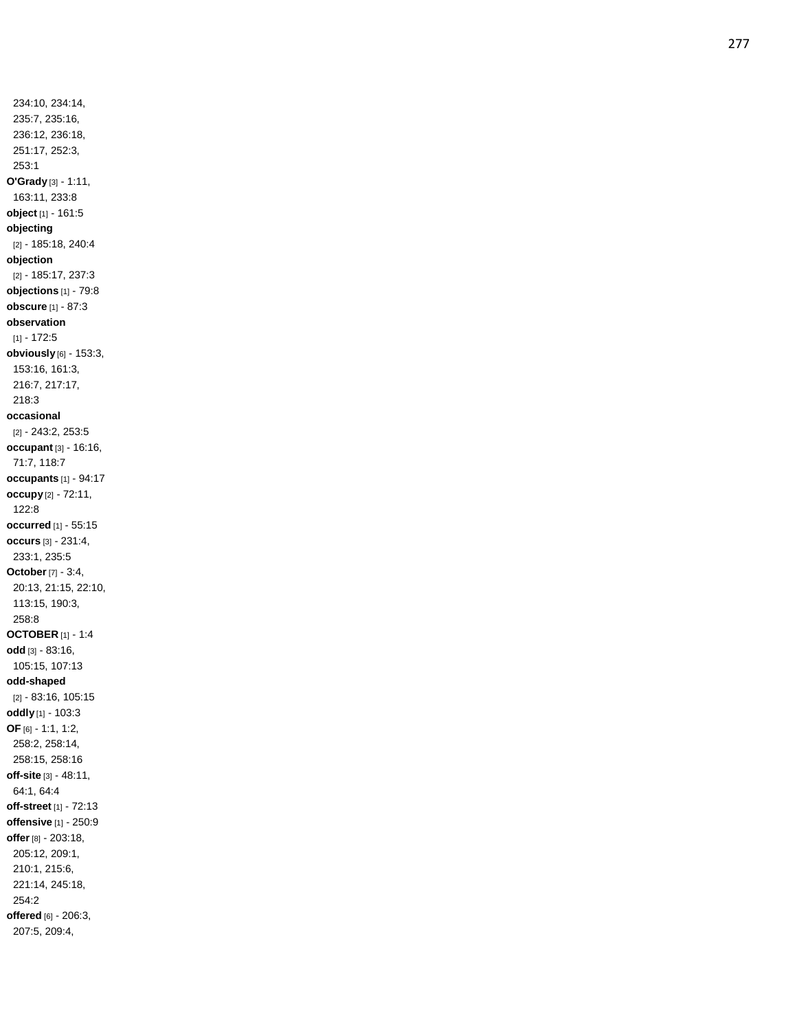234:10, 234:14, 235:7, 235:16, 236:12, 236:18, 251:17, 252:3, 253:1

**O'Grady** [3] - 1:11, 163:11, 233:8

**object** [1] - 161:5

**objecting** [2] - 185:18, 240:4

**objection** [2] - 185:17, 237:3

**objections** [1] - 79:8

**obscure** [1] - 87:3

**observation** [1] - 172:5

**obviously** [6] - 153:3, 153:16, 161:3, 216:7, 217:17, 218:3

**occasional** [2] - 243:2, 253:5

**occupant** [3] - 16:16, 71:7, 118:7

**occupants** [1] - 94:17

**occupy** [2] - 72:11, 122:8

**occurred** [1] - 55:15

**occurs** [3] - 231:4, 233:1, 235:5

**October** [7] - 3:4, 20:13, 21:15, 22:10, 113:15, 190:3, 258:8

**OCTOBER** [1] - 1:4

**odd** [3] - 83:16, 105:15, 107:13

**odd-shaped** [2] - 83:16, 105:15

**oddly** [1] - 103:3

**OF** [6] - 1:1, 1:2, 258:2, 258:14, 258:15, 258:16

**off-site** [3] - 48:11, 64:1, 64:4

**off-street** [1] - 72:13

**offensive** [1] - 250:9

**offer** [8] - 203:18, 205:12, 209:1, 210:1, 215:6, 221:14, 245:18, 254:2

**offered** [6] - 206:3, 207:5, 209:4,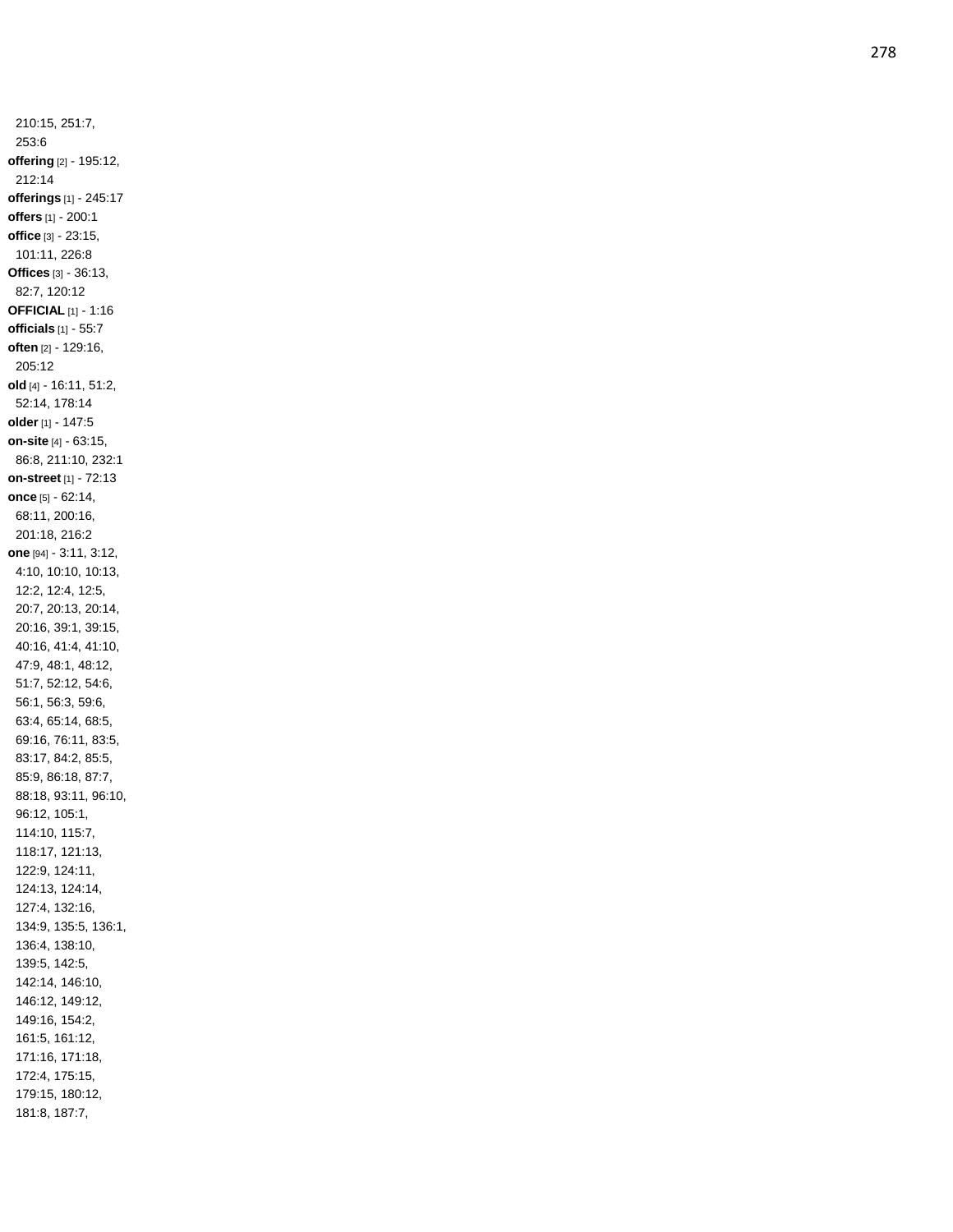210:15, 251:7, 253:6
**offering** [2] - 195:12, 212:14
**offerings** [1] - 245:17
**offers** [1] - 200:1
**office** [3] - 23:15, 101:11, 226:8
**Offices** [3] - 36:13, 82:7, 120:12
**OFFICIAL** [1] - 1:16
**officials** [1] - 55:7
**often** [2] - 129:16, 205:12
**old** [4] - 16:11, 51:2, 52:14, 178:14
**older** [1] - 147:5
**on-site** [4] - 63:15, 86:8, 211:10, 232:1
**on-street** [1] - 72:13
**once** [5] - 62:14, 68:11, 200:16, 201:18, 216:2
**one** [94] - 3:11, 3:12, 4:10, 10:10, 10:13, 12:2, 12:4, 12:5, 20:7, 20:13, 20:14, 20:16, 39:1, 39:15, 40:16, 41:4, 41:10, 47:9, 48:1, 48:12, 51:7, 52:12, 54:6, 56:1, 56:3, 59:6, 63:4, 65:14, 68:5, 69:16, 76:11, 83:5, 83:17, 84:2, 85:5, 85:9, 86:18, 87:7, 88:18, 93:11, 96:10, 96:12, 105:1, 114:10, 115:7, 118:17, 121:13, 122:9, 124:11, 124:13, 124:14, 127:4, 132:16, 134:9, 135:5, 136:1, 136:4, 138:10, 139:5, 142:5, 142:14, 146:10, 146:12, 149:12, 149:16, 154:2, 161:5, 161:12, 171:16, 171:18, 172:4, 175:15, 179:15, 180:12, 181:8, 187:7,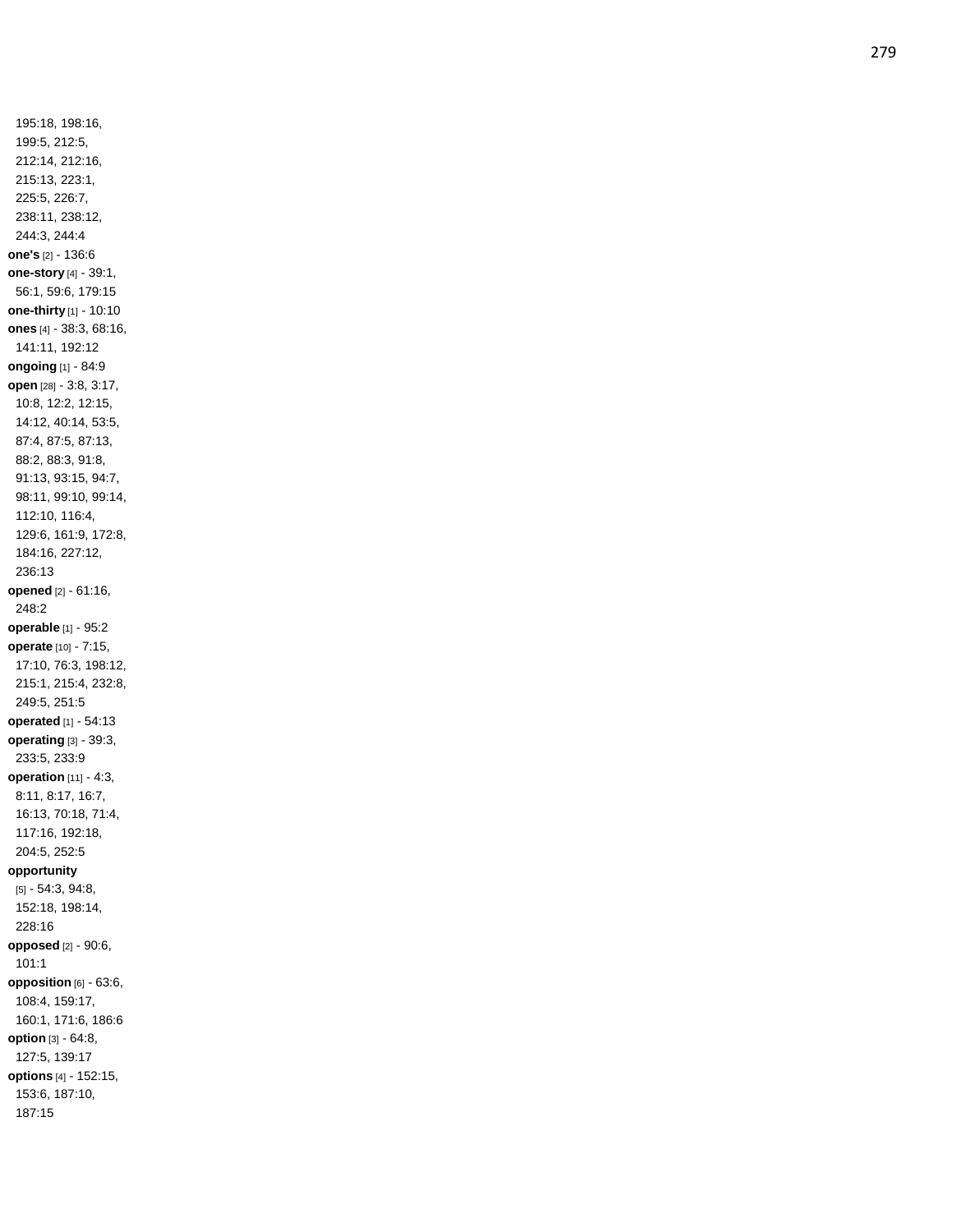195:18, 198:16, 199:5, 212:5, 212:14, 212:16, 215:13, 223:1, 225:5, 226:7, 238:11, 238:12, 244:3, 244:4

**one's** [2] - 136:6

**one-story** [4] - 39:1, 56:1, 59:6, 179:15

**one-thirty** [1] - 10:10

**ones** [4] - 38:3, 68:16, 141:11, 192:12

**ongoing** [1] - 84:9

**open** [28] - 3:8, 3:17, 10:8, 12:2, 12:15, 14:12, 40:14, 53:5, 87:4, 87:5, 87:13, 88:2, 88:3, 91:8, 91:13, 93:15, 94:7, 98:11, 99:10, 99:14, 112:10, 116:4, 129:6, 161:9, 172:8, 184:16, 227:12, 236:13

**opened** [2] - 61:16, 248:2

**operable** [1] - 95:2

**operate** [10] - 7:15, 17:10, 76:3, 198:12, 215:1, 215:4, 232:8, 249:5, 251:5

**operated** [1] - 54:13

**operating** [3] - 39:3, 233:5, 233:9

**operation** [11] - 4:3, 8:11, 8:17, 16:7, 16:13, 70:18, 71:4, 117:16, 192:18, 204:5, 252:5

**opportunity** [5] - 54:3, 94:8, 152:18, 198:14, 228:16

**opposed** [2] - 90:6, 101:1

**opposition** [6] - 63:6, 108:4, 159:17, 160:1, 171:6, 186:6

**option** [3] - 64:8, 127:5, 139:17

**options** [4] - 152:15, 153:6, 187:10, 187:15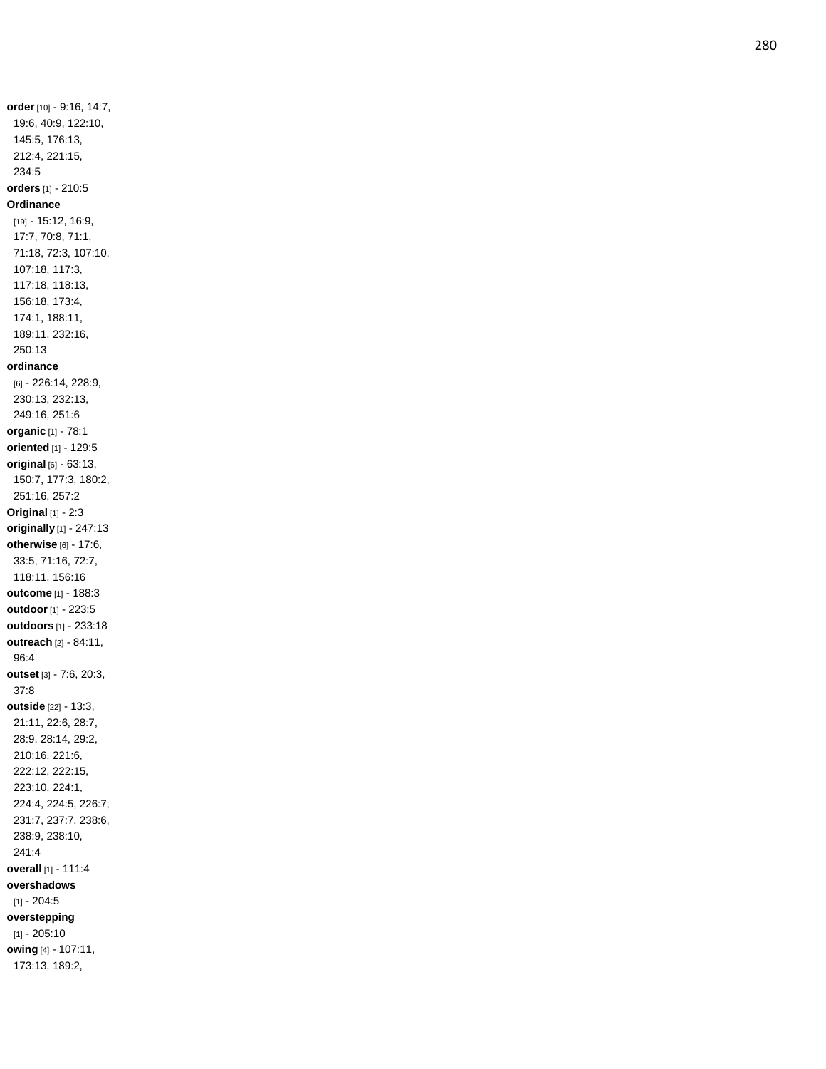**order** [10] - 9:16, 14:7, 19:6, 40:9, 122:10, 145:5, 176:13, 212:4, 221:15, 234:5

**orders** [1] - 210:5

**Ordinance** [19] - 15:12, 16:9, 17:7, 70:8, 71:1, 71:18, 72:3, 107:10, 107:18, 117:3, 117:18, 118:13, 156:18, 173:4, 174:1, 188:11, 189:11, 232:16, 250:13

**ordinance** [6] - 226:14, 228:9, 230:13, 232:13, 249:16, 251:6

**organic** [1] - 78:1

**oriented** [1] - 129:5

**original** [6] - 63:13, 150:7, 177:3, 180:2, 251:16, 257:2

**Original** [1] - 2:3

**originally** [1] - 247:13

**otherwise** [6] - 17:6, 33:5, 71:16, 72:7, 118:11, 156:16

**outcome** [1] - 188:3

**outdoor** [1] - 223:5

**outdoors** [1] - 233:18

**outreach** [2] - 84:11, 96:4

**outset** [3] - 7:6, 20:3, 37:8

**outside** [22] - 13:3, 21:11, 22:6, 28:7, 28:9, 28:14, 29:2, 210:16, 221:6, 222:12, 222:15, 223:10, 224:1, 224:4, 224:5, 226:7, 231:7, 237:7, 238:6, 238:9, 238:10, 241:4

**overall** [1] - 111:4

**overshadows** [1] - 204:5

**overstepping** [1] - 205:10

**owing** [4] - 107:11, 173:13, 189:2,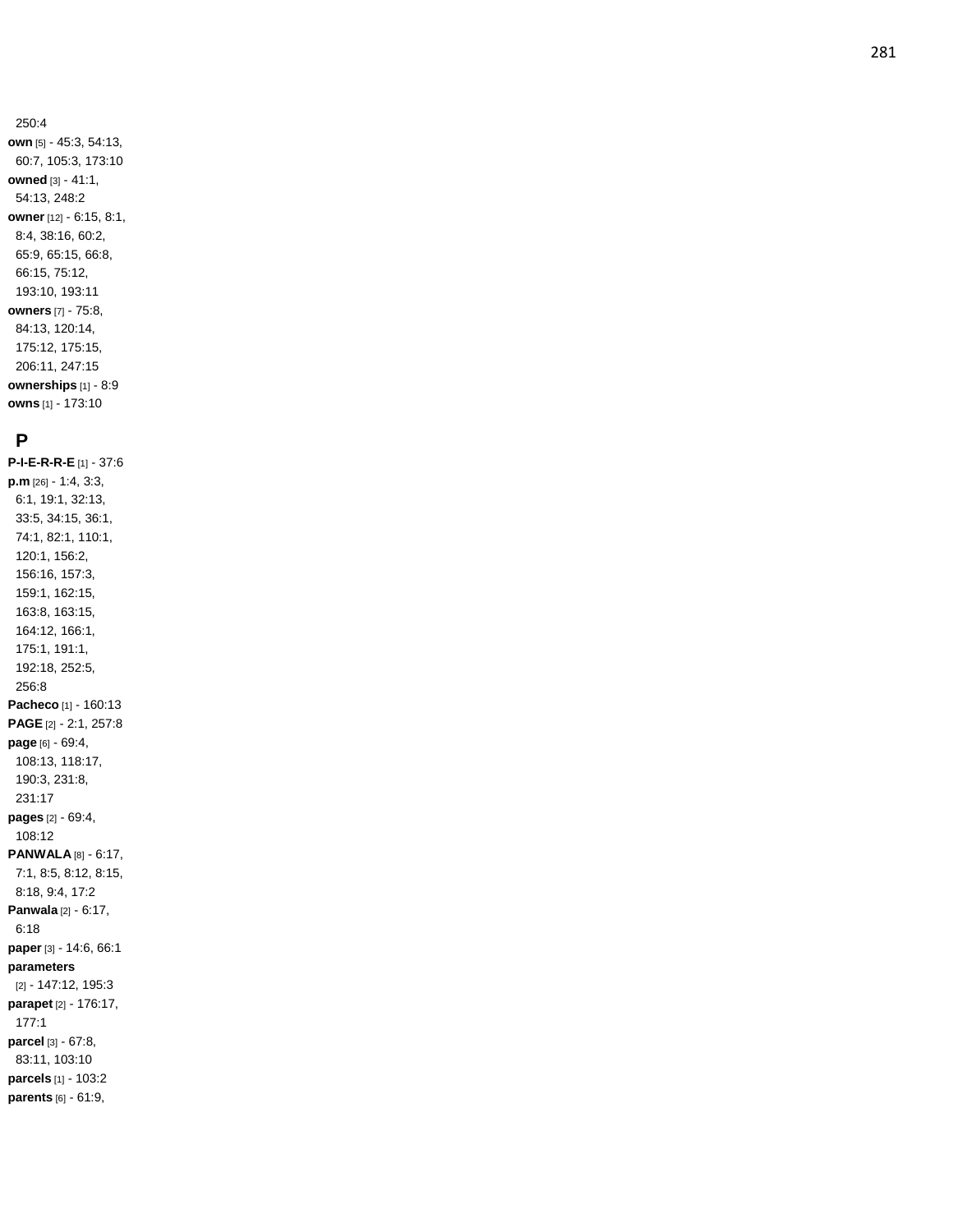250:4
**own** [5] - 45:3, 54:13, 60:7, 105:3, 173:10
**owned** [3] - 41:1, 54:13, 248:2
**owner** [12] - 6:15, 8:1, 8:4, 38:16, 60:2, 65:9, 65:15, 66:8, 66:15, 75:12, 193:10, 193:11
**owners** [7] - 75:8, 84:13, 120:14, 175:12, 175:15, 206:11, 247:15
**ownerships** [1] - 8:9
**owns** [1] - 173:10

## P

**P-I-E-R-R-E** [1] - 37:6
**p.m** [26] - 1:4, 3:3, 6:1, 19:1, 32:13, 33:5, 34:15, 36:1, 74:1, 82:1, 110:1, 120:1, 156:2, 156:16, 157:3, 159:1, 162:15, 163:8, 163:15, 164:12, 166:1, 175:1, 191:1, 192:18, 252:5, 256:8
**Pacheco** [1] - 160:13
**PAGE** [2] - 2:1, 257:8
**page** [6] - 69:4, 108:13, 118:17, 190:3, 231:8, 231:17
**pages** [2] - 69:4, 108:12
**PANWALA** [8] - 6:17, 7:1, 8:5, 8:12, 8:15, 8:18, 9:4, 17:2
**Panwala** [2] - 6:17, 6:18
**paper** [3] - 14:6, 66:1
**parameters** [2] - 147:12, 195:3
**parapet** [2] - 176:17, 177:1
**parcel** [3] - 67:8, 83:11, 103:10
**parcels** [1] - 103:2
**parents** [6] - 61:9,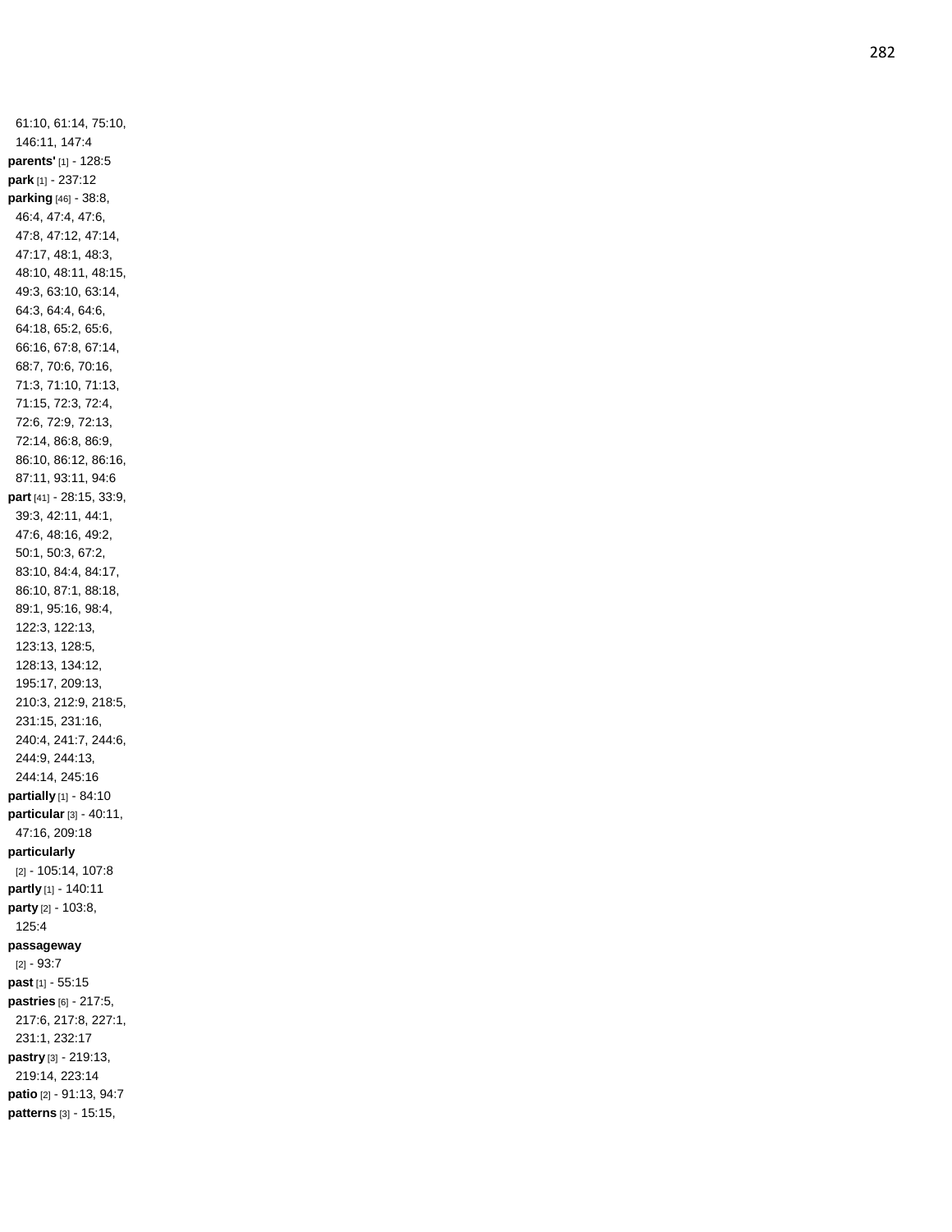61:10, 61:14, 75:10, 146:11, 147:4

**parents'** [1] - 128:5

**park** [1] - 237:12

**parking** [46] - 38:8, 46:4, 47:4, 47:6, 47:8, 47:12, 47:14, 47:17, 48:1, 48:3, 48:10, 48:11, 48:15, 49:3, 63:10, 63:14, 64:3, 64:4, 64:6, 64:18, 65:2, 65:6, 66:16, 67:8, 67:14, 68:7, 70:6, 70:16, 71:3, 71:10, 71:13, 71:15, 72:3, 72:4, 72:6, 72:9, 72:13, 72:14, 86:8, 86:9, 86:10, 86:12, 86:16, 87:11, 93:11, 94:6

**part** [41] - 28:15, 33:9, 39:3, 42:11, 44:1, 47:6, 48:16, 49:2, 50:1, 50:3, 67:2, 83:10, 84:4, 84:17, 86:10, 87:1, 88:18, 89:1, 95:16, 98:4, 122:3, 122:13, 123:13, 128:5, 128:13, 134:12, 195:17, 209:13, 210:3, 212:9, 218:5, 231:15, 231:16, 240:4, 241:7, 244:6, 244:9, 244:13, 244:14, 245:16

**partially** [1] - 84:10

**particular** [3] - 40:11, 47:16, 209:18

**particularly** [2] - 105:14, 107:8

**partly** [1] - 140:11

**party** [2] - 103:8, 125:4

**passageway** [2] - 93:7

**past** [1] - 55:15

**pastries** [6] - 217:5, 217:6, 217:8, 227:1, 231:1, 232:17

**pastry** [3] - 219:13, 219:14, 223:14

**patio** [2] - 91:13, 94:7

**patterns** [3] - 15:15,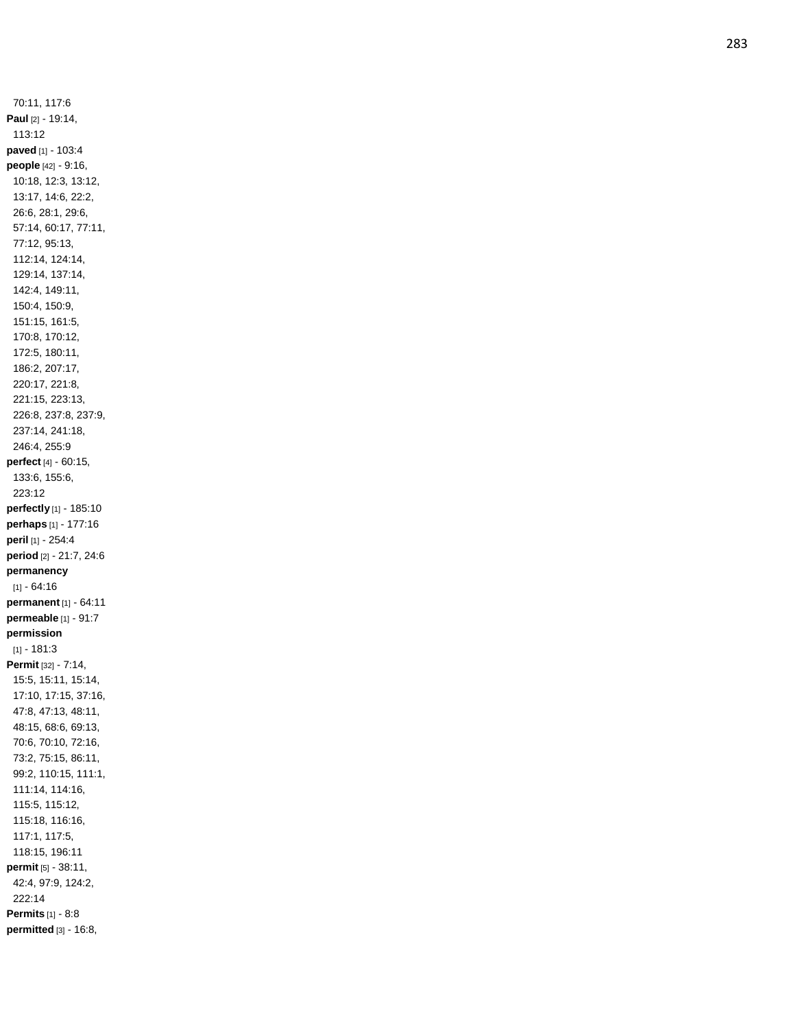70:11, 117:6

**Paul** [2] - 19:14, 113:12

**paved** [1] - 103:4

**people** [42] - 9:16, 10:18, 12:3, 13:12, 13:17, 14:6, 22:2, 26:6, 28:1, 29:6, 57:14, 60:17, 77:11, 77:12, 95:13, 112:14, 124:14, 129:14, 137:14, 142:4, 149:11, 150:4, 150:9, 151:15, 161:5, 170:8, 170:12, 172:5, 180:11, 186:2, 207:17, 220:17, 221:8, 221:15, 223:13, 226:8, 237:8, 237:9, 237:14, 241:18, 246:4, 255:9

**perfect** [4] - 60:15, 133:6, 155:6, 223:12

**perfectly** [1] - 185:10

**perhaps** [1] - 177:16

**peril** [1] - 254:4

**period** [2] - 21:7, 24:6

**permanency** [1] - 64:16

**permanent** [1] - 64:11

**permeable** [1] - 91:7

**permission** [1] - 181:3

**Permit** [32] - 7:14, 15:5, 15:11, 15:14, 17:10, 17:15, 37:16, 47:8, 47:13, 48:11, 48:15, 68:6, 69:13, 70:6, 70:10, 72:16, 73:2, 75:15, 86:11, 99:2, 110:15, 111:1, 111:14, 114:16, 115:5, 115:12, 115:18, 116:16, 117:1, 117:5, 118:15, 196:11

**permit** [5] - 38:11, 42:4, 97:9, 124:2, 222:14

**Permits** [1] - 8:8

**permitted** [3] - 16:8,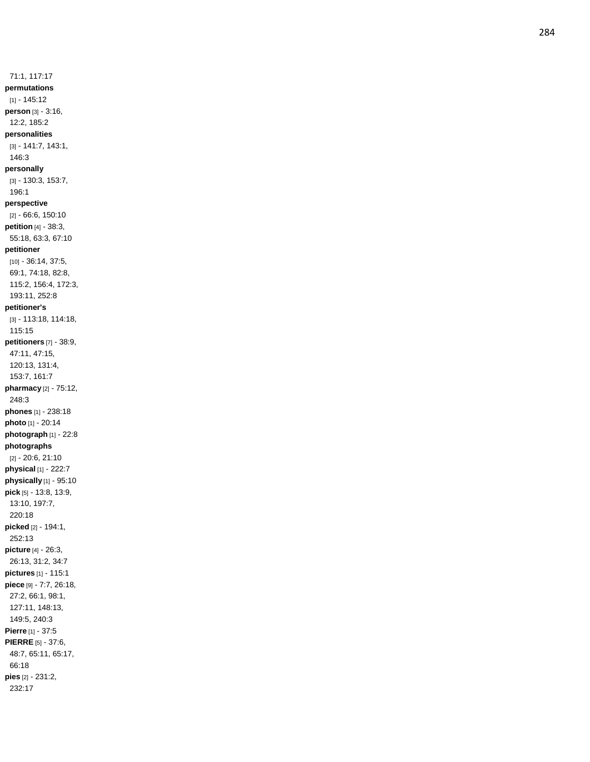71:1, 117:17

**permutations** [1] - 145:12

**person** [3] - 3:16, 12:2, 185:2

**personalities** [3] - 141:7, 143:1, 146:3

**personally** [3] - 130:3, 153:7, 196:1

**perspective** [2] - 66:6, 150:10

**petition** [4] - 38:3, 55:18, 63:3, 67:10

**petitioner** [10] - 36:14, 37:5, 69:1, 74:18, 82:8, 115:2, 156:4, 172:3, 193:11, 252:8

**petitioner's** [3] - 113:18, 114:18, 115:15

**petitioners** [7] - 38:9, 47:11, 47:15, 120:13, 131:4, 153:7, 161:7

**pharmacy** [2] - 75:12, 248:3

**phones** [1] - 238:18

**photo** [1] - 20:14

**photograph** [1] - 22:8

**photographs** [2] - 20:6, 21:10

**physical** [1] - 222:7

**physically** [1] - 95:10

**pick** [5] - 13:8, 13:9, 13:10, 197:7, 220:18

**picked** [2] - 194:1, 252:13

**picture** [4] - 26:3, 26:13, 31:2, 34:7

**pictures** [1] - 115:1

**piece** [9] - 7:7, 26:18, 27:2, 66:1, 98:1, 127:11, 148:13, 149:5, 240:3

**Pierre** [1] - 37:5

**PIERRE** [5] - 37:6, 48:7, 65:11, 65:17, 66:18

**pies** [2] - 231:2, 232:17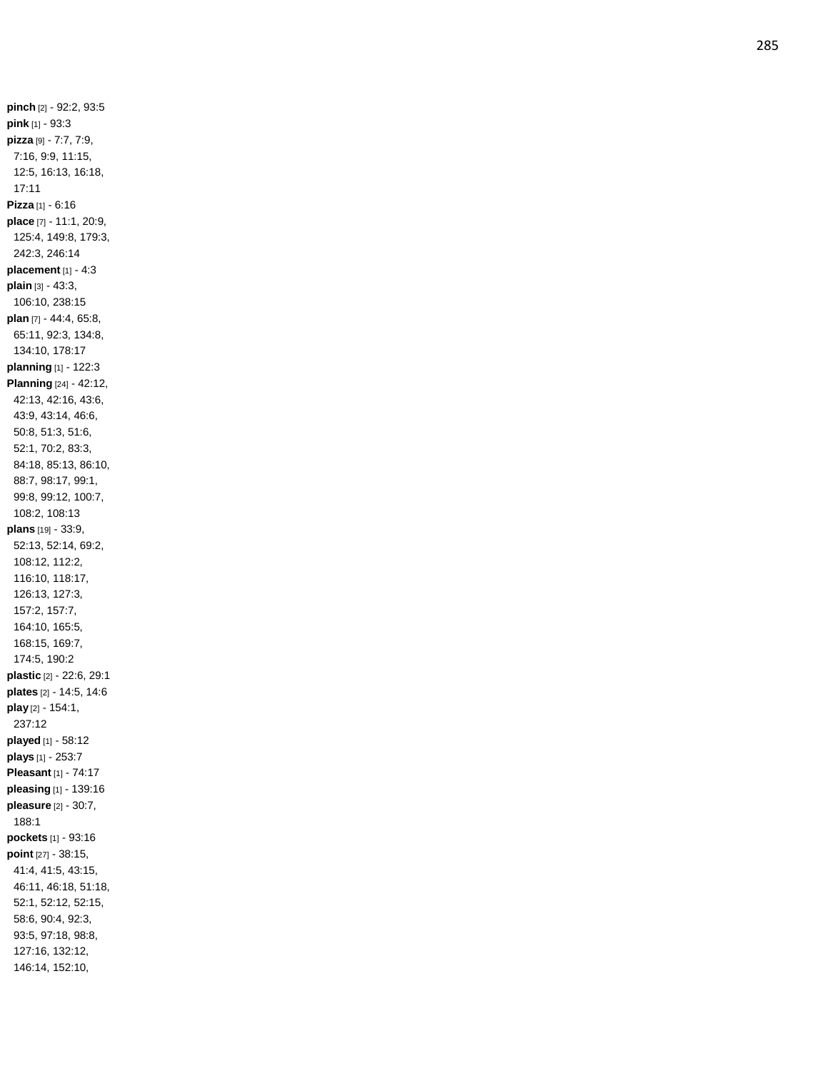**pinch** [2] - 92:2, 93:5
**pink** [1] - 93:3
**pizza** [9] - 7:7, 7:9, 7:16, 9:9, 11:15, 12:5, 16:13, 16:18, 17:11
**Pizza** [1] - 6:16
**place** [7] - 11:1, 20:9, 125:4, 149:8, 179:3, 242:3, 246:14
**placement** [1] - 4:3
**plain** [3] - 43:3, 106:10, 238:15
**plan** [7] - 44:4, 65:8, 65:11, 92:3, 134:8, 134:10, 178:17
**planning** [1] - 122:3
**Planning** [24] - 42:12, 42:13, 42:16, 43:6, 43:9, 43:14, 46:6, 50:8, 51:3, 51:6, 52:1, 70:2, 83:3, 84:18, 85:13, 86:10, 88:7, 98:17, 99:1, 99:8, 99:12, 100:7, 108:2, 108:13
**plans** [19] - 33:9, 52:13, 52:14, 69:2, 108:12, 112:2, 116:10, 118:17, 126:13, 127:3, 157:2, 157:7, 164:10, 165:5, 168:15, 169:7, 174:5, 190:2
**plastic** [2] - 22:6, 29:1
**plates** [2] - 14:5, 14:6
**play** [2] - 154:1, 237:12
**played** [1] - 58:12
**plays** [1] - 253:7
**Pleasant** [1] - 74:17
**pleasing** [1] - 139:16
**pleasure** [2] - 30:7, 188:1
**pockets** [1] - 93:16
**point** [27] - 38:15, 41:4, 41:5, 43:15, 46:11, 46:18, 51:18, 52:1, 52:12, 52:15, 58:6, 90:4, 92:3, 93:5, 97:18, 98:8, 127:16, 132:12, 146:14, 152:10,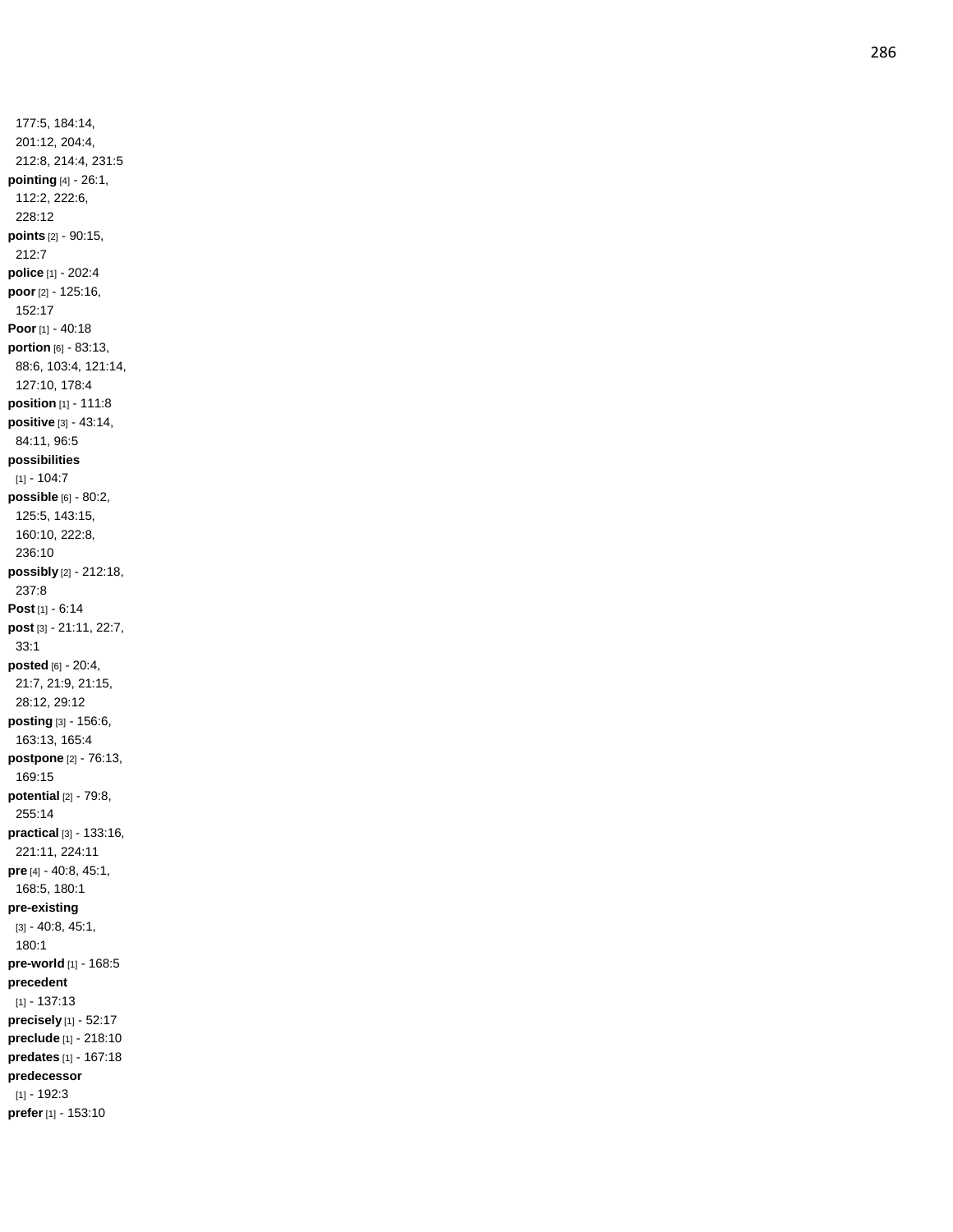177:5, 184:14, 201:12, 204:4, 212:8, 214:4, 231:5

**pointing** [4] - 26:1, 112:2, 222:6, 228:12

**points** [2] - 90:15, 212:7

**police** [1] - 202:4

**poor** [2] - 125:16, 152:17

**Poor** [1] - 40:18

**portion** [6] - 83:13, 88:6, 103:4, 121:14, 127:10, 178:4

**position** [1] - 111:8

**positive** [3] - 43:14, 84:11, 96:5

**possibilities** [1] - 104:7

**possible** [6] - 80:2, 125:5, 143:15, 160:10, 222:8, 236:10

**possibly** [2] - 212:18, 237:8

**Post** [1] - 6:14

**post** [3] - 21:11, 22:7, 33:1

**posted** [6] - 20:4, 21:7, 21:9, 21:15, 28:12, 29:12

**posting** [3] - 156:6, 163:13, 165:4

**postpone** [2] - 76:13, 169:15

**potential** [2] - 79:8, 255:14

**practical** [3] - 133:16, 221:11, 224:11

**pre** [4] - 40:8, 45:1, 168:5, 180:1

**pre-existing** [3] - 40:8, 45:1, 180:1

**pre-world** [1] - 168:5

**precedent** [1] - 137:13

**precisely** [1] - 52:17

**preclude** [1] - 218:10

**predates** [1] - 167:18

**predecessor** [1] - 192:3

**prefer** [1] - 153:10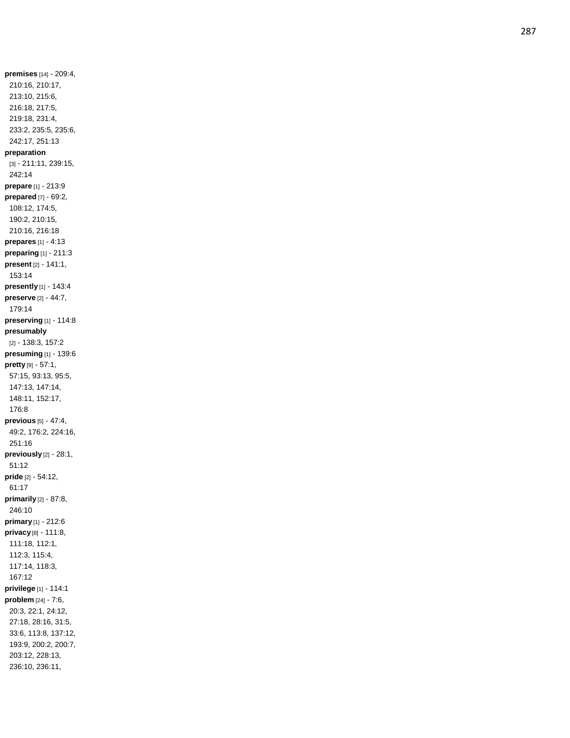**premises** [14] - 209:4, 210:16, 210:17, 213:10, 215:6, 216:18, 217:5, 219:18, 231:4, 233:2, 235:5, 235:6, 242:17, 251:13
**preparation** [3] - 211:11, 239:15, 242:14
**prepare** [1] - 213:9
**prepared** [7] - 69:2, 108:12, 174:5, 190:2, 210:15, 210:16, 216:18
**prepares** [1] - 4:13
**preparing** [1] - 211:3
**present** [2] - 141:1, 153:14
**presently** [1] - 143:4
**preserve** [2] - 44:7, 179:14
**preserving** [1] - 114:8
**presumably** [2] - 138:3, 157:2
**presuming** [1] - 139:6
**pretty** [9] - 57:1, 57:15, 93:13, 95:5, 147:13, 147:14, 148:11, 152:17, 176:8
**previous** [5] - 47:4, 49:2, 176:2, 224:16, 251:16
**previously** [2] - 28:1, 51:12
**pride** [2] - 54:12, 61:17
**primarily** [2] - 87:8, 246:10
**primary** [1] - 212:6
**privacy** [8] - 111:8, 111:18, 112:1, 112:3, 115:4, 117:14, 118:3, 167:12
**privilege** [1] - 114:1
**problem** [24] - 7:6, 20:3, 22:1, 24:12, 27:18, 28:16, 31:5, 33:6, 113:8, 137:12, 193:9, 200:2, 200:7, 203:12, 228:13, 236:10, 236:11,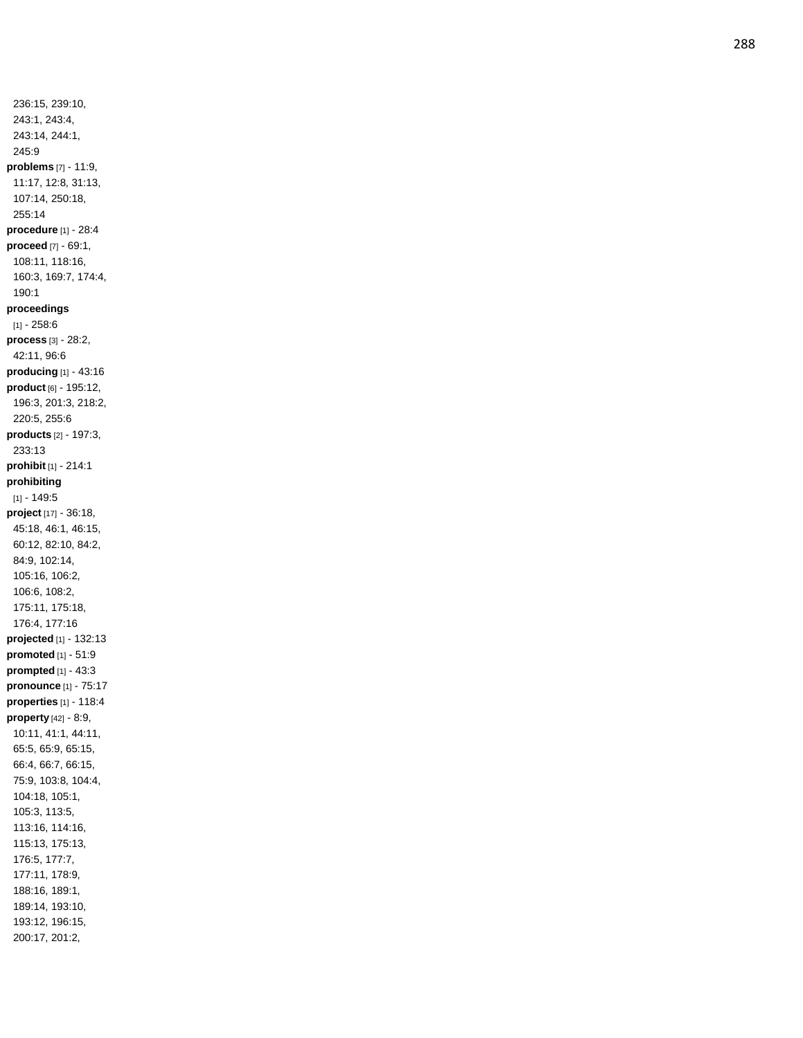236:15, 239:10, 243:1, 243:4, 243:14, 244:1, 245:9

**problems** [7] - 11:9, 11:17, 12:8, 31:13, 107:14, 250:18, 255:14

**procedure** [1] - 28:4

**proceed** [7] - 69:1, 108:11, 118:16, 160:3, 169:7, 174:4, 190:1

**proceedings** [1] - 258:6

**process** [3] - 28:2, 42:11, 96:6

**producing** [1] - 43:16

**product** [6] - 195:12, 196:3, 201:3, 218:2, 220:5, 255:6

**products** [2] - 197:3, 233:13

**prohibit** [1] - 214:1

**prohibiting** [1] - 149:5

**project** [17] - 36:18, 45:18, 46:1, 46:15, 60:12, 82:10, 84:2, 84:9, 102:14, 105:16, 106:2, 106:6, 108:2, 175:11, 175:18, 176:4, 177:16

**projected** [1] - 132:13

**promoted** [1] - 51:9

**prompted** [1] - 43:3

**pronounce** [1] - 75:17

**properties** [1] - 118:4

**property** [42] - 8:9, 10:11, 41:1, 44:11, 65:5, 65:9, 65:15, 66:4, 66:7, 66:15, 75:9, 103:8, 104:4, 104:18, 105:1, 105:3, 113:5, 113:16, 114:16, 115:13, 175:13, 176:5, 177:7, 177:11, 178:9, 188:16, 189:1, 189:14, 193:10, 193:12, 196:15, 200:17, 201:2,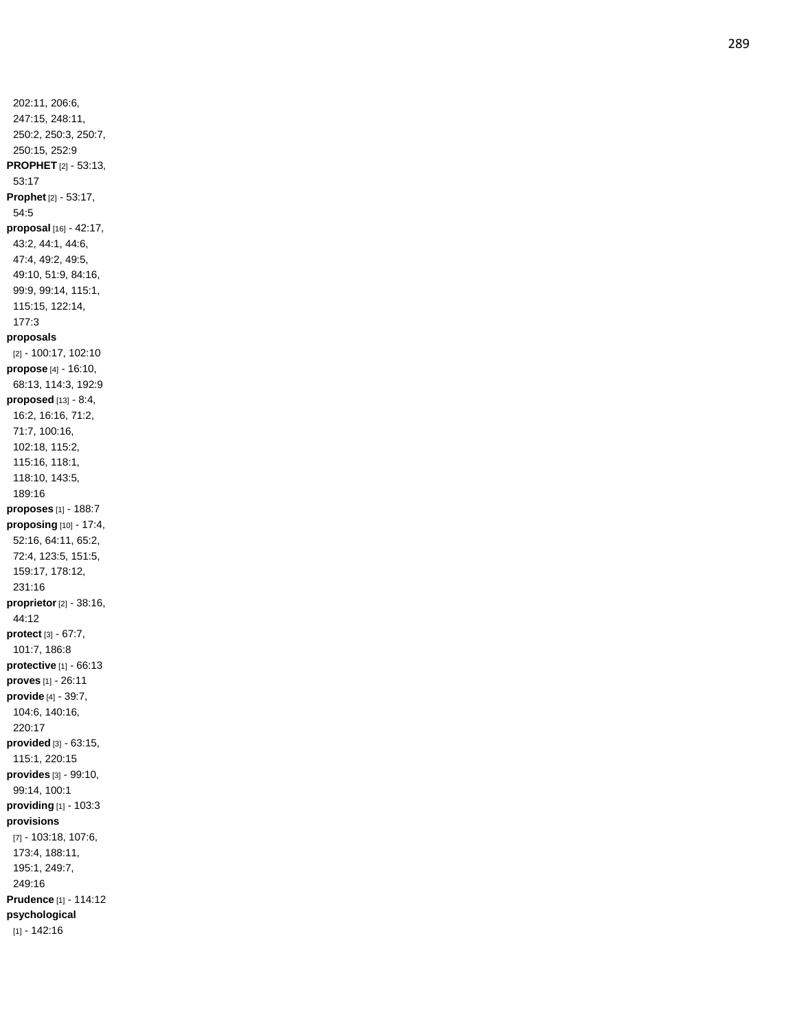202:11, 206:6, 247:15, 248:11, 250:2, 250:3, 250:7, 250:15, 252:9

**PROPHET** [2] - 53:13, 53:17

**Prophet** [2] - 53:17, 54:5

**proposal** [16] - 42:17, 43:2, 44:1, 44:6, 47:4, 49:2, 49:5, 49:10, 51:9, 84:16, 99:9, 99:14, 115:1, 115:15, 122:14, 177:3

**proposals** [2] - 100:17, 102:10

**propose** [4] - 16:10, 68:13, 114:3, 192:9

**proposed** [13] - 8:4, 16:2, 16:16, 71:2, 71:7, 100:16, 102:18, 115:2, 115:16, 118:1, 118:10, 143:5, 189:16

**proposes** [1] - 188:7

**proposing** [10] - 17:4, 52:16, 64:11, 65:2, 72:4, 123:5, 151:5, 159:17, 178:12, 231:16

**proprietor** [2] - 38:16, 44:12

**protect** [3] - 67:7, 101:7, 186:8

**protective** [1] - 66:13

**proves** [1] - 26:11

**provide** [4] - 39:7, 104:6, 140:16, 220:17

**provided** [3] - 63:15, 115:1, 220:15

**provides** [3] - 99:10, 99:14, 100:1

**providing** [1] - 103:3

**provisions** [7] - 103:18, 107:6, 173:4, 188:11, 195:1, 249:7, 249:16

**Prudence** [1] - 114:12

**psychological** [1] - 142:16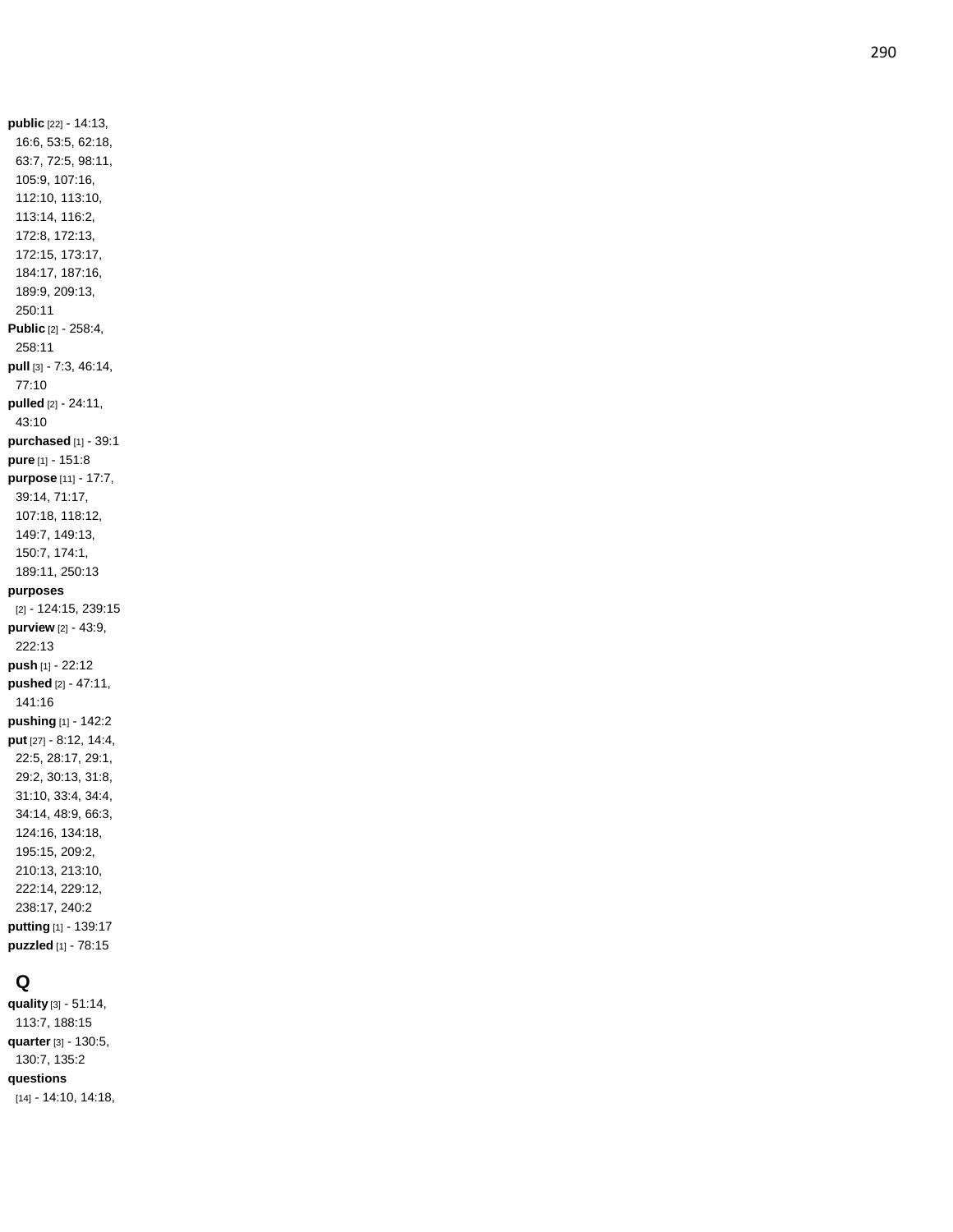**public** [22] - 14:13, 16:6, 53:5, 62:18, 63:7, 72:5, 98:11, 105:9, 107:16, 112:10, 113:10, 113:14, 116:2, 172:8, 172:13, 172:15, 173:17, 184:17, 187:16, 189:9, 209:13, 250:11

**Public** [2] - 258:4, 258:11

**pull** [3] - 7:3, 46:14, 77:10

**pulled** [2] - 24:11, 43:10

**purchased** [1] - 39:1

**pure** [1] - 151:8

**purpose** [11] - 17:7, 39:14, 71:17, 107:18, 118:12, 149:7, 149:13, 150:7, 174:1, 189:11, 250:13

**purposes** [2] - 124:15, 239:15

**purview** [2] - 43:9, 222:13

**push** [1] - 22:12

**pushed** [2] - 47:11, 141:16

**pushing** [1] - 142:2

**put** [27] - 8:12, 14:4, 22:5, 28:17, 29:1, 29:2, 30:13, 31:8, 31:10, 33:4, 34:4, 34:14, 48:9, 66:3, 124:16, 134:18, 195:15, 209:2, 210:13, 213:10, 222:14, 229:12, 238:17, 240:2

**putting** [1] - 139:17

**puzzled** [1] - 78:15

## Q

**quality** [3] - 51:14, 113:7, 188:15

**quarter** [3] - 130:5, 130:7, 135:2

**questions** [14] - 14:10, 14:18,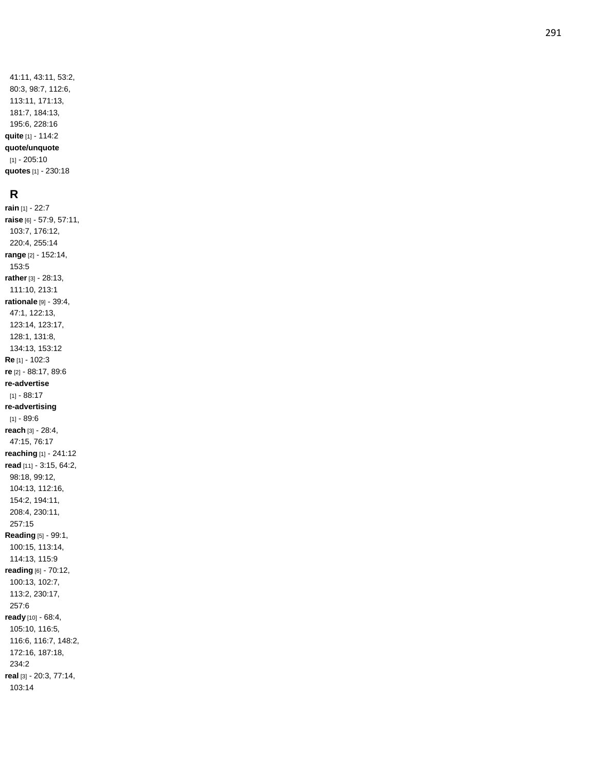41:11, 43:11, 53:2, 80:3, 98:7, 112:6, 113:11, 171:13, 181:7, 184:13, 195:6, 228:16

**quite** [1] - 114:2

**quote/unquote** [1] - 205:10

**quotes** [1] - 230:18

## R

**rain** [1] - 22:7

**raise** [6] - 57:9, 57:11, 103:7, 176:12, 220:4, 255:14

**range** [2] - 152:14, 153:5

**rather** [3] - 28:13, 111:10, 213:1

**rationale** [9] - 39:4, 47:1, 122:13, 123:14, 123:17, 128:1, 131:8, 134:13, 153:12

**Re** [1] - 102:3

**re** [2] - 88:17, 89:6

**re-advertise** [1] - 88:17

**re-advertising** [1] - 89:6

**reach** [3] - 28:4, 47:15, 76:17

**reaching** [1] - 241:12

**read** [11] - 3:15, 64:2, 98:18, 99:12, 104:13, 112:16, 154:2, 194:11, 208:4, 230:11, 257:15

**Reading** [5] - 99:1, 100:15, 113:14, 114:13, 115:9

**reading** [6] - 70:12, 100:13, 102:7, 113:2, 230:17, 257:6

**ready** [10] - 68:4, 105:10, 116:5, 116:6, 116:7, 148:2, 172:16, 187:18, 234:2

**real** [3] - 20:3, 77:14, 103:14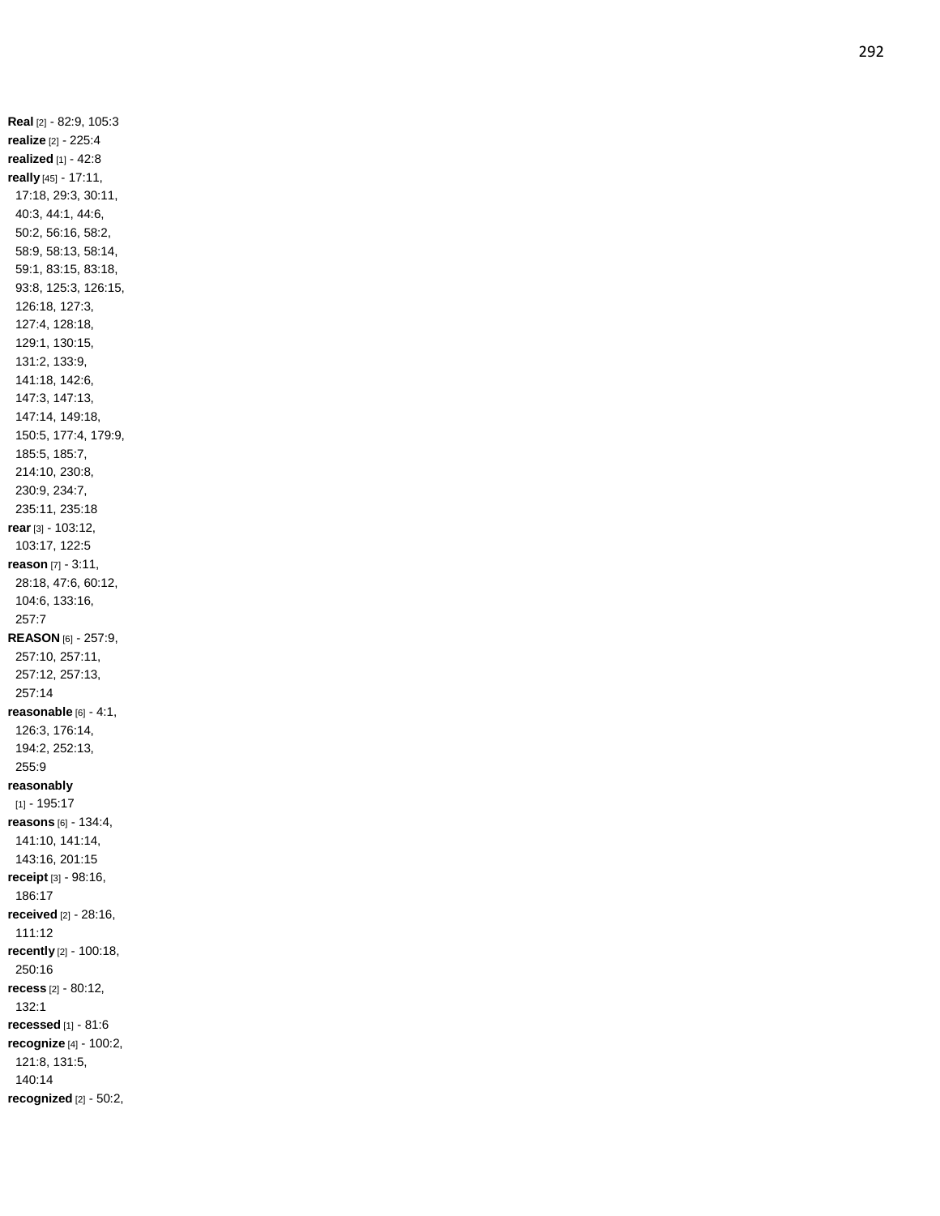**Real** [2] - 82:9, 105:3
**realize** [2] - 225:4
**realized** [1] - 42:8
**really** [45] - 17:11, 17:18, 29:3, 30:11, 40:3, 44:1, 44:6, 50:2, 56:16, 58:2, 58:9, 58:13, 58:14, 59:1, 83:15, 83:18, 93:8, 125:3, 126:15, 126:18, 127:3, 127:4, 128:18, 129:1, 130:15, 131:2, 133:9, 141:18, 142:6, 147:3, 147:13, 147:14, 149:18, 150:5, 177:4, 179:9, 185:5, 185:7, 214:10, 230:8, 230:9, 234:7, 235:11, 235:18
**rear** [3] - 103:12, 103:17, 122:5
**reason** [7] - 3:11, 28:18, 47:6, 60:12, 104:6, 133:16, 257:7
**REASON** [6] - 257:9, 257:10, 257:11, 257:12, 257:13, 257:14
**reasonable** [6] - 4:1, 126:3, 176:14, 194:2, 252:13, 255:9
**reasonably** [1] - 195:17
**reasons** [6] - 134:4, 141:10, 141:14, 143:16, 201:15
**receipt** [3] - 98:16, 186:17
**received** [2] - 28:16, 111:12
**recently** [2] - 100:18, 250:16
**recess** [2] - 80:12, 132:1
**recessed** [1] - 81:6
**recognize** [4] - 100:2, 121:8, 131:5, 140:14
**recognized** [2] - 50:2,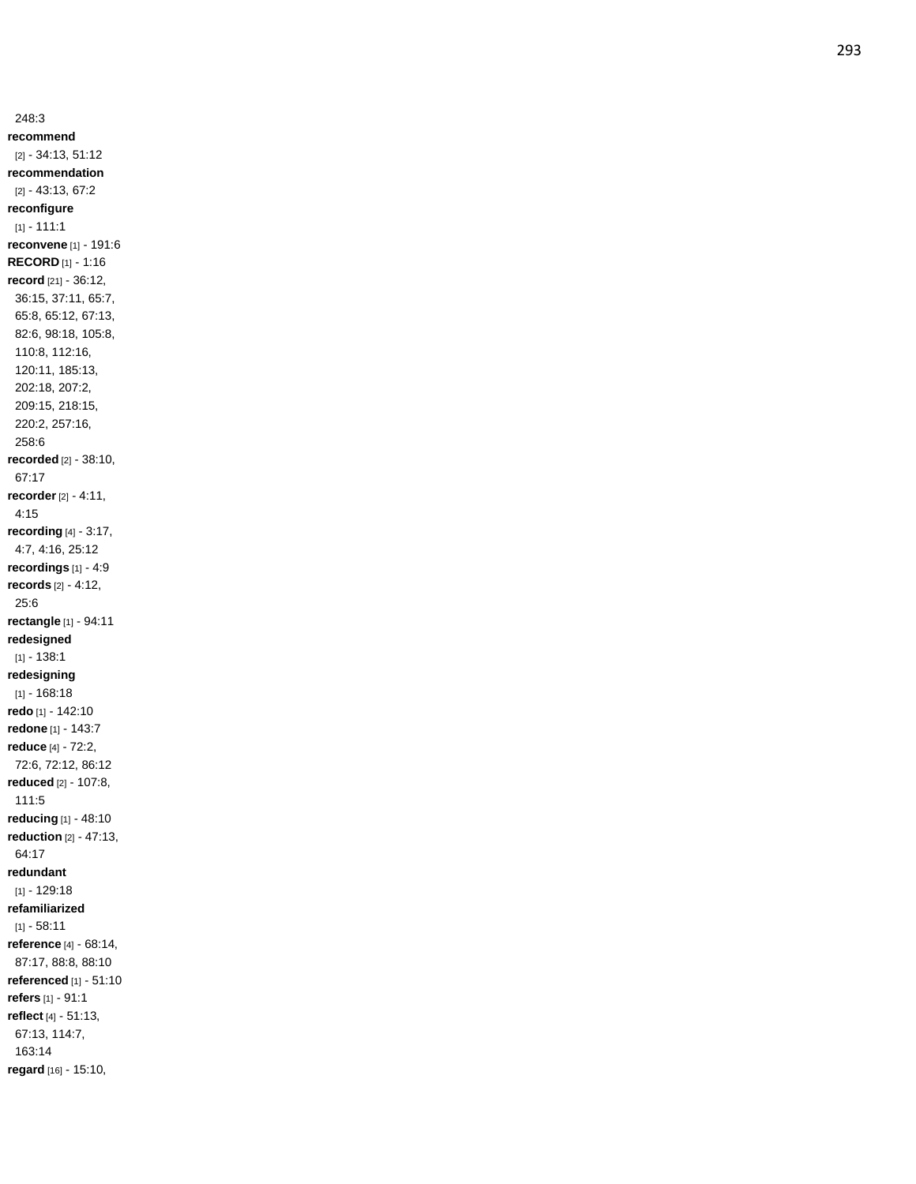248:3

**recommend** [2] - 34:13, 51:12

**recommendation** [2] - 43:13, 67:2

**reconfigure** [1] - 111:1

**reconvene** [1] - 191:6

**RECORD** [1] - 1:16

**record** [21] - 36:12, 36:15, 37:11, 65:7, 65:8, 65:12, 67:13, 82:6, 98:18, 105:8, 110:8, 112:16, 120:11, 185:13, 202:18, 207:2, 209:15, 218:15, 220:2, 257:16, 258:6

**recorded** [2] - 38:10, 67:17

**recorder** [2] - 4:11, 4:15

**recording** [4] - 3:17, 4:7, 4:16, 25:12

**recordings** [1] - 4:9

**records** [2] - 4:12, 25:6

**rectangle** [1] - 94:11

**redesigned** [1] - 138:1

**redesigning** [1] - 168:18

**redo** [1] - 142:10

**redone** [1] - 143:7

**reduce** [4] - 72:2, 72:6, 72:12, 86:12

**reduced** [2] - 107:8, 111:5

**reducing** [1] - 48:10

**reduction** [2] - 47:13, 64:17

**redundant** [1] - 129:18

**refamiliarized** [1] - 58:11

**reference** [4] - 68:14, 87:17, 88:8, 88:10

**referenced** [1] - 51:10

**refers** [1] - 91:1

**reflect** [4] - 51:13, 67:13, 114:7, 163:14

**regard** [16] - 15:10,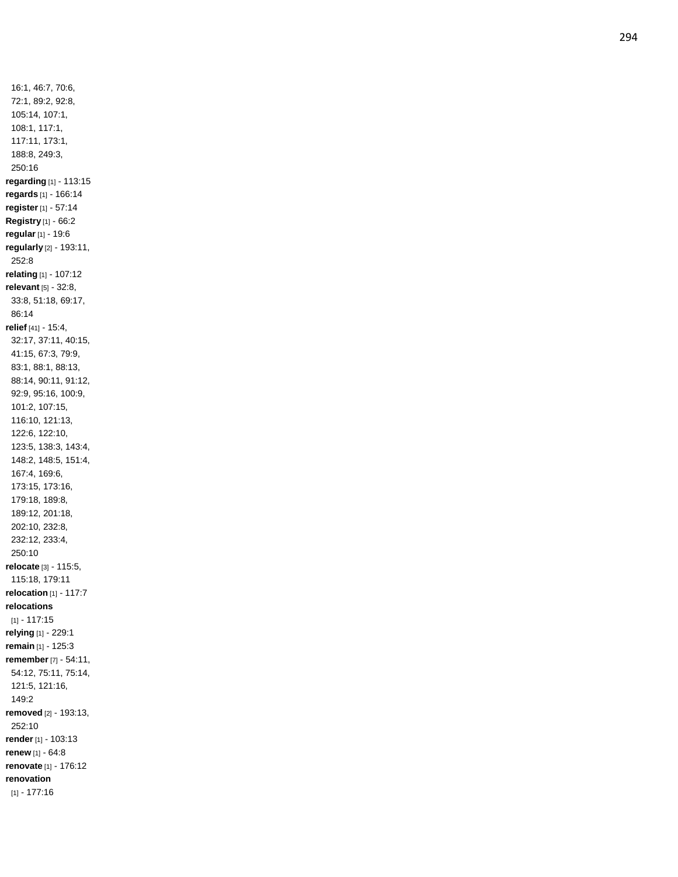16:1, 46:7, 70:6, 72:1, 89:2, 92:8, 105:14, 107:1, 108:1, 117:1, 117:11, 173:1, 188:8, 249:3, 250:16

**regarding** [1] - 113:15

**regards** [1] - 166:14

**register** [1] - 57:14

**Registry** [1] - 66:2

**regular** [1] - 19:6

**regularly** [2] - 193:11, 252:8

**relating** [1] - 107:12

**relevant** [5] - 32:8, 33:8, 51:18, 69:17, 86:14

**relief** [41] - 15:4, 32:17, 37:11, 40:15, 41:15, 67:3, 79:9, 83:1, 88:1, 88:13, 88:14, 90:11, 91:12, 92:9, 95:16, 100:9, 101:2, 107:15, 116:10, 121:13, 122:6, 122:10, 123:5, 138:3, 143:4, 148:2, 148:5, 151:4, 167:4, 169:6, 173:15, 173:16, 179:18, 189:8, 189:12, 201:18, 202:10, 232:8, 232:12, 233:4, 250:10

**relocate** [3] - 115:5, 115:18, 179:11

**relocation** [1] - 117:7

**relocations** [1] - 117:15

**relying** [1] - 229:1

**remain** [1] - 125:3

**remember** [7] - 54:11, 54:12, 75:11, 75:14, 121:5, 121:16, 149:2

**removed** [2] - 193:13, 252:10

**render** [1] - 103:13

**renew** [1] - 64:8

**renovate** [1] - 176:12

**renovation** [1] - 177:16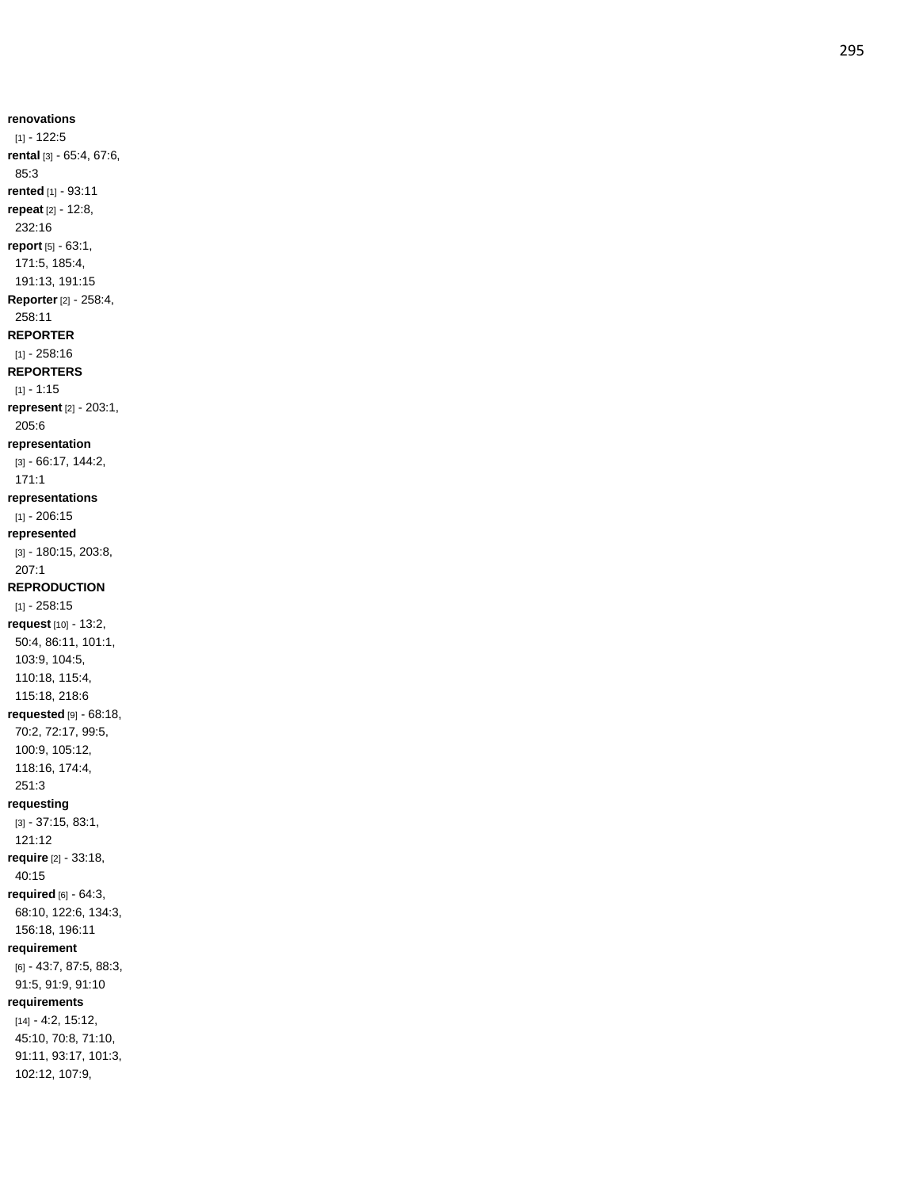**renovations** [1] - 122:5

**rental** [3] - 65:4, 67:6, 85:3

**rented** [1] - 93:11

**repeat** [2] - 12:8, 232:16

**report** [5] - 63:1, 171:5, 185:4, 191:13, 191:15

**Reporter** [2] - 258:4, 258:11

**REPORTER** [1] - 258:16

**REPORTERS** [1] - 1:15

**represent** [2] - 203:1, 205:6

**representation** [3] - 66:17, 144:2, 171:1

**representations** [1] - 206:15

**represented** [3] - 180:15, 203:8, 207:1

**REPRODUCTION** [1] - 258:15

**request** [10] - 13:2, 50:4, 86:11, 101:1, 103:9, 104:5, 110:18, 115:4, 115:18, 218:6

**requested** [9] - 68:18, 70:2, 72:17, 99:5, 100:9, 105:12, 118:16, 174:4, 251:3

**requesting** [3] - 37:15, 83:1, 121:12

**require** [2] - 33:18, 40:15

**required** [6] - 64:3, 68:10, 122:6, 134:3, 156:18, 196:11

**requirement** [6] - 43:7, 87:5, 88:3, 91:5, 91:9, 91:10

**requirements** [14] - 4:2, 15:12, 45:10, 70:8, 71:10, 91:11, 93:17, 101:3, 102:12, 107:9,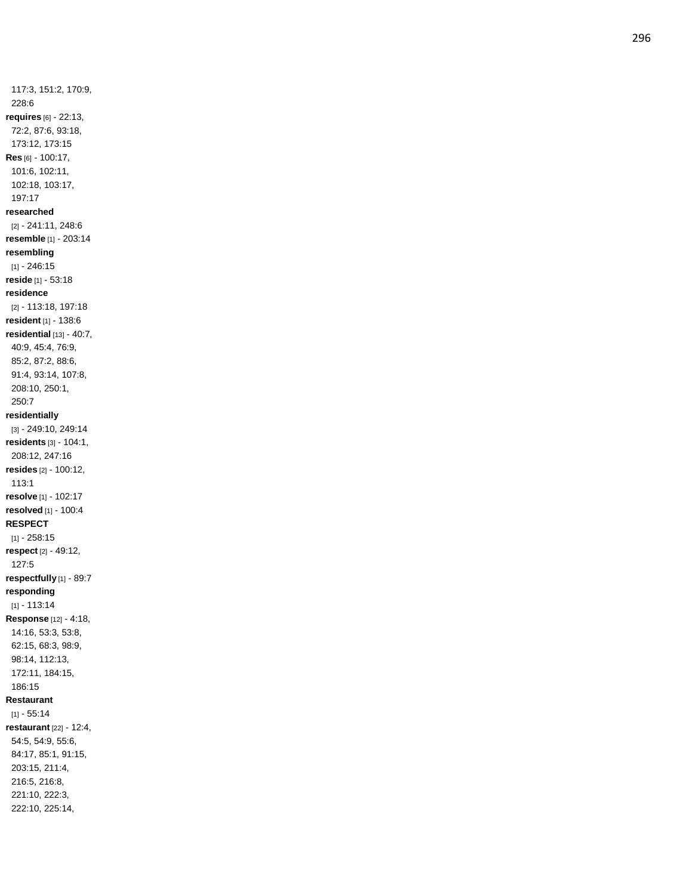117:3, 151:2, 170:9, 228:6

**requires** [6] - 22:13, 72:2, 87:6, 93:18, 173:12, 173:15

**Res** [6] - 100:17, 101:6, 102:11, 102:18, 103:17, 197:17

**researched** [2] - 241:11, 248:6

**resemble** [1] - 203:14

**resembling** [1] - 246:15

**reside** [1] - 53:18

**residence** [2] - 113:18, 197:18

**resident** [1] - 138:6

**residential** [13] - 40:7, 40:9, 45:4, 76:9, 85:2, 87:2, 88:6, 91:4, 93:14, 107:8, 208:10, 250:1, 250:7

**residentially** [3] - 249:10, 249:14

**residents** [3] - 104:1, 208:12, 247:16

**resides** [2] - 100:12, 113:1

**resolve** [1] - 102:17

**resolved** [1] - 100:4

**RESPECT** [1] - 258:15

**respect** [2] - 49:12, 127:5

**respectfully** [1] - 89:7

**responding** [1] - 113:14

**Response** [12] - 4:18, 14:16, 53:3, 53:8, 62:15, 68:3, 98:9, 98:14, 112:13, 172:11, 184:15, 186:15

**Restaurant** [1] - 55:14

**restaurant** [22] - 12:4, 54:5, 54:9, 55:6, 84:17, 85:1, 91:15, 203:15, 211:4, 216:5, 216:8, 221:10, 222:3, 222:10, 225:14,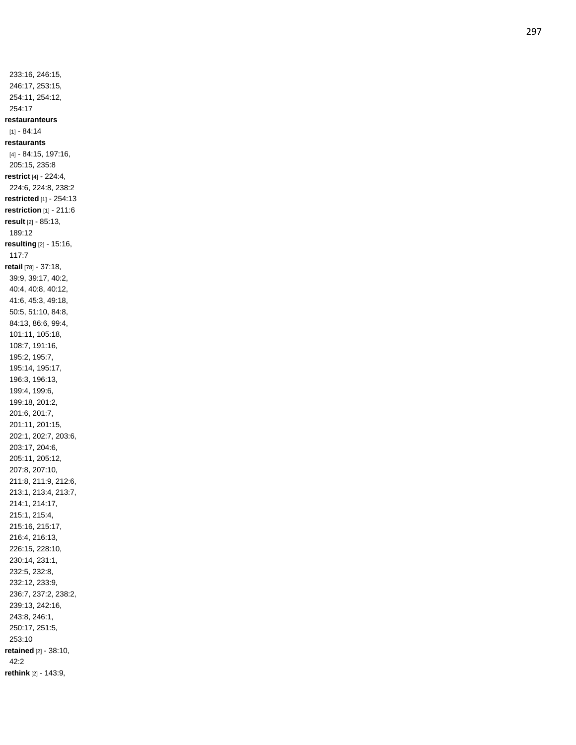233:16, 246:15, 246:17, 253:15, 254:11, 254:12, 254:17

**restauranteurs** [1] - 84:14

**restaurants** [4] - 84:15, 197:16, 205:15, 235:8

**restrict** [4] - 224:4, 224:6, 224:8, 238:2

**restricted** [1] - 254:13

**restriction** [1] - 211:6

**result** [2] - 85:13, 189:12

**resulting** [2] - 15:16, 117:7

**retail** [78] - 37:18, 39:9, 39:17, 40:2, 40:4, 40:8, 40:12, 41:6, 45:3, 49:18, 50:5, 51:10, 84:8, 84:13, 86:6, 99:4, 101:11, 105:18, 108:7, 191:16, 195:2, 195:7, 195:14, 195:17, 196:3, 196:13, 199:4, 199:6, 199:18, 201:2, 201:6, 201:7, 201:11, 201:15, 202:1, 202:7, 203:6, 203:17, 204:6, 205:11, 205:12, 207:8, 207:10, 211:8, 211:9, 212:6, 213:1, 213:4, 213:7, 214:1, 214:17, 215:1, 215:4, 215:16, 215:17, 216:4, 216:13, 226:15, 228:10, 230:14, 231:1, 232:5, 232:8, 232:12, 233:9, 236:7, 237:2, 238:2, 239:13, 242:16, 243:8, 246:1, 250:17, 251:5, 253:10

**retained** [2] - 38:10, 42:2

**rethink** [2] - 143:9,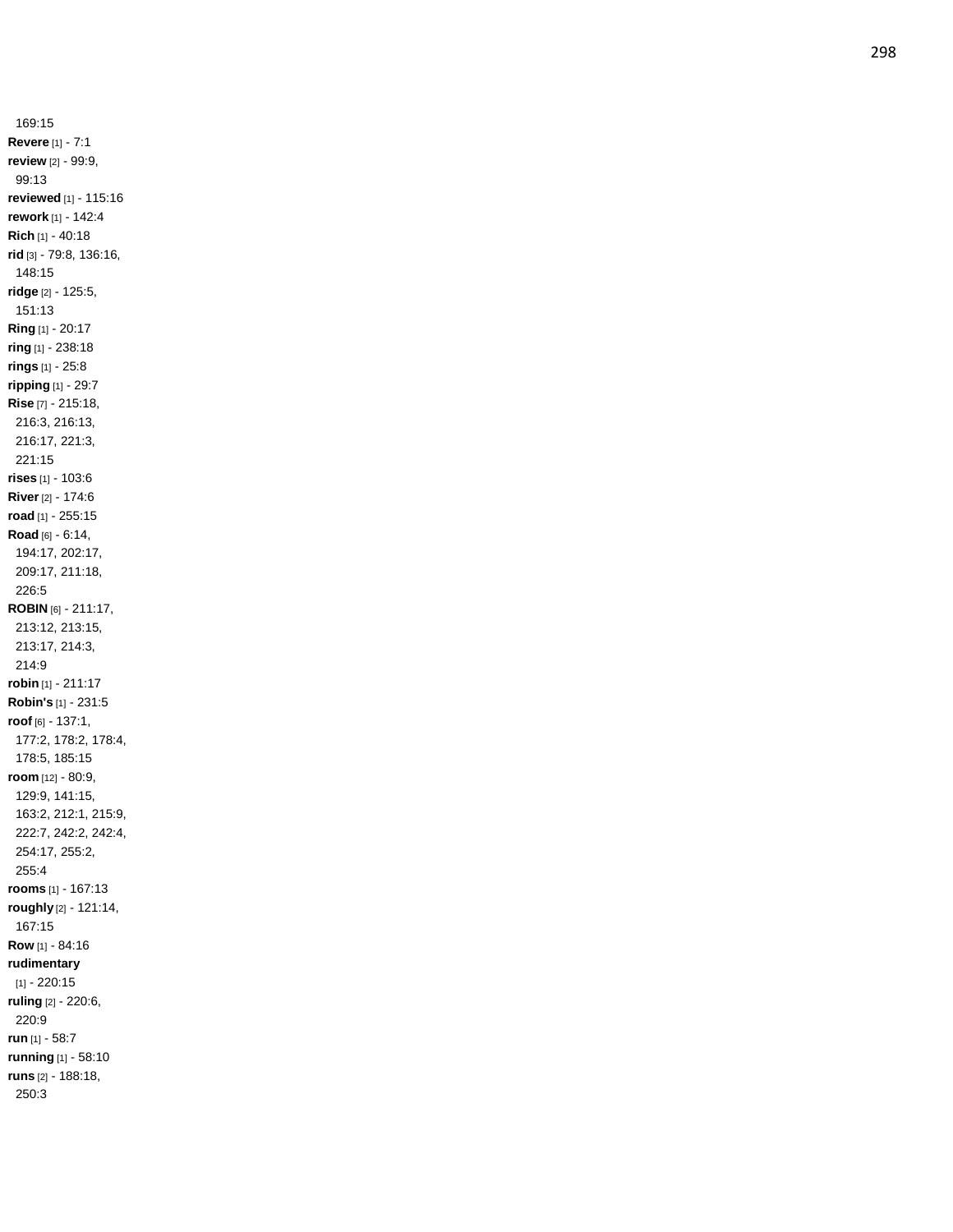169:15
**Revere** [1] - 7:1
**review** [2] - 99:9, 99:13
**reviewed** [1] - 115:16
**rework** [1] - 142:4
**Rich** [1] - 40:18
**rid** [3] - 79:8, 136:16, 148:15
**ridge** [2] - 125:5, 151:13
**Ring** [1] - 20:17
**ring** [1] - 238:18
**rings** [1] - 25:8
**ripping** [1] - 29:7
**Rise** [7] - 215:18, 216:3, 216:13, 216:17, 221:3, 221:15
**rises** [1] - 103:6
**River** [2] - 174:6
**road** [1] - 255:15
**Road** [6] - 6:14, 194:17, 202:17, 209:17, 211:18, 226:5
**ROBIN** [6] - 211:17, 213:12, 213:15, 213:17, 214:3, 214:9
**robin** [1] - 211:17
**Robin's** [1] - 231:5
**roof** [6] - 137:1, 177:2, 178:2, 178:4, 178:5, 185:15
**room** [12] - 80:9, 129:9, 141:15, 163:2, 212:1, 215:9, 222:7, 242:2, 242:4, 254:17, 255:2, 255:4
**rooms** [1] - 167:13
**roughly** [2] - 121:14, 167:15
**Row** [1] - 84:16
**rudimentary** [1] - 220:15
**ruling** [2] - 220:6, 220:9
**run** [1] - 58:7
**running** [1] - 58:10
**runs** [2] - 188:18, 250:3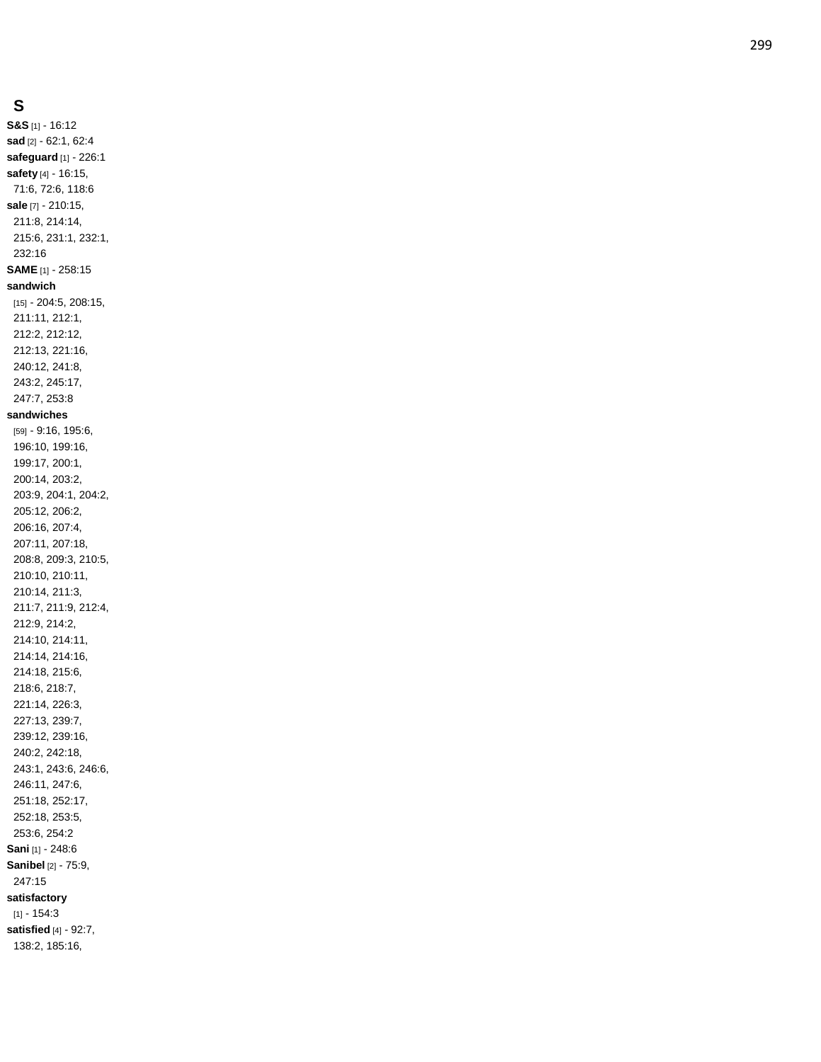## S

**S&S** [1] - 16:12
**sad** [2] - 62:1, 62:4
**safeguard** [1] - 226:1
**safety** [4] - 16:15, 71:6, 72:6, 118:6
**sale** [7] - 210:15, 211:8, 214:14, 215:6, 231:1, 232:1, 232:16
**SAME** [1] - 258:15
**sandwich** [15] - 204:5, 208:15, 211:11, 212:1, 212:2, 212:12, 212:13, 221:16, 240:12, 241:8, 243:2, 245:17, 247:7, 253:8
**sandwiches** [59] - 9:16, 195:6, 196:10, 199:16, 199:17, 200:1, 200:14, 203:2, 203:9, 204:1, 204:2, 205:12, 206:2, 206:16, 207:4, 207:11, 207:18, 208:8, 209:3, 210:5, 210:10, 210:11, 210:14, 211:3, 211:7, 211:9, 212:4, 212:9, 214:2, 214:10, 214:11, 214:14, 214:16, 214:18, 215:6, 218:6, 218:7, 221:14, 226:3, 227:13, 239:7, 239:12, 239:16, 240:2, 242:18, 243:1, 243:6, 246:6, 246:11, 247:6, 251:18, 252:17, 252:18, 253:5, 253:6, 254:2
**Sani** [1] - 248:6
**Sanibel** [2] - 75:9, 247:15
**satisfactory** [1] - 154:3
**satisfied** [4] - 92:7, 138:2, 185:16,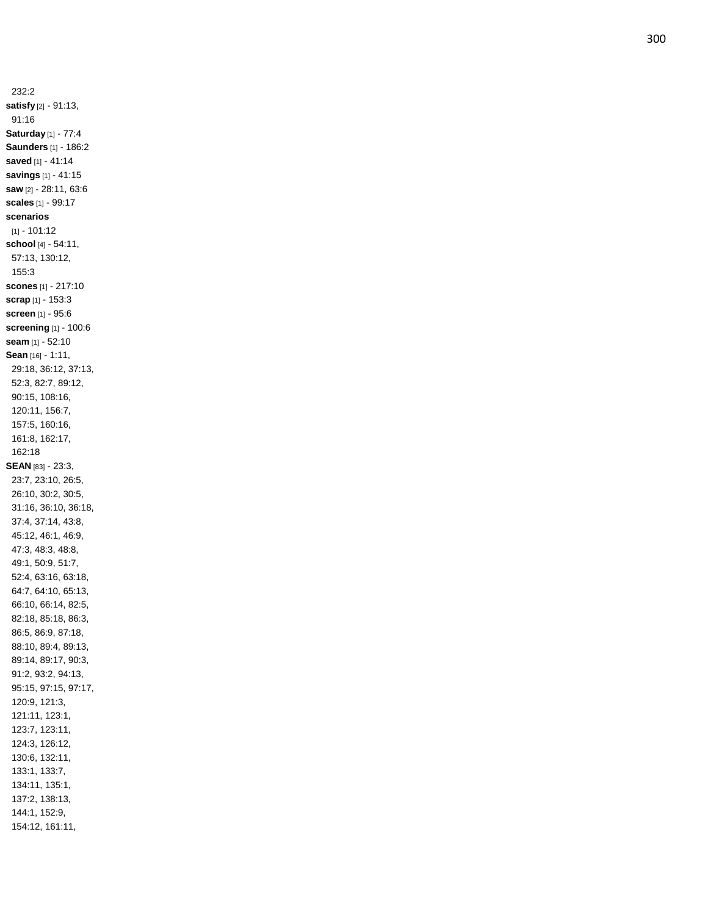232:2

**satisfy** [2] - 91:13, 91:16

**Saturday** [1] - 77:4

**Saunders** [1] - 186:2

**saved** [1] - 41:14

**savings** [1] - 41:15

**saw** [2] - 28:11, 63:6

**scales** [1] - 99:17

**scenarios** [1] - 101:12

**school** [4] - 54:11, 57:13, 130:12, 155:3

**scones** [1] - 217:10

**scrap** [1] - 153:3

**screen** [1] - 95:6

**screening** [1] - 100:6

**seam** [1] - 52:10

**Sean** [16] - 1:11, 29:18, 36:12, 37:13, 52:3, 82:7, 89:12, 90:15, 108:16, 120:11, 156:7, 157:5, 160:16, 161:8, 162:17, 162:18

**SEAN** [83] - 23:3, 23:7, 23:10, 26:5, 26:10, 30:2, 30:5, 31:16, 36:10, 36:18, 37:4, 37:14, 43:8, 45:12, 46:1, 46:9, 47:3, 48:3, 48:8, 49:1, 50:9, 51:7, 52:4, 63:16, 63:18, 64:7, 64:10, 65:13, 66:10, 66:14, 82:5, 82:18, 85:18, 86:3, 86:5, 86:9, 87:18, 88:10, 89:4, 89:13, 89:14, 89:17, 90:3, 91:2, 93:2, 94:13, 95:15, 97:15, 97:17, 120:9, 121:3, 121:11, 123:1, 123:7, 123:11, 124:3, 126:12, 130:6, 132:11, 133:1, 133:7, 134:11, 135:1, 137:2, 138:13, 144:1, 152:9, 154:12, 161:11,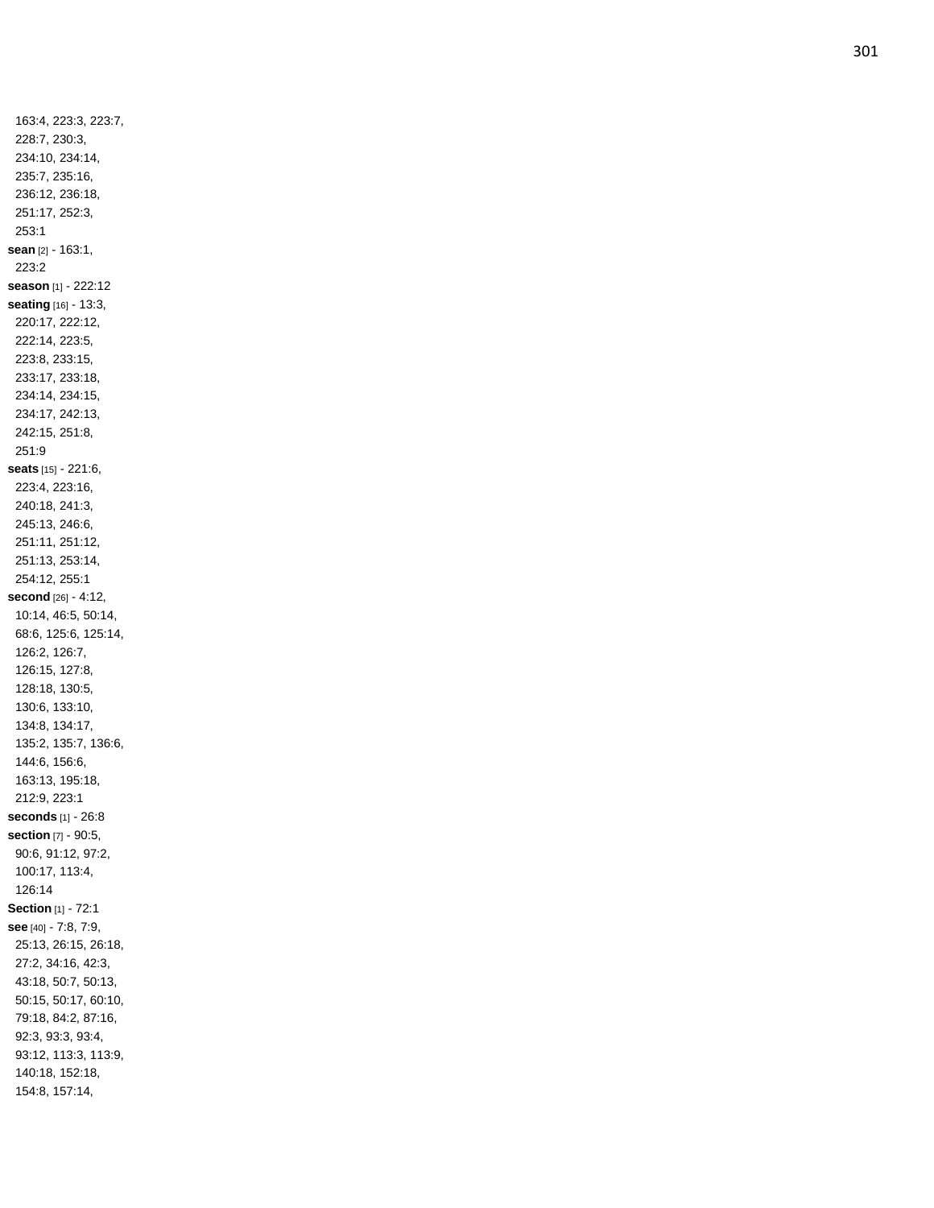163:4, 223:3, 223:7, 228:7, 230:3, 234:10, 234:14, 235:7, 235:16, 236:12, 236:18, 251:17, 252:3, 253:1

**sean** [2] - 163:1, 223:2

**season** [1] - 222:12

**seating** [16] - 13:3, 220:17, 222:12, 222:14, 223:5, 223:8, 233:15, 233:17, 233:18, 234:14, 234:15, 234:17, 242:13, 242:15, 251:8, 251:9

**seats** [15] - 221:6, 223:4, 223:16, 240:18, 241:3, 245:13, 246:6, 251:11, 251:12, 251:13, 253:14, 254:12, 255:1

**second** [26] - 4:12, 10:14, 46:5, 50:14, 68:6, 125:6, 125:14, 126:2, 126:7, 126:15, 127:8, 128:18, 130:5, 130:6, 133:10, 134:8, 134:17, 135:2, 135:7, 136:6, 144:6, 156:6, 163:13, 195:18, 212:9, 223:1

**seconds** [1] - 26:8

**section** [7] - 90:5, 90:6, 91:12, 97:2, 100:17, 113:4, 126:14

**Section** [1] - 72:1

**see** [40] - 7:8, 7:9, 25:13, 26:15, 26:18, 27:2, 34:16, 42:3, 43:18, 50:7, 50:13, 50:15, 50:17, 60:10, 79:18, 84:2, 87:16, 92:3, 93:3, 93:4, 93:12, 113:3, 113:9, 140:18, 152:18, 154:8, 157:14,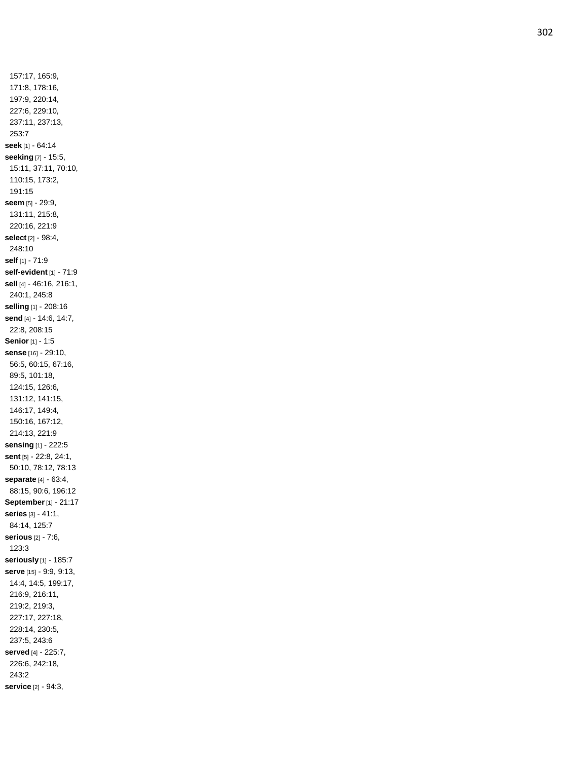157:17, 165:9, 171:8, 178:16, 197:9, 220:14, 227:6, 229:10, 237:11, 237:13, 253:7

**seek** [1] - 64:14

**seeking** [7] - 15:5, 15:11, 37:11, 70:10, 110:15, 173:2, 191:15

**seem** [5] - 29:9, 131:11, 215:8, 220:16, 221:9

**select** [2] - 98:4, 248:10

**self** [1] - 71:9

**self-evident** [1] - 71:9

**sell** [4] - 46:16, 216:1, 240:1, 245:8

**selling** [1] - 208:16

**send** [4] - 14:6, 14:7, 22:8, 208:15

**Senior** [1] - 1:5

**sense** [16] - 29:10, 56:5, 60:15, 67:16, 89:5, 101:18, 124:15, 126:6, 131:12, 141:15, 146:17, 149:4, 150:16, 167:12, 214:13, 221:9

**sensing** [1] - 222:5

**sent** [5] - 22:8, 24:1, 50:10, 78:12, 78:13

**separate** [4] - 63:4, 88:15, 90:6, 196:12

**September** [1] - 21:17

**series** [3] - 41:1, 84:14, 125:7

**serious** [2] - 7:6, 123:3

**seriously** [1] - 185:7

**serve** [15] - 9:9, 9:13, 14:4, 14:5, 199:17, 216:9, 216:11, 219:2, 219:3, 227:17, 227:18, 228:14, 230:5, 237:5, 243:6

**served** [4] - 225:7, 226:6, 242:18, 243:2

**service** [2] - 94:3,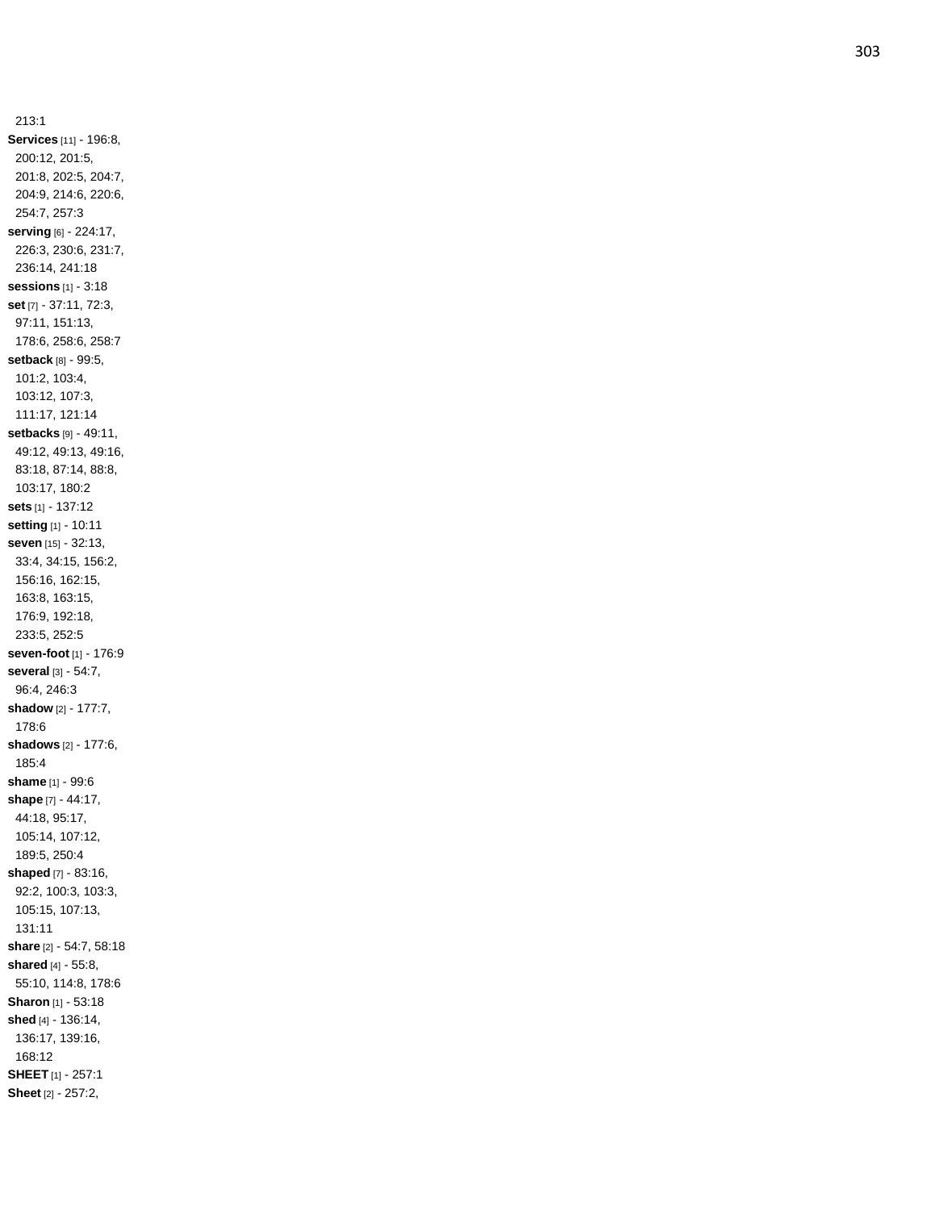213:1

**Services** [11] - 196:8, 200:12, 201:5, 201:8, 202:5, 204:7, 204:9, 214:6, 220:6, 254:7, 257:3

**serving** [6] - 224:17, 226:3, 230:6, 231:7, 236:14, 241:18

**sessions** [1] - 3:18

**set** [7] - 37:11, 72:3, 97:11, 151:13, 178:6, 258:6, 258:7

**setback** [8] - 99:5, 101:2, 103:4, 103:12, 107:3, 111:17, 121:14

**setbacks** [9] - 49:11, 49:12, 49:13, 49:16, 83:18, 87:14, 88:8, 103:17, 180:2

**sets** [1] - 137:12

**setting** [1] - 10:11

**seven** [15] - 32:13, 33:4, 34:15, 156:2, 156:16, 162:15, 163:8, 163:15, 176:9, 192:18, 233:5, 252:5

**seven-foot** [1] - 176:9

**several** [3] - 54:7, 96:4, 246:3

**shadow** [2] - 177:7, 178:6

**shadows** [2] - 177:6, 185:4

**shame** [1] - 99:6

**shape** [7] - 44:17, 44:18, 95:17, 105:14, 107:12, 189:5, 250:4

**shaped** [7] - 83:16, 92:2, 100:3, 103:3, 105:15, 107:13, 131:11

**share** [2] - 54:7, 58:18

**shared** [4] - 55:8, 55:10, 114:8, 178:6

**Sharon** [1] - 53:18

**shed** [4] - 136:14, 136:17, 139:16, 168:12

**SHEET** [1] - 257:1

**Sheet** [2] - 257:2,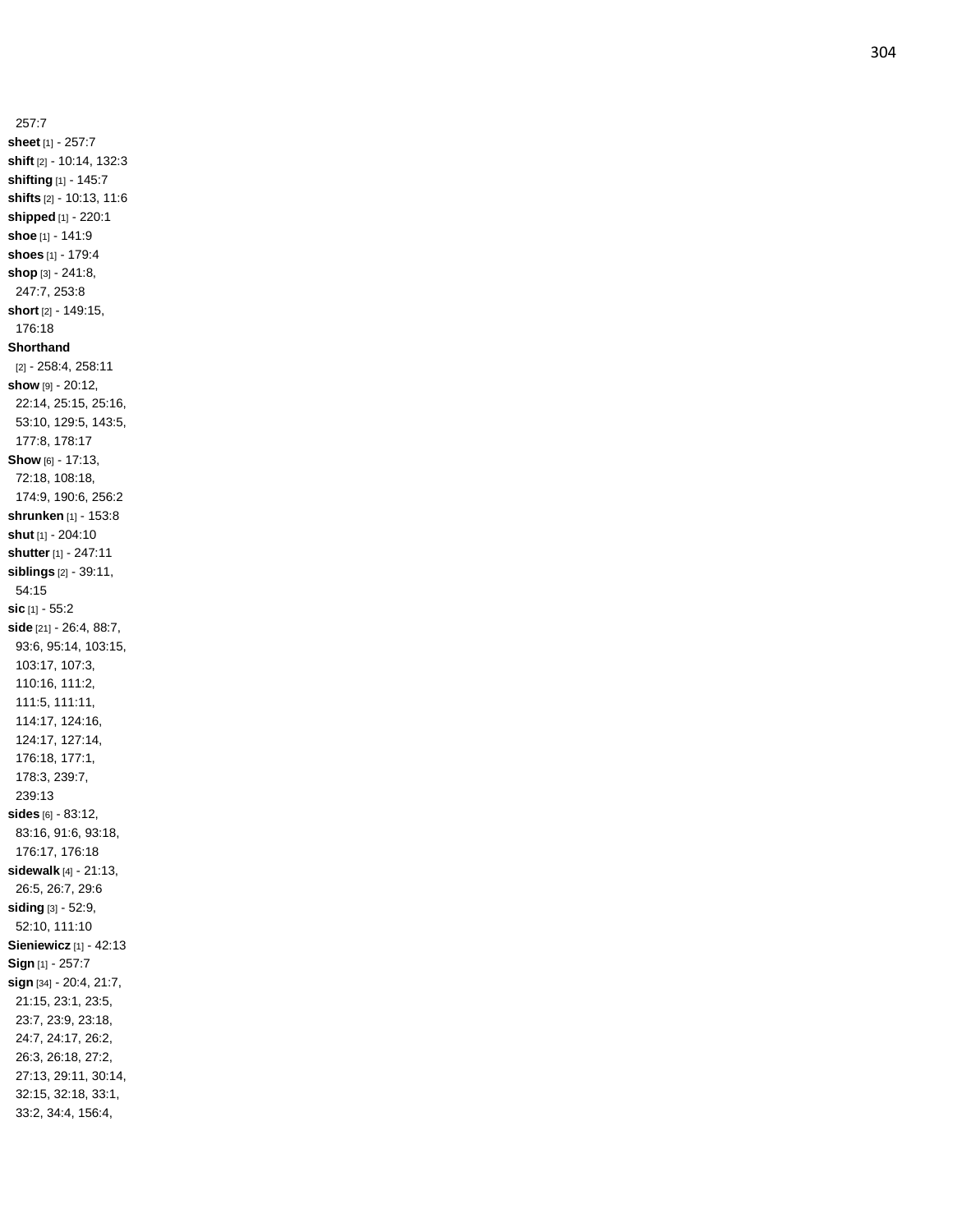257:7

**sheet** [1] - 257:7

**shift** [2] - 10:14, 132:3

**shifting** [1] - 145:7

**shifts** [2] - 10:13, 11:6

**shipped** [1] - 220:1

**shoe** [1] - 141:9

**shoes** [1] - 179:4

**shop** [3] - 241:8, 247:7, 253:8

**short** [2] - 149:15, 176:18

**Shorthand** [2] - 258:4, 258:11

**show** [9] - 20:12, 22:14, 25:15, 25:16, 53:10, 129:5, 143:5, 177:8, 178:17

**Show** [6] - 17:13, 72:18, 108:18, 174:9, 190:6, 256:2

**shrunken** [1] - 153:8

**shut** [1] - 204:10

**shutter** [1] - 247:11

**siblings** [2] - 39:11, 54:15

**sic** [1] - 55:2

**side** [21] - 26:4, 88:7, 93:6, 95:14, 103:15, 103:17, 107:3, 110:16, 111:2, 111:5, 111:11, 114:17, 124:16, 124:17, 127:14, 176:18, 177:1, 178:3, 239:7, 239:13

**sides** [6] - 83:12, 83:16, 91:6, 93:18, 176:17, 176:18

**sidewalk** [4] - 21:13, 26:5, 26:7, 29:6

**siding** [3] - 52:9, 52:10, 111:10

**Sieniewicz** [1] - 42:13

**Sign** [1] - 257:7

**sign** [34] - 20:4, 21:7, 21:15, 23:1, 23:5, 23:7, 23:9, 23:18, 24:7, 24:17, 26:2, 26:3, 26:18, 27:2, 27:13, 29:11, 30:14, 32:15, 32:18, 33:1, 33:2, 34:4, 156:4,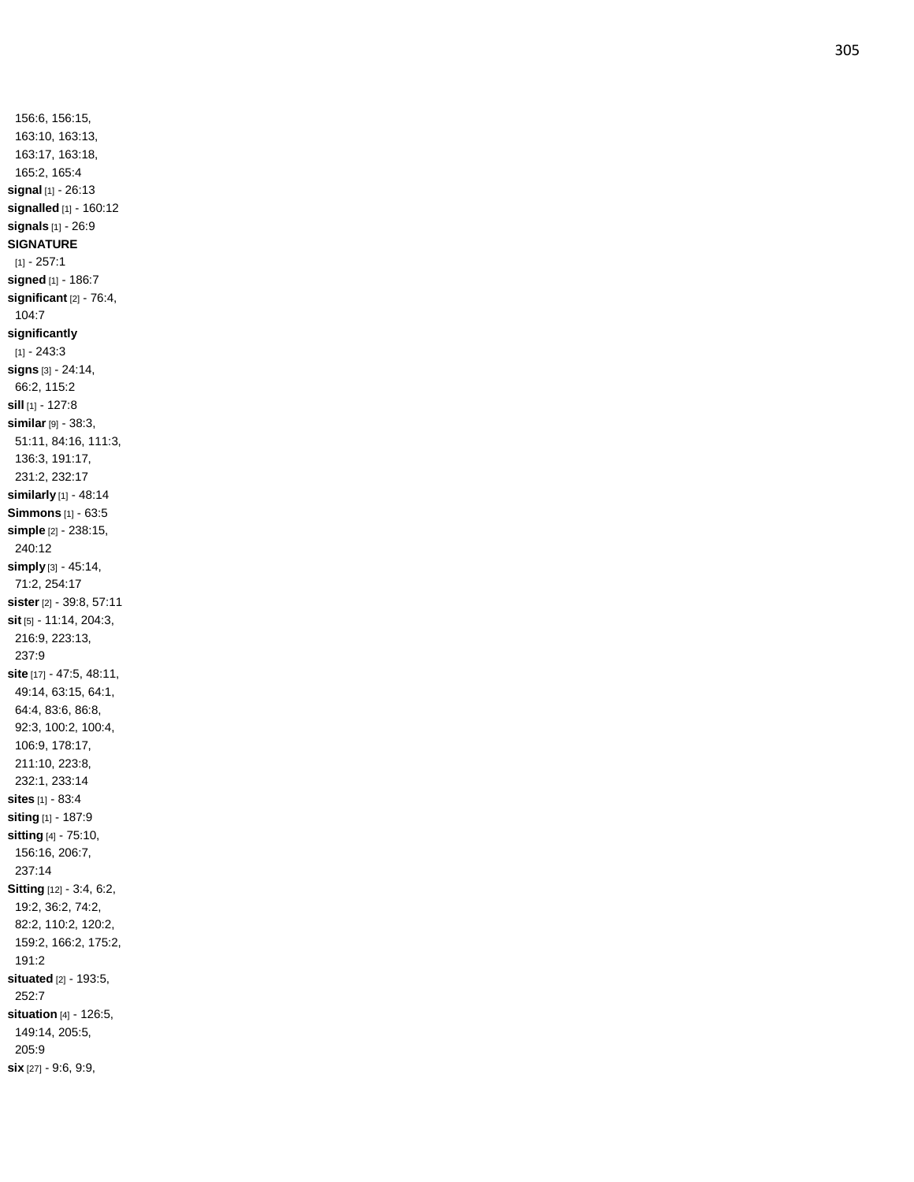156:6, 156:15, 163:10, 163:13, 163:17, 163:18, 165:2, 165:4

**signal** [1] - 26:13

**signalled** [1] - 160:12

**signals** [1] - 26:9

**SIGNATURE** [1] - 257:1

**signed** [1] - 186:7

**significant** [2] - 76:4, 104:7

**significantly** [1] - 243:3

**signs** [3] - 24:14, 66:2, 115:2

**sill** [1] - 127:8

**similar** [9] - 38:3, 51:11, 84:16, 111:3, 136:3, 191:17, 231:2, 232:17

**similarly** [1] - 48:14

**Simmons** [1] - 63:5

**simple** [2] - 238:15, 240:12

**simply** [3] - 45:14, 71:2, 254:17

**sister** [2] - 39:8, 57:11

**sit** [5] - 11:14, 204:3, 216:9, 223:13, 237:9

**site** [17] - 47:5, 48:11, 49:14, 63:15, 64:1, 64:4, 83:6, 86:8, 92:3, 100:2, 100:4, 106:9, 178:17, 211:10, 223:8, 232:1, 233:14

**sites** [1] - 83:4

**siting** [1] - 187:9

**sitting** [4] - 75:10, 156:16, 206:7, 237:14

**Sitting** [12] - 3:4, 6:2, 19:2, 36:2, 74:2, 82:2, 110:2, 120:2, 159:2, 166:2, 175:2, 191:2

**situated** [2] - 193:5, 252:7

**situation** [4] - 126:5, 149:14, 205:5, 205:9

**six** [27] - 9:6, 9:9,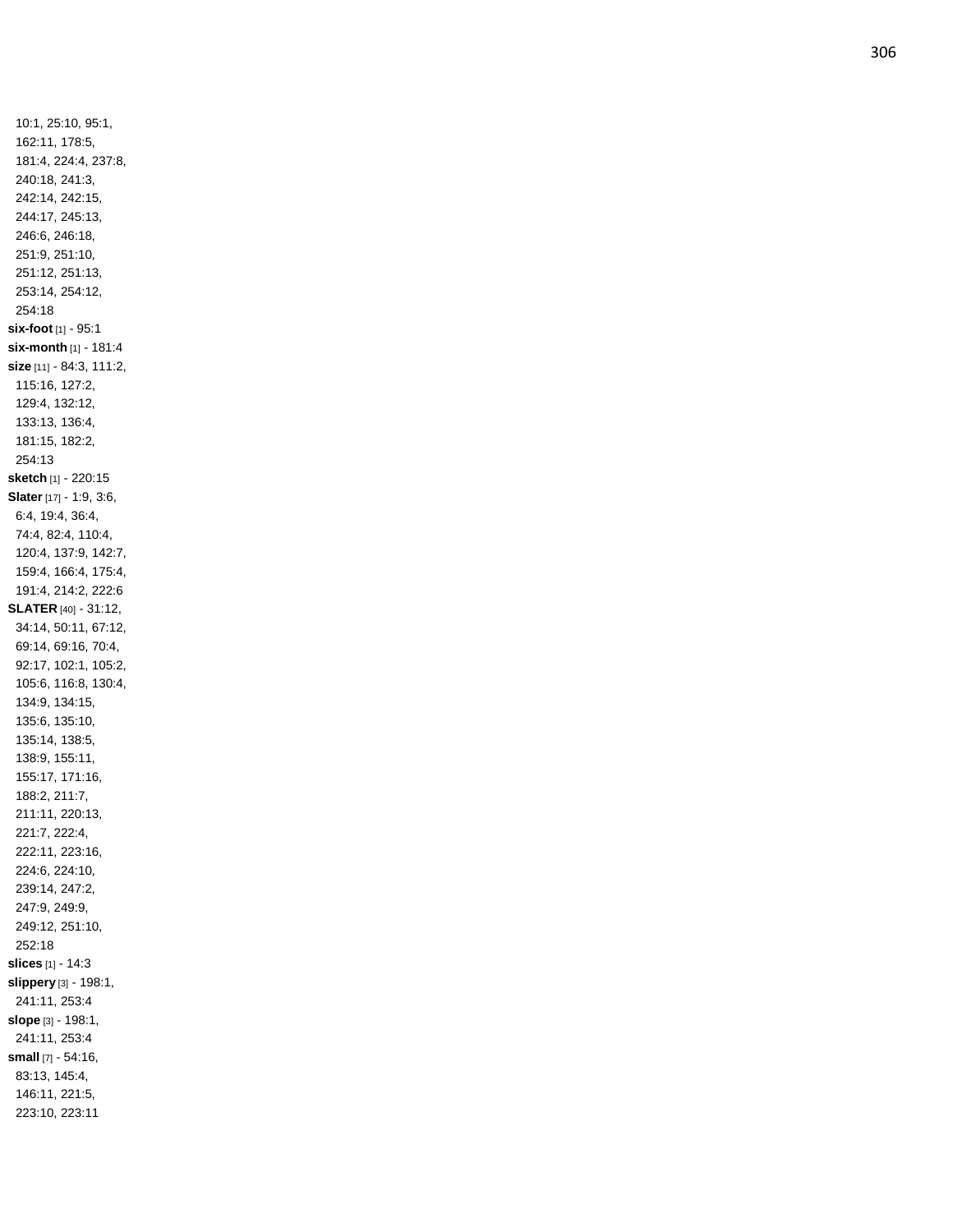10:1, 25:10, 95:1, 162:11, 178:5, 181:4, 224:4, 237:8, 240:18, 241:3, 242:14, 242:15, 244:17, 245:13, 246:6, 246:18, 251:9, 251:10, 251:12, 251:13, 253:14, 254:12, 254:18

**six-foot** [1] - 95:1

**six-month** [1] - 181:4

**size** [11] - 84:3, 111:2, 115:16, 127:2, 129:4, 132:12, 133:13, 136:4, 181:15, 182:2, 254:13

**sketch** [1] - 220:15

**Slater** [17] - 1:9, 3:6, 6:4, 19:4, 36:4, 74:4, 82:4, 110:4, 120:4, 137:9, 142:7, 159:4, 166:4, 175:4, 191:4, 214:2, 222:6

**SLATER** [40] - 31:12, 34:14, 50:11, 67:12, 69:14, 69:16, 70:4, 92:17, 102:1, 105:2, 105:6, 116:8, 130:4, 134:9, 134:15, 135:6, 135:10, 135:14, 138:5, 138:9, 155:11, 155:17, 171:16, 188:2, 211:7, 211:11, 220:13, 221:7, 222:4, 222:11, 223:16, 224:6, 224:10, 239:14, 247:2, 247:9, 249:9, 249:12, 251:10, 252:18

**slices** [1] - 14:3

**slippery** [3] - 198:1, 241:11, 253:4

**slope** [3] - 198:1, 241:11, 253:4

**small** [7] - 54:16, 83:13, 145:4, 146:11, 221:5, 223:10, 223:11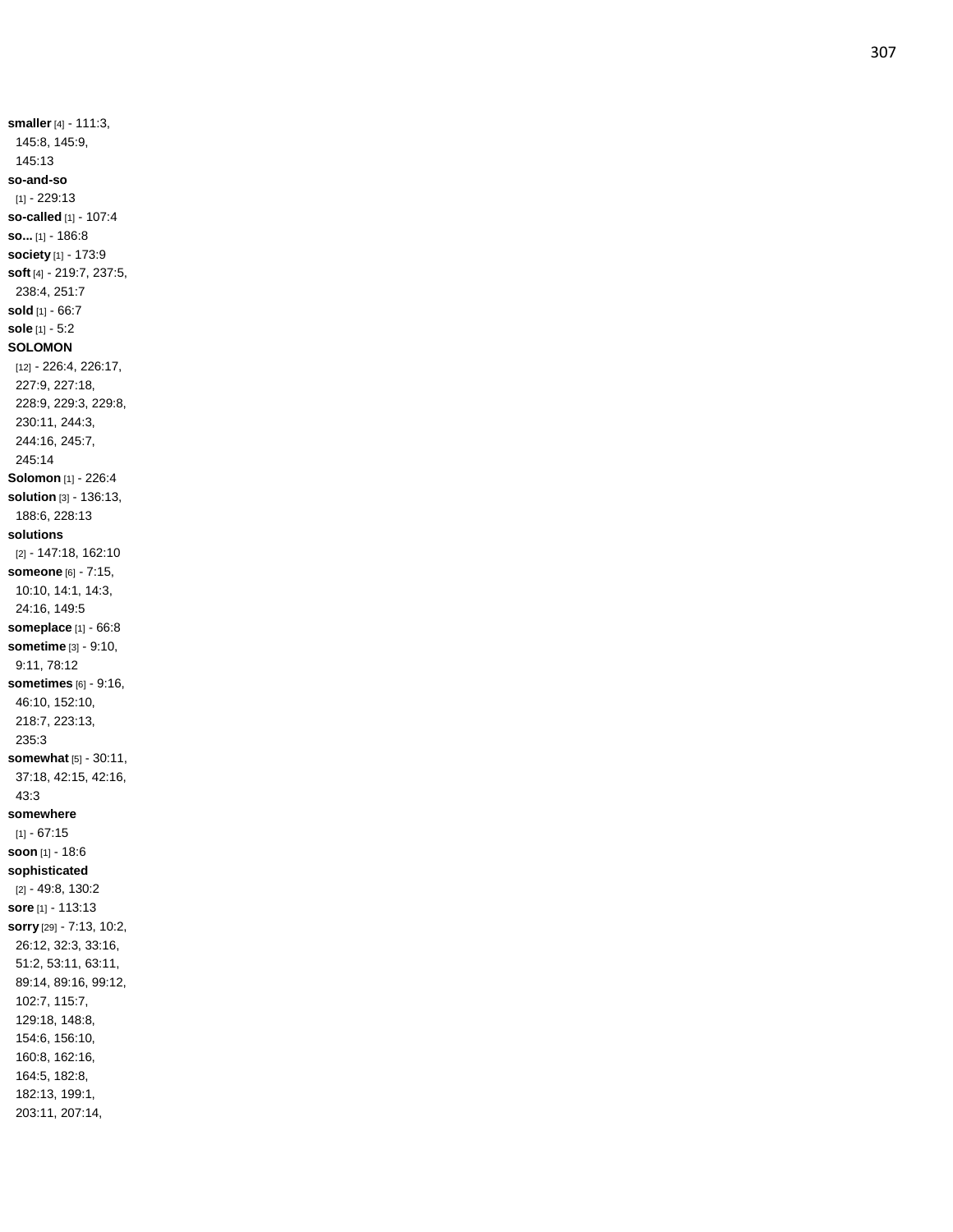**smaller** [4] - 111:3, 145:8, 145:9, 145:13
**so-and-so** [1] - 229:13
**so-called** [1] - 107:4
**so...** [1] - 186:8
**society** [1] - 173:9
**soft** [4] - 219:7, 237:5, 238:4, 251:7
**sold** [1] - 66:7
**sole** [1] - 5:2
**SOLOMON** [12] - 226:4, 226:17, 227:9, 227:18, 228:9, 229:3, 229:8, 230:11, 244:3, 244:16, 245:7, 245:14
**Solomon** [1] - 226:4
**solution** [3] - 136:13, 188:6, 228:13
**solutions** [2] - 147:18, 162:10
**someone** [6] - 7:15, 10:10, 14:1, 14:3, 24:16, 149:5
**someplace** [1] - 66:8
**sometime** [3] - 9:10, 9:11, 78:12
**sometimes** [6] - 9:16, 46:10, 152:10, 218:7, 223:13, 235:3
**somewhat** [5] - 30:11, 37:18, 42:15, 42:16, 43:3
**somewhere** [1] - 67:15
**soon** [1] - 18:6
**sophisticated** [2] - 49:8, 130:2
**sore** [1] - 113:13
**sorry** [29] - 7:13, 10:2, 26:12, 32:3, 33:16, 51:2, 53:11, 63:11, 89:14, 89:16, 99:12, 102:7, 115:7, 129:18, 148:8, 154:6, 156:10, 160:8, 162:16, 164:5, 182:8, 182:13, 199:1, 203:11, 207:14,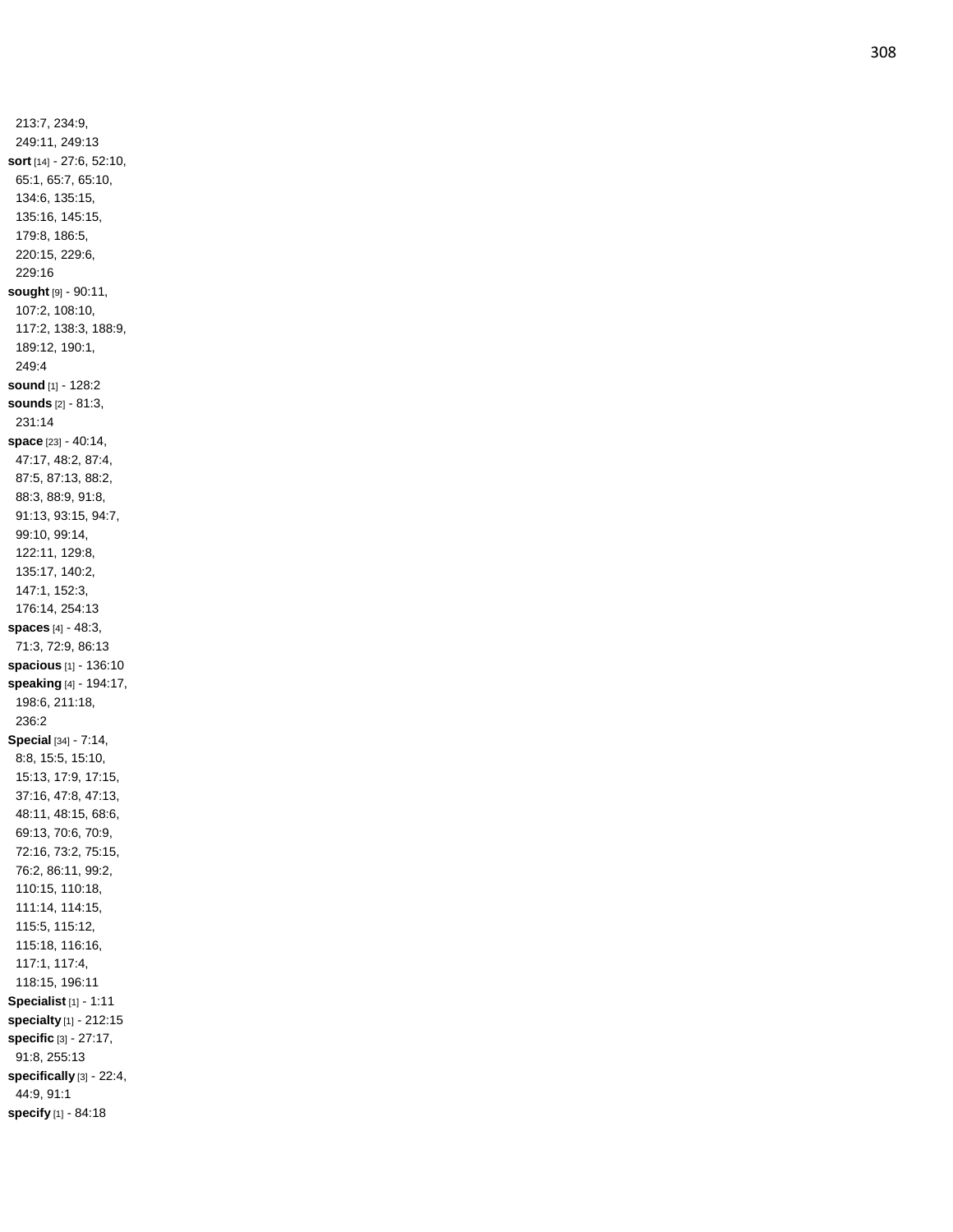213:7, 234:9, 249:11, 249:13

**sort** [14] - 27:6, 52:10, 65:1, 65:7, 65:10, 134:6, 135:15, 135:16, 145:15, 179:8, 186:5, 220:15, 229:6, 229:16

**sought** [9] - 90:11, 107:2, 108:10, 117:2, 138:3, 188:9, 189:12, 190:1, 249:4

**sound** [1] - 128:2

**sounds** [2] - 81:3, 231:14

**space** [23] - 40:14, 47:17, 48:2, 87:4, 87:5, 87:13, 88:2, 88:3, 88:9, 91:8, 91:13, 93:15, 94:7, 99:10, 99:14, 122:11, 129:8, 135:17, 140:2, 147:1, 152:3, 176:14, 254:13

**spaces** [4] - 48:3, 71:3, 72:9, 86:13

**spacious** [1] - 136:10

**speaking** [4] - 194:17, 198:6, 211:18, 236:2

**Special** [34] - 7:14, 8:8, 15:5, 15:10, 15:13, 17:9, 17:15, 37:16, 47:8, 47:13, 48:11, 48:15, 68:6, 69:13, 70:6, 70:9, 72:16, 73:2, 75:15, 76:2, 86:11, 99:2, 110:15, 110:18, 111:14, 114:15, 115:5, 115:12, 115:18, 116:16, 117:1, 117:4, 118:15, 196:11

**Specialist** [1] - 1:11

**specialty** [1] - 212:15

**specific** [3] - 27:17, 91:8, 255:13

**specifically** [3] - 22:4, 44:9, 91:1

**specify** [1] - 84:18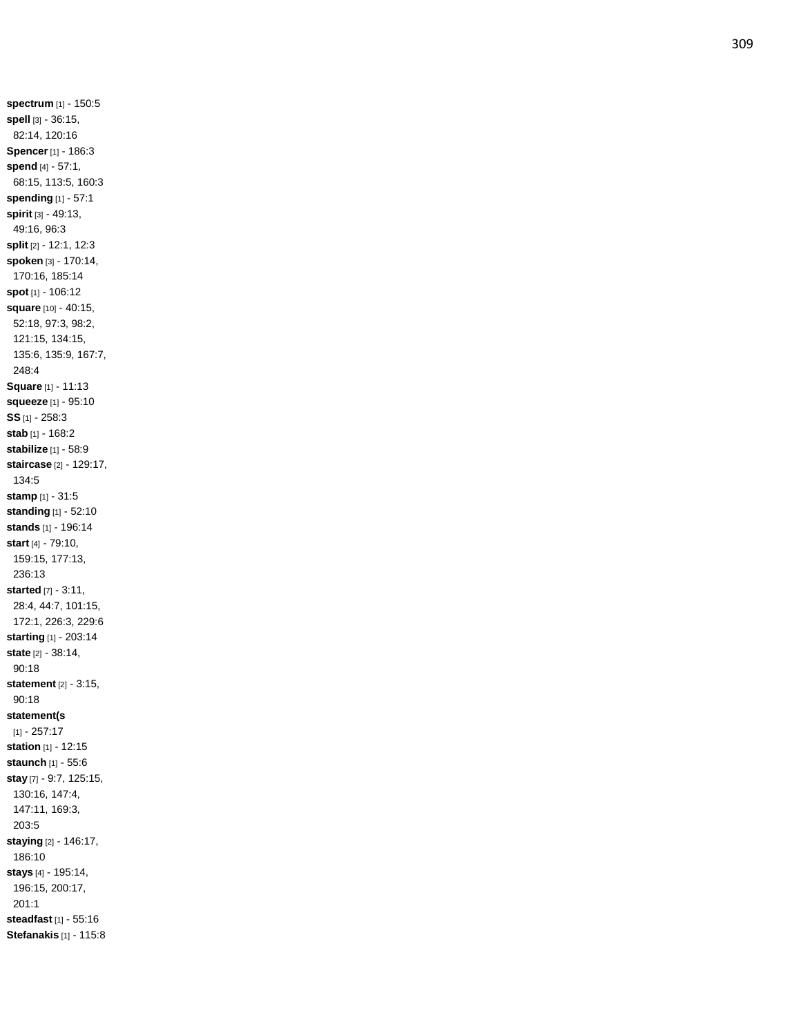**spectrum** [1] - 150:5
**spell** [3] - 36:15, 82:14, 120:16
**Spencer** [1] - 186:3
**spend** [4] - 57:1, 68:15, 113:5, 160:3
**spending** [1] - 57:1
**spirit** [3] - 49:13, 49:16, 96:3
**split** [2] - 12:1, 12:3
**spoken** [3] - 170:14, 170:16, 185:14
**spot** [1] - 106:12
**square** [10] - 40:15, 52:18, 97:3, 98:2, 121:15, 134:15, 135:6, 135:9, 167:7, 248:4
**Square** [1] - 11:13
**squeeze** [1] - 95:10
**SS** [1] - 258:3
**stab** [1] - 168:2
**stabilize** [1] - 58:9
**staircase** [2] - 129:17, 134:5
**stamp** [1] - 31:5
**standing** [1] - 52:10
**stands** [1] - 196:14
**start** [4] - 79:10, 159:15, 177:13, 236:13
**started** [7] - 3:11, 28:4, 44:7, 101:15, 172:1, 226:3, 229:6
**starting** [1] - 203:14
**state** [2] - 38:14, 90:18
**statement** [2] - 3:15, 90:18
**statement(s** [1] - 257:17
**station** [1] - 12:15
**staunch** [1] - 55:6
**stay** [7] - 9:7, 125:15, 130:16, 147:4, 147:11, 169:3, 203:5
**staying** [2] - 146:17, 186:10
**stays** [4] - 195:14, 196:15, 200:17, 201:1
**steadfast** [1] - 55:16
**Stefanakis** [1] - 115:8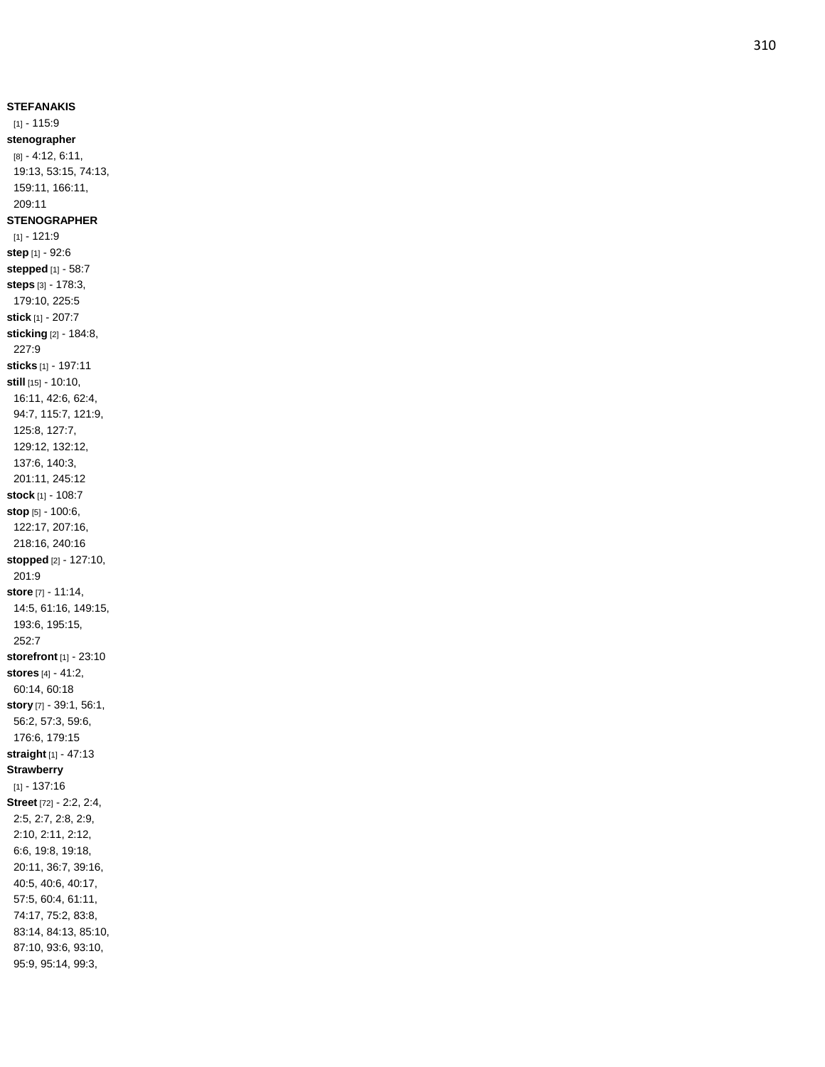**STEFANAKIS** [1] - 115:9

**stenographer** [8] - 4:12, 6:11, 19:13, 53:15, 74:13, 159:11, 166:11, 209:11

**STENOGRAPHER** [1] - 121:9

**step** [1] - 92:6

**stepped** [1] - 58:7

**steps** [3] - 178:3, 179:10, 225:5

**stick** [1] - 207:7

**sticking** [2] - 184:8, 227:9

**sticks** [1] - 197:11

**still** [15] - 10:10, 16:11, 42:6, 62:4, 94:7, 115:7, 121:9, 125:8, 127:7, 129:12, 132:12, 137:6, 140:3, 201:11, 245:12

**stock** [1] - 108:7

**stop** [5] - 100:6, 122:17, 207:16, 218:16, 240:16

**stopped** [2] - 127:10, 201:9

**store** [7] - 11:14, 14:5, 61:16, 149:15, 193:6, 195:15, 252:7

**storefront** [1] - 23:10

**stores** [4] - 41:2, 60:14, 60:18

**story** [7] - 39:1, 56:1, 56:2, 57:3, 59:6, 176:6, 179:15

**straight** [1] - 47:13

**Strawberry** [1] - 137:16

**Street** [72] - 2:2, 2:4, 2:5, 2:7, 2:8, 2:9, 2:10, 2:11, 2:12, 6:6, 19:8, 19:18, 20:11, 36:7, 39:16, 40:5, 40:6, 40:17, 57:5, 60:4, 61:11, 74:17, 75:2, 83:8, 83:14, 84:13, 85:10, 87:10, 93:6, 93:10, 95:9, 95:14, 99:3,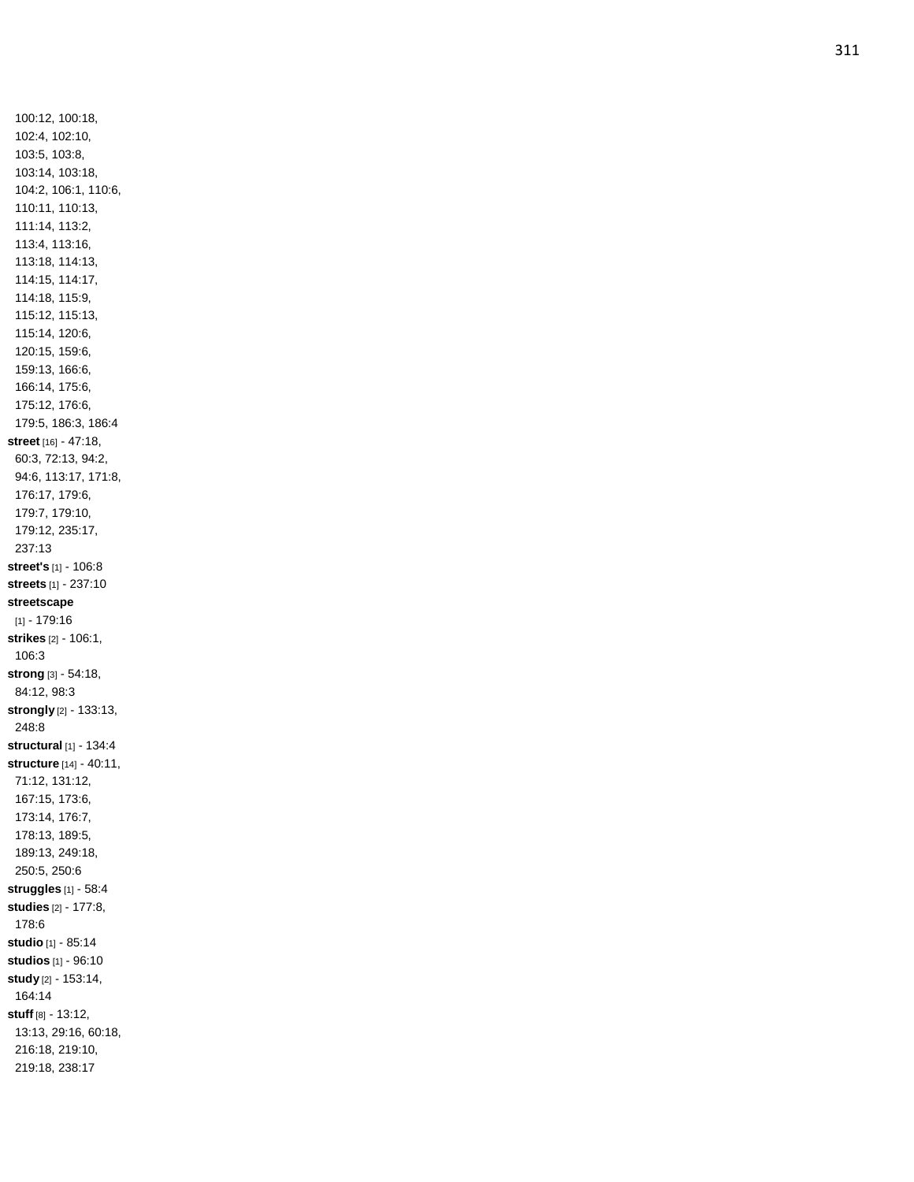100:12, 100:18, 102:4, 102:10, 103:5, 103:8, 103:14, 103:18, 104:2, 106:1, 110:6, 110:11, 110:13, 111:14, 113:2, 113:4, 113:16, 113:18, 114:13, 114:15, 114:17, 114:18, 115:9, 115:12, 115:13, 115:14, 120:6, 120:15, 159:6, 159:13, 166:6, 166:14, 175:6, 175:12, 176:6, 179:5, 186:3, 186:4

**street** [16] - 47:18, 60:3, 72:13, 94:2, 94:6, 113:17, 171:8, 176:17, 179:6, 179:7, 179:10, 179:12, 235:17, 237:13

**street's** [1] - 106:8

**streets** [1] - 237:10

**streetscape** [1] - 179:16

**strikes** [2] - 106:1, 106:3

**strong** [3] - 54:18, 84:12, 98:3

**strongly** [2] - 133:13, 248:8

**structural** [1] - 134:4

**structure** [14] - 40:11, 71:12, 131:12, 167:15, 173:6, 173:14, 176:7, 178:13, 189:5, 189:13, 249:18, 250:5, 250:6

**struggles** [1] - 58:4

**studies** [2] - 177:8, 178:6

**studio** [1] - 85:14

**studios** [1] - 96:10

**study** [2] - 153:14, 164:14

**stuff** [8] - 13:12, 13:13, 29:16, 60:18, 216:18, 219:10, 219:18, 238:17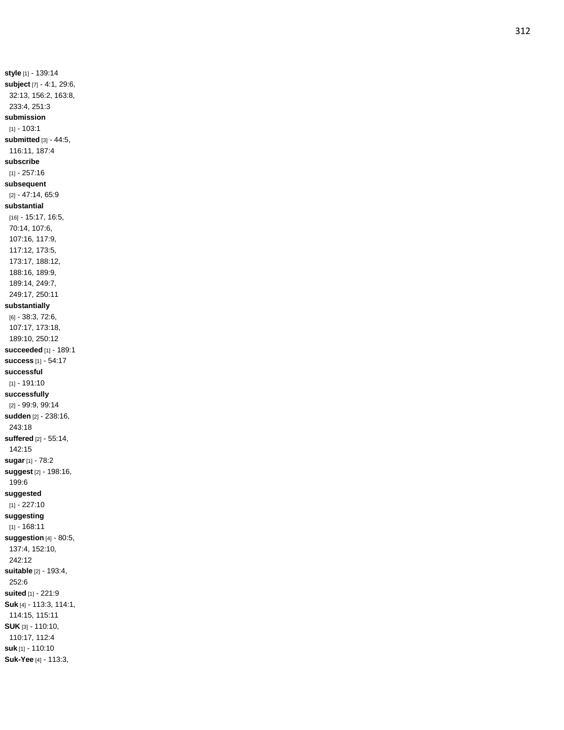**style** [1] - 139:14
**subject** [7] - 4:1, 29:6, 32:13, 156:2, 163:8, 233:4, 251:3
**submission** [1] - 103:1
**submitted** [3] - 44:5, 116:11, 187:4
**subscribe** [1] - 257:16
**subsequent** [2] - 47:14, 65:9
**substantial** [16] - 15:17, 16:5, 70:14, 107:6, 107:16, 117:9, 117:12, 173:5, 173:17, 188:12, 188:16, 189:9, 189:14, 249:7, 249:17, 250:11
**substantially** [6] - 38:3, 72:6, 107:17, 173:18, 189:10, 250:12
**succeeded** [1] - 189:1
**success** [1] - 54:17
**successful** [1] - 191:10
**successfully** [2] - 99:9, 99:14
**sudden** [2] - 238:16, 243:18
**suffered** [2] - 55:14, 142:15
**sugar** [1] - 78:2
**suggest** [2] - 198:16, 199:6
**suggested** [1] - 227:10
**suggesting** [1] - 168:11
**suggestion** [4] - 80:5, 137:4, 152:10, 242:12
**suitable** [2] - 193:4, 252:6
**suited** [1] - 221:9
**Suk** [4] - 113:3, 114:1, 114:15, 115:11
**SUK** [3] - 110:10, 110:17, 112:4
**suk** [1] - 110:10
**Suk-Yee** [4] - 113:3,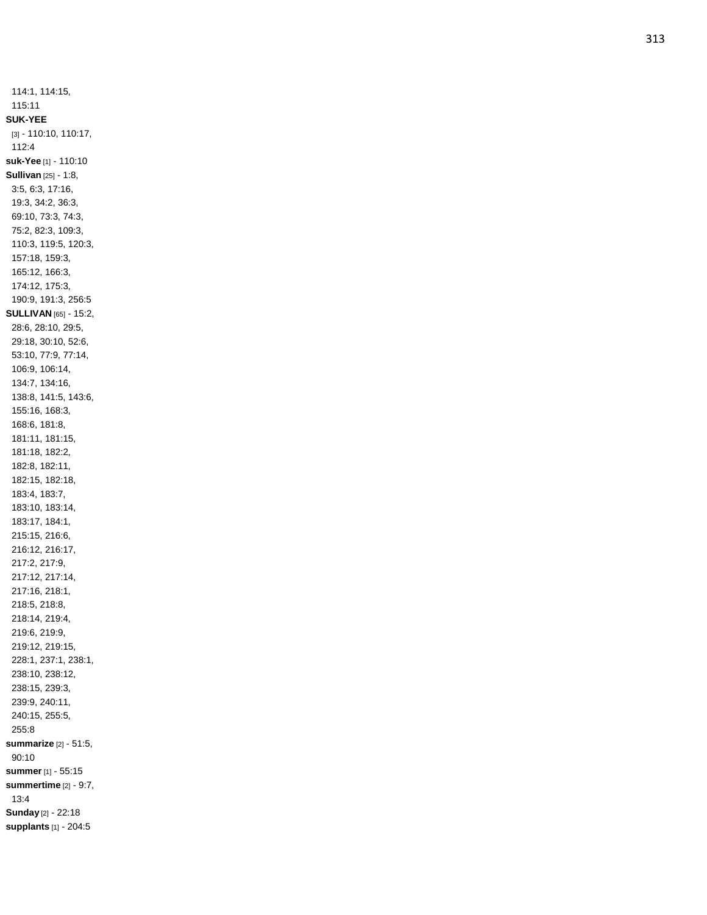114:1, 114:15, 115:11

**SUK-YEE** [3] - 110:10, 110:17, 112:4

**suk-Yee** [1] - 110:10

**Sullivan** [25] - 1:8, 3:5, 6:3, 17:16, 19:3, 34:2, 36:3, 69:10, 73:3, 74:3, 75:2, 82:3, 109:3, 110:3, 119:5, 120:3, 157:18, 159:3, 165:12, 166:3, 174:12, 175:3, 190:9, 191:3, 256:5

**SULLIVAN** [65] - 15:2, 28:6, 28:10, 29:5, 29:18, 30:10, 52:6, 53:10, 77:9, 77:14, 106:9, 106:14, 134:7, 134:16, 138:8, 141:5, 143:6, 155:16, 168:3, 168:6, 181:8, 181:11, 181:15, 181:18, 182:2, 182:8, 182:11, 182:15, 182:18, 183:4, 183:7, 183:10, 183:14, 183:17, 184:1, 215:15, 216:6, 216:12, 216:17, 217:2, 217:9, 217:12, 217:14, 217:16, 218:1, 218:5, 218:8, 218:14, 219:4, 219:6, 219:9, 219:12, 219:15, 228:1, 237:1, 238:1, 238:10, 238:12, 238:15, 239:3, 239:9, 240:11, 240:15, 255:5, 255:8

**summarize** [2] - 51:5, 90:10

**summer** [1] - 55:15

**summertime** [2] - 9:7, 13:4

**Sunday** [2] - 22:18

**supplants** [1] - 204:5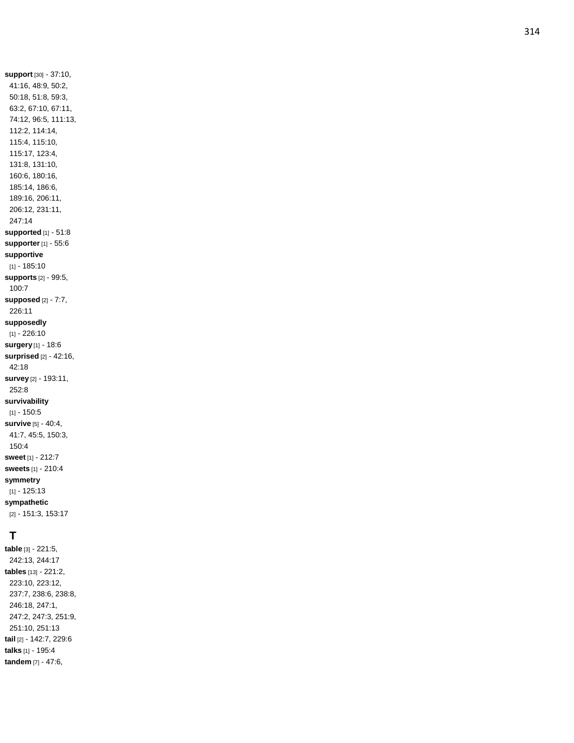**support** [30] - 37:10, 41:16, 48:9, 50:2, 50:18, 51:8, 59:3, 63:2, 67:10, 67:11, 74:12, 96:5, 111:13, 112:2, 114:14, 115:4, 115:10, 115:17, 123:4, 131:8, 131:10, 160:6, 180:16, 185:14, 186:6, 189:16, 206:11, 206:12, 231:11, 247:14

**supported** [1] - 51:8

**supporter** [1] - 55:6

**supportive** [1] - 185:10

**supports** [2] - 99:5, 100:7

**supposed** [2] - 7:7, 226:11

**supposedly** [1] - 226:10

**surgery** [1] - 18:6

**surprised** [2] - 42:16, 42:18

**survey** [2] - 193:11, 252:8

**survivability** [1] - 150:5

**survive** [5] - 40:4, 41:7, 45:5, 150:3, 150:4

**sweet** [1] - 212:7

**sweets** [1] - 210:4

**symmetry** [1] - 125:13

**sympathetic** [2] - 151:3, 153:17

## T

**table** [3] - 221:5, 242:13, 244:17

**tables** [13] - 221:2, 223:10, 223:12, 237:7, 238:6, 238:8, 246:18, 247:1, 247:2, 247:3, 251:9, 251:10, 251:13

**tail** [2] - 142:7, 229:6

**talks** [1] - 195:4

**tandem** [7] - 47:6,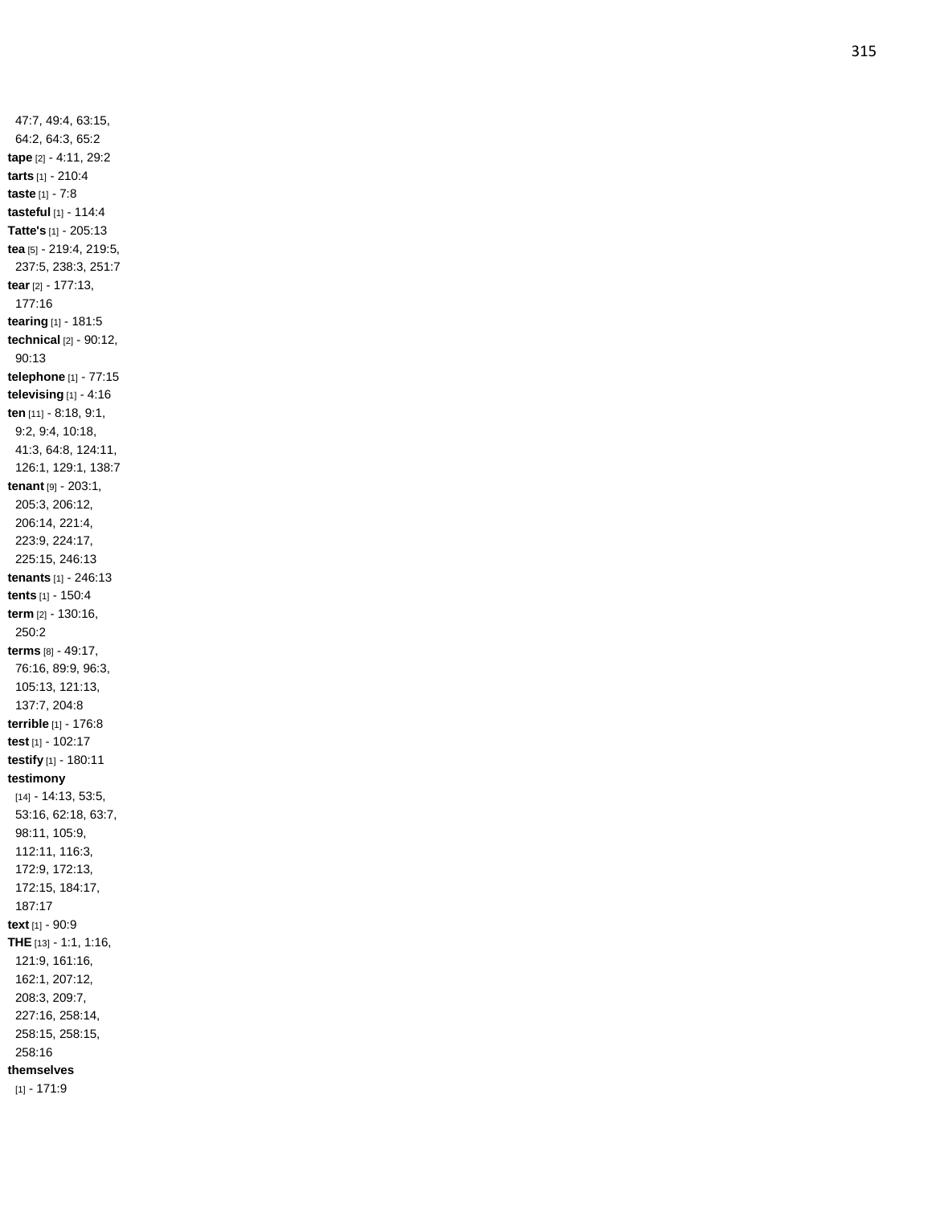47:7, 49:4, 63:15, 64:2, 64:3, 65:2

**tape** [2] - 4:11, 29:2

**tarts** [1] - 210:4

**taste** [1] - 7:8

**tasteful** [1] - 114:4

**Tatte's** [1] - 205:13

**tea** [5] - 219:4, 219:5, 237:5, 238:3, 251:7

**tear** [2] - 177:13, 177:16

**tearing** [1] - 181:5

**technical** [2] - 90:12, 90:13

**telephone** [1] - 77:15

**televising** [1] - 4:16

**ten** [11] - 8:18, 9:1, 9:2, 9:4, 10:18, 41:3, 64:8, 124:11, 126:1, 129:1, 138:7

**tenant** [9] - 203:1, 205:3, 206:12, 206:14, 221:4, 223:9, 224:17, 225:15, 246:13

**tenants** [1] - 246:13

**tents** [1] - 150:4

**term** [2] - 130:16, 250:2

**terms** [8] - 49:17, 76:16, 89:9, 96:3, 105:13, 121:13, 137:7, 204:8

**terrible** [1] - 176:8

**test** [1] - 102:17

**testify** [1] - 180:11

**testimony** [14] - 14:13, 53:5, 53:16, 62:18, 63:7, 98:11, 105:9, 112:11, 116:3, 172:9, 172:13, 172:15, 184:17, 187:17

**text** [1] - 90:9

**THE** [13] - 1:1, 1:16, 121:9, 161:16, 162:1, 207:12, 208:3, 209:7, 227:16, 258:14, 258:15, 258:15, 258:16

**themselves** [1] - 171:9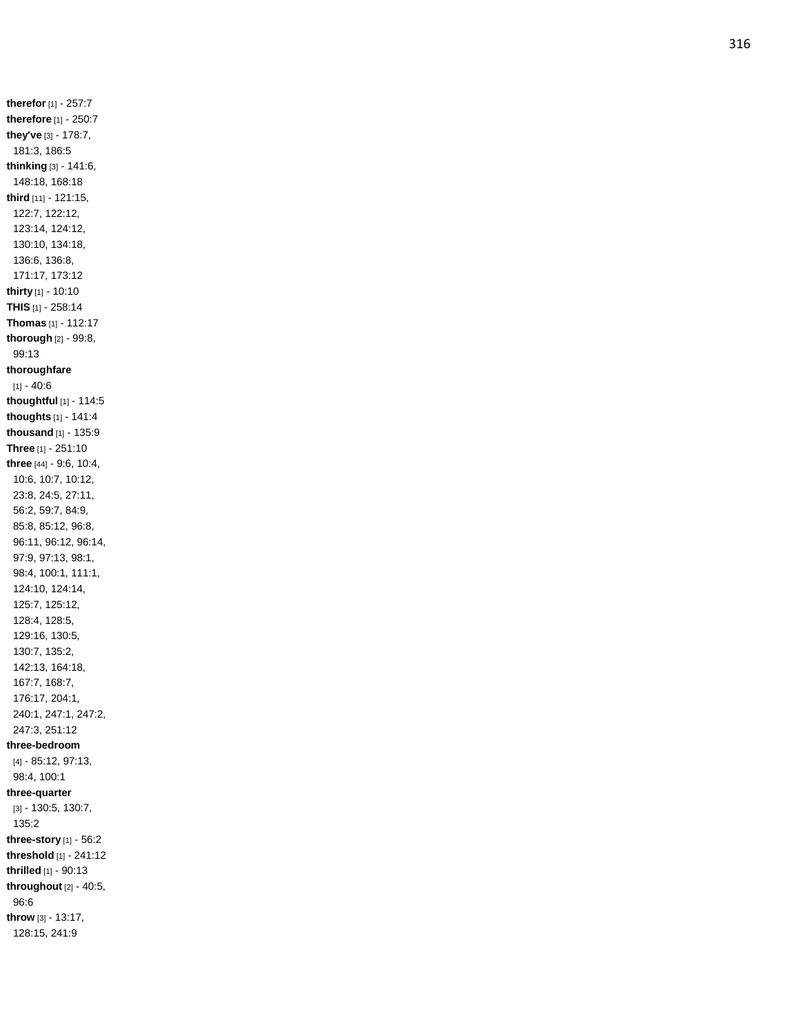**therefor** [1] - 257:7
**therefore** [1] - 250:7
**they've** [3] - 178:7, 181:3, 186:5
**thinking** [3] - 141:6, 148:18, 168:18
**third** [11] - 121:15, 122:7, 122:12, 123:14, 124:12, 130:10, 134:18, 136:6, 136:8, 171:17, 173:12
**thirty** [1] - 10:10
**THIS** [1] - 258:14
**Thomas** [1] - 112:17
**thorough** [2] - 99:8, 99:13
**thoroughfare** [1] - 40:6
**thoughtful** [1] - 114:5
**thoughts** [1] - 141:4
**thousand** [1] - 135:9
**Three** [1] - 251:10
**three** [44] - 9:6, 10:4, 10:6, 10:7, 10:12, 23:8, 24:5, 27:11, 56:2, 59:7, 84:9, 85:8, 85:12, 96:8, 96:11, 96:12, 96:14, 97:9, 97:13, 98:1, 98:4, 100:1, 111:1, 124:10, 124:14, 125:7, 125:12, 128:4, 128:5, 129:16, 130:5, 130:7, 135:2, 142:13, 164:18, 167:7, 168:7, 176:17, 204:1, 240:1, 247:1, 247:2, 247:3, 251:12
**three-bedroom** [4] - 85:12, 97:13, 98:4, 100:1
**three-quarter** [3] - 130:5, 130:7, 135:2
**three-story** [1] - 56:2
**threshold** [1] - 241:12
**thrilled** [1] - 90:13
**throughout** [2] - 40:5, 96:6
**throw** [3] - 13:17, 128:15, 241:9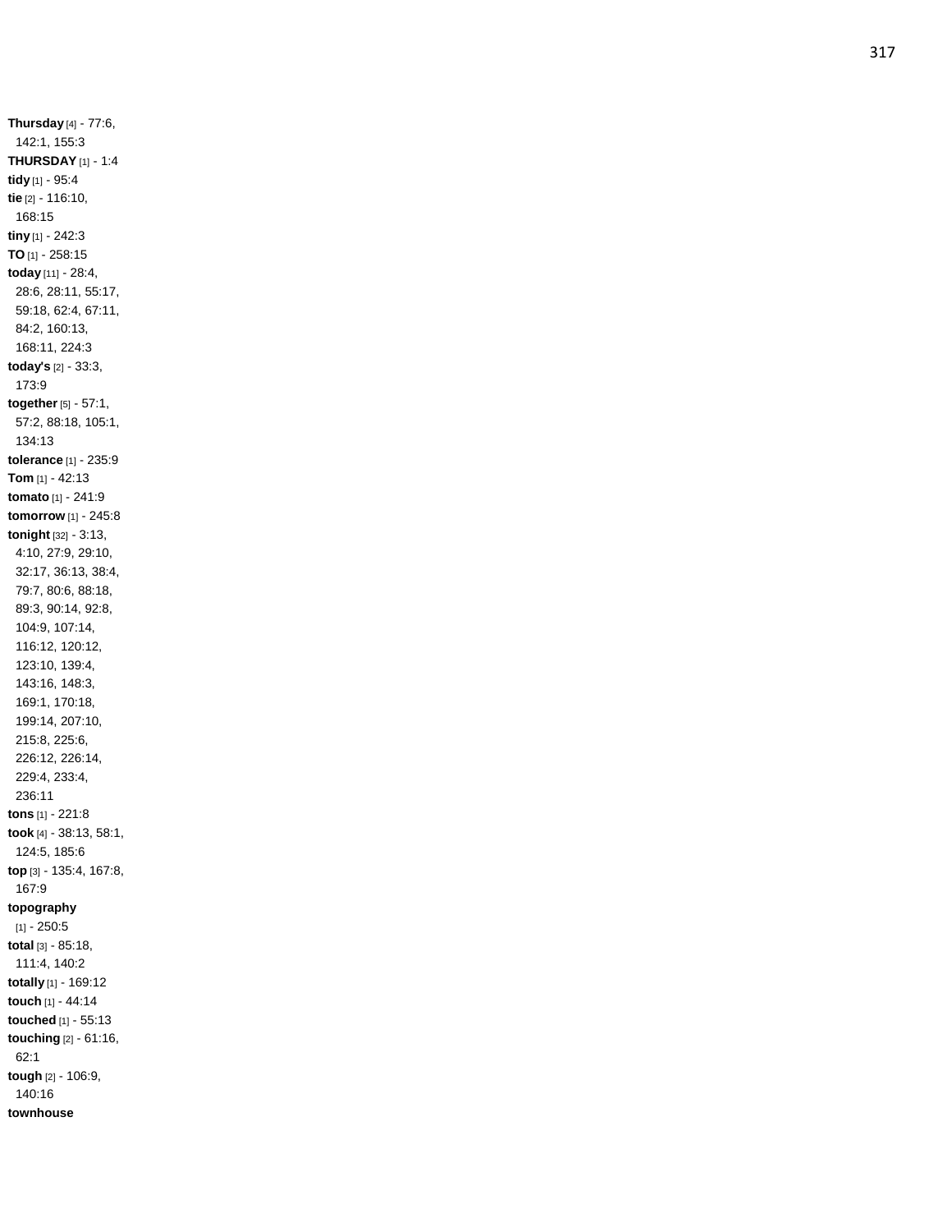**Thursday** [4] - 77:6, 142:1, 155:3
**THURSDAY** [1] - 1:4
**tidy** [1] - 95:4
**tie** [2] - 116:10, 168:15
**tiny** [1] - 242:3
**TO** [1] - 258:15
**today** [11] - 28:4, 28:6, 28:11, 55:17, 59:18, 62:4, 67:11, 84:2, 160:13, 168:11, 224:3
**today's** [2] - 33:3, 173:9
**together** [5] - 57:1, 57:2, 88:18, 105:1, 134:13
**tolerance** [1] - 235:9
**Tom** [1] - 42:13
**tomato** [1] - 241:9
**tomorrow** [1] - 245:8
**tonight** [32] - 3:13, 4:10, 27:9, 29:10, 32:17, 36:13, 38:4, 79:7, 80:6, 88:18, 89:3, 90:14, 92:8, 104:9, 107:14, 116:12, 120:12, 123:10, 139:4, 143:16, 148:3, 169:1, 170:18, 199:14, 207:10, 215:8, 225:6, 226:12, 226:14, 229:4, 233:4, 236:11
**tons** [1] - 221:8
**took** [4] - 38:13, 58:1, 124:5, 185:6
**top** [3] - 135:4, 167:8, 167:9
**topography** [1] - 250:5
**total** [3] - 85:18, 111:4, 140:2
**totally** [1] - 169:12
**touch** [1] - 44:14
**touched** [1] - 55:13
**touching** [2] - 61:16, 62:1
**tough** [2] - 106:9, 140:16
**townhouse**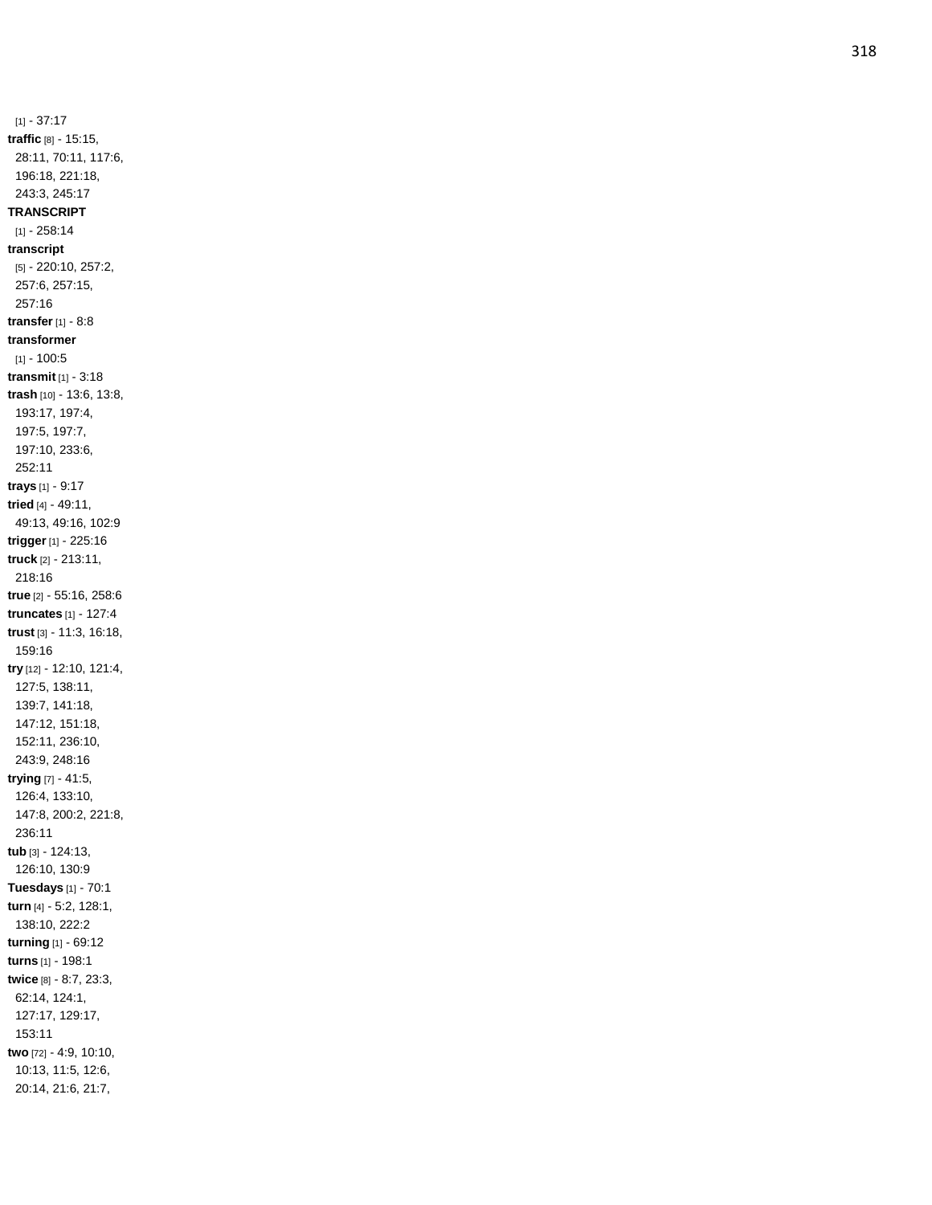[1] - 37:17
**traffic** [8] - 15:15, 28:11, 70:11, 117:6, 196:18, 221:18, 243:3, 245:17
**TRANSCRIPT** [1] - 258:14
**transcript** [5] - 220:10, 257:2, 257:6, 257:15, 257:16
**transfer** [1] - 8:8
**transformer** [1] - 100:5
**transmit** [1] - 3:18
**trash** [10] - 13:6, 13:8, 193:17, 197:4, 197:5, 197:7, 197:10, 233:6, 252:11
**trays** [1] - 9:17
**tried** [4] - 49:11, 49:13, 49:16, 102:9
**trigger** [1] - 225:16
**truck** [2] - 213:11, 218:16
**true** [2] - 55:16, 258:6
**truncates** [1] - 127:4
**trust** [3] - 11:3, 16:18, 159:16
**try** [12] - 12:10, 121:4, 127:5, 138:11, 139:7, 141:18, 147:12, 151:18, 152:11, 236:10, 243:9, 248:16
**trying** [7] - 41:5, 126:4, 133:10, 147:8, 200:2, 221:8, 236:11
**tub** [3] - 124:13, 126:10, 130:9
**Tuesdays** [1] - 70:1
**turn** [4] - 5:2, 128:1, 138:10, 222:2
**turning** [1] - 69:12
**turns** [1] - 198:1
**twice** [8] - 8:7, 23:3, 62:14, 124:1, 127:17, 129:17, 153:11
**two** [72] - 4:9, 10:10, 10:13, 11:5, 12:6, 20:14, 21:6, 21:7,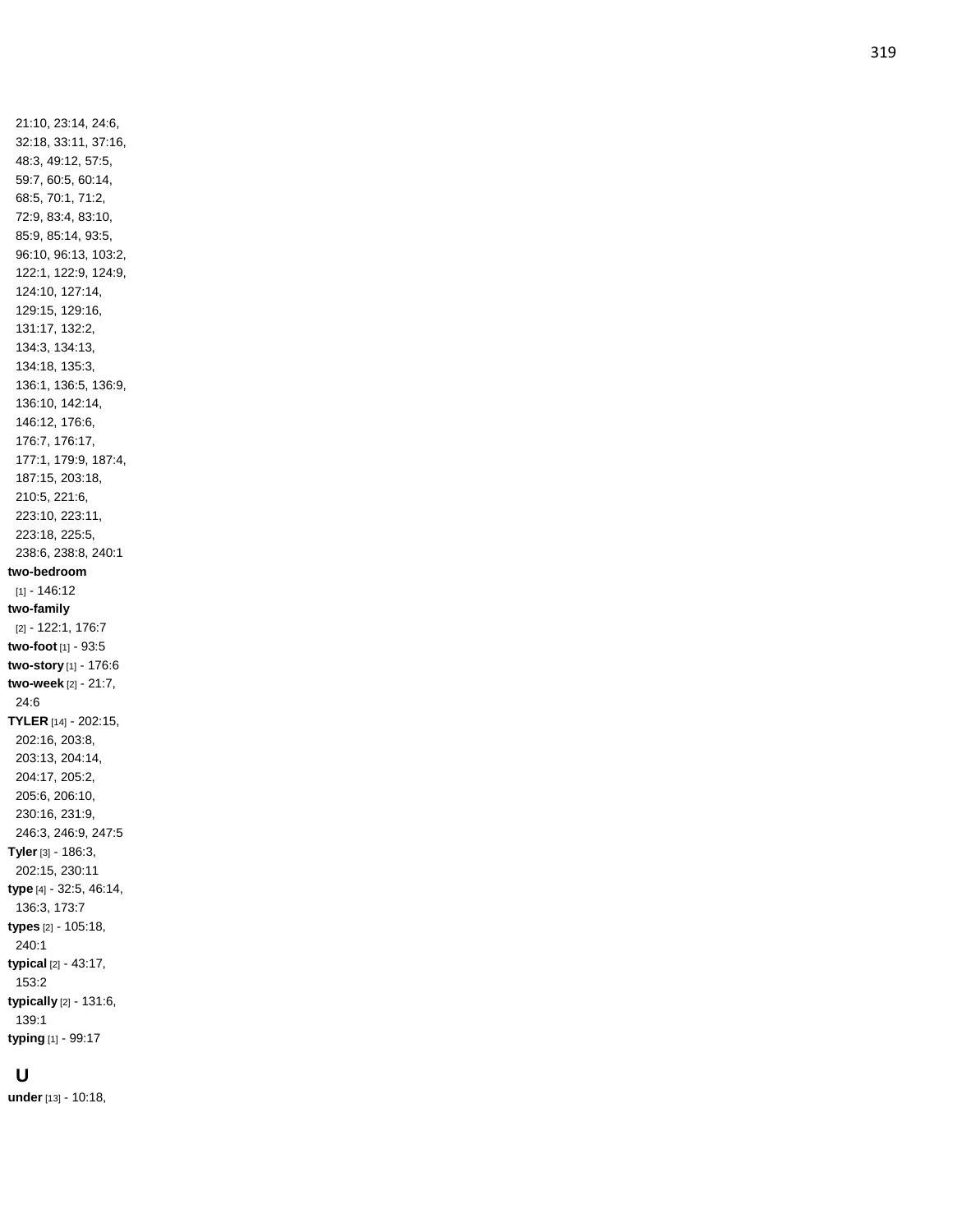21:10, 23:14, 24:6, 32:18, 33:11, 37:16, 48:3, 49:12, 57:5, 59:7, 60:5, 60:14, 68:5, 70:1, 71:2, 72:9, 83:4, 83:10, 85:9, 85:14, 93:5, 96:10, 96:13, 103:2, 122:1, 122:9, 124:9, 124:10, 127:14, 129:15, 129:16, 131:17, 132:2, 134:3, 134:13, 134:18, 135:3, 136:1, 136:5, 136:9, 136:10, 142:14, 146:12, 176:6, 176:7, 176:17, 177:1, 179:9, 187:4, 187:15, 203:18, 210:5, 221:6, 223:10, 223:11, 223:18, 225:5, 238:6, 238:8, 240:1

**two-bedroom** [1] - 146:12

**two-family** [2] - 122:1, 176:7

**two-foot** [1] - 93:5

**two-story** [1] - 176:6

**two-week** [2] - 21:7, 24:6

**TYLER** [14] - 202:15, 202:16, 203:8, 203:13, 204:14, 204:17, 205:2, 205:6, 206:10, 230:16, 231:9, 246:3, 246:9, 247:5

**Tyler** [3] - 186:3, 202:15, 230:11

**type** [4] - 32:5, 46:14, 136:3, 173:7

**types** [2] - 105:18, 240:1

**typical** [2] - 43:17, 153:2

**typically** [2] - 131:6, 139:1

**typing** [1] - 99:17

## U

**under** [13] - 10:18,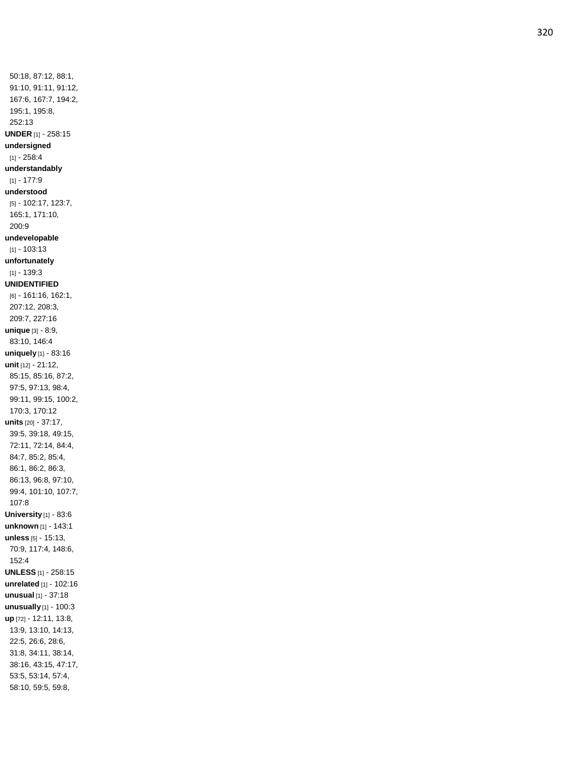50:18, 87:12, 88:1, 91:10, 91:11, 91:12, 167:6, 167:7, 194:2, 195:1, 195:8, 252:13

**UNDER** [1] - 258:15

**undersigned** [1] - 258:4

**understandably** [1] - 177:9

**understood** [5] - 102:17, 123:7, 165:1, 171:10, 200:9

**undevelopable** [1] - 103:13

**unfortunately** [1] - 139:3

**UNIDENTIFIED** [6] - 161:16, 162:1, 207:12, 208:3, 209:7, 227:16

**unique** [3] - 8:9, 83:10, 146:4

**uniquely** [1] - 83:16

**unit** [12] - 21:12, 85:15, 85:16, 87:2, 97:5, 97:13, 98:4, 99:11, 99:15, 100:2, 170:3, 170:12

**units** [20] - 37:17, 39:5, 39:18, 49:15, 72:11, 72:14, 84:4, 84:7, 85:2, 85:4, 86:1, 86:2, 86:3, 86:13, 96:8, 97:10, 99:4, 101:10, 107:7, 107:8

**University** [1] - 83:6

**unknown** [1] - 143:1

**unless** [5] - 15:13, 70:9, 117:4, 148:6, 152:4

**UNLESS** [1] - 258:15

**unrelated** [1] - 102:16

**unusual** [1] - 37:18

**unusually** [1] - 100:3

**up** [72] - 12:11, 13:8, 13:9, 13:10, 14:13, 22:5, 26:6, 28:6, 31:8, 34:11, 38:14, 38:16, 43:15, 47:17, 53:5, 53:14, 57:4, 58:10, 59:5, 59:8,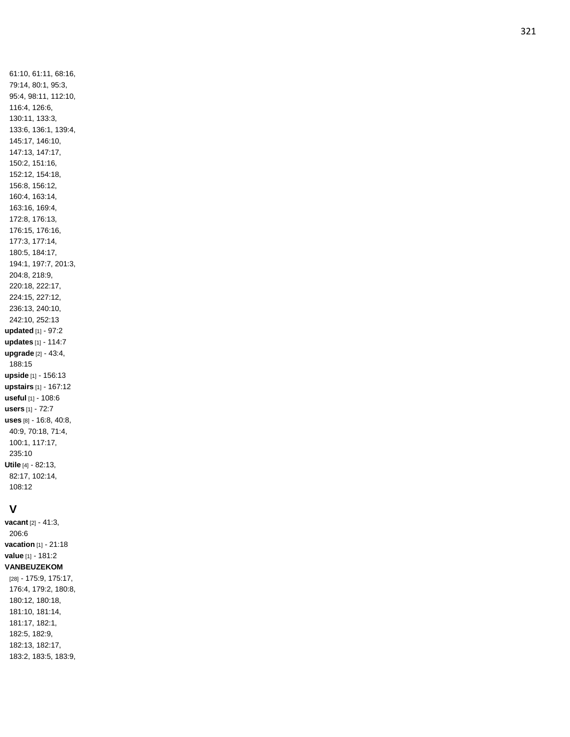61:10, 61:11, 68:16, 79:14, 80:1, 95:3, 95:4, 98:11, 112:10, 116:4, 126:6, 130:11, 133:3, 133:6, 136:1, 139:4, 145:17, 146:10, 147:13, 147:17, 150:2, 151:16, 152:12, 154:18, 156:8, 156:12, 160:4, 163:14, 163:16, 169:4, 172:8, 176:13, 176:15, 176:16, 177:3, 177:14, 180:5, 184:17, 194:1, 197:7, 201:3, 204:8, 218:9, 220:18, 222:17, 224:15, 227:12, 236:13, 240:10, 242:10, 252:13

**updated** [1] - 97:2

**updates** [1] - 114:7

**upgrade** [2] - 43:4, 188:15

**upside** [1] - 156:13

**upstairs** [1] - 167:12

**useful** [1] - 108:6

**users** [1] - 72:7

**uses** [8] - 16:8, 40:8, 40:9, 70:18, 71:4, 100:1, 117:17, 235:10

**Utile** [4] - 82:13, 82:17, 102:14, 108:12

## V

**vacant** [2] - 41:3, 206:6

**vacation** [1] - 21:18

**value** [1] - 181:2

**VANBEUZEKOM** [28] - 175:9, 175:17, 176:4, 179:2, 180:8, 180:12, 180:18, 181:10, 181:14, 181:17, 182:1, 182:5, 182:9, 182:13, 182:17, 183:2, 183:5, 183:9,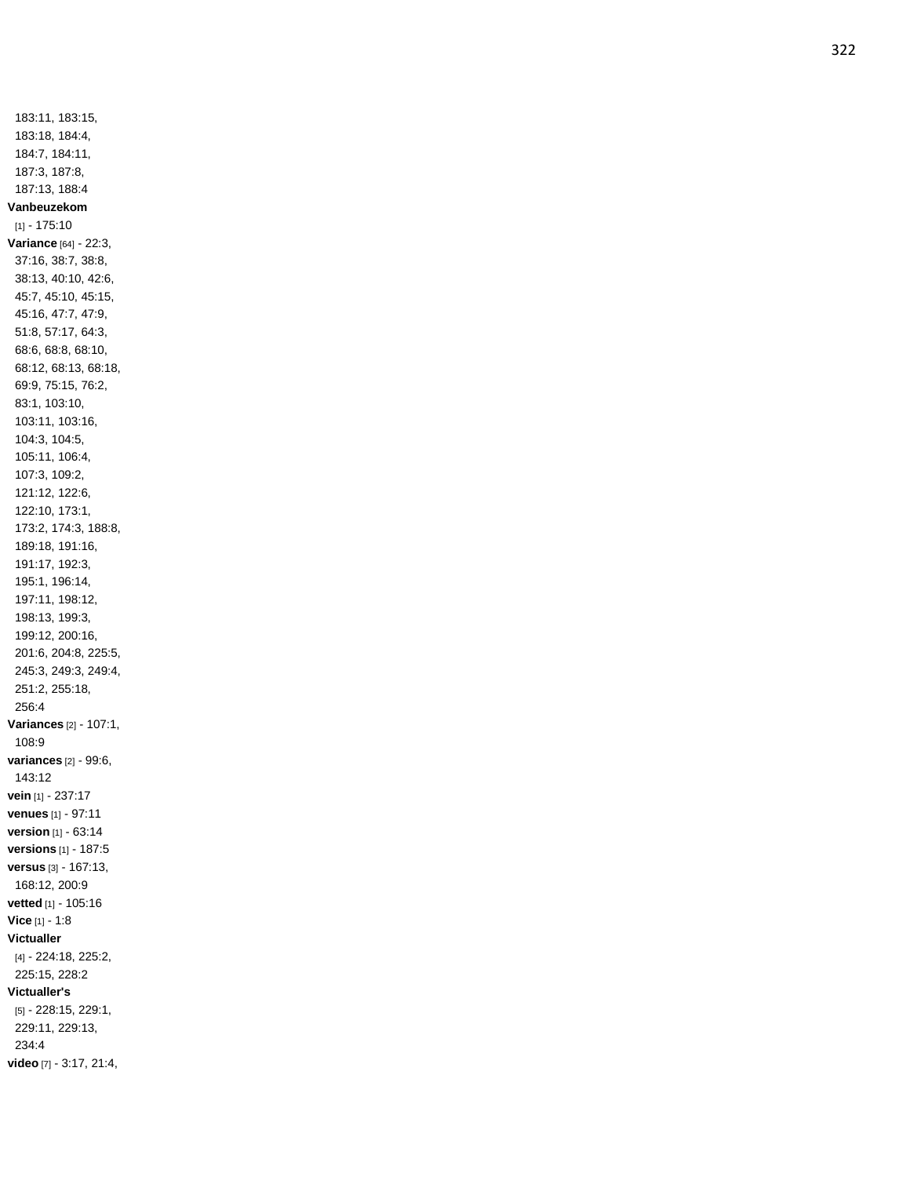183:11, 183:15, 183:18, 184:4, 184:7, 184:11, 187:3, 187:8, 187:13, 188:4

**Vanbeuzekom** [1] - 175:10

**Variance** [64] - 22:3, 37:16, 38:7, 38:8, 38:13, 40:10, 42:6, 45:7, 45:10, 45:15, 45:16, 47:7, 47:9, 51:8, 57:17, 64:3, 68:6, 68:8, 68:10, 68:12, 68:13, 68:18, 69:9, 75:15, 76:2, 83:1, 103:10, 103:11, 103:16, 104:3, 104:5, 105:11, 106:4, 107:3, 109:2, 121:12, 122:6, 122:10, 173:1, 173:2, 174:3, 188:8, 189:18, 191:16, 191:17, 192:3, 195:1, 196:14, 197:11, 198:12, 198:13, 199:3, 199:12, 200:16, 201:6, 204:8, 225:5, 245:3, 249:3, 249:4, 251:2, 255:18, 256:4

**Variances** [2] - 107:1, 108:9

**variances** [2] - 99:6, 143:12

**vein** [1] - 237:17

**venues** [1] - 97:11

**version** [1] - 63:14

**versions** [1] - 187:5

**versus** [3] - 167:13, 168:12, 200:9

**vetted** [1] - 105:16

**Vice** [1] - 1:8

**Victualler** [4] - 224:18, 225:2, 225:15, 228:2

**Victualler's** [5] - 228:15, 229:1, 229:11, 229:13, 234:4

**video** [7] - 3:17, 21:4,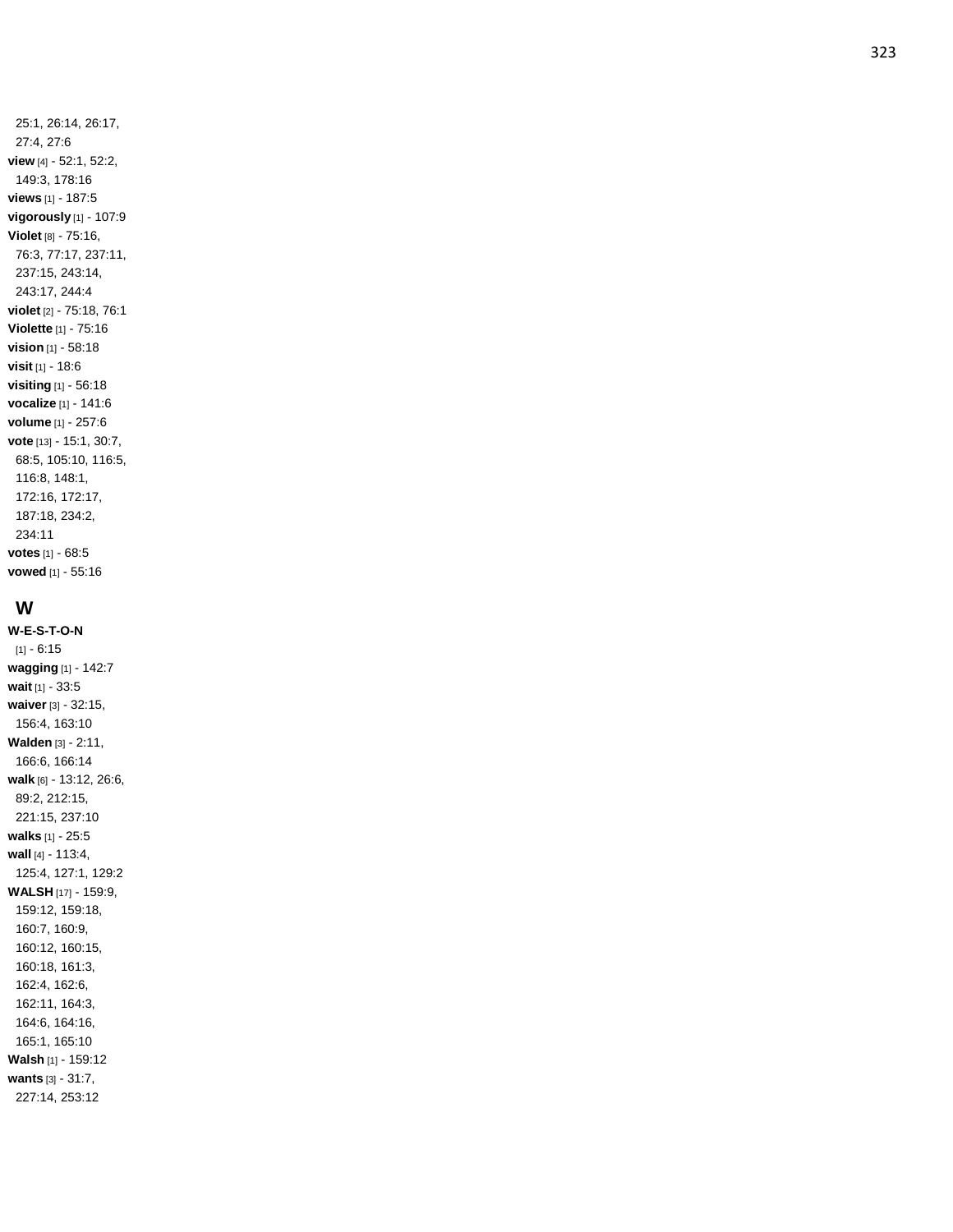25:1, 26:14, 26:17, 27:4, 27:6

**view** [4] - 52:1, 52:2, 149:3, 178:16

**views** [1] - 187:5

**vigorously** [1] - 107:9

**Violet** [8] - 75:16, 76:3, 77:17, 237:11, 237:15, 243:14, 243:17, 244:4

**violet** [2] - 75:18, 76:1

**Violette** [1] - 75:16

**vision** [1] - 58:18

**visit** [1] - 18:6

**visiting** [1] - 56:18

**vocalize** [1] - 141:6

**volume** [1] - 257:6

**vote** [13] - 15:1, 30:7, 68:5, 105:10, 116:5, 116:8, 148:1, 172:16, 172:17, 187:18, 234:2, 234:11

**votes** [1] - 68:5

**vowed** [1] - 55:16

## W

**W-E-S-T-O-N** [1] - 6:15

**wagging** [1] - 142:7

**wait** [1] - 33:5

**waiver** [3] - 32:15, 156:4, 163:10

**Walden** [3] - 2:11, 166:6, 166:14

**walk** [6] - 13:12, 26:6, 89:2, 212:15, 221:15, 237:10

**walks** [1] - 25:5

**wall** [4] - 113:4, 125:4, 127:1, 129:2

**WALSH** [17] - 159:9, 159:12, 159:18, 160:7, 160:9, 160:12, 160:15, 160:18, 161:3, 162:4, 162:6, 162:11, 164:3, 164:6, 164:16, 165:1, 165:10

**Walsh** [1] - 159:12

**wants** [3] - 31:7, 227:14, 253:12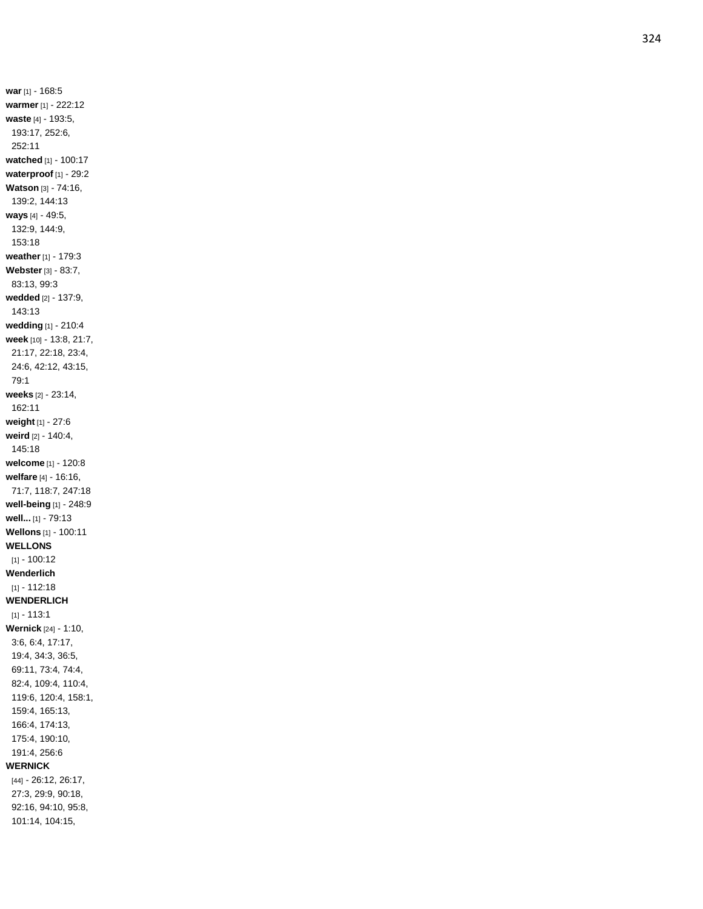**war** [1] - 168:5
**warmer** [1] - 222:12
**waste** [4] - 193:5, 193:17, 252:6, 252:11
**watched** [1] - 100:17
**waterproof** [1] - 29:2
**Watson** [3] - 74:16, 139:2, 144:13
**ways** [4] - 49:5, 132:9, 144:9, 153:18
**weather** [1] - 179:3
**Webster** [3] - 83:7, 83:13, 99:3
**wedded** [2] - 137:9, 143:13
**wedding** [1] - 210:4
**week** [10] - 13:8, 21:7, 21:17, 22:18, 23:4, 24:6, 42:12, 43:15, 79:1
**weeks** [2] - 23:14, 162:11
**weight** [1] - 27:6
**weird** [2] - 140:4, 145:18
**welcome** [1] - 120:8
**welfare** [4] - 16:16, 71:7, 118:7, 247:18
**well-being** [1] - 248:9
**well...** [1] - 79:13
**Wellons** [1] - 100:11
**WELLONS** [1] - 100:12
**Wenderlich** [1] - 112:18
**WENDERLICH** [1] - 113:1
**Wernick** [24] - 1:10, 3:6, 6:4, 17:17, 19:4, 34:3, 36:5, 69:11, 73:4, 74:4, 82:4, 109:4, 110:4, 119:6, 120:4, 158:1, 159:4, 165:13, 166:4, 174:13, 175:4, 190:10, 191:4, 256:6
**WERNICK** [44] - 26:12, 26:17, 27:3, 29:9, 90:18, 92:16, 94:10, 95:8, 101:14, 104:15,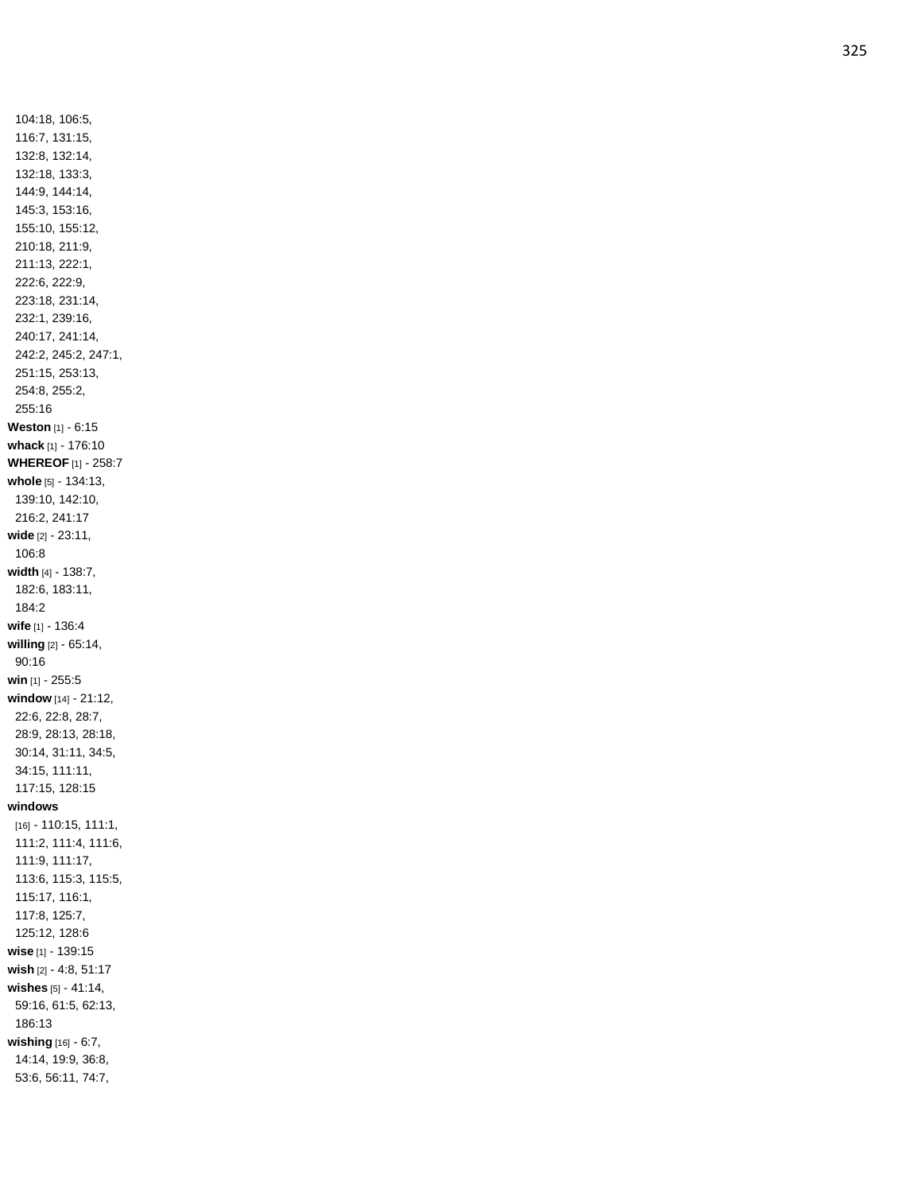104:18, 106:5, 116:7, 131:15, 132:8, 132:14, 132:18, 133:3, 144:9, 144:14, 145:3, 153:16, 155:10, 155:12, 210:18, 211:9, 211:13, 222:1, 222:6, 222:9, 223:18, 231:14, 232:1, 239:16, 240:17, 241:14, 242:2, 245:2, 247:1, 251:15, 253:13, 254:8, 255:2, 255:16

**Weston** [1] - 6:15

**whack** [1] - 176:10

**WHEREOF** [1] - 258:7

**whole** [5] - 134:13, 139:10, 142:10, 216:2, 241:17

**wide** [2] - 23:11, 106:8

**width** [4] - 138:7, 182:6, 183:11, 184:2

**wife** [1] - 136:4

**willing** [2] - 65:14, 90:16

**win** [1] - 255:5

**window** [14] - 21:12, 22:6, 22:8, 28:7, 28:9, 28:13, 28:18, 30:14, 31:11, 34:5, 34:15, 111:11, 117:15, 128:15

**windows** [16] - 110:15, 111:1, 111:2, 111:4, 111:6, 111:9, 111:17, 113:6, 115:3, 115:5, 115:17, 116:1, 117:8, 125:7, 125:12, 128:6

**wise** [1] - 139:15

**wish** [2] - 4:8, 51:17

**wishes** [5] - 41:14, 59:16, 61:5, 62:13, 186:13

**wishing** [16] - 6:7, 14:14, 19:9, 36:8, 53:6, 56:11, 74:7,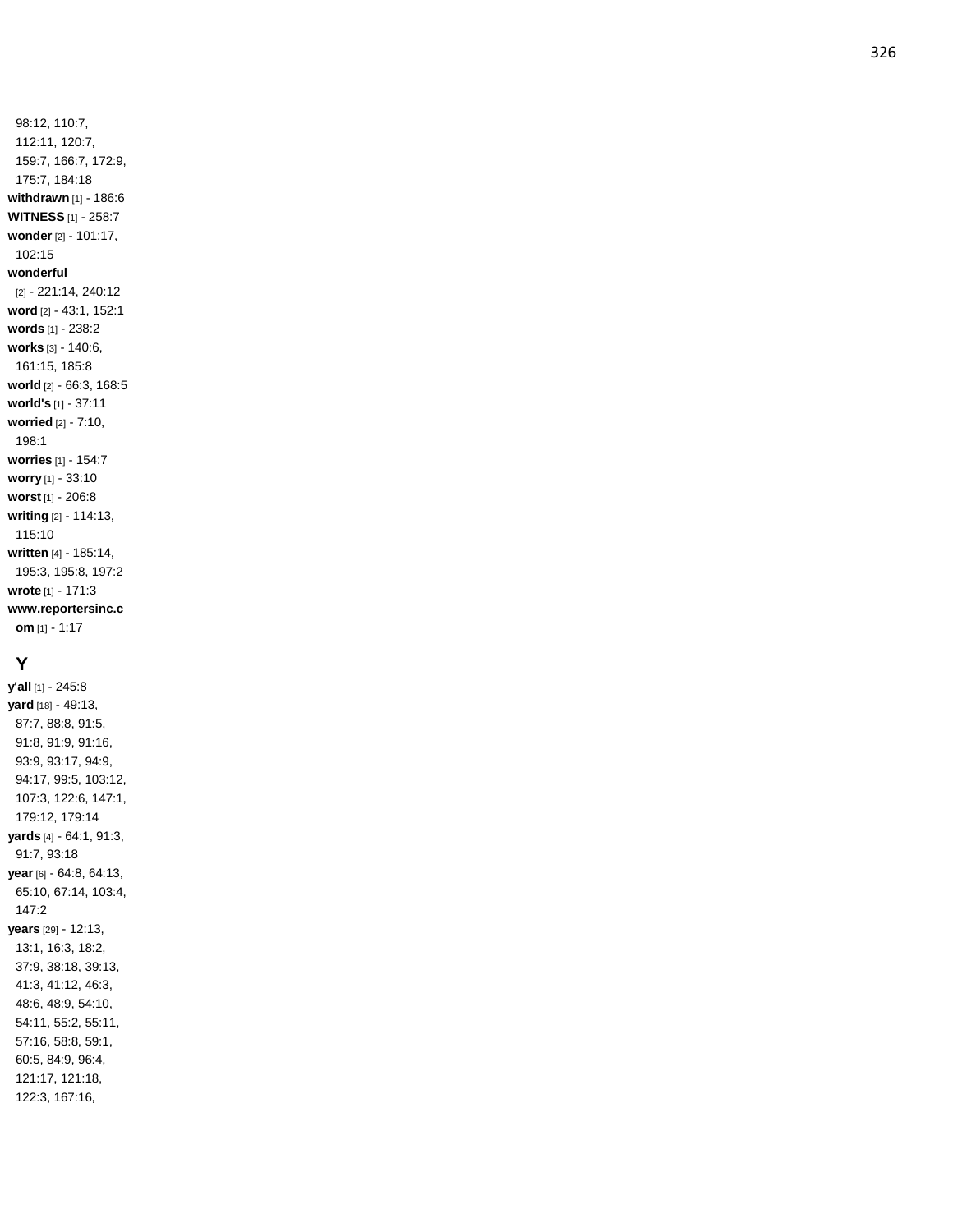98:12, 110:7, 112:11, 120:7, 159:7, 166:7, 172:9, 175:7, 184:18

**withdrawn** [1] - 186:6

**WITNESS** [1] - 258:7

**wonder** [2] - 101:17, 102:15

**wonderful** [2] - 221:14, 240:12

**word** [2] - 43:1, 152:1

**words** [1] - 238:2

**works** [3] - 140:6, 161:15, 185:8

**world** [2] - 66:3, 168:5

**world's** [1] - 37:11

**worried** [2] - 7:10, 198:1

**worries** [1] - 154:7

**worry** [1] - 33:10

**worst** [1] - 206:8

**writing** [2] - 114:13, 115:10

**written** [4] - 185:14, 195:3, 195:8, 197:2

**wrote** [1] - 171:3

**www.reportersinc.com** [1] - 1:17

## Y

**y'all** [1] - 245:8

**yard** [18] - 49:13, 87:7, 88:8, 91:5, 91:8, 91:9, 91:16, 93:9, 93:17, 94:9, 94:17, 99:5, 103:12, 107:3, 122:6, 147:1, 179:12, 179:14

**yards** [4] - 64:1, 91:3, 91:7, 93:18

**year** [6] - 64:8, 64:13, 65:10, 67:14, 103:4, 147:2

**years** [29] - 12:13, 13:1, 16:3, 18:2, 37:9, 38:18, 39:13, 41:3, 41:12, 46:3, 48:6, 48:9, 54:10, 54:11, 55:2, 55:11, 57:16, 58:8, 59:1, 60:5, 84:9, 96:4, 121:17, 121:18, 122:3, 167:16,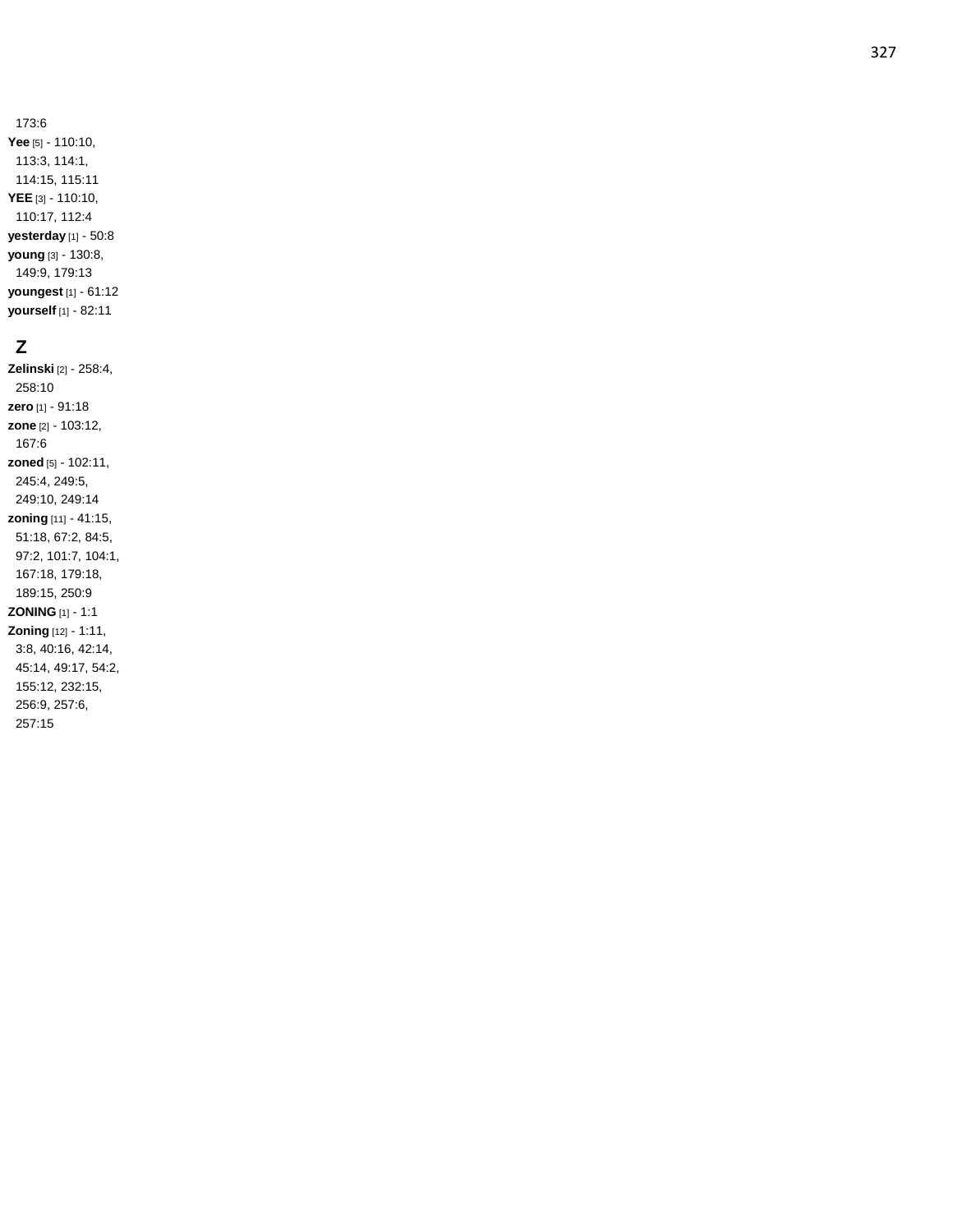173:6

**Yee** [5] - 110:10, 113:3, 114:1, 114:15, 115:11

**YEE** [3] - 110:10, 110:17, 112:4

**yesterday** [1] - 50:8

**young** [3] - 130:8, 149:9, 179:13

**youngest** [1] - 61:12

**yourself** [1] - 82:11

## Z

**Zelinski** [2] - 258:4, 258:10

**zero** [1] - 91:18

**zone** [2] - 103:12, 167:6

**zoned** [5] - 102:11, 245:4, 249:5, 249:10, 249:14

**zoning** [11] - 41:15, 51:18, 67:2, 84:5, 97:2, 101:7, 104:1, 167:18, 179:18, 189:15, 250:9

**ZONING** [1] - 1:1

**Zoning** [12] - 1:11, 3:8, 40:16, 42:14, 45:14, 49:17, 54:2, 155:12, 232:15, 256:9, 257:6, 257:15